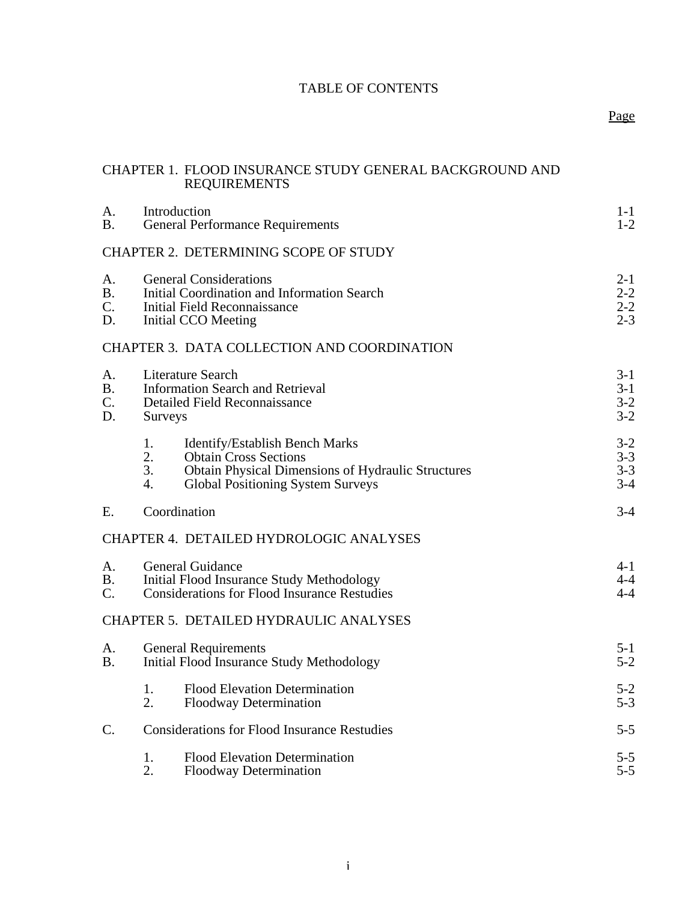# TABLE OF CONTENTS

| | | Page |
|---|---|---|
| **CHAPTER 1. FLOOD INSURANCE STUDY GENERAL BACKGROUND AND REQUIREMENTS** | | |
| A. | Introduction | 1-1 |
| B. | General Performance Requirements | 1-2 |
| **CHAPTER 2. DETERMINING SCOPE OF STUDY** | | |
| A. | General Considerations | 2-1 |
| B. | Initial Coordination and Information Search | 2-2 |
| C. | Initial Field Reconnaissance | 2-2 |
| D. | Initial CCO Meeting | 2-3 |
| **CHAPTER 3. DATA COLLECTION AND COORDINATION** | | |
| A. | Literature Search | 3-1 |
| B. | Information Search and Retrieval | 3-1 |
| C. | Detailed Field Reconnaissance | 3-2 |
| D. | Surveys | 3-2 |
| | 1. Identify/Establish Bench Marks | 3-2 |
| | 2. Obtain Cross Sections | 3-3 |
| | 3. Obtain Physical Dimensions of Hydraulic Structures | 3-3 |
| | 4. Global Positioning System Surveys | 3-4 |
| E. | Coordination | 3-4 |
| **CHAPTER 4. DETAILED HYDROLOGIC ANALYSES** | | |
| A. | General Guidance | 4-1 |
| B. | Initial Flood Insurance Study Methodology | 4-4 |
| C. | Considerations for Flood Insurance Restudies | 4-4 |
| **CHAPTER 5. DETAILED HYDRAULIC ANALYSES** | | |
| A. | General Requirements | 5-1 |
| B. | Initial Flood Insurance Study Methodology | 5-2 |
| | 1. Flood Elevation Determination | 5-2 |
| | 2. Floodway Determination | 5-3 |
| C. | Considerations for Flood Insurance Restudies | 5-5 |
| | 1. Flood Elevation Determination | 5-5 |
| | 2. Floodway Determination | 5-5 |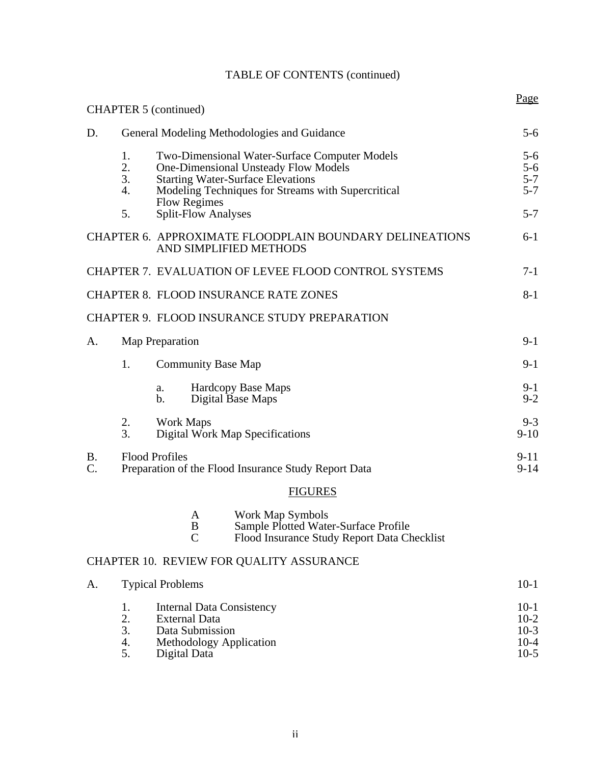TABLE OF CONTENTS (continued)

| | | | | Page |
|---|---|---|---|---|
| CHAPTER 5 (continued) | | | | |
| D. | General Modeling Methodologies and Guidance | | | 5-6 |
| | 1. | Two-Dimensional Water-Surface Computer Models | | 5-6 |
| | 2. | One-Dimensional Unsteady Flow Models | | 5-6 |
| | 3. | Starting Water-Surface Elevations | | 5-7 |
| | 4. | Modeling Techniques for Streams with Supercritical Flow Regimes | | 5-7 |
| | 5. | Split-Flow Analyses | | 5-7 |
| CHAPTER 6. APPROXIMATE FLOODPLAIN BOUNDARY DELINEATIONS AND SIMPLIFIED METHODS | | | | 6-1 |
| CHAPTER 7. EVALUATION OF LEVEE FLOOD CONTROL SYSTEMS | | | | 7-1 |
| CHAPTER 8. FLOOD INSURANCE RATE ZONES | | | | 8-1 |
| CHAPTER 9. FLOOD INSURANCE STUDY PREPARATION | | | | |
| A. | Map Preparation | | | 9-1 |
| | 1. | Community Base Map | | 9-1 |
| | | a. | Hardcopy Base Maps | 9-1 |
| | | b. | Digital Base Maps | 9-2 |
| | 2. | Work Maps | | 9-3 |
| | 3. | Digital Work Map Specifications | | 9-10 |
| B. | Flood Profiles | | | 9-11 |
| C. | Preparation of the Flood Insurance Study Report Data | | | 9-14 |

FIGURES

- A Work Map Symbols
- B Sample Plotted Water-Surface Profile
- C Flood Insurance Study Report Data Checklist

| | | | Page |
|---|---|---|---|
| CHAPTER 10. REVIEW FOR QUALITY ASSURANCE | | | |
| A. | Typical Problems | | 10-1 |
| | 1. | Internal Data Consistency | 10-1 |
| | 2. | External Data | 10-2 |
| | 3. | Data Submission | 10-3 |
| | 4. | Methodology Application | 10-4 |
| | 5. | Digital Data | 10-5 |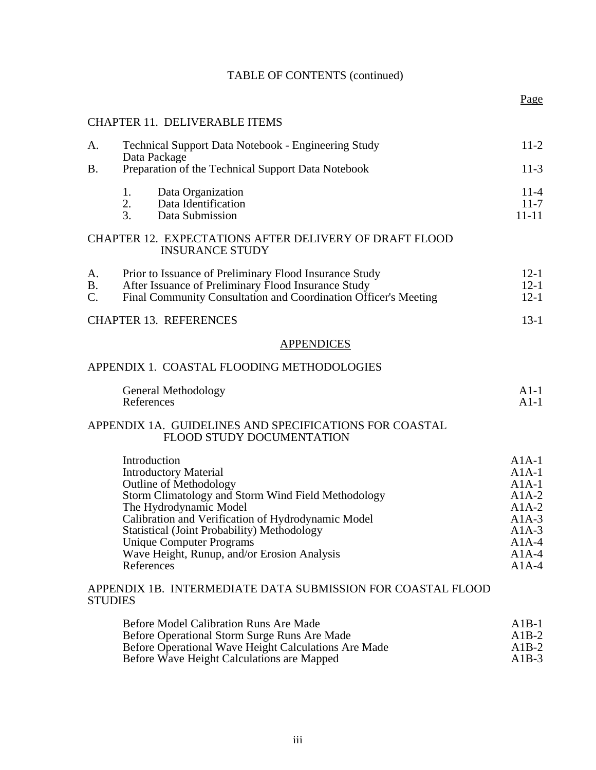TABLE OF CONTENTS (continued)

| | | Page |
|---|---|---|
| **CHAPTER 11. DELIVERABLE ITEMS** | | |
| A. | Technical Support Data Notebook - Engineering Study Data Package | 11-2 |
| B. | Preparation of the Technical Support Data Notebook | 11-3 |
| | 1. Data Organization | 11-4 |
| | 2. Data Identification | 11-7 |
| | 3. Data Submission | 11-11 |
| **CHAPTER 12. EXPECTATIONS AFTER DELIVERY OF DRAFT FLOOD INSURANCE STUDY** | | |
| A. | Prior to Issuance of Preliminary Flood Insurance Study | 12-1 |
| B. | After Issuance of Preliminary Flood Insurance Study | 12-1 |
| C. | Final Community Consultation and Coordination Officer's Meeting | 12-1 |
| **CHAPTER 13. REFERENCES** | | 13-1 |

## APPENDICES

| | | |
|---|---|---|
| **APPENDIX 1. COASTAL FLOODING METHODOLOGIES** | | |
| | General Methodology | A1-1 |
| | References | A1-1 |
| **APPENDIX 1A. GUIDELINES AND SPECIFICATIONS FOR COASTAL FLOOD STUDY DOCUMENTATION** | | |
| | Introduction | A1A-1 |
| | Introductory Material | A1A-1 |
| | Outline of Methodology | A1A-1 |
| | Storm Climatology and Storm Wind Field Methodology | A1A-2 |
| | The Hydrodynamic Model | A1A-2 |
| | Calibration and Verification of Hydrodynamic Model | A1A-3 |
| | Statistical (Joint Probability) Methodology | A1A-3 |
| | Unique Computer Programs | A1A-4 |
| | Wave Height, Runup, and/or Erosion Analysis | A1A-4 |
| | References | A1A-4 |
| **APPENDIX 1B. INTERMEDIATE DATA SUBMISSION FOR COASTAL FLOOD STUDIES** | | |
| | Before Model Calibration Runs Are Made | A1B-1 |
| | Before Operational Storm Surge Runs Are Made | A1B-2 |
| | Before Operational Wave Height Calculations Are Made | A1B-2 |
| | Before Wave Height Calculations are Mapped | A1B-3 |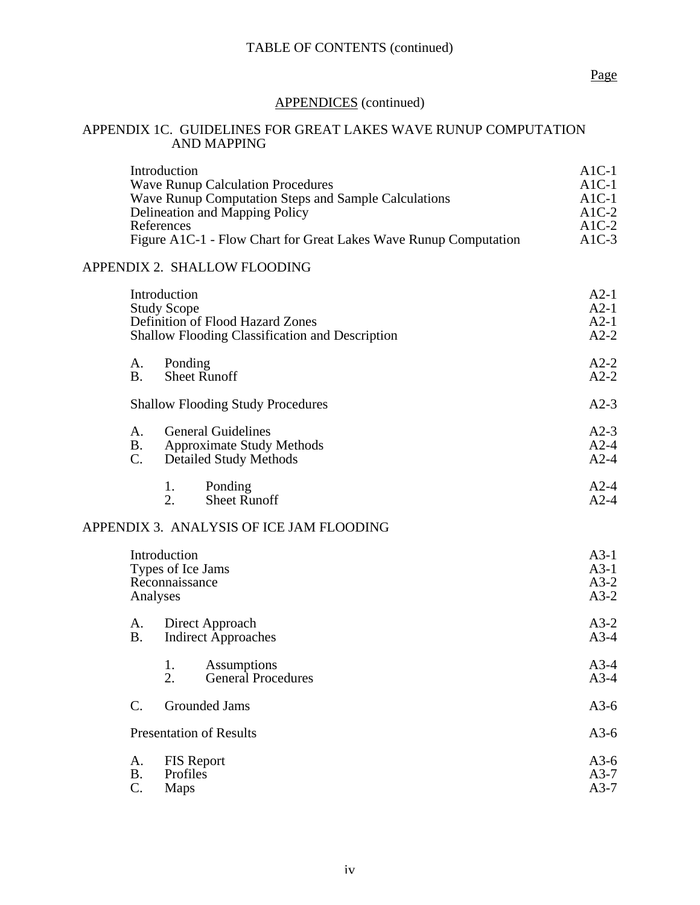# TABLE OF CONTENTS (continued)

Page

## APPENDICES (continued)

### APPENDIX 1C. GUIDELINES FOR GREAT LAKES WAVE RUNUP COMPUTATION AND MAPPING

| | |
|---|---|
| Introduction | A1C-1 |
| Wave Runup Calculation Procedures | A1C-1 |
| Wave Runup Computation Steps and Sample Calculations | A1C-1 |
| Delineation and Mapping Policy | A1C-2 |
| References | A1C-2 |
| Figure A1C-1 - Flow Chart for Great Lakes Wave Runup Computation | A1C-3 |

### APPENDIX 2. SHALLOW FLOODING

| | |
|---|---|
| Introduction | A2-1 |
| Study Scope | A2-1 |
| Definition of Flood Hazard Zones | A2-1 |
| Shallow Flooding Classification and Description | A2-2 |
| A. Ponding | A2-2 |
| B. Sheet Runoff | A2-2 |
| Shallow Flooding Study Procedures | A2-3 |
| A. General Guidelines | A2-3 |
| B. Approximate Study Methods | A2-4 |
| C. Detailed Study Methods | A2-4 |
| 1. Ponding | A2-4 |
| 2. Sheet Runoff | A2-4 |

### APPENDIX 3. ANALYSIS OF ICE JAM FLOODING

| | |
|---|---|
| Introduction | A3-1 |
| Types of Ice Jams | A3-1 |
| Reconnaissance | A3-2 |
| Analyses | A3-2 |
| A. Direct Approach | A3-2 |
| B. Indirect Approaches | A3-4 |
| 1. Assumptions | A3-4 |
| 2. General Procedures | A3-4 |
| C. Grounded Jams | A3-6 |
| Presentation of Results | A3-6 |
| A. FIS Report | A3-6 |
| B. Profiles | A3-7 |
| C. Maps | A3-7 |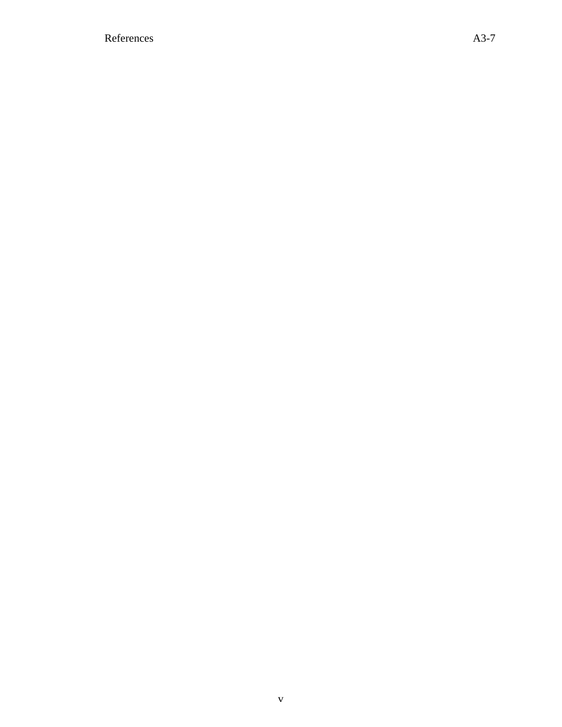References A3-7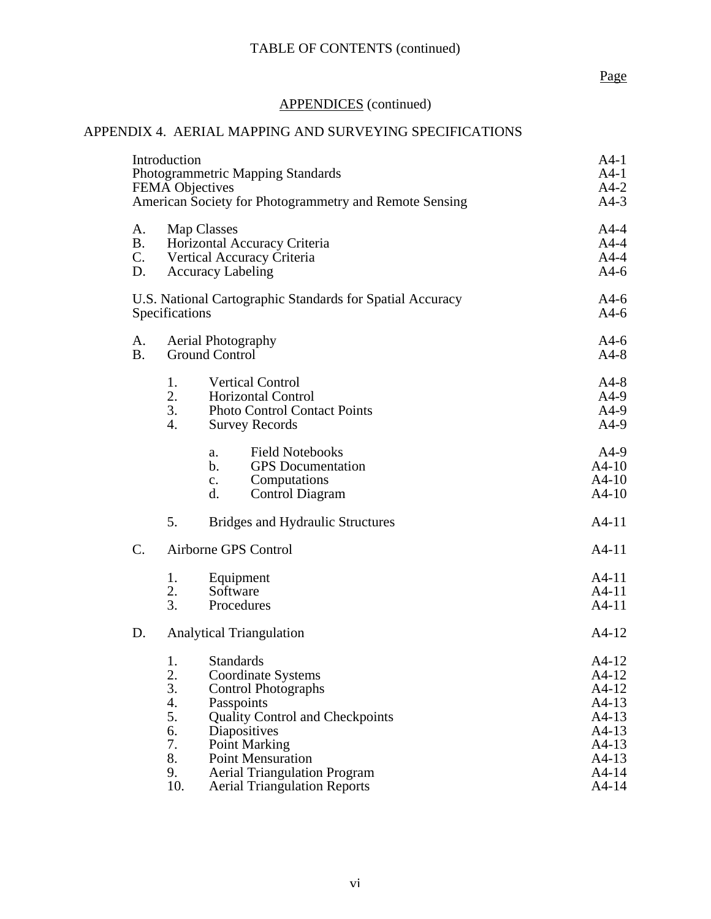# TABLE OF CONTENTS (continued)

Page

APPENDICES (continued)

## APPENDIX 4. AERIAL MAPPING AND SURVEYING SPECIFICATIONS

| | | | | Page |
|---|---|---|---|---|
| Introduction | | | | A4-1 |
| Photogrammetric Mapping Standards | | | | A4-1 |
| FEMA Objectives | | | | A4-2 |
| American Society for Photogrammetry and Remote Sensing | | | | A4-3 |
| A. | Map Classes | | | A4-4 |
| B. | Horizontal Accuracy Criteria | | | A4-4 |
| C. | Vertical Accuracy Criteria | | | A4-4 |
| D. | Accuracy Labeling | | | A4-6 |
| U.S. National Cartographic Standards for Spatial Accuracy | | | | A4-6 |
| Specifications | | | | A4-6 |
| A. | Aerial Photography | | | A4-6 |
| B. | Ground Control | | | A4-8 |
| | 1. | Vertical Control | | A4-8 |
| | 2. | Horizontal Control | | A4-9 |
| | 3. | Photo Control Contact Points | | A4-9 |
| | 4. | Survey Records | | A4-9 |
| | | a. | Field Notebooks | A4-9 |
| | | b. | GPS Documentation | A4-10 |
| | | c. | Computations | A4-10 |
| | | d. | Control Diagram | A4-10 |
| | 5. | Bridges and Hydraulic Structures | | A4-11 |
| C. | Airborne GPS Control | | | A4-11 |
| | 1. | Equipment | | A4-11 |
| | 2. | Software | | A4-11 |
| | 3. | Procedures | | A4-11 |
| D. | Analytical Triangulation | | | A4-12 |
| | 1. | Standards | | A4-12 |
| | 2. | Coordinate Systems | | A4-12 |
| | 3. | Control Photographs | | A4-12 |
| | 4. | Passpoints | | A4-13 |
| | 5. | Quality Control and Checkpoints | | A4-13 |
| | 6. | Diapositives | | A4-13 |
| | 7. | Point Marking | | A4-13 |
| | 8. | Point Mensuration | | A4-13 |
| | 9. | Aerial Triangulation Program | | A4-14 |
| | 10. | Aerial Triangulation Reports | | A4-14 |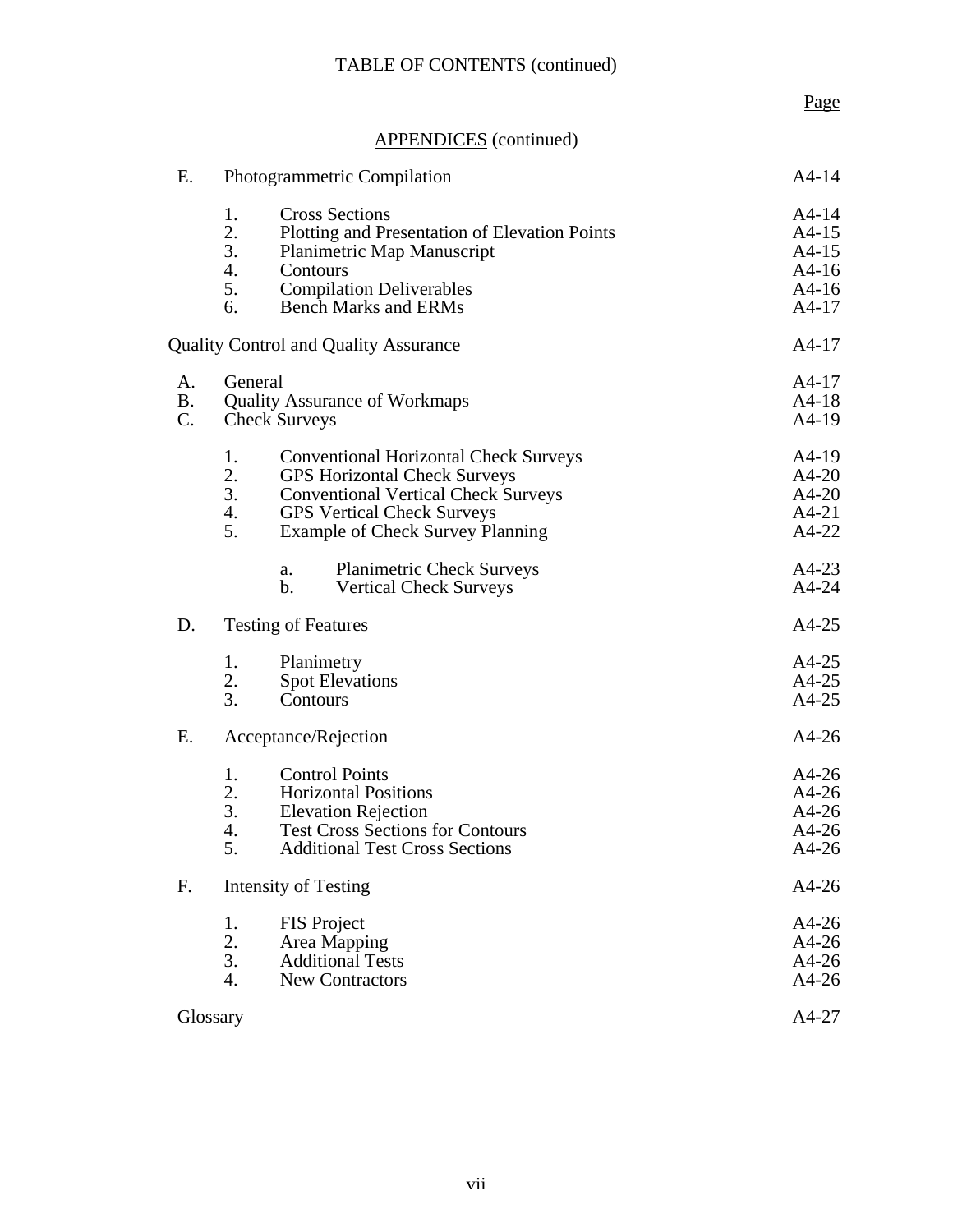TABLE OF CONTENTS (continued)

| | | | Page |
|---|---|---|---|
| | | APPENDICES (continued) | |
| E. | Photogrammetric Compilation | | A4-14 |
| | 1. | Cross Sections | A4-14 |
| | 2. | Plotting and Presentation of Elevation Points | A4-15 |
| | 3. | Planimetric Map Manuscript | A4-15 |
| | 4. | Contours | A4-16 |
| | 5. | Compilation Deliverables | A4-16 |
| | 6. | Bench Marks and ERMs | A4-17 |
| Quality Control and Quality Assurance | | | A4-17 |
| A. | General | | A4-17 |
| B. | Quality Assurance of Workmaps | | A4-18 |
| C. | Check Surveys | | A4-19 |
| | 1. | Conventional Horizontal Check Surveys | A4-19 |
| | 2. | GPS Horizontal Check Surveys | A4-20 |
| | 3. | Conventional Vertical Check Surveys | A4-20 |
| | 4. | GPS Vertical Check Surveys | A4-21 |
| | 5. | Example of Check Survey Planning | A4-22 |
| | | a. Planimetric Check Surveys | A4-23 |
| | | b. Vertical Check Surveys | A4-24 |
| D. | Testing of Features | | A4-25 |
| | 1. | Planimetry | A4-25 |
| | 2. | Spot Elevations | A4-25 |
| | 3. | Contours | A4-25 |
| E. | Acceptance/Rejection | | A4-26 |
| | 1. | Control Points | A4-26 |
| | 2. | Horizontal Positions | A4-26 |
| | 3. | Elevation Rejection | A4-26 |
| | 4. | Test Cross Sections for Contours | A4-26 |
| | 5. | Additional Test Cross Sections | A4-26 |
| F. | Intensity of Testing | | A4-26 |
| | 1. | FIS Project | A4-26 |
| | 2. | Area Mapping | A4-26 |
| | 3. | Additional Tests | A4-26 |
| | 4. | New Contractors | A4-26 |
| Glossary | | | A4-27 |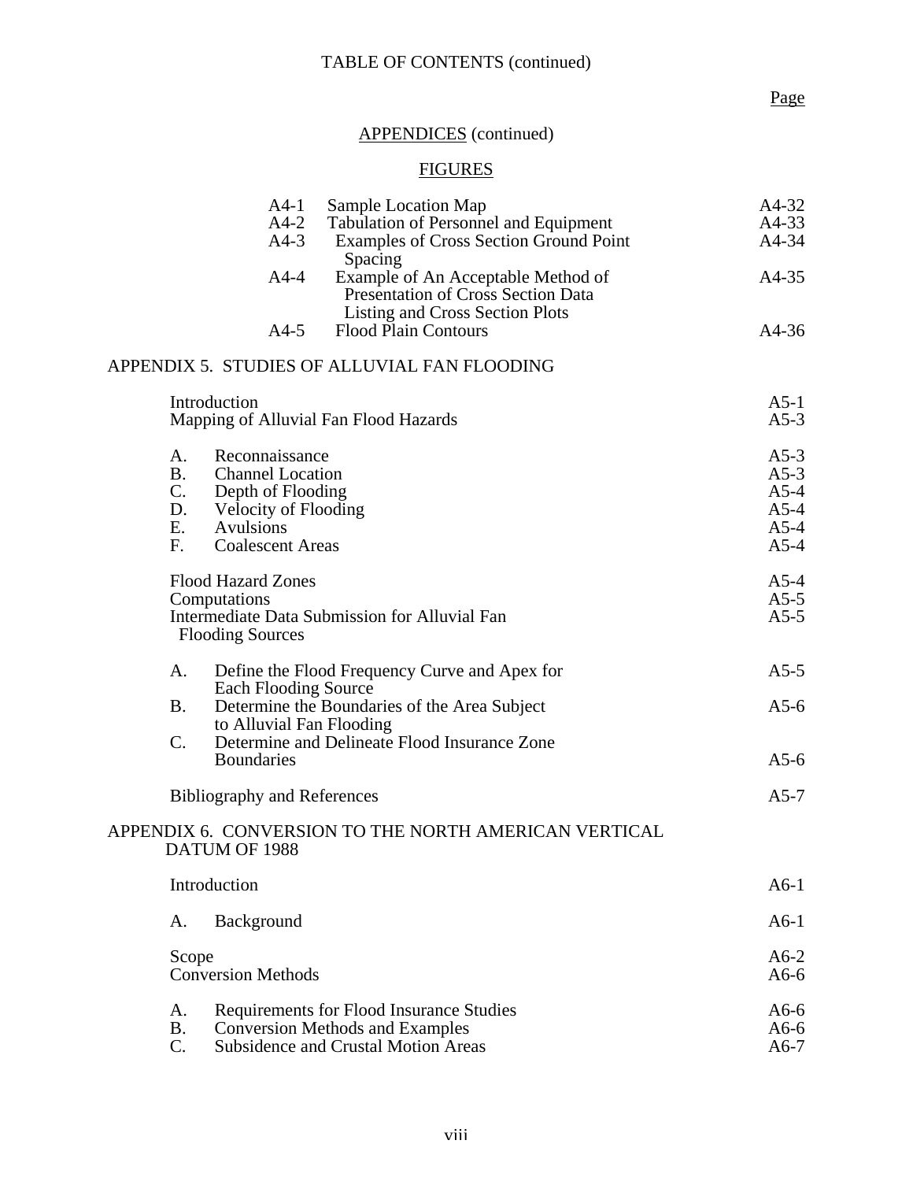TABLE OF CONTENTS (continued)

Page

APPENDICES (continued)

FIGURES

| | | |
|---|---|---|
| A4-1 | Sample Location Map | A4-32 |
| A4-2 | Tabulation of Personnel and Equipment | A4-33 |
| A4-3 | Examples of Cross Section Ground Point Spacing | A4-34 |
| A4-4 | Example of An Acceptable Method of Presentation of Cross Section Data Listing and Cross Section Plots | A4-35 |
| A4-5 | Flood Plain Contours | A4-36 |

APPENDIX 5. STUDIES OF ALLUVIAL FAN FLOODING

| | |
|---|---|
| Introduction | A5-1 |
| Mapping of Alluvial Fan Flood Hazards | A5-3 |
| A. Reconnaissance | A5-3 |
| B. Channel Location | A5-3 |
| C. Depth of Flooding | A5-4 |
| D. Velocity of Flooding | A5-4 |
| E. Avulsions | A5-4 |
| F. Coalescent Areas | A5-4 |
| Flood Hazard Zones | A5-4 |
| Computations | A5-5 |
| Intermediate Data Submission for Alluvial Fan Flooding Sources | A5-5 |
| A. Define the Flood Frequency Curve and Apex for Each Flooding Source | A5-5 |
| B. Determine the Boundaries of the Area Subject to Alluvial Fan Flooding | A5-6 |
| C. Determine and Delineate Flood Insurance Zone Boundaries | A5-6 |
| Bibliography and References | A5-7 |

APPENDIX 6. CONVERSION TO THE NORTH AMERICAN VERTICAL DATUM OF 1988

| | |
|---|---|
| Introduction | A6-1 |
| A. Background | A6-1 |
| Scope | A6-2 |
| Conversion Methods | A6-6 |
| A. Requirements for Flood Insurance Studies | A6-6 |
| B. Conversion Methods and Examples | A6-6 |
| C. Subsidence and Crustal Motion Areas | A6-7 |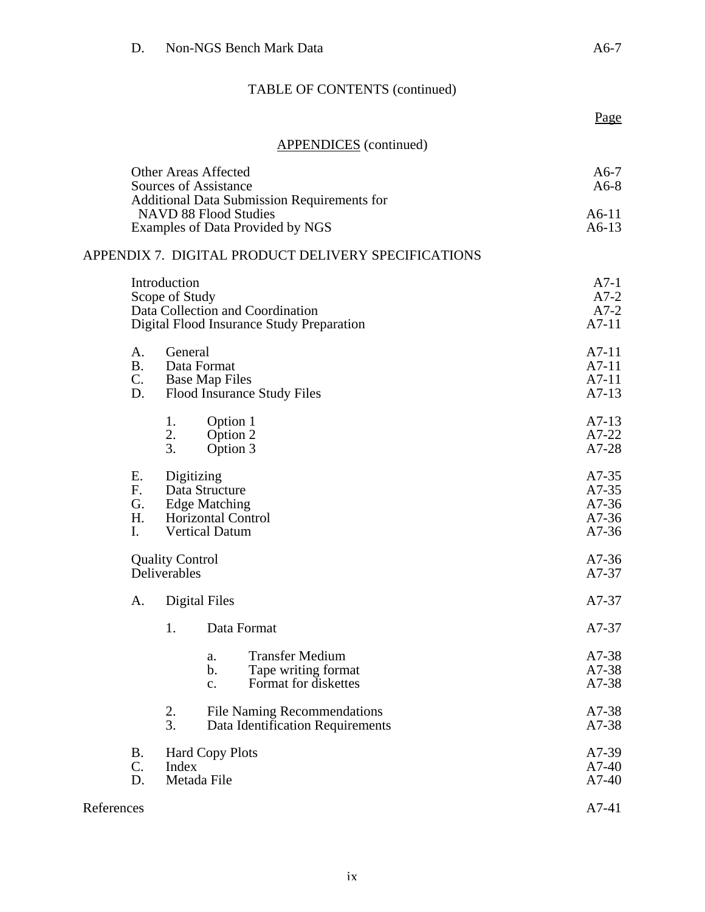| | |
|---|---|
| D. Non-NGS Bench Mark Data | A6-7 |

TABLE OF CONTENTS (continued)

| | Page |
|---|---|
| **APPENDICES** (continued) | |
| Other Areas Affected | A6-7 |
| Sources of Assistance | A6-8 |
| Additional Data Submission Requirements for NAVD 88 Flood Studies | A6-11 |
| Examples of Data Provided by NGS | A6-13 |
| **APPENDIX 7. DIGITAL PRODUCT DELIVERY SPECIFICATIONS** | |
| Introduction | A7-1 |
| Scope of Study | A7-2 |
| Data Collection and Coordination | A7-2 |
| Digital Flood Insurance Study Preparation | A7-11 |
| A. General | A7-11 |
| B. Data Format | A7-11 |
| C. Base Map Files | A7-11 |
| D. Flood Insurance Study Files | A7-13 |
| 1. Option 1 | A7-13 |
| 2. Option 2 | A7-22 |
| 3. Option 3 | A7-28 |
| E. Digitizing | A7-35 |
| F. Data Structure | A7-35 |
| G. Edge Matching | A7-36 |
| H. Horizontal Control | A7-36 |
| I. Vertical Datum | A7-36 |
| Quality Control | A7-36 |
| Deliverables | A7-37 |
| A. Digital Files | A7-37 |
| 1. Data Format | A7-37 |
| a. Transfer Medium | A7-38 |
| b. Tape writing format | A7-38 |
| c. Format for diskettes | A7-38 |
| 2. File Naming Recommendations | A7-38 |
| 3. Data Identification Requirements | A7-38 |
| B. Hard Copy Plots | A7-39 |
| C. Index | A7-40 |
| D. Metada File | A7-40 |
| References | A7-41 |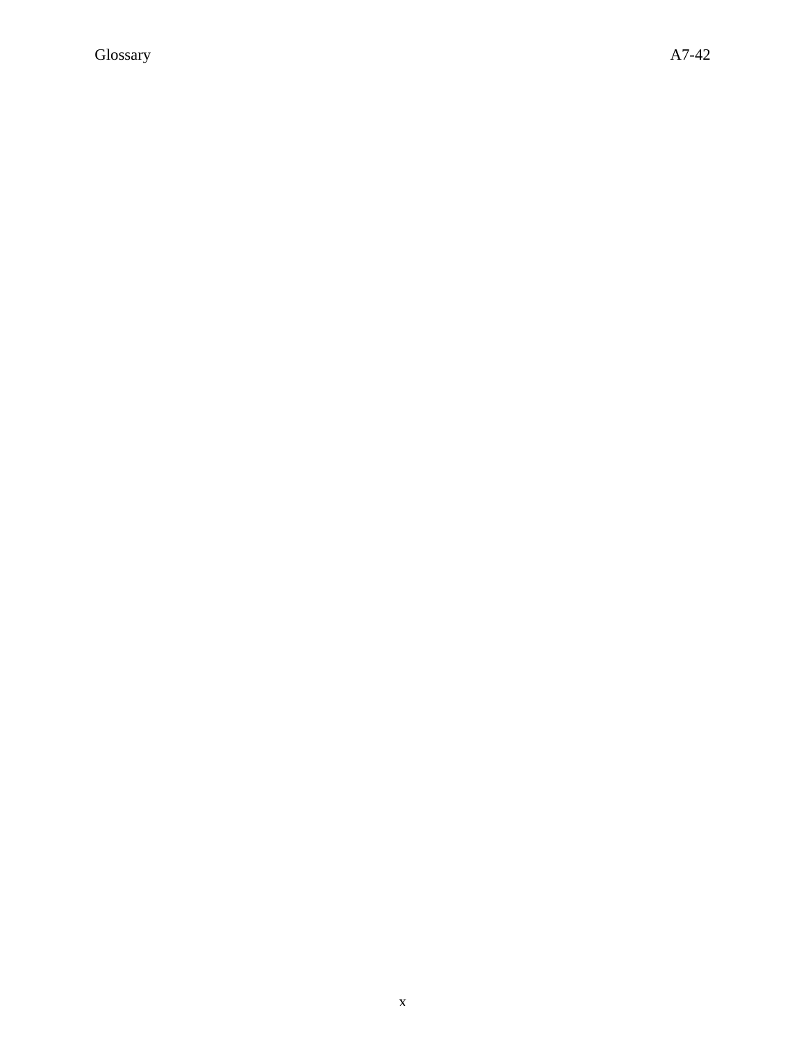Glossary A7-42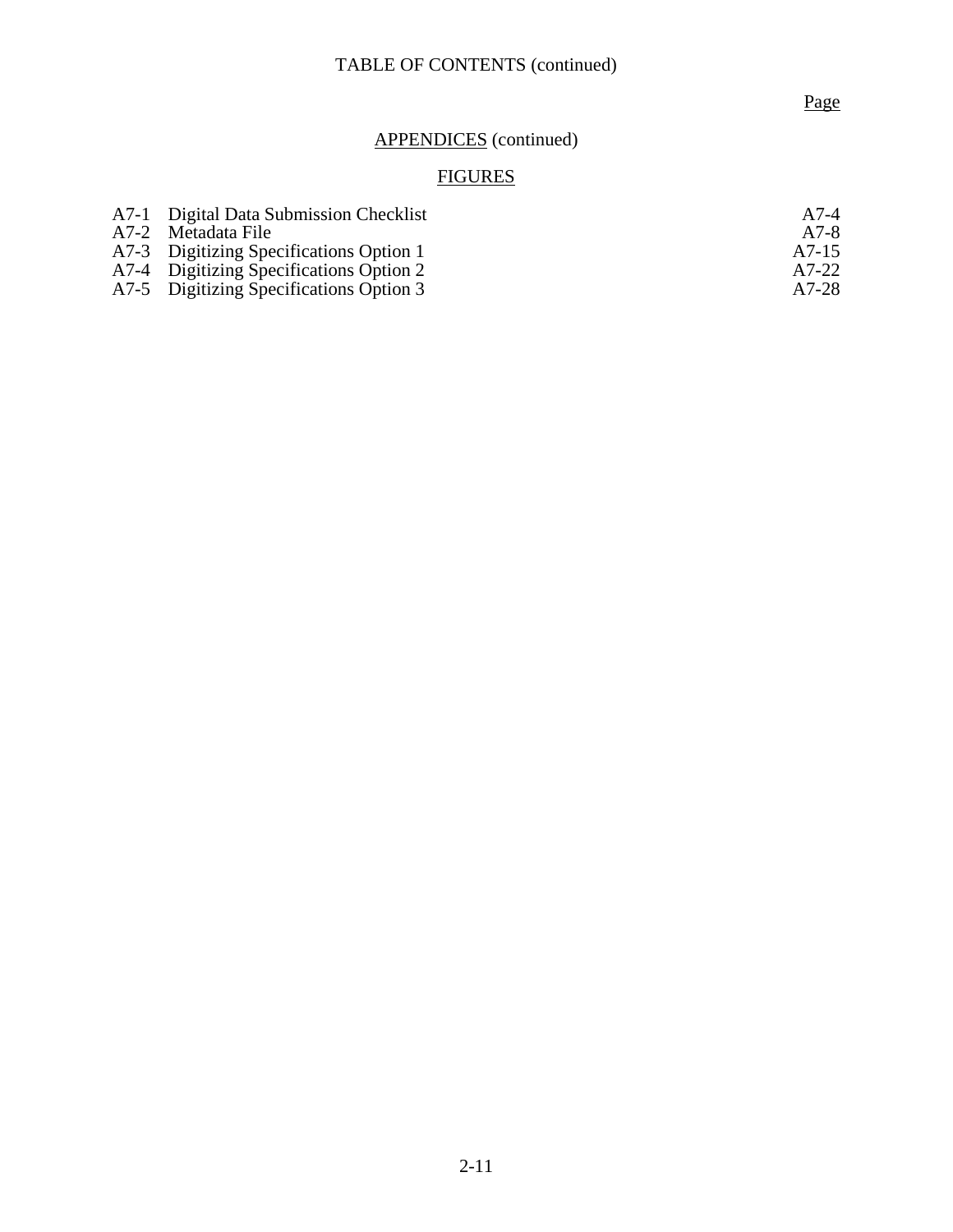TABLE OF CONTENTS (continued)

Page

APPENDICES (continued)

FIGURES

| | | Page |
|---|---|---|
| A7-1 | Digital Data Submission Checklist | A7-4 |
| A7-2 | Metadata File | A7-8 |
| A7-3 | Digitizing Specifications Option 1 | A7-15 |
| A7-4 | Digitizing Specifications Option 2 | A7-22 |
| A7-5 | Digitizing Specifications Option 3 | A7-28 |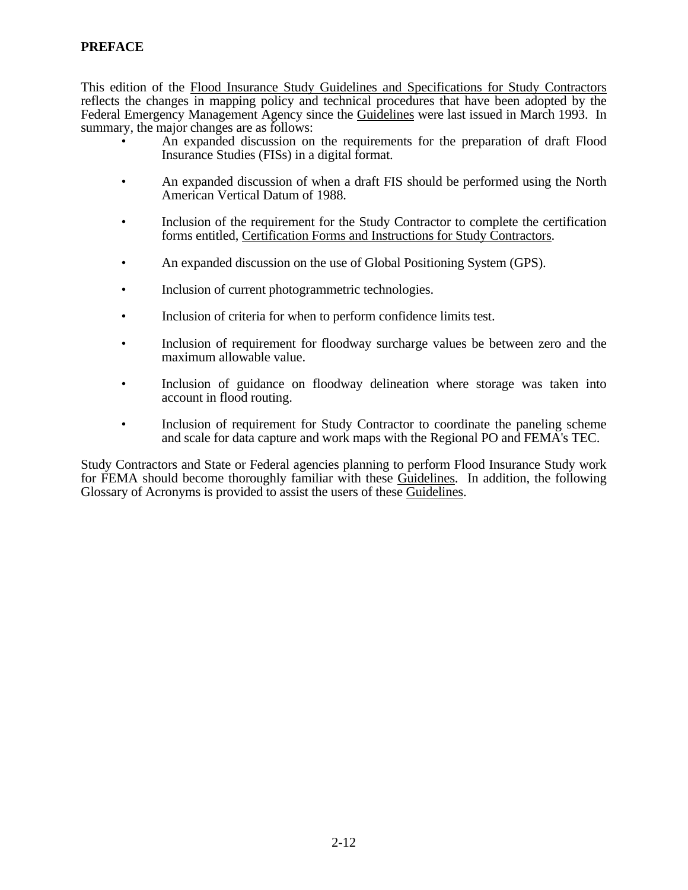**PREFACE**

This edition of the Flood Insurance Study Guidelines and Specifications for Study Contractors reflects the changes in mapping policy and technical procedures that have been adopted by the Federal Emergency Management Agency since the Guidelines were last issued in March 1993. In summary, the major changes are as follows:

- An expanded discussion on the requirements for the preparation of draft Flood Insurance Studies (FISs) in a digital format.
- An expanded discussion of when a draft FIS should be performed using the North American Vertical Datum of 1988.
- Inclusion of the requirement for the Study Contractor to complete the certification forms entitled, Certification Forms and Instructions for Study Contractors.
- An expanded discussion on the use of Global Positioning System (GPS).
- Inclusion of current photogrammetric technologies.
- Inclusion of criteria for when to perform confidence limits test.
- Inclusion of requirement for floodway surcharge values be between zero and the maximum allowable value.
- Inclusion of guidance on floodway delineation where storage was taken into account in flood routing.
- Inclusion of requirement for Study Contractor to coordinate the paneling scheme and scale for data capture and work maps with the Regional PO and FEMA's TEC.

Study Contractors and State or Federal agencies planning to perform Flood Insurance Study work for FEMA should become thoroughly familiar with these Guidelines. In addition, the following Glossary of Acronyms is provided to assist the users of these Guidelines.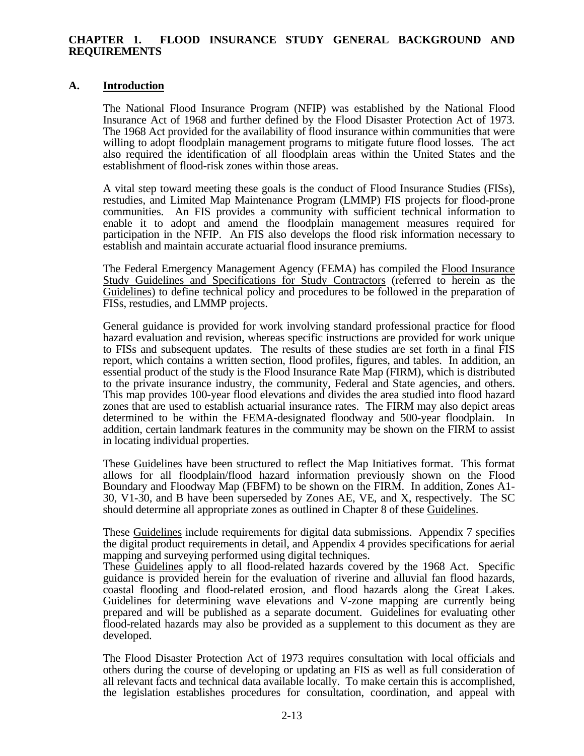# CHAPTER 1. FLOOD INSURANCE STUDY GENERAL BACKGROUND AND REQUIREMENTS

## A. Introduction

The National Flood Insurance Program (NFIP) was established by the National Flood Insurance Act of 1968 and further defined by the Flood Disaster Protection Act of 1973. The 1968 Act provided for the availability of flood insurance within communities that were willing to adopt floodplain management programs to mitigate future flood losses. The act also required the identification of all floodplain areas within the United States and the establishment of flood-risk zones within those areas.

A vital step toward meeting these goals is the conduct of Flood Insurance Studies (FISs), restudies, and Limited Map Maintenance Program (LMMP) FIS projects for flood-prone communities. An FIS provides a community with sufficient technical information to enable it to adopt and amend the floodplain management measures required for participation in the NFIP. An FIS also develops the flood risk information necessary to establish and maintain accurate actuarial flood insurance premiums.

The Federal Emergency Management Agency (FEMA) has compiled the Flood Insurance Study Guidelines and Specifications for Study Contractors (referred to herein as the Guidelines) to define technical policy and procedures to be followed in the preparation of FISs, restudies, and LMMP projects.

General guidance is provided for work involving standard professional practice for flood hazard evaluation and revision, whereas specific instructions are provided for work unique to FISs and subsequent updates. The results of these studies are set forth in a final FIS report, which contains a written section, flood profiles, figures, and tables. In addition, an essential product of the study is the Flood Insurance Rate Map (FIRM), which is distributed to the private insurance industry, the community, Federal and State agencies, and others. This map provides 100-year flood elevations and divides the area studied into flood hazard zones that are used to establish actuarial insurance rates. The FIRM may also depict areas determined to be within the FEMA-designated floodway and 500-year floodplain. In addition, certain landmark features in the community may be shown on the FIRM to assist in locating individual properties.

These Guidelines have been structured to reflect the Map Initiatives format. This format allows for all floodplain/flood hazard information previously shown on the Flood Boundary and Floodway Map (FBFM) to be shown on the FIRM. In addition, Zones A1-30, V1-30, and B have been superseded by Zones AE, VE, and X, respectively. The SC should determine all appropriate zones as outlined in Chapter 8 of these Guidelines.

These Guidelines include requirements for digital data submissions. Appendix 7 specifies the digital product requirements in detail, and Appendix 4 provides specifications for aerial mapping and surveying performed using digital techniques.

These Guidelines apply to all flood-related hazards covered by the 1968 Act. Specific guidance is provided herein for the evaluation of riverine and alluvial fan flood hazards, coastal flooding and flood-related erosion, and flood hazards along the Great Lakes. Guidelines for determining wave elevations and V-zone mapping are currently being prepared and will be published as a separate document. Guidelines for evaluating other flood-related hazards may also be provided as a supplement to this document as they are developed.

The Flood Disaster Protection Act of 1973 requires consultation with local officials and others during the course of developing or updating an FIS as well as full consideration of all relevant facts and technical data available locally. To make certain this is accomplished, the legislation establishes procedures for consultation, coordination, and appeal with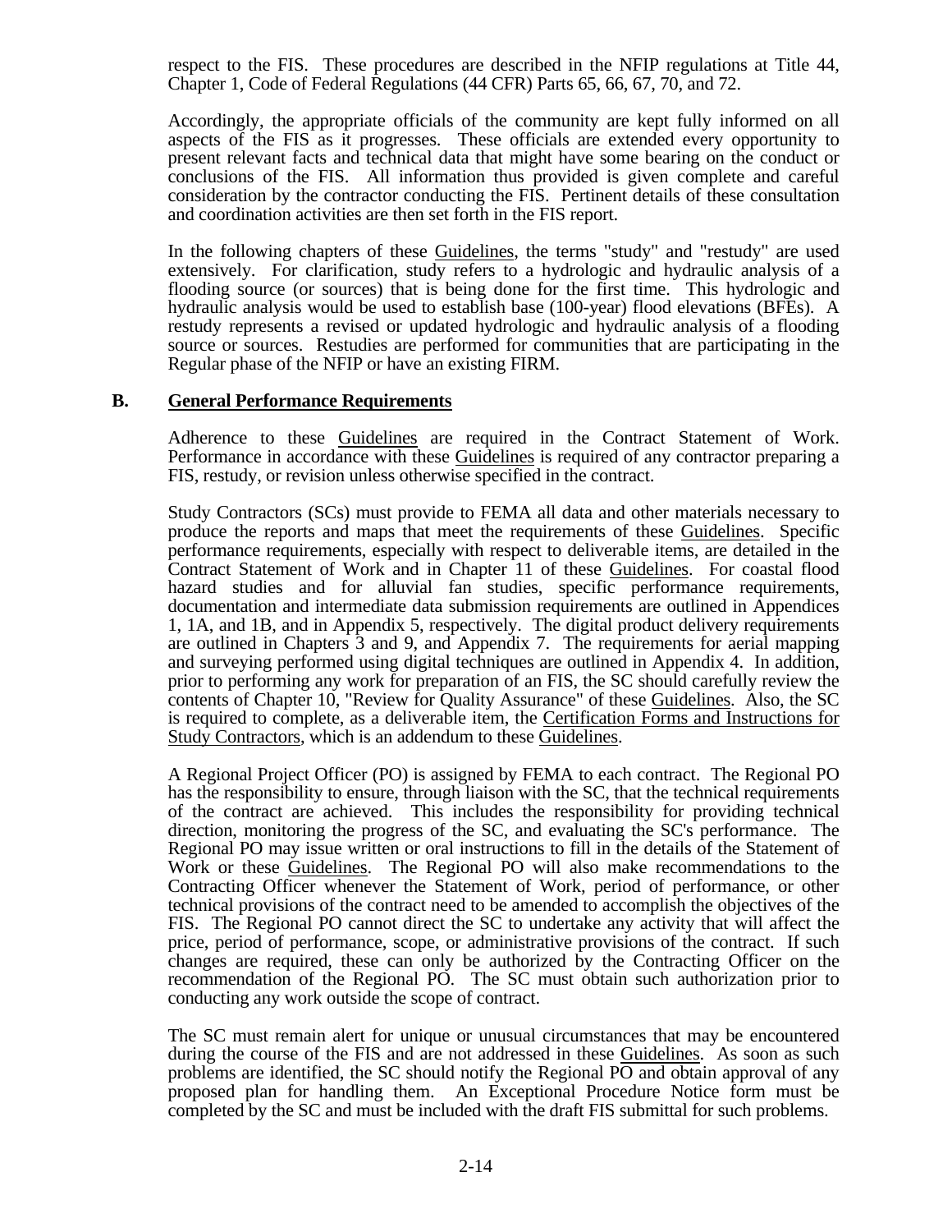respect to the FIS. These procedures are described in the NFIP regulations at Title 44, Chapter 1, Code of Federal Regulations (44 CFR) Parts 65, 66, 67, 70, and 72.

Accordingly, the appropriate officials of the community are kept fully informed on all aspects of the FIS as it progresses. These officials are extended every opportunity to present relevant facts and technical data that might have some bearing on the conduct or conclusions of the FIS. All information thus provided is given complete and careful consideration by the contractor conducting the FIS. Pertinent details of these consultation and coordination activities are then set forth in the FIS report.

In the following chapters of these Guidelines, the terms "study" and "restudy" are used extensively. For clarification, study refers to a hydrologic and hydraulic analysis of a flooding source (or sources) that is being done for the first time. This hydrologic and hydraulic analysis would be used to establish base (100-year) flood elevations (BFEs). A restudy represents a revised or updated hydrologic and hydraulic analysis of a flooding source or sources. Restudies are performed for communities that are participating in the Regular phase of the NFIP or have an existing FIRM.

## B. General Performance Requirements

Adherence to these Guidelines are required in the Contract Statement of Work. Performance in accordance with these Guidelines is required of any contractor preparing a FIS, restudy, or revision unless otherwise specified in the contract.

Study Contractors (SCs) must provide to FEMA all data and other materials necessary to produce the reports and maps that meet the requirements of these Guidelines. Specific performance requirements, especially with respect to deliverable items, are detailed in the Contract Statement of Work and in Chapter 11 of these Guidelines. For coastal flood hazard studies and for alluvial fan studies, specific performance requirements, documentation and intermediate data submission requirements are outlined in Appendices 1, 1A, and 1B, and in Appendix 5, respectively. The digital product delivery requirements are outlined in Chapters 3 and 9, and Appendix 7. The requirements for aerial mapping and surveying performed using digital techniques are outlined in Appendix 4. In addition, prior to performing any work for preparation of an FIS, the SC should carefully review the contents of Chapter 10, "Review for Quality Assurance" of these Guidelines. Also, the SC is required to complete, as a deliverable item, the Certification Forms and Instructions for Study Contractors, which is an addendum to these Guidelines.

A Regional Project Officer (PO) is assigned by FEMA to each contract. The Regional PO has the responsibility to ensure, through liaison with the SC, that the technical requirements of the contract are achieved. This includes the responsibility for providing technical direction, monitoring the progress of the SC, and evaluating the SC's performance. The Regional PO may issue written or oral instructions to fill in the details of the Statement of Work or these Guidelines. The Regional PO will also make recommendations to the Contracting Officer whenever the Statement of Work, period of performance, or other technical provisions of the contract need to be amended to accomplish the objectives of the FIS. The Regional PO cannot direct the SC to undertake any activity that will affect the price, period of performance, scope, or administrative provisions of the contract. If such changes are required, these can only be authorized by the Contracting Officer on the recommendation of the Regional PO. The SC must obtain such authorization prior to conducting any work outside the scope of contract.

The SC must remain alert for unique or unusual circumstances that may be encountered during the course of the FIS and are not addressed in these Guidelines. As soon as such problems are identified, the SC should notify the Regional PO and obtain approval of any proposed plan for handling them. An Exceptional Procedure Notice form must be completed by the SC and must be included with the draft FIS submittal for such problems.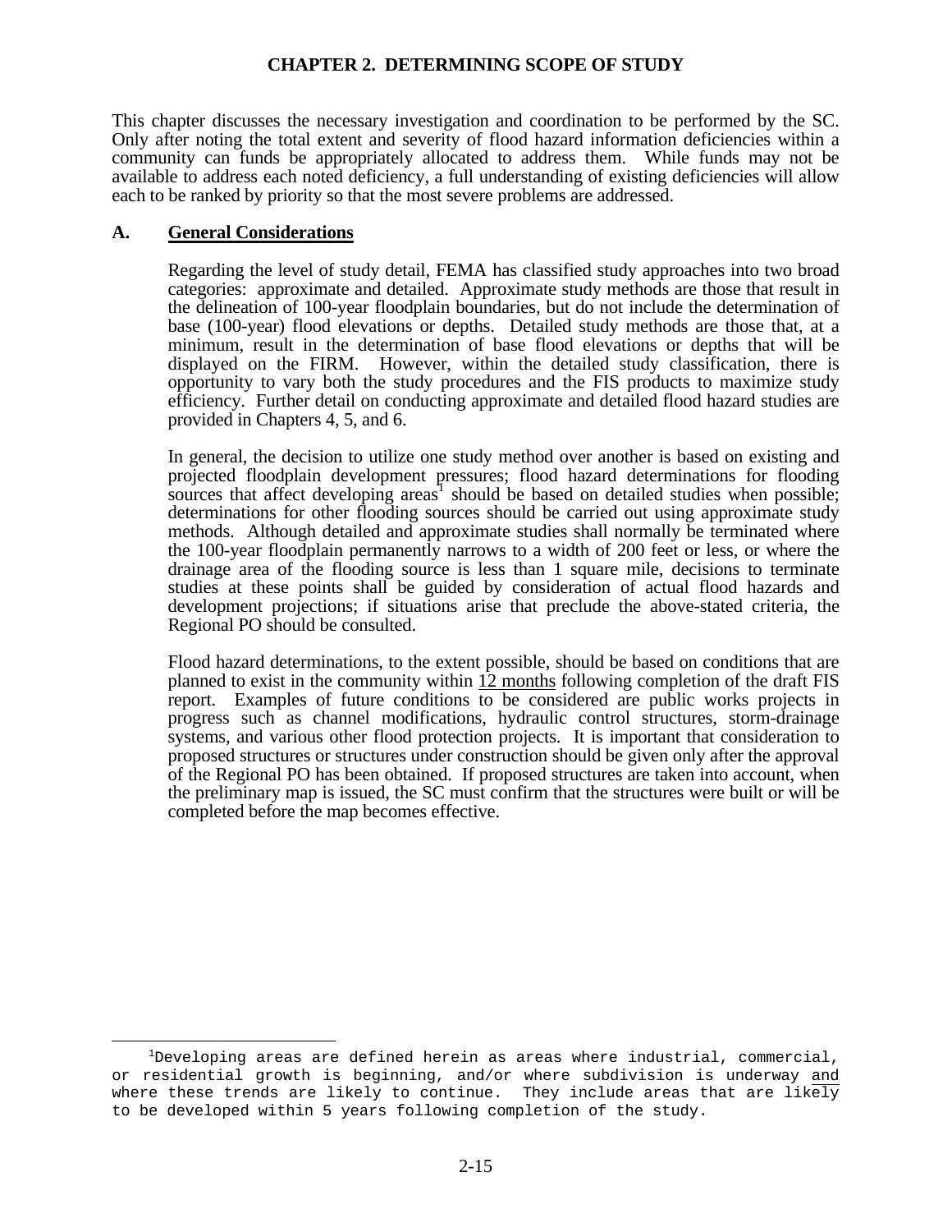# CHAPTER 2. DETERMINING SCOPE OF STUDY

This chapter discusses the necessary investigation and coordination to be performed by the SC. Only after noting the total extent and severity of flood hazard information deficiencies within a community can funds be appropriately allocated to address them. While funds may not be available to address each noted deficiency, a full understanding of existing deficiencies will allow each to be ranked by priority so that the most severe problems are addressed.

## A. General Considerations

Regarding the level of study detail, FEMA has classified study approaches into two broad categories: approximate and detailed. Approximate study methods are those that result in the delineation of 100-year floodplain boundaries, but do not include the determination of base (100-year) flood elevations or depths. Detailed study methods are those that, at a minimum, result in the determination of base flood elevations or depths that will be displayed on the FIRM. However, within the detailed study classification, there is opportunity to vary both the study procedures and the FIS products to maximize study efficiency. Further detail on conducting approximate and detailed flood hazard studies are provided in Chapters 4, 5, and 6.

In general, the decision to utilize one study method over another is based on existing and projected floodplain development pressures; flood hazard determinations for flooding sources that affect developing areas[1] should be based on detailed studies when possible; determinations for other flooding sources should be carried out using approximate study methods. Although detailed and approximate studies shall normally be terminated where the 100-year floodplain permanently narrows to a width of 200 feet or less, or where the drainage area of the flooding source is less than 1 square mile, decisions to terminate studies at these points shall be guided by consideration of actual flood hazards and development projections; if situations arise that preclude the above-stated criteria, the Regional PO should be consulted.

Flood hazard determinations, to the extent possible, should be based on conditions that are planned to exist in the community within <u>12 months</u> following completion of the draft FIS report. Examples of future conditions to be considered are public works projects in progress such as channel modifications, hydraulic control structures, storm-drainage systems, and various other flood protection projects. It is important that consideration to proposed structures or structures under construction should be given only after the approval of the Regional PO has been obtained. If proposed structures are taken into account, when the preliminary map is issued, the SC must confirm that the structures were built or will be completed before the map becomes effective.

---

[1]Developing areas are defined herein as areas where industrial, commercial, or residential growth is beginning, and/or where subdivision is underway <u>and</u> where these trends are likely to continue. They include areas that are likely to be developed within 5 years following completion of the study.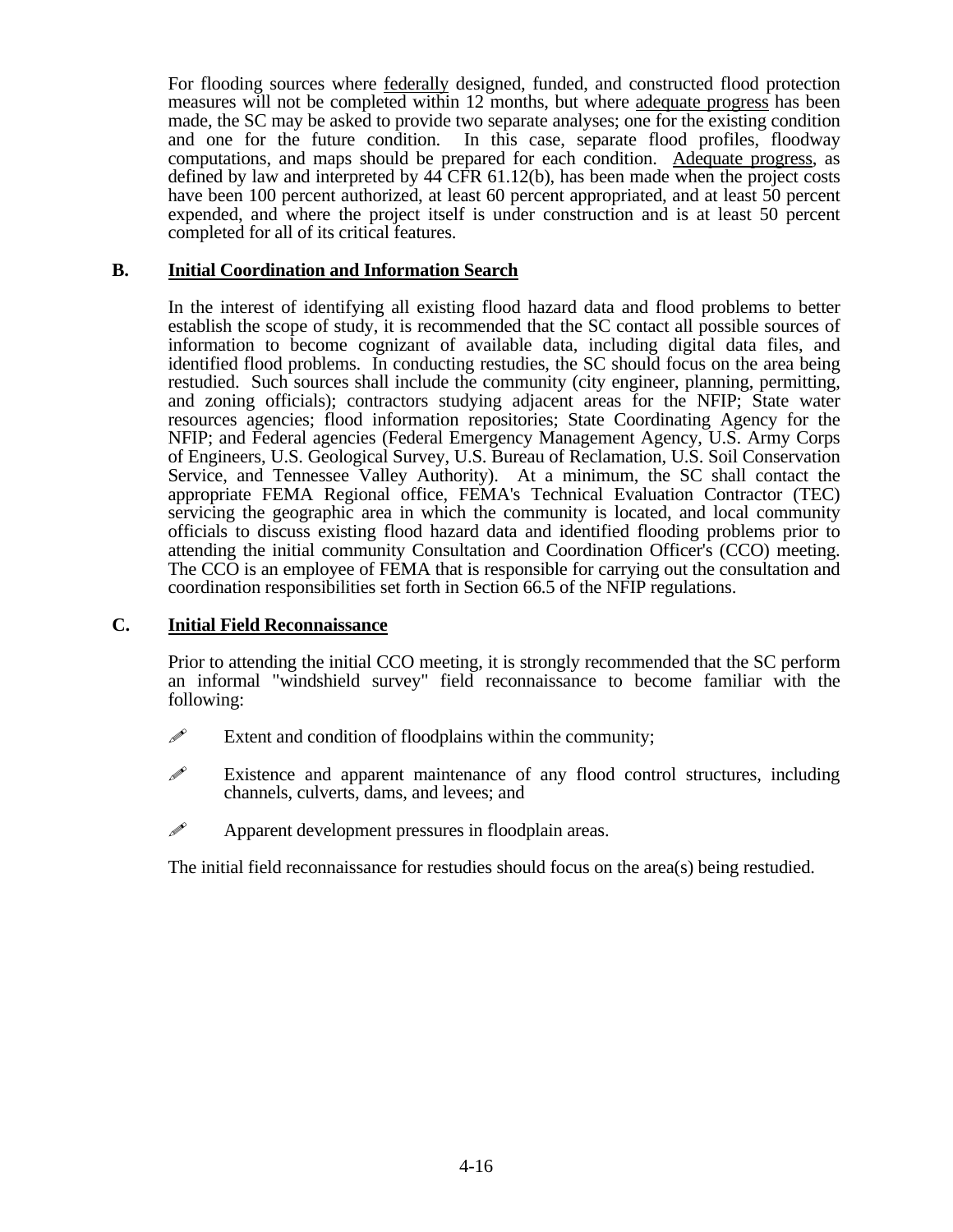For flooding sources where federally designed, funded, and constructed flood protection measures will not be completed within 12 months, but where adequate progress has been made, the SC may be asked to provide two separate analyses; one for the existing condition and one for the future condition. In this case, separate flood profiles, floodway computations, and maps should be prepared for each condition. Adequate progress, as defined by law and interpreted by 44 CFR 61.12(b), has been made when the project costs have been 100 percent authorized, at least 60 percent appropriated, and at least 50 percent expended, and where the project itself is under construction and is at least 50 percent completed for all of its critical features.

## B. Initial Coordination and Information Search

In the interest of identifying all existing flood hazard data and flood problems to better establish the scope of study, it is recommended that the SC contact all possible sources of information to become cognizant of available data, including digital data files, and identified flood problems. In conducting restudies, the SC should focus on the area being restudied. Such sources shall include the community (city engineer, planning, permitting, and zoning officials); contractors studying adjacent areas for the NFIP; State water resources agencies; flood information repositories; State Coordinating Agency for the NFIP; and Federal agencies (Federal Emergency Management Agency, U.S. Army Corps of Engineers, U.S. Geological Survey, U.S. Bureau of Reclamation, U.S. Soil Conservation Service, and Tennessee Valley Authority). At a minimum, the SC shall contact the appropriate FEMA Regional office, FEMA's Technical Evaluation Contractor (TEC) servicing the geographic area in which the community is located, and local community officials to discuss existing flood hazard data and identified flooding problems prior to attending the initial community Consultation and Coordination Officer's (CCO) meeting. The CCO is an employee of FEMA that is responsible for carrying out the consultation and coordination responsibilities set forth in Section 66.5 of the NFIP regulations.

## C. Initial Field Reconnaissance

Prior to attending the initial CCO meeting, it is strongly recommended that the SC perform an informal "windshield survey" field reconnaissance to become familiar with the following:

- Extent and condition of floodplains within the community;
- Existence and apparent maintenance of any flood control structures, including channels, culverts, dams, and levees; and
- Apparent development pressures in floodplain areas.

The initial field reconnaissance for restudies should focus on the area(s) being restudied.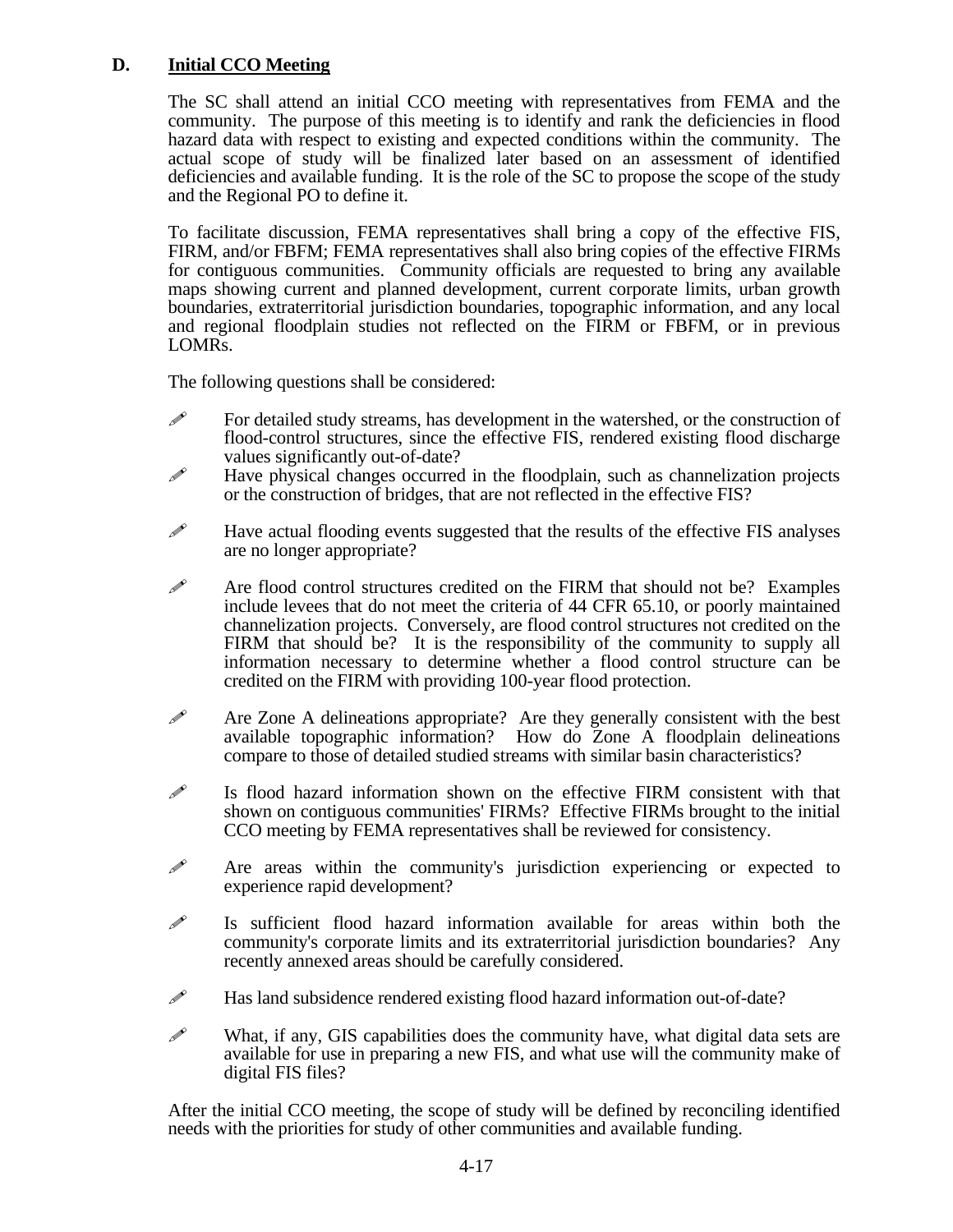## D. Initial CCO Meeting

The SC shall attend an initial CCO meeting with representatives from FEMA and the community. The purpose of this meeting is to identify and rank the deficiencies in flood hazard data with respect to existing and expected conditions within the community. The actual scope of study will be finalized later based on an assessment of identified deficiencies and available funding. It is the role of the SC to propose the scope of the study and the Regional PO to define it.

To facilitate discussion, FEMA representatives shall bring a copy of the effective FIS, FIRM, and/or FBFM; FEMA representatives shall also bring copies of the effective FIRMs for contiguous communities. Community officials are requested to bring any available maps showing current and planned development, current corporate limits, urban growth boundaries, extraterritorial jurisdiction boundaries, topographic information, and any local and regional floodplain studies not reflected on the FIRM or FBFM, or in previous LOMRs.

The following questions shall be considered:

- For detailed study streams, has development in the watershed, or the construction of flood-control structures, since the effective FIS, rendered existing flood discharge values significantly out-of-date?
- Have physical changes occurred in the floodplain, such as channelization projects or the construction of bridges, that are not reflected in the effective FIS?
- Have actual flooding events suggested that the results of the effective FIS analyses are no longer appropriate?
- Are flood control structures credited on the FIRM that should not be? Examples include levees that do not meet the criteria of 44 CFR 65.10, or poorly maintained channelization projects. Conversely, are flood control structures not credited on the FIRM that should be? It is the responsibility of the community to supply all information necessary to determine whether a flood control structure can be credited on the FIRM with providing 100-year flood protection.
- Are Zone A delineations appropriate? Are they generally consistent with the best available topographic information? How do Zone A floodplain delineations compare to those of detailed studied streams with similar basin characteristics?
- Is flood hazard information shown on the effective FIRM consistent with that shown on contiguous communities' FIRMs? Effective FIRMs brought to the initial CCO meeting by FEMA representatives shall be reviewed for consistency.
- Are areas within the community's jurisdiction experiencing or expected to experience rapid development?
- Is sufficient flood hazard information available for areas within both the community's corporate limits and its extraterritorial jurisdiction boundaries? Any recently annexed areas should be carefully considered.
- Has land subsidence rendered existing flood hazard information out-of-date?
- What, if any, GIS capabilities does the community have, what digital data sets are available for use in preparing a new FIS, and what use will the community make of digital FIS files?

After the initial CCO meeting, the scope of study will be defined by reconciling identified needs with the priorities for study of other communities and available funding.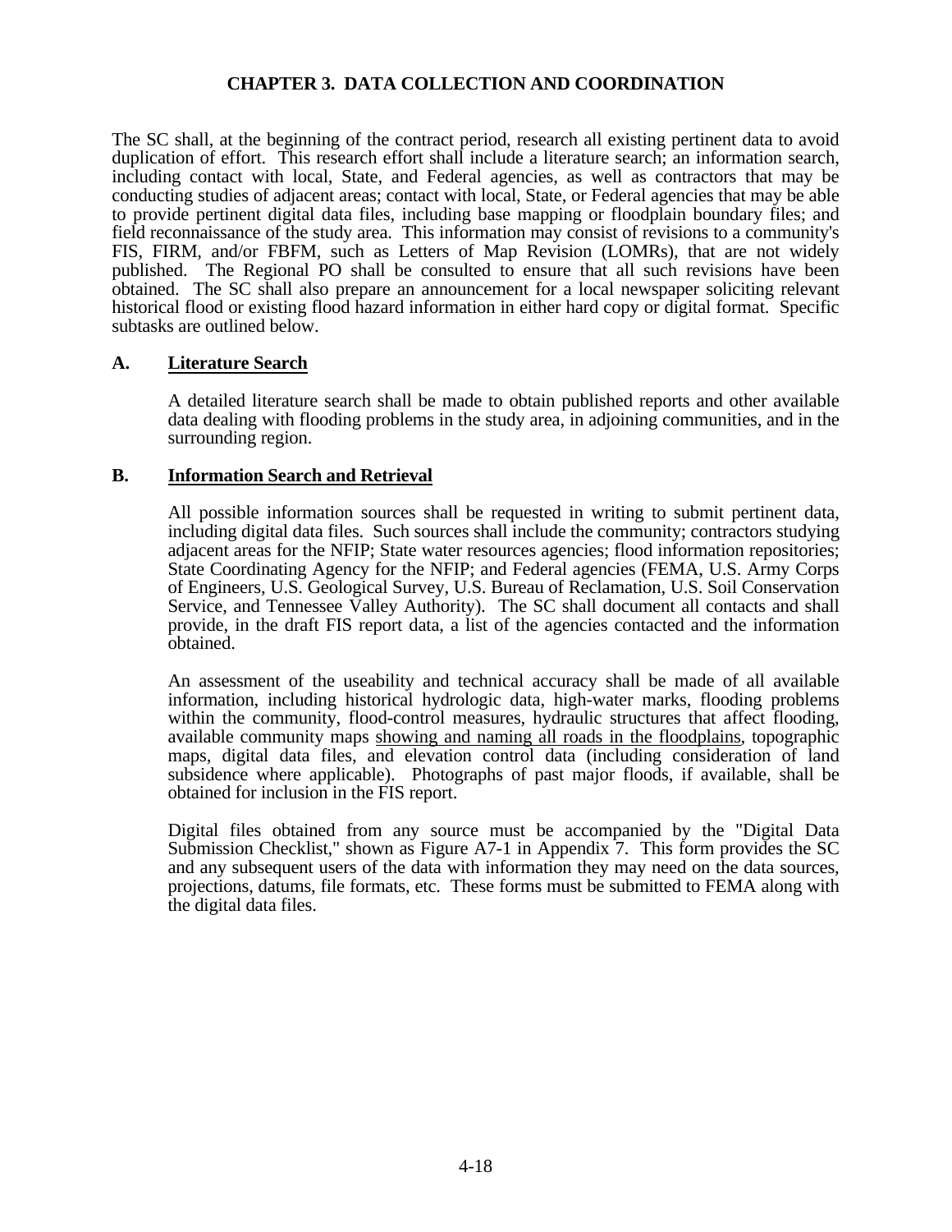# CHAPTER 3. DATA COLLECTION AND COORDINATION

The SC shall, at the beginning of the contract period, research all existing pertinent data to avoid duplication of effort. This research effort shall include a literature search; an information search, including contact with local, State, and Federal agencies, as well as contractors that may be conducting studies of adjacent areas; contact with local, State, or Federal agencies that may be able to provide pertinent digital data files, including base mapping or floodplain boundary files; and field reconnaissance of the study area. This information may consist of revisions to a community's FIS, FIRM, and/or FBFM, such as Letters of Map Revision (LOMRs), that are not widely published. The Regional PO shall be consulted to ensure that all such revisions have been obtained. The SC shall also prepare an announcement for a local newspaper soliciting relevant historical flood or existing flood hazard information in either hard copy or digital format. Specific subtasks are outlined below.

## A. Literature Search

A detailed literature search shall be made to obtain published reports and other available data dealing with flooding problems in the study area, in adjoining communities, and in the surrounding region.

## B. Information Search and Retrieval

All possible information sources shall be requested in writing to submit pertinent data, including digital data files. Such sources shall include the community; contractors studying adjacent areas for the NFIP; State water resources agencies; flood information repositories; State Coordinating Agency for the NFIP; and Federal agencies (FEMA, U.S. Army Corps of Engineers, U.S. Geological Survey, U.S. Bureau of Reclamation, U.S. Soil Conservation Service, and Tennessee Valley Authority). The SC shall document all contacts and shall provide, in the draft FIS report data, a list of the agencies contacted and the information obtained.

An assessment of the useability and technical accuracy shall be made of all available information, including historical hydrologic data, high-water marks, flooding problems within the community, flood-control measures, hydraulic structures that affect flooding, available community maps showing and naming all roads in the floodplains, topographic maps, digital data files, and elevation control data (including consideration of land subsidence where applicable). Photographs of past major floods, if available, shall be obtained for inclusion in the FIS report.

Digital files obtained from any source must be accompanied by the "Digital Data Submission Checklist," shown as Figure A7-1 in Appendix 7. This form provides the SC and any subsequent users of the data with information they may need on the data sources, projections, datums, file formats, etc. These forms must be submitted to FEMA along with the digital data files.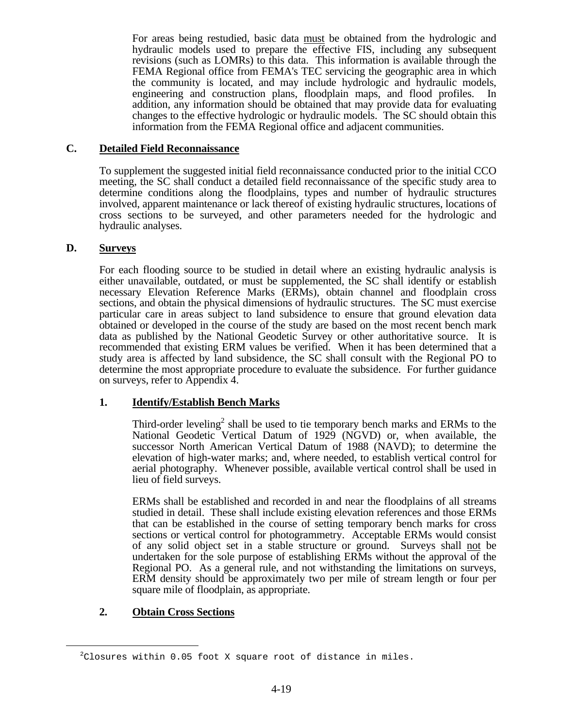For areas being restudied, basic data must be obtained from the hydrologic and hydraulic models used to prepare the effective FIS, including any subsequent revisions (such as LOMRs) to this data. This information is available through the FEMA Regional office from FEMA's TEC servicing the geographic area in which the community is located, and may include hydrologic and hydraulic models, engineering and construction plans, floodplain maps, and flood profiles. In addition, any information should be obtained that may provide data for evaluating changes to the effective hydrologic or hydraulic models. The SC should obtain this information from the FEMA Regional office and adjacent communities.

### C. Detailed Field Reconnaissance

To supplement the suggested initial field reconnaissance conducted prior to the initial CCO meeting, the SC shall conduct a detailed field reconnaissance of the specific study area to determine conditions along the floodplains, types and number of hydraulic structures involved, apparent maintenance or lack thereof of existing hydraulic structures, locations of cross sections to be surveyed, and other parameters needed for the hydrologic and hydraulic analyses.

### D. Surveys

For each flooding source to be studied in detail where an existing hydraulic analysis is either unavailable, outdated, or must be supplemented, the SC shall identify or establish necessary Elevation Reference Marks (ERMs), obtain channel and floodplain cross sections, and obtain the physical dimensions of hydraulic structures. The SC must exercise particular care in areas subject to land subsidence to ensure that ground elevation data obtained or developed in the course of the study are based on the most recent bench mark data as published by the National Geodetic Survey or other authoritative source. It is recommended that existing ERM values be verified. When it has been determined that a study area is affected by land subsidence, the SC shall consult with the Regional PO to determine the most appropriate procedure to evaluate the subsidence. For further guidance on surveys, refer to Appendix 4.

#### 1. Identify/Establish Bench Marks

Third-order leveling[2] shall be used to tie temporary bench marks and ERMs to the National Geodetic Vertical Datum of 1929 (NGVD) or, when available, the successor North American Vertical Datum of 1988 (NAVD); to determine the elevation of high-water marks; and, where needed, to establish vertical control for aerial photography. Whenever possible, available vertical control shall be used in lieu of field surveys.

ERMs shall be established and recorded in and near the floodplains of all streams studied in detail. These shall include existing elevation references and those ERMs that can be established in the course of setting temporary bench marks for cross sections or vertical control for photogrammetry. Acceptable ERMs would consist of any solid object set in a stable structure or ground. Surveys shall not be undertaken for the sole purpose of establishing ERMs without the approval of the Regional PO. As a general rule, and not withstanding the limitations on surveys, ERM density should be approximately two per mile of stream length or four per square mile of floodplain, as appropriate.

#### 2. Obtain Cross Sections

[2]Closures within 0.05 foot X square root of distance in miles.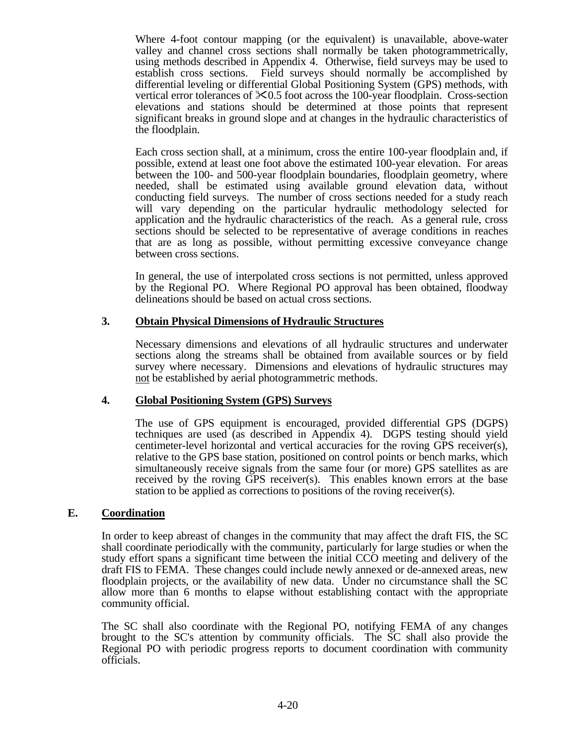Where 4-foot contour mapping (or the equivalent) is unavailable, above-water valley and channel cross sections shall normally be taken photogrammetrically, using methods described in Appendix 4. Otherwise, field surveys may be used to establish cross sections. Field surveys should normally be accomplished by differential leveling or differential Global Positioning System (GPS) methods, with vertical error tolerances of $\pm$0.5 foot across the 100-year floodplain. Cross-section elevations and stations should be determined at those points that represent significant breaks in ground slope and at changes in the hydraulic characteristics of the floodplain.

Each cross section shall, at a minimum, cross the entire 100-year floodplain and, if possible, extend at least one foot above the estimated 100-year elevation. For areas between the 100- and 500-year floodplain boundaries, floodplain geometry, where needed, shall be estimated using available ground elevation data, without conducting field surveys. The number of cross sections needed for a study reach will vary depending on the particular hydraulic methodology selected for application and the hydraulic characteristics of the reach. As a general rule, cross sections should be selected to be representative of average conditions in reaches that are as long as possible, without permitting excessive conveyance change between cross sections.

In general, the use of interpolated cross sections is not permitted, unless approved by the Regional PO. Where Regional PO approval has been obtained, floodway delineations should be based on actual cross sections.

### 3. Obtain Physical Dimensions of Hydraulic Structures

Necessary dimensions and elevations of all hydraulic structures and underwater sections along the streams shall be obtained from available sources or by field survey where necessary. Dimensions and elevations of hydraulic structures may not be established by aerial photogrammetric methods.

### 4. Global Positioning System (GPS) Surveys

The use of GPS equipment is encouraged, provided differential GPS (DGPS) techniques are used (as described in Appendix 4). DGPS testing should yield centimeter-level horizontal and vertical accuracies for the roving GPS receiver(s), relative to the GPS base station, positioned on control points or bench marks, which simultaneously receive signals from the same four (or more) GPS satellites as are received by the roving GPS receiver(s). This enables known errors at the base station to be applied as corrections to positions of the roving receiver(s).

## E. Coordination

In order to keep abreast of changes in the community that may affect the draft FIS, the SC shall coordinate periodically with the community, particularly for large studies or when the study effort spans a significant time between the initial CCO meeting and delivery of the draft FIS to FEMA. These changes could include newly annexed or de-annexed areas, new floodplain projects, or the availability of new data. Under no circumstance shall the SC allow more than 6 months to elapse without establishing contact with the appropriate community official.

The SC shall also coordinate with the Regional PO, notifying FEMA of any changes brought to the SC's attention by community officials. The SC shall also provide the Regional PO with periodic progress reports to document coordination with community officials.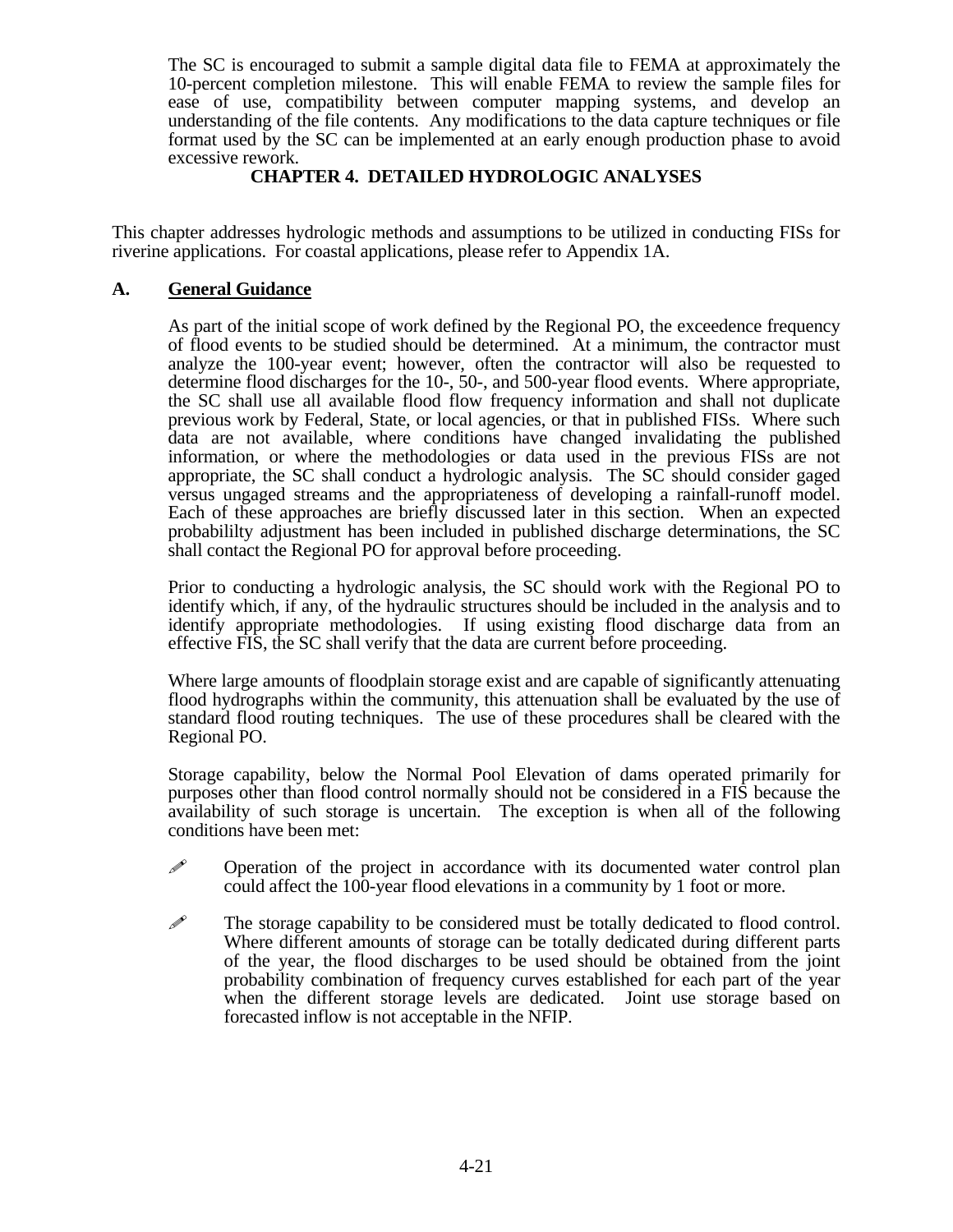The SC is encouraged to submit a sample digital data file to FEMA at approximately the 10-percent completion milestone. This will enable FEMA to review the sample files for ease of use, compatibility between computer mapping systems, and develop an understanding of the file contents. Any modifications to the data capture techniques or file format used by the SC can be implemented at an early enough production phase to avoid excessive rework.

# CHAPTER 4. DETAILED HYDROLOGIC ANALYSES

This chapter addresses hydrologic methods and assumptions to be utilized in conducting FISs for riverine applications. For coastal applications, please refer to Appendix 1A.

## A. General Guidance

As part of the initial scope of work defined by the Regional PO, the exceedence frequency of flood events to be studied should be determined. At a minimum, the contractor must analyze the 100-year event; however, often the contractor will also be requested to determine flood discharges for the 10-, 50-, and 500-year flood events. Where appropriate, the SC shall use all available flood flow frequency information and shall not duplicate previous work by Federal, State, or local agencies, or that in published FISs. Where such data are not available, where conditions have changed invalidating the published information, or where the methodologies or data used in the previous FISs are not appropriate, the SC shall conduct a hydrologic analysis. The SC should consider gaged versus ungaged streams and the appropriateness of developing a rainfall-runoff model. Each of these approaches are briefly discussed later in this section. When an expected probabililty adjustment has been included in published discharge determinations, the SC shall contact the Regional PO for approval before proceeding.

Prior to conducting a hydrologic analysis, the SC should work with the Regional PO to identify which, if any, of the hydraulic structures should be included in the analysis and to identify appropriate methodologies. If using existing flood discharge data from an effective FIS, the SC shall verify that the data are current before proceeding.

Where large amounts of floodplain storage exist and are capable of significantly attenuating flood hydrographs within the community, this attenuation shall be evaluated by the use of standard flood routing techniques. The use of these procedures shall be cleared with the Regional PO.

Storage capability, below the Normal Pool Elevation of dams operated primarily for purposes other than flood control normally should not be considered in a FIS because the availability of such storage is uncertain. The exception is when all of the following conditions have been met:

- Operation of the project in accordance with its documented water control plan could affect the 100-year flood elevations in a community by 1 foot or more.
- The storage capability to be considered must be totally dedicated to flood control. Where different amounts of storage can be totally dedicated during different parts of the year, the flood discharges to be used should be obtained from the joint probability combination of frequency curves established for each part of the year when the different storage levels are dedicated. Joint use storage based on forecasted inflow is not acceptable in the NFIP.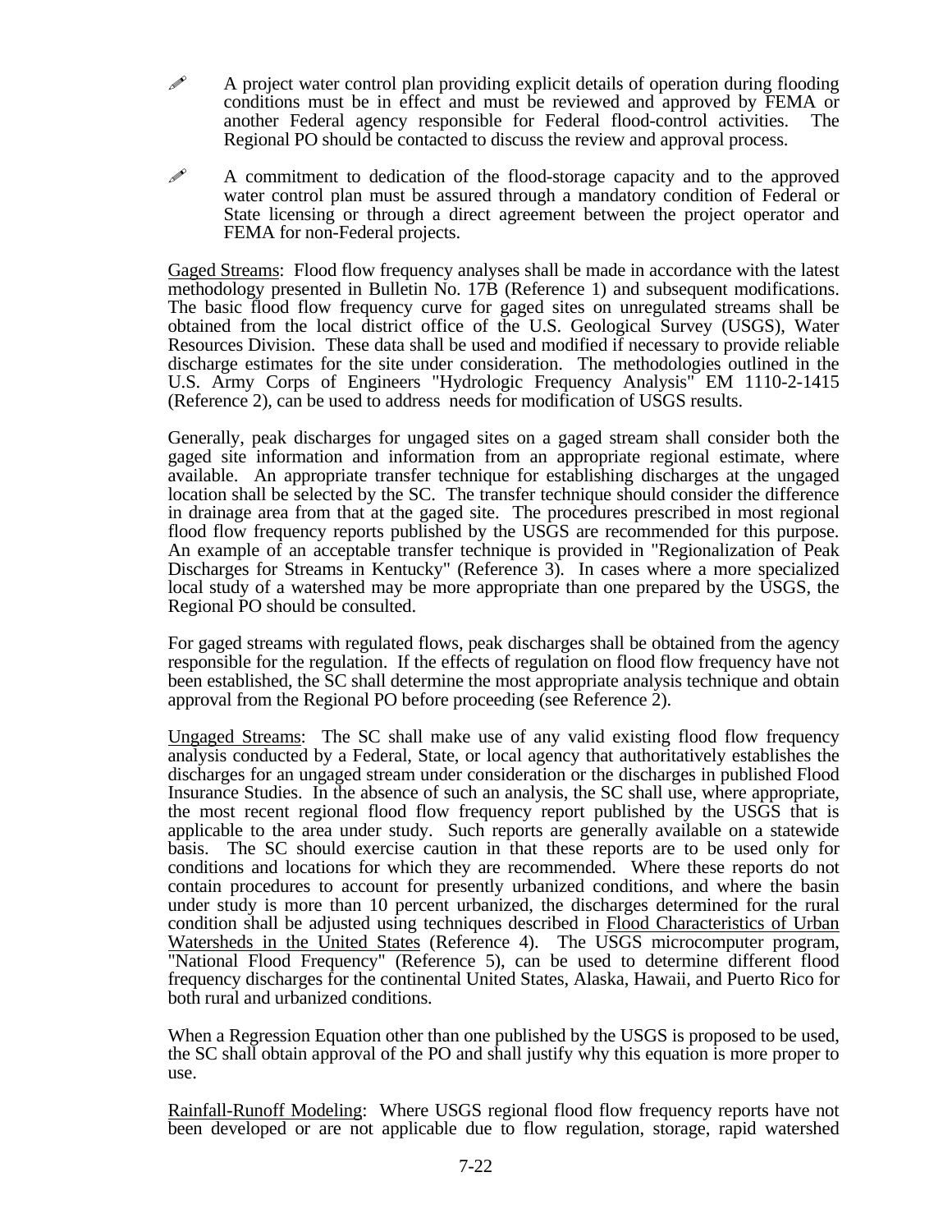- A project water control plan providing explicit details of operation during flooding conditions must be in effect and must be reviewed and approved by FEMA or another Federal agency responsible for Federal flood-control activities. The Regional PO should be contacted to discuss the review and approval process.

- A commitment to dedication of the flood-storage capacity and to the approved water control plan must be assured through a mandatory condition of Federal or State licensing or through a direct agreement between the project operator and FEMA for non-Federal projects.

Gaged Streams: Flood flow frequency analyses shall be made in accordance with the latest methodology presented in Bulletin No. 17B (Reference 1) and subsequent modifications. The basic flood flow frequency curve for gaged sites on unregulated streams shall be obtained from the local district office of the U.S. Geological Survey (USGS), Water Resources Division. These data shall be used and modified if necessary to provide reliable discharge estimates for the site under consideration. The methodologies outlined in the U.S. Army Corps of Engineers "Hydrologic Frequency Analysis" EM 1110-2-1415 (Reference 2), can be used to address needs for modification of USGS results.

Generally, peak discharges for ungaged sites on a gaged stream shall consider both the gaged site information and information from an appropriate regional estimate, where available. An appropriate transfer technique for establishing discharges at the ungaged location shall be selected by the SC. The transfer technique should consider the difference in drainage area from that at the gaged site. The procedures prescribed in most regional flood flow frequency reports published by the USGS are recommended for this purpose. An example of an acceptable transfer technique is provided in "Regionalization of Peak Discharges for Streams in Kentucky" (Reference 3). In cases where a more specialized local study of a watershed may be more appropriate than one prepared by the USGS, the Regional PO should be consulted.

For gaged streams with regulated flows, peak discharges shall be obtained from the agency responsible for the regulation. If the effects of regulation on flood flow frequency have not been established, the SC shall determine the most appropriate analysis technique and obtain approval from the Regional PO before proceeding (see Reference 2).

Ungaged Streams: The SC shall make use of any valid existing flood flow frequency analysis conducted by a Federal, State, or local agency that authoritatively establishes the discharges for an ungaged stream under consideration or the discharges in published Flood Insurance Studies. In the absence of such an analysis, the SC shall use, where appropriate, the most recent regional flood flow frequency report published by the USGS that is applicable to the area under study. Such reports are generally available on a statewide basis. The SC should exercise caution in that these reports are to be used only for conditions and locations for which they are recommended. Where these reports do not contain procedures to account for presently urbanized conditions, and where the basin under study is more than 10 percent urbanized, the discharges determined for the rural condition shall be adjusted using techniques described in Flood Characteristics of Urban Watersheds in the United States (Reference 4). The USGS microcomputer program, "National Flood Frequency" (Reference 5), can be used to determine different flood frequency discharges for the continental United States, Alaska, Hawaii, and Puerto Rico for both rural and urbanized conditions.

When a Regression Equation other than one published by the USGS is proposed to be used, the SC shall obtain approval of the PO and shall justify why this equation is more proper to use.

Rainfall-Runoff Modeling: Where USGS regional flood flow frequency reports have not been developed or are not applicable due to flow regulation, storage, rapid watershed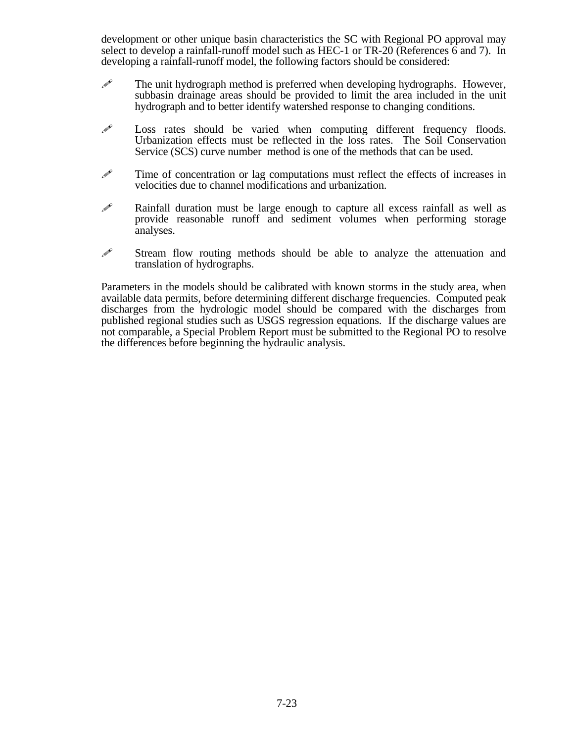development or other unique basin characteristics the SC with Regional PO approval may select to develop a rainfall-runoff model such as HEC-1 or TR-20 (References 6 and 7). In developing a rainfall-runoff model, the following factors should be considered:

- The unit hydrograph method is preferred when developing hydrographs. However, subbasin drainage areas should be provided to limit the area included in the unit hydrograph and to better identify watershed response to changing conditions.

- Loss rates should be varied when computing different frequency floods. Urbanization effects must be reflected in the loss rates. The Soil Conservation Service (SCS) curve number method is one of the methods that can be used.

- Time of concentration or lag computations must reflect the effects of increases in velocities due to channel modifications and urbanization.

- Rainfall duration must be large enough to capture all excess rainfall as well as provide reasonable runoff and sediment volumes when performing storage analyses.

- Stream flow routing methods should be able to analyze the attenuation and translation of hydrographs.

Parameters in the models should be calibrated with known storms in the study area, when available data permits, before determining different discharge frequencies. Computed peak discharges from the hydrologic model should be compared with the discharges from published regional studies such as USGS regression equations. If the discharge values are not comparable, a Special Problem Report must be submitted to the Regional PO to resolve the differences before beginning the hydraulic analysis.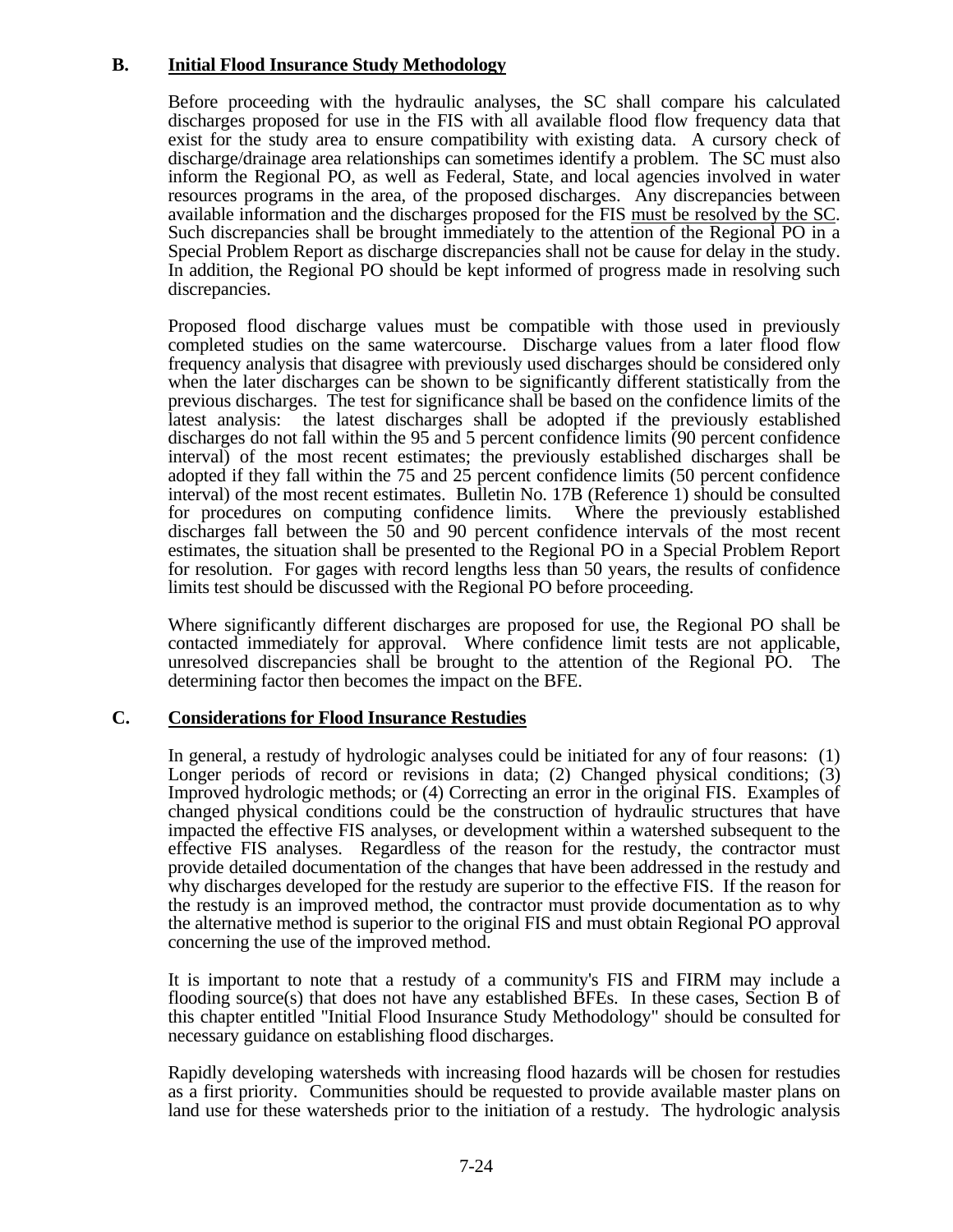## B. Initial Flood Insurance Study Methodology

Before proceeding with the hydraulic analyses, the SC shall compare his calculated discharges proposed for use in the FIS with all available flood flow frequency data that exist for the study area to ensure compatibility with existing data. A cursory check of discharge/drainage area relationships can sometimes identify a problem. The SC must also inform the Regional PO, as well as Federal, State, and local agencies involved in water resources programs in the area, of the proposed discharges. Any discrepancies between available information and the discharges proposed for the FIS must be resolved by the SC. Such discrepancies shall be brought immediately to the attention of the Regional PO in a Special Problem Report as discharge discrepancies shall not be cause for delay in the study. In addition, the Regional PO should be kept informed of progress made in resolving such discrepancies.

Proposed flood discharge values must be compatible with those used in previously completed studies on the same watercourse. Discharge values from a later flood flow frequency analysis that disagree with previously used discharges should be considered only when the later discharges can be shown to be significantly different statistically from the previous discharges. The test for significance shall be based on the confidence limits of the latest analysis: the latest discharges shall be adopted if the previously established discharges do not fall within the 95 and 5 percent confidence limits (90 percent confidence interval) of the most recent estimates; the previously established discharges shall be adopted if they fall within the 75 and 25 percent confidence limits (50 percent confidence interval) of the most recent estimates. Bulletin No. 17B (Reference 1) should be consulted for procedures on computing confidence limits. Where the previously established discharges fall between the 50 and 90 percent confidence intervals of the most recent estimates, the situation shall be presented to the Regional PO in a Special Problem Report for resolution. For gages with record lengths less than 50 years, the results of confidence limits test should be discussed with the Regional PO before proceeding.

Where significantly different discharges are proposed for use, the Regional PO shall be contacted immediately for approval. Where confidence limit tests are not applicable, unresolved discrepancies shall be brought to the attention of the Regional PO. The determining factor then becomes the impact on the BFE.

## C. Considerations for Flood Insurance Restudies

In general, a restudy of hydrologic analyses could be initiated for any of four reasons: (1) Longer periods of record or revisions in data; (2) Changed physical conditions; (3) Improved hydrologic methods; or (4) Correcting an error in the original FIS. Examples of changed physical conditions could be the construction of hydraulic structures that have impacted the effective FIS analyses, or development within a watershed subsequent to the effective FIS analyses. Regardless of the reason for the restudy, the contractor must provide detailed documentation of the changes that have been addressed in the restudy and why discharges developed for the restudy are superior to the effective FIS. If the reason for the restudy is an improved method, the contractor must provide documentation as to why the alternative method is superior to the original FIS and must obtain Regional PO approval concerning the use of the improved method.

It is important to note that a restudy of a community's FIS and FIRM may include a flooding source(s) that does not have any established BFEs. In these cases, Section B of this chapter entitled "Initial Flood Insurance Study Methodology" should be consulted for necessary guidance on establishing flood discharges.

Rapidly developing watersheds with increasing flood hazards will be chosen for restudies as a first priority. Communities should be requested to provide available master plans on land use for these watersheds prior to the initiation of a restudy. The hydrologic analysis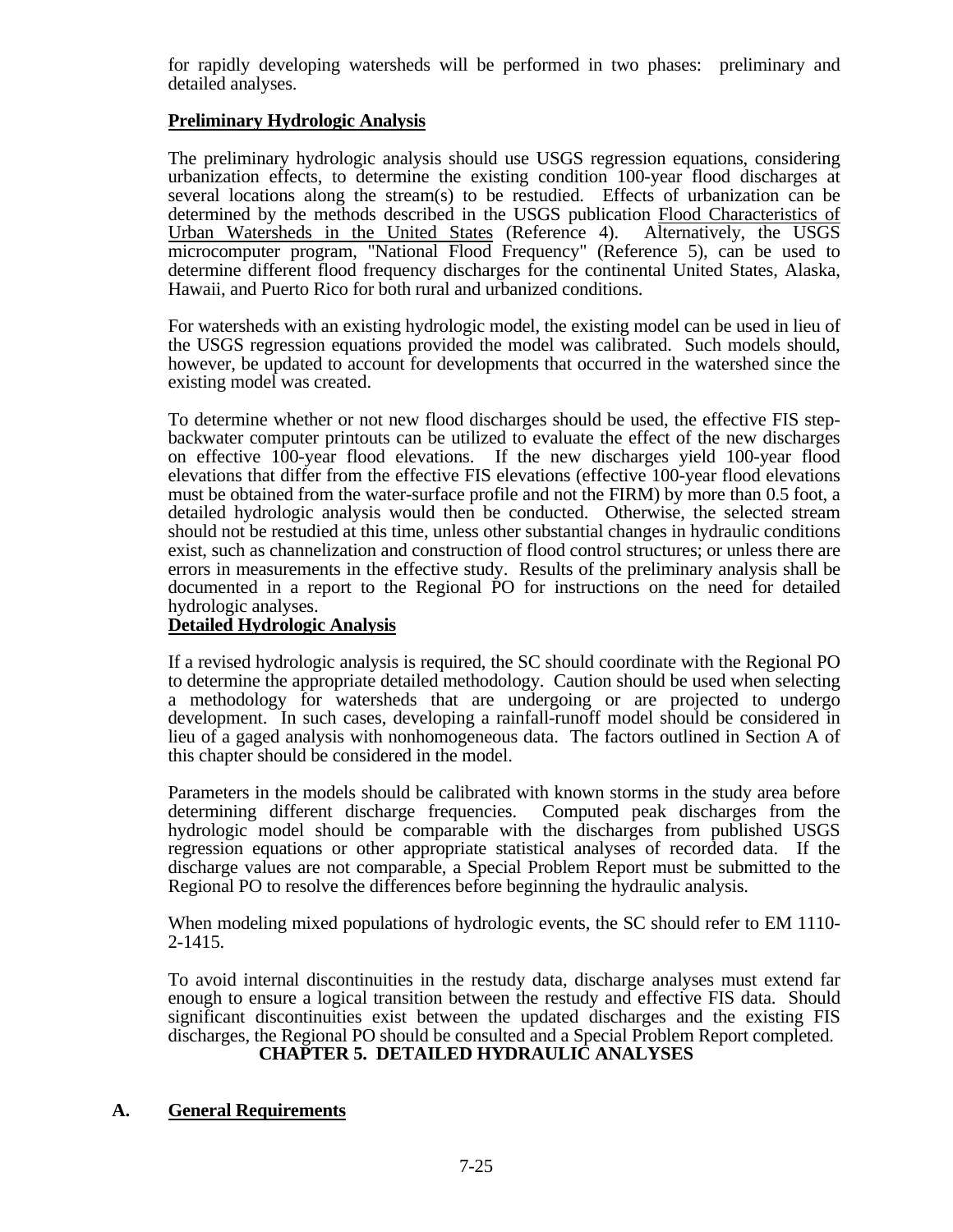for rapidly developing watersheds will be performed in two phases: preliminary and detailed analyses.

**Preliminary Hydrologic Analysis**

The preliminary hydrologic analysis should use USGS regression equations, considering urbanization effects, to determine the existing condition 100-year flood discharges at several locations along the stream(s) to be restudied. Effects of urbanization can be determined by the methods described in the USGS publication Flood Characteristics of Urban Watersheds in the United States (Reference 4). Alternatively, the USGS microcomputer program, "National Flood Frequency" (Reference 5), can be used to determine different flood frequency discharges for the continental United States, Alaska, Hawaii, and Puerto Rico for both rural and urbanized conditions.

For watersheds with an existing hydrologic model, the existing model can be used in lieu of the USGS regression equations provided the model was calibrated. Such models should, however, be updated to account for developments that occurred in the watershed since the existing model was created.

To determine whether or not new flood discharges should be used, the effective FIS step-backwater computer printouts can be utilized to evaluate the effect of the new discharges on effective 100-year flood elevations. If the new discharges yield 100-year flood elevations that differ from the effective FIS elevations (effective 100-year flood elevations must be obtained from the water-surface profile and not the FIRM) by more than 0.5 foot, a detailed hydrologic analysis would then be conducted. Otherwise, the selected stream should not be restudied at this time, unless other substantial changes in hydraulic conditions exist, such as channelization and construction of flood control structures; or unless there are errors in measurements in the effective study. Results of the preliminary analysis shall be documented in a report to the Regional PO for instructions on the need for detailed hydrologic analyses.

**Detailed Hydrologic Analysis**

If a revised hydrologic analysis is required, the SC should coordinate with the Regional PO to determine the appropriate detailed methodology. Caution should be used when selecting a methodology for watersheds that are undergoing or are projected to undergo development. In such cases, developing a rainfall-runoff model should be considered in lieu of a gaged analysis with nonhomogeneous data. The factors outlined in Section A of this chapter should be considered in the model.

Parameters in the models should be calibrated with known storms in the study area before determining different discharge frequencies. Computed peak discharges from the hydrologic model should be comparable with the discharges from published USGS regression equations or other appropriate statistical analyses of recorded data. If the discharge values are not comparable, a Special Problem Report must be submitted to the Regional PO to resolve the differences before beginning the hydraulic analysis.

When modeling mixed populations of hydrologic events, the SC should refer to EM 1110-2-1415.

To avoid internal discontinuities in the restudy data, discharge analyses must extend far enough to ensure a logical transition between the restudy and effective FIS data. Should significant discontinuities exist between the updated discharges and the existing FIS discharges, the Regional PO should be consulted and a Special Problem Report completed.

# CHAPTER 5. DETAILED HYDRAULIC ANALYSES

## A. General Requirements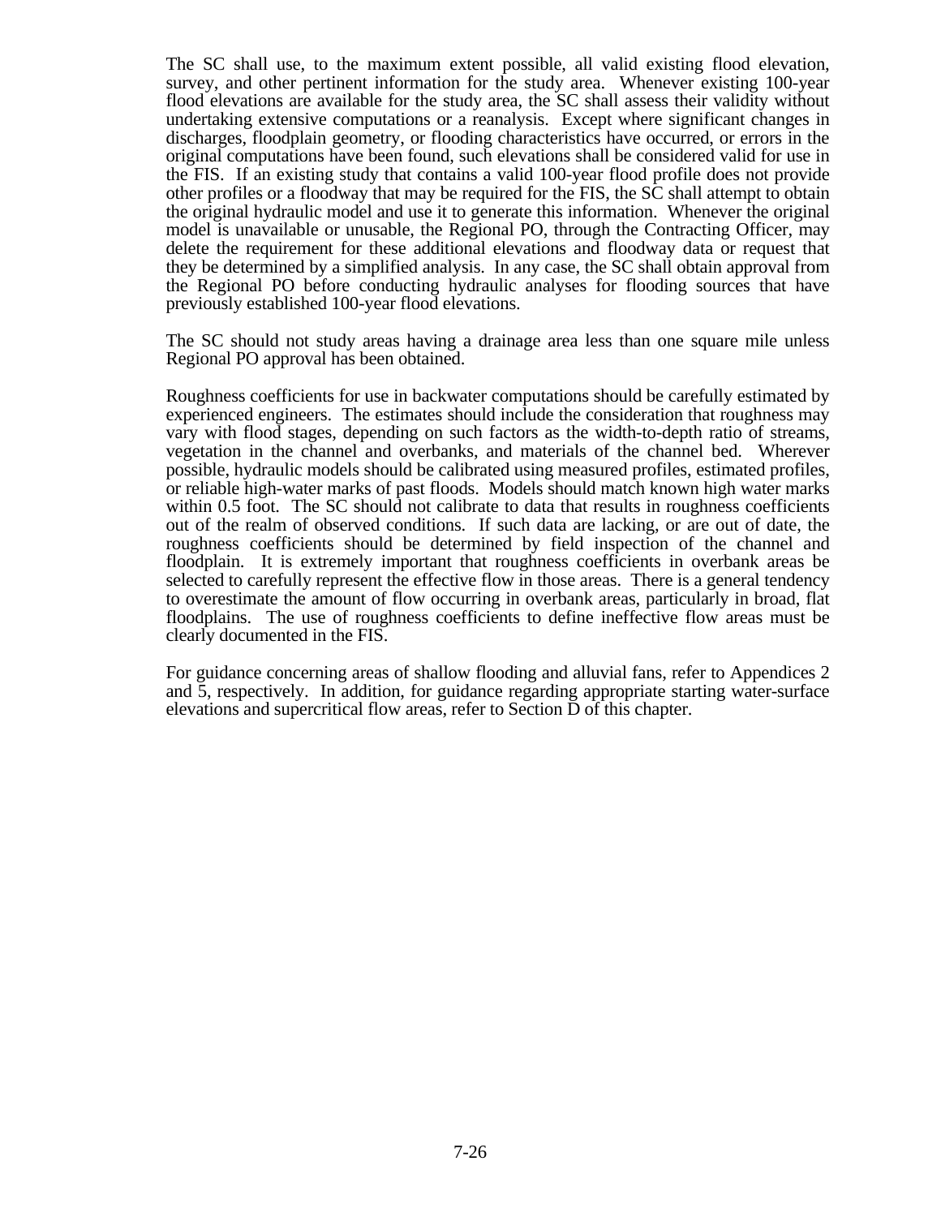The SC shall use, to the maximum extent possible, all valid existing flood elevation, survey, and other pertinent information for the study area. Whenever existing 100-year flood elevations are available for the study area, the SC shall assess their validity without undertaking extensive computations or a reanalysis. Except where significant changes in discharges, floodplain geometry, or flooding characteristics have occurred, or errors in the original computations have been found, such elevations shall be considered valid for use in the FIS. If an existing study that contains a valid 100-year flood profile does not provide other profiles or a floodway that may be required for the FIS, the SC shall attempt to obtain the original hydraulic model and use it to generate this information. Whenever the original model is unavailable or unusable, the Regional PO, through the Contracting Officer, may delete the requirement for these additional elevations and floodway data or request that they be determined by a simplified analysis. In any case, the SC shall obtain approval from the Regional PO before conducting hydraulic analyses for flooding sources that have previously established 100-year flood elevations.

The SC should not study areas having a drainage area less than one square mile unless Regional PO approval has been obtained.

Roughness coefficients for use in backwater computations should be carefully estimated by experienced engineers. The estimates should include the consideration that roughness may vary with flood stages, depending on such factors as the width-to-depth ratio of streams, vegetation in the channel and overbanks, and materials of the channel bed. Wherever possible, hydraulic models should be calibrated using measured profiles, estimated profiles, or reliable high-water marks of past floods. Models should match known high water marks within 0.5 foot. The SC should not calibrate to data that results in roughness coefficients out of the realm of observed conditions. If such data are lacking, or are out of date, the roughness coefficients should be determined by field inspection of the channel and floodplain. It is extremely important that roughness coefficients in overbank areas be selected to carefully represent the effective flow in those areas. There is a general tendency to overestimate the amount of flow occurring in overbank areas, particularly in broad, flat floodplains. The use of roughness coefficients to define ineffective flow areas must be clearly documented in the FIS.

For guidance concerning areas of shallow flooding and alluvial fans, refer to Appendices 2 and 5, respectively. In addition, for guidance regarding appropriate starting water-surface elevations and supercritical flow areas, refer to Section D of this chapter.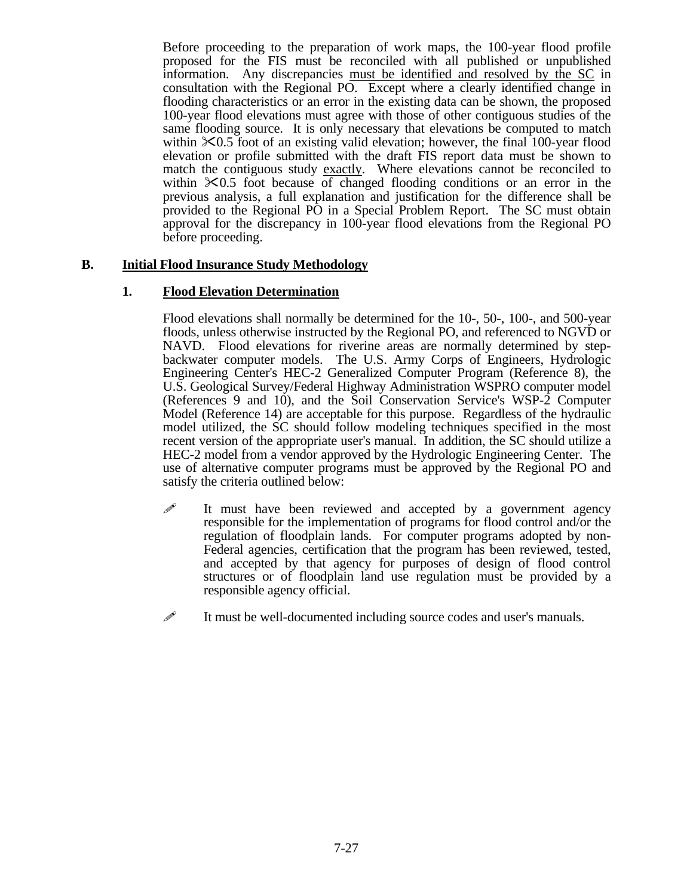Before proceeding to the preparation of work maps, the 100-year flood profile proposed for the FIS must be reconciled with all published or unpublished information. Any discrepancies <u>must be identified and resolved by the SC</u> in consultation with the Regional PO. Except where a clearly identified change in flooding characteristics or an error in the existing data can be shown, the proposed 100-year flood elevations must agree with those of other contiguous studies of the same flooding source. It is only necessary that elevations be computed to match within ±0.5 foot of an existing valid elevation; however, the final 100-year flood elevation or profile submitted with the draft FIS report data must be shown to match the contiguous study <u>exactly</u>. Where elevations cannot be reconciled to within ±0.5 foot because of changed flooding conditions or an error in the previous analysis, a full explanation and justification for the difference shall be provided to the Regional PO in a Special Problem Report. The SC must obtain approval for the discrepancy in 100-year flood elevations from the Regional PO before proceeding.

## B. Initial Flood Insurance Study Methodology

### 1. Flood Elevation Determination

Flood elevations shall normally be determined for the 10-, 50-, 100-, and 500-year floods, unless otherwise instructed by the Regional PO, and referenced to NGVD or NAVD. Flood elevations for riverine areas are normally determined by step-backwater computer models. The U.S. Army Corps of Engineers, Hydrologic Engineering Center's HEC-2 Generalized Computer Program (Reference 8), the U.S. Geological Survey/Federal Highway Administration WSPRO computer model (References 9 and 10), and the Soil Conservation Service's WSP-2 Computer Model (Reference 14) are acceptable for this purpose. Regardless of the hydraulic model utilized, the SC should follow modeling techniques specified in the most recent version of the appropriate user's manual. In addition, the SC should utilize a HEC-2 model from a vendor approved by the Hydrologic Engineering Center. The use of alternative computer programs must be approved by the Regional PO and satisfy the criteria outlined below:

- It must have been reviewed and accepted by a government agency responsible for the implementation of programs for flood control and/or the regulation of floodplain lands. For computer programs adopted by non-Federal agencies, certification that the program has been reviewed, tested, and accepted by that agency for purposes of design of flood control structures or of floodplain land use regulation must be provided by a responsible agency official.

- It must be well-documented including source codes and user's manuals.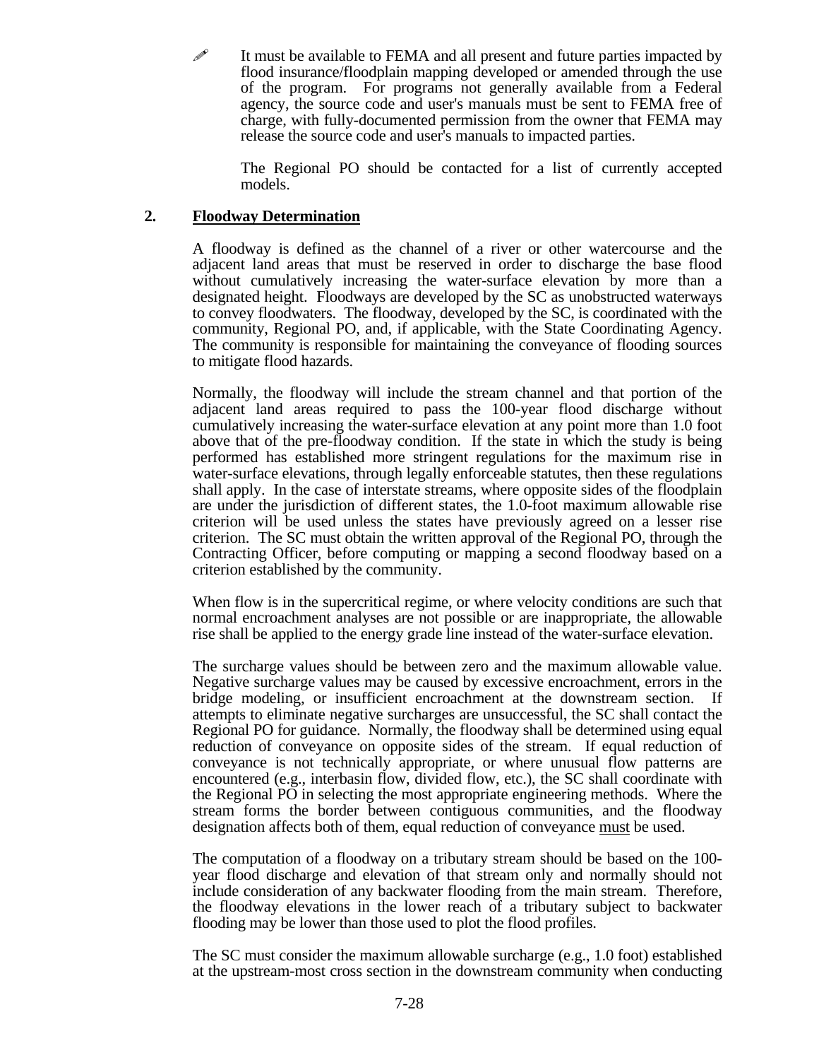- It must be available to FEMA and all present and future parties impacted by flood insurance/floodplain mapping developed or amended through the use of the program. For programs not generally available from a Federal agency, the source code and user's manuals must be sent to FEMA free of charge, with fully-documented permission from the owner that FEMA may release the source code and user's manuals to impacted parties.

  The Regional PO should be contacted for a list of currently accepted models.

## 2. Floodway Determination

A floodway is defined as the channel of a river or other watercourse and the adjacent land areas that must be reserved in order to discharge the base flood without cumulatively increasing the water-surface elevation by more than a designated height. Floodways are developed by the SC as unobstructed waterways to convey floodwaters. The floodway, developed by the SC, is coordinated with the community, Regional PO, and, if applicable, with the State Coordinating Agency. The community is responsible for maintaining the conveyance of flooding sources to mitigate flood hazards.

Normally, the floodway will include the stream channel and that portion of the adjacent land areas required to pass the 100-year flood discharge without cumulatively increasing the water-surface elevation at any point more than 1.0 foot above that of the pre-floodway condition. If the state in which the study is being performed has established more stringent regulations for the maximum rise in water-surface elevations, through legally enforceable statutes, then these regulations shall apply. In the case of interstate streams, where opposite sides of the floodplain are under the jurisdiction of different states, the 1.0-foot maximum allowable rise criterion will be used unless the states have previously agreed on a lesser rise criterion. The SC must obtain the written approval of the Regional PO, through the Contracting Officer, before computing or mapping a second floodway based on a criterion established by the community.

When flow is in the supercritical regime, or where velocity conditions are such that normal encroachment analyses are not possible or are inappropriate, the allowable rise shall be applied to the energy grade line instead of the water-surface elevation.

The surcharge values should be between zero and the maximum allowable value. Negative surcharge values may be caused by excessive encroachment, errors in the bridge modeling, or insufficient encroachment at the downstream section. If attempts to eliminate negative surcharges are unsuccessful, the SC shall contact the Regional PO for guidance. Normally, the floodway shall be determined using equal reduction of conveyance on opposite sides of the stream. If equal reduction of conveyance is not technically appropriate, or where unusual flow patterns are encountered (e.g., interbasin flow, divided flow, etc.), the SC shall coordinate with the Regional PO in selecting the most appropriate engineering methods. Where the stream forms the border between contiguous communities, and the floodway designation affects both of them, equal reduction of conveyance <u>must</u> be used.

The computation of a floodway on a tributary stream should be based on the 100-year flood discharge and elevation of that stream only and normally should not include consideration of any backwater flooding from the main stream. Therefore, the floodway elevations in the lower reach of a tributary subject to backwater flooding may be lower than those used to plot the flood profiles.

The SC must consider the maximum allowable surcharge (e.g., 1.0 foot) established at the upstream-most cross section in the downstream community when conducting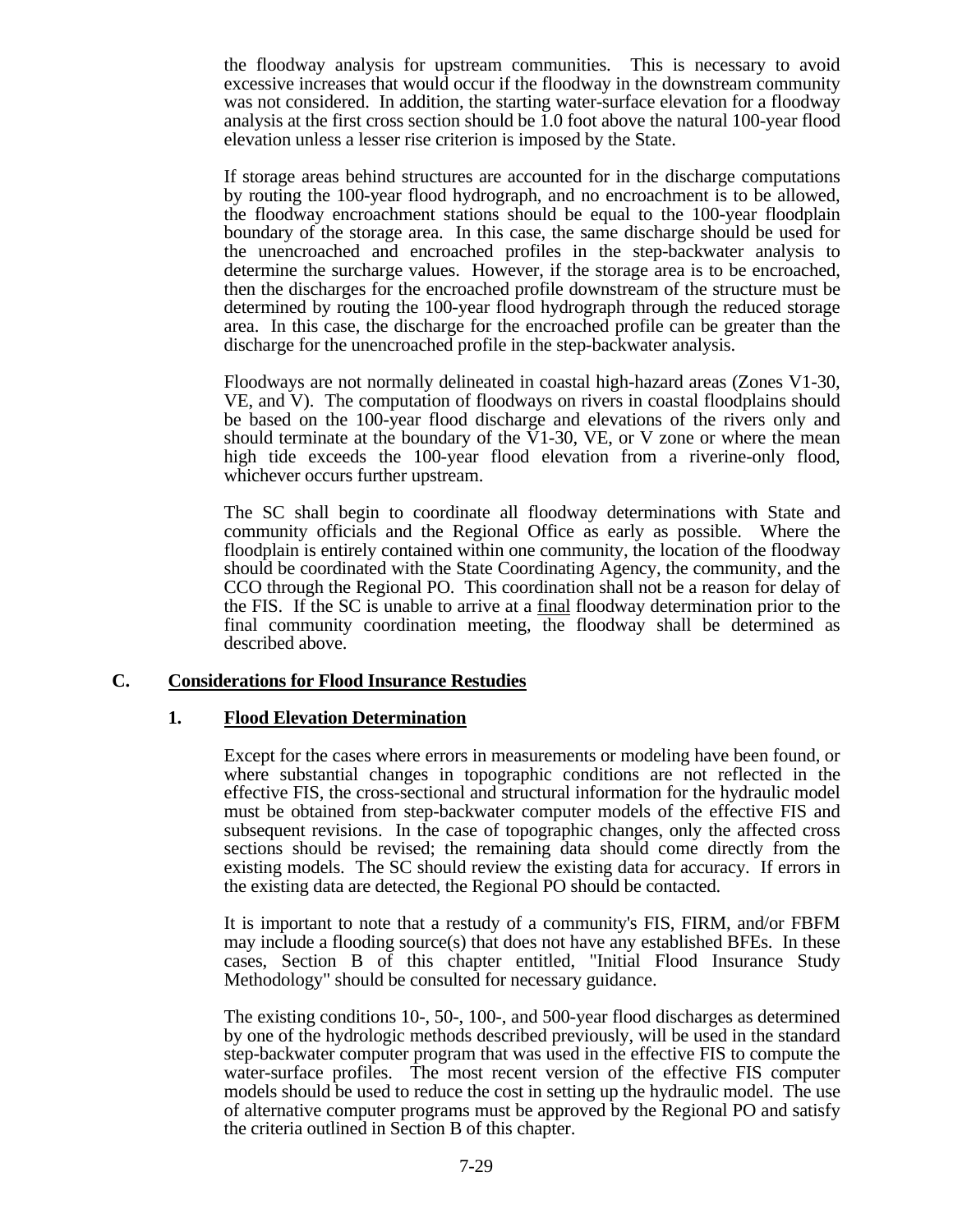the floodway analysis for upstream communities. This is necessary to avoid excessive increases that would occur if the floodway in the downstream community was not considered. In addition, the starting water-surface elevation for a floodway analysis at the first cross section should be 1.0 foot above the natural 100-year flood elevation unless a lesser rise criterion is imposed by the State.

If storage areas behind structures are accounted for in the discharge computations by routing the 100-year flood hydrograph, and no encroachment is to be allowed, the floodway encroachment stations should be equal to the 100-year floodplain boundary of the storage area. In this case, the same discharge should be used for the unencroached and encroached profiles in the step-backwater analysis to determine the surcharge values. However, if the storage area is to be encroached, then the discharges for the encroached profile downstream of the structure must be determined by routing the 100-year flood hydrograph through the reduced storage area. In this case, the discharge for the encroached profile can be greater than the discharge for the unencroached profile in the step-backwater analysis.

Floodways are not normally delineated in coastal high-hazard areas (Zones V1-30, VE, and V). The computation of floodways on rivers in coastal floodplains should be based on the 100-year flood discharge and elevations of the rivers only and should terminate at the boundary of the V1-30, VE, or V zone or where the mean high tide exceeds the 100-year flood elevation from a riverine-only flood, whichever occurs further upstream.

The SC shall begin to coordinate all floodway determinations with State and community officials and the Regional Office as early as possible. Where the floodplain is entirely contained within one community, the location of the floodway should be coordinated with the State Coordinating Agency, the community, and the CCO through the Regional PO. This coordination shall not be a reason for delay of the FIS. If the SC is unable to arrive at a final floodway determination prior to the final community coordination meeting, the floodway shall be determined as described above.

## C. Considerations for Flood Insurance Restudies

### 1. Flood Elevation Determination

Except for the cases where errors in measurements or modeling have been found, or where substantial changes in topographic conditions are not reflected in the effective FIS, the cross-sectional and structural information for the hydraulic model must be obtained from step-backwater computer models of the effective FIS and subsequent revisions. In the case of topographic changes, only the affected cross sections should be revised; the remaining data should come directly from the existing models. The SC should review the existing data for accuracy. If errors in the existing data are detected, the Regional PO should be contacted.

It is important to note that a restudy of a community's FIS, FIRM, and/or FBFM may include a flooding source(s) that does not have any established BFEs. In these cases, Section B of this chapter entitled, "Initial Flood Insurance Study Methodology" should be consulted for necessary guidance.

The existing conditions 10-, 50-, 100-, and 500-year flood discharges as determined by one of the hydrologic methods described previously, will be used in the standard step-backwater computer program that was used in the effective FIS to compute the water-surface profiles. The most recent version of the effective FIS computer models should be used to reduce the cost in setting up the hydraulic model. The use of alternative computer programs must be approved by the Regional PO and satisfy the criteria outlined in Section B of this chapter.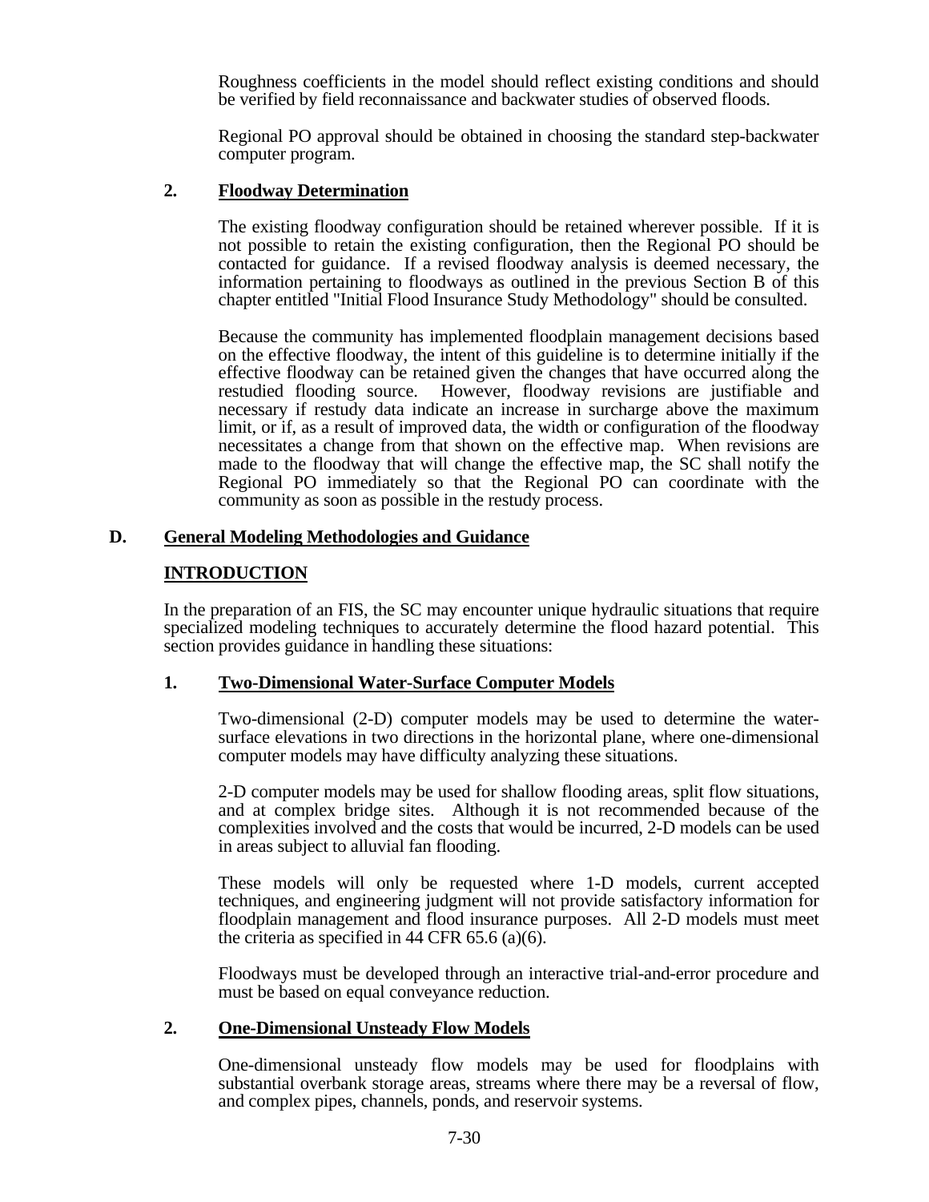Roughness coefficients in the model should reflect existing conditions and should be verified by field reconnaissance and backwater studies of observed floods.

Regional PO approval should be obtained in choosing the standard step-backwater computer program.

### 2. Floodway Determination

The existing floodway configuration should be retained wherever possible. If it is not possible to retain the existing configuration, then the Regional PO should be contacted for guidance. If a revised floodway analysis is deemed necessary, the information pertaining to floodways as outlined in the previous Section B of this chapter entitled "Initial Flood Insurance Study Methodology" should be consulted.

Because the community has implemented floodplain management decisions based on the effective floodway, the intent of this guideline is to determine initially if the effective floodway can be retained given the changes that have occurred along the restudied flooding source. However, floodway revisions are justifiable and necessary if restudy data indicate an increase in surcharge above the maximum limit, or if, as a result of improved data, the width or configuration of the floodway necessitates a change from that shown on the effective map. When revisions are made to the floodway that will change the effective map, the SC shall notify the Regional PO immediately so that the Regional PO can coordinate with the community as soon as possible in the restudy process.

## D. General Modeling Methodologies and Guidance

### INTRODUCTION

In the preparation of an FIS, the SC may encounter unique hydraulic situations that require specialized modeling techniques to accurately determine the flood hazard potential. This section provides guidance in handling these situations:

### 1. Two-Dimensional Water-Surface Computer Models

Two-dimensional (2-D) computer models may be used to determine the water-surface elevations in two directions in the horizontal plane, where one-dimensional computer models may have difficulty analyzing these situations.

2-D computer models may be used for shallow flooding areas, split flow situations, and at complex bridge sites. Although it is not recommended because of the complexities involved and the costs that would be incurred, 2-D models can be used in areas subject to alluvial fan flooding.

These models will only be requested where 1-D models, current accepted techniques, and engineering judgment will not provide satisfactory information for floodplain management and flood insurance purposes. All 2-D models must meet the criteria as specified in 44 CFR 65.6 (a)(6).

Floodways must be developed through an interactive trial-and-error procedure and must be based on equal conveyance reduction.

### 2. One-Dimensional Unsteady Flow Models

One-dimensional unsteady flow models may be used for floodplains with substantial overbank storage areas, streams where there may be a reversal of flow, and complex pipes, channels, ponds, and reservoir systems.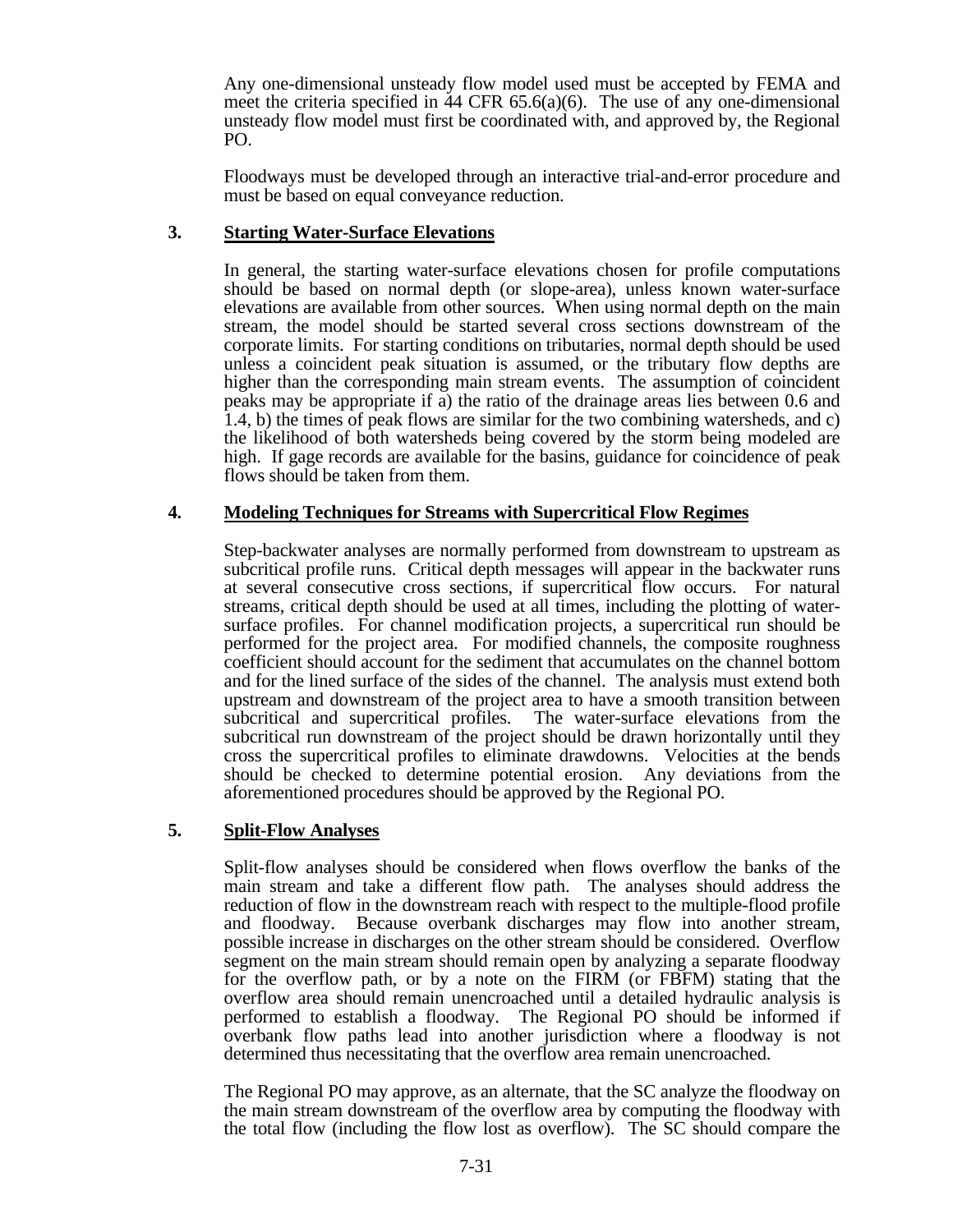Any one-dimensional unsteady flow model used must be accepted by FEMA and meet the criteria specified in 44 CFR 65.6(a)(6). The use of any one-dimensional unsteady flow model must first be coordinated with, and approved by, the Regional PO.

Floodways must be developed through an interactive trial-and-error procedure and must be based on equal conveyance reduction.

### 3. Starting Water-Surface Elevations

In general, the starting water-surface elevations chosen for profile computations should be based on normal depth (or slope-area), unless known water-surface elevations are available from other sources. When using normal depth on the main stream, the model should be started several cross sections downstream of the corporate limits. For starting conditions on tributaries, normal depth should be used unless a coincident peak situation is assumed, or the tributary flow depths are higher than the corresponding main stream events. The assumption of coincident peaks may be appropriate if a) the ratio of the drainage areas lies between 0.6 and 1.4, b) the times of peak flows are similar for the two combining watersheds, and c) the likelihood of both watersheds being covered by the storm being modeled are high. If gage records are available for the basins, guidance for coincidence of peak flows should be taken from them.

### 4. Modeling Techniques for Streams with Supercritical Flow Regimes

Step-backwater analyses are normally performed from downstream to upstream as subcritical profile runs. Critical depth messages will appear in the backwater runs at several consecutive cross sections, if supercritical flow occurs. For natural streams, critical depth should be used at all times, including the plotting of water-surface profiles. For channel modification projects, a supercritical run should be performed for the project area. For modified channels, the composite roughness coefficient should account for the sediment that accumulates on the channel bottom and for the lined surface of the sides of the channel. The analysis must extend both upstream and downstream of the project area to have a smooth transition between subcritical and supercritical profiles. The water-surface elevations from the subcritical run downstream of the project should be drawn horizontally until they cross the supercritical profiles to eliminate drawdowns. Velocities at the bends should be checked to determine potential erosion. Any deviations from the aforementioned procedures should be approved by the Regional PO.

### 5. Split-Flow Analyses

Split-flow analyses should be considered when flows overflow the banks of the main stream and take a different flow path. The analyses should address the reduction of flow in the downstream reach with respect to the multiple-flood profile and floodway. Because overbank discharges may flow into another stream, possible increase in discharges on the other stream should be considered. Overflow segment on the main stream should remain open by analyzing a separate floodway for the overflow path, or by a note on the FIRM (or FBFM) stating that the overflow area should remain unencroached until a detailed hydraulic analysis is performed to establish a floodway. The Regional PO should be informed if overbank flow paths lead into another jurisdiction where a floodway is not determined thus necessitating that the overflow area remain unencroached.

The Regional PO may approve, as an alternate, that the SC analyze the floodway on the main stream downstream of the overflow area by computing the floodway with the total flow (including the flow lost as overflow). The SC should compare the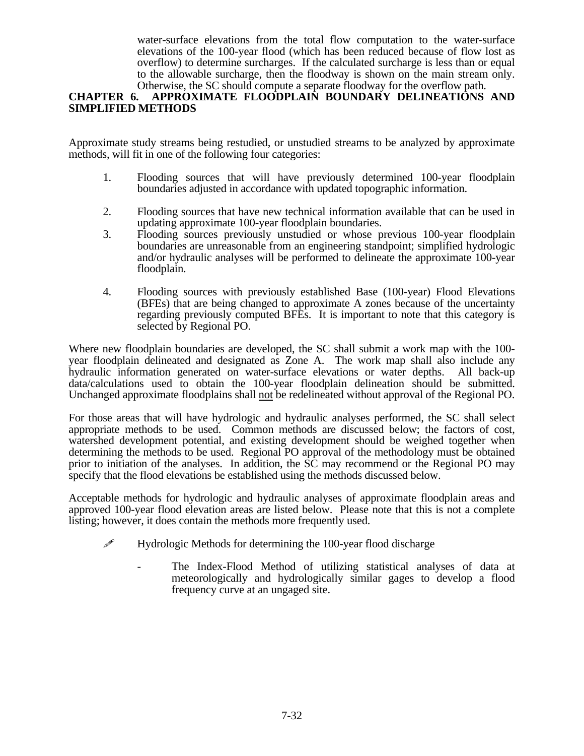water-surface elevations from the total flow computation to the water-surface elevations of the 100-year flood (which has been reduced because of flow lost as overflow) to determine surcharges. If the calculated surcharge is less than or equal to the allowable surcharge, then the floodway is shown on the main stream only. Otherwise, the SC should compute a separate floodway for the overflow path.

# CHAPTER 6. APPROXIMATE FLOODPLAIN BOUNDARY DELINEATIONS AND SIMPLIFIED METHODS

Approximate study streams being restudied, or unstudied streams to be analyzed by approximate methods, will fit in one of the following four categories:

1. Flooding sources that will have previously determined 100-year floodplain boundaries adjusted in accordance with updated topographic information.

2. Flooding sources that have new technical information available that can be used in updating approximate 100-year floodplain boundaries.
3. Flooding sources previously unstudied or whose previous 100-year floodplain boundaries are unreasonable from an engineering standpoint; simplified hydrologic and/or hydraulic analyses will be performed to delineate the approximate 100-year floodplain.

4. Flooding sources with previously established Base (100-year) Flood Elevations (BFEs) that are being changed to approximate A zones because of the uncertainty regarding previously computed BFEs. It is important to note that this category is selected by Regional PO.

Where new floodplain boundaries are developed, the SC shall submit a work map with the 100-year floodplain delineated and designated as Zone A. The work map shall also include any hydraulic information generated on water-surface elevations or water depths. All back-up data/calculations used to obtain the 100-year floodplain delineation should be submitted. Unchanged approximate floodplains shall <u>not</u> be redelineated without approval of the Regional PO.

For those areas that will have hydrologic and hydraulic analyses performed, the SC shall select appropriate methods to be used. Common methods are discussed below; the factors of cost, watershed development potential, and existing development should be weighed together when determining the methods to be used. Regional PO approval of the methodology must be obtained prior to initiation of the analyses. In addition, the SC may recommend or the Regional PO may specify that the flood elevations be established using the methods discussed below.

Acceptable methods for hydrologic and hydraulic analyses of approximate floodplain areas and approved 100-year flood elevation areas are listed below. Please note that this is not a complete listing; however, it does contain the methods more frequently used.

- Hydrologic Methods for determining the 100-year flood discharge

  - The Index-Flood Method of utilizing statistical analyses of data at meteorologically and hydrologically similar gages to develop a flood frequency curve at an ungaged site.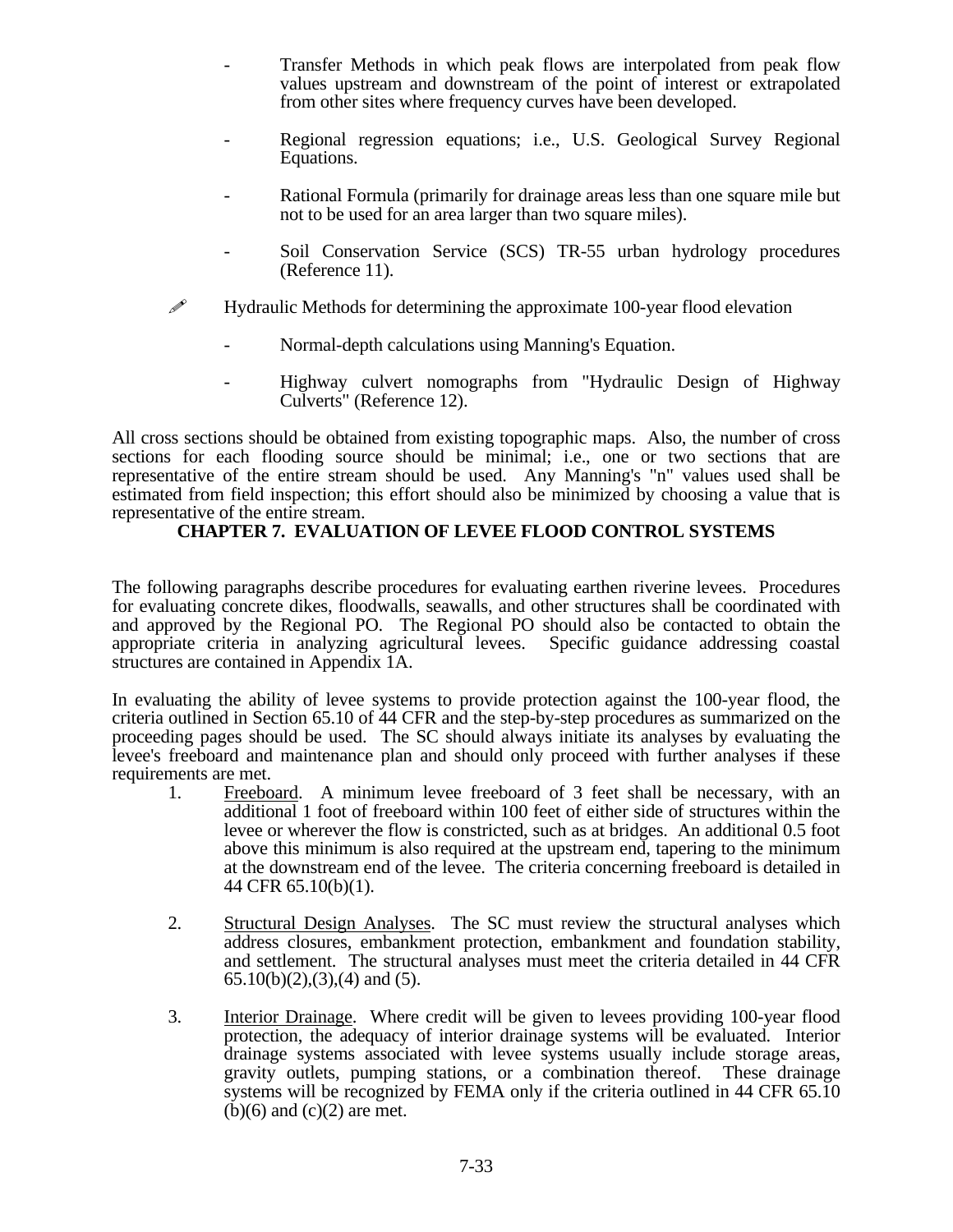- Transfer Methods in which peak flows are interpolated from peak flow values upstream and downstream of the point of interest or extrapolated from other sites where frequency curves have been developed.

- Regional regression equations; i.e., U.S. Geological Survey Regional Equations.

- Rational Formula (primarily for drainage areas less than one square mile but not to be used for an area larger than two square miles).

- Soil Conservation Service (SCS) TR-55 urban hydrology procedures (Reference 11).

✎ Hydraulic Methods for determining the approximate 100-year flood elevation

- Normal-depth calculations using Manning's Equation.

- Highway culvert nomographs from "Hydraulic Design of Highway Culverts" (Reference 12).

All cross sections should be obtained from existing topographic maps. Also, the number of cross sections for each flooding source should be minimal; i.e., one or two sections that are representative of the entire stream should be used. Any Manning's "n" values used shall be estimated from field inspection; this effort should also be minimized by choosing a value that is representative of the entire stream.

## CHAPTER 7. EVALUATION OF LEVEE FLOOD CONTROL SYSTEMS

The following paragraphs describe procedures for evaluating earthen riverine levees. Procedures for evaluating concrete dikes, floodwalls, seawalls, and other structures shall be coordinated with and approved by the Regional PO. The Regional PO should also be contacted to obtain the appropriate criteria in analyzing agricultural levees. Specific guidance addressing coastal structures are contained in Appendix 1A.

In evaluating the ability of levee systems to provide protection against the 100-year flood, the criteria outlined in Section 65.10 of 44 CFR and the step-by-step procedures as summarized on the proceeding pages should be used. The SC should always initiate its analyses by evaluating the levee's freeboard and maintenance plan and should only proceed with further analyses if these requirements are met.

1. Freeboard. A minimum levee freeboard of 3 feet shall be necessary, with an additional 1 foot of freeboard within 100 feet of either side of structures within the levee or wherever the flow is constricted, such as at bridges. An additional 0.5 foot above this minimum is also required at the upstream end, tapering to the minimum at the downstream end of the levee. The criteria concerning freeboard is detailed in 44 CFR 65.10(b)(1).

2. Structural Design Analyses. The SC must review the structural analyses which address closures, embankment protection, embankment and foundation stability, and settlement. The structural analyses must meet the criteria detailed in 44 CFR 65.10(b)(2),(3),(4) and (5).

3. Interior Drainage. Where credit will be given to levees providing 100-year flood protection, the adequacy of interior drainage systems will be evaluated. Interior drainage systems associated with levee systems usually include storage areas, gravity outlets, pumping stations, or a combination thereof. These drainage systems will be recognized by FEMA only if the criteria outlined in 44 CFR 65.10 (b)(6) and (c)(2) are met.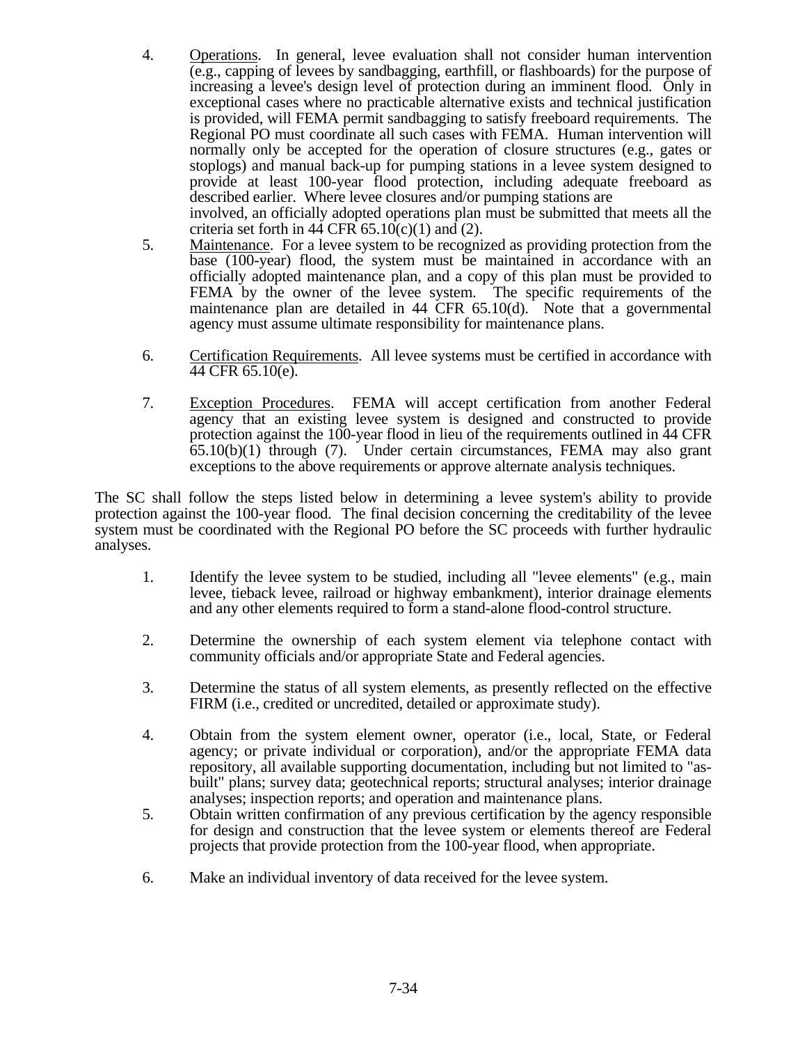4. Operations. In general, levee evaluation shall not consider human intervention (e.g., capping of levees by sandbagging, earthfill, or flashboards) for the purpose of increasing a levee's design level of protection during an imminent flood. Only in exceptional cases where no practicable alternative exists and technical justification is provided, will FEMA permit sandbagging to satisfy freeboard requirements. The Regional PO must coordinate all such cases with FEMA. Human intervention will normally only be accepted for the operation of closure structures (e.g., gates or stoplogs) and manual back-up for pumping stations in a levee system designed to provide at least 100-year flood protection, including adequate freeboard as described earlier. Where levee closures and/or pumping stations are involved, an officially adopted operations plan must be submitted that meets all the criteria set forth in 44 CFR 65.10(c)(1) and (2).
5. Maintenance. For a levee system to be recognized as providing protection from the base (100-year) flood, the system must be maintained in accordance with an officially adopted maintenance plan, and a copy of this plan must be provided to FEMA by the owner of the levee system. The specific requirements of the maintenance plan are detailed in 44 CFR 65.10(d). Note that a governmental agency must assume ultimate responsibility for maintenance plans.
6. Certification Requirements. All levee systems must be certified in accordance with 44 CFR 65.10(e).
7. Exception Procedures. FEMA will accept certification from another Federal agency that an existing levee system is designed and constructed to provide protection against the 100-year flood in lieu of the requirements outlined in 44 CFR 65.10(b)(1) through (7). Under certain circumstances, FEMA may also grant exceptions to the above requirements or approve alternate analysis techniques.

The SC shall follow the steps listed below in determining a levee system's ability to provide protection against the 100-year flood. The final decision concerning the creditability of the levee system must be coordinated with the Regional PO before the SC proceeds with further hydraulic analyses.

1. Identify the levee system to be studied, including all "levee elements" (e.g., main levee, tieback levee, railroad or highway embankment), interior drainage elements and any other elements required to form a stand-alone flood-control structure.
2. Determine the ownership of each system element via telephone contact with community officials and/or appropriate State and Federal agencies.
3. Determine the status of all system elements, as presently reflected on the effective FIRM (i.e., credited or uncredited, detailed or approximate study).
4. Obtain from the system element owner, operator (i.e., local, State, or Federal agency; or private individual or corporation), and/or the appropriate FEMA data repository, all available supporting documentation, including but not limited to "as-built" plans; survey data; geotechnical reports; structural analyses; interior drainage analyses; inspection reports; and operation and maintenance plans.
5. Obtain written confirmation of any previous certification by the agency responsible for design and construction that the levee system or elements thereof are Federal projects that provide protection from the 100-year flood, when appropriate.
6. Make an individual inventory of data received for the levee system.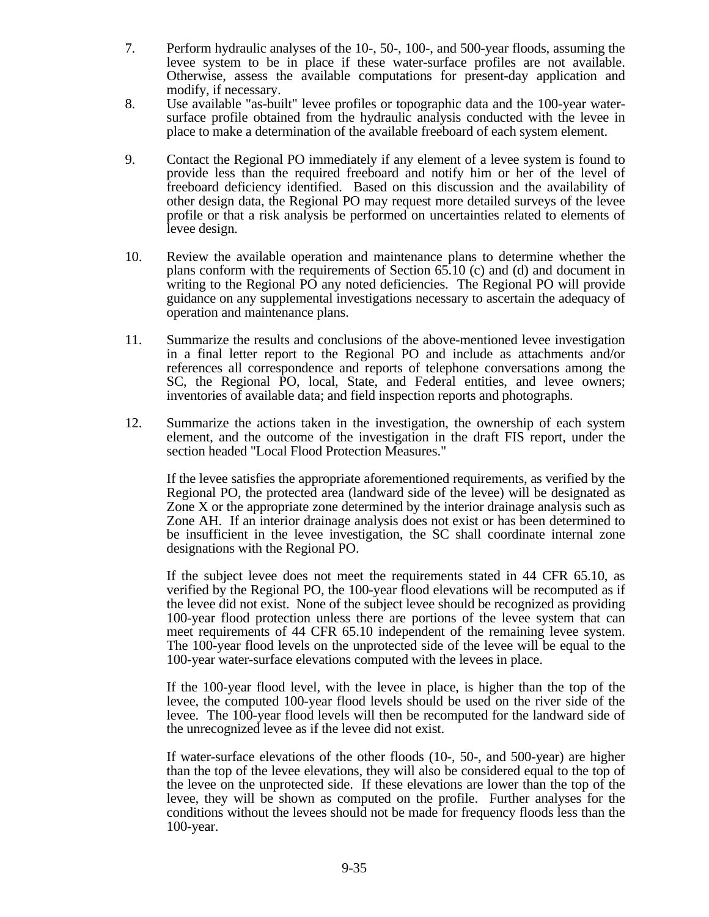7. Perform hydraulic analyses of the 10-, 50-, 100-, and 500-year floods, assuming the levee system to be in place if these water-surface profiles are not available. Otherwise, assess the available computations for present-day application and modify, if necessary.
8. Use available "as-built" levee profiles or topographic data and the 100-year water-surface profile obtained from the hydraulic analysis conducted with the levee in place to make a determination of the available freeboard of each system element.
9. Contact the Regional PO immediately if any element of a levee system is found to provide less than the required freeboard and notify him or her of the level of freeboard deficiency identified. Based on this discussion and the availability of other design data, the Regional PO may request more detailed surveys of the levee profile or that a risk analysis be performed on uncertainties related to elements of levee design.
10. Review the available operation and maintenance plans to determine whether the plans conform with the requirements of Section 65.10 (c) and (d) and document in writing to the Regional PO any noted deficiencies. The Regional PO will provide guidance on any supplemental investigations necessary to ascertain the adequacy of operation and maintenance plans.
11. Summarize the results and conclusions of the above-mentioned levee investigation in a final letter report to the Regional PO and include as attachments and/or references all correspondence and reports of telephone conversations among the SC, the Regional PO, local, State, and Federal entities, and levee owners; inventories of available data; and field inspection reports and photographs.
12. Summarize the actions taken in the investigation, the ownership of each system element, and the outcome of the investigation in the draft FIS report, under the section headed "Local Flood Protection Measures."

    If the levee satisfies the appropriate aforementioned requirements, as verified by the Regional PO, the protected area (landward side of the levee) will be designated as Zone X or the appropriate zone determined by the interior drainage analysis such as Zone AH. If an interior drainage analysis does not exist or has been determined to be insufficient in the levee investigation, the SC shall coordinate internal zone designations with the Regional PO.

    If the subject levee does not meet the requirements stated in 44 CFR 65.10, as verified by the Regional PO, the 100-year flood elevations will be recomputed as if the levee did not exist. None of the subject levee should be recognized as providing 100-year flood protection unless there are portions of the levee system that can meet requirements of 44 CFR 65.10 independent of the remaining levee system. The 100-year flood levels on the unprotected side of the levee will be equal to the 100-year water-surface elevations computed with the levees in place.

    If the 100-year flood level, with the levee in place, is higher than the top of the levee, the computed 100-year flood levels should be used on the river side of the levee. The 100-year flood levels will then be recomputed for the landward side of the unrecognized levee as if the levee did not exist.

    If water-surface elevations of the other floods (10-, 50-, and 500-year) are higher than the top of the levee elevations, they will also be considered equal to the top of the levee on the unprotected side. If these elevations are lower than the top of the levee, they will be shown as computed on the profile. Further analyses for the conditions without the levees should not be made for frequency floods less than the 100-year.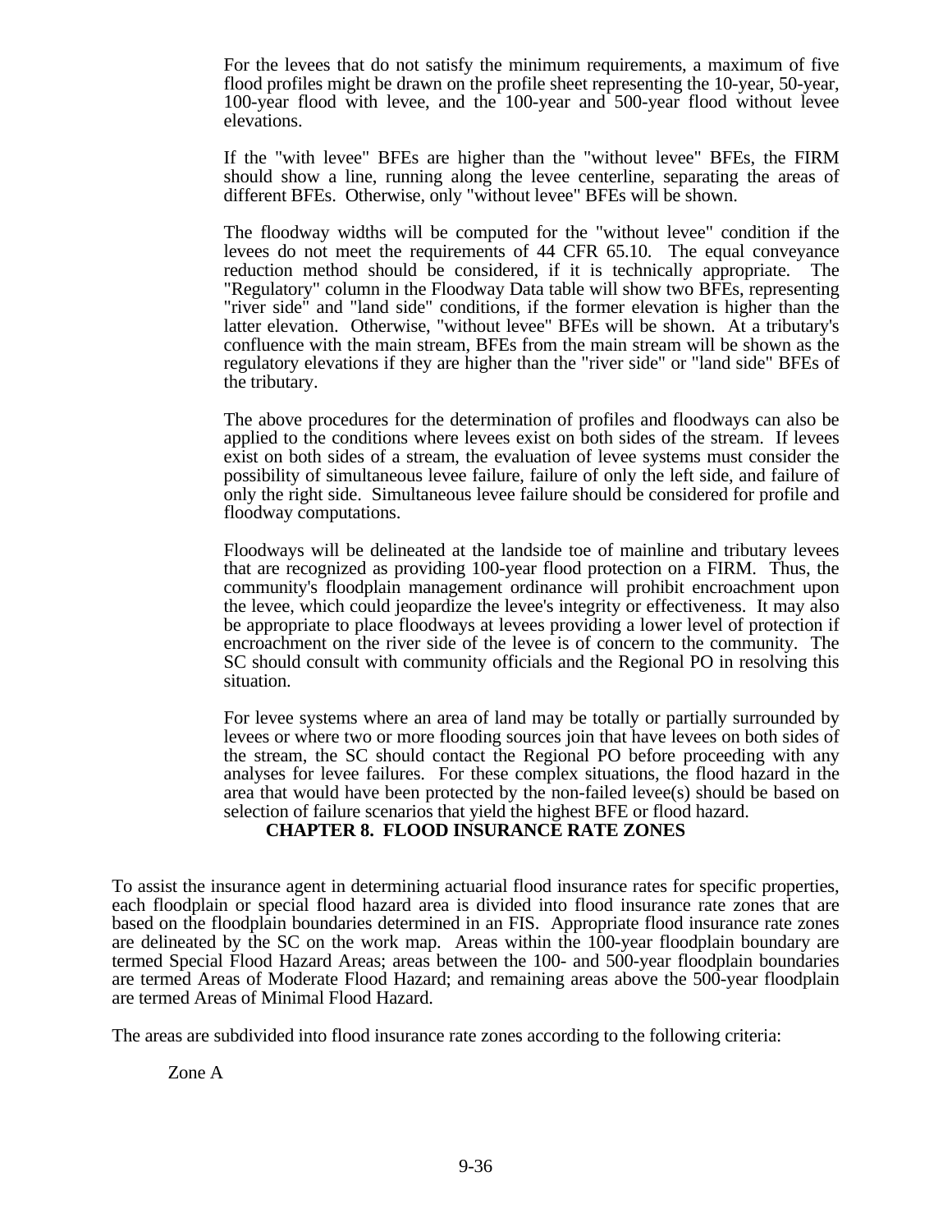For the levees that do not satisfy the minimum requirements, a maximum of five flood profiles might be drawn on the profile sheet representing the 10-year, 50-year, 100-year flood with levee, and the 100-year and 500-year flood without levee elevations.

If the "with levee" BFEs are higher than the "without levee" BFEs, the FIRM should show a line, running along the levee centerline, separating the areas of different BFEs. Otherwise, only "without levee" BFEs will be shown.

The floodway widths will be computed for the "without levee" condition if the levees do not meet the requirements of 44 CFR 65.10. The equal conveyance reduction method should be considered, if it is technically appropriate. The "Regulatory" column in the Floodway Data table will show two BFEs, representing "river side" and "land side" conditions, if the former elevation is higher than the latter elevation. Otherwise, "without levee" BFEs will be shown. At a tributary's confluence with the main stream, BFEs from the main stream will be shown as the regulatory elevations if they are higher than the "river side" or "land side" BFEs of the tributary.

The above procedures for the determination of profiles and floodways can also be applied to the conditions where levees exist on both sides of the stream. If levees exist on both sides of a stream, the evaluation of levee systems must consider the possibility of simultaneous levee failure, failure of only the left side, and failure of only the right side. Simultaneous levee failure should be considered for profile and floodway computations.

Floodways will be delineated at the landside toe of mainline and tributary levees that are recognized as providing 100-year flood protection on a FIRM. Thus, the community's floodplain management ordinance will prohibit encroachment upon the levee, which could jeopardize the levee's integrity or effectiveness. It may also be appropriate to place floodways at levees providing a lower level of protection if encroachment on the river side of the levee is of concern to the community. The SC should consult with community officials and the Regional PO in resolving this situation.

For levee systems where an area of land may be totally or partially surrounded by levees or where two or more flooding sources join that have levees on both sides of the stream, the SC should contact the Regional PO before proceeding with any analyses for levee failures. For these complex situations, the flood hazard in the area that would have been protected by the non-failed levee(s) should be based on selection of failure scenarios that yield the highest BFE or flood hazard.

## CHAPTER 8. FLOOD INSURANCE RATE ZONES

To assist the insurance agent in determining actuarial flood insurance rates for specific properties, each floodplain or special flood hazard area is divided into flood insurance rate zones that are based on the floodplain boundaries determined in an FIS. Appropriate flood insurance rate zones are delineated by the SC on the work map. Areas within the 100-year floodplain boundary are termed Special Flood Hazard Areas; areas between the 100- and 500-year floodplain boundaries are termed Areas of Moderate Flood Hazard; and remaining areas above the 500-year floodplain are termed Areas of Minimal Flood Hazard.

The areas are subdivided into flood insurance rate zones according to the following criteria:

Zone A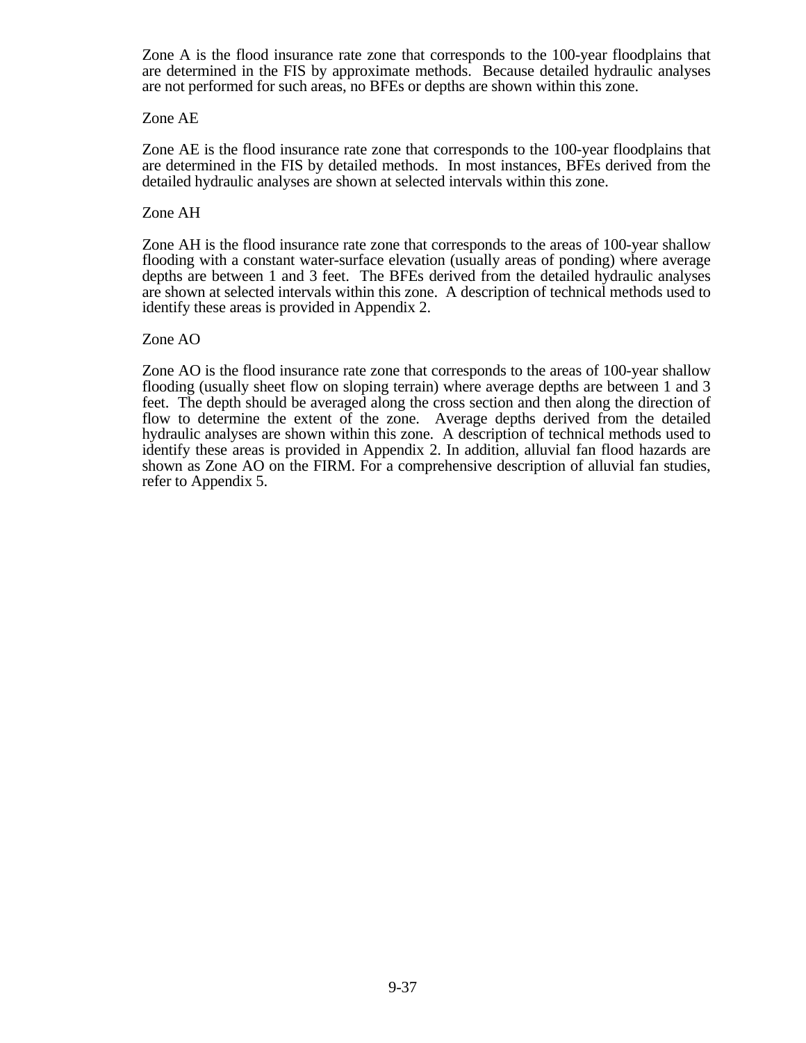Zone A is the flood insurance rate zone that corresponds to the 100-year floodplains that are determined in the FIS by approximate methods. Because detailed hydraulic analyses are not performed for such areas, no BFEs or depths are shown within this zone.

Zone AE

Zone AE is the flood insurance rate zone that corresponds to the 100-year floodplains that are determined in the FIS by detailed methods. In most instances, BFEs derived from the detailed hydraulic analyses are shown at selected intervals within this zone.

Zone AH

Zone AH is the flood insurance rate zone that corresponds to the areas of 100-year shallow flooding with a constant water-surface elevation (usually areas of ponding) where average depths are between 1 and 3 feet. The BFEs derived from the detailed hydraulic analyses are shown at selected intervals within this zone. A description of technical methods used to identify these areas is provided in Appendix 2.

Zone AO

Zone AO is the flood insurance rate zone that corresponds to the areas of 100-year shallow flooding (usually sheet flow on sloping terrain) where average depths are between 1 and 3 feet. The depth should be averaged along the cross section and then along the direction of flow to determine the extent of the zone. Average depths derived from the detailed hydraulic analyses are shown within this zone. A description of technical methods used to identify these areas is provided in Appendix 2. In addition, alluvial fan flood hazards are shown as Zone AO on the FIRM. For a comprehensive description of alluvial fan studies, refer to Appendix 5.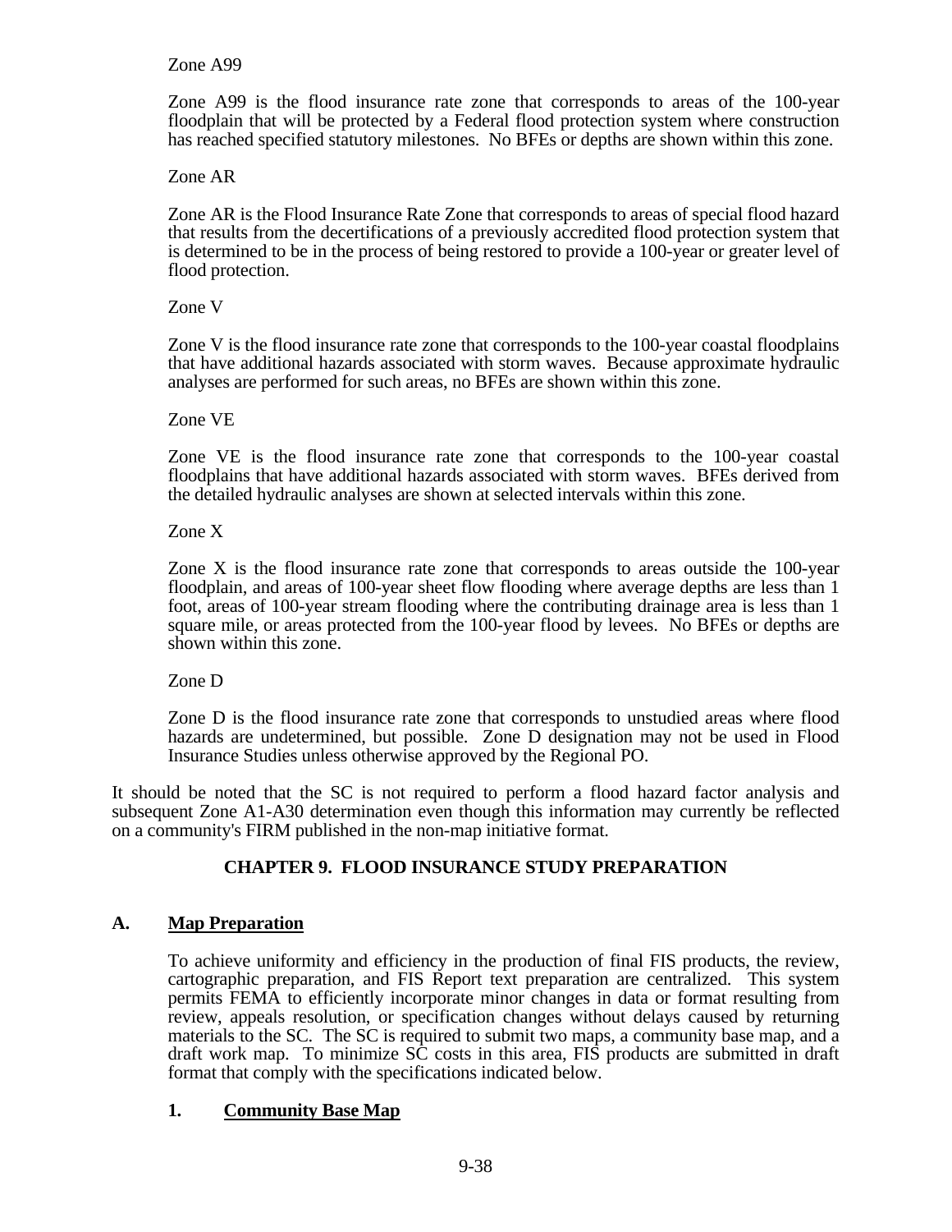Zone A99

Zone A99 is the flood insurance rate zone that corresponds to areas of the 100-year floodplain that will be protected by a Federal flood protection system where construction has reached specified statutory milestones. No BFEs or depths are shown within this zone.

Zone AR

Zone AR is the Flood Insurance Rate Zone that corresponds to areas of special flood hazard that results from the decertifications of a previously accredited flood protection system that is determined to be in the process of being restored to provide a 100-year or greater level of flood protection.

Zone V

Zone V is the flood insurance rate zone that corresponds to the 100-year coastal floodplains that have additional hazards associated with storm waves. Because approximate hydraulic analyses are performed for such areas, no BFEs are shown within this zone.

Zone VE

Zone VE is the flood insurance rate zone that corresponds to the 100-year coastal floodplains that have additional hazards associated with storm waves. BFEs derived from the detailed hydraulic analyses are shown at selected intervals within this zone.

Zone X

Zone X is the flood insurance rate zone that corresponds to areas outside the 100-year floodplain, and areas of 100-year sheet flow flooding where average depths are less than 1 foot, areas of 100-year stream flooding where the contributing drainage area is less than 1 square mile, or areas protected from the 100-year flood by levees. No BFEs or depths are shown within this zone.

Zone D

Zone D is the flood insurance rate zone that corresponds to unstudied areas where flood hazards are undetermined, but possible. Zone D designation may not be used in Flood Insurance Studies unless otherwise approved by the Regional PO.

It should be noted that the SC is not required to perform a flood hazard factor analysis and subsequent Zone A1-A30 determination even though this information may currently be reflected on a community's FIRM published in the non-map initiative format.

## CHAPTER 9. FLOOD INSURANCE STUDY PREPARATION

### A. Map Preparation

To achieve uniformity and efficiency in the production of final FIS products, the review, cartographic preparation, and FIS Report text preparation are centralized. This system permits FEMA to efficiently incorporate minor changes in data or format resulting from review, appeals resolution, or specification changes without delays caused by returning materials to the SC. The SC is required to submit two maps, a community base map, and a draft work map. To minimize SC costs in this area, FIS products are submitted in draft format that comply with the specifications indicated below.

#### 1. Community Base Map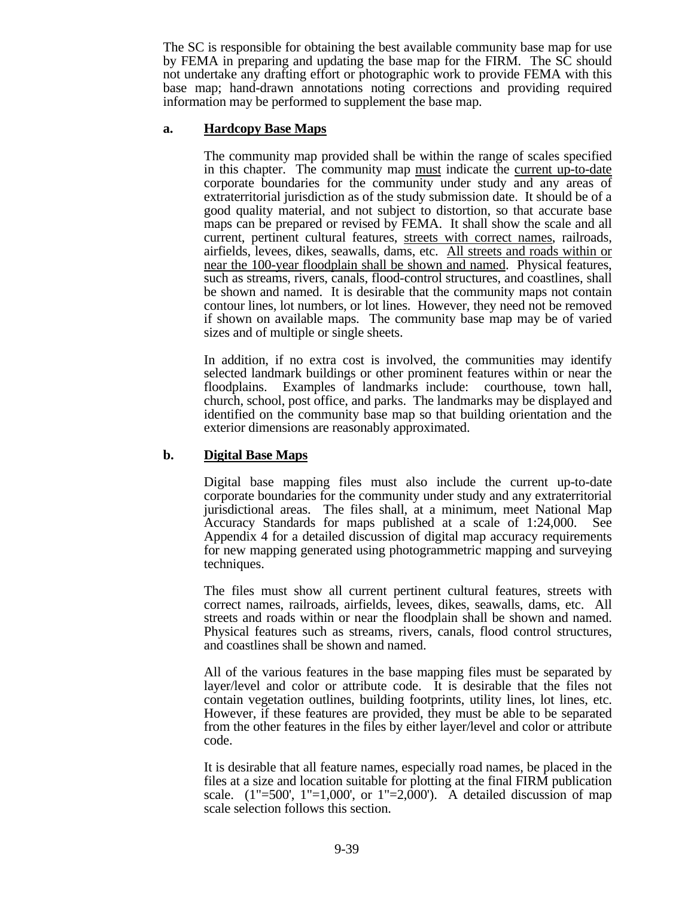The SC is responsible for obtaining the best available community base map for use by FEMA in preparing and updating the base map for the FIRM. The SC should not undertake any drafting effort or photographic work to provide FEMA with this base map; hand-drawn annotations noting corrections and providing required information may be performed to supplement the base map.

**a. Hardcopy Base Maps**

The community map provided shall be within the range of scales specified in this chapter. The community map must indicate the current up-to-date corporate boundaries for the community under study and any areas of extraterritorial jurisdiction as of the study submission date. It should be of a good quality material, and not subject to distortion, so that accurate base maps can be prepared or revised by FEMA. It shall show the scale and all current, pertinent cultural features, streets with correct names, railroads, airfields, levees, dikes, seawalls, dams, etc. All streets and roads within or near the 100-year floodplain shall be shown and named. Physical features, such as streams, rivers, canals, flood-control structures, and coastlines, shall be shown and named. It is desirable that the community maps not contain contour lines, lot numbers, or lot lines. However, they need not be removed if shown on available maps. The community base map may be of varied sizes and of multiple or single sheets.

In addition, if no extra cost is involved, the communities may identify selected landmark buildings or other prominent features within or near the floodplains. Examples of landmarks include: courthouse, town hall, church, school, post office, and parks. The landmarks may be displayed and identified on the community base map so that building orientation and the exterior dimensions are reasonably approximated.

**b. Digital Base Maps**

Digital base mapping files must also include the current up-to-date corporate boundaries for the community under study and any extraterritorial jurisdictional areas. The files shall, at a minimum, meet National Map Accuracy Standards for maps published at a scale of 1:24,000. See Appendix 4 for a detailed discussion of digital map accuracy requirements for new mapping generated using photogrammetric mapping and surveying techniques.

The files must show all current pertinent cultural features, streets with correct names, railroads, airfields, levees, dikes, seawalls, dams, etc. All streets and roads within or near the floodplain shall be shown and named. Physical features such as streams, rivers, canals, flood control structures, and coastlines shall be shown and named.

All of the various features in the base mapping files must be separated by layer/level and color or attribute code. It is desirable that the files not contain vegetation outlines, building footprints, utility lines, lot lines, etc. However, if these features are provided, they must be able to be separated from the other features in the files by either layer/level and color or attribute code.

It is desirable that all feature names, especially road names, be placed in the files at a size and location suitable for plotting at the final FIRM publication scale. (1"=500', 1"=1,000', or 1"=2,000'). A detailed discussion of map scale selection follows this section.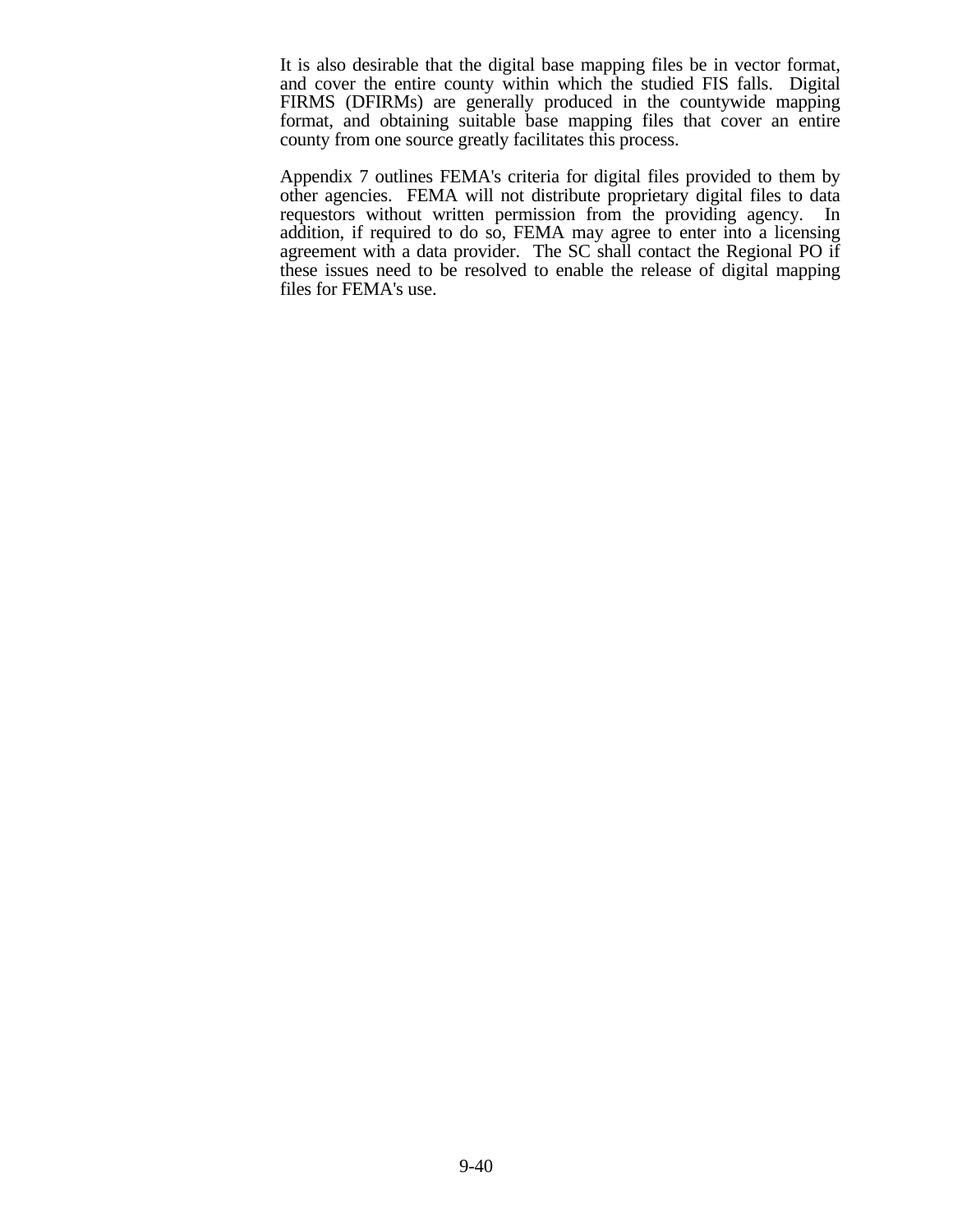It is also desirable that the digital base mapping files be in vector format, and cover the entire county within which the studied FIS falls. Digital FIRMS (DFIRMs) are generally produced in the countywide mapping format, and obtaining suitable base mapping files that cover an entire county from one source greatly facilitates this process.

Appendix 7 outlines FEMA's criteria for digital files provided to them by other agencies. FEMA will not distribute proprietary digital files to data requestors without written permission from the providing agency. In addition, if required to do so, FEMA may agree to enter into a licensing agreement with a data provider. The SC shall contact the Regional PO if these issues need to be resolved to enable the release of digital mapping files for FEMA's use.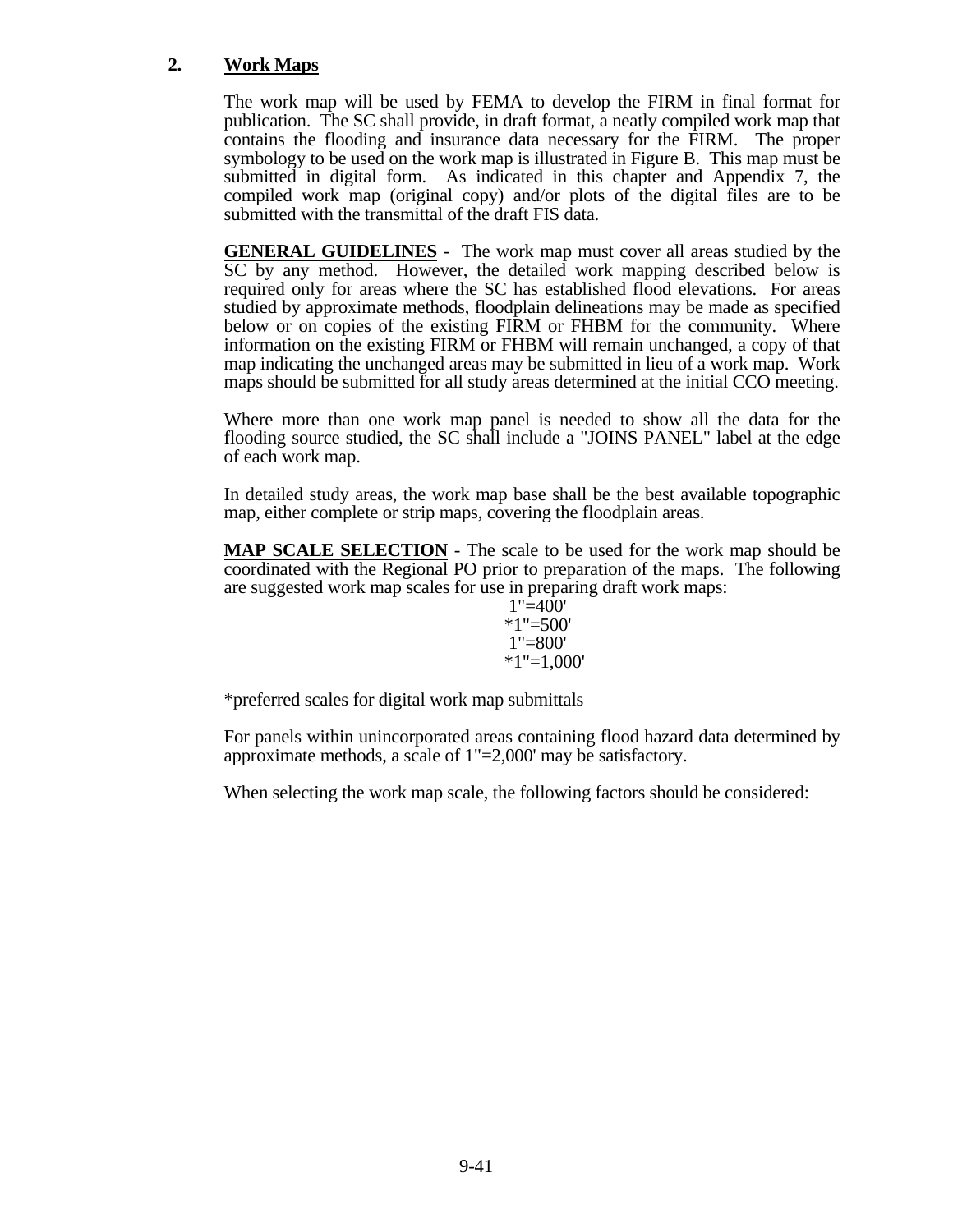## 2. **Work Maps**

The work map will be used by FEMA to develop the FIRM in final format for publication. The SC shall provide, in draft format, a neatly compiled work map that contains the flooding and insurance data necessary for the FIRM. The proper symbology to be used on the work map is illustrated in Figure B. This map must be submitted in digital form. As indicated in this chapter and Appendix 7, the compiled work map (original copy) and/or plots of the digital files are to be submitted with the transmittal of the draft FIS data.

**GENERAL GUIDELINES** - The work map must cover all areas studied by the SC by any method. However, the detailed work mapping described below is required only for areas where the SC has established flood elevations. For areas studied by approximate methods, floodplain delineations may be made as specified below or on copies of the existing FIRM or FHBM for the community. Where information on the existing FIRM or FHBM will remain unchanged, a copy of that map indicating the unchanged areas may be submitted in lieu of a work map. Work maps should be submitted for all study areas determined at the initial CCO meeting.

Where more than one work map panel is needed to show all the data for the flooding source studied, the SC shall include a "JOINS PANEL" label at the edge of each work map.

In detailed study areas, the work map base shall be the best available topographic map, either complete or strip maps, covering the floodplain areas.

**MAP SCALE SELECTION** - The scale to be used for the work map should be coordinated with the Regional PO prior to preparation of the maps. The following are suggested work map scales for use in preparing draft work maps:

1"=400'
*1"=500'
1"=800'
*1"=1,000'

*preferred scales for digital work map submittals

For panels within unincorporated areas containing flood hazard data determined by approximate methods, a scale of 1"=2,000' may be satisfactory.

When selecting the work map scale, the following factors should be considered: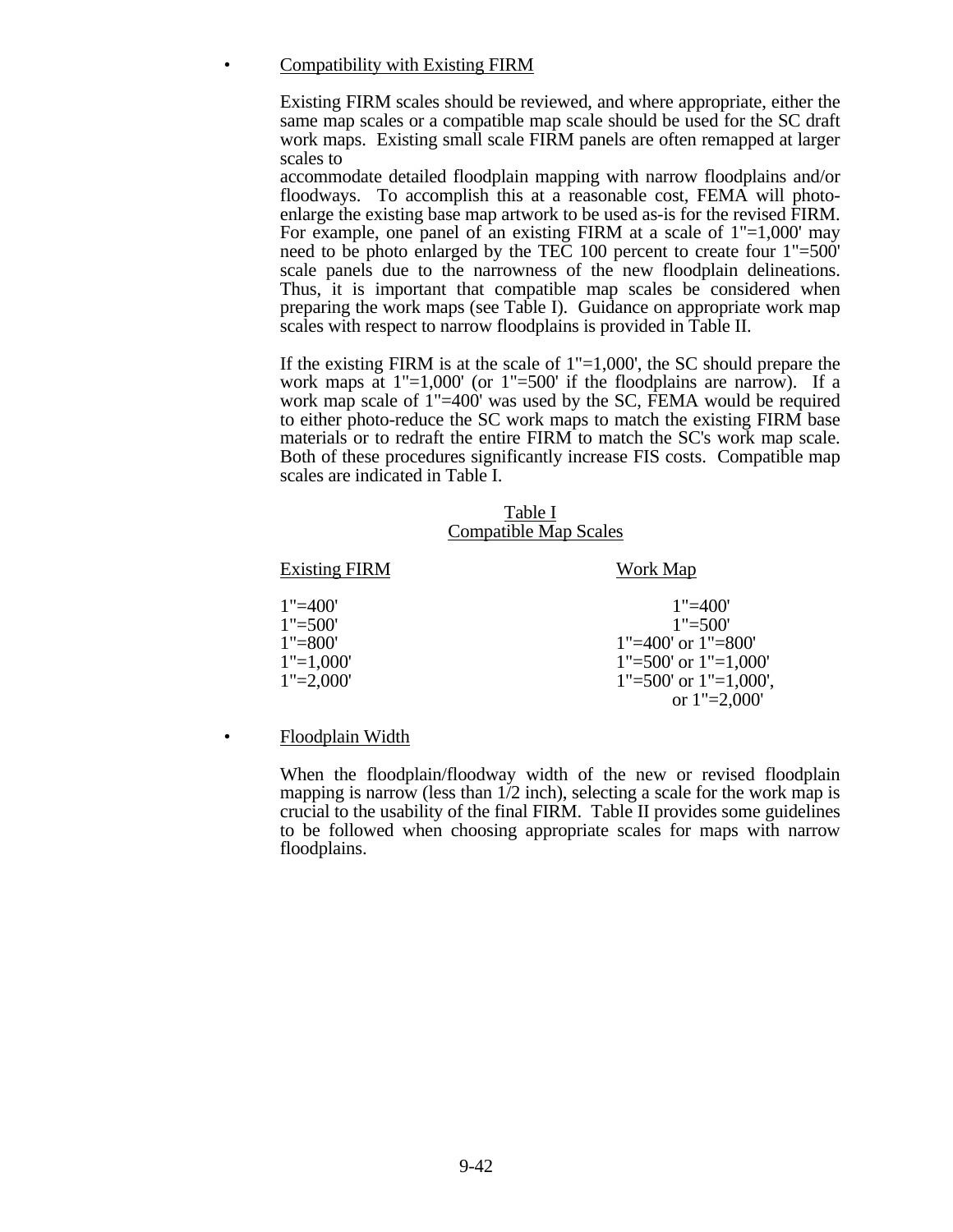- Compatibility with Existing FIRM

  Existing FIRM scales should be reviewed, and where appropriate, either the same map scales or a compatible map scale should be used for the SC draft work maps. Existing small scale FIRM panels are often remapped at larger scales to accommodate detailed floodplain mapping with narrow floodplains and/or floodways. To accomplish this at a reasonable cost, FEMA will photo-enlarge the existing base map artwork to be used as-is for the revised FIRM. For example, one panel of an existing FIRM at a scale of 1"=1,000' may need to be photo enlarged by the TEC 100 percent to create four 1"=500' scale panels due to the narrowness of the new floodplain delineations. Thus, it is important that compatible map scales be considered when preparing the work maps (see Table I). Guidance on appropriate work map scales with respect to narrow floodplains is provided in Table II.

  If the existing FIRM is at the scale of 1"=1,000', the SC should prepare the work maps at 1"=1,000' (or 1"=500' if the floodplains are narrow). If a work map scale of 1"=400' was used by the SC, FEMA would be required to either photo-reduce the SC work maps to match the existing FIRM base materials or to redraft the entire FIRM to match the SC's work map scale. Both of these procedures significantly increase FIS costs. Compatible map scales are indicated in Table I.

  Table I
  Compatible Map Scales

  | Existing FIRM | Work Map |
  | --- | --- |
  | 1"=400' | 1"=400' |
  | 1"=500' | 1"=500' |
  | 1"=800' | 1"=400' or 1"=800' |
  | 1"=1,000' | 1"=500' or 1"=1,000' |
  | 1"=2,000' | 1"=500' or 1"=1,000', or 1"=2,000' |

- Floodplain Width

  When the floodplain/floodway width of the new or revised floodplain mapping is narrow (less than 1/2 inch), selecting a scale for the work map is crucial to the usability of the final FIRM. Table II provides some guidelines to be followed when choosing appropriate scales for maps with narrow floodplains.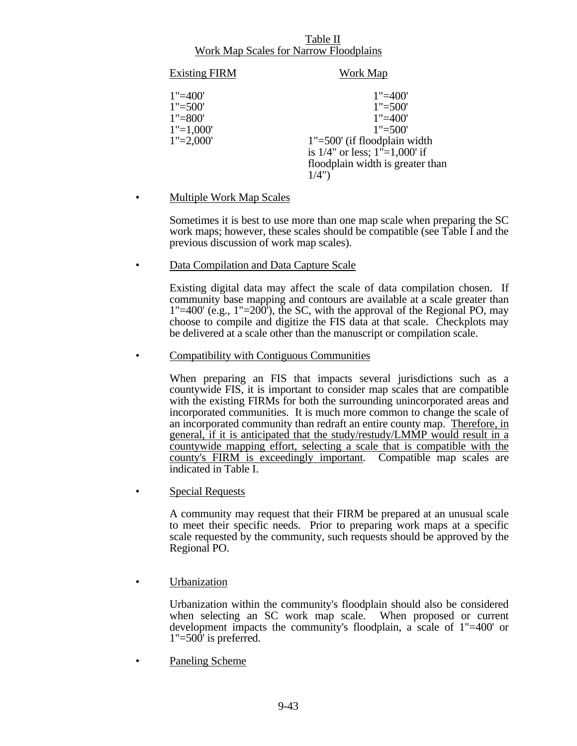Table II
Work Map Scales for Narrow Floodplains

| Existing FIRM | Work Map |
|---|---|
| 1"=400' | 1"=400' |
| 1"=500' | 1"=500' |
| 1"=800' | 1"=400' |
| 1"=1,000' | 1"=500' |
| 1"=2,000' | 1"=500' (if floodplain width is 1/4" or less; 1"=1,000' if floodplain width is greater than 1/4") |

- Multiple Work Map Scales

  Sometimes it is best to use more than one map scale when preparing the SC work maps; however, these scales should be compatible (see Table I and the previous discussion of work map scales).

- Data Compilation and Data Capture Scale

  Existing digital data may affect the scale of data compilation chosen. If community base mapping and contours are available at a scale greater than 1"=400' (e.g., 1"=200'), the SC, with the approval of the Regional PO, may choose to compile and digitize the FIS data at that scale. Checkplots may be delivered at a scale other than the manuscript or compilation scale.

- Compatibility with Contiguous Communities

  When preparing an FIS that impacts several jurisdictions such as a countywide FIS, it is important to consider map scales that are compatible with the existing FIRMs for both the surrounding unincorporated areas and incorporated communities. It is much more common to change the scale of an incorporated community than redraft an entire county map. Therefore, in general, if it is anticipated that the study/restudy/LMMP would result in a countywide mapping effort, selecting a scale that is compatible with the county's FIRM is exceedingly important. Compatible map scales are indicated in Table I.

- Special Requests

  A community may request that their FIRM be prepared at an unusual scale to meet their specific needs. Prior to preparing work maps at a specific scale requested by the community, such requests should be approved by the Regional PO.

- Urbanization

  Urbanization within the community's floodplain should also be considered when selecting an SC work map scale. When proposed or current development impacts the community's floodplain, a scale of 1"=400' or 1"=500' is preferred.

- Paneling Scheme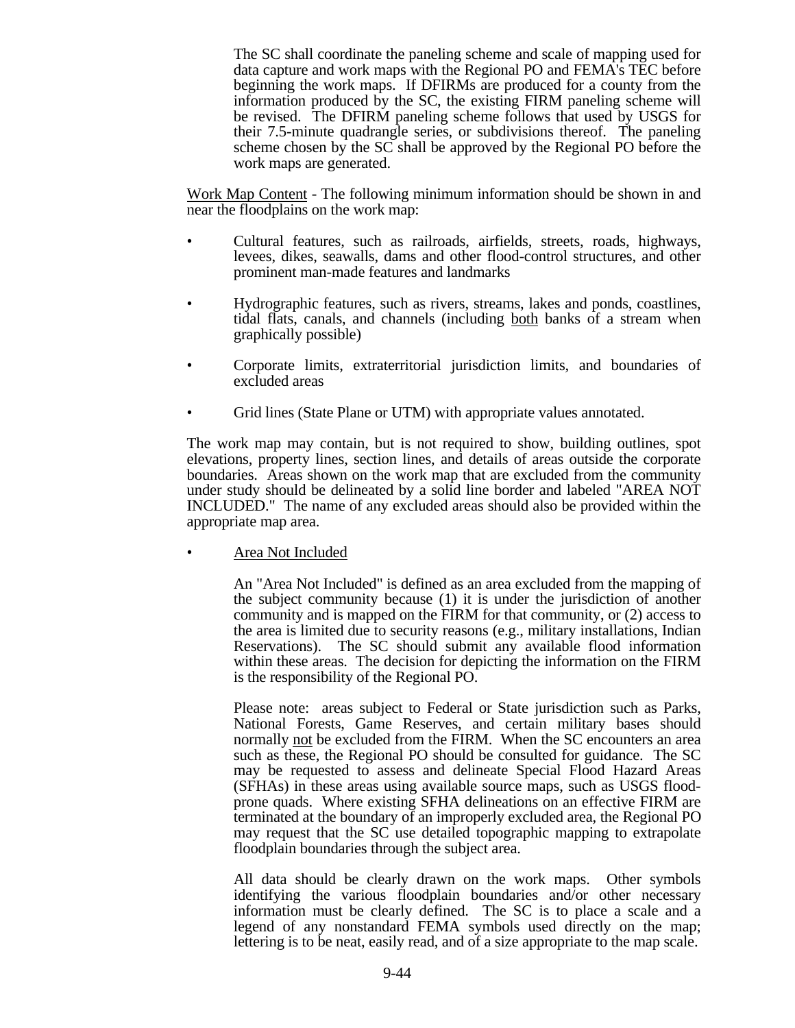The SC shall coordinate the paneling scheme and scale of mapping used for data capture and work maps with the Regional PO and FEMA's TEC before beginning the work maps. If DFIRMs are produced for a county from the information produced by the SC, the existing FIRM paneling scheme will be revised. The DFIRM paneling scheme follows that used by USGS for their 7.5-minute quadrangle series, or subdivisions thereof. The paneling scheme chosen by the SC shall be approved by the Regional PO before the work maps are generated.

Work Map Content - The following minimum information should be shown in and near the floodplains on the work map:

- Cultural features, such as railroads, airfields, streets, roads, highways, levees, dikes, seawalls, dams and other flood-control structures, and other prominent man-made features and landmarks
- Hydrographic features, such as rivers, streams, lakes and ponds, coastlines, tidal flats, canals, and channels (including both banks of a stream when graphically possible)
- Corporate limits, extraterritorial jurisdiction limits, and boundaries of excluded areas
- Grid lines (State Plane or UTM) with appropriate values annotated.

The work map may contain, but is not required to show, building outlines, spot elevations, property lines, section lines, and details of areas outside the corporate boundaries. Areas shown on the work map that are excluded from the community under study should be delineated by a solid line border and labeled "AREA NOT INCLUDED." The name of any excluded areas should also be provided within the appropriate map area.

- Area Not Included

  An "Area Not Included" is defined as an area excluded from the mapping of the subject community because (1) it is under the jurisdiction of another community and is mapped on the FIRM for that community, or (2) access to the area is limited due to security reasons (e.g., military installations, Indian Reservations). The SC should submit any available flood information within these areas. The decision for depicting the information on the FIRM is the responsibility of the Regional PO.

  Please note: areas subject to Federal or State jurisdiction such as Parks, National Forests, Game Reserves, and certain military bases should normally not be excluded from the FIRM. When the SC encounters an area such as these, the Regional PO should be consulted for guidance. The SC may be requested to assess and delineate Special Flood Hazard Areas (SFHAs) in these areas using available source maps, such as USGS flood-prone quads. Where existing SFHA delineations on an effective FIRM are terminated at the boundary of an improperly excluded area, the Regional PO may request that the SC use detailed topographic mapping to extrapolate floodplain boundaries through the subject area.

  All data should be clearly drawn on the work maps. Other symbols identifying the various floodplain boundaries and/or other necessary information must be clearly defined. The SC is to place a scale and a legend of any nonstandard FEMA symbols used directly on the map; lettering is to be neat, easily read, and of a size appropriate to the map scale.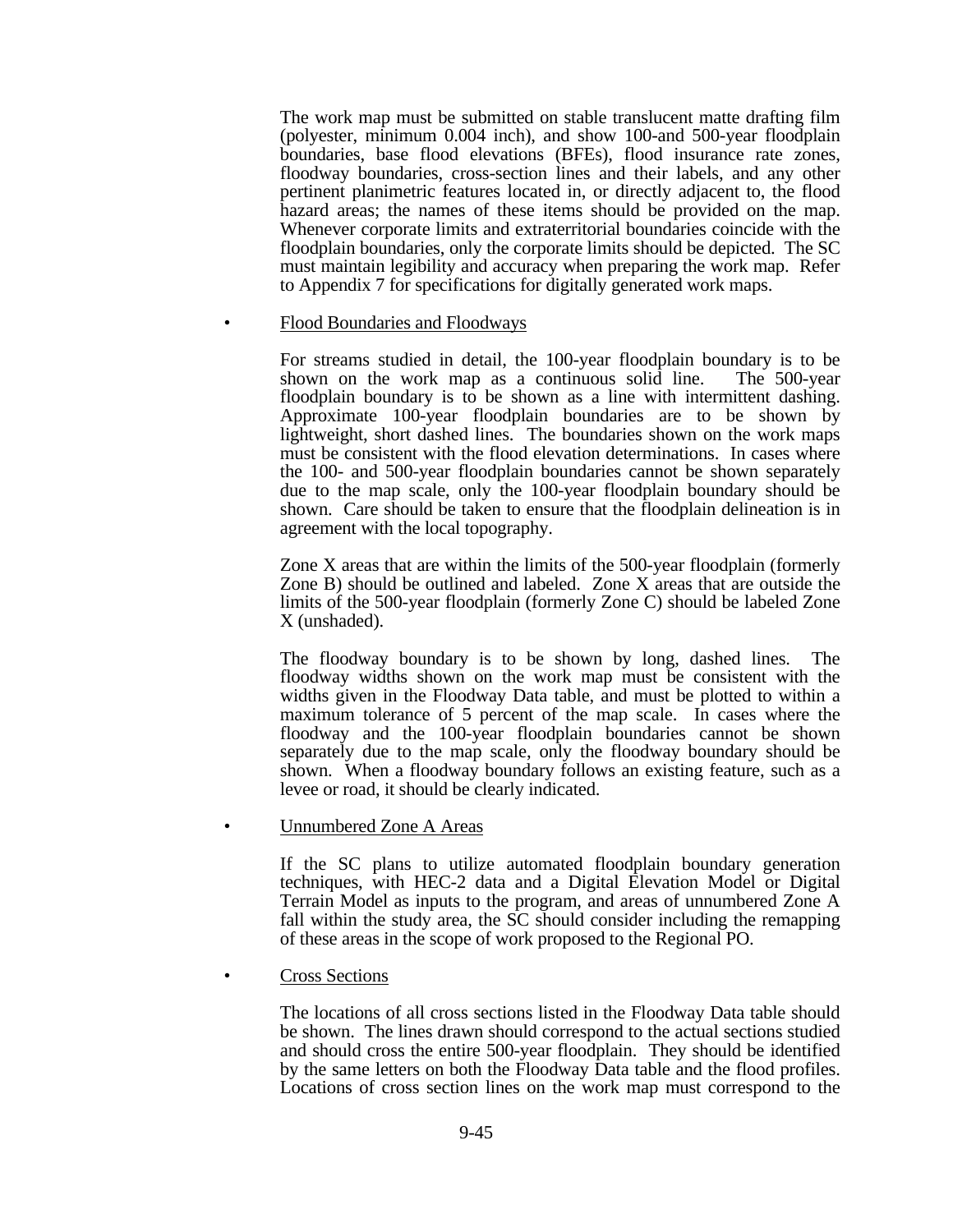The work map must be submitted on stable translucent matte drafting film (polyester, minimum 0.004 inch), and show 100-and 500-year floodplain boundaries, base flood elevations (BFEs), flood insurance rate zones, floodway boundaries, cross-section lines and their labels, and any other pertinent planimetric features located in, or directly adjacent to, the flood hazard areas; the names of these items should be provided on the map. Whenever corporate limits and extraterritorial boundaries coincide with the floodplain boundaries, only the corporate limits should be depicted. The SC must maintain legibility and accuracy when preparing the work map. Refer to Appendix 7 for specifications for digitally generated work maps.

- <u>Flood Boundaries and Floodways</u>

  For streams studied in detail, the 100-year floodplain boundary is to be shown on the work map as a continuous solid line. The 500-year floodplain boundary is to be shown as a line with intermittent dashing. Approximate 100-year floodplain boundaries are to be shown by lightweight, short dashed lines. The boundaries shown on the work maps must be consistent with the flood elevation determinations. In cases where the 100- and 500-year floodplain boundaries cannot be shown separately due to the map scale, only the 100-year floodplain boundary should be shown. Care should be taken to ensure that the floodplain delineation is in agreement with the local topography.

  Zone X areas that are within the limits of the 500-year floodplain (formerly Zone B) should be outlined and labeled. Zone X areas that are outside the limits of the 500-year floodplain (formerly Zone C) should be labeled Zone X (unshaded).

  The floodway boundary is to be shown by long, dashed lines. The floodway widths shown on the work map must be consistent with the widths given in the Floodway Data table, and must be plotted to within a maximum tolerance of 5 percent of the map scale. In cases where the floodway and the 100-year floodplain boundaries cannot be shown separately due to the map scale, only the floodway boundary should be shown. When a floodway boundary follows an existing feature, such as a levee or road, it should be clearly indicated.

- <u>Unnumbered Zone A Areas</u>

  If the SC plans to utilize automated floodplain boundary generation techniques, with HEC-2 data and a Digital Elevation Model or Digital Terrain Model as inputs to the program, and areas of unnumbered Zone A fall within the study area, the SC should consider including the remapping of these areas in the scope of work proposed to the Regional PO.

- <u>Cross Sections</u>

  The locations of all cross sections listed in the Floodway Data table should be shown. The lines drawn should correspond to the actual sections studied and should cross the entire 500-year floodplain. They should be identified by the same letters on both the Floodway Data table and the flood profiles. Locations of cross section lines on the work map must correspond to the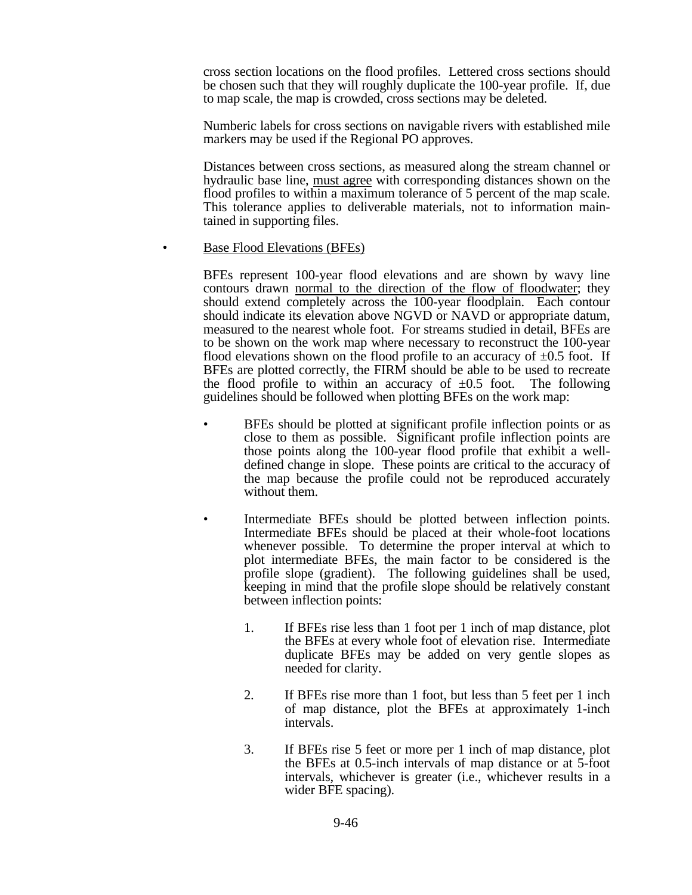cross section locations on the flood profiles. Lettered cross sections should be chosen such that they will roughly duplicate the 100-year profile. If, due to map scale, the map is crowded, cross sections may be deleted.

Numberic labels for cross sections on navigable rivers with established mile markers may be used if the Regional PO approves.

Distances between cross sections, as measured along the stream channel or hydraulic base line, <u>must agree</u> with corresponding distances shown on the flood profiles to within a maximum tolerance of 5 percent of the map scale. This tolerance applies to deliverable materials, not to information maintained in supporting files.

- <u>Base Flood Elevations (BFEs)</u>

  BFEs represent 100-year flood elevations and are shown by wavy line contours drawn <u>normal to the direction of the flow of floodwater</u>; they should extend completely across the 100-year floodplain. Each contour should indicate its elevation above NGVD or NAVD or appropriate datum, measured to the nearest whole foot. For streams studied in detail, BFEs are to be shown on the work map where necessary to reconstruct the 100-year flood elevations shown on the flood profile to an accuracy of ±0.5 foot. If BFEs are plotted correctly, the FIRM should be able to be used to recreate the flood profile to within an accuracy of ±0.5 foot. The following guidelines should be followed when plotting BFEs on the work map:

  - BFEs should be plotted at significant profile inflection points or as close to them as possible. Significant profile inflection points are those points along the 100-year flood profile that exhibit a well-defined change in slope. These points are critical to the accuracy of the map because the profile could not be reproduced accurately without them.

  - Intermediate BFEs should be plotted between inflection points. Intermediate BFEs should be placed at their whole-foot locations whenever possible. To determine the proper interval at which to plot intermediate BFEs, the main factor to be considered is the profile slope (gradient). The following guidelines shall be used, keeping in mind that the profile slope should be relatively constant between inflection points:

    1. If BFEs rise less than 1 foot per 1 inch of map distance, plot the BFEs at every whole foot of elevation rise. Intermediate duplicate BFEs may be added on very gentle slopes as needed for clarity.

    2. If BFEs rise more than 1 foot, but less than 5 feet per 1 inch of map distance, plot the BFEs at approximately 1-inch intervals.

    3. If BFEs rise 5 feet or more per 1 inch of map distance, plot the BFEs at 0.5-inch intervals of map distance or at 5-foot intervals, whichever is greater (i.e., whichever results in a wider BFE spacing).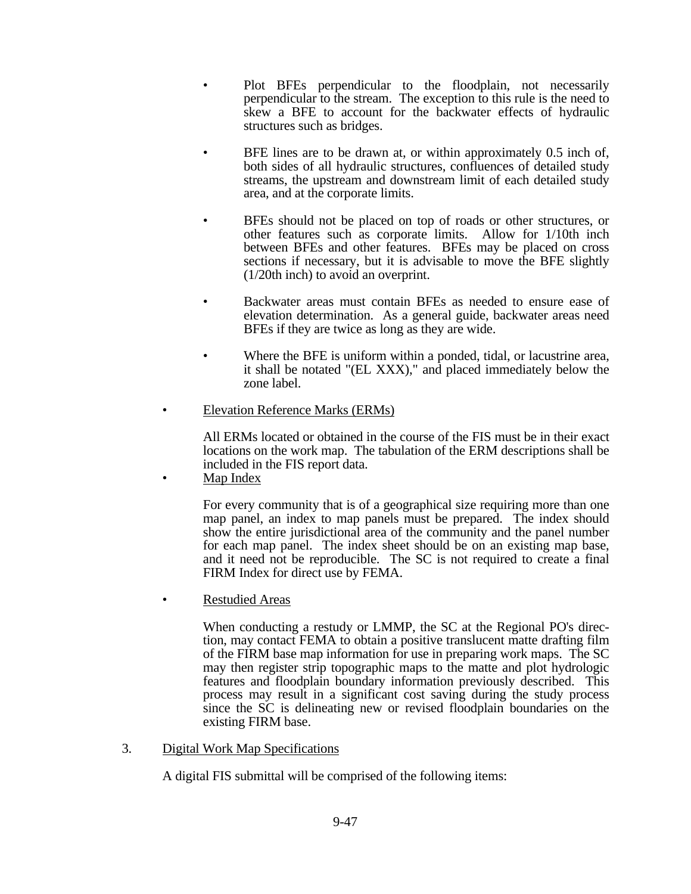- Plot BFEs perpendicular to the floodplain, not necessarily perpendicular to the stream. The exception to this rule is the need to skew a BFE to account for the backwater effects of hydraulic structures such as bridges.

- BFE lines are to be drawn at, or within approximately 0.5 inch of, both sides of all hydraulic structures, confluences of detailed study streams, the upstream and downstream limit of each detailed study area, and at the corporate limits.

- BFEs should not be placed on top of roads or other structures, or other features such as corporate limits. Allow for 1/10th inch between BFEs and other features. BFEs may be placed on cross sections if necessary, but it is advisable to move the BFE slightly (1/20th inch) to avoid an overprint.

- Backwater areas must contain BFEs as needed to ensure ease of elevation determination. As a general guide, backwater areas need BFEs if they are twice as long as they are wide.

- Where the BFE is uniform within a ponded, tidal, or lacustrine area, it shall be notated "(EL XXX)," and placed immediately below the zone label.

- Elevation Reference Marks (ERMs)

  All ERMs located or obtained in the course of the FIS must be in their exact locations on the work map. The tabulation of the ERM descriptions shall be included in the FIS report data.

- Map Index

  For every community that is of a geographical size requiring more than one map panel, an index to map panels must be prepared. The index should show the entire jurisdictional area of the community and the panel number for each map panel. The index sheet should be on an existing map base, and it need not be reproducible. The SC is not required to create a final FIRM Index for direct use by FEMA.

- Restudied Areas

  When conducting a restudy or LMMP, the SC at the Regional PO's direction, may contact FEMA to obtain a positive translucent matte drafting film of the FIRM base map information for use in preparing work maps. The SC may then register strip topographic maps to the matte and plot hydrologic features and floodplain boundary information previously described. This process may result in a significant cost saving during the study process since the SC is delineating new or revised floodplain boundaries on the existing FIRM base.

3. Digital Work Map Specifications

   A digital FIS submittal will be comprised of the following items: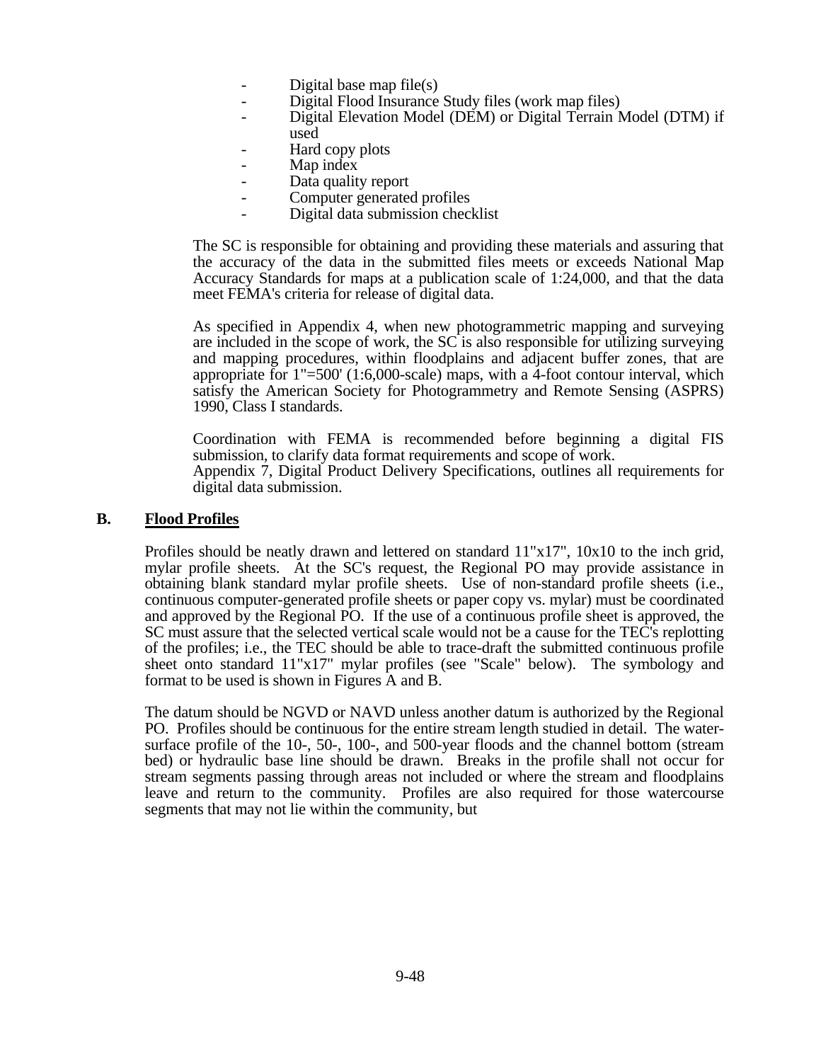- Digital base map file(s)
- Digital Flood Insurance Study files (work map files)
- Digital Elevation Model (DEM) or Digital Terrain Model (DTM) if used
- Hard copy plots
- Map index
- Data quality report
- Computer generated profiles
- Digital data submission checklist

The SC is responsible for obtaining and providing these materials and assuring that the accuracy of the data in the submitted files meets or exceeds National Map Accuracy Standards for maps at a publication scale of 1:24,000, and that the data meet FEMA's criteria for release of digital data.

As specified in Appendix 4, when new photogrammetric mapping and surveying are included in the scope of work, the SC is also responsible for utilizing surveying and mapping procedures, within floodplains and adjacent buffer zones, that are appropriate for 1"=500' (1:6,000-scale) maps, with a 4-foot contour interval, which satisfy the American Society for Photogrammetry and Remote Sensing (ASPRS) 1990, Class I standards.

Coordination with FEMA is recommended before beginning a digital FIS submission, to clarify data format requirements and scope of work.
Appendix 7, Digital Product Delivery Specifications, outlines all requirements for digital data submission.

## B. Flood Profiles

Profiles should be neatly drawn and lettered on standard 11"x17", 10x10 to the inch grid, mylar profile sheets. At the SC's request, the Regional PO may provide assistance in obtaining blank standard mylar profile sheets. Use of non-standard profile sheets (i.e., continuous computer-generated profile sheets or paper copy vs. mylar) must be coordinated and approved by the Regional PO. If the use of a continuous profile sheet is approved, the SC must assure that the selected vertical scale would not be a cause for the TEC's replotting of the profiles; i.e., the TEC should be able to trace-draft the submitted continuous profile sheet onto standard 11"x17" mylar profiles (see "Scale" below). The symbology and format to be used is shown in Figures A and B.

The datum should be NGVD or NAVD unless another datum is authorized by the Regional PO. Profiles should be continuous for the entire stream length studied in detail. The water-surface profile of the 10-, 50-, 100-, and 500-year floods and the channel bottom (stream bed) or hydraulic base line should be drawn. Breaks in the profile shall not occur for stream segments passing through areas not included or where the stream and floodplains leave and return to the community. Profiles are also required for those watercourse segments that may not lie within the community, but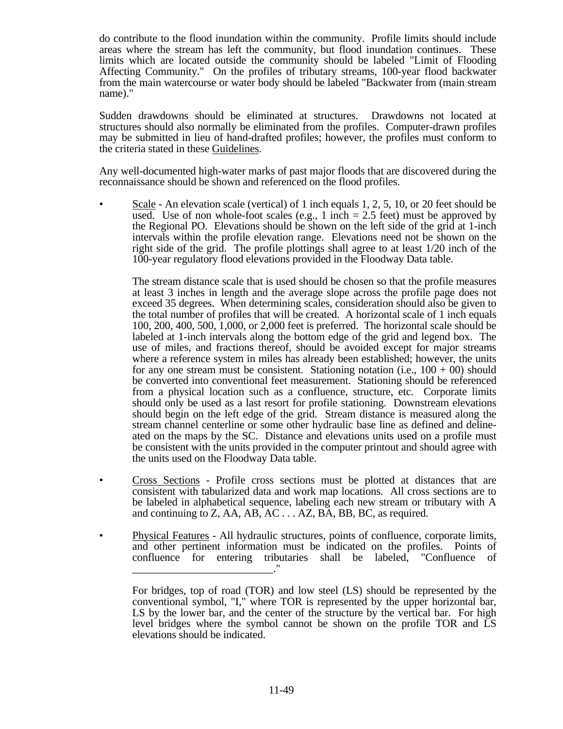do contribute to the flood inundation within the community. Profile limits should include areas where the stream has left the community, but flood inundation continues. These limits which are located outside the community should be labeled "Limit of Flooding Affecting Community." On the profiles of tributary streams, 100-year flood backwater from the main watercourse or water body should be labeled "Backwater from (main stream name)."

Sudden drawdowns should be eliminated at structures. Drawdowns not located at structures should also normally be eliminated from the profiles. Computer-drawn profiles may be submitted in lieu of hand-drafted profiles; however, the profiles must conform to the criteria stated in these Guidelines.

Any well-documented high-water marks of past major floods that are discovered during the reconnaissance should be shown and referenced on the flood profiles.

- Scale - An elevation scale (vertical) of 1 inch equals 1, 2, 5, 10, or 20 feet should be used. Use of non whole-foot scales (e.g., 1 inch = 2.5 feet) must be approved by the Regional PO. Elevations should be shown on the left side of the grid at 1-inch intervals within the profile elevation range. Elevations need not be shown on the right side of the grid. The profile plottings shall agree to at least 1/20 inch of the 100-year regulatory flood elevations provided in the Floodway Data table.

  The stream distance scale that is used should be chosen so that the profile measures at least 3 inches in length and the average slope across the profile page does not exceed 35 degrees. When determining scales, consideration should also be given to the total number of profiles that will be created. A horizontal scale of 1 inch equals 100, 200, 400, 500, 1,000, or 2,000 feet is preferred. The horizontal scale should be labeled at 1-inch intervals along the bottom edge of the grid and legend box. The use of miles, and fractions thereof, should be avoided except for major streams where a reference system in miles has already been established; however, the units for any one stream must be consistent. Stationing notation (i.e., 100 + 00) should be converted into conventional feet measurement. Stationing should be referenced from a physical location such as a confluence, structure, etc. Corporate limits should only be used as a last resort for profile stationing. Downstream elevations should begin on the left edge of the grid. Stream distance is measured along the stream channel centerline or some other hydraulic base line as defined and delineated on the maps by the SC. Distance and elevations units used on a profile must be consistent with the units provided in the computer printout and should agree with the units used on the Floodway Data table.

- Cross Sections - Profile cross sections must be plotted at distances that are consistent with tabularized data and work map locations. All cross sections are to be labeled in alphabetical sequence, labeling each new stream or tributary with A and continuing to Z, AA, AB, AC . . . AZ, BA, BB, BC, as required.

- Physical Features - All hydraulic structures, points of confluence, corporate limits, and other pertinent information must be indicated on the profiles. Points of confluence for entering tributaries shall be labeled, "Confluence of __________________________."

  For bridges, top of road (TOR) and low steel (LS) should be represented by the conventional symbol, "I," where TOR is represented by the upper horizontal bar, LS by the lower bar, and the center of the structure by the vertical bar. For high level bridges where the symbol cannot be shown on the profile TOR and LS elevations should be indicated.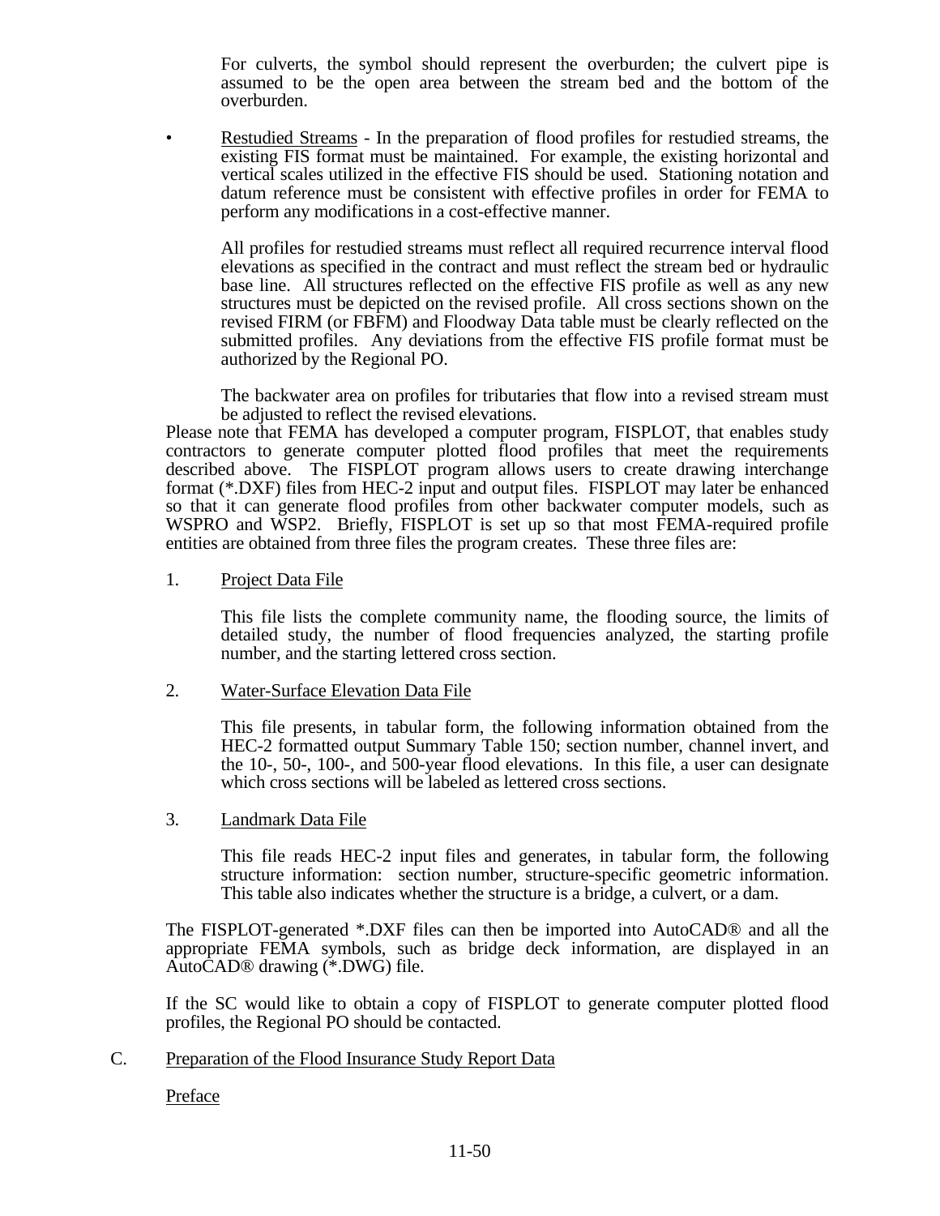For culverts, the symbol should represent the overburden; the culvert pipe is assumed to be the open area between the stream bed and the bottom of the overburden.

- Restudied Streams - In the preparation of flood profiles for restudied streams, the existing FIS format must be maintained. For example, the existing horizontal and vertical scales utilized in the effective FIS should be used. Stationing notation and datum reference must be consistent with effective profiles in order for FEMA to perform any modifications in a cost-effective manner.

  All profiles for restudied streams must reflect all required recurrence interval flood elevations as specified in the contract and must reflect the stream bed or hydraulic base line. All structures reflected on the effective FIS profile as well as any new structures must be depicted on the revised profile. All cross sections shown on the revised FIRM (or FBFM) and Floodway Data table must be clearly reflected on the submitted profiles. Any deviations from the effective FIS profile format must be authorized by the Regional PO.

  The backwater area on profiles for tributaries that flow into a revised stream must be adjusted to reflect the revised elevations.

Please note that FEMA has developed a computer program, FISPLOT, that enables study contractors to generate computer plotted flood profiles that meet the requirements described above. The FISPLOT program allows users to create drawing interchange format (*.DXF) files from HEC-2 input and output files. FISPLOT may later be enhanced so that it can generate flood profiles from other backwater computer models, such as WSPRO and WSP2. Briefly, FISPLOT is set up so that most FEMA-required profile entities are obtained from three files the program creates. These three files are:

1. Project Data File

   This file lists the complete community name, the flooding source, the limits of detailed study, the number of flood frequencies analyzed, the starting profile number, and the starting lettered cross section.

2. Water-Surface Elevation Data File

   This file presents, in tabular form, the following information obtained from the HEC-2 formatted output Summary Table 150; section number, channel invert, and the 10-, 50-, 100-, and 500-year flood elevations. In this file, a user can designate which cross sections will be labeled as lettered cross sections.

3. Landmark Data File

   This file reads HEC-2 input files and generates, in tabular form, the following structure information: section number, structure-specific geometric information. This table also indicates whether the structure is a bridge, a culvert, or a dam.

The FISPLOT-generated *.DXF files can then be imported into AutoCAD® and all the appropriate FEMA symbols, such as bridge deck information, are displayed in an AutoCAD® drawing (*.DWG) file.

If the SC would like to obtain a copy of FISPLOT to generate computer plotted flood profiles, the Regional PO should be contacted.

C. Preparation of the Flood Insurance Study Report Data

Preface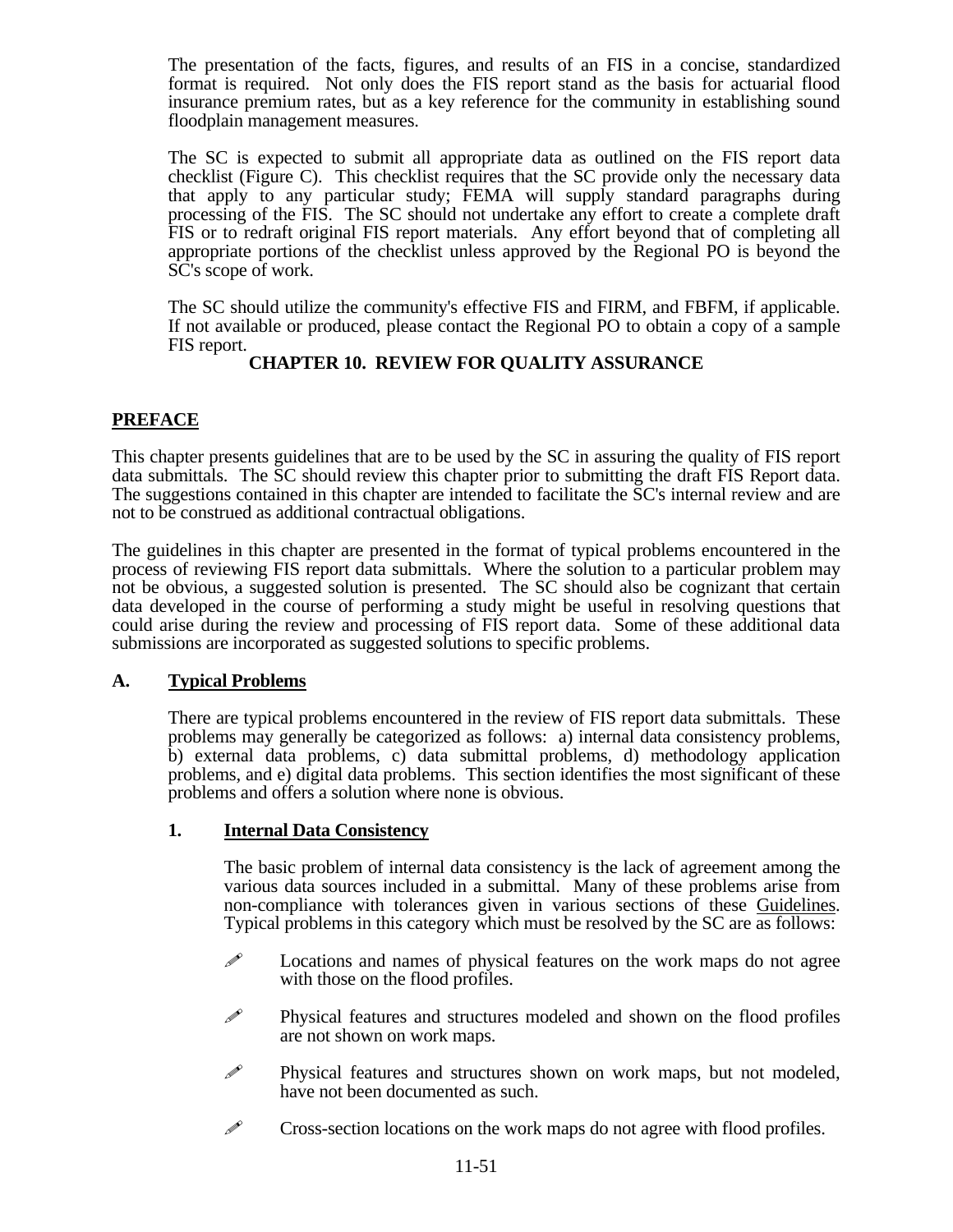The presentation of the facts, figures, and results of an FIS in a concise, standardized format is required. Not only does the FIS report stand as the basis for actuarial flood insurance premium rates, but as a key reference for the community in establishing sound floodplain management measures.

The SC is expected to submit all appropriate data as outlined on the FIS report data checklist (Figure C). This checklist requires that the SC provide only the necessary data that apply to any particular study; FEMA will supply standard paragraphs during processing of the FIS. The SC should not undertake any effort to create a complete draft FIS or to redraft original FIS report materials. Any effort beyond that of completing all appropriate portions of the checklist unless approved by the Regional PO is beyond the SC's scope of work.

The SC should utilize the community's effective FIS and FIRM, and FBFM, if applicable. If not available or produced, please contact the Regional PO to obtain a copy of a sample FIS report.

# CHAPTER 10. REVIEW FOR QUALITY ASSURANCE

## PREFACE

This chapter presents guidelines that are to be used by the SC in assuring the quality of FIS report data submittals. The SC should review this chapter prior to submitting the draft FIS Report data. The suggestions contained in this chapter are intended to facilitate the SC's internal review and are not to be construed as additional contractual obligations.

The guidelines in this chapter are presented in the format of typical problems encountered in the process of reviewing FIS report data submittals. Where the solution to a particular problem may not be obvious, a suggested solution is presented. The SC should also be cognizant that certain data developed in the course of performing a study might be useful in resolving questions that could arise during the review and processing of FIS report data. Some of these additional data submissions are incorporated as suggested solutions to specific problems.

## A. Typical Problems

There are typical problems encountered in the review of FIS report data submittals. These problems may generally be categorized as follows: a) internal data consistency problems, b) external data problems, c) data submittal problems, d) methodology application problems, and e) digital data problems. This section identifies the most significant of these problems and offers a solution where none is obvious.

### 1. Internal Data Consistency

The basic problem of internal data consistency is the lack of agreement among the various data sources included in a submittal. Many of these problems arise from non-compliance with tolerances given in various sections of these Guidelines. Typical problems in this category which must be resolved by the SC are as follows:

- Locations and names of physical features on the work maps do not agree with those on the flood profiles.
- Physical features and structures modeled and shown on the flood profiles are not shown on work maps.
- Physical features and structures shown on work maps, but not modeled, have not been documented as such.
- Cross-section locations on the work maps do not agree with flood profiles.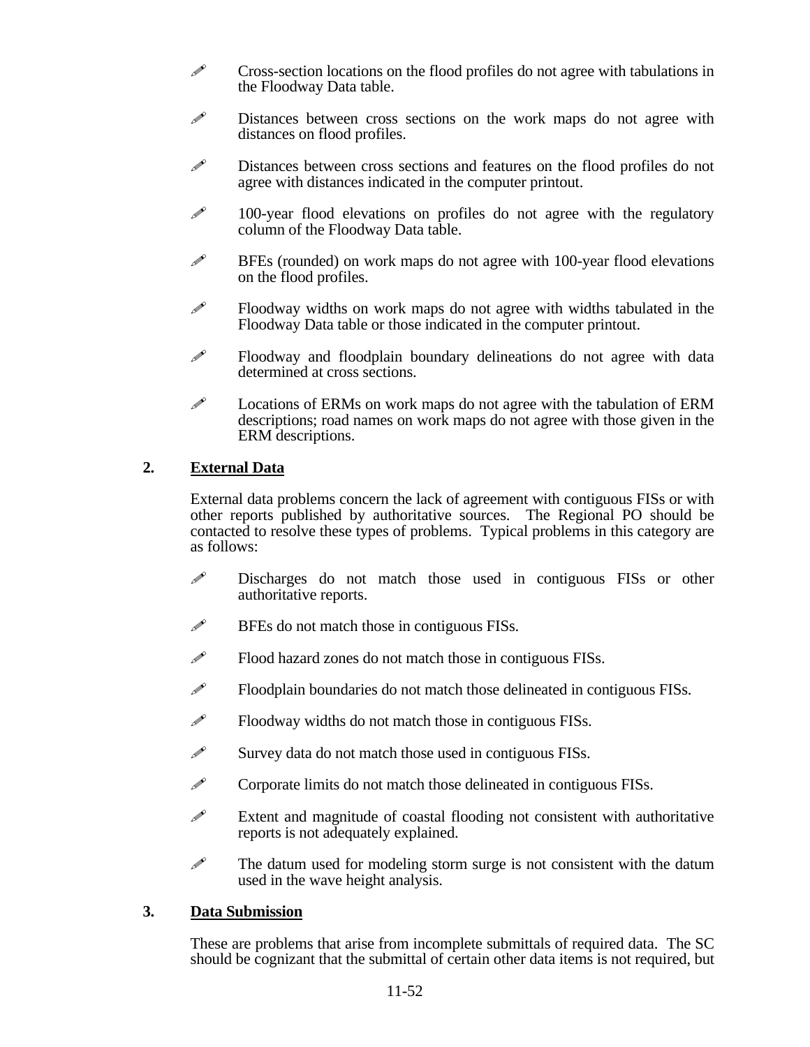- Cross-section locations on the flood profiles do not agree with tabulations in the Floodway Data table.
- Distances between cross sections on the work maps do not agree with distances on flood profiles.
- Distances between cross sections and features on the flood profiles do not agree with distances indicated in the computer printout.
- 100-year flood elevations on profiles do not agree with the regulatory column of the Floodway Data table.
- BFEs (rounded) on work maps do not agree with 100-year flood elevations on the flood profiles.
- Floodway widths on work maps do not agree with widths tabulated in the Floodway Data table or those indicated in the computer printout.
- Floodway and floodplain boundary delineations do not agree with data determined at cross sections.
- Locations of ERMs on work maps do not agree with the tabulation of ERM descriptions; road names on work maps do not agree with those given in the ERM descriptions.

## 2. External Data

External data problems concern the lack of agreement with contiguous FISs or with other reports published by authoritative sources. The Regional PO should be contacted to resolve these types of problems. Typical problems in this category are as follows:

- Discharges do not match those used in contiguous FISs or other authoritative reports.
- BFEs do not match those in contiguous FISs.
- Flood hazard zones do not match those in contiguous FISs.
- Floodplain boundaries do not match those delineated in contiguous FISs.
- Floodway widths do not match those in contiguous FISs.
- Survey data do not match those used in contiguous FISs.
- Corporate limits do not match those delineated in contiguous FISs.
- Extent and magnitude of coastal flooding not consistent with authoritative reports is not adequately explained.
- The datum used for modeling storm surge is not consistent with the datum used in the wave height analysis.

## 3. Data Submission

These are problems that arise from incomplete submittals of required data. The SC should be cognizant that the submittal of certain other data items is not required, but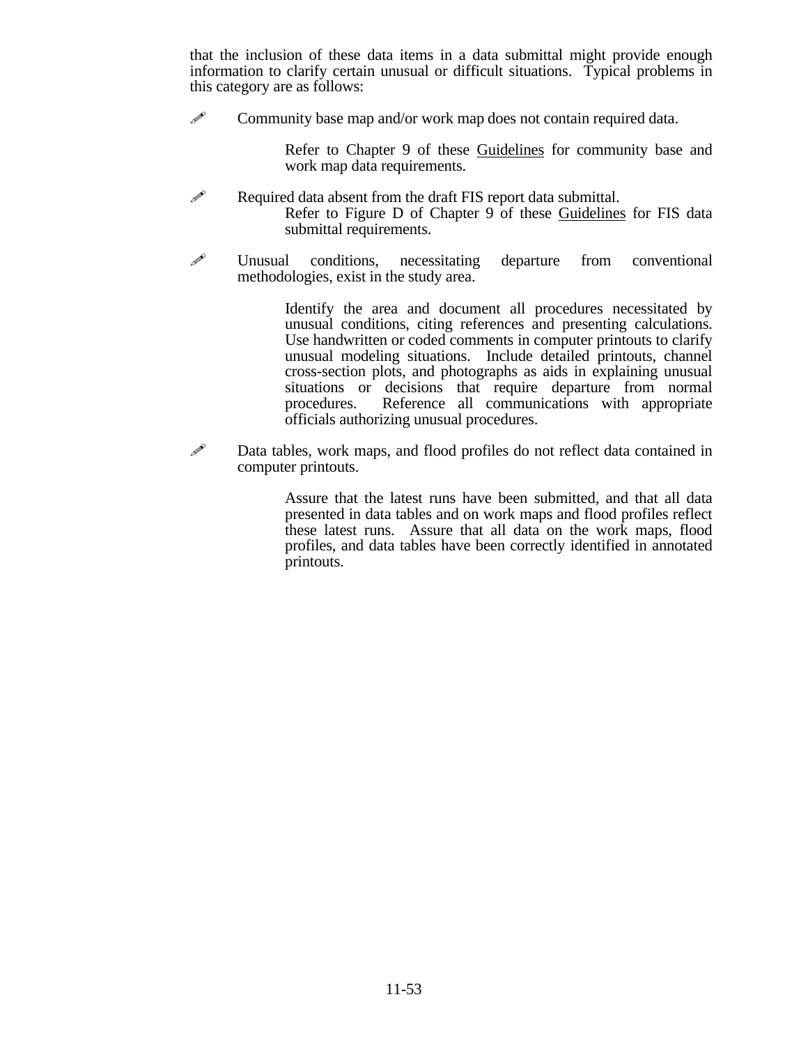that the inclusion of these data items in a data submittal might provide enough information to clarify certain unusual or difficult situations. Typical problems in this category are as follows:

- Community base map and/or work map does not contain required data.

  Refer to Chapter 9 of these Guidelines for community base and work map data requirements.

- Required data absent from the draft FIS report data submittal.

  Refer to Figure D of Chapter 9 of these Guidelines for FIS data submittal requirements.

- Unusual conditions, necessitating departure from conventional methodologies, exist in the study area.

  Identify the area and document all procedures necessitated by unusual conditions, citing references and presenting calculations. Use handwritten or coded comments in computer printouts to clarify unusual modeling situations. Include detailed printouts, channel cross-section plots, and photographs as aids in explaining unusual situations or decisions that require departure from normal procedures. Reference all communications with appropriate officials authorizing unusual procedures.

- Data tables, work maps, and flood profiles do not reflect data contained in computer printouts.

  Assure that the latest runs have been submitted, and that all data presented in data tables and on work maps and flood profiles reflect these latest runs. Assure that all data on the work maps, flood profiles, and data tables have been correctly identified in annotated printouts.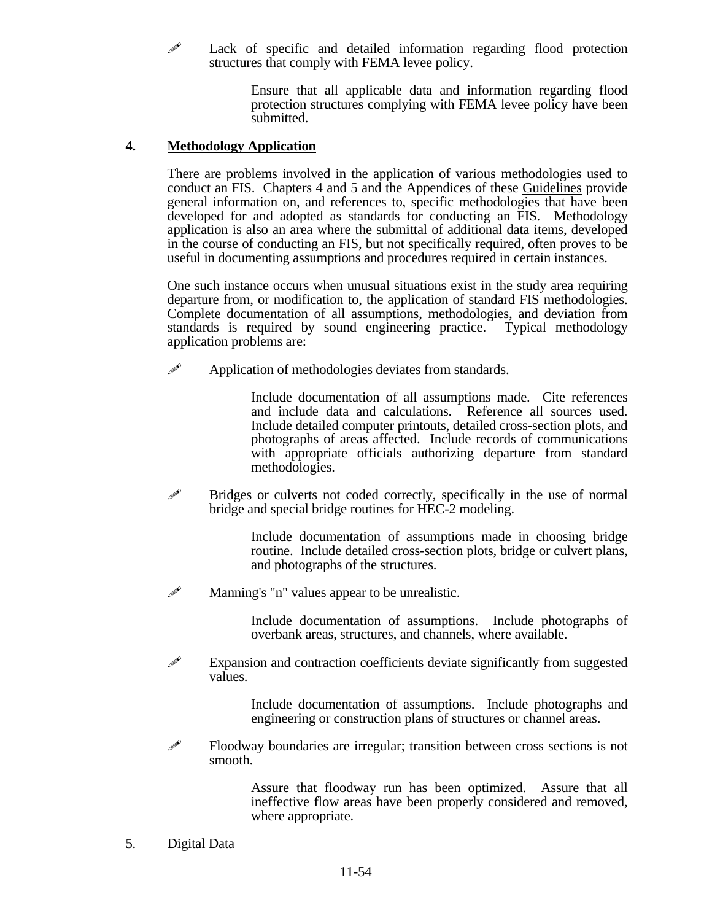- Lack of specific and detailed information regarding flood protection structures that comply with FEMA levee policy.

  Ensure that all applicable data and information regarding flood protection structures complying with FEMA levee policy have been submitted.

**4. Methodology Application**

There are problems involved in the application of various methodologies used to conduct an FIS. Chapters 4 and 5 and the Appendices of these Guidelines provide general information on, and references to, specific methodologies that have been developed for and adopted as standards for conducting an FIS. Methodology application is also an area where the submittal of additional data items, developed in the course of conducting an FIS, but not specifically required, often proves to be useful in documenting assumptions and procedures required in certain instances.

One such instance occurs when unusual situations exist in the study area requiring departure from, or modification to, the application of standard FIS methodologies. Complete documentation of all assumptions, methodologies, and deviation from standards is required by sound engineering practice. Typical methodology application problems are:

- Application of methodologies deviates from standards.

  Include documentation of all assumptions made. Cite references and include data and calculations. Reference all sources used. Include detailed computer printouts, detailed cross-section plots, and photographs of areas affected. Include records of communications with appropriate officials authorizing departure from standard methodologies.

- Bridges or culverts not coded correctly, specifically in the use of normal bridge and special bridge routines for HEC-2 modeling.

  Include documentation of assumptions made in choosing bridge routine. Include detailed cross-section plots, bridge or culvert plans, and photographs of the structures.

- Manning's "n" values appear to be unrealistic.

  Include documentation of assumptions. Include photographs of overbank areas, structures, and channels, where available.

- Expansion and contraction coefficients deviate significantly from suggested values.

  Include documentation of assumptions. Include photographs and engineering or construction plans of structures or channel areas.

- Floodway boundaries are irregular; transition between cross sections is not smooth.

  Assure that floodway run has been optimized. Assure that all ineffective flow areas have been properly considered and removed, where appropriate.

5. Digital Data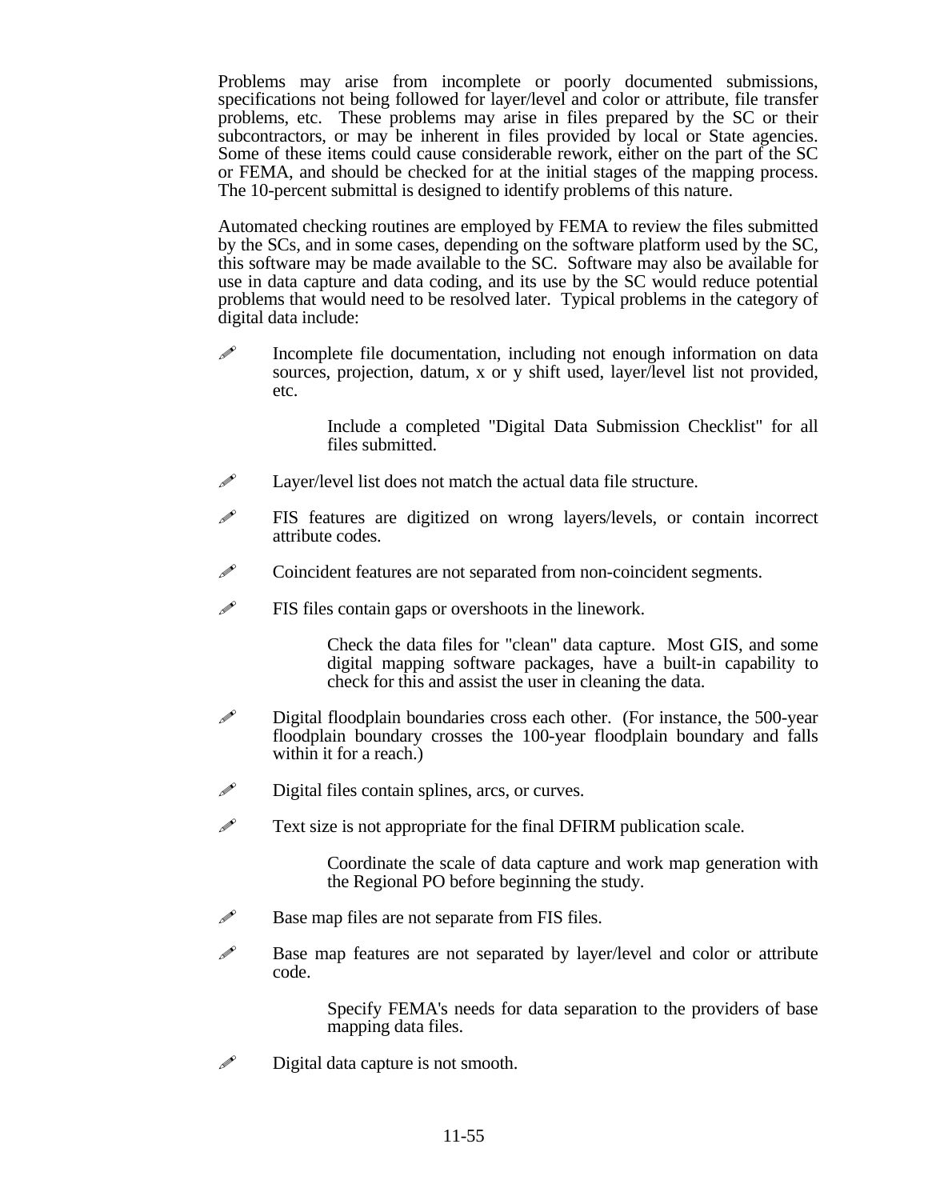Problems may arise from incomplete or poorly documented submissions, specifications not being followed for layer/level and color or attribute, file transfer problems, etc. These problems may arise in files prepared by the SC or their subcontractors, or may be inherent in files provided by local or State agencies. Some of these items could cause considerable rework, either on the part of the SC or FEMA, and should be checked for at the initial stages of the mapping process. The 10-percent submittal is designed to identify problems of this nature.

Automated checking routines are employed by FEMA to review the files submitted by the SCs, and in some cases, depending on the software platform used by the SC, this software may be made available to the SC. Software may also be available for use in data capture and data coding, and its use by the SC would reduce potential problems that would need to be resolved later. Typical problems in the category of digital data include:

- Incomplete file documentation, including not enough information on data sources, projection, datum, x or y shift used, layer/level list not provided, etc.

  Include a completed "Digital Data Submission Checklist" for all files submitted.

- Layer/level list does not match the actual data file structure.

- FIS features are digitized on wrong layers/levels, or contain incorrect attribute codes.

- Coincident features are not separated from non-coincident segments.

- FIS files contain gaps or overshoots in the linework.

  Check the data files for "clean" data capture. Most GIS, and some digital mapping software packages, have a built-in capability to check for this and assist the user in cleaning the data.

- Digital floodplain boundaries cross each other. (For instance, the 500-year floodplain boundary crosses the 100-year floodplain boundary and falls within it for a reach.)

- Digital files contain splines, arcs, or curves.

- Text size is not appropriate for the final DFIRM publication scale.

  Coordinate the scale of data capture and work map generation with the Regional PO before beginning the study.

- Base map files are not separate from FIS files.

- Base map features are not separated by layer/level and color or attribute code.

  Specify FEMA's needs for data separation to the providers of base mapping data files.

- Digital data capture is not smooth.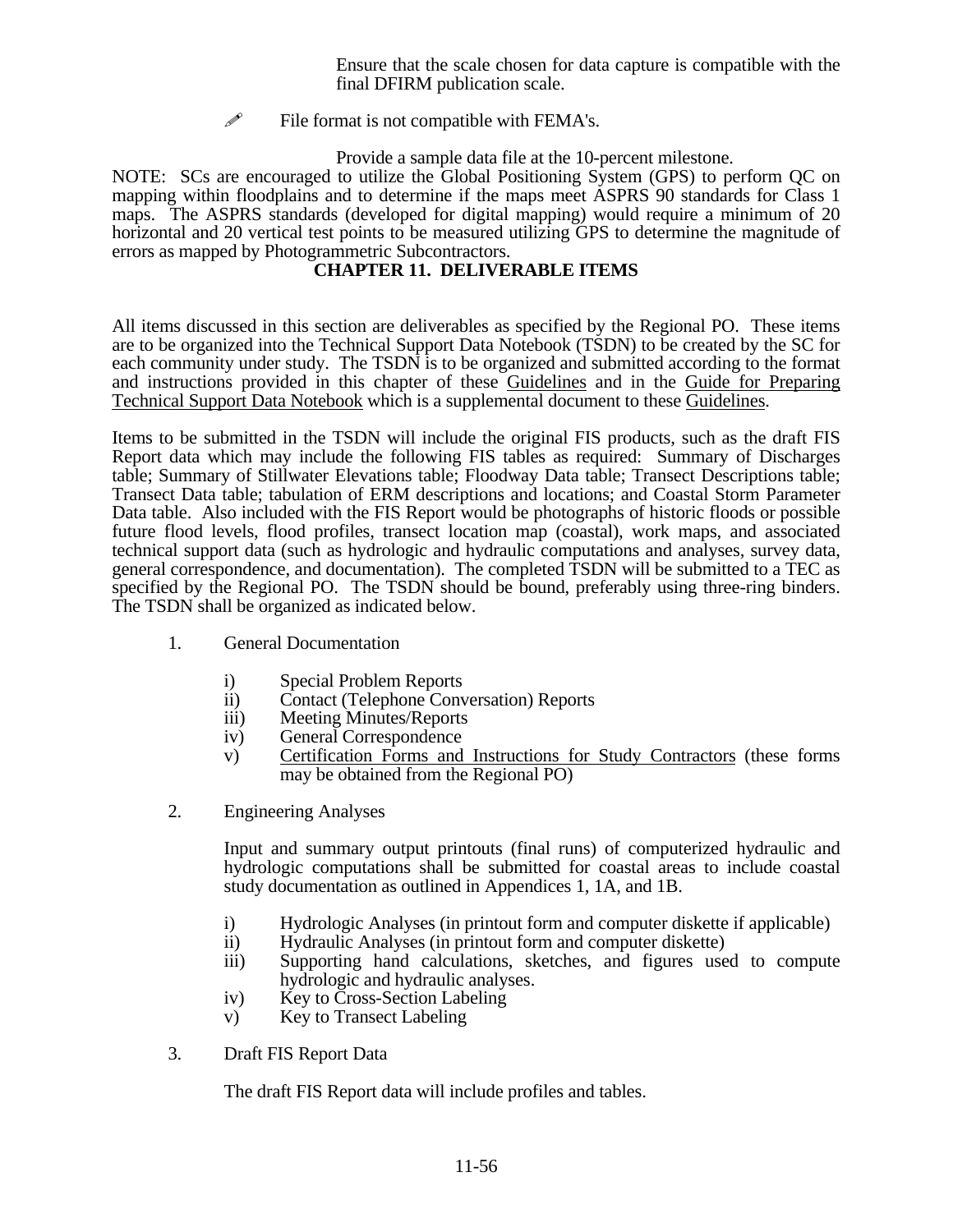Ensure that the scale chosen for data capture is compatible with the final DFIRM publication scale.

- File format is not compatible with FEMA's.

  Provide a sample data file at the 10-percent milestone.

NOTE: SCs are encouraged to utilize the Global Positioning System (GPS) to perform QC on mapping within floodplains and to determine if the maps meet ASPRS 90 standards for Class 1 maps. The ASPRS standards (developed for digital mapping) would require a minimum of 20 horizontal and 20 vertical test points to be measured utilizing GPS to determine the magnitude of errors as mapped by Photogrammetric Subcontractors.

# CHAPTER 11. DELIVERABLE ITEMS

All items discussed in this section are deliverables as specified by the Regional PO. These items are to be organized into the Technical Support Data Notebook (TSDN) to be created by the SC for each community under study. The TSDN is to be organized and submitted according to the format and instructions provided in this chapter of these Guidelines and in the Guide for Preparing Technical Support Data Notebook which is a supplemental document to these Guidelines.

Items to be submitted in the TSDN will include the original FIS products, such as the draft FIS Report data which may include the following FIS tables as required: Summary of Discharges table; Summary of Stillwater Elevations table; Floodway Data table; Transect Descriptions table; Transect Data table; tabulation of ERM descriptions and locations; and Coastal Storm Parameter Data table. Also included with the FIS Report would be photographs of historic floods or possible future flood levels, flood profiles, transect location map (coastal), work maps, and associated technical support data (such as hydrologic and hydraulic computations and analyses, survey data, general correspondence, and documentation). The completed TSDN will be submitted to a TEC as specified by the Regional PO. The TSDN should be bound, preferably using three-ring binders. The TSDN shall be organized as indicated below.

1. General Documentation

   i) Special Problem Reports
   ii) Contact (Telephone Conversation) Reports
   iii) Meeting Minutes/Reports
   iv) General Correspondence
   v) Certification Forms and Instructions for Study Contractors (these forms may be obtained from the Regional PO)

2. Engineering Analyses

   Input and summary output printouts (final runs) of computerized hydraulic and hydrologic computations shall be submitted for coastal areas to include coastal study documentation as outlined in Appendices 1, 1A, and 1B.

   i) Hydrologic Analyses (in printout form and computer diskette if applicable)
   ii) Hydraulic Analyses (in printout form and computer diskette)
   iii) Supporting hand calculations, sketches, and figures used to compute hydrologic and hydraulic analyses.
   iv) Key to Cross-Section Labeling
   v) Key to Transect Labeling

3. Draft FIS Report Data

   The draft FIS Report data will include profiles and tables.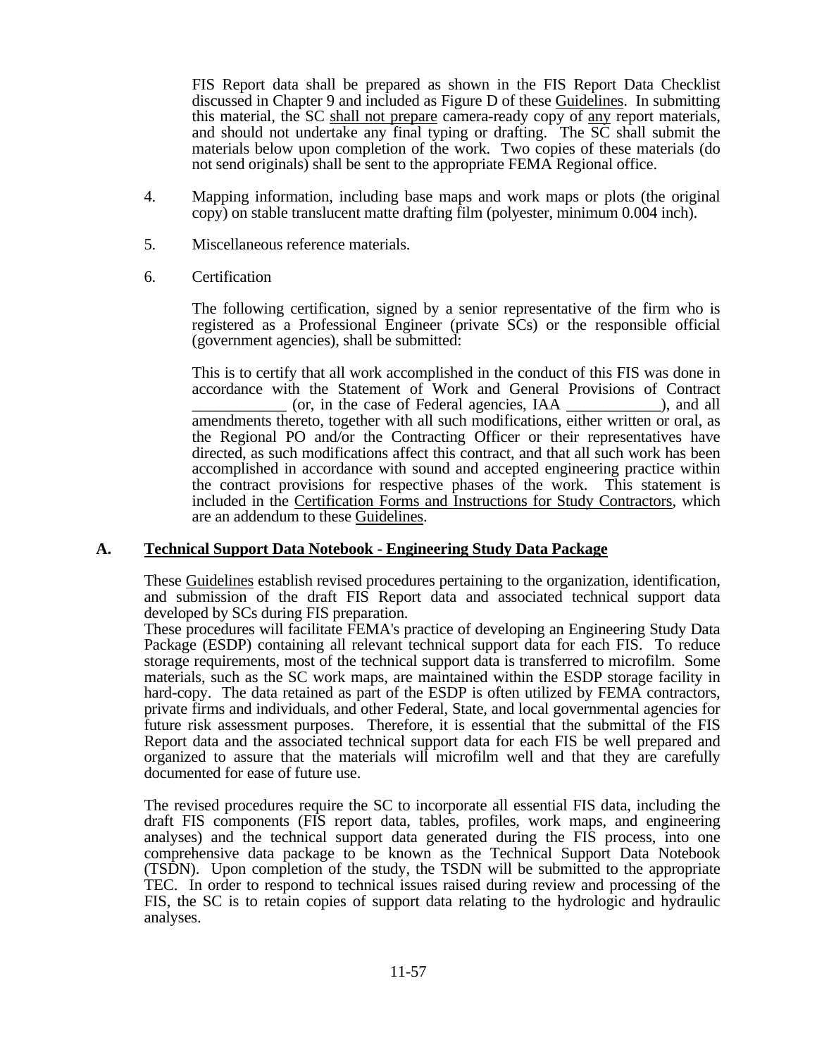FIS Report data shall be prepared as shown in the FIS Report Data Checklist discussed in Chapter 9 and included as Figure D of these Guidelines. In submitting this material, the SC shall not prepare camera-ready copy of any report materials, and should not undertake any final typing or drafting. The SC shall submit the materials below upon completion of the work. Two copies of these materials (do not send originals) shall be sent to the appropriate FEMA Regional office.

4. Mapping information, including base maps and work maps or plots (the original copy) on stable translucent matte drafting film (polyester, minimum 0.004 inch).

5. Miscellaneous reference materials.

6. Certification

   The following certification, signed by a senior representative of the firm who is registered as a Professional Engineer (private SCs) or the responsible official (government agencies), shall be submitted:

   This is to certify that all work accomplished in the conduct of this FIS was done in accordance with the Statement of Work and General Provisions of Contract ____________ (or, in the case of Federal agencies, IAA ____________), and all amendments thereto, together with all such modifications, either written or oral, as the Regional PO and/or the Contracting Officer or their representatives have directed, as such modifications affect this contract, and that all such work has been accomplished in accordance with sound and accepted engineering practice within the contract provisions for respective phases of the work. This statement is included in the Certification Forms and Instructions for Study Contractors, which are an addendum to these Guidelines.

## A. Technical Support Data Notebook - Engineering Study Data Package

These Guidelines establish revised procedures pertaining to the organization, identification, and submission of the draft FIS Report data and associated technical support data developed by SCs during FIS preparation.
These procedures will facilitate FEMA's practice of developing an Engineering Study Data Package (ESDP) containing all relevant technical support data for each FIS. To reduce storage requirements, most of the technical support data is transferred to microfilm. Some materials, such as the SC work maps, are maintained within the ESDP storage facility in hard-copy. The data retained as part of the ESDP is often utilized by FEMA contractors, private firms and individuals, and other Federal, State, and local governmental agencies for future risk assessment purposes. Therefore, it is essential that the submittal of the FIS Report data and the associated technical support data for each FIS be well prepared and organized to assure that the materials will microfilm well and that they are carefully documented for ease of future use.

The revised procedures require the SC to incorporate all essential FIS data, including the draft FIS components (FIS report data, tables, profiles, work maps, and engineering analyses) and the technical support data generated during the FIS process, into one comprehensive data package to be known as the Technical Support Data Notebook (TSDN). Upon completion of the study, the TSDN will be submitted to the appropriate TEC. In order to respond to technical issues raised during review and processing of the FIS, the SC is to retain copies of support data relating to the hydrologic and hydraulic analyses.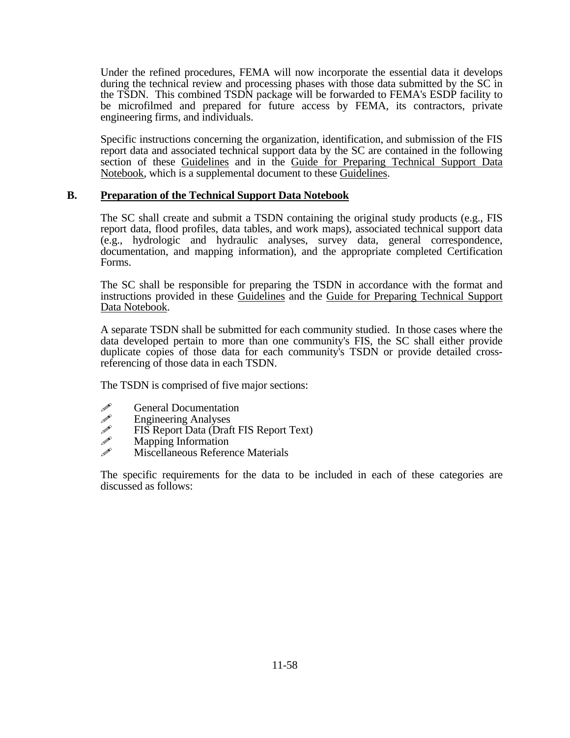Under the refined procedures, FEMA will now incorporate the essential data it develops during the technical review and processing phases with those data submitted by the SC in the TSDN. This combined TSDN package will be forwarded to FEMA's ESDP facility to be microfilmed and prepared for future access by FEMA, its contractors, private engineering firms, and individuals.

Specific instructions concerning the organization, identification, and submission of the FIS report data and associated technical support data by the SC are contained in the following section of these Guidelines and in the Guide for Preparing Technical Support Data Notebook, which is a supplemental document to these Guidelines.

## B. Preparation of the Technical Support Data Notebook

The SC shall create and submit a TSDN containing the original study products (e.g., FIS report data, flood profiles, data tables, and work maps), associated technical support data (e.g., hydrologic and hydraulic analyses, survey data, general correspondence, documentation, and mapping information), and the appropriate completed Certification Forms.

The SC shall be responsible for preparing the TSDN in accordance with the format and instructions provided in these Guidelines and the Guide for Preparing Technical Support Data Notebook.

A separate TSDN shall be submitted for each community studied. In those cases where the data developed pertain to more than one community's FIS, the SC shall either provide duplicate copies of those data for each community's TSDN or provide detailed cross-referencing of those data in each TSDN.

The TSDN is comprised of five major sections:

- General Documentation
- Engineering Analyses
- FIS Report Data (Draft FIS Report Text)
- Mapping Information
- Miscellaneous Reference Materials

The specific requirements for the data to be included in each of these categories are discussed as follows: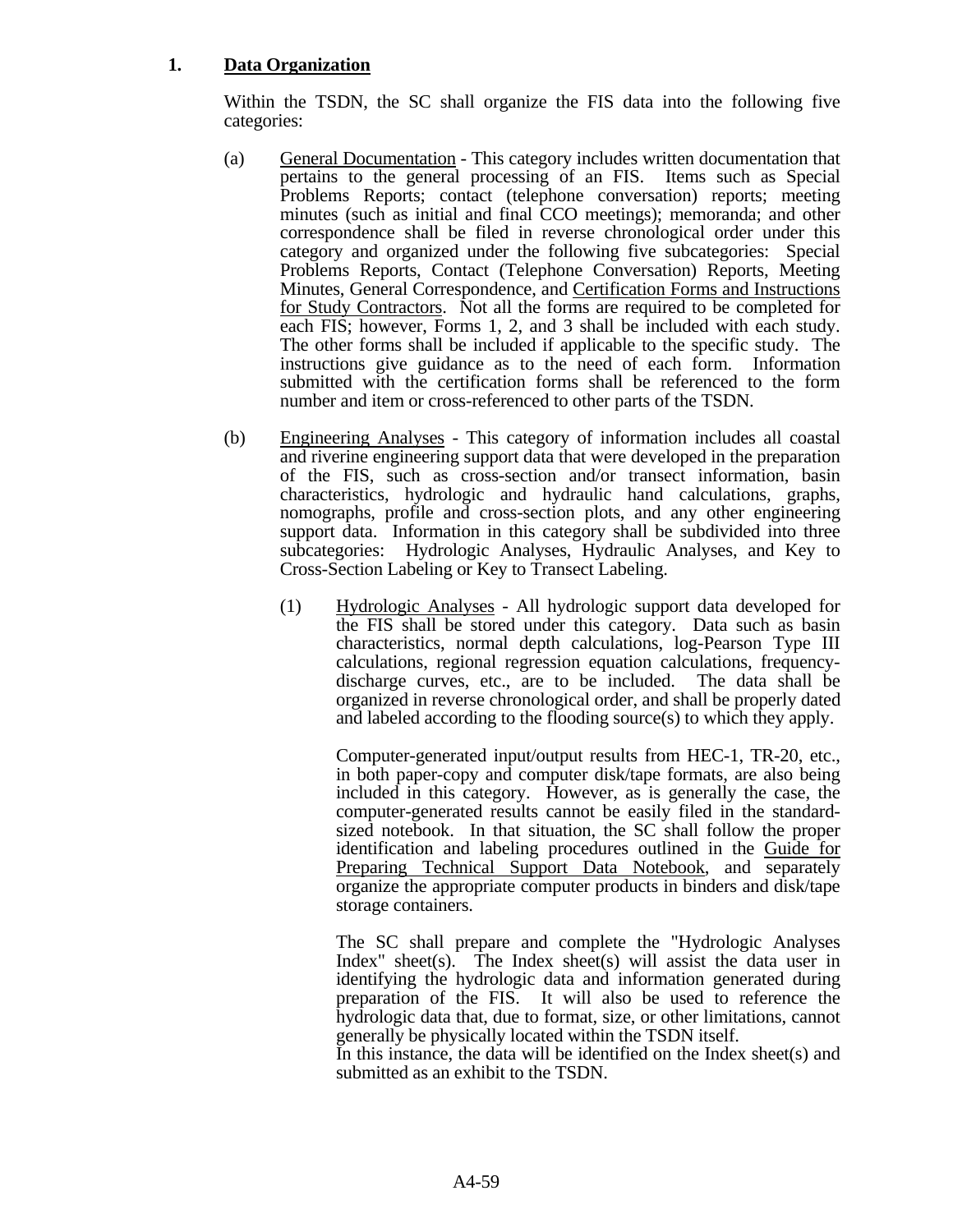**1. <u>Data Organization</u>**

Within the TSDN, the SC shall organize the FIS data into the following five categories:

(a) <u>General Documentation</u> - This category includes written documentation that pertains to the general processing of an FIS. Items such as Special Problems Reports; contact (telephone conversation) reports; meeting minutes (such as initial and final CCO meetings); memoranda; and other correspondence shall be filed in reverse chronological order under this category and organized under the following five subcategories: Special Problems Reports, Contact (Telephone Conversation) Reports, Meeting Minutes, General Correspondence, and <u>Certification Forms and Instructions for Study Contractors</u>. Not all the forms are required to be completed for each FIS; however, Forms 1, 2, and 3 shall be included with each study. The other forms shall be included if applicable to the specific study. The instructions give guidance as to the need of each form. Information submitted with the certification forms shall be referenced to the form number and item or cross-referenced to other parts of the TSDN.

(b) <u>Engineering Analyses</u> - This category of information includes all coastal and riverine engineering support data that were developed in the preparation of the FIS, such as cross-section and/or transect information, basin characteristics, hydrologic and hydraulic hand calculations, graphs, nomographs, profile and cross-section plots, and any other engineering support data. Information in this category shall be subdivided into three subcategories: Hydrologic Analyses, Hydraulic Analyses, and Key to Cross-Section Labeling or Key to Transect Labeling.

(1) <u>Hydrologic Analyses</u> - All hydrologic support data developed for the FIS shall be stored under this category. Data such as basin characteristics, normal depth calculations, log-Pearson Type III calculations, regional regression equation calculations, frequency-discharge curves, etc., are to be included. The data shall be organized in reverse chronological order, and shall be properly dated and labeled according to the flooding source(s) to which they apply.

Computer-generated input/output results from HEC-1, TR-20, etc., in both paper-copy and computer disk/tape formats, are also being included in this category. However, as is generally the case, the computer-generated results cannot be easily filed in the standard-sized notebook. In that situation, the SC shall follow the proper identification and labeling procedures outlined in the <u>Guide for Preparing Technical Support Data Notebook</u>, and separately organize the appropriate computer products in binders and disk/tape storage containers.

The SC shall prepare and complete the "Hydrologic Analyses Index" sheet(s). The Index sheet(s) will assist the data user in identifying the hydrologic data and information generated during preparation of the FIS. It will also be used to reference the hydrologic data that, due to format, size, or other limitations, cannot generally be physically located within the TSDN itself.
In this instance, the data will be identified on the Index sheet(s) and submitted as an exhibit to the TSDN.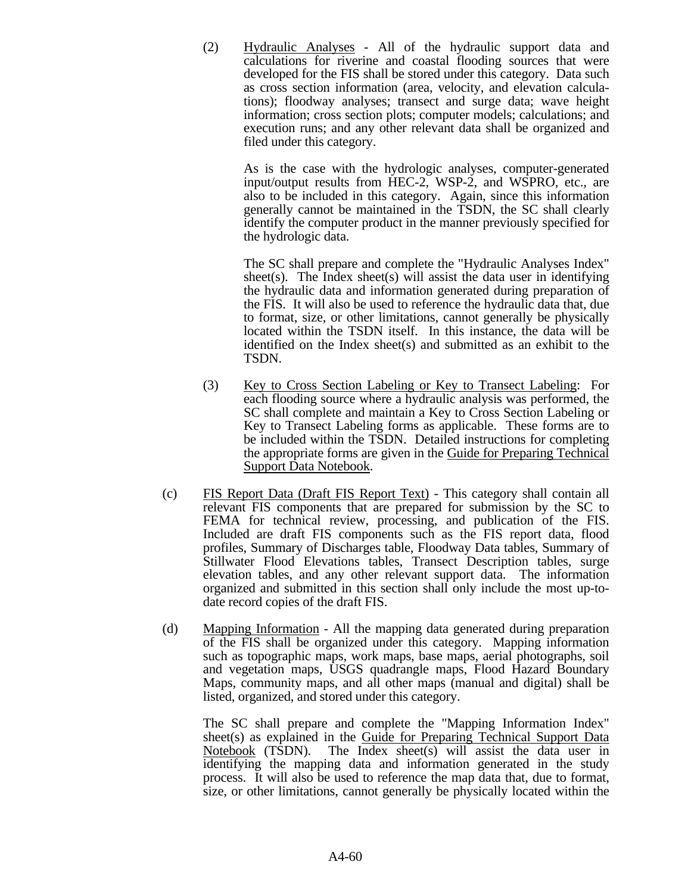(2) Hydraulic Analyses - All of the hydraulic support data and calculations for riverine and coastal flooding sources that were developed for the FIS shall be stored under this category. Data such as cross section information (area, velocity, and elevation calculations); floodway analyses; transect and surge data; wave height information; cross section plots; computer models; calculations; and execution runs; and any other relevant data shall be organized and filed under this category.

As is the case with the hydrologic analyses, computer-generated input/output results from HEC-2, WSP-2, and WSPRO, etc., are also to be included in this category. Again, since this information generally cannot be maintained in the TSDN, the SC shall clearly identify the computer product in the manner previously specified for the hydrologic data.

The SC shall prepare and complete the "Hydraulic Analyses Index" sheet(s). The Index sheet(s) will assist the data user in identifying the hydraulic data and information generated during preparation of the FIS. It will also be used to reference the hydraulic data that, due to format, size, or other limitations, cannot generally be physically located within the TSDN itself. In this instance, the data will be identified on the Index sheet(s) and submitted as an exhibit to the TSDN.

(3) Key to Cross Section Labeling or Key to Transect Labeling: For each flooding source where a hydraulic analysis was performed, the SC shall complete and maintain a Key to Cross Section Labeling or Key to Transect Labeling forms as applicable. These forms are to be included within the TSDN. Detailed instructions for completing the appropriate forms are given in the Guide for Preparing Technical Support Data Notebook.

(c) FIS Report Data (Draft FIS Report Text) - This category shall contain all relevant FIS components that are prepared for submission by the SC to FEMA for technical review, processing, and publication of the FIS. Included are draft FIS components such as the FIS report data, flood profiles, Summary of Discharges table, Floodway Data tables, Summary of Stillwater Flood Elevations tables, Transect Description tables, surge elevation tables, and any other relevant support data. The information organized and submitted in this section shall only include the most up-to-date record copies of the draft FIS.

(d) Mapping Information - All the mapping data generated during preparation of the FIS shall be organized under this category. Mapping information such as topographic maps, work maps, base maps, aerial photographs, soil and vegetation maps, USGS quadrangle maps, Flood Hazard Boundary Maps, community maps, and all other maps (manual and digital) shall be listed, organized, and stored under this category.

The SC shall prepare and complete the "Mapping Information Index" sheet(s) as explained in the Guide for Preparing Technical Support Data Notebook (TSDN). The Index sheet(s) will assist the data user in identifying the mapping data and information generated in the study process. It will also be used to reference the map data that, due to format, size, or other limitations, cannot generally be physically located within the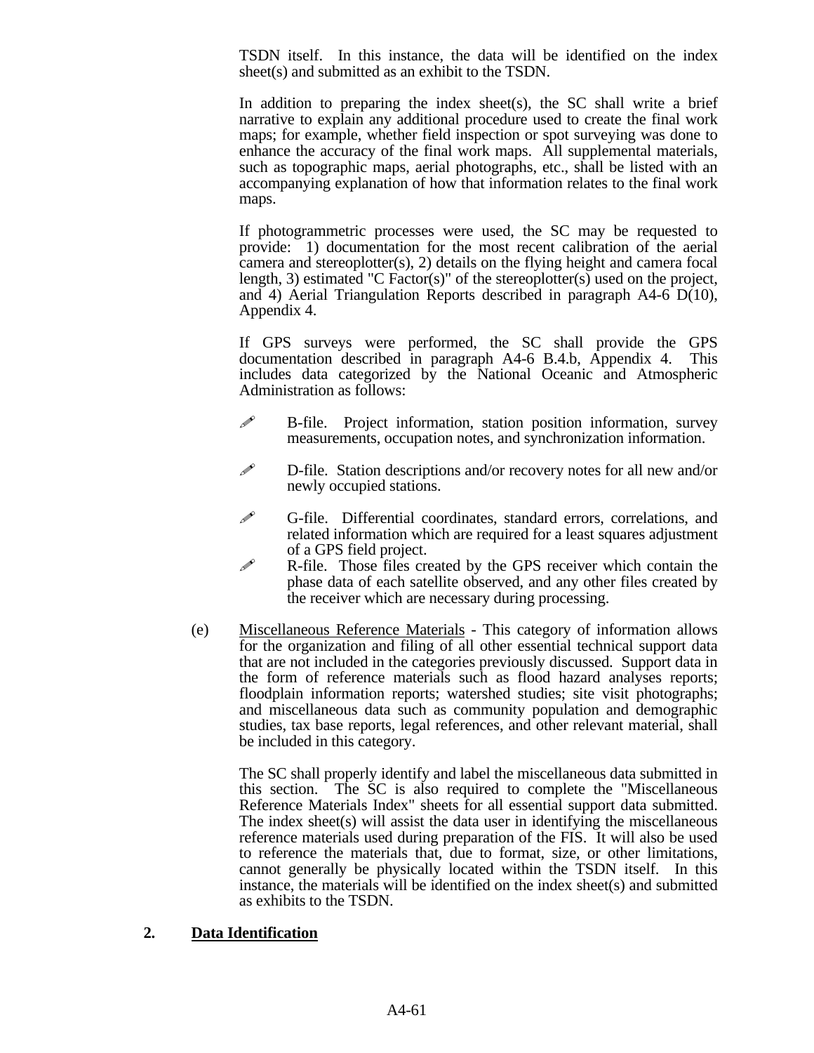TSDN itself. In this instance, the data will be identified on the index sheet(s) and submitted as an exhibit to the TSDN.

In addition to preparing the index sheet(s), the SC shall write a brief narrative to explain any additional procedure used to create the final work maps; for example, whether field inspection or spot surveying was done to enhance the accuracy of the final work maps. All supplemental materials, such as topographic maps, aerial photographs, etc., shall be listed with an accompanying explanation of how that information relates to the final work maps.

If photogrammetric processes were used, the SC may be requested to provide: 1) documentation for the most recent calibration of the aerial camera and stereoplotter(s), 2) details on the flying height and camera focal length, 3) estimated "C Factor(s)" of the stereoplotter(s) used on the project, and 4) Aerial Triangulation Reports described in paragraph A4-6 D(10), Appendix 4.

If GPS surveys were performed, the SC shall provide the GPS documentation described in paragraph A4-6 B.4.b, Appendix 4. This includes data categorized by the National Oceanic and Atmospheric Administration as follows:

- B-file. Project information, station position information, survey measurements, occupation notes, and synchronization information.
- D-file. Station descriptions and/or recovery notes for all new and/or newly occupied stations.
- G-file. Differential coordinates, standard errors, correlations, and related information which are required for a least squares adjustment of a GPS field project.
- R-file. Those files created by the GPS receiver which contain the phase data of each satellite observed, and any other files created by the receiver which are necessary during processing.

(e) Miscellaneous Reference Materials - This category of information allows for the organization and filing of all other essential technical support data that are not included in the categories previously discussed. Support data in the form of reference materials such as flood hazard analyses reports; floodplain information reports; watershed studies; site visit photographs; and miscellaneous data such as community population and demographic studies, tax base reports, legal references, and other relevant material, shall be included in this category.

The SC shall properly identify and label the miscellaneous data submitted in this section. The SC is also required to complete the "Miscellaneous Reference Materials Index" sheets for all essential support data submitted. The index sheet(s) will assist the data user in identifying the miscellaneous reference materials used during preparation of the FIS. It will also be used to reference the materials that, due to format, size, or other limitations, cannot generally be physically located within the TSDN itself. In this instance, the materials will be identified on the index sheet(s) and submitted as exhibits to the TSDN.

## 2. Data Identification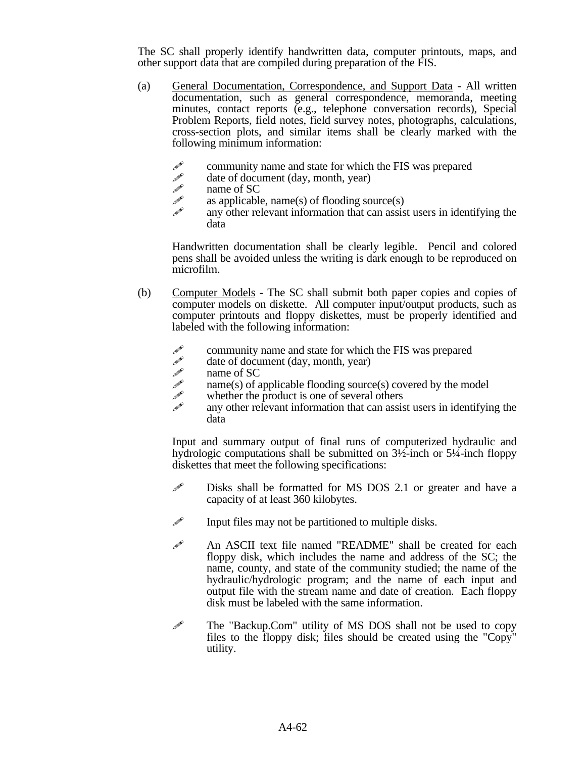The SC shall properly identify handwritten data, computer printouts, maps, and other support data that are compiled during preparation of the FIS.

(a) General Documentation, Correspondence, and Support Data - All written documentation, such as general correspondence, memoranda, meeting minutes, contact reports (e.g., telephone conversation records), Special Problem Reports, field notes, field survey notes, photographs, calculations, cross-section plots, and similar items shall be clearly marked with the following minimum information:

- community name and state for which the FIS was prepared
- date of document (day, month, year)
- name of SC
- as applicable, name(s) of flooding source(s)
- any other relevant information that can assist users in identifying the data

Handwritten documentation shall be clearly legible. Pencil and colored pens shall be avoided unless the writing is dark enough to be reproduced on microfilm.

(b) Computer Models - The SC shall submit both paper copies and copies of computer models on diskette. All computer input/output products, such as computer printouts and floppy diskettes, must be properly identified and labeled with the following information:

- community name and state for which the FIS was prepared
- date of document (day, month, year)
- name of SC
- name(s) of applicable flooding source(s) covered by the model
- whether the product is one of several others
- any other relevant information that can assist users in identifying the data

Input and summary output of final runs of computerized hydraulic and hydrologic computations shall be submitted on 3½-inch or 5¼-inch floppy diskettes that meet the following specifications:

- Disks shall be formatted for MS DOS 2.1 or greater and have a capacity of at least 360 kilobytes.
- Input files may not be partitioned to multiple disks.
- An ASCII text file named "README" shall be created for each floppy disk, which includes the name and address of the SC; the name, county, and state of the community studied; the name of the hydraulic/hydrologic program; and the name of each input and output file with the stream name and date of creation. Each floppy disk must be labeled with the same information.
- The "Backup.Com" utility of MS DOS shall not be used to copy files to the floppy disk; files should be created using the "Copy" utility.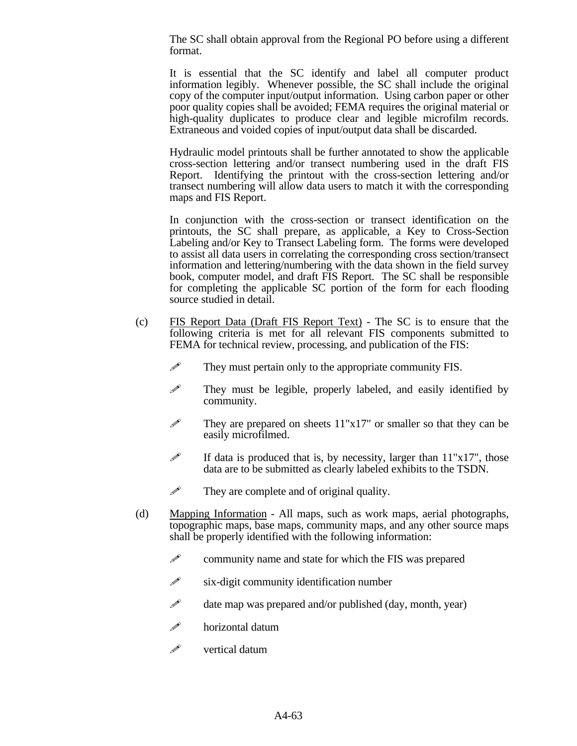The SC shall obtain approval from the Regional PO before using a different format.

It is essential that the SC identify and label all computer product information legibly. Whenever possible, the SC shall include the original copy of the computer input/output information. Using carbon paper or other poor quality copies shall be avoided; FEMA requires the original material or high-quality duplicates to produce clear and legible microfilm records. Extraneous and voided copies of input/output data shall be discarded.

Hydraulic model printouts shall be further annotated to show the applicable cross-section lettering and/or transect numbering used in the draft FIS Report. Identifying the printout with the cross-section lettering and/or transect numbering will allow data users to match it with the corresponding maps and FIS Report.

In conjunction with the cross-section or transect identification on the printouts, the SC shall prepare, as applicable, a Key to Cross-Section Labeling and/or Key to Transect Labeling form. The forms were developed to assist all data users in correlating the corresponding cross section/transect information and lettering/numbering with the data shown in the field survey book, computer model, and draft FIS Report. The SC shall be responsible for completing the applicable SC portion of the form for each flooding source studied in detail.

(c) FIS Report Data (Draft FIS Report Text) - The SC is to ensure that the following criteria is met for all relevant FIS components submitted to FEMA for technical review, processing, and publication of the FIS:

- They must pertain only to the appropriate community FIS.
- They must be legible, properly labeled, and easily identified by community.
- They are prepared on sheets 11"x17" or smaller so that they can be easily microfilmed.
- If data is produced that is, by necessity, larger than 11"x17", those data are to be submitted as clearly labeled exhibits to the TSDN.
- They are complete and of original quality.

(d) Mapping Information - All maps, such as work maps, aerial photographs, topographic maps, base maps, community maps, and any other source maps shall be properly identified with the following information:

- community name and state for which the FIS was prepared
- six-digit community identification number
- date map was prepared and/or published (day, month, year)
- horizontal datum
- vertical datum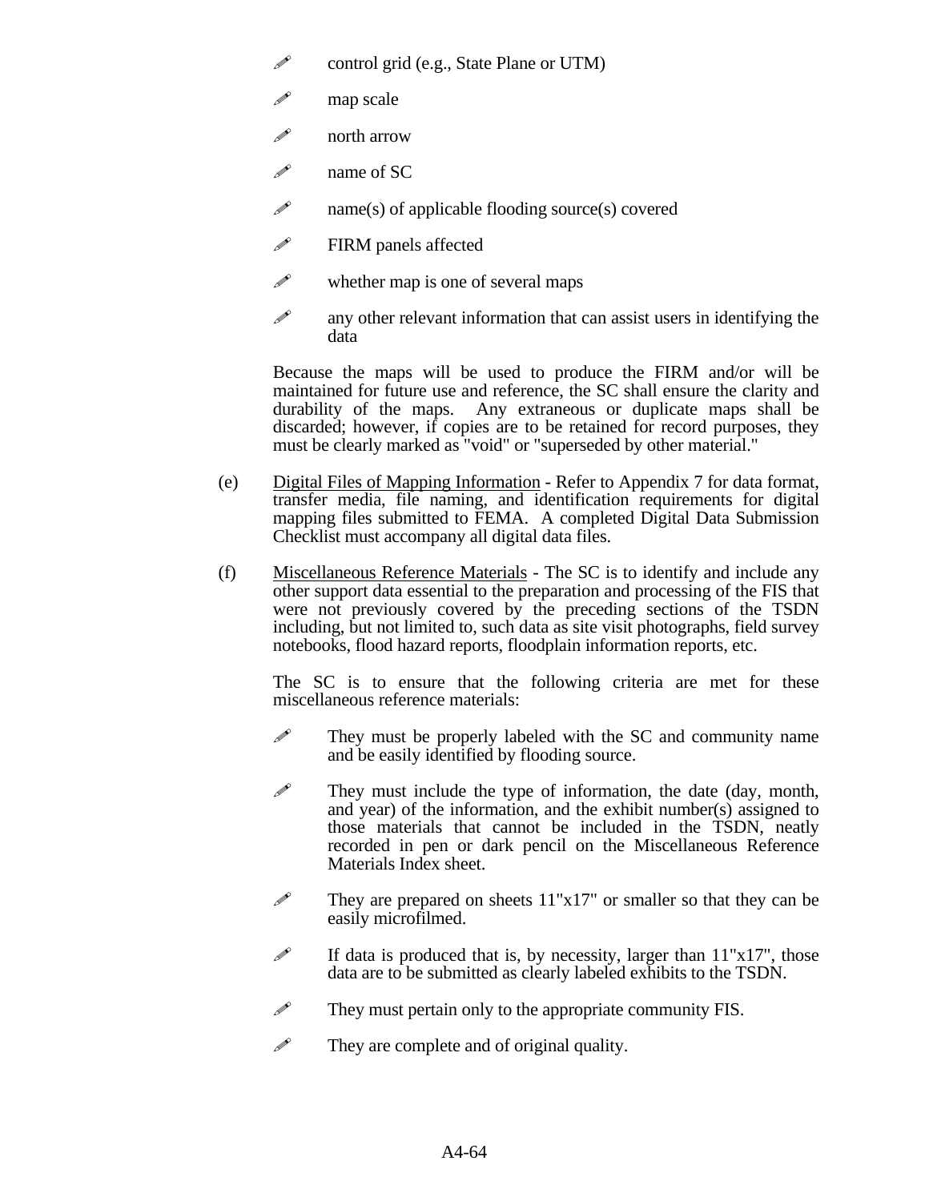- control grid (e.g., State Plane or UTM)
- map scale
- north arrow
- name of SC
- name(s) of applicable flooding source(s) covered
- FIRM panels affected
- whether map is one of several maps
- any other relevant information that can assist users in identifying the data

Because the maps will be used to produce the FIRM and/or will be maintained for future use and reference, the SC shall ensure the clarity and durability of the maps. Any extraneous or duplicate maps shall be discarded; however, if copies are to be retained for record purposes, they must be clearly marked as "void" or "superseded by other material."

(e) Digital Files of Mapping Information - Refer to Appendix 7 for data format, transfer media, file naming, and identification requirements for digital mapping files submitted to FEMA. A completed Digital Data Submission Checklist must accompany all digital data files.

(f) Miscellaneous Reference Materials - The SC is to identify and include any other support data essential to the preparation and processing of the FIS that were not previously covered by the preceding sections of the TSDN including, but not limited to, such data as site visit photographs, field survey notebooks, flood hazard reports, floodplain information reports, etc.

The SC is to ensure that the following criteria are met for these miscellaneous reference materials:

- They must be properly labeled with the SC and community name and be easily identified by flooding source.
- They must include the type of information, the date (day, month, and year) of the information, and the exhibit number(s) assigned to those materials that cannot be included in the TSDN, neatly recorded in pen or dark pencil on the Miscellaneous Reference Materials Index sheet.
- They are prepared on sheets 11"x17" or smaller so that they can be easily microfilmed.
- If data is produced that is, by necessity, larger than 11"x17", those data are to be submitted as clearly labeled exhibits to the TSDN.
- They must pertain only to the appropriate community FIS.
- They are complete and of original quality.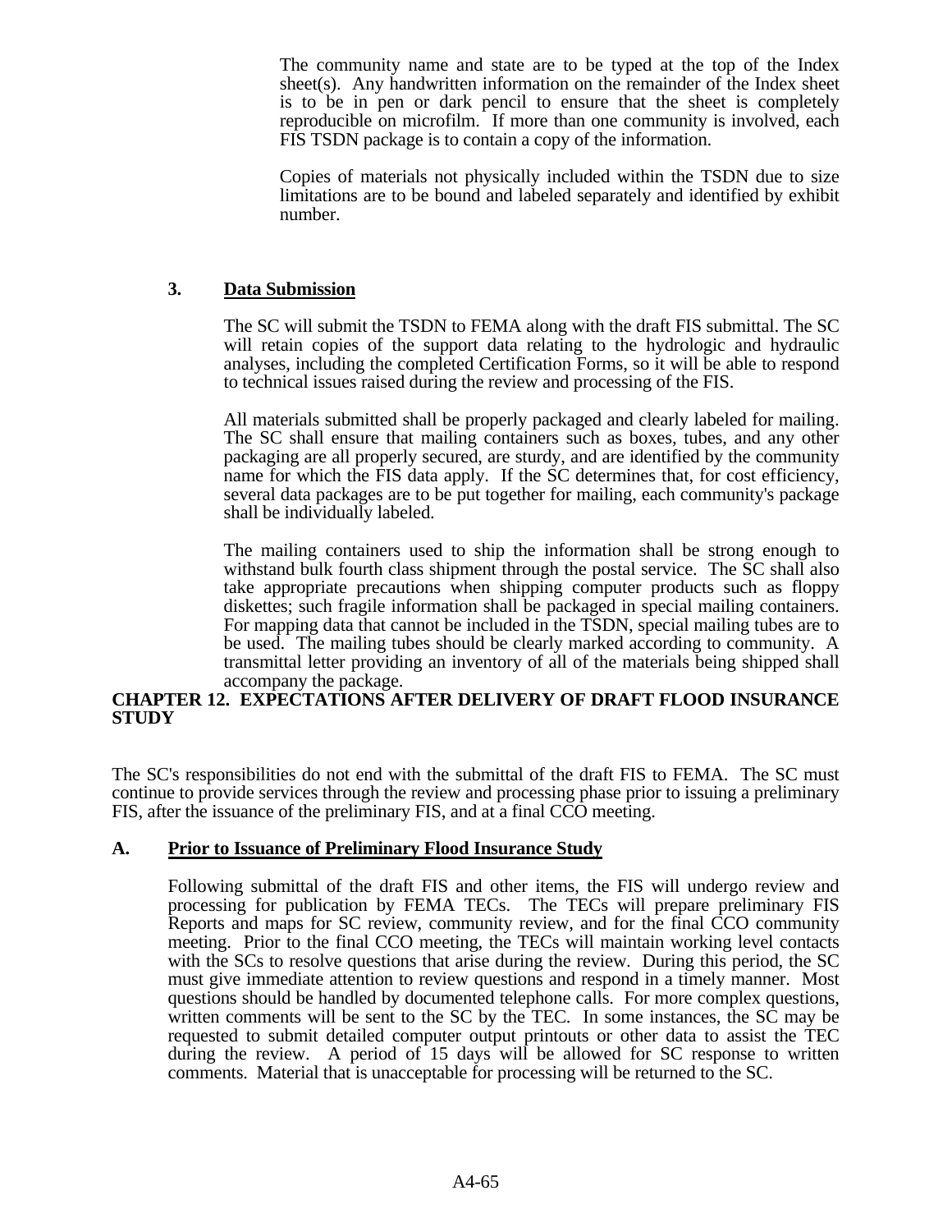The community name and state are to be typed at the top of the Index sheet(s). Any handwritten information on the remainder of the Index sheet is to be in pen or dark pencil to ensure that the sheet is completely reproducible on microfilm. If more than one community is involved, each FIS TSDN package is to contain a copy of the information.

Copies of materials not physically included within the TSDN due to size limitations are to be bound and labeled separately and identified by exhibit number.

### 3. Data Submission

The SC will submit the TSDN to FEMA along with the draft FIS submittal. The SC will retain copies of the support data relating to the hydrologic and hydraulic analyses, including the completed Certification Forms, so it will be able to respond to technical issues raised during the review and processing of the FIS.

All materials submitted shall be properly packaged and clearly labeled for mailing. The SC shall ensure that mailing containers such as boxes, tubes, and any other packaging are all properly secured, are sturdy, and are identified by the community name for which the FIS data apply. If the SC determines that, for cost efficiency, several data packages are to be put together for mailing, each community's package shall be individually labeled.

The mailing containers used to ship the information shall be strong enough to withstand bulk fourth class shipment through the postal service. The SC shall also take appropriate precautions when shipping computer products such as floppy diskettes; such fragile information shall be packaged in special mailing containers. For mapping data that cannot be included in the TSDN, special mailing tubes are to be used. The mailing tubes should be clearly marked according to community. A transmittal letter providing an inventory of all of the materials being shipped shall accompany the package.

# CHAPTER 12. EXPECTATIONS AFTER DELIVERY OF DRAFT FLOOD INSURANCE STUDY

The SC's responsibilities do not end with the submittal of the draft FIS to FEMA. The SC must continue to provide services through the review and processing phase prior to issuing a preliminary FIS, after the issuance of the preliminary FIS, and at a final CCO meeting.

## A. Prior to Issuance of Preliminary Flood Insurance Study

Following submittal of the draft FIS and other items, the FIS will undergo review and processing for publication by FEMA TECs. The TECs will prepare preliminary FIS Reports and maps for SC review, community review, and for the final CCO community meeting. Prior to the final CCO meeting, the TECs will maintain working level contacts with the SCs to resolve questions that arise during the review. During this period, the SC must give immediate attention to review questions and respond in a timely manner. Most questions should be handled by documented telephone calls. For more complex questions, written comments will be sent to the SC by the TEC. In some instances, the SC may be requested to submit detailed computer output printouts or other data to assist the TEC during the review. A period of 15 days will be allowed for SC response to written comments. Material that is unacceptable for processing will be returned to the SC.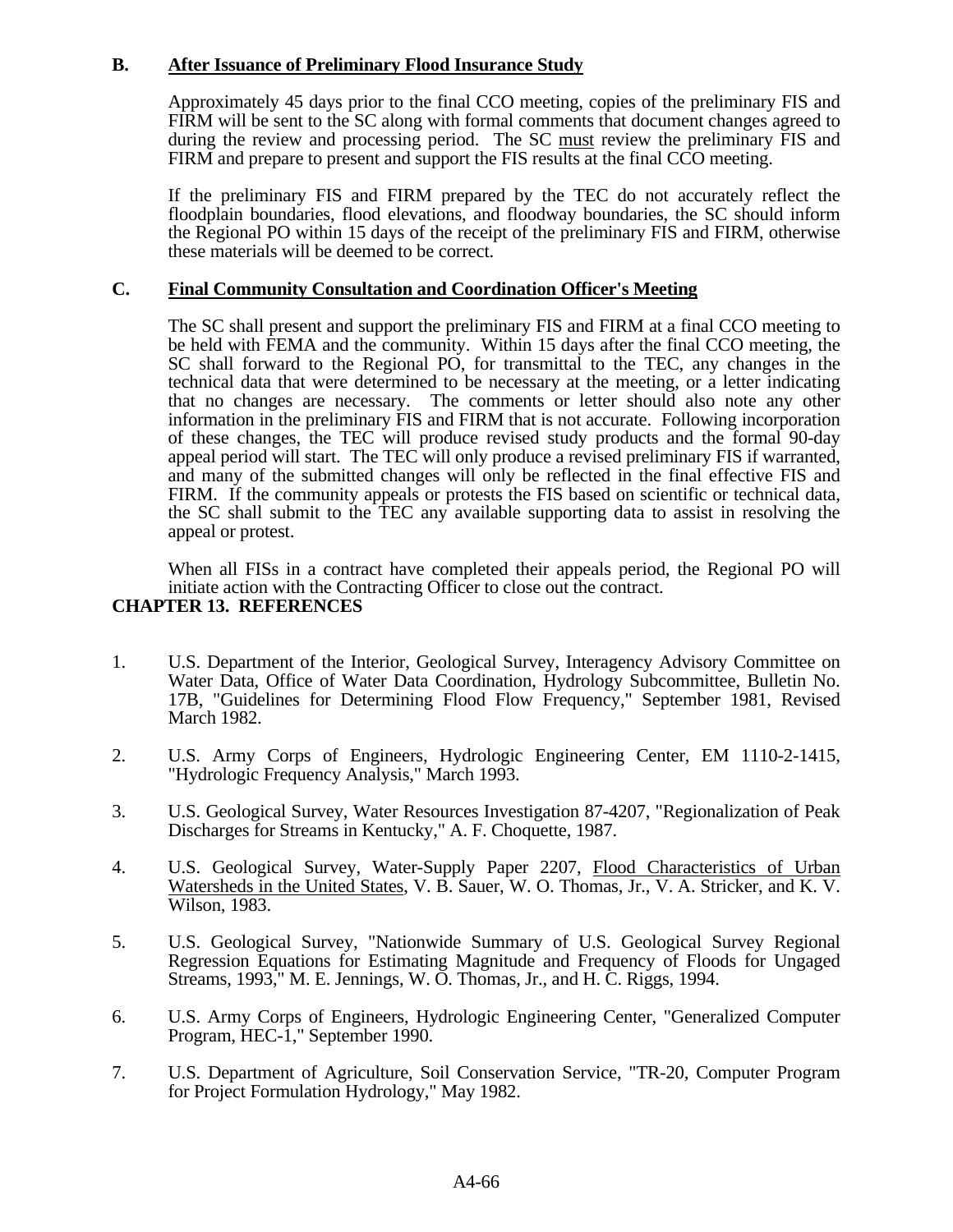### B. After Issuance of Preliminary Flood Insurance Study

Approximately 45 days prior to the final CCO meeting, copies of the preliminary FIS and FIRM will be sent to the SC along with formal comments that document changes agreed to during the review and processing period. The SC must review the preliminary FIS and FIRM and prepare to present and support the FIS results at the final CCO meeting.

If the preliminary FIS and FIRM prepared by the TEC do not accurately reflect the floodplain boundaries, flood elevations, and floodway boundaries, the SC should inform the Regional PO within 15 days of the receipt of the preliminary FIS and FIRM, otherwise these materials will be deemed to be correct.

### C. Final Community Consultation and Coordination Officer's Meeting

The SC shall present and support the preliminary FIS and FIRM at a final CCO meeting to be held with FEMA and the community. Within 15 days after the final CCO meeting, the SC shall forward to the Regional PO, for transmittal to the TEC, any changes in the technical data that were determined to be necessary at the meeting, or a letter indicating that no changes are necessary. The comments or letter should also note any other information in the preliminary FIS and FIRM that is not accurate. Following incorporation of these changes, the TEC will produce revised study products and the formal 90-day appeal period will start. The TEC will only produce a revised preliminary FIS if warranted, and many of the submitted changes will only be reflected in the final effective FIS and FIRM. If the community appeals or protests the FIS based on scientific or technical data, the SC shall submit to the TEC any available supporting data to assist in resolving the appeal or protest.

When all FISs in a contract have completed their appeals period, the Regional PO will initiate action with the Contracting Officer to close out the contract.

## CHAPTER 13. REFERENCES

1. U.S. Department of the Interior, Geological Survey, Interagency Advisory Committee on Water Data, Office of Water Data Coordination, Hydrology Subcommittee, Bulletin No. 17B, "Guidelines for Determining Flood Flow Frequency," September 1981, Revised March 1982.

2. U.S. Army Corps of Engineers, Hydrologic Engineering Center, EM 1110-2-1415, "Hydrologic Frequency Analysis," March 1993.

3. U.S. Geological Survey, Water Resources Investigation 87-4207, "Regionalization of Peak Discharges for Streams in Kentucky," A. F. Choquette, 1987.

4. U.S. Geological Survey, Water-Supply Paper 2207, Flood Characteristics of Urban Watersheds in the United States, V. B. Sauer, W. O. Thomas, Jr., V. A. Stricker, and K. V. Wilson, 1983.

5. U.S. Geological Survey, "Nationwide Summary of U.S. Geological Survey Regional Regression Equations for Estimating Magnitude and Frequency of Floods for Ungaged Streams, 1993," M. E. Jennings, W. O. Thomas, Jr., and H. C. Riggs, 1994.

6. U.S. Army Corps of Engineers, Hydrologic Engineering Center, "Generalized Computer Program, HEC-1," September 1990.

7. U.S. Department of Agriculture, Soil Conservation Service, "TR-20, Computer Program for Project Formulation Hydrology," May 1982.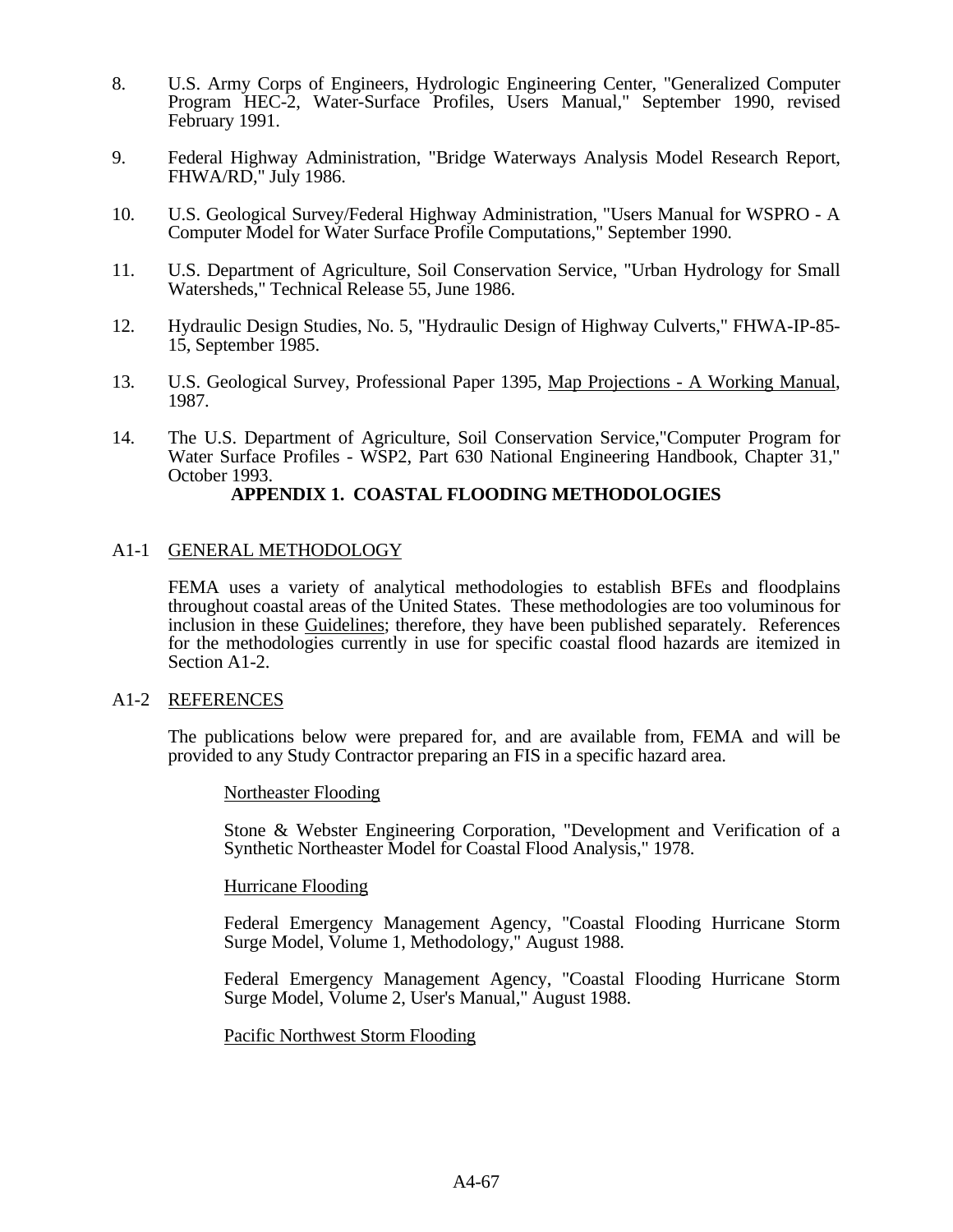8. U.S. Army Corps of Engineers, Hydrologic Engineering Center, "Generalized Computer Program HEC-2, Water-Surface Profiles, Users Manual," September 1990, revised February 1991.

9. Federal Highway Administration, "Bridge Waterways Analysis Model Research Report, FHWA/RD," July 1986.

10. U.S. Geological Survey/Federal Highway Administration, "Users Manual for WSPRO - A Computer Model for Water Surface Profile Computations," September 1990.

11. U.S. Department of Agriculture, Soil Conservation Service, "Urban Hydrology for Small Watersheds," Technical Release 55, June 1986.

12. Hydraulic Design Studies, No. 5, "Hydraulic Design of Highway Culverts," FHWA-IP-85-15, September 1985.

13. U.S. Geological Survey, Professional Paper 1395, Map Projections - A Working Manual, 1987.

14. The U.S. Department of Agriculture, Soil Conservation Service,"Computer Program for Water Surface Profiles - WSP2, Part 630 National Engineering Handbook, Chapter 31," October 1993.

# APPENDIX 1. COASTAL FLOODING METHODOLOGIES

## A1-1 GENERAL METHODOLOGY

FEMA uses a variety of analytical methodologies to establish BFEs and floodplains throughout coastal areas of the United States. These methodologies are too voluminous for inclusion in these Guidelines; therefore, they have been published separately. References for the methodologies currently in use for specific coastal flood hazards are itemized in Section A1-2.

## A1-2 REFERENCES

The publications below were prepared for, and are available from, FEMA and will be provided to any Study Contractor preparing an FIS in a specific hazard area.

### Northeaster Flooding

Stone & Webster Engineering Corporation, "Development and Verification of a Synthetic Northeaster Model for Coastal Flood Analysis," 1978.

### Hurricane Flooding

Federal Emergency Management Agency, "Coastal Flooding Hurricane Storm Surge Model, Volume 1, Methodology," August 1988.

Federal Emergency Management Agency, "Coastal Flooding Hurricane Storm Surge Model, Volume 2, User's Manual," August 1988.

### Pacific Northwest Storm Flooding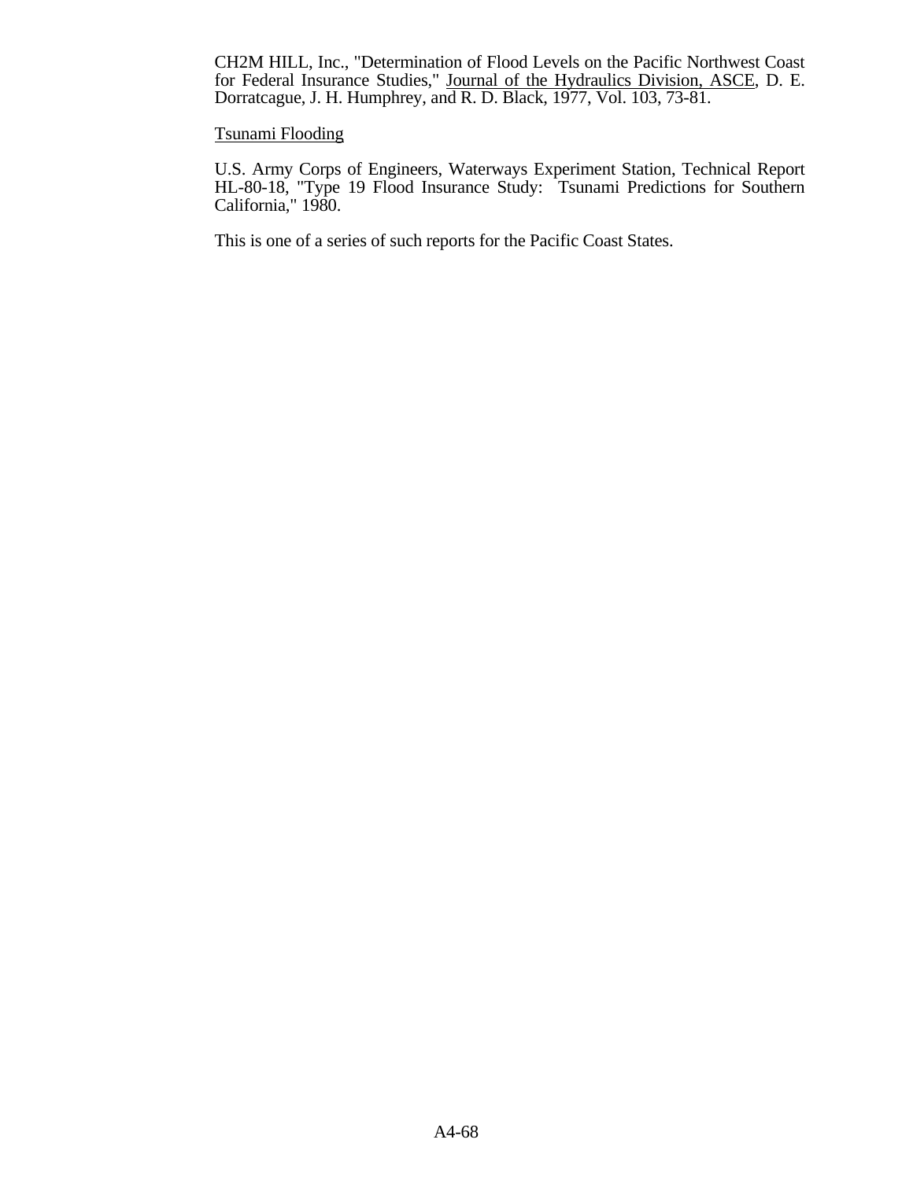CH2M HILL, Inc., "Determination of Flood Levels on the Pacific Northwest Coast for Federal Insurance Studies," Journal of the Hydraulics Division, ASCE, D. E. Dorratcague, J. H. Humphrey, and R. D. Black, 1977, Vol. 103, 73-81.

Tsunami Flooding

U.S. Army Corps of Engineers, Waterways Experiment Station, Technical Report HL-80-18, "Type 19 Flood Insurance Study: Tsunami Predictions for Southern California," 1980.

This is one of a series of such reports for the Pacific Coast States.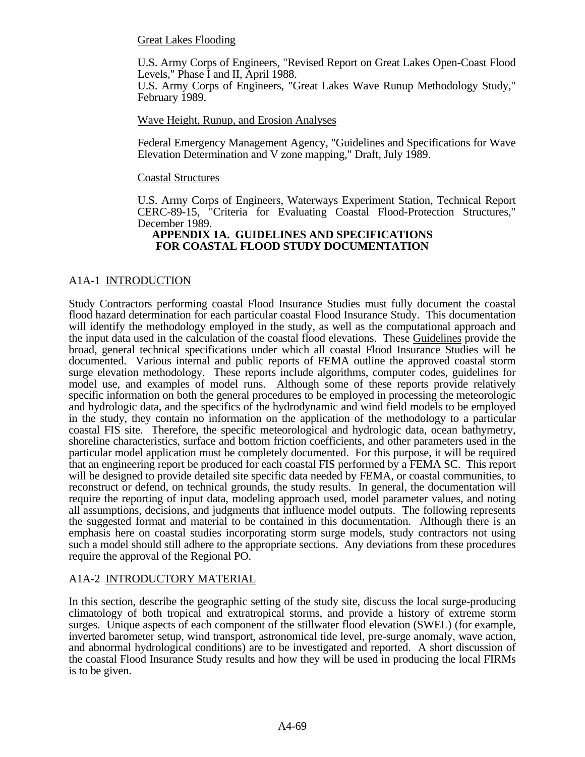Great Lakes Flooding

U.S. Army Corps of Engineers, "Revised Report on Great Lakes Open-Coast Flood Levels," Phase I and II, April 1988.
U.S. Army Corps of Engineers, "Great Lakes Wave Runup Methodology Study," February 1989.

Wave Height, Runup, and Erosion Analyses

Federal Emergency Management Agency, "Guidelines and Specifications for Wave Elevation Determination and V zone mapping," Draft, July 1989.

Coastal Structures

U.S. Army Corps of Engineers, Waterways Experiment Station, Technical Report CERC-89-15, "Criteria for Evaluating Coastal Flood-Protection Structures," December 1989.

# APPENDIX 1A. GUIDELINES AND SPECIFICATIONS FOR COASTAL FLOOD STUDY DOCUMENTATION

## A1A-1 INTRODUCTION

Study Contractors performing coastal Flood Insurance Studies must fully document the coastal flood hazard determination for each particular coastal Flood Insurance Study. This documentation will identify the methodology employed in the study, as well as the computational approach and the input data used in the calculation of the coastal flood elevations. These Guidelines provide the broad, general technical specifications under which all coastal Flood Insurance Studies will be documented. Various internal and public reports of FEMA outline the approved coastal storm surge elevation methodology. These reports include algorithms, computer codes, guidelines for model use, and examples of model runs. Although some of these reports provide relatively specific information on both the general procedures to be employed in processing the meteorologic and hydrologic data, and the specifics of the hydrodynamic and wind field models to be employed in the study, they contain no information on the application of the methodology to a particular coastal FIS site. Therefore, the specific meteorological and hydrologic data, ocean bathymetry, shoreline characteristics, surface and bottom friction coefficients, and other parameters used in the particular model application must be completely documented. For this purpose, it will be required that an engineering report be produced for each coastal FIS performed by a FEMA SC. This report will be designed to provide detailed site specific data needed by FEMA, or coastal communities, to reconstruct or defend, on technical grounds, the study results. In general, the documentation will require the reporting of input data, modeling approach used, model parameter values, and noting all assumptions, decisions, and judgments that influence model outputs. The following represents the suggested format and material to be contained in this documentation. Although there is an emphasis here on coastal studies incorporating storm surge models, study contractors not using such a model should still adhere to the appropriate sections. Any deviations from these procedures require the approval of the Regional PO.

## A1A-2 INTRODUCTORY MATERIAL

In this section, describe the geographic setting of the study site, discuss the local surge-producing climatology of both tropical and extratropical storms, and provide a history of extreme storm surges. Unique aspects of each component of the stillwater flood elevation (SWEL) (for example, inverted barometer setup, wind transport, astronomical tide level, pre-surge anomaly, wave action, and abnormal hydrological conditions) are to be investigated and reported. A short discussion of the coastal Flood Insurance Study results and how they will be used in producing the local FIRMs is to be given.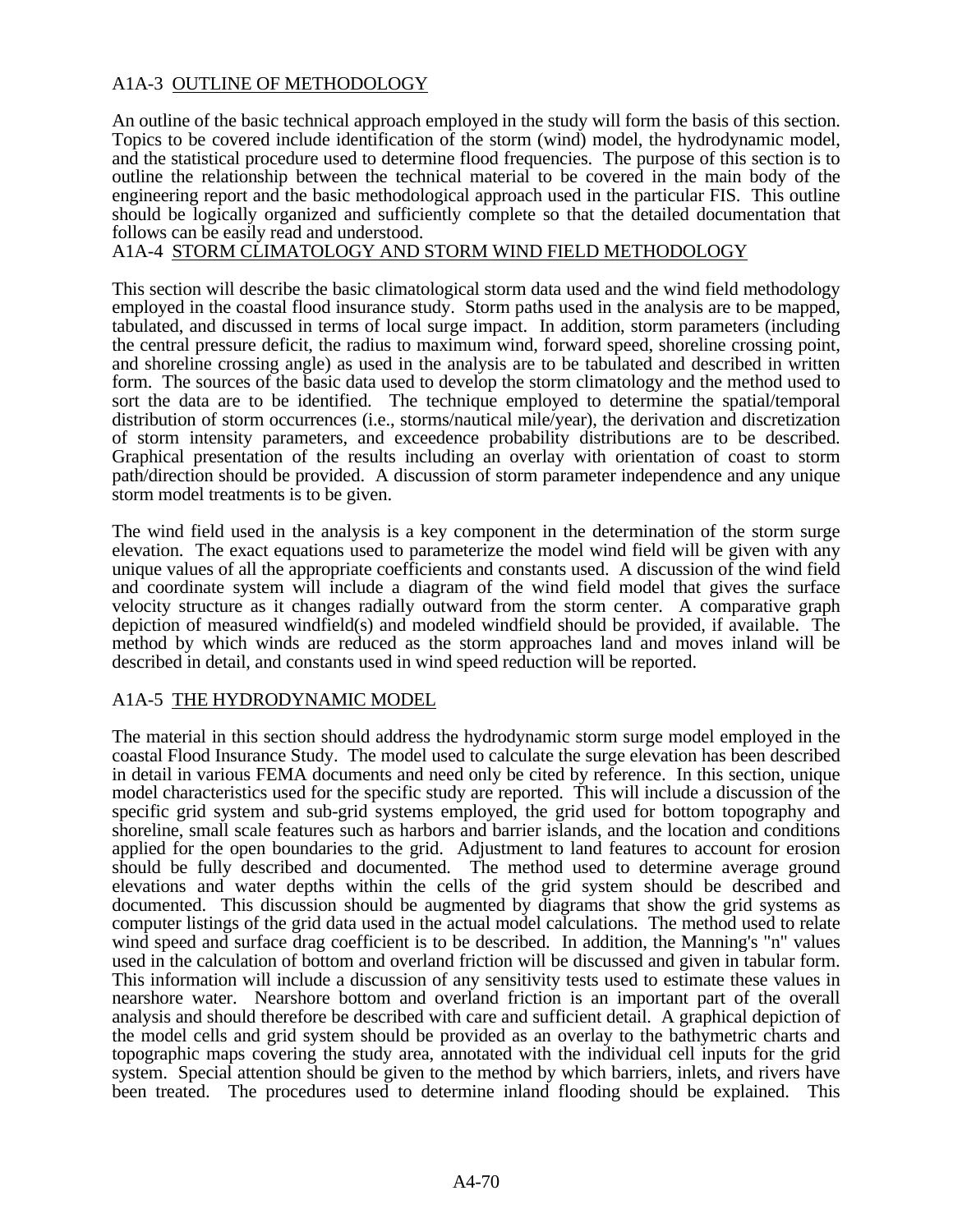## A1A-3 OUTLINE OF METHODOLOGY

An outline of the basic technical approach employed in the study will form the basis of this section. Topics to be covered include identification of the storm (wind) model, the hydrodynamic model, and the statistical procedure used to determine flood frequencies. The purpose of this section is to outline the relationship between the technical material to be covered in the main body of the engineering report and the basic methodological approach used in the particular FIS. This outline should be logically organized and sufficiently complete so that the detailed documentation that follows can be easily read and understood.

## A1A-4 STORM CLIMATOLOGY AND STORM WIND FIELD METHODOLOGY

This section will describe the basic climatological storm data used and the wind field methodology employed in the coastal flood insurance study. Storm paths used in the analysis are to be mapped, tabulated, and discussed in terms of local surge impact. In addition, storm parameters (including the central pressure deficit, the radius to maximum wind, forward speed, shoreline crossing point, and shoreline crossing angle) as used in the analysis are to be tabulated and described in written form. The sources of the basic data used to develop the storm climatology and the method used to sort the data are to be identified. The technique employed to determine the spatial/temporal distribution of storm occurrences (i.e., storms/nautical mile/year), the derivation and discretization of storm intensity parameters, and exceedence probability distributions are to be described. Graphical presentation of the results including an overlay with orientation of coast to storm path/direction should be provided. A discussion of storm parameter independence and any unique storm model treatments is to be given.

The wind field used in the analysis is a key component in the determination of the storm surge elevation. The exact equations used to parameterize the model wind field will be given with any unique values of all the appropriate coefficients and constants used. A discussion of the wind field and coordinate system will include a diagram of the wind field model that gives the surface velocity structure as it changes radially outward from the storm center. A comparative graph depiction of measured windfield(s) and modeled windfield should be provided, if available. The method by which winds are reduced as the storm approaches land and moves inland will be described in detail, and constants used in wind speed reduction will be reported.

## A1A-5 THE HYDRODYNAMIC MODEL

The material in this section should address the hydrodynamic storm surge model employed in the coastal Flood Insurance Study. The model used to calculate the surge elevation has been described in detail in various FEMA documents and need only be cited by reference. In this section, unique model characteristics used for the specific study are reported. This will include a discussion of the specific grid system and sub-grid systems employed, the grid used for bottom topography and shoreline, small scale features such as harbors and barrier islands, and the location and conditions applied for the open boundaries to the grid. Adjustment to land features to account for erosion should be fully described and documented. The method used to determine average ground elevations and water depths within the cells of the grid system should be described and documented. This discussion should be augmented by diagrams that show the grid systems as computer listings of the grid data used in the actual model calculations. The method used to relate wind speed and surface drag coefficient is to be described. In addition, the Manning's "n" values used in the calculation of bottom and overland friction will be discussed and given in tabular form. This information will include a discussion of any sensitivity tests used to estimate these values in nearshore water. Nearshore bottom and overland friction is an important part of the overall analysis and should therefore be described with care and sufficient detail. A graphical depiction of the model cells and grid system should be provided as an overlay to the bathymetric charts and topographic maps covering the study area, annotated with the individual cell inputs for the grid system. Special attention should be given to the method by which barriers, inlets, and rivers have been treated. The procedures used to determine inland flooding should be explained. This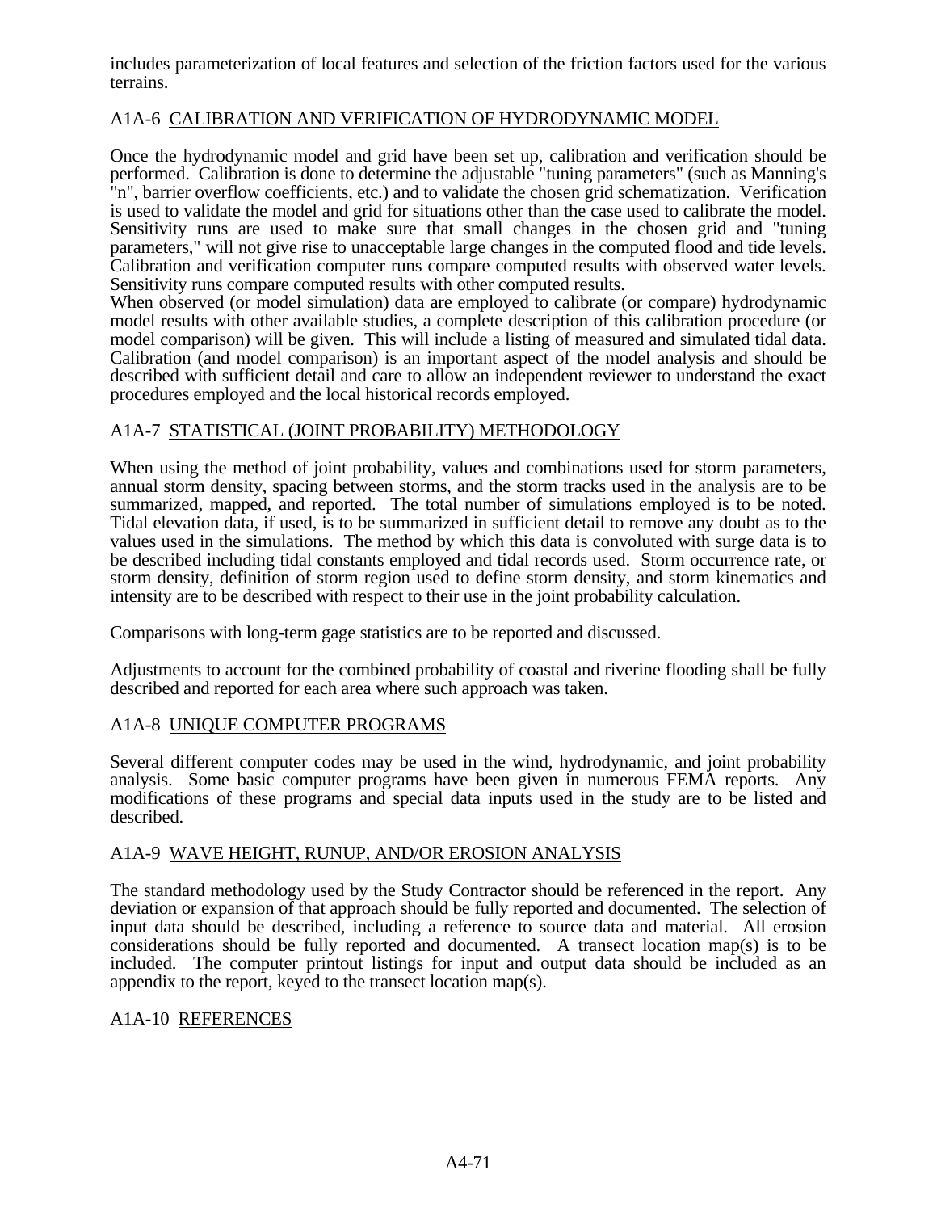includes parameterization of local features and selection of the friction factors used for the various terrains.

## A1A-6 CALIBRATION AND VERIFICATION OF HYDRODYNAMIC MODEL

Once the hydrodynamic model and grid have been set up, calibration and verification should be performed. Calibration is done to determine the adjustable "tuning parameters" (such as Manning's "n", barrier overflow coefficients, etc.) and to validate the chosen grid schematization. Verification is used to validate the model and grid for situations other than the case used to calibrate the model. Sensitivity runs are used to make sure that small changes in the chosen grid and "tuning parameters," will not give rise to unacceptable large changes in the computed flood and tide levels. Calibration and verification computer runs compare computed results with observed water levels. Sensitivity runs compare computed results with other computed results.

When observed (or model simulation) data are employed to calibrate (or compare) hydrodynamic model results with other available studies, a complete description of this calibration procedure (or model comparison) will be given. This will include a listing of measured and simulated tidal data. Calibration (and model comparison) is an important aspect of the model analysis and should be described with sufficient detail and care to allow an independent reviewer to understand the exact procedures employed and the local historical records employed.

## A1A-7 STATISTICAL (JOINT PROBABILITY) METHODOLOGY

When using the method of joint probability, values and combinations used for storm parameters, annual storm density, spacing between storms, and the storm tracks used in the analysis are to be summarized, mapped, and reported. The total number of simulations employed is to be noted. Tidal elevation data, if used, is to be summarized in sufficient detail to remove any doubt as to the values used in the simulations. The method by which this data is convoluted with surge data is to be described including tidal constants employed and tidal records used. Storm occurrence rate, or storm density, definition of storm region used to define storm density, and storm kinematics and intensity are to be described with respect to their use in the joint probability calculation.

Comparisons with long-term gage statistics are to be reported and discussed.

Adjustments to account for the combined probability of coastal and riverine flooding shall be fully described and reported for each area where such approach was taken.

## A1A-8 UNIQUE COMPUTER PROGRAMS

Several different computer codes may be used in the wind, hydrodynamic, and joint probability analysis. Some basic computer programs have been given in numerous FEMA reports. Any modifications of these programs and special data inputs used in the study are to be listed and described.

## A1A-9 WAVE HEIGHT, RUNUP, AND/OR EROSION ANALYSIS

The standard methodology used by the Study Contractor should be referenced in the report. Any deviation or expansion of that approach should be fully reported and documented. The selection of input data should be described, including a reference to source data and material. All erosion considerations should be fully reported and documented. A transect location map(s) is to be included. The computer printout listings for input and output data should be included as an appendix to the report, keyed to the transect location map(s).

## A1A-10 REFERENCES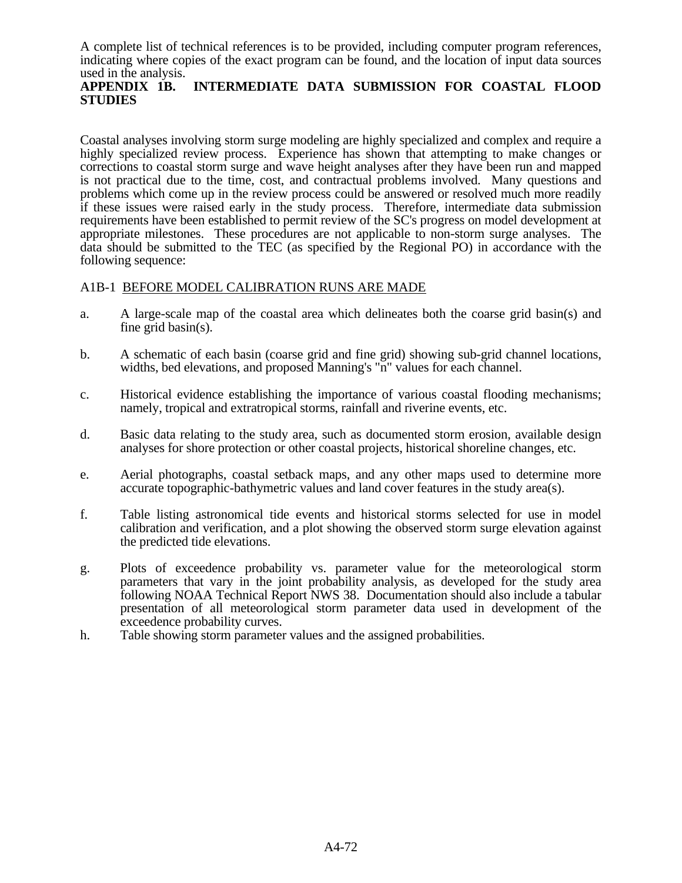A complete list of technical references is to be provided, including computer program references, indicating where copies of the exact program can be found, and the location of input data sources used in the analysis.

## APPENDIX 1B. INTERMEDIATE DATA SUBMISSION FOR COASTAL FLOOD STUDIES

Coastal analyses involving storm surge modeling are highly specialized and complex and require a highly specialized review process. Experience has shown that attempting to make changes or corrections to coastal storm surge and wave height analyses after they have been run and mapped is not practical due to the time, cost, and contractual problems involved. Many questions and problems which come up in the review process could be answered or resolved much more readily if these issues were raised early in the study process. Therefore, intermediate data submission requirements have been established to permit review of the SC's progress on model development at appropriate milestones. These procedures are not applicable to non-storm surge analyses. The data should be submitted to the TEC (as specified by the Regional PO) in accordance with the following sequence:

### A1B-1 BEFORE MODEL CALIBRATION RUNS ARE MADE

a. A large-scale map of the coastal area which delineates both the coarse grid basin(s) and fine grid basin(s).

b. A schematic of each basin (coarse grid and fine grid) showing sub-grid channel locations, widths, bed elevations, and proposed Manning's "n" values for each channel.

c. Historical evidence establishing the importance of various coastal flooding mechanisms; namely, tropical and extratropical storms, rainfall and riverine events, etc.

d. Basic data relating to the study area, such as documented storm erosion, available design analyses for shore protection or other coastal projects, historical shoreline changes, etc.

e. Aerial photographs, coastal setback maps, and any other maps used to determine more accurate topographic-bathymetric values and land cover features in the study area(s).

f. Table listing astronomical tide events and historical storms selected for use in model calibration and verification, and a plot showing the observed storm surge elevation against the predicted tide elevations.

g. Plots of exceedence probability vs. parameter value for the meteorological storm parameters that vary in the joint probability analysis, as developed for the study area following NOAA Technical Report NWS 38. Documentation should also include a tabular presentation of all meteorological storm parameter data used in development of the exceedence probability curves.

h. Table showing storm parameter values and the assigned probabilities.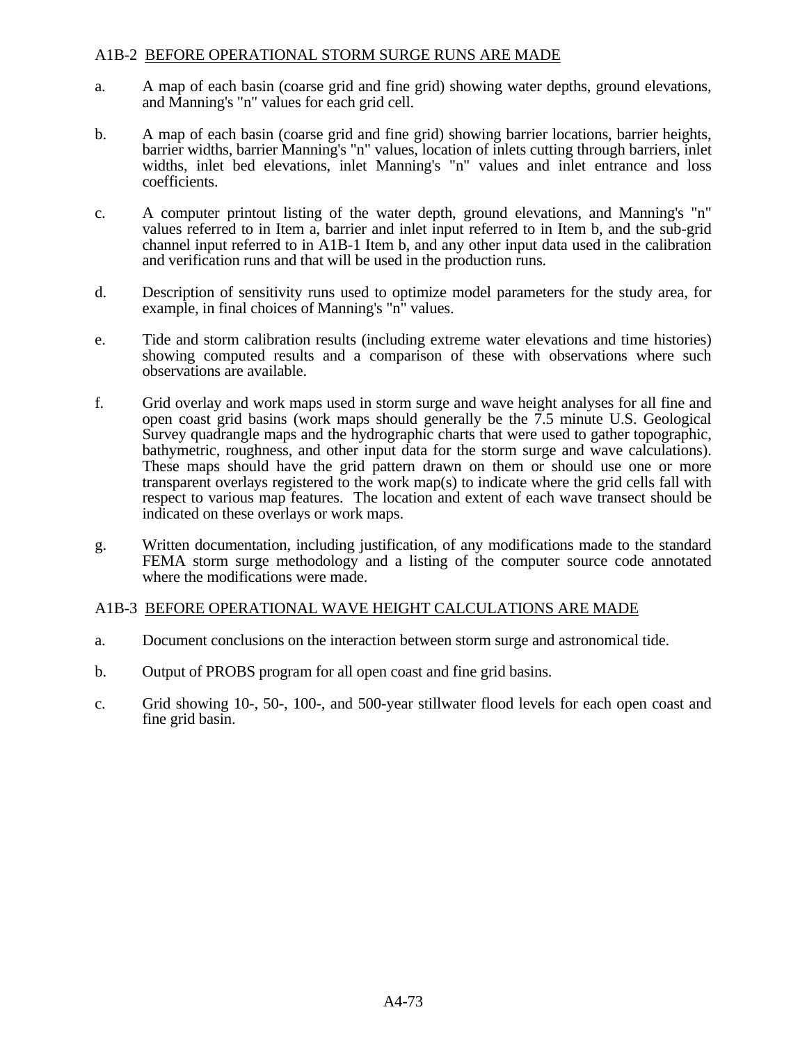## A1B-2 BEFORE OPERATIONAL STORM SURGE RUNS ARE MADE

a. A map of each basin (coarse grid and fine grid) showing water depths, ground elevations, and Manning's "n" values for each grid cell.

b. A map of each basin (coarse grid and fine grid) showing barrier locations, barrier heights, barrier widths, barrier Manning's "n" values, location of inlets cutting through barriers, inlet widths, inlet bed elevations, inlet Manning's "n" values and inlet entrance and loss coefficients.

c. A computer printout listing of the water depth, ground elevations, and Manning's "n" values referred to in Item a, barrier and inlet input referred to in Item b, and the sub-grid channel input referred to in A1B-1 Item b, and any other input data used in the calibration and verification runs and that will be used in the production runs.

d. Description of sensitivity runs used to optimize model parameters for the study area, for example, in final choices of Manning's "n" values.

e. Tide and storm calibration results (including extreme water elevations and time histories) showing computed results and a comparison of these with observations where such observations are available.

f. Grid overlay and work maps used in storm surge and wave height analyses for all fine and open coast grid basins (work maps should generally be the 7.5 minute U.S. Geological Survey quadrangle maps and the hydrographic charts that were used to gather topographic, bathymetric, roughness, and other input data for the storm surge and wave calculations). These maps should have the grid pattern drawn on them or should use one or more transparent overlays registered to the work map(s) to indicate where the grid cells fall with respect to various map features. The location and extent of each wave transect should be indicated on these overlays or work maps.

g. Written documentation, including justification, of any modifications made to the standard FEMA storm surge methodology and a listing of the computer source code annotated where the modifications were made.

## A1B-3 BEFORE OPERATIONAL WAVE HEIGHT CALCULATIONS ARE MADE

a. Document conclusions on the interaction between storm surge and astronomical tide.

b. Output of PROBS program for all open coast and fine grid basins.

c. Grid showing 10-, 50-, 100-, and 500-year stillwater flood levels for each open coast and fine grid basin.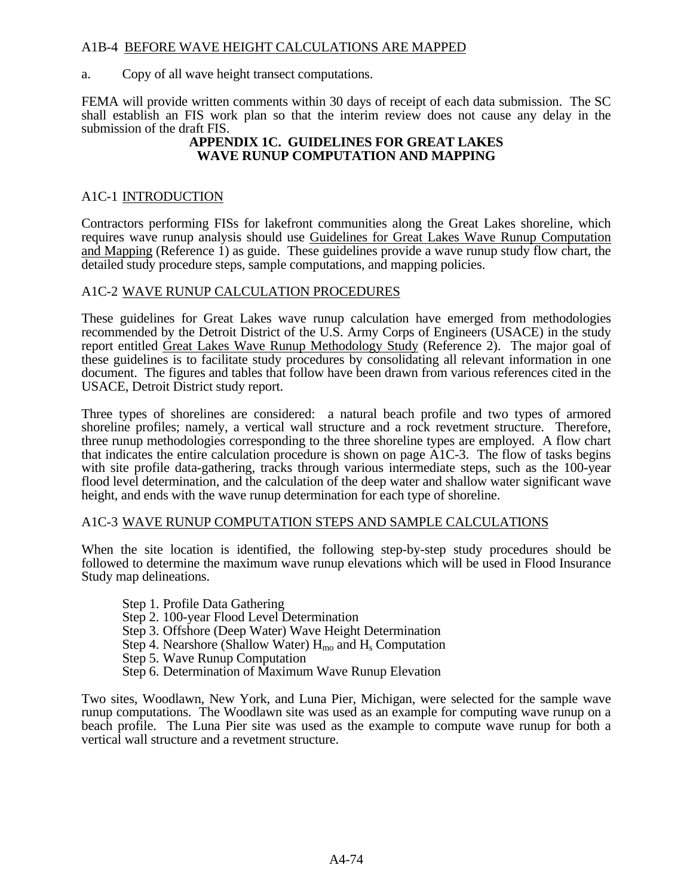A1B-4 BEFORE WAVE HEIGHT CALCULATIONS ARE MAPPED

a. Copy of all wave height transect computations.

FEMA will provide written comments within 30 days of receipt of each data submission. The SC shall establish an FIS work plan so that the interim review does not cause any delay in the submission of the draft FIS.

## APPENDIX 1C. GUIDELINES FOR GREAT LAKES WAVE RUNUP COMPUTATION AND MAPPING

### A1C-1 INTRODUCTION

Contractors performing FISs for lakefront communities along the Great Lakes shoreline, which requires wave runup analysis should use Guidelines for Great Lakes Wave Runup Computation and Mapping (Reference 1) as guide. These guidelines provide a wave runup study flow chart, the detailed study procedure steps, sample computations, and mapping policies.

### A1C-2 WAVE RUNUP CALCULATION PROCEDURES

These guidelines for Great Lakes wave runup calculation have emerged from methodologies recommended by the Detroit District of the U.S. Army Corps of Engineers (USACE) in the study report entitled Great Lakes Wave Runup Methodology Study (Reference 2). The major goal of these guidelines is to facilitate study procedures by consolidating all relevant information in one document. The figures and tables that follow have been drawn from various references cited in the USACE, Detroit District study report.

Three types of shorelines are considered: a natural beach profile and two types of armored shoreline profiles; namely, a vertical wall structure and a rock revetment structure. Therefore, three runup methodologies corresponding to the three shoreline types are employed. A flow chart that indicates the entire calculation procedure is shown on page A1C-3. The flow of tasks begins with site profile data-gathering, tracks through various intermediate steps, such as the 100-year flood level determination, and the calculation of the deep water and shallow water significant wave height, and ends with the wave runup determination for each type of shoreline.

### A1C-3 WAVE RUNUP COMPUTATION STEPS AND SAMPLE CALCULATIONS

When the site location is identified, the following step-by-step study procedures should be followed to determine the maximum wave runup elevations which will be used in Flood Insurance Study map delineations.

- Step 1. Profile Data Gathering
- Step 2. 100-year Flood Level Determination
- Step 3. Offshore (Deep Water) Wave Height Determination
- Step 4. Nearshore (Shallow Water) $H_{mo}$ and $H_s$ Computation
- Step 5. Wave Runup Computation
- Step 6. Determination of Maximum Wave Runup Elevation

Two sites, Woodlawn, New York, and Luna Pier, Michigan, were selected for the sample wave runup computations. The Woodlawn site was used as an example for computing wave runup on a beach profile. The Luna Pier site was used as the example to compute wave runup for both a vertical wall structure and a revetment structure.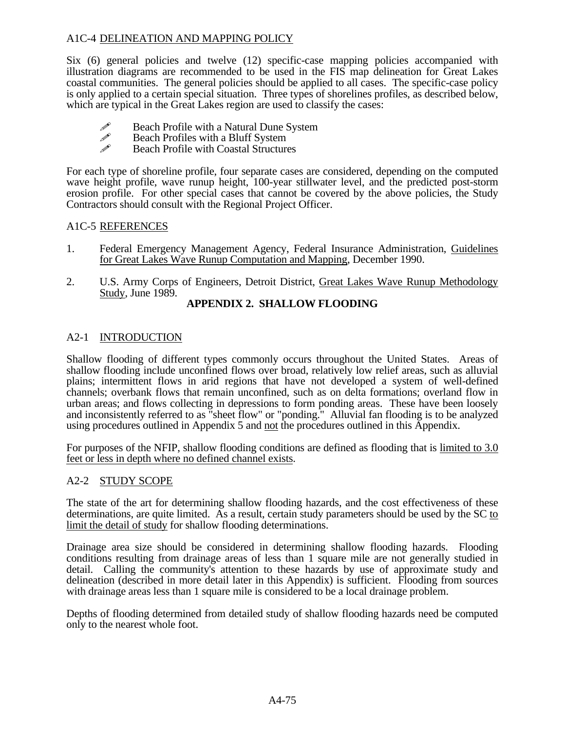A1C-4 <u>DELINEATION AND MAPPING POLICY</u>

Six (6) general policies and twelve (12) specific-case mapping policies accompanied with illustration diagrams are recommended to be used in the FIS map delineation for Great Lakes coastal communities. The general policies should be applied to all cases. The specific-case policy is only applied to a certain special situation. Three types of shorelines profiles, as described below, which are typical in the Great Lakes region are used to classify the cases:

- Beach Profile with a Natural Dune System
- Beach Profiles with a Bluff System
- Beach Profile with Coastal Structures

For each type of shoreline profile, four separate cases are considered, depending on the computed wave height profile, wave runup height, 100-year stillwater level, and the predicted post-storm erosion profile. For other special cases that cannot be covered by the above policies, the Study Contractors should consult with the Regional Project Officer.

A1C-5 <u>REFERENCES</u>

1. Federal Emergency Management Agency, Federal Insurance Administration, <u>Guidelines for Great Lakes Wave Runup Computation and Mapping</u>, December 1990.

2. U.S. Army Corps of Engineers, Detroit District, <u>Great Lakes Wave Runup Methodology Study</u>, June 1989.

# APPENDIX 2. SHALLOW FLOODING

## A2-1 <u>INTRODUCTION</u>

Shallow flooding of different types commonly occurs throughout the United States. Areas of shallow flooding include unconfined flows over broad, relatively low relief areas, such as alluvial plains; intermittent flows in arid regions that have not developed a system of well-defined channels; overbank flows that remain unconfined, such as on delta formations; overland flow in urban areas; and flows collecting in depressions to form ponding areas. These have been loosely and inconsistently referred to as "sheet flow" or "ponding." Alluvial fan flooding is to be analyzed using procedures outlined in Appendix 5 and <u>not</u> the procedures outlined in this Appendix.

For purposes of the NFIP, shallow flooding conditions are defined as flooding that is <u>limited to 3.0 feet or less in depth where no defined channel exists</u>.

## A2-2 <u>STUDY SCOPE</u>

The state of the art for determining shallow flooding hazards, and the cost effectiveness of these determinations, are quite limited. As a result, certain study parameters should be used by the SC <u>to limit the detail of study</u> for shallow flooding determinations.

Drainage area size should be considered in determining shallow flooding hazards. Flooding conditions resulting from drainage areas of less than 1 square mile are not generally studied in detail. Calling the community's attention to these hazards by use of approximate study and delineation (described in more detail later in this Appendix) is sufficient. Flooding from sources with drainage areas less than 1 square mile is considered to be a local drainage problem.

Depths of flooding determined from detailed study of shallow flooding hazards need be computed only to the nearest whole foot.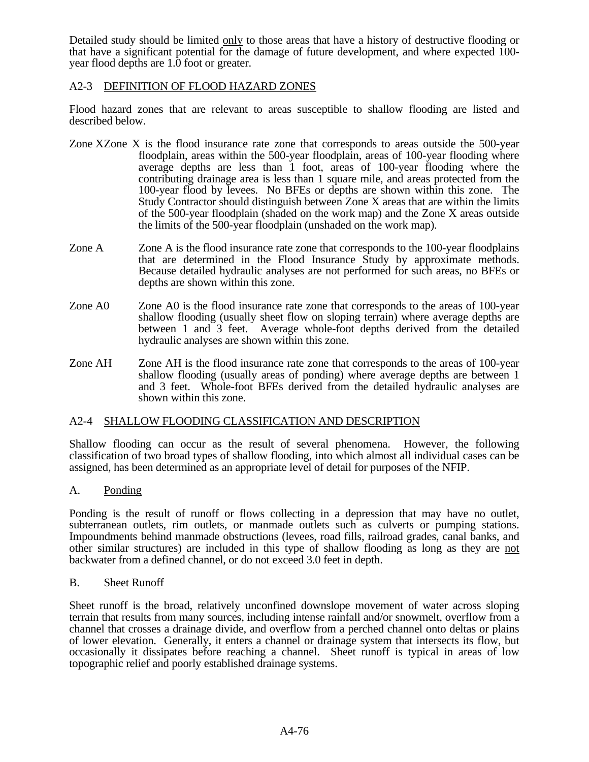Detailed study should be limited only to those areas that have a history of destructive flooding or that have a significant potential for the damage of future development, and where expected 100-year flood depths are 1.0 foot or greater.

## A2-3 DEFINITION OF FLOOD HAZARD ZONES

Flood hazard zones that are relevant to areas susceptible to shallow flooding are listed and described below.

Zone X — Zone X is the flood insurance rate zone that corresponds to areas outside the 500-year floodplain, areas within the 500-year floodplain, areas of 100-year flooding where average depths are less than 1 foot, areas of 100-year flooding where the contributing drainage area is less than 1 square mile, and areas protected from the 100-year flood by levees. No BFEs or depths are shown within this zone. The Study Contractor should distinguish between Zone X areas that are within the limits of the 500-year floodplain (shaded on the work map) and the Zone X areas outside the limits of the 500-year floodplain (unshaded on the work map).

Zone A — Zone A is the flood insurance rate zone that corresponds to the 100-year floodplains that are determined in the Flood Insurance Study by approximate methods. Because detailed hydraulic analyses are not performed for such areas, no BFEs or depths are shown within this zone.

Zone A0 — Zone A0 is the flood insurance rate zone that corresponds to the areas of 100-year shallow flooding (usually sheet flow on sloping terrain) where average depths are between 1 and 3 feet. Average whole-foot depths derived from the detailed hydraulic analyses are shown within this zone.

Zone AH — Zone AH is the flood insurance rate zone that corresponds to the areas of 100-year shallow flooding (usually areas of ponding) where average depths are between 1 and 3 feet. Whole-foot BFEs derived from the detailed hydraulic analyses are shown within this zone.

## A2-4 SHALLOW FLOODING CLASSIFICATION AND DESCRIPTION

Shallow flooding can occur as the result of several phenomena. However, the following classification of two broad types of shallow flooding, into which almost all individual cases can be assigned, has been determined as an appropriate level of detail for purposes of the NFIP.

### A. Ponding

Ponding is the result of runoff or flows collecting in a depression that may have no outlet, subterranean outlets, rim outlets, or manmade outlets such as culverts or pumping stations. Impoundments behind manmade obstructions (levees, road fills, railroad grades, canal banks, and other similar structures) are included in this type of shallow flooding as long as they are not backwater from a defined channel, or do not exceed 3.0 feet in depth.

### B. Sheet Runoff

Sheet runoff is the broad, relatively unconfined downslope movement of water across sloping terrain that results from many sources, including intense rainfall and/or snowmelt, overflow from a channel that crosses a drainage divide, and overflow from a perched channel onto deltas or plains of lower elevation. Generally, it enters a channel or drainage system that intersects its flow, but occasionally it dissipates before reaching a channel. Sheet runoff is typical in areas of low topographic relief and poorly established drainage systems.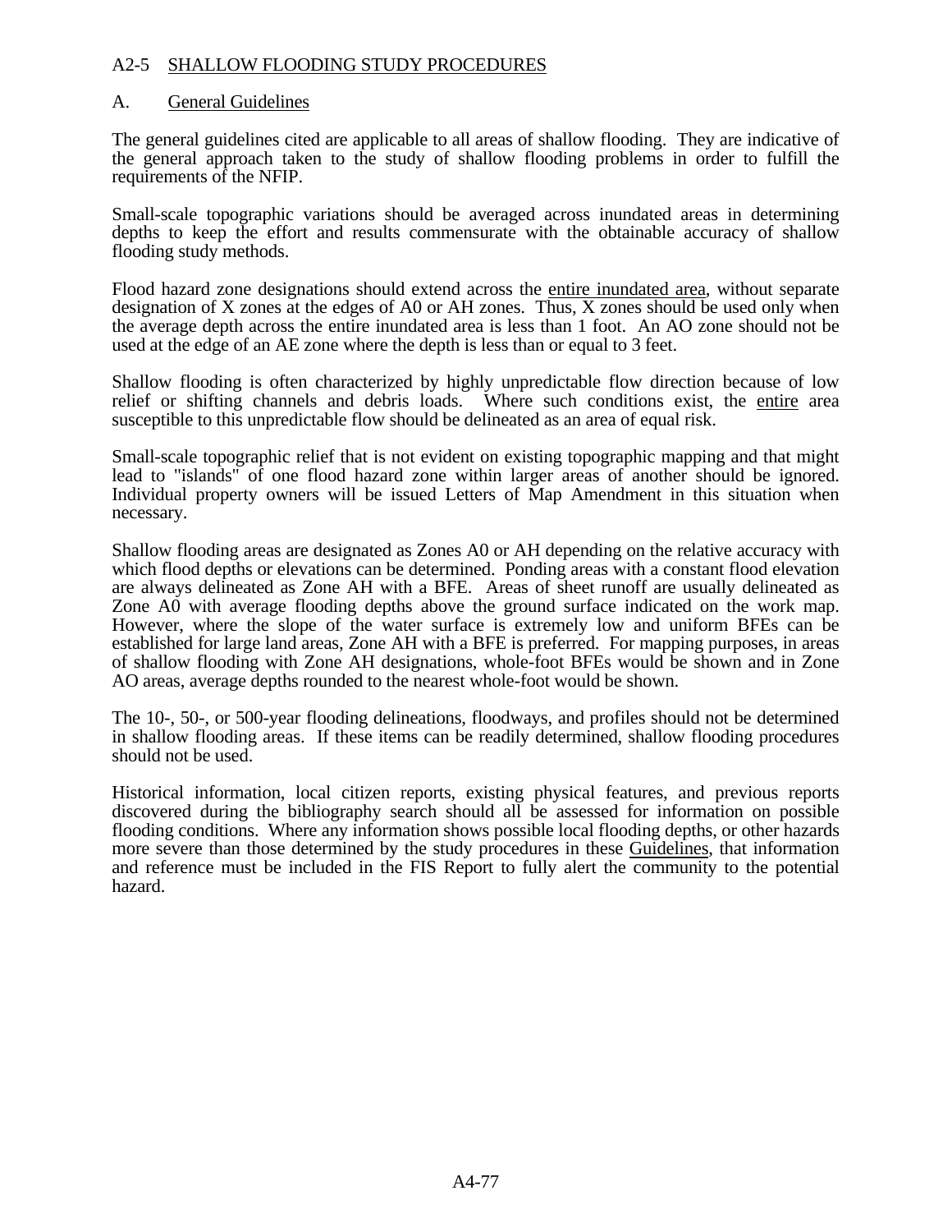## A2-5 SHALLOW FLOODING STUDY PROCEDURES

### A. General Guidelines

The general guidelines cited are applicable to all areas of shallow flooding. They are indicative of the general approach taken to the study of shallow flooding problems in order to fulfill the requirements of the NFIP.

Small-scale topographic variations should be averaged across inundated areas in determining depths to keep the effort and results commensurate with the obtainable accuracy of shallow flooding study methods.

Flood hazard zone designations should extend across the entire inundated area, without separate designation of X zones at the edges of A0 or AH zones. Thus, X zones should be used only when the average depth across the entire inundated area is less than 1 foot. An AO zone should not be used at the edge of an AE zone where the depth is less than or equal to 3 feet.

Shallow flooding is often characterized by highly unpredictable flow direction because of low relief or shifting channels and debris loads. Where such conditions exist, the entire area susceptible to this unpredictable flow should be delineated as an area of equal risk.

Small-scale topographic relief that is not evident on existing topographic mapping and that might lead to "islands" of one flood hazard zone within larger areas of another should be ignored. Individual property owners will be issued Letters of Map Amendment in this situation when necessary.

Shallow flooding areas are designated as Zones A0 or AH depending on the relative accuracy with which flood depths or elevations can be determined. Ponding areas with a constant flood elevation are always delineated as Zone AH with a BFE. Areas of sheet runoff are usually delineated as Zone A0 with average flooding depths above the ground surface indicated on the work map. However, where the slope of the water surface is extremely low and uniform BFEs can be established for large land areas, Zone AH with a BFE is preferred. For mapping purposes, in areas of shallow flooding with Zone AH designations, whole-foot BFEs would be shown and in Zone AO areas, average depths rounded to the nearest whole-foot would be shown.

The 10-, 50-, or 500-year flooding delineations, floodways, and profiles should not be determined in shallow flooding areas. If these items can be readily determined, shallow flooding procedures should not be used.

Historical information, local citizen reports, existing physical features, and previous reports discovered during the bibliography search should all be assessed for information on possible flooding conditions. Where any information shows possible local flooding depths, or other hazards more severe than those determined by the study procedures in these Guidelines, that information and reference must be included in the FIS Report to fully alert the community to the potential hazard.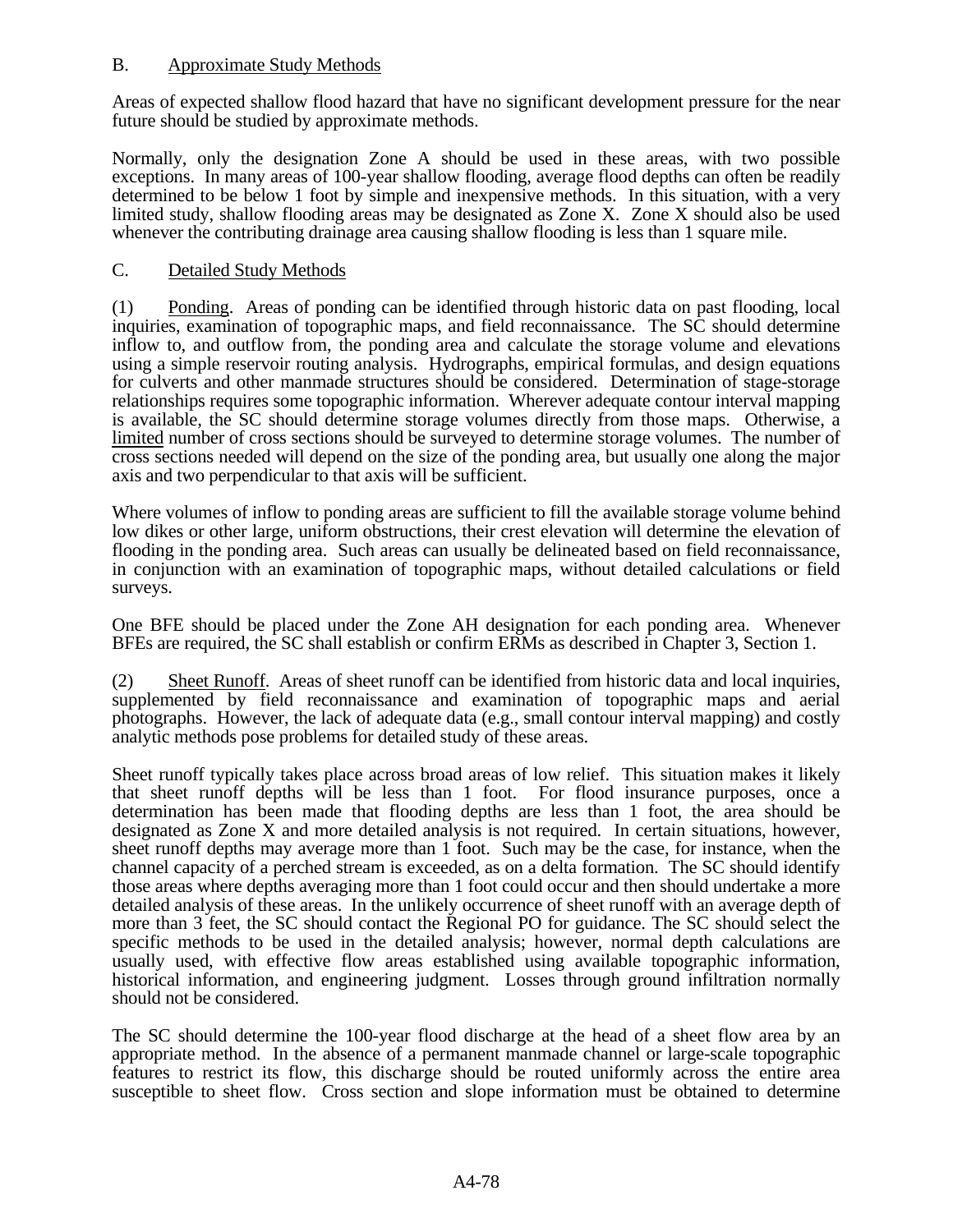## B. Approximate Study Methods

Areas of expected shallow flood hazard that have no significant development pressure for the near future should be studied by approximate methods.

Normally, only the designation Zone A should be used in these areas, with two possible exceptions. In many areas of 100-year shallow flooding, average flood depths can often be readily determined to be below 1 foot by simple and inexpensive methods. In this situation, with a very limited study, shallow flooding areas may be designated as Zone X. Zone X should also be used whenever the contributing drainage area causing shallow flooding is less than 1 square mile.

## C. Detailed Study Methods

(1) Ponding. Areas of ponding can be identified through historic data on past flooding, local inquiries, examination of topographic maps, and field reconnaissance. The SC should determine inflow to, and outflow from, the ponding area and calculate the storage volume and elevations using a simple reservoir routing analysis. Hydrographs, empirical formulas, and design equations for culverts and other manmade structures should be considered. Determination of stage-storage relationships requires some topographic information. Wherever adequate contour interval mapping is available, the SC should determine storage volumes directly from those maps. Otherwise, a limited number of cross sections should be surveyed to determine storage volumes. The number of cross sections needed will depend on the size of the ponding area, but usually one along the major axis and two perpendicular to that axis will be sufficient.

Where volumes of inflow to ponding areas are sufficient to fill the available storage volume behind low dikes or other large, uniform obstructions, their crest elevation will determine the elevation of flooding in the ponding area. Such areas can usually be delineated based on field reconnaissance, in conjunction with an examination of topographic maps, without detailed calculations or field surveys.

One BFE should be placed under the Zone AH designation for each ponding area. Whenever BFEs are required, the SC shall establish or confirm ERMs as described in Chapter 3, Section 1.

(2) Sheet Runoff. Areas of sheet runoff can be identified from historic data and local inquiries, supplemented by field reconnaissance and examination of topographic maps and aerial photographs. However, the lack of adequate data (e.g., small contour interval mapping) and costly analytic methods pose problems for detailed study of these areas.

Sheet runoff typically takes place across broad areas of low relief. This situation makes it likely that sheet runoff depths will be less than 1 foot. For flood insurance purposes, once a determination has been made that flooding depths are less than 1 foot, the area should be designated as Zone X and more detailed analysis is not required. In certain situations, however, sheet runoff depths may average more than 1 foot. Such may be the case, for instance, when the channel capacity of a perched stream is exceeded, as on a delta formation. The SC should identify those areas where depths averaging more than 1 foot could occur and then should undertake a more detailed analysis of these areas. In the unlikely occurrence of sheet runoff with an average depth of more than 3 feet, the SC should contact the Regional PO for guidance. The SC should select the specific methods to be used in the detailed analysis; however, normal depth calculations are usually used, with effective flow areas established using available topographic information, historical information, and engineering judgment. Losses through ground infiltration normally should not be considered.

The SC should determine the 100-year flood discharge at the head of a sheet flow area by an appropriate method. In the absence of a permanent manmade channel or large-scale topographic features to restrict its flow, this discharge should be routed uniformly across the entire area susceptible to sheet flow. Cross section and slope information must be obtained to determine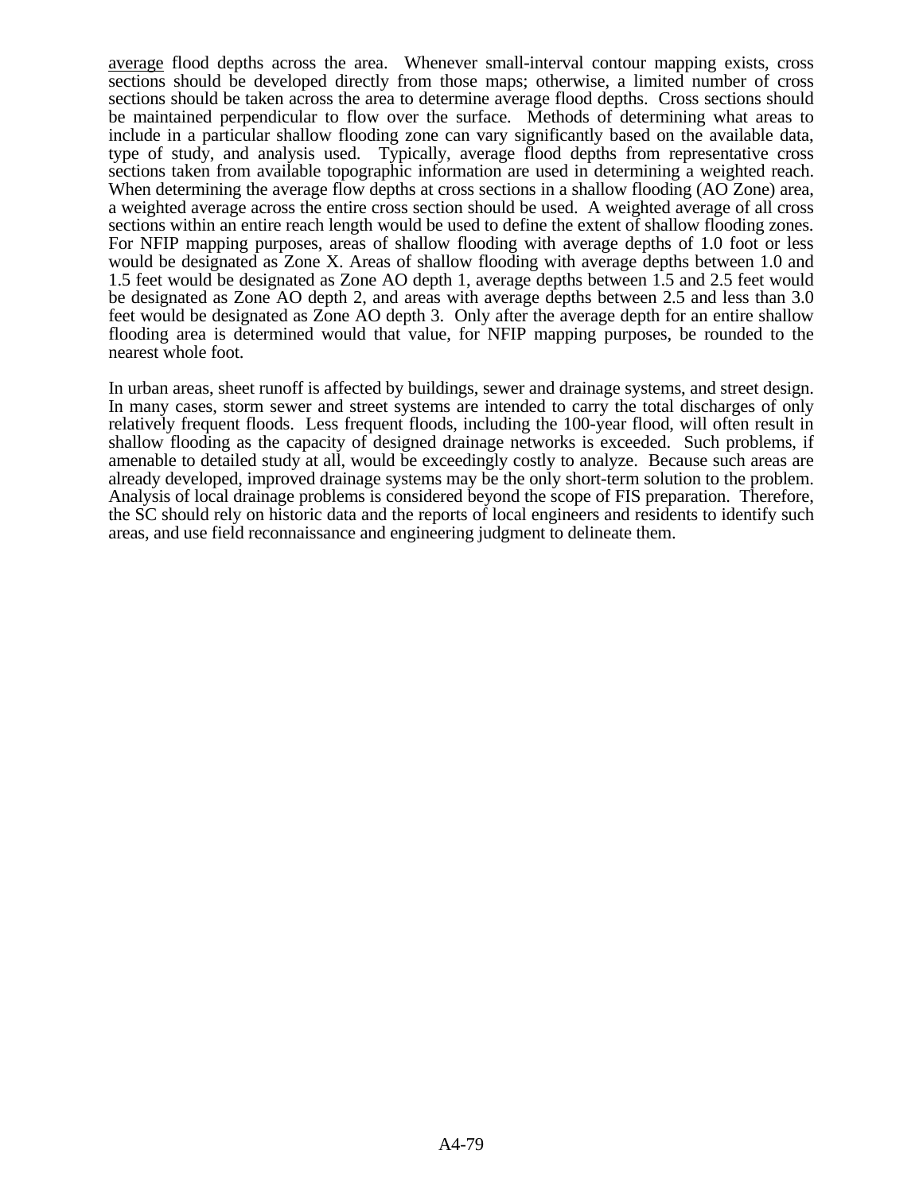<u>average</u> flood depths across the area. Whenever small-interval contour mapping exists, cross sections should be developed directly from those maps; otherwise, a limited number of cross sections should be taken across the area to determine average flood depths. Cross sections should be maintained perpendicular to flow over the surface. Methods of determining what areas to include in a particular shallow flooding zone can vary significantly based on the available data, type of study, and analysis used. Typically, average flood depths from representative cross sections taken from available topographic information are used in determining a weighted reach. When determining the average flow depths at cross sections in a shallow flooding (AO Zone) area, a weighted average across the entire cross section should be used. A weighted average of all cross sections within an entire reach length would be used to define the extent of shallow flooding zones. For NFIP mapping purposes, areas of shallow flooding with average depths of 1.0 foot or less would be designated as Zone X. Areas of shallow flooding with average depths between 1.0 and 1.5 feet would be designated as Zone AO depth 1, average depths between 1.5 and 2.5 feet would be designated as Zone AO depth 2, and areas with average depths between 2.5 and less than 3.0 feet would be designated as Zone AO depth 3. Only after the average depth for an entire shallow flooding area is determined would that value, for NFIP mapping purposes, be rounded to the nearest whole foot.

In urban areas, sheet runoff is affected by buildings, sewer and drainage systems, and street design. In many cases, storm sewer and street systems are intended to carry the total discharges of only relatively frequent floods. Less frequent floods, including the 100-year flood, will often result in shallow flooding as the capacity of designed drainage networks is exceeded. Such problems, if amenable to detailed study at all, would be exceedingly costly to analyze. Because such areas are already developed, improved drainage systems may be the only short-term solution to the problem. Analysis of local drainage problems is considered beyond the scope of FIS preparation. Therefore, the SC should rely on historic data and the reports of local engineers and residents to identify such areas, and use field reconnaissance and engineering judgment to delineate them.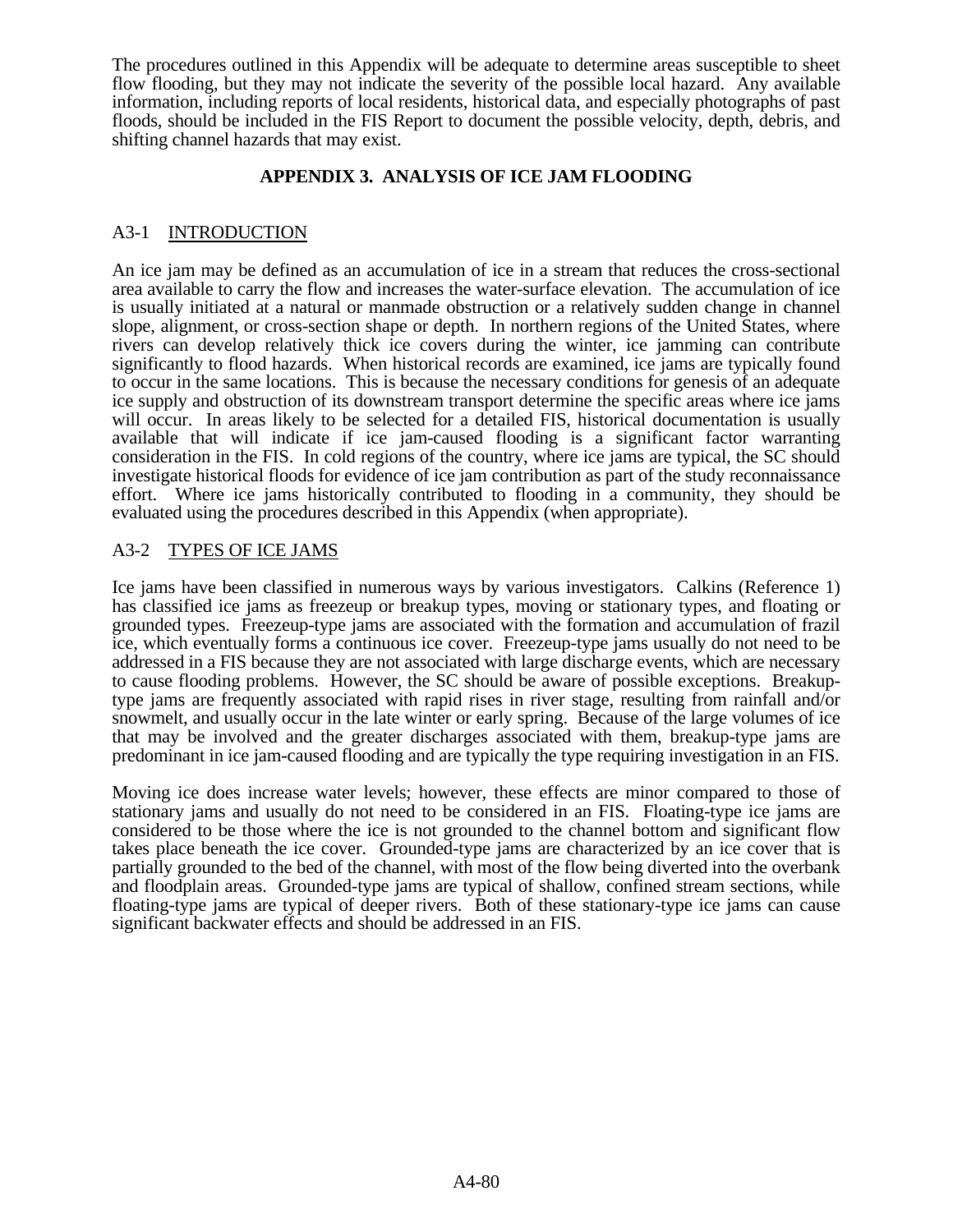The procedures outlined in this Appendix will be adequate to determine areas susceptible to sheet flow flooding, but they may not indicate the severity of the possible local hazard. Any available information, including reports of local residents, historical data, and especially photographs of past floods, should be included in the FIS Report to document the possible velocity, depth, debris, and shifting channel hazards that may exist.

## APPENDIX 3. ANALYSIS OF ICE JAM FLOODING

### A3-1 INTRODUCTION

An ice jam may be defined as an accumulation of ice in a stream that reduces the cross-sectional area available to carry the flow and increases the water-surface elevation. The accumulation of ice is usually initiated at a natural or manmade obstruction or a relatively sudden change in channel slope, alignment, or cross-section shape or depth. In northern regions of the United States, where rivers can develop relatively thick ice covers during the winter, ice jamming can contribute significantly to flood hazards. When historical records are examined, ice jams are typically found to occur in the same locations. This is because the necessary conditions for genesis of an adequate ice supply and obstruction of its downstream transport determine the specific areas where ice jams will occur. In areas likely to be selected for a detailed FIS, historical documentation is usually available that will indicate if ice jam-caused flooding is a significant factor warranting consideration in the FIS. In cold regions of the country, where ice jams are typical, the SC should investigate historical floods for evidence of ice jam contribution as part of the study reconnaissance effort. Where ice jams historically contributed to flooding in a community, they should be evaluated using the procedures described in this Appendix (when appropriate).

### A3-2 TYPES OF ICE JAMS

Ice jams have been classified in numerous ways by various investigators. Calkins (Reference 1) has classified ice jams as freezeup or breakup types, moving or stationary types, and floating or grounded types. Freezeup-type jams are associated with the formation and accumulation of frazil ice, which eventually forms a continuous ice cover. Freezeup-type jams usually do not need to be addressed in a FIS because they are not associated with large discharge events, which are necessary to cause flooding problems. However, the SC should be aware of possible exceptions. Breakup-type jams are frequently associated with rapid rises in river stage, resulting from rainfall and/or snowmelt, and usually occur in the late winter or early spring. Because of the large volumes of ice that may be involved and the greater discharges associated with them, breakup-type jams are predominant in ice jam-caused flooding and are typically the type requiring investigation in an FIS.

Moving ice does increase water levels; however, these effects are minor compared to those of stationary jams and usually do not need to be considered in an FIS. Floating-type ice jams are considered to be those where the ice is not grounded to the channel bottom and significant flow takes place beneath the ice cover. Grounded-type jams are characterized by an ice cover that is partially grounded to the bed of the channel, with most of the flow being diverted into the overbank and floodplain areas. Grounded-type jams are typical of shallow, confined stream sections, while floating-type jams are typical of deeper rivers. Both of these stationary-type ice jams can cause significant backwater effects and should be addressed in an FIS.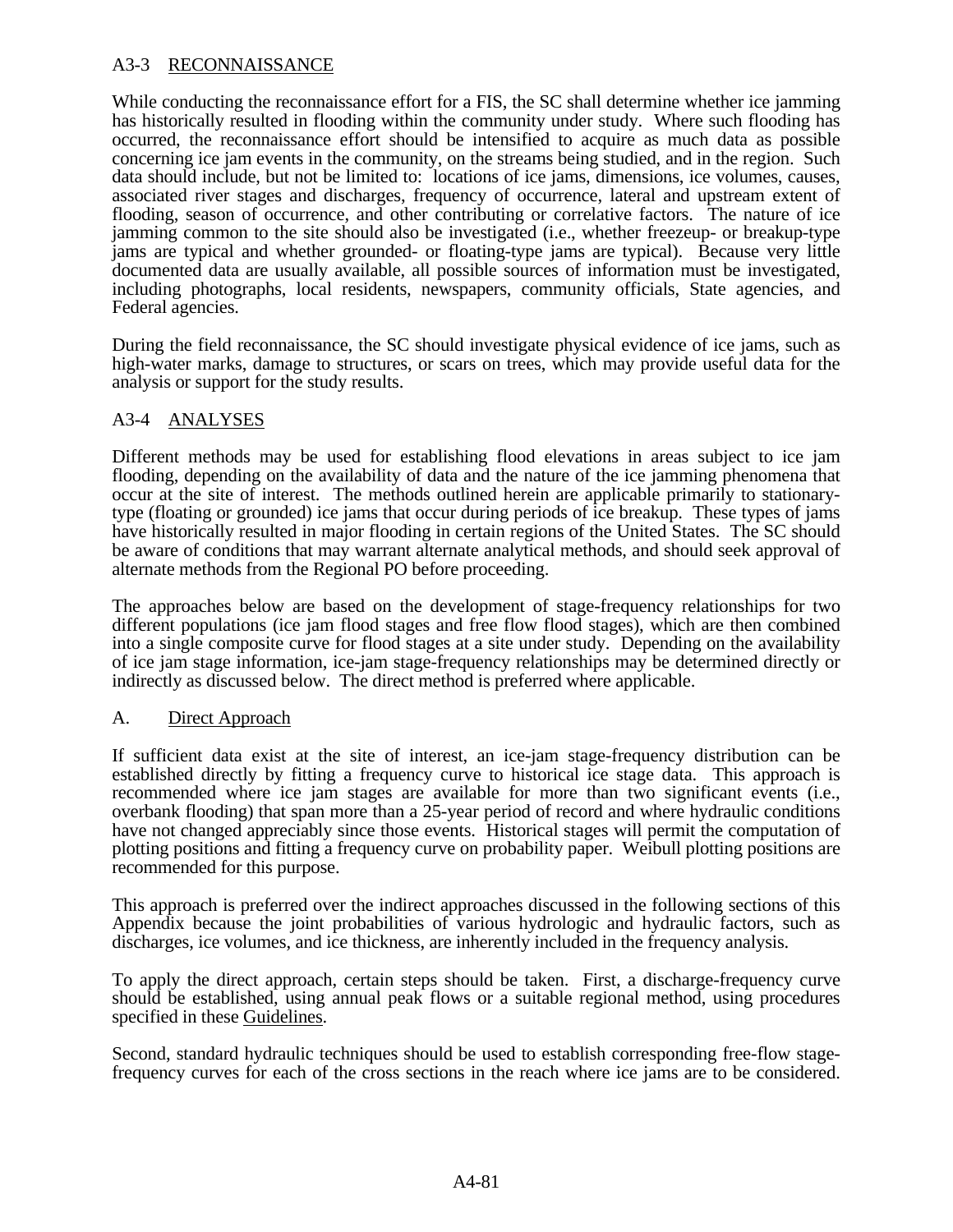## A3-3 RECONNAISSANCE

While conducting the reconnaissance effort for a FIS, the SC shall determine whether ice jamming has historically resulted in flooding within the community under study. Where such flooding has occurred, the reconnaissance effort should be intensified to acquire as much data as possible concerning ice jam events in the community, on the streams being studied, and in the region. Such data should include, but not be limited to: locations of ice jams, dimensions, ice volumes, causes, associated river stages and discharges, frequency of occurrence, lateral and upstream extent of flooding, season of occurrence, and other contributing or correlative factors. The nature of ice jamming common to the site should also be investigated (i.e., whether freezeup- or breakup-type jams are typical and whether grounded- or floating-type jams are typical). Because very little documented data are usually available, all possible sources of information must be investigated, including photographs, local residents, newspapers, community officials, State agencies, and Federal agencies.

During the field reconnaissance, the SC should investigate physical evidence of ice jams, such as high-water marks, damage to structures, or scars on trees, which may provide useful data for the analysis or support for the study results.

## A3-4 ANALYSES

Different methods may be used for establishing flood elevations in areas subject to ice jam flooding, depending on the availability of data and the nature of the ice jamming phenomena that occur at the site of interest. The methods outlined herein are applicable primarily to stationary-type (floating or grounded) ice jams that occur during periods of ice breakup. These types of jams have historically resulted in major flooding in certain regions of the United States. The SC should be aware of conditions that may warrant alternate analytical methods, and should seek approval of alternate methods from the Regional PO before proceeding.

The approaches below are based on the development of stage-frequency relationships for two different populations (ice jam flood stages and free flow flood stages), which are then combined into a single composite curve for flood stages at a site under study. Depending on the availability of ice jam stage information, ice-jam stage-frequency relationships may be determined directly or indirectly as discussed below. The direct method is preferred where applicable.

### A. Direct Approach

If sufficient data exist at the site of interest, an ice-jam stage-frequency distribution can be established directly by fitting a frequency curve to historical ice stage data. This approach is recommended where ice jam stages are available for more than two significant events (i.e., overbank flooding) that span more than a 25-year period of record and where hydraulic conditions have not changed appreciably since those events. Historical stages will permit the computation of plotting positions and fitting a frequency curve on probability paper. Weibull plotting positions are recommended for this purpose.

This approach is preferred over the indirect approaches discussed in the following sections of this Appendix because the joint probabilities of various hydrologic and hydraulic factors, such as discharges, ice volumes, and ice thickness, are inherently included in the frequency analysis.

To apply the direct approach, certain steps should be taken. First, a discharge-frequency curve should be established, using annual peak flows or a suitable regional method, using procedures specified in these Guidelines.

Second, standard hydraulic techniques should be used to establish corresponding free-flow stage-frequency curves for each of the cross sections in the reach where ice jams are to be considered.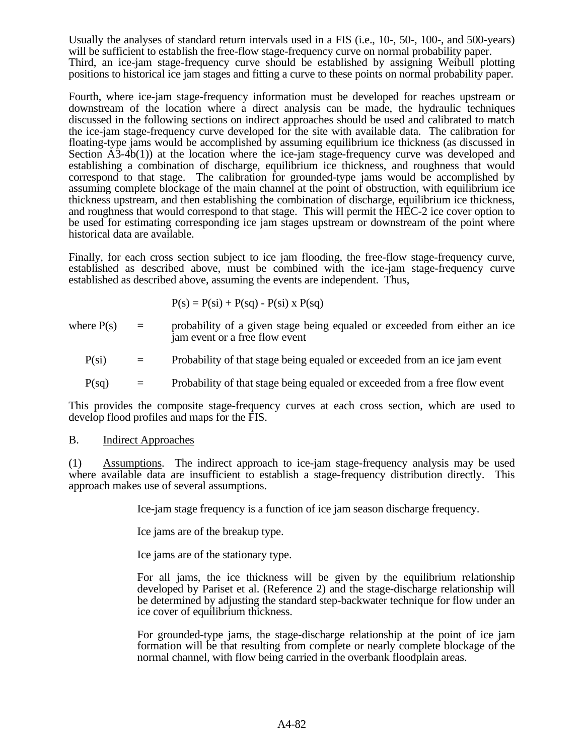Usually the analyses of standard return intervals used in a FIS (i.e., 10-, 50-, 100-, and 500-years) will be sufficient to establish the free-flow stage-frequency curve on normal probability paper. Third, an ice-jam stage-frequency curve should be established by assigning Weibull plotting positions to historical ice jam stages and fitting a curve to these points on normal probability paper.

Fourth, where ice-jam stage-frequency information must be developed for reaches upstream or downstream of the location where a direct analysis can be made, the hydraulic techniques discussed in the following sections on indirect approaches should be used and calibrated to match the ice-jam stage-frequency curve developed for the site with available data. The calibration for floating-type jams would be accomplished by assuming equilibrium ice thickness (as discussed in Section A3-4b(1)) at the location where the ice-jam stage-frequency curve was developed and establishing a combination of discharge, equilibrium ice thickness, and roughness that would correspond to that stage. The calibration for grounded-type jams would be accomplished by assuming complete blockage of the main channel at the point of obstruction, with equilibrium ice thickness upstream, and then establishing the combination of discharge, equilibrium ice thickness, and roughness that would correspond to that stage. This will permit the HEC-2 ice cover option to be used for estimating corresponding ice jam stages upstream or downstream of the point where historical data are available.

Finally, for each cross section subject to ice jam flooding, the free-flow stage-frequency curve, established as described above, must be combined with the ice-jam stage-frequency curve established as described above, assuming the events are independent. Thus,

$$P(s) = P(si) + P(sq) - P(si) \times P(sq)$$

where $P(s)$ = probability of a given stage being equaled or exceeded from either an ice jam event or a free flow event

$P(si)$ = Probability of that stage being equaled or exceeded from an ice jam event

$P(sq)$ = Probability of that stage being equaled or exceeded from a free flow event

This provides the composite stage-frequency curves at each cross section, which are used to develop flood profiles and maps for the FIS.

B. Indirect Approaches

(1) Assumptions. The indirect approach to ice-jam stage-frequency analysis may be used where available data are insufficient to establish a stage-frequency distribution directly. This approach makes use of several assumptions.

Ice-jam stage frequency is a function of ice jam season discharge frequency.

Ice jams are of the breakup type.

Ice jams are of the stationary type.

For all jams, the ice thickness will be given by the equilibrium relationship developed by Pariset et al. (Reference 2) and the stage-discharge relationship will be determined by adjusting the standard step-backwater technique for flow under an ice cover of equilibrium thickness.

For grounded-type jams, the stage-discharge relationship at the point of ice jam formation will be that resulting from complete or nearly complete blockage of the normal channel, with flow being carried in the overbank floodplain areas.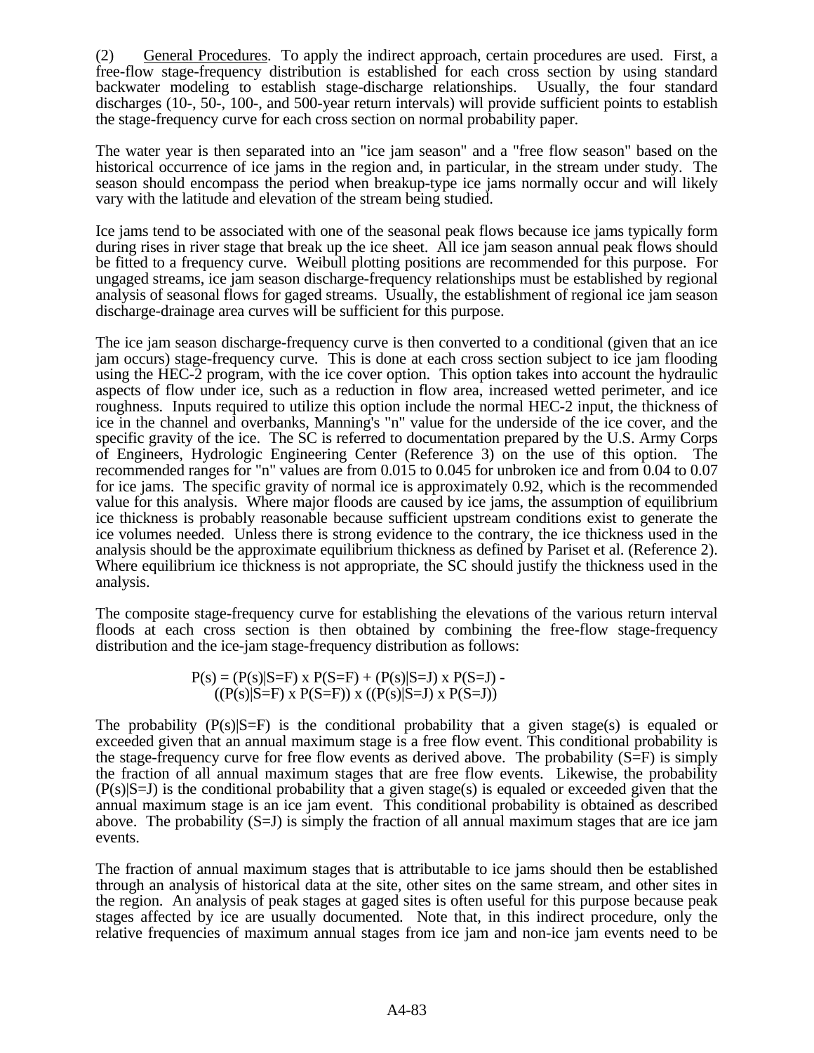(2) General Procedures. To apply the indirect approach, certain procedures are used. First, a free-flow stage-frequency distribution is established for each cross section by using standard backwater modeling to establish stage-discharge relationships. Usually, the four standard discharges (10-, 50-, 100-, and 500-year return intervals) will provide sufficient points to establish the stage-frequency curve for each cross section on normal probability paper.

The water year is then separated into an "ice jam season" and a "free flow season" based on the historical occurrence of ice jams in the region and, in particular, in the stream under study. The season should encompass the period when breakup-type ice jams normally occur and will likely vary with the latitude and elevation of the stream being studied.

Ice jams tend to be associated with one of the seasonal peak flows because ice jams typically form during rises in river stage that break up the ice sheet. All ice jam season annual peak flows should be fitted to a frequency curve. Weibull plotting positions are recommended for this purpose. For ungaged streams, ice jam season discharge-frequency relationships must be established by regional analysis of seasonal flows for gaged streams. Usually, the establishment of regional ice jam season discharge-drainage area curves will be sufficient for this purpose.

The ice jam season discharge-frequency curve is then converted to a conditional (given that an ice jam occurs) stage-frequency curve. This is done at each cross section subject to ice jam flooding using the HEC-2 program, with the ice cover option. This option takes into account the hydraulic aspects of flow under ice, such as a reduction in flow area, increased wetted perimeter, and ice roughness. Inputs required to utilize this option include the normal HEC-2 input, the thickness of ice in the channel and overbanks, Manning's "n" value for the underside of the ice cover, and the specific gravity of the ice. The SC is referred to documentation prepared by the U.S. Army Corps of Engineers, Hydrologic Engineering Center (Reference 3) on the use of this option. The recommended ranges for "n" values are from 0.015 to 0.045 for unbroken ice and from 0.04 to 0.07 for ice jams. The specific gravity of normal ice is approximately 0.92, which is the recommended value for this analysis. Where major floods are caused by ice jams, the assumption of equilibrium ice thickness is probably reasonable because sufficient upstream conditions exist to generate the ice volumes needed. Unless there is strong evidence to the contrary, the ice thickness used in the analysis should be the approximate equilibrium thickness as defined by Pariset et al. (Reference 2). Where equilibrium ice thickness is not appropriate, the SC should justify the thickness used in the analysis.

The composite stage-frequency curve for establishing the elevations of the various return interval floods at each cross section is then obtained by combining the free-flow stage-frequency distribution and the ice-jam stage-frequency distribution as follows:

$$P(s) = (P(s)|S=F) \times P(S=F) + (P(s)|S=J) \times P(S=J) - ((P(s)|S=F) \times P(S=F)) \times ((P(s)|S=J) \times P(S=J))$$

The probability $(P(s)|S=F)$ is the conditional probability that a given stage(s) is equaled or exceeded given that an annual maximum stage is a free flow event. This conditional probability is the stage-frequency curve for free flow events as derived above. The probability $(S=F)$ is simply the fraction of all annual maximum stages that are free flow events. Likewise, the probability $(P(s)|S=J)$ is the conditional probability that a given stage(s) is equaled or exceeded given that the annual maximum stage is an ice jam event. This conditional probability is obtained as described above. The probability $(S=J)$ is simply the fraction of all annual maximum stages that are ice jam events.

The fraction of annual maximum stages that is attributable to ice jams should then be established through an analysis of historical data at the site, other sites on the same stream, and other sites in the region. An analysis of peak stages at gaged sites is often useful for this purpose because peak stages affected by ice are usually documented. Note that, in this indirect procedure, only the relative frequencies of maximum annual stages from ice jam and non-ice jam events need to be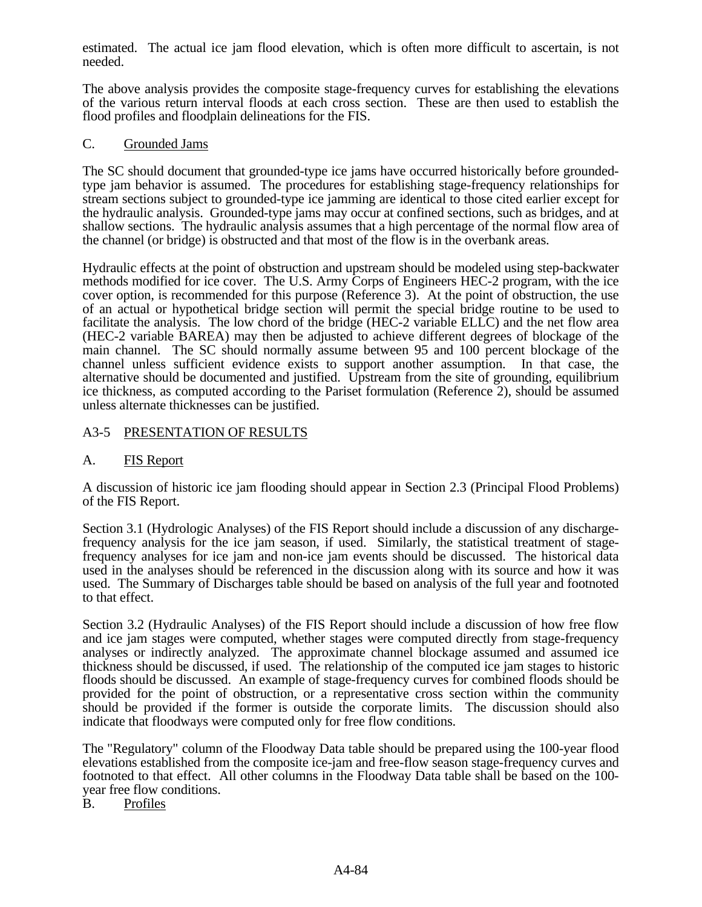estimated. The actual ice jam flood elevation, which is often more difficult to ascertain, is not needed.

The above analysis provides the composite stage-frequency curves for establishing the elevations of the various return interval floods at each cross section. These are then used to establish the flood profiles and floodplain delineations for the FIS.

### C. Grounded Jams

The SC should document that grounded-type ice jams have occurred historically before grounded-type jam behavior is assumed. The procedures for establishing stage-frequency relationships for stream sections subject to grounded-type ice jamming are identical to those cited earlier except for the hydraulic analysis. Grounded-type jams may occur at confined sections, such as bridges, and at shallow sections. The hydraulic analysis assumes that a high percentage of the normal flow area of the channel (or bridge) is obstructed and that most of the flow is in the overbank areas.

Hydraulic effects at the point of obstruction and upstream should be modeled using step-backwater methods modified for ice cover. The U.S. Army Corps of Engineers HEC-2 program, with the ice cover option, is recommended for this purpose (Reference 3). At the point of obstruction, the use of an actual or hypothetical bridge section will permit the special bridge routine to be used to facilitate the analysis. The low chord of the bridge (HEC-2 variable ELLC) and the net flow area (HEC-2 variable BAREA) may then be adjusted to achieve different degrees of blockage of the main channel. The SC should normally assume between 95 and 100 percent blockage of the channel unless sufficient evidence exists to support another assumption. In that case, the alternative should be documented and justified. Upstream from the site of grounding, equilibrium ice thickness, as computed according to the Pariset formulation (Reference 2), should be assumed unless alternate thicknesses can be justified.

## A3-5 PRESENTATION OF RESULTS

### A. FIS Report

A discussion of historic ice jam flooding should appear in Section 2.3 (Principal Flood Problems) of the FIS Report.

Section 3.1 (Hydrologic Analyses) of the FIS Report should include a discussion of any discharge-frequency analysis for the ice jam season, if used. Similarly, the statistical treatment of stage-frequency analyses for ice jam and non-ice jam events should be discussed. The historical data used in the analyses should be referenced in the discussion along with its source and how it was used. The Summary of Discharges table should be based on analysis of the full year and footnoted to that effect.

Section 3.2 (Hydraulic Analyses) of the FIS Report should include a discussion of how free flow and ice jam stages were computed, whether stages were computed directly from stage-frequency analyses or indirectly analyzed. The approximate channel blockage assumed and assumed ice thickness should be discussed, if used. The relationship of the computed ice jam stages to historic floods should be discussed. An example of stage-frequency curves for combined floods should be provided for the point of obstruction, or a representative cross section within the community should be provided if the former is outside the corporate limits. The discussion should also indicate that floodways were computed only for free flow conditions.

The "Regulatory" column of the Floodway Data table should be prepared using the 100-year flood elevations established from the composite ice-jam and free-flow season stage-frequency curves and footnoted to that effect. All other columns in the Floodway Data table shall be based on the 100-year free flow conditions.

### B. Profiles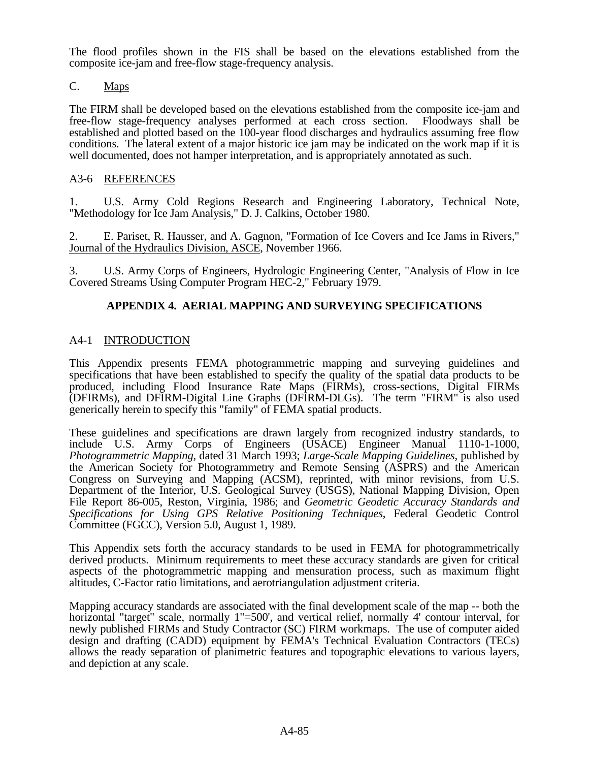The flood profiles shown in the FIS shall be based on the elevations established from the composite ice-jam and free-flow stage-frequency analysis.

C. Maps

The FIRM shall be developed based on the elevations established from the composite ice-jam and free-flow stage-frequency analyses performed at each cross section. Floodways shall be established and plotted based on the 100-year flood discharges and hydraulics assuming free flow conditions. The lateral extent of a major historic ice jam may be indicated on the work map if it is well documented, does not hamper interpretation, and is appropriately annotated as such.

### A3-6 REFERENCES

1. U.S. Army Cold Regions Research and Engineering Laboratory, Technical Note, "Methodology for Ice Jam Analysis," D. J. Calkins, October 1980.

2. E. Pariset, R. Hausser, and A. Gagnon, "Formation of Ice Covers and Ice Jams in Rivers," Journal of the Hydraulics Division, ASCE, November 1966.

3. U.S. Army Corps of Engineers, Hydrologic Engineering Center, "Analysis of Flow in Ice Covered Streams Using Computer Program HEC-2," February 1979.

## APPENDIX 4. AERIAL MAPPING AND SURVEYING SPECIFICATIONS

### A4-1 INTRODUCTION

This Appendix presents FEMA photogrammetric mapping and surveying guidelines and specifications that have been established to specify the quality of the spatial data products to be produced, including Flood Insurance Rate Maps (FIRMs), cross-sections, Digital FIRMs (DFIRMs), and DFIRM-Digital Line Graphs (DFIRM-DLGs). The term "FIRM" is also used generically herein to specify this "family" of FEMA spatial products.

These guidelines and specifications are drawn largely from recognized industry standards, to include U.S. Army Corps of Engineers (USACE) Engineer Manual 1110-1-1000, *Photogrammetric Mapping*, dated 31 March 1993; *Large-Scale Mapping Guidelines*, published by the American Society for Photogrammetry and Remote Sensing (ASPRS) and the American Congress on Surveying and Mapping (ACSM), reprinted, with minor revisions, from U.S. Department of the Interior, U.S. Geological Survey (USGS), National Mapping Division, Open File Report 86-005, Reston, Virginia, 1986; and *Geometric Geodetic Accuracy Standards and Specifications for Using GPS Relative Positioning Techniques*, Federal Geodetic Control Committee (FGCC), Version 5.0, August 1, 1989.

This Appendix sets forth the accuracy standards to be used in FEMA for photogrammetrically derived products. Minimum requirements to meet these accuracy standards are given for critical aspects of the photogrammetric mapping and mensuration process, such as maximum flight altitudes, C-Factor ratio limitations, and aerotriangulation adjustment criteria.

Mapping accuracy standards are associated with the final development scale of the map -- both the horizontal "target" scale, normally 1"=500', and vertical relief, normally 4' contour interval, for newly published FIRMs and Study Contractor (SC) FIRM workmaps. The use of computer aided design and drafting (CADD) equipment by FEMA's Technical Evaluation Contractors (TECs) allows the ready separation of planimetric features and topographic elevations to various layers, and depiction at any scale.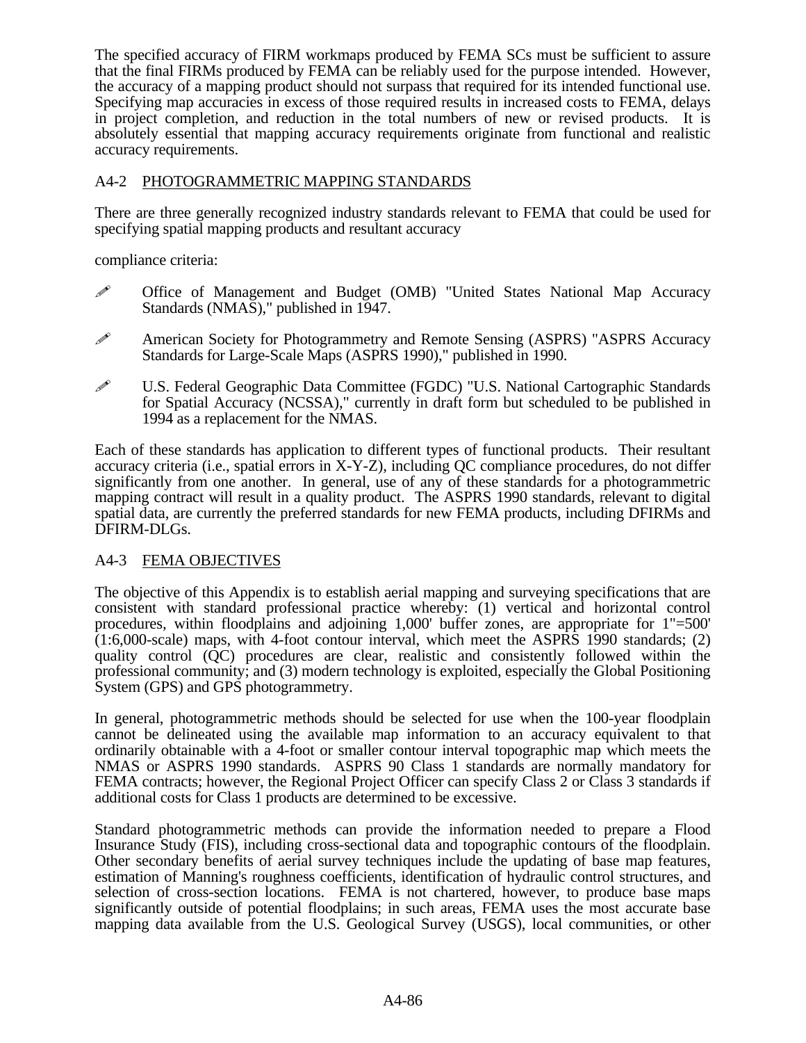The specified accuracy of FIRM workmaps produced by FEMA SCs must be sufficient to assure that the final FIRMs produced by FEMA can be reliably used for the purpose intended. However, the accuracy of a mapping product should not surpass that required for its intended functional use. Specifying map accuracies in excess of those required results in increased costs to FEMA, delays in project completion, and reduction in the total numbers of new or revised products. It is absolutely essential that mapping accuracy requirements originate from functional and realistic accuracy requirements.

## A4-2 PHOTOGRAMMETRIC MAPPING STANDARDS

There are three generally recognized industry standards relevant to FEMA that could be used for specifying spatial mapping products and resultant accuracy

compliance criteria:

- Office of Management and Budget (OMB) "United States National Map Accuracy Standards (NMAS)," published in 1947.
- American Society for Photogrammetry and Remote Sensing (ASPRS) "ASPRS Accuracy Standards for Large-Scale Maps (ASPRS 1990)," published in 1990.
- U.S. Federal Geographic Data Committee (FGDC) "U.S. National Cartographic Standards for Spatial Accuracy (NCSSA)," currently in draft form but scheduled to be published in 1994 as a replacement for the NMAS.

Each of these standards has application to different types of functional products. Their resultant accuracy criteria (i.e., spatial errors in X-Y-Z), including QC compliance procedures, do not differ significantly from one another. In general, use of any of these standards for a photogrammetric mapping contract will result in a quality product. The ASPRS 1990 standards, relevant to digital spatial data, are currently the preferred standards for new FEMA products, including DFIRMs and DFIRM-DLGs.

## A4-3 FEMA OBJECTIVES

The objective of this Appendix is to establish aerial mapping and surveying specifications that are consistent with standard professional practice whereby: (1) vertical and horizontal control procedures, within floodplains and adjoining 1,000' buffer zones, are appropriate for 1"=500' (1:6,000-scale) maps, with 4-foot contour interval, which meet the ASPRS 1990 standards; (2) quality control (QC) procedures are clear, realistic and consistently followed within the professional community; and (3) modern technology is exploited, especially the Global Positioning System (GPS) and GPS photogrammetry.

In general, photogrammetric methods should be selected for use when the 100-year floodplain cannot be delineated using the available map information to an accuracy equivalent to that ordinarily obtainable with a 4-foot or smaller contour interval topographic map which meets the NMAS or ASPRS 1990 standards. ASPRS 90 Class 1 standards are normally mandatory for FEMA contracts; however, the Regional Project Officer can specify Class 2 or Class 3 standards if additional costs for Class 1 products are determined to be excessive.

Standard photogrammetric methods can provide the information needed to prepare a Flood Insurance Study (FIS), including cross-sectional data and topographic contours of the floodplain. Other secondary benefits of aerial survey techniques include the updating of base map features, estimation of Manning's roughness coefficients, identification of hydraulic control structures, and selection of cross-section locations. FEMA is not chartered, however, to produce base maps significantly outside of potential floodplains; in such areas, FEMA uses the most accurate base mapping data available from the U.S. Geological Survey (USGS), local communities, or other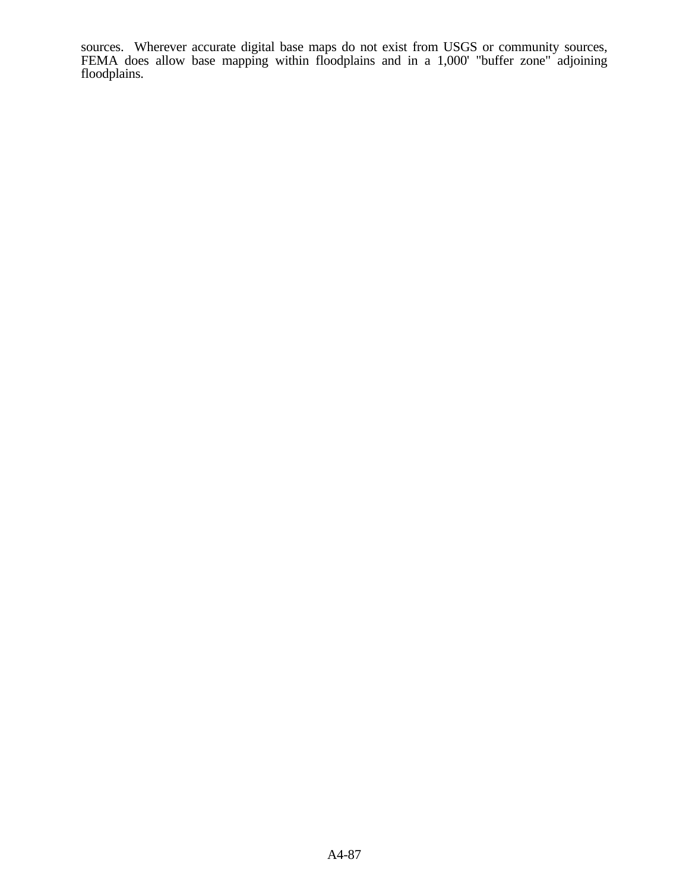sources. Wherever accurate digital base maps do not exist from USGS or community sources, FEMA does allow base mapping within floodplains and in a 1,000' "buffer zone" adjoining floodplains.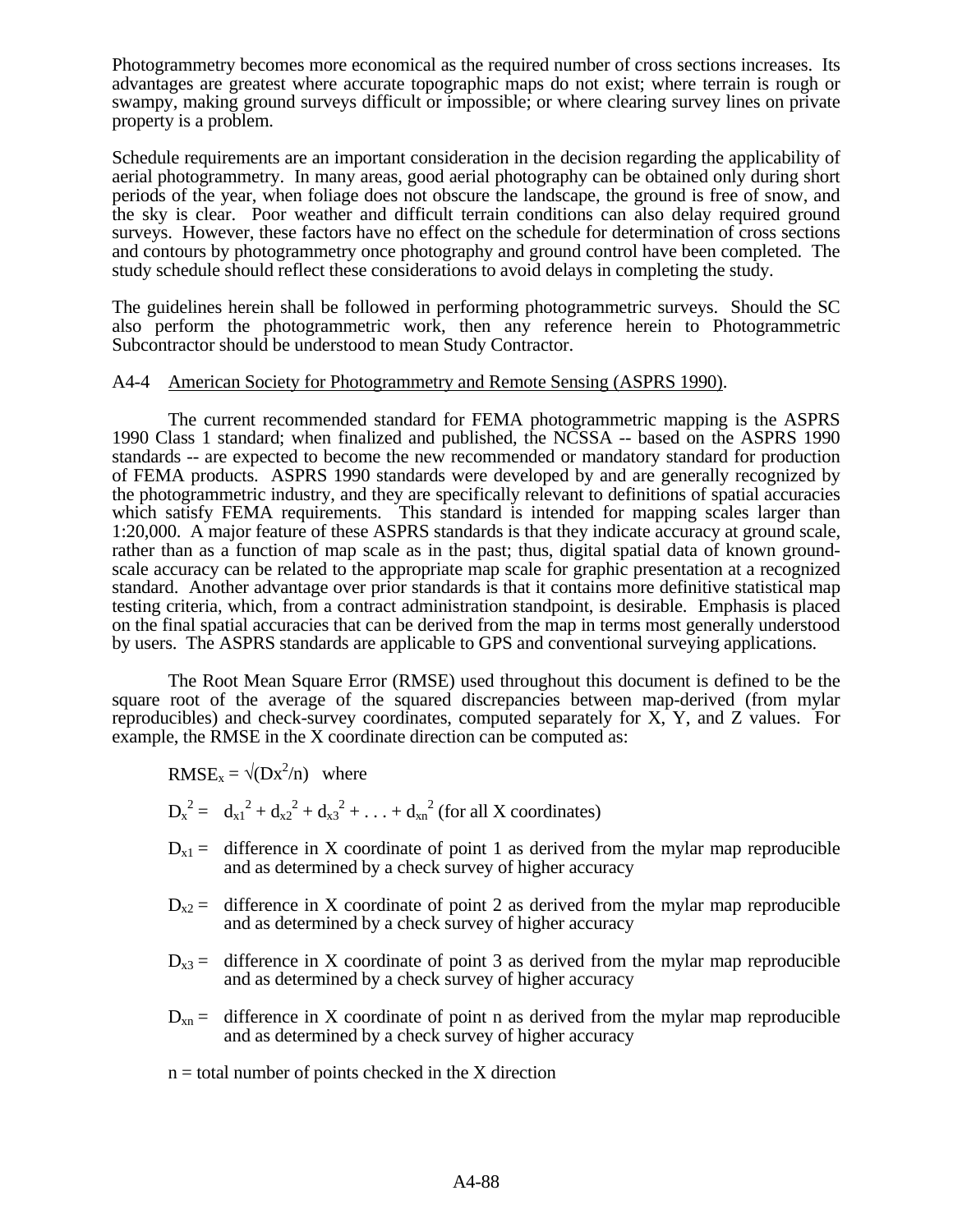Photogrammetry becomes more economical as the required number of cross sections increases. Its advantages are greatest where accurate topographic maps do not exist; where terrain is rough or swampy, making ground surveys difficult or impossible; or where clearing survey lines on private property is a problem.

Schedule requirements are an important consideration in the decision regarding the applicability of aerial photogrammetry. In many areas, good aerial photography can be obtained only during short periods of the year, when foliage does not obscure the landscape, the ground is free of snow, and the sky is clear. Poor weather and difficult terrain conditions can also delay required ground surveys. However, these factors have no effect on the schedule for determination of cross sections and contours by photogrammetry once photography and ground control have been completed. The study schedule should reflect these considerations to avoid delays in completing the study.

The guidelines herein shall be followed in performing photogrammetric surveys. Should the SC also perform the photogrammetric work, then any reference herein to Photogrammetric Subcontractor should be understood to mean Study Contractor.

A4-4 American Society for Photogrammetry and Remote Sensing (ASPRS 1990).

The current recommended standard for FEMA photogrammetric mapping is the ASPRS 1990 Class 1 standard; when finalized and published, the NCSSA -- based on the ASPRS 1990 standards -- are expected to become the new recommended or mandatory standard for production of FEMA products. ASPRS 1990 standards were developed by and are generally recognized by the photogrammetric industry, and they are specifically relevant to definitions of spatial accuracies which satisfy FEMA requirements. This standard is intended for mapping scales larger than 1:20,000. A major feature of these ASPRS standards is that they indicate accuracy at ground scale, rather than as a function of map scale as in the past; thus, digital spatial data of known ground-scale accuracy can be related to the appropriate map scale for graphic presentation at a recognized standard. Another advantage over prior standards is that it contains more definitive statistical map testing criteria, which, from a contract administration standpoint, is desirable. Emphasis is placed on the final spatial accuracies that can be derived from the map in terms most generally understood by users. The ASPRS standards are applicable to GPS and conventional surveying applications.

The Root Mean Square Error (RMSE) used throughout this document is defined to be the square root of the average of the squared discrepancies between map-derived (from mylar reproducibles) and check-survey coordinates, computed separately for X, Y, and Z values. For example, the RMSE in the X coordinate direction can be computed as:

$RMSE_x = \sqrt{(Dx^2/n)}$ where

$D_x^2 = d_{x1}^2 + d_{x2}^2 + d_{x3}^2 + \ldots + d_{xn}^2$ (for all X coordinates)

$D_{x1}$ = difference in X coordinate of point 1 as derived from the mylar map reproducible and as determined by a check survey of higher accuracy

$D_{x2}$ = difference in X coordinate of point 2 as derived from the mylar map reproducible and as determined by a check survey of higher accuracy

$D_{x3}$ = difference in X coordinate of point 3 as derived from the mylar map reproducible and as determined by a check survey of higher accuracy

$D_{xn}$ = difference in X coordinate of point n as derived from the mylar map reproducible and as determined by a check survey of higher accuracy

n = total number of points checked in the X direction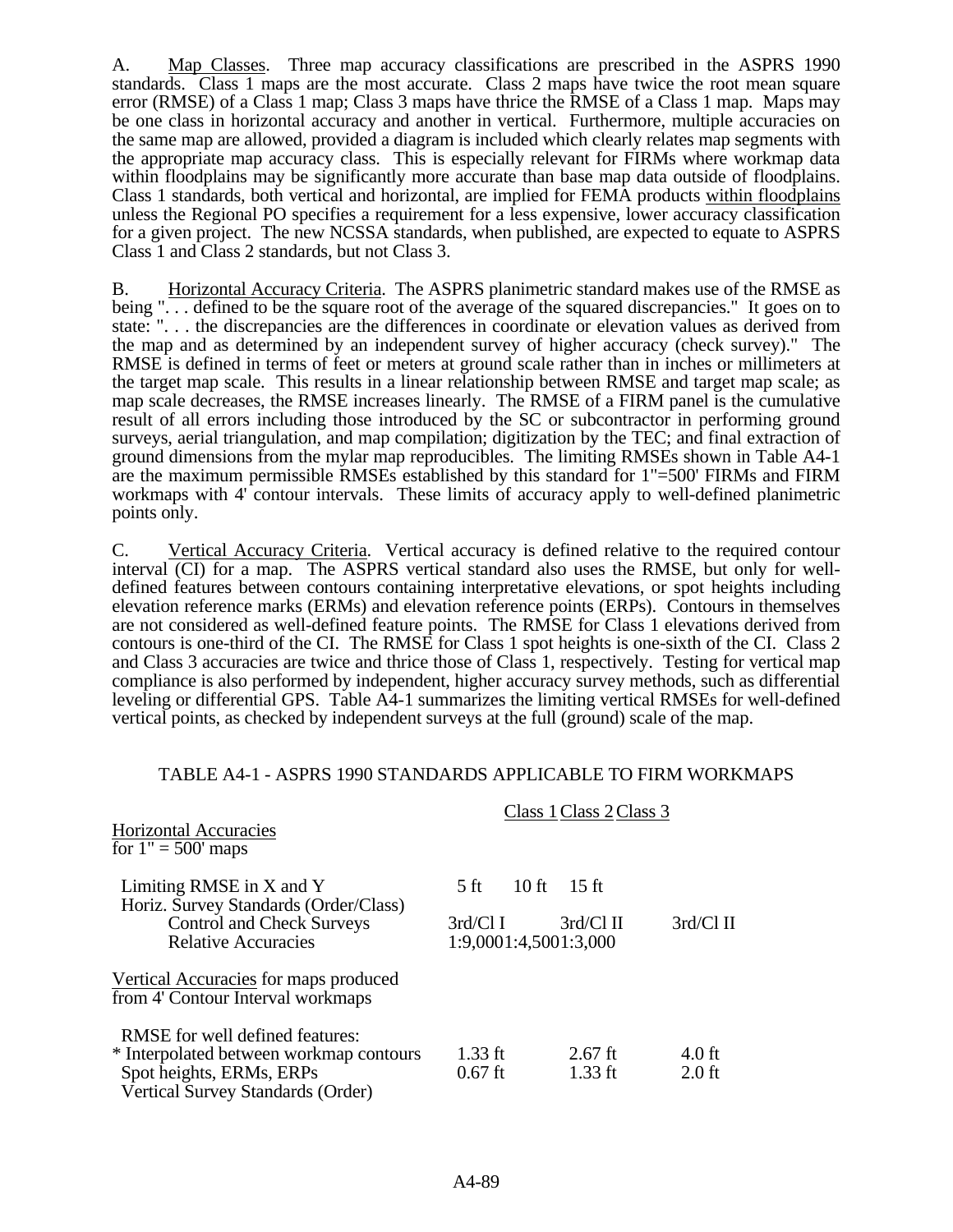A. Map Classes. Three map accuracy classifications are prescribed in the ASPRS 1990 standards. Class 1 maps are the most accurate. Class 2 maps have twice the root mean square error (RMSE) of a Class 1 map; Class 3 maps have thrice the RMSE of a Class 1 map. Maps may be one class in horizontal accuracy and another in vertical. Furthermore, multiple accuracies on the same map are allowed, provided a diagram is included which clearly relates map segments with the appropriate map accuracy class. This is especially relevant for FIRMs where workmap data within floodplains may be significantly more accurate than base map data outside of floodplains. Class 1 standards, both vertical and horizontal, are implied for FEMA products within floodplains unless the Regional PO specifies a requirement for a less expensive, lower accuracy classification for a given project. The new NCSSA standards, when published, are expected to equate to ASPRS Class 1 and Class 2 standards, but not Class 3.

B. Horizontal Accuracy Criteria. The ASPRS planimetric standard makes use of the RMSE as being ". . . defined to be the square root of the average of the squared discrepancies." It goes on to state: ". . . the discrepancies are the differences in coordinate or elevation values as derived from the map and as determined by an independent survey of higher accuracy (check survey)." The RMSE is defined in terms of feet or meters at ground scale rather than in inches or millimeters at the target map scale. This results in a linear relationship between RMSE and target map scale; as map scale decreases, the RMSE increases linearly. The RMSE of a FIRM panel is the cumulative result of all errors including those introduced by the SC or subcontractor in performing ground surveys, aerial triangulation, and map compilation; digitization by the TEC; and final extraction of ground dimensions from the mylar map reproducibles. The limiting RMSEs shown in Table A4-1 are the maximum permissible RMSEs established by this standard for 1"=500' FIRMs and FIRM workmaps with 4' contour intervals. These limits of accuracy apply to well-defined planimetric points only.

C. Vertical Accuracy Criteria. Vertical accuracy is defined relative to the required contour interval (CI) for a map. The ASPRS vertical standard also uses the RMSE, but only for well-defined features between contours containing interpretative elevations, or spot heights including elevation reference marks (ERMs) and elevation reference points (ERPs). Contours in themselves are not considered as well-defined feature points. The RMSE for Class 1 elevations derived from contours is one-third of the CI. The RMSE for Class 1 spot heights is one-sixth of the CI. Class 2 and Class 3 accuracies are twice and thrice those of Class 1, respectively. Testing for vertical map compliance is also performed by independent, higher accuracy survey methods, such as differential leveling or differential GPS. Table A4-1 summarizes the limiting vertical RMSEs for well-defined vertical points, as checked by independent surveys at the full (ground) scale of the map.

TABLE A4-1 - ASPRS 1990 STANDARDS APPLICABLE TO FIRM WORKMAPS

| | Class 1 | Class 2 | Class 3 |
|---|---|---|---|
| Horizontal Accuracies for 1" = 500' maps | | | |
| Limiting RMSE in X and Y | 5 ft | 10 ft | 15 ft |
| Horiz. Survey Standards (Order/Class) | | | |
| Control and Check Surveys | 3rd/Cl I | 3rd/Cl II | 3rd/Cl II |
| Relative Accuracies | 1:9,000 | 1:4,500 | 1:3,000 |
| Vertical Accuracies for maps produced from 4' Contour Interval workmaps | | | |
| RMSE for well defined features: | | | |
| * Interpolated between workmap contours | 1.33 ft | 2.67 ft | 4.0 ft |
| Spot heights, ERMs, ERPs | 0.67 ft | 1.33 ft | 2.0 ft |
| Vertical Survey Standards (Order) | | | |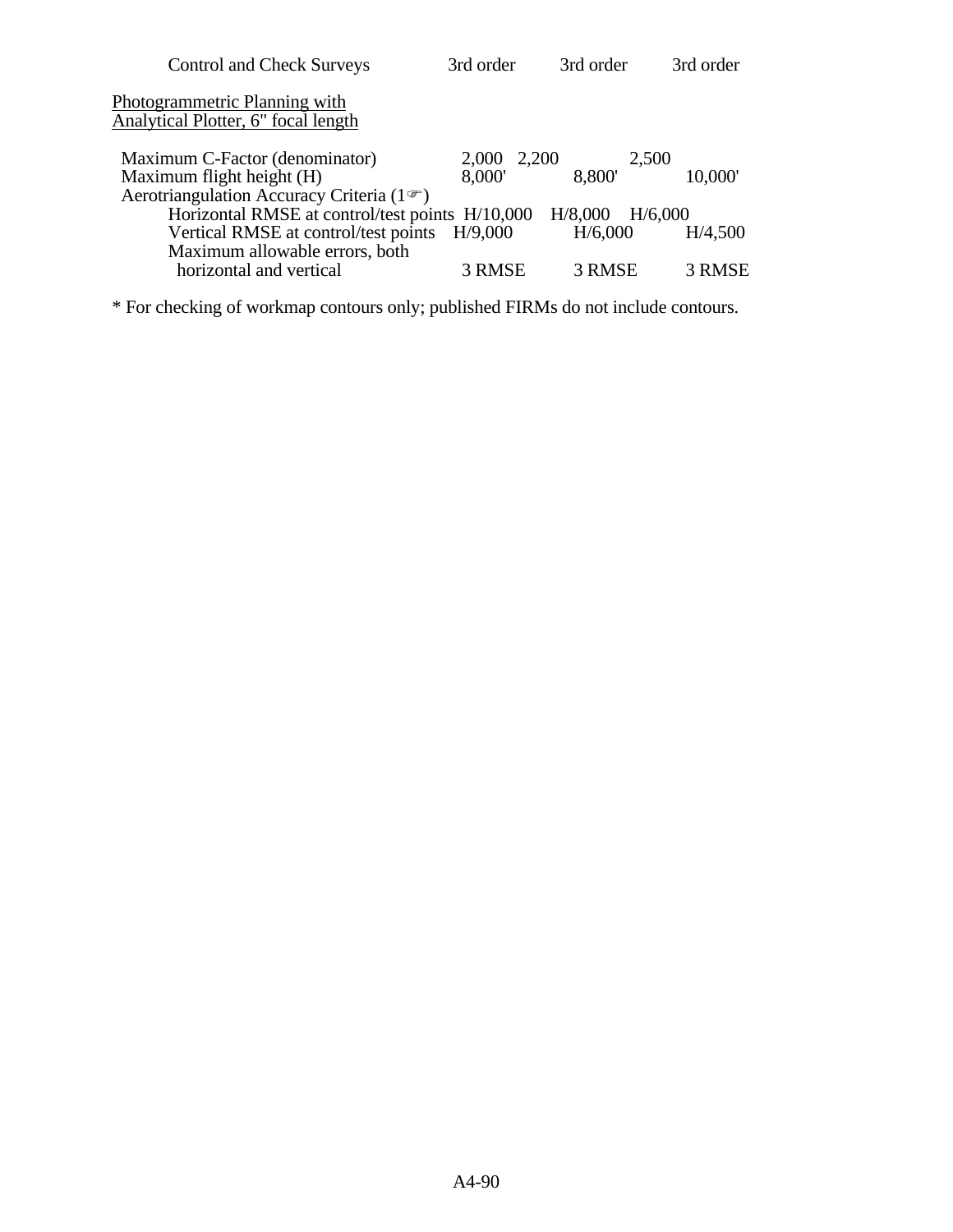| | | | |
|---|---|---|---|
| Control and Check Surveys | 3rd order | 3rd order | 3rd order |

<u>Photogrammetric Planning with</u>
<u>Analytical Plotter, 6" focal length</u>

| | | | |
|---|---|---|---|
| Maximum C-Factor (denominator) | 2,000 | 2,200 | 2,500 |
| Maximum flight height (H) | 8,000' | 8,800' | 10,000' |
| Aerotriangulation Accuracy Criteria (1☞) | | | |
| Horizontal RMSE at control/test points | H/10,000 | H/8,000 | H/6,000 |
| Vertical RMSE at control/test points | H/9,000 | H/6,000 | H/4,500 |
| Maximum allowable errors, both horizontal and vertical | 3 RMSE | 3 RMSE | 3 RMSE |

* For checking of workmap contours only; published FIRMs do not include contours.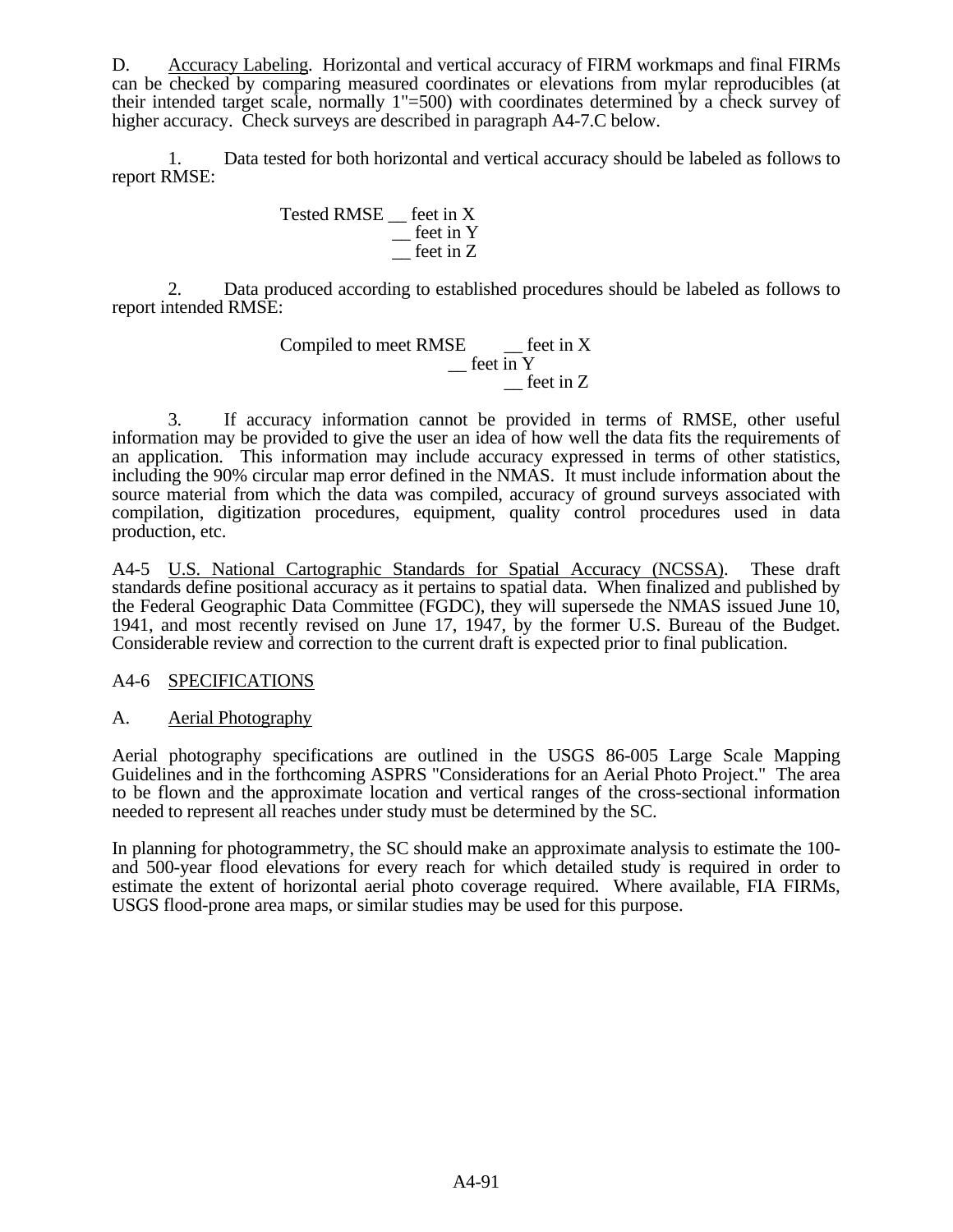D. Accuracy Labeling. Horizontal and vertical accuracy of FIRM workmaps and final FIRMs can be checked by comparing measured coordinates or elevations from mylar reproducibles (at their intended target scale, normally 1"=500) with coordinates determined by a check survey of higher accuracy. Check surveys are described in paragraph A4-7.C below.

1. Data tested for both horizontal and vertical accuracy should be labeled as follows to report RMSE:

Tested RMSE __ feet in X
__ feet in Y
__ feet in Z

2. Data produced according to established procedures should be labeled as follows to report intended RMSE:

Compiled to meet RMSE __ feet in X
__ feet in Y
__ feet in Z

3. If accuracy information cannot be provided in terms of RMSE, other useful information may be provided to give the user an idea of how well the data fits the requirements of an application. This information may include accuracy expressed in terms of other statistics, including the 90% circular map error defined in the NMAS. It must include information about the source material from which the data was compiled, accuracy of ground surveys associated with compilation, digitization procedures, equipment, quality control procedures used in data production, etc.

A4-5 U.S. National Cartographic Standards for Spatial Accuracy (NCSSA). These draft standards define positional accuracy as it pertains to spatial data. When finalized and published by the Federal Geographic Data Committee (FGDC), they will supersede the NMAS issued June 10, 1941, and most recently revised on June 17, 1947, by the former U.S. Bureau of the Budget. Considerable review and correction to the current draft is expected prior to final publication.

## A4-6 SPECIFICATIONS

### A. Aerial Photography

Aerial photography specifications are outlined in the USGS 86-005 Large Scale Mapping Guidelines and in the forthcoming ASPRS "Considerations for an Aerial Photo Project." The area to be flown and the approximate location and vertical ranges of the cross-sectional information needed to represent all reaches under study must be determined by the SC.

In planning for photogrammetry, the SC should make an approximate analysis to estimate the 100- and 500-year flood elevations for every reach for which detailed study is required in order to estimate the extent of horizontal aerial photo coverage required. Where available, FIA FIRMs, USGS flood-prone area maps, or similar studies may be used for this purpose.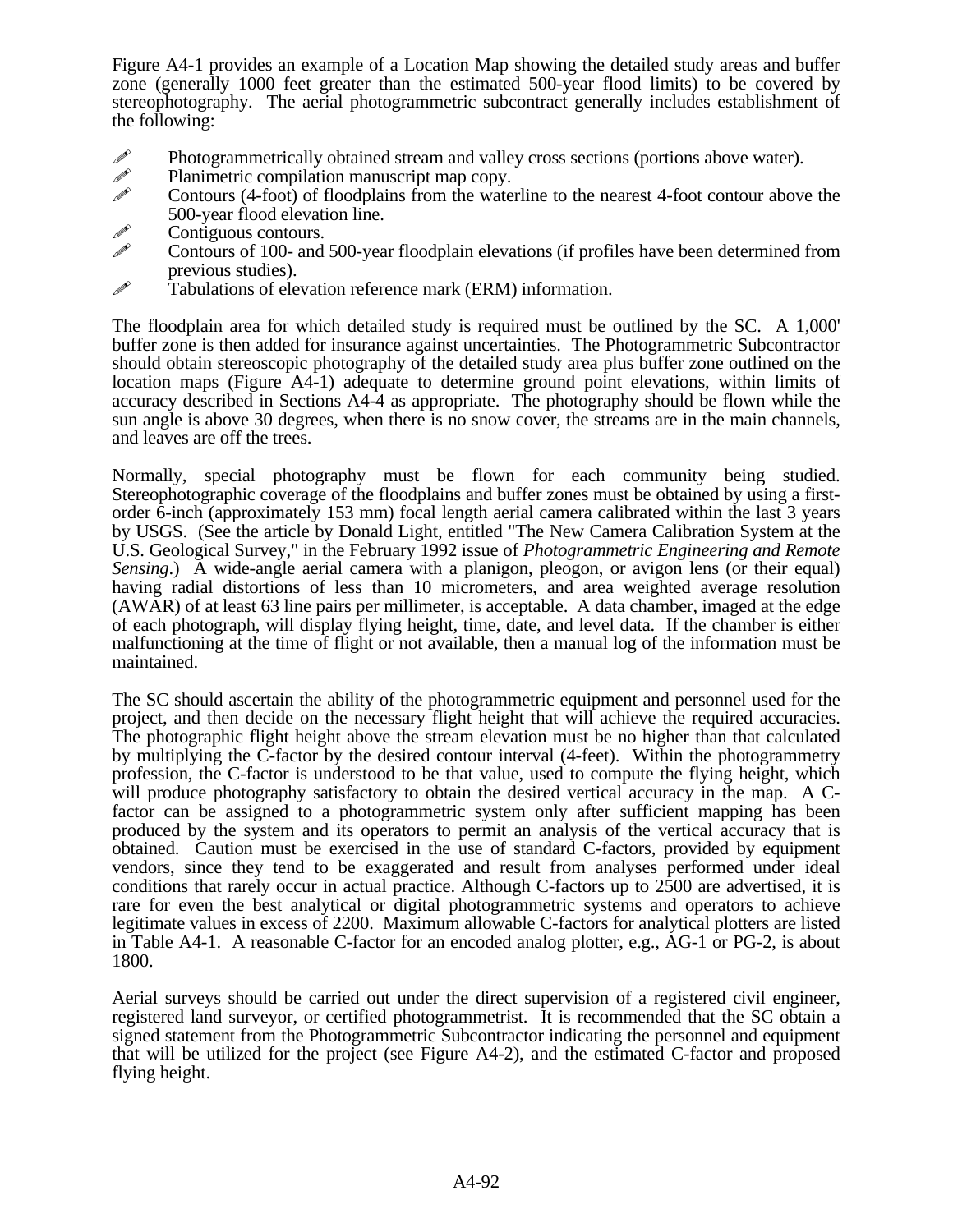Figure A4-1 provides an example of a Location Map showing the detailed study areas and buffer zone (generally 1000 feet greater than the estimated 500-year flood limits) to be covered by stereophotography. The aerial photogrammetric subcontract generally includes establishment of the following:

- Photogrammetrically obtained stream and valley cross sections (portions above water).
- Planimetric compilation manuscript map copy.
- Contours (4-foot) of floodplains from the waterline to the nearest 4-foot contour above the 500-year flood elevation line.
- Contiguous contours.
- Contours of 100- and 500-year floodplain elevations (if profiles have been determined from previous studies).
- Tabulations of elevation reference mark (ERM) information.

The floodplain area for which detailed study is required must be outlined by the SC. A 1,000' buffer zone is then added for insurance against uncertainties. The Photogrammetric Subcontractor should obtain stereoscopic photography of the detailed study area plus buffer zone outlined on the location maps (Figure A4-1) adequate to determine ground point elevations, within limits of accuracy described in Sections A4-4 as appropriate. The photography should be flown while the sun angle is above 30 degrees, when there is no snow cover, the streams are in the main channels, and leaves are off the trees.

Normally, special photography must be flown for each community being studied. Stereophotographic coverage of the floodplains and buffer zones must be obtained by using a first-order 6-inch (approximately 153 mm) focal length aerial camera calibrated within the last 3 years by USGS. (See the article by Donald Light, entitled "The New Camera Calibration System at the U.S. Geological Survey," in the February 1992 issue of *Photogrammetric Engineering and Remote Sensing*.) A wide-angle aerial camera with a planigon, pleogon, or avigon lens (or their equal) having radial distortions of less than 10 micrometers, and area weighted average resolution (AWAR) of at least 63 line pairs per millimeter, is acceptable. A data chamber, imaged at the edge of each photograph, will display flying height, time, date, and level data. If the chamber is either malfunctioning at the time of flight or not available, then a manual log of the information must be maintained.

The SC should ascertain the ability of the photogrammetric equipment and personnel used for the project, and then decide on the necessary flight height that will achieve the required accuracies. The photographic flight height above the stream elevation must be no higher than that calculated by multiplying the C-factor by the desired contour interval (4-feet). Within the photogrammetry profession, the C-factor is understood to be that value, used to compute the flying height, which will produce photography satisfactory to obtain the desired vertical accuracy in the map. A C-factor can be assigned to a photogrammetric system only after sufficient mapping has been produced by the system and its operators to permit an analysis of the vertical accuracy that is obtained. Caution must be exercised in the use of standard C-factors, provided by equipment vendors, since they tend to be exaggerated and result from analyses performed under ideal conditions that rarely occur in actual practice. Although C-factors up to 2500 are advertised, it is rare for even the best analytical or digital photogrammetric systems and operators to achieve legitimate values in excess of 2200. Maximum allowable C-factors for analytical plotters are listed in Table A4-1. A reasonable C-factor for an encoded analog plotter, e.g., AG-1 or PG-2, is about 1800.

Aerial surveys should be carried out under the direct supervision of a registered civil engineer, registered land surveyor, or certified photogrammetrist. It is recommended that the SC obtain a signed statement from the Photogrammetric Subcontractor indicating the personnel and equipment that will be utilized for the project (see Figure A4-2), and the estimated C-factor and proposed flying height.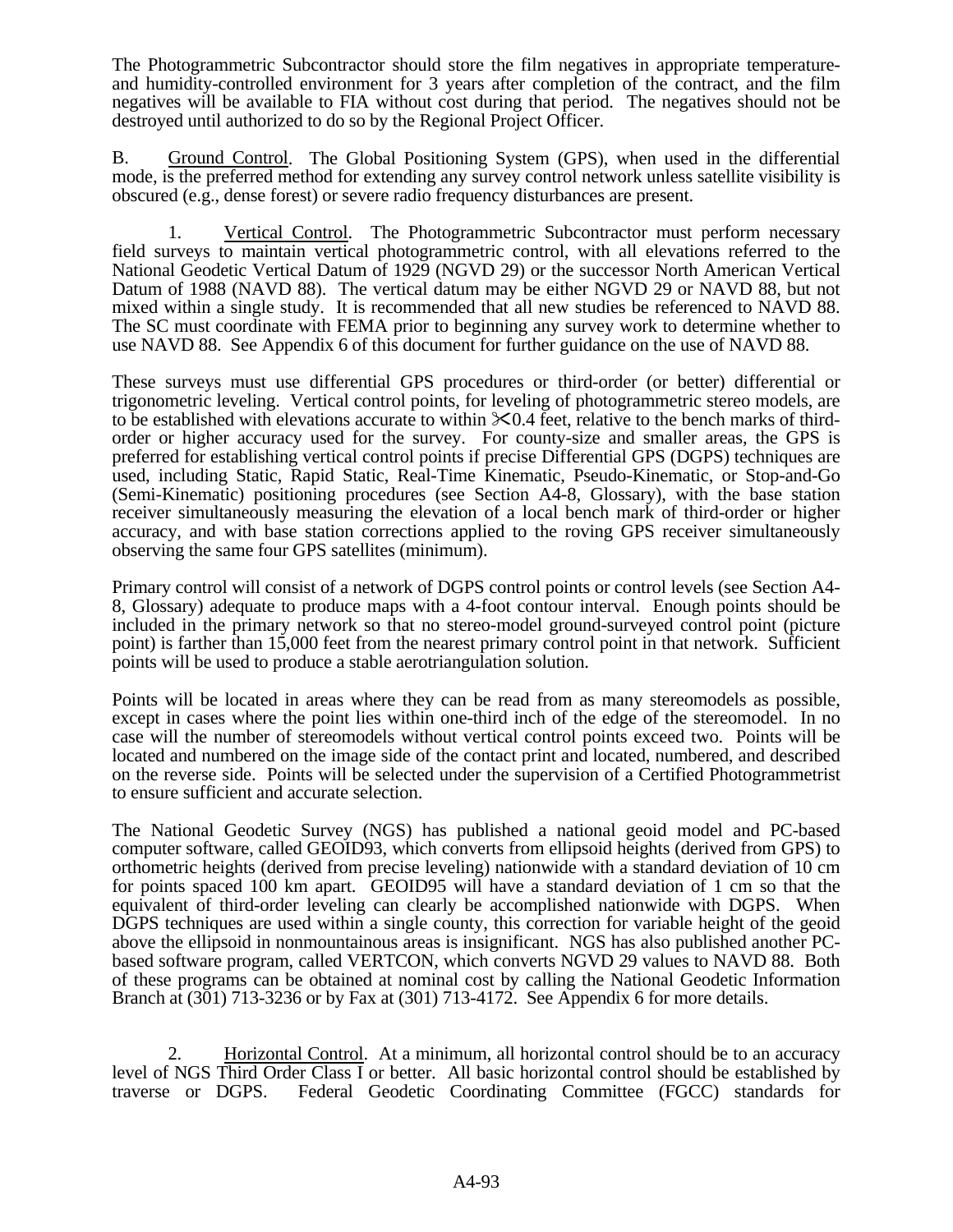The Photogrammetric Subcontractor should store the film negatives in appropriate temperature- and humidity-controlled environment for 3 years after completion of the contract, and the film negatives will be available to FIA without cost during that period. The negatives should not be destroyed until authorized to do so by the Regional Project Officer.

B. Ground Control. The Global Positioning System (GPS), when used in the differential mode, is the preferred method for extending any survey control network unless satellite visibility is obscured (e.g., dense forest) or severe radio frequency disturbances are present.

1. Vertical Control. The Photogrammetric Subcontractor must perform necessary field surveys to maintain vertical photogrammetric control, with all elevations referred to the National Geodetic Vertical Datum of 1929 (NGVD 29) or the successor North American Vertical Datum of 1988 (NAVD 88). The vertical datum may be either NGVD 29 or NAVD 88, but not mixed within a single study. It is recommended that all new studies be referenced to NAVD 88. The SC must coordinate with FEMA prior to beginning any survey work to determine whether to use NAVD 88. See Appendix 6 of this document for further guidance on the use of NAVD 88.

These surveys must use differential GPS procedures or third-order (or better) differential or trigonometric leveling. Vertical control points, for leveling of photogrammetric stereo models, are to be established with elevations accurate to within ±0.4 feet, relative to the bench marks of third-order or higher accuracy used for the survey. For county-size and smaller areas, the GPS is preferred for establishing vertical control points if precise Differential GPS (DGPS) techniques are used, including Static, Rapid Static, Real-Time Kinematic, Pseudo-Kinematic, or Stop-and-Go (Semi-Kinematic) positioning procedures (see Section A4-8, Glossary), with the base station receiver simultaneously measuring the elevation of a local bench mark of third-order or higher accuracy, and with base station corrections applied to the roving GPS receiver simultaneously observing the same four GPS satellites (minimum).

Primary control will consist of a network of DGPS control points or control levels (see Section A4-8, Glossary) adequate to produce maps with a 4-foot contour interval. Enough points should be included in the primary network so that no stereo-model ground-surveyed control point (picture point) is farther than 15,000 feet from the nearest primary control point in that network. Sufficient points will be used to produce a stable aerotriangulation solution.

Points will be located in areas where they can be read from as many stereomodels as possible, except in cases where the point lies within one-third inch of the edge of the stereomodel. In no case will the number of stereomodels without vertical control points exceed two. Points will be located and numbered on the image side of the contact print and located, numbered, and described on the reverse side. Points will be selected under the supervision of a Certified Photogrammetrist to ensure sufficient and accurate selection.

The National Geodetic Survey (NGS) has published a national geoid model and PC-based computer software, called GEOID93, which converts from ellipsoid heights (derived from GPS) to orthometric heights (derived from precise leveling) nationwide with a standard deviation of 10 cm for points spaced 100 km apart. GEOID95 will have a standard deviation of 1 cm so that the equivalent of third-order leveling can clearly be accomplished nationwide with DGPS. When DGPS techniques are used within a single county, this correction for variable height of the geoid above the ellipsoid in nonmountainous areas is insignificant. NGS has also published another PC-based software program, called VERTCON, which converts NGVD 29 values to NAVD 88. Both of these programs can be obtained at nominal cost by calling the National Geodetic Information Branch at (301) 713-3236 or by Fax at (301) 713-4172. See Appendix 6 for more details.

2. Horizontal Control. At a minimum, all horizontal control should be to an accuracy level of NGS Third Order Class I or better. All basic horizontal control should be established by traverse or DGPS. Federal Geodetic Coordinating Committee (FGCC) standards for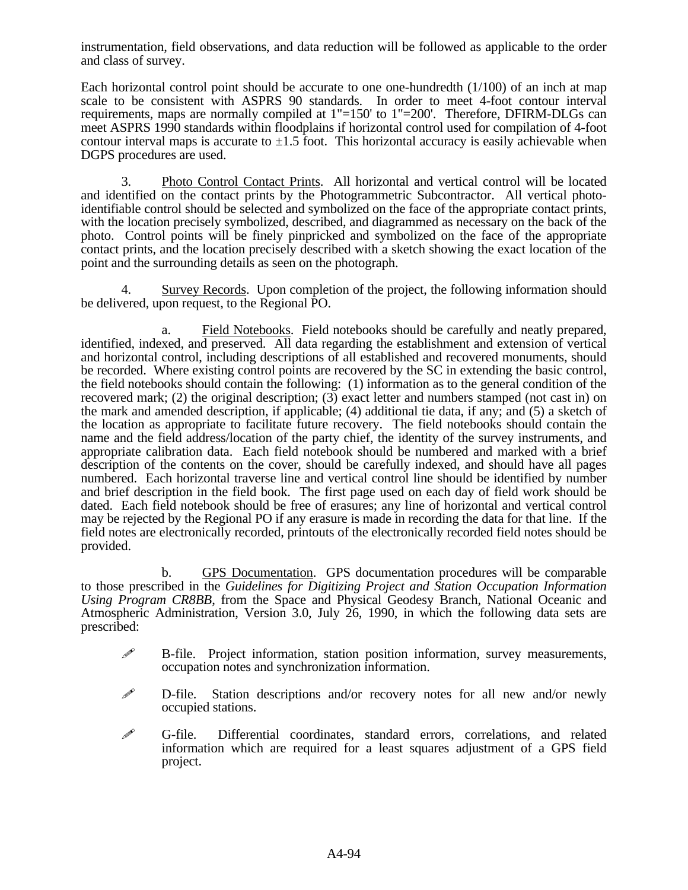instrumentation, field observations, and data reduction will be followed as applicable to the order and class of survey.

Each horizontal control point should be accurate to one one-hundredth (1/100) of an inch at map scale to be consistent with ASPRS 90 standards. In order to meet 4-foot contour interval requirements, maps are normally compiled at 1"=150' to 1"=200'. Therefore, DFIRM-DLGs can meet ASPRS 1990 standards within floodplains if horizontal control used for compilation of 4-foot contour interval maps is accurate to ±1.5 foot. This horizontal accuracy is easily achievable when DGPS procedures are used.

3. Photo Control Contact Prints. All horizontal and vertical control will be located and identified on the contact prints by the Photogrammetric Subcontractor. All vertical photo-identifiable control should be selected and symbolized on the face of the appropriate contact prints, with the location precisely symbolized, described, and diagrammed as necessary on the back of the photo. Control points will be finely pinpricked and symbolized on the face of the appropriate contact prints, and the location precisely described with a sketch showing the exact location of the point and the surrounding details as seen on the photograph.

4. Survey Records. Upon completion of the project, the following information should be delivered, upon request, to the Regional PO.

a. Field Notebooks. Field notebooks should be carefully and neatly prepared, identified, indexed, and preserved. All data regarding the establishment and extension of vertical and horizontal control, including descriptions of all established and recovered monuments, should be recorded. Where existing control points are recovered by the SC in extending the basic control, the field notebooks should contain the following: (1) information as to the general condition of the recovered mark; (2) the original description; (3) exact letter and numbers stamped (not cast in) on the mark and amended description, if applicable; (4) additional tie data, if any; and (5) a sketch of the location as appropriate to facilitate future recovery. The field notebooks should contain the name and the field address/location of the party chief, the identity of the survey instruments, and appropriate calibration data. Each field notebook should be numbered and marked with a brief description of the contents on the cover, should be carefully indexed, and should have all pages numbered. Each horizontal traverse line and vertical control line should be identified by number and brief description in the field book. The first page used on each day of field work should be dated. Each field notebook should be free of erasures; any line of horizontal and vertical control may be rejected by the Regional PO if any erasure is made in recording the data for that line. If the field notes are electronically recorded, printouts of the electronically recorded field notes should be provided.

b. GPS Documentation. GPS documentation procedures will be comparable to those prescribed in the *Guidelines for Digitizing Project and Station Occupation Information Using Program CR8BB*, from the Space and Physical Geodesy Branch, National Oceanic and Atmospheric Administration, Version 3.0, July 26, 1990, in which the following data sets are prescribed:

- B-file. Project information, station position information, survey measurements, occupation notes and synchronization information.
- D-file. Station descriptions and/or recovery notes for all new and/or newly occupied stations.
- G-file. Differential coordinates, standard errors, correlations, and related information which are required for a least squares adjustment of a GPS field project.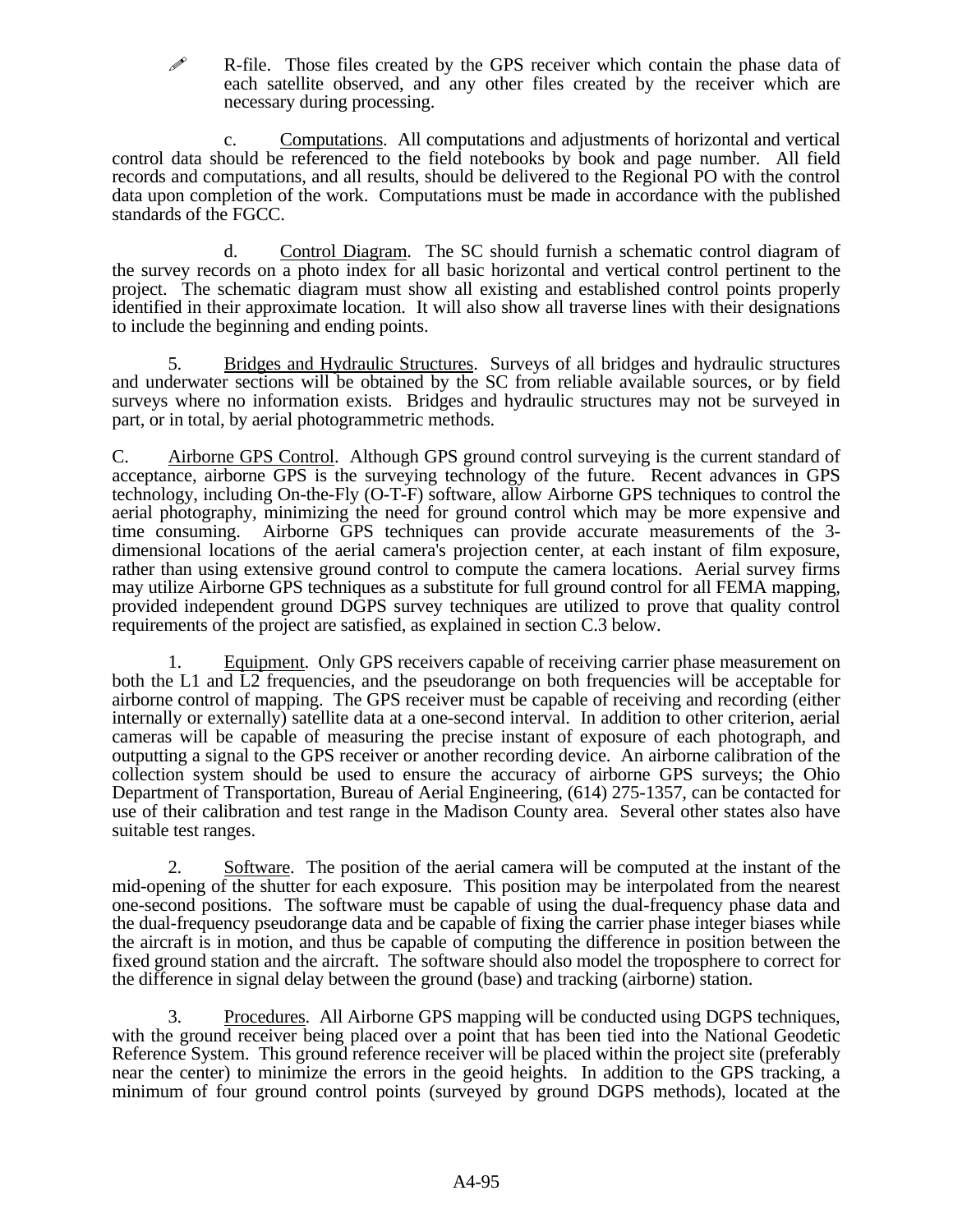- R-file. Those files created by the GPS receiver which contain the phase data of each satellite observed, and any other files created by the receiver which are necessary during processing.

c. Computations. All computations and adjustments of horizontal and vertical control data should be referenced to the field notebooks by book and page number. All field records and computations, and all results, should be delivered to the Regional PO with the control data upon completion of the work. Computations must be made in accordance with the published standards of the FGCC.

d. Control Diagram. The SC should furnish a schematic control diagram of the survey records on a photo index for all basic horizontal and vertical control pertinent to the project. The schematic diagram must show all existing and established control points properly identified in their approximate location. It will also show all traverse lines with their designations to include the beginning and ending points.

5. Bridges and Hydraulic Structures. Surveys of all bridges and hydraulic structures and underwater sections will be obtained by the SC from reliable available sources, or by field surveys where no information exists. Bridges and hydraulic structures may not be surveyed in part, or in total, by aerial photogrammetric methods.

C. Airborne GPS Control. Although GPS ground control surveying is the current standard of acceptance, airborne GPS is the surveying technology of the future. Recent advances in GPS technology, including On-the-Fly (O-T-F) software, allow Airborne GPS techniques to control the aerial photography, minimizing the need for ground control which may be more expensive and time consuming. Airborne GPS techniques can provide accurate measurements of the 3-dimensional locations of the aerial camera's projection center, at each instant of film exposure, rather than using extensive ground control to compute the camera locations. Aerial survey firms may utilize Airborne GPS techniques as a substitute for full ground control for all FEMA mapping, provided independent ground DGPS survey techniques are utilized to prove that quality control requirements of the project are satisfied, as explained in section C.3 below.

1. Equipment. Only GPS receivers capable of receiving carrier phase measurement on both the L1 and L2 frequencies, and the pseudorange on both frequencies will be acceptable for airborne control of mapping. The GPS receiver must be capable of receiving and recording (either internally or externally) satellite data at a one-second interval. In addition to other criterion, aerial cameras will be capable of measuring the precise instant of exposure of each photograph, and outputting a signal to the GPS receiver or another recording device. An airborne calibration of the collection system should be used to ensure the accuracy of airborne GPS surveys; the Ohio Department of Transportation, Bureau of Aerial Engineering, (614) 275-1357, can be contacted for use of their calibration and test range in the Madison County area. Several other states also have suitable test ranges.

2. Software. The position of the aerial camera will be computed at the instant of the mid-opening of the shutter for each exposure. This position may be interpolated from the nearest one-second positions. The software must be capable of using the dual-frequency phase data and the dual-frequency pseudorange data and be capable of fixing the carrier phase integer biases while the aircraft is in motion, and thus be capable of computing the difference in position between the fixed ground station and the aircraft. The software should also model the troposphere to correct for the difference in signal delay between the ground (base) and tracking (airborne) station.

3. Procedures. All Airborne GPS mapping will be conducted using DGPS techniques, with the ground receiver being placed over a point that has been tied into the National Geodetic Reference System. This ground reference receiver will be placed within the project site (preferably near the center) to minimize the errors in the geoid heights. In addition to the GPS tracking, a minimum of four ground control points (surveyed by ground DGPS methods), located at the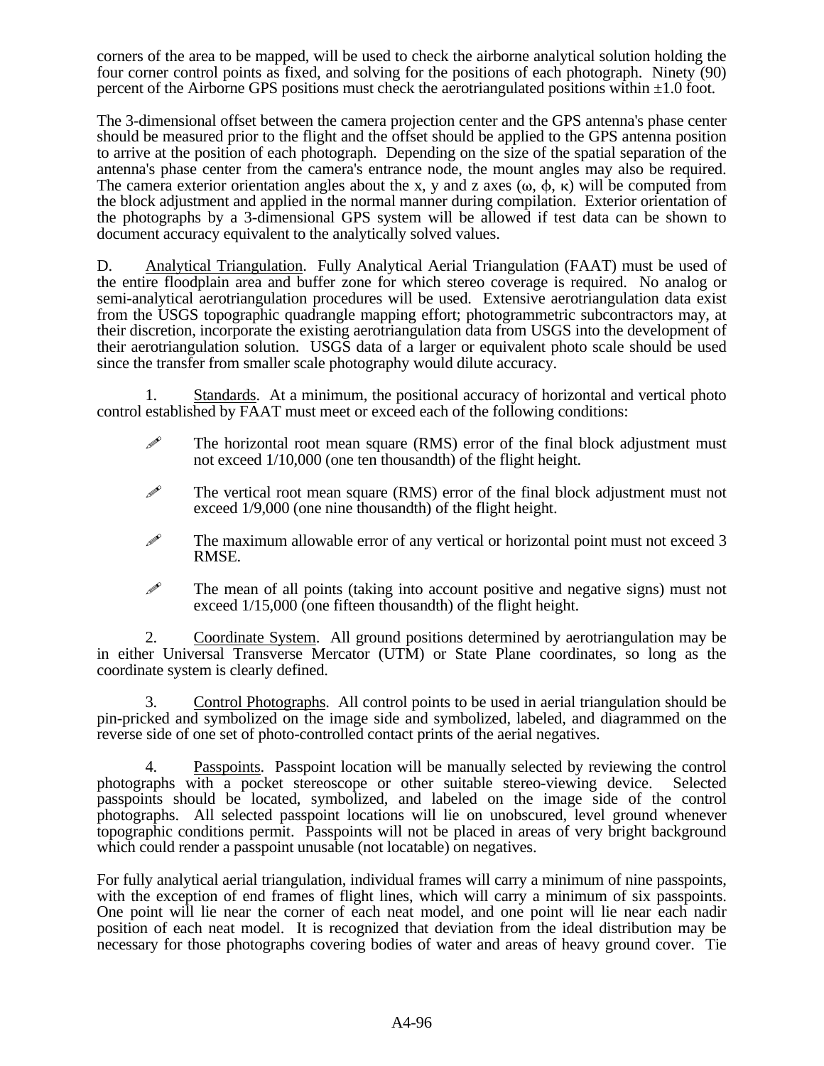corners of the area to be mapped, will be used to check the airborne analytical solution holding the four corner control points as fixed, and solving for the positions of each photograph. Ninety (90) percent of the Airborne GPS positions must check the aerotriangulated positions within ±1.0 foot.

The 3-dimensional offset between the camera projection center and the GPS antenna's phase center should be measured prior to the flight and the offset should be applied to the GPS antenna position to arrive at the position of each photograph. Depending on the size of the spatial separation of the antenna's phase center from the camera's entrance node, the mount angles may also be required. The camera exterior orientation angles about the x, y and z axes ($\omega$, $\phi$, $\kappa$) will be computed from the block adjustment and applied in the normal manner during compilation. Exterior orientation of the photographs by a 3-dimensional GPS system will be allowed if test data can be shown to document accuracy equivalent to the analytically solved values.

D. Analytical Triangulation. Fully Analytical Aerial Triangulation (FAAT) must be used of the entire floodplain area and buffer zone for which stereo coverage is required. No analog or semi-analytical aerotriangulation procedures will be used. Extensive aerotriangulation data exist from the USGS topographic quadrangle mapping effort; photogrammetric subcontractors may, at their discretion, incorporate the existing aerotriangulation data from USGS into the development of their aerotriangulation solution. USGS data of a larger or equivalent photo scale should be used since the transfer from smaller scale photography would dilute accuracy.

1. Standards. At a minimum, the positional accuracy of horizontal and vertical photo control established by FAAT must meet or exceed each of the following conditions:

- The horizontal root mean square (RMS) error of the final block adjustment must not exceed 1/10,000 (one ten thousandth) of the flight height.
- The vertical root mean square (RMS) error of the final block adjustment must not exceed 1/9,000 (one nine thousandth) of the flight height.
- The maximum allowable error of any vertical or horizontal point must not exceed 3 RMSE.
- The mean of all points (taking into account positive and negative signs) must not exceed 1/15,000 (one fifteen thousandth) of the flight height.

2. Coordinate System. All ground positions determined by aerotriangulation may be in either Universal Transverse Mercator (UTM) or State Plane coordinates, so long as the coordinate system is clearly defined.

3. Control Photographs. All control points to be used in aerial triangulation should be pin-pricked and symbolized on the image side and symbolized, labeled, and diagrammed on the reverse side of one set of photo-controlled contact prints of the aerial negatives.

4. Passpoints. Passpoint location will be manually selected by reviewing the control photographs with a pocket stereoscope or other suitable stereo-viewing device. Selected passpoints should be located, symbolized, and labeled on the image side of the control photographs. All selected passpoint locations will lie on unobscured, level ground whenever topographic conditions permit. Passpoints will not be placed in areas of very bright background which could render a passpoint unusable (not locatable) on negatives.

For fully analytical aerial triangulation, individual frames will carry a minimum of nine passpoints, with the exception of end frames of flight lines, which will carry a minimum of six passpoints. One point will lie near the corner of each neat model, and one point will lie near each nadir position of each neat model. It is recognized that deviation from the ideal distribution may be necessary for those photographs covering bodies of water and areas of heavy ground cover. Tie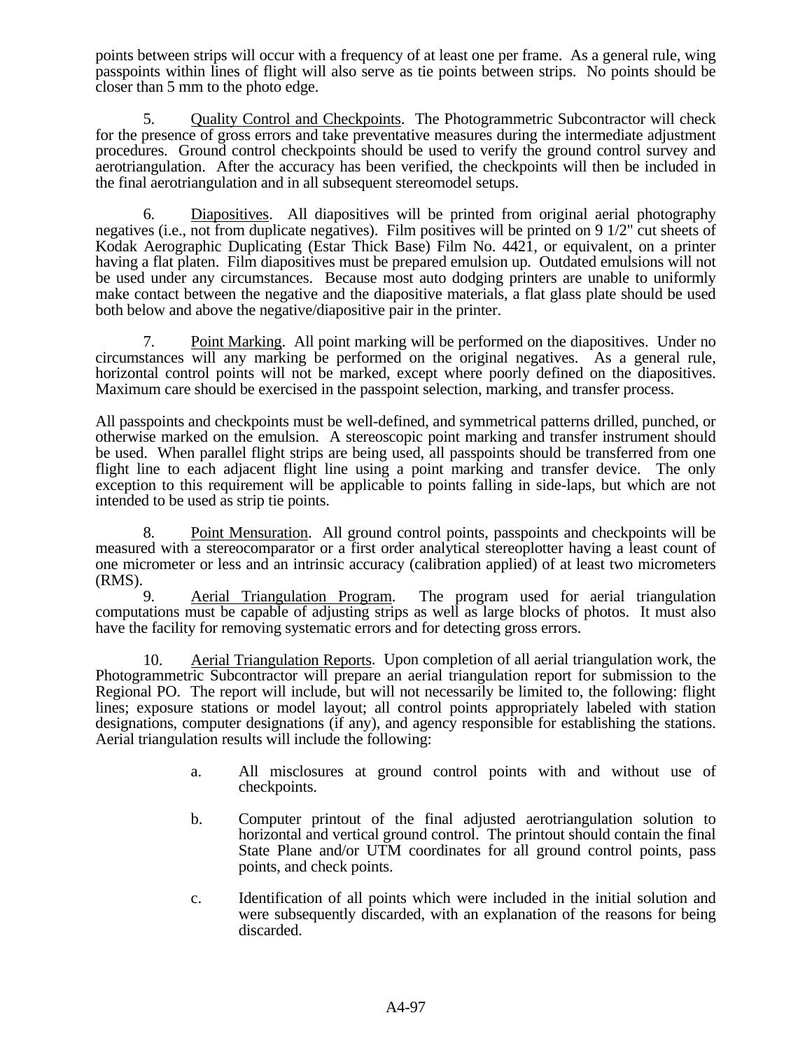points between strips will occur with a frequency of at least one per frame. As a general rule, wing passpoints within lines of flight will also serve as tie points between strips. No points should be closer than 5 mm to the photo edge.

5. Quality Control and Checkpoints. The Photogrammetric Subcontractor will check for the presence of gross errors and take preventative measures during the intermediate adjustment procedures. Ground control checkpoints should be used to verify the ground control survey and aerotriangulation. After the accuracy has been verified, the checkpoints will then be included in the final aerotriangulation and in all subsequent stereomodel setups.

6. Diapositives. All diapositives will be printed from original aerial photography negatives (i.e., not from duplicate negatives). Film positives will be printed on 9 1/2" cut sheets of Kodak Aerographic Duplicating (Estar Thick Base) Film No. 4421, or equivalent, on a printer having a flat platen. Film diapositives must be prepared emulsion up. Outdated emulsions will not be used under any circumstances. Because most auto dodging printers are unable to uniformly make contact between the negative and the diapositive materials, a flat glass plate should be used both below and above the negative/diapositive pair in the printer.

7. Point Marking. All point marking will be performed on the diapositives. Under no circumstances will any marking be performed on the original negatives. As a general rule, horizontal control points will not be marked, except where poorly defined on the diapositives. Maximum care should be exercised in the passpoint selection, marking, and transfer process.

All passpoints and checkpoints must be well-defined, and symmetrical patterns drilled, punched, or otherwise marked on the emulsion. A stereoscopic point marking and transfer instrument should be used. When parallel flight strips are being used, all passpoints should be transferred from one flight line to each adjacent flight line using a point marking and transfer device. The only exception to this requirement will be applicable to points falling in side-laps, but which are not intended to be used as strip tie points.

8. Point Mensuration. All ground control points, passpoints and checkpoints will be measured with a stereocomparator or a first order analytical stereoplotter having a least count of one micrometer or less and an intrinsic accuracy (calibration applied) of at least two micrometers (RMS).

9. Aerial Triangulation Program. The program used for aerial triangulation computations must be capable of adjusting strips as well as large blocks of photos. It must also have the facility for removing systematic errors and for detecting gross errors.

10. Aerial Triangulation Reports. Upon completion of all aerial triangulation work, the Photogrammetric Subcontractor will prepare an aerial triangulation report for submission to the Regional PO. The report will include, but will not necessarily be limited to, the following: flight lines; exposure stations or model layout; all control points appropriately labeled with station designations, computer designations (if any), and agency responsible for establishing the stations. Aerial triangulation results will include the following:

a. All misclosures at ground control points with and without use of checkpoints.

b. Computer printout of the final adjusted aerotriangulation solution to horizontal and vertical ground control. The printout should contain the final State Plane and/or UTM coordinates for all ground control points, pass points, and check points.

c. Identification of all points which were included in the initial solution and were subsequently discarded, with an explanation of the reasons for being discarded.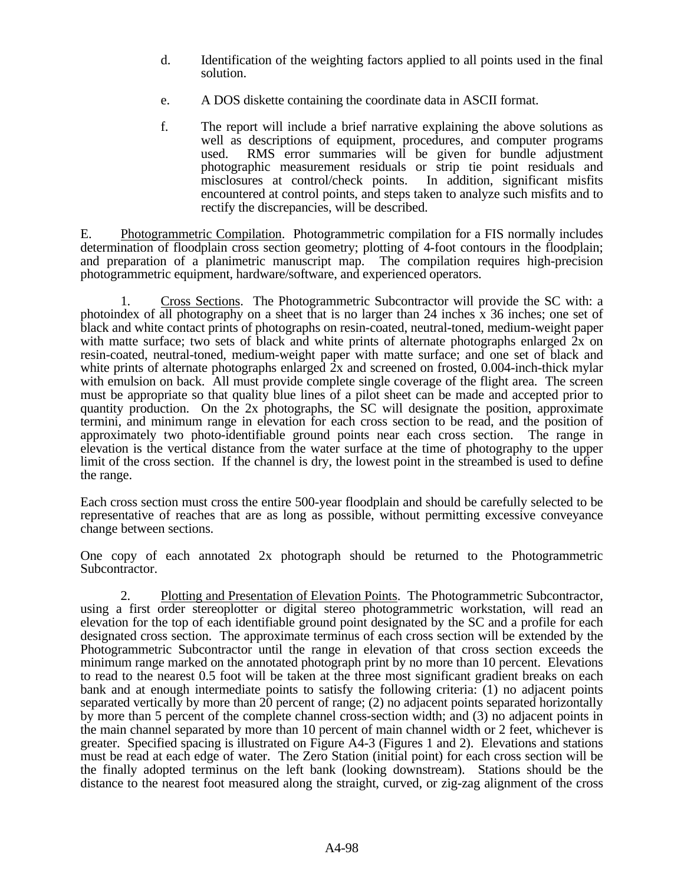d. Identification of the weighting factors applied to all points used in the final solution.

e. A DOS diskette containing the coordinate data in ASCII format.

f. The report will include a brief narrative explaining the above solutions as well as descriptions of equipment, procedures, and computer programs used. RMS error summaries will be given for bundle adjustment photographic measurement residuals or strip tie point residuals and misclosures at control/check points. In addition, significant misfits encountered at control points, and steps taken to analyze such misfits and to rectify the discrepancies, will be described.

E. Photogrammetric Compilation. Photogrammetric compilation for a FIS normally includes determination of floodplain cross section geometry; plotting of 4-foot contours in the floodplain; and preparation of a planimetric manuscript map. The compilation requires high-precision photogrammetric equipment, hardware/software, and experienced operators.

1. Cross Sections. The Photogrammetric Subcontractor will provide the SC with: a photoindex of all photography on a sheet that is no larger than 24 inches x 36 inches; one set of black and white contact prints of photographs on resin-coated, neutral-toned, medium-weight paper with matte surface; two sets of black and white prints of alternate photographs enlarged 2x on resin-coated, neutral-toned, medium-weight paper with matte surface; and one set of black and white prints of alternate photographs enlarged 2x and screened on frosted, 0.004-inch-thick mylar with emulsion on back. All must provide complete single coverage of the flight area. The screen must be appropriate so that quality blue lines of a pilot sheet can be made and accepted prior to quantity production. On the 2x photographs, the SC will designate the position, approximate termini, and minimum range in elevation for each cross section to be read, and the position of approximately two photo-identifiable ground points near each cross section. The range in elevation is the vertical distance from the water surface at the time of photography to the upper limit of the cross section. If the channel is dry, the lowest point in the streambed is used to define the range.

Each cross section must cross the entire 500-year floodplain and should be carefully selected to be representative of reaches that are as long as possible, without permitting excessive conveyance change between sections.

One copy of each annotated 2x photograph should be returned to the Photogrammetric Subcontractor.

2. Plotting and Presentation of Elevation Points. The Photogrammetric Subcontractor, using a first order stereoplotter or digital stereo photogrammetric workstation, will read an elevation for the top of each identifiable ground point designated by the SC and a profile for each designated cross section. The approximate terminus of each cross section will be extended by the Photogrammetric Subcontractor until the range in elevation of that cross section exceeds the minimum range marked on the annotated photograph print by no more than 10 percent. Elevations to read to the nearest 0.5 foot will be taken at the three most significant gradient breaks on each bank and at enough intermediate points to satisfy the following criteria: (1) no adjacent points separated vertically by more than 20 percent of range; (2) no adjacent points separated horizontally by more than 5 percent of the complete channel cross-section width; and (3) no adjacent points in the main channel separated by more than 10 percent of main channel width or 2 feet, whichever is greater. Specified spacing is illustrated on Figure A4-3 (Figures 1 and 2). Elevations and stations must be read at each edge of water. The Zero Station (initial point) for each cross section will be the finally adopted terminus on the left bank (looking downstream). Stations should be the distance to the nearest foot measured along the straight, curved, or zig-zag alignment of the cross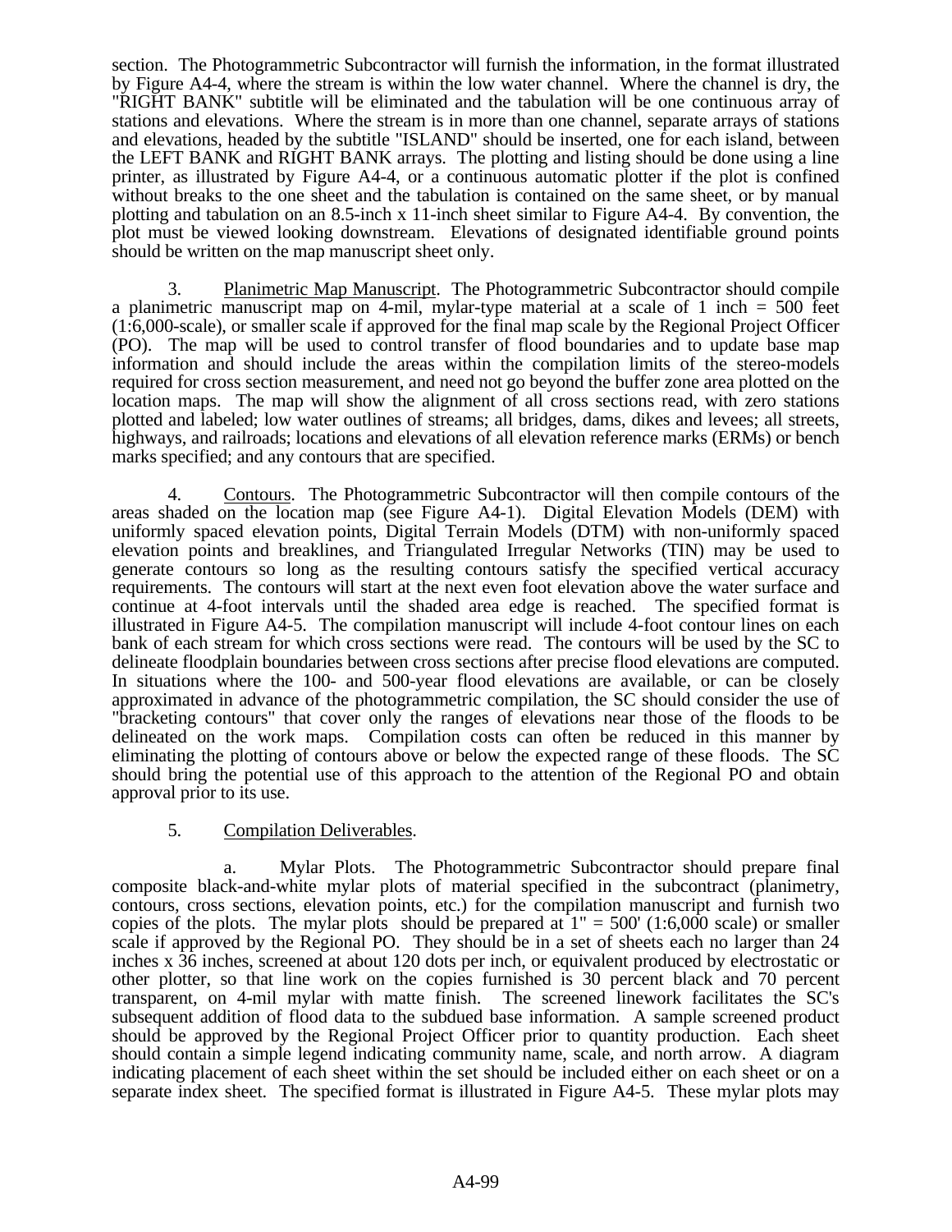section. The Photogrammetric Subcontractor will furnish the information, in the format illustrated by Figure A4-4, where the stream is within the low water channel. Where the channel is dry, the "RIGHT BANK" subtitle will be eliminated and the tabulation will be one continuous array of stations and elevations. Where the stream is in more than one channel, separate arrays of stations and elevations, headed by the subtitle "ISLAND" should be inserted, one for each island, between the LEFT BANK and RIGHT BANK arrays. The plotting and listing should be done using a line printer, as illustrated by Figure A4-4, or a continuous automatic plotter if the plot is confined without breaks to the one sheet and the tabulation is contained on the same sheet, or by manual plotting and tabulation on an 8.5-inch x 11-inch sheet similar to Figure A4-4. By convention, the plot must be viewed looking downstream. Elevations of designated identifiable ground points should be written on the map manuscript sheet only.

3. Planimetric Map Manuscript. The Photogrammetric Subcontractor should compile a planimetric manuscript map on 4-mil, mylar-type material at a scale of 1 inch = 500 feet (1:6,000-scale), or smaller scale if approved for the final map scale by the Regional Project Officer (PO). The map will be used to control transfer of flood boundaries and to update base map information and should include the areas within the compilation limits of the stereo-models required for cross section measurement, and need not go beyond the buffer zone area plotted on the location maps. The map will show the alignment of all cross sections read, with zero stations plotted and labeled; low water outlines of streams; all bridges, dams, dikes and levees; all streets, highways, and railroads; locations and elevations of all elevation reference marks (ERMs) or bench marks specified; and any contours that are specified.

4. Contours. The Photogrammetric Subcontractor will then compile contours of the areas shaded on the location map (see Figure A4-1). Digital Elevation Models (DEM) with uniformly spaced elevation points, Digital Terrain Models (DTM) with non-uniformly spaced elevation points and breaklines, and Triangulated Irregular Networks (TIN) may be used to generate contours so long as the resulting contours satisfy the specified vertical accuracy requirements. The contours will start at the next even foot elevation above the water surface and continue at 4-foot intervals until the shaded area edge is reached. The specified format is illustrated in Figure A4-5. The compilation manuscript will include 4-foot contour lines on each bank of each stream for which cross sections were read. The contours will be used by the SC to delineate floodplain boundaries between cross sections after precise flood elevations are computed. In situations where the 100- and 500-year flood elevations are available, or can be closely approximated in advance of the photogrammetric compilation, the SC should consider the use of "bracketing contours" that cover only the ranges of elevations near those of the floods to be delineated on the work maps. Compilation costs can often be reduced in this manner by eliminating the plotting of contours above or below the expected range of these floods. The SC should bring the potential use of this approach to the attention of the Regional PO and obtain approval prior to its use.

5. Compilation Deliverables.

a. Mylar Plots. The Photogrammetric Subcontractor should prepare final composite black-and-white mylar plots of material specified in the subcontract (planimetry, contours, cross sections, elevation points, etc.) for the compilation manuscript and furnish two copies of the plots. The mylar plots should be prepared at 1" = 500' (1:6,000 scale) or smaller scale if approved by the Regional PO. They should be in a set of sheets each no larger than 24 inches x 36 inches, screened at about 120 dots per inch, or equivalent produced by electrostatic or other plotter, so that line work on the copies furnished is 30 percent black and 70 percent transparent, on 4-mil mylar with matte finish. The screened linework facilitates the SC's subsequent addition of flood data to the subdued base information. A sample screened product should be approved by the Regional Project Officer prior to quantity production. Each sheet should contain a simple legend indicating community name, scale, and north arrow. A diagram indicating placement of each sheet within the set should be included either on each sheet or on a separate index sheet. The specified format is illustrated in Figure A4-5. These mylar plots may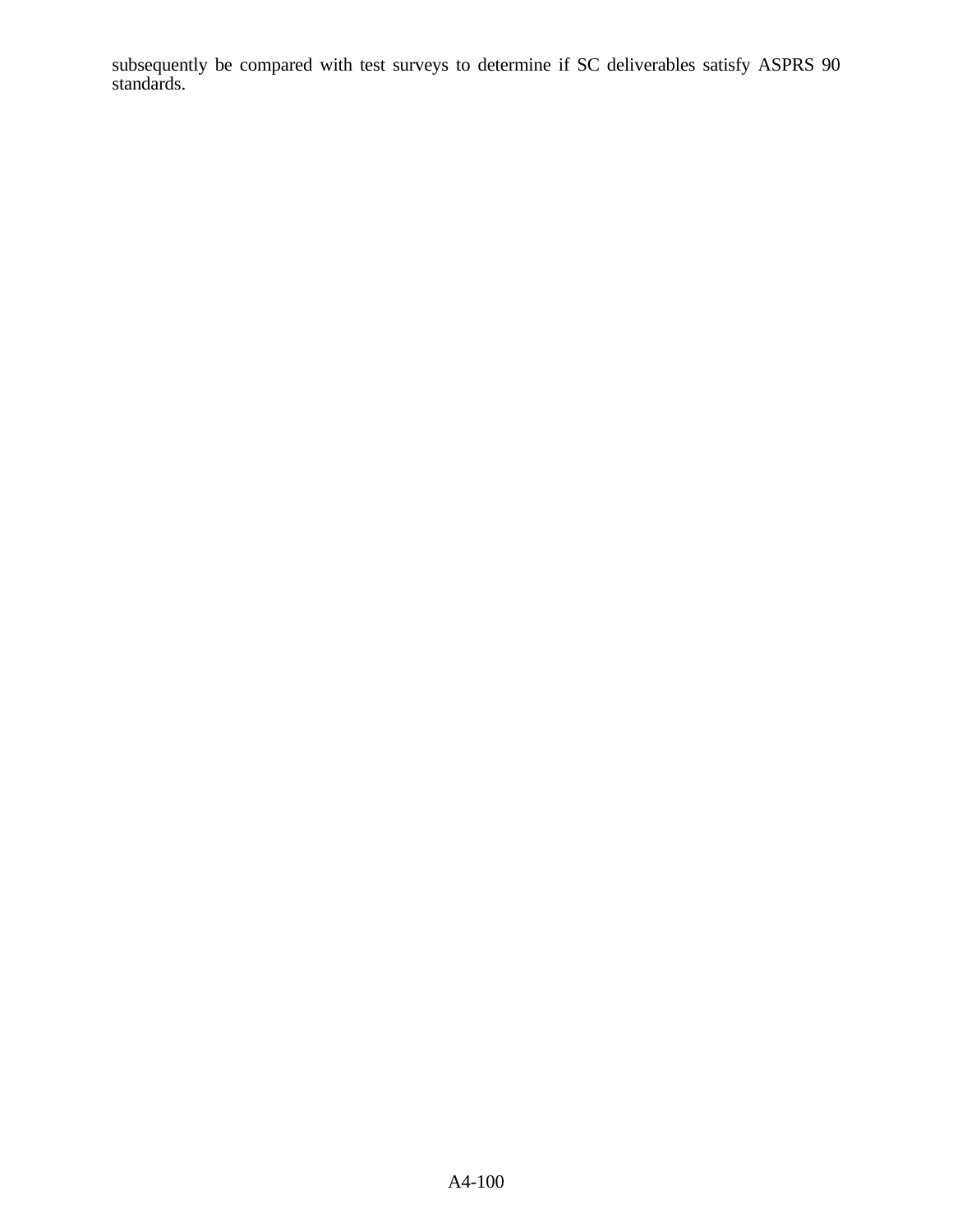subsequently be compared with test surveys to determine if SC deliverables satisfy ASPRS 90 standards.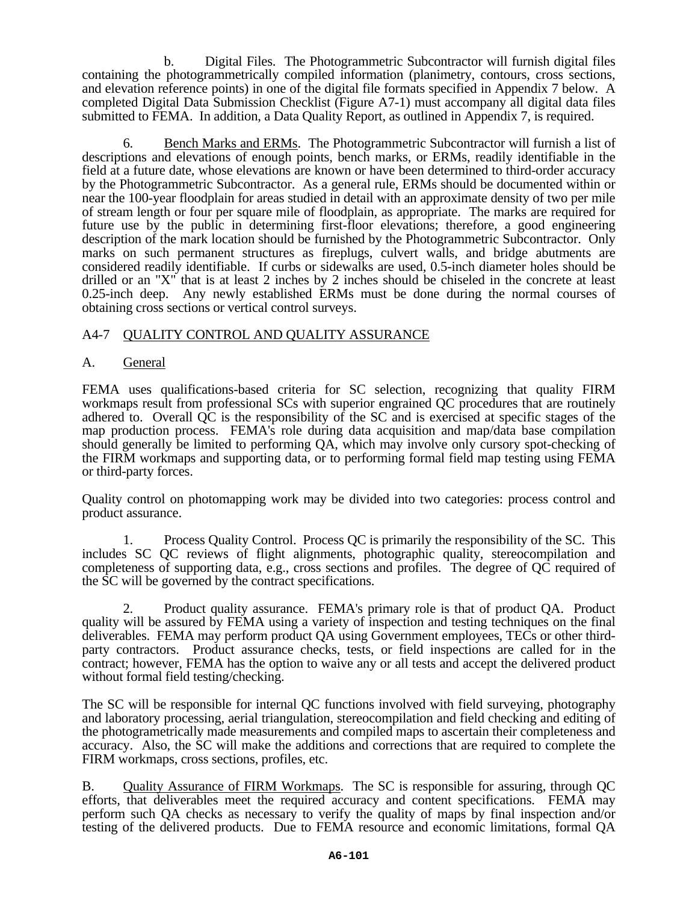b. Digital Files. The Photogrammetric Subcontractor will furnish digital files containing the photogrammetrically compiled information (planimetry, contours, cross sections, and elevation reference points) in one of the digital file formats specified in Appendix 7 below. A completed Digital Data Submission Checklist (Figure A7-1) must accompany all digital data files submitted to FEMA. In addition, a Data Quality Report, as outlined in Appendix 7, is required.

6. Bench Marks and ERMs. The Photogrammetric Subcontractor will furnish a list of descriptions and elevations of enough points, bench marks, or ERMs, readily identifiable in the field at a future date, whose elevations are known or have been determined to third-order accuracy by the Photogrammetric Subcontractor. As a general rule, ERMs should be documented within or near the 100-year floodplain for areas studied in detail with an approximate density of two per mile of stream length or four per square mile of floodplain, as appropriate. The marks are required for future use by the public in determining first-floor elevations; therefore, a good engineering description of the mark location should be furnished by the Photogrammetric Subcontractor. Only marks on such permanent structures as fireplugs, culvert walls, and bridge abutments are considered readily identifiable. If curbs or sidewalks are used, 0.5-inch diameter holes should be drilled or an "X" that is at least 2 inches by 2 inches should be chiseled in the concrete at least 0.25-inch deep. Any newly established ERMs must be done during the normal courses of obtaining cross sections or vertical control surveys.

## A4-7 QUALITY CONTROL AND QUALITY ASSURANCE

### A. General

FEMA uses qualifications-based criteria for SC selection, recognizing that quality FIRM workmaps result from professional SCs with superior engrained QC procedures that are routinely adhered to. Overall QC is the responsibility of the SC and is exercised at specific stages of the map production process. FEMA's role during data acquisition and map/data base compilation should generally be limited to performing QA, which may involve only cursory spot-checking of the FIRM workmaps and supporting data, or to performing formal field map testing using FEMA or third-party forces.

Quality control on photomapping work may be divided into two categories: process control and product assurance.

1. Process Quality Control. Process QC is primarily the responsibility of the SC. This includes SC QC reviews of flight alignments, photographic quality, stereocompilation and completeness of supporting data, e.g., cross sections and profiles. The degree of QC required of the SC will be governed by the contract specifications.

2. Product quality assurance. FEMA's primary role is that of product QA. Product quality will be assured by FEMA using a variety of inspection and testing techniques on the final deliverables. FEMA may perform product QA using Government employees, TECs or other third-party contractors. Product assurance checks, tests, or field inspections are called for in the contract; however, FEMA has the option to waive any or all tests and accept the delivered product without formal field testing/checking.

The SC will be responsible for internal QC functions involved with field surveying, photography and laboratory processing, aerial triangulation, stereocompilation and field checking and editing of the photogrametrically made measurements and compiled maps to ascertain their completeness and accuracy. Also, the SC will make the additions and corrections that are required to complete the FIRM workmaps, cross sections, profiles, etc.

B. Quality Assurance of FIRM Workmaps. The SC is responsible for assuring, through QC efforts, that deliverables meet the required accuracy and content specifications. FEMA may perform such QA checks as necessary to verify the quality of maps by final inspection and/or testing of the delivered products. Due to FEMA resource and economic limitations, formal QA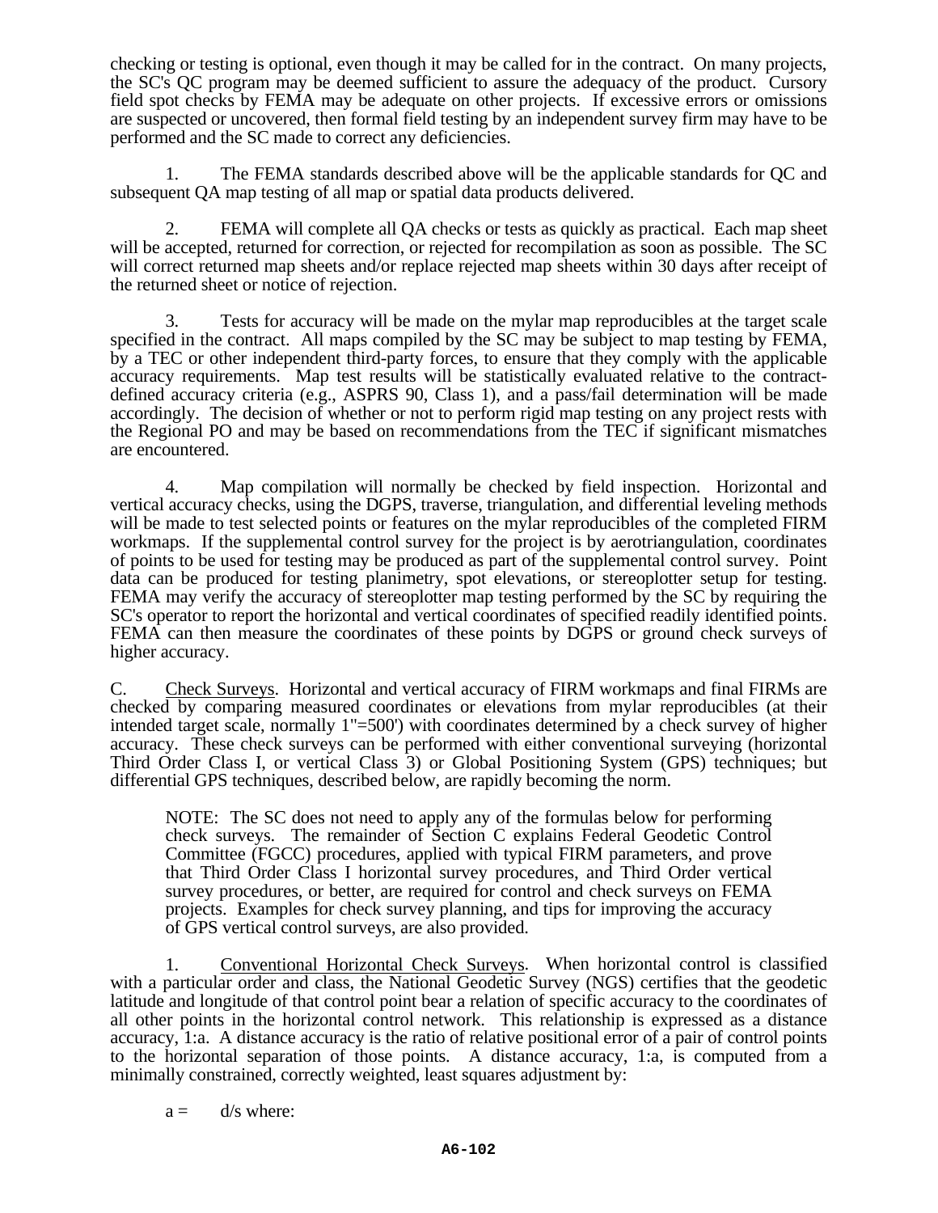checking or testing is optional, even though it may be called for in the contract. On many projects, the SC's QC program may be deemed sufficient to assure the adequacy of the product. Cursory field spot checks by FEMA may be adequate on other projects. If excessive errors or omissions are suspected or uncovered, then formal field testing by an independent survey firm may have to be performed and the SC made to correct any deficiencies.

1. The FEMA standards described above will be the applicable standards for QC and subsequent QA map testing of all map or spatial data products delivered.

2. FEMA will complete all QA checks or tests as quickly as practical. Each map sheet will be accepted, returned for correction, or rejected for recompilation as soon as possible. The SC will correct returned map sheets and/or replace rejected map sheets within 30 days after receipt of the returned sheet or notice of rejection.

3. Tests for accuracy will be made on the mylar map reproducibles at the target scale specified in the contract. All maps compiled by the SC may be subject to map testing by FEMA, by a TEC or other independent third-party forces, to ensure that they comply with the applicable accuracy requirements. Map test results will be statistically evaluated relative to the contract-defined accuracy criteria (e.g., ASPRS 90, Class 1), and a pass/fail determination will be made accordingly. The decision of whether or not to perform rigid map testing on any project rests with the Regional PO and may be based on recommendations from the TEC if significant mismatches are encountered.

4. Map compilation will normally be checked by field inspection. Horizontal and vertical accuracy checks, using the DGPS, traverse, triangulation, and differential leveling methods will be made to test selected points or features on the mylar reproducibles of the completed FIRM workmaps. If the supplemental control survey for the project is by aerotriangulation, coordinates of points to be used for testing may be produced as part of the supplemental control survey. Point data can be produced for testing planimetry, spot elevations, or stereoplotter setup for testing. FEMA may verify the accuracy of stereoplotter map testing performed by the SC by requiring the SC's operator to report the horizontal and vertical coordinates of specified readily identified points. FEMA can then measure the coordinates of these points by DGPS or ground check surveys of higher accuracy.

C. <u>Check Surveys</u>. Horizontal and vertical accuracy of FIRM workmaps and final FIRMs are checked by comparing measured coordinates or elevations from mylar reproducibles (at their intended target scale, normally 1"=500') with coordinates determined by a check survey of higher accuracy. These check surveys can be performed with either conventional surveying (horizontal Third Order Class I, or vertical Class 3) or Global Positioning System (GPS) techniques; but differential GPS techniques, described below, are rapidly becoming the norm.

> NOTE: The SC does not need to apply any of the formulas below for performing check surveys. The remainder of Section C explains Federal Geodetic Control Committee (FGCC) procedures, applied with typical FIRM parameters, and prove that Third Order Class I horizontal survey procedures, and Third Order vertical survey procedures, or better, are required for control and check surveys on FEMA projects. Examples for check survey planning, and tips for improving the accuracy of GPS vertical control surveys, are also provided.

1. <u>Conventional Horizontal Check Surveys</u>. When horizontal control is classified with a particular order and class, the National Geodetic Survey (NGS) certifies that the geodetic latitude and longitude of that control point bear a relation of specific accuracy to the coordinates of all other points in the horizontal control network. This relationship is expressed as a distance accuracy, 1:a. A distance accuracy is the ratio of relative positional error of a pair of control points to the horizontal separation of those points. A distance accuracy, 1:a, is computed from a minimally constrained, correctly weighted, least squares adjustment by:

$a = d/s$ where: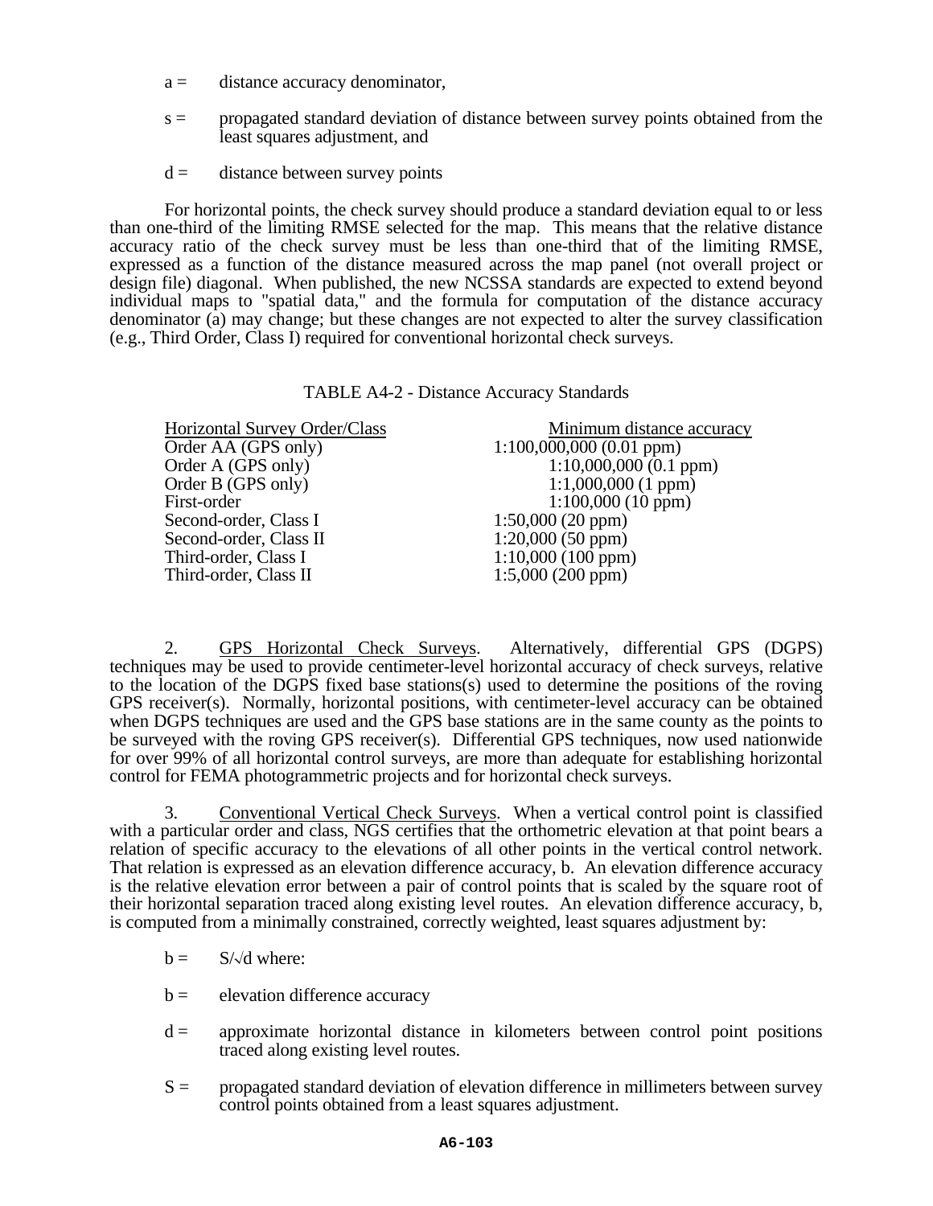a = distance accuracy denominator,

s = propagated standard deviation of distance between survey points obtained from the least squares adjustment, and

d = distance between survey points

For horizontal points, the check survey should produce a standard deviation equal to or less than one-third of the limiting RMSE selected for the map. This means that the relative distance accuracy ratio of the check survey must be less than one-third that of the limiting RMSE, expressed as a function of the distance measured across the map panel (not overall project or design file) diagonal. When published, the new NCSSA standards are expected to extend beyond individual maps to "spatial data," and the formula for computation of the distance accuracy denominator (a) may change; but these changes are not expected to alter the survey classification (e.g., Third Order, Class I) required for conventional horizontal check surveys.

TABLE A4-2 - Distance Accuracy Standards

| Horizontal Survey Order/Class | Minimum distance accuracy |
|---|---|
| Order AA (GPS only) | 1:100,000,000 (0.01 ppm) |
| Order A (GPS only) | 1:10,000,000 (0.1 ppm) |
| Order B (GPS only) | 1:1,000,000 (1 ppm) |
| First-order | 1:100,000 (10 ppm) |
| Second-order, Class I | 1:50,000 (20 ppm) |
| Second-order, Class II | 1:20,000 (50 ppm) |
| Third-order, Class I | 1:10,000 (100 ppm) |
| Third-order, Class II | 1:5,000 (200 ppm) |

2. GPS Horizontal Check Surveys. Alternatively, differential GPS (DGPS) techniques may be used to provide centimeter-level horizontal accuracy of check surveys, relative to the location of the DGPS fixed base stations(s) used to determine the positions of the roving GPS receiver(s). Normally, horizontal positions, with centimeter-level accuracy can be obtained when DGPS techniques are used and the GPS base stations are in the same county as the points to be surveyed with the roving GPS receiver(s). Differential GPS techniques, now used nationwide for over 99% of all horizontal control surveys, are more than adequate for establishing horizontal control for FEMA photogrammetric projects and for horizontal check surveys.

3. Conventional Vertical Check Surveys. When a vertical control point is classified with a particular order and class, NGS certifies that the orthometric elevation at that point bears a relation of specific accuracy to the elevations of all other points in the vertical control network. That relation is expressed as an elevation difference accuracy, b. An elevation difference accuracy is the relative elevation error between a pair of control points that is scaled by the square root of their horizontal separation traced along existing level routes. An elevation difference accuracy, b, is computed from a minimally constrained, correctly weighted, least squares adjustment by:

$b = S/\sqrt{d}$ where:

b = elevation difference accuracy

d = approximate horizontal distance in kilometers between control point positions traced along existing level routes.

S = propagated standard deviation of elevation difference in millimeters between survey control points obtained from a least squares adjustment.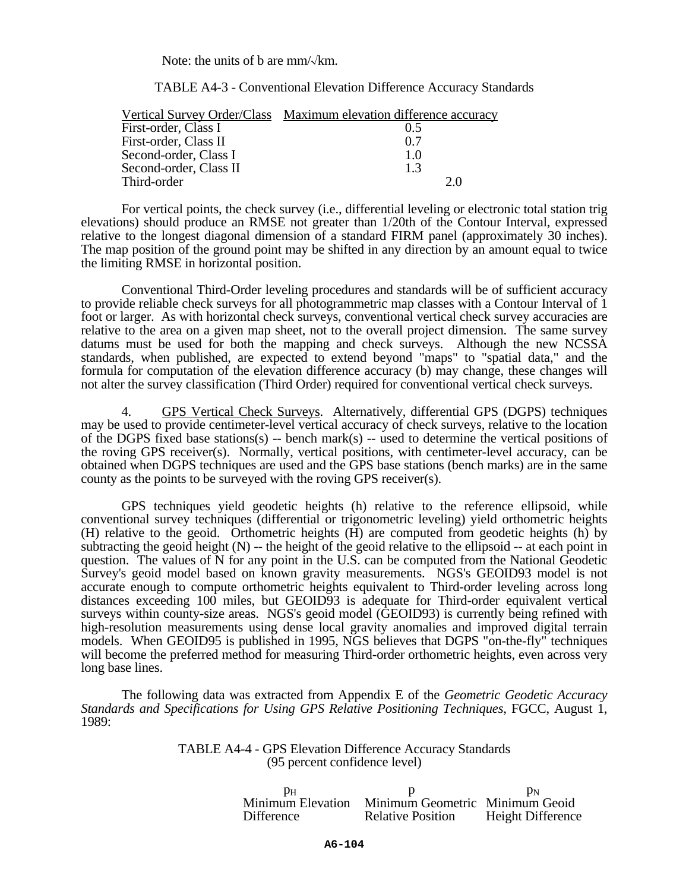Note: the units of b are mm/√km.

TABLE A4-3 - Conventional Elevation Difference Accuracy Standards

| Vertical Survey Order/Class | Maximum elevation difference accuracy |
|---|---|
| First-order, Class I | 0.5 |
| First-order, Class II | 0.7 |
| Second-order, Class I | 1.0 |
| Second-order, Class II | 1.3 |
| Third-order | 2.0 |

For vertical points, the check survey (i.e., differential leveling or electronic total station trig elevations) should produce an RMSE not greater than 1/20th of the Contour Interval, expressed relative to the longest diagonal dimension of a standard FIRM panel (approximately 30 inches). The map position of the ground point may be shifted in any direction by an amount equal to twice the limiting RMSE in horizontal position.

Conventional Third-Order leveling procedures and standards will be of sufficient accuracy to provide reliable check surveys for all photogrammetric map classes with a Contour Interval of 1 foot or larger. As with horizontal check surveys, conventional vertical check survey accuracies are relative to the area on a given map sheet, not to the overall project dimension. The same survey datums must be used for both the mapping and check surveys. Although the new NCSSA standards, when published, are expected to extend beyond "maps" to "spatial data," and the formula for computation of the elevation difference accuracy (b) may change, these changes will not alter the survey classification (Third Order) required for conventional vertical check surveys.

4. GPS Vertical Check Surveys. Alternatively, differential GPS (DGPS) techniques may be used to provide centimeter-level vertical accuracy of check surveys, relative to the location of the DGPS fixed base stations(s) -- bench mark(s) -- used to determine the vertical positions of the roving GPS receiver(s). Normally, vertical positions, with centimeter-level accuracy, can be obtained when DGPS techniques are used and the GPS base stations (bench marks) are in the same county as the points to be surveyed with the roving GPS receiver(s).

GPS techniques yield geodetic heights (h) relative to the reference ellipsoid, while conventional survey techniques (differential or trigonometric leveling) yield orthometric heights (H) relative to the geoid. Orthometric heights (H) are computed from geodetic heights (h) by subtracting the geoid height (N) -- the height of the geoid relative to the ellipsoid -- at each point in question. The values of N for any point in the U.S. can be computed from the National Geodetic Survey's geoid model based on known gravity measurements. NGS's GEOID93 model is not accurate enough to compute orthometric heights equivalent to Third-order leveling across long distances exceeding 100 miles, but GEOID93 is adequate for Third-order equivalent vertical surveys within county-size areas. NGS's geoid model (GEOID93) is currently being refined with high-resolution measurements using dense local gravity anomalies and improved digital terrain models. When GEOID95 is published in 1995, NGS believes that DGPS "on-the-fly" techniques will become the preferred method for measuring Third-order orthometric heights, even across very long base lines.

The following data was extracted from Appendix E of the *Geometric Geodetic Accuracy Standards and Specifications for Using GPS Relative Positioning Techniques*, FGCC, August 1, 1989:

TABLE A4-4 - GPS Elevation Difference Accuracy Standards
(95 percent confidence level)

| $p_H$ Minimum Elevation Difference | $p$ Minimum Geometric Relative Position | $p_N$ Minimum Geoid Height Difference |
|---|---|---|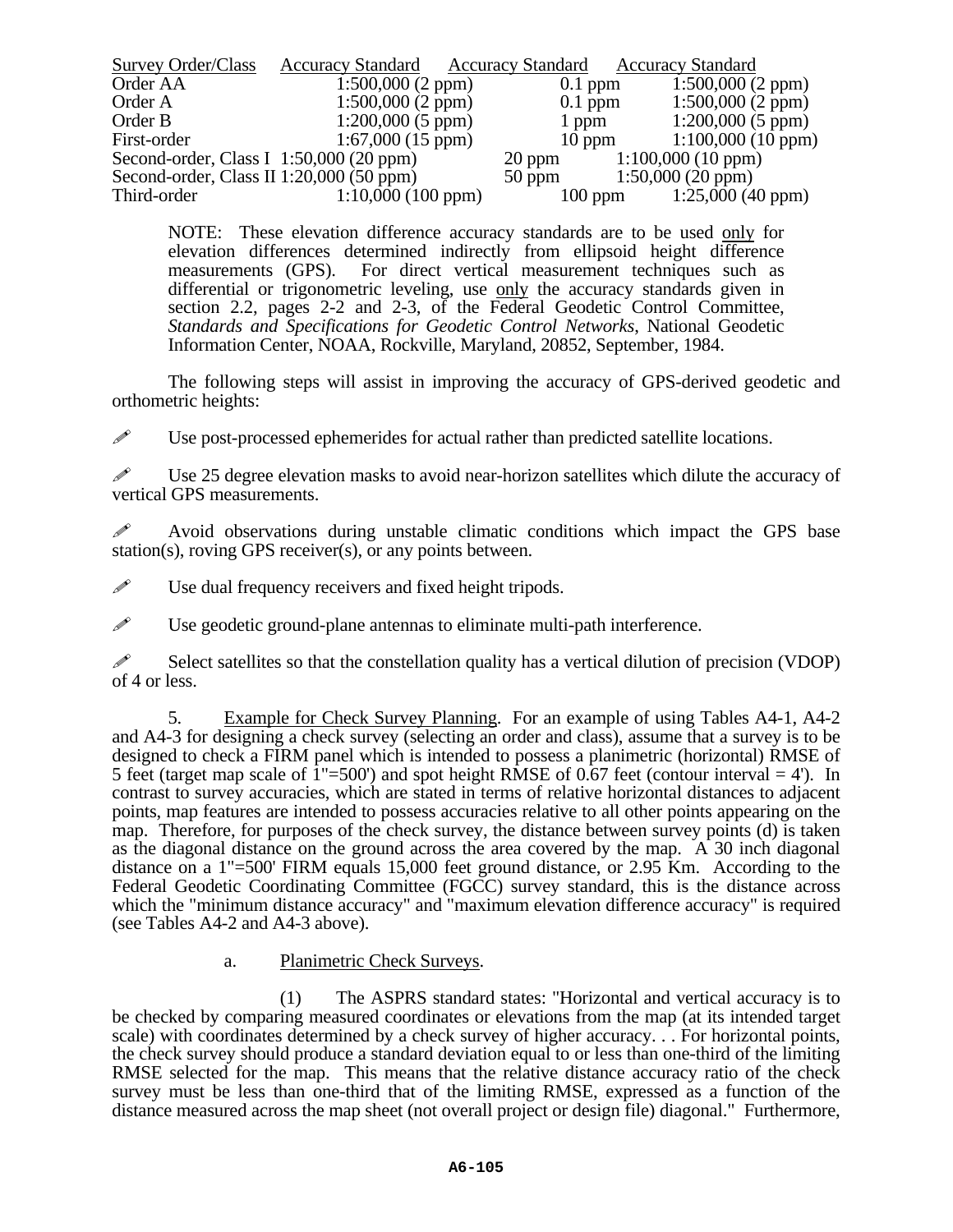| Survey Order/Class | Accuracy Standard | Accuracy Standard | Accuracy Standard |
|---|---|---|---|
| Order AA | 1:500,000 (2 ppm) | 0.1 ppm | 1:500,000 (2 ppm) |
| Order A | 1:500,000 (2 ppm) | 0.1 ppm | 1:500,000 (2 ppm) |
| Order B | 1:200,000 (5 ppm) | 1 ppm | 1:200,000 (5 ppm) |
| First-order | 1:67,000 (15 ppm) | 10 ppm | 1:100,000 (10 ppm) |
| Second-order, Class I | 1:50,000 (20 ppm) | 20 ppm | 1:100,000 (10 ppm) |
| Second-order, Class II | 1:20,000 (50 ppm) | 50 ppm | 1:50,000 (20 ppm) |
| Third-order | 1:10,000 (100 ppm) | 100 ppm | 1:25,000 (40 ppm) |

NOTE: These elevation difference accuracy standards are to be used only for elevation differences determined indirectly from ellipsoid height difference measurements (GPS). For direct vertical measurement techniques such as differential or trigonometric leveling, use only the accuracy standards given in section 2.2, pages 2-2 and 2-3, of the Federal Geodetic Control Committee, *Standards and Specifications for Geodetic Control Networks*, National Geodetic Information Center, NOAA, Rockville, Maryland, 20852, September, 1984.

The following steps will assist in improving the accuracy of GPS-derived geodetic and orthometric heights:

- Use post-processed ephemerides for actual rather than predicted satellite locations.
- Use 25 degree elevation masks to avoid near-horizon satellites which dilute the accuracy of vertical GPS measurements.
- Avoid observations during unstable climatic conditions which impact the GPS base station(s), roving GPS receiver(s), or any points between.
- Use dual frequency receivers and fixed height tripods.
- Use geodetic ground-plane antennas to eliminate multi-path interference.
- Select satellites so that the constellation quality has a vertical dilution of precision (VDOP) of 4 or less.

5. Example for Check Survey Planning. For an example of using Tables A4-1, A4-2 and A4-3 for designing a check survey (selecting an order and class), assume that a survey is to be designed to check a FIRM panel which is intended to possess a planimetric (horizontal) RMSE of 5 feet (target map scale of 1"=500') and spot height RMSE of 0.67 feet (contour interval = 4'). In contrast to survey accuracies, which are stated in terms of relative horizontal distances to adjacent points, map features are intended to possess accuracies relative to all other points appearing on the map. Therefore, for purposes of the check survey, the distance between survey points (d) is taken as the diagonal distance on the ground across the area covered by the map. A 30 inch diagonal distance on a 1"=500' FIRM equals 15,000 feet ground distance, or 2.95 Km. According to the Federal Geodetic Coordinating Committee (FGCC) survey standard, this is the distance across which the "minimum distance accuracy" and "maximum elevation difference accuracy" is required (see Tables A4-2 and A4-3 above).

a. Planimetric Check Surveys.

(1) The ASPRS standard states: "Horizontal and vertical accuracy is to be checked by comparing measured coordinates or elevations from the map (at its intended target scale) with coordinates determined by a check survey of higher accuracy. . . For horizontal points, the check survey should produce a standard deviation equal to or less than one-third of the limiting RMSE selected for the map. This means that the relative distance accuracy ratio of the check survey must be less than one-third that of the limiting RMSE, expressed as a function of the distance measured across the map sheet (not overall project or design file) diagonal." Furthermore,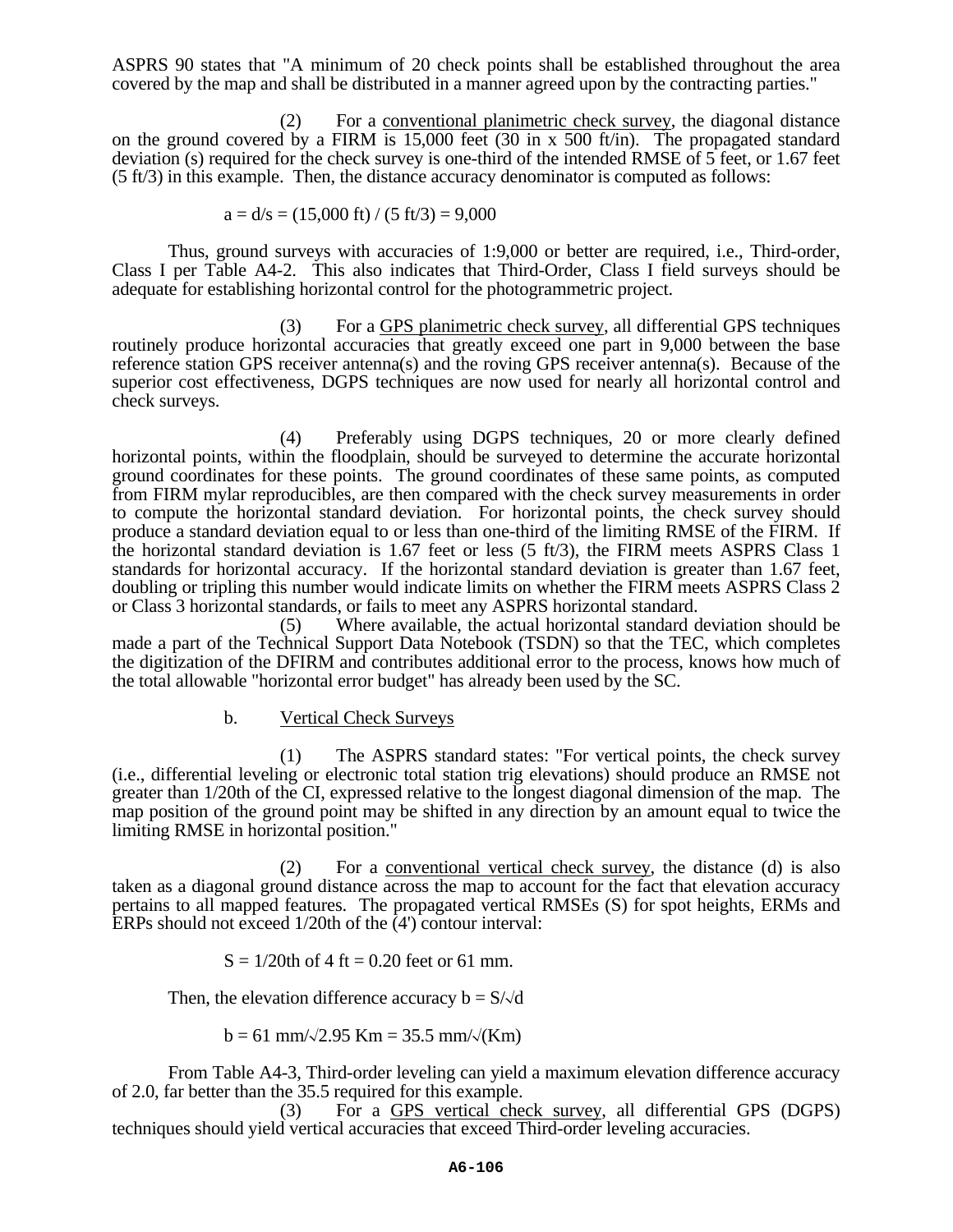ASPRS 90 states that "A minimum of 20 check points shall be established throughout the area covered by the map and shall be distributed in a manner agreed upon by the contracting parties."

(2) For a conventional planimetric check survey, the diagonal distance on the ground covered by a FIRM is 15,000 feet (30 in x 500 ft/in). The propagated standard deviation (s) required for the check survey is one-third of the intended RMSE of 5 feet, or 1.67 feet (5 ft/3) in this example. Then, the distance accuracy denominator is computed as follows:

$$a = d/s = (15{,}000 \text{ ft}) / (5 \text{ ft}/3) = 9{,}000$$

Thus, ground surveys with accuracies of 1:9,000 or better are required, i.e., Third-order, Class I per Table A4-2. This also indicates that Third-Order, Class I field surveys should be adequate for establishing horizontal control for the photogrammetric project.

(3) For a GPS planimetric check survey, all differential GPS techniques routinely produce horizontal accuracies that greatly exceed one part in 9,000 between the base reference station GPS receiver antenna(s) and the roving GPS receiver antenna(s). Because of the superior cost effectiveness, DGPS techniques are now used for nearly all horizontal control and check surveys.

(4) Preferably using DGPS techniques, 20 or more clearly defined horizontal points, within the floodplain, should be surveyed to determine the accurate horizontal ground coordinates for these points. The ground coordinates of these same points, as computed from FIRM mylar reproducibles, are then compared with the check survey measurements in order to compute the horizontal standard deviation. For horizontal points, the check survey should produce a standard deviation equal to or less than one-third of the limiting RMSE of the FIRM. If the horizontal standard deviation is 1.67 feet or less (5 ft/3), the FIRM meets ASPRS Class 1 standards for horizontal accuracy. If the horizontal standard deviation is greater than 1.67 feet, doubling or tripling this number would indicate limits on whether the FIRM meets ASPRS Class 2 or Class 3 horizontal standards, or fails to meet any ASPRS horizontal standard.

(5) Where available, the actual horizontal standard deviation should be made a part of the Technical Support Data Notebook (TSDN) so that the TEC, which completes the digitization of the DFIRM and contributes additional error to the process, knows how much of the total allowable "horizontal error budget" has already been used by the SC.

b. Vertical Check Surveys

(1) The ASPRS standard states: "For vertical points, the check survey (i.e., differential leveling or electronic total station trig elevations) should produce an RMSE not greater than 1/20th of the CI, expressed relative to the longest diagonal dimension of the map. The map position of the ground point may be shifted in any direction by an amount equal to twice the limiting RMSE in horizontal position."

(2) For a conventional vertical check survey, the distance (d) is also taken as a diagonal ground distance across the map to account for the fact that elevation accuracy pertains to all mapped features. The propagated vertical RMSEs (S) for spot heights, ERMs and ERPs should not exceed 1/20th of the (4') contour interval:

$$S = 1/20\text{th of } 4 \text{ ft} = 0.20 \text{ feet or } 61 \text{ mm.}$$

Then, the elevation difference accuracy $b = S/\sqrt{d}$

$$b = 61 \text{ mm}/\sqrt{2.95} \text{ Km} = 35.5 \text{ mm}/\sqrt{(\text{Km})}$$

From Table A4-3, Third-order leveling can yield a maximum elevation difference accuracy of 2.0, far better than the 35.5 required for this example.

(3) For a GPS vertical check survey, all differential GPS (DGPS) techniques should yield vertical accuracies that exceed Third-order leveling accuracies.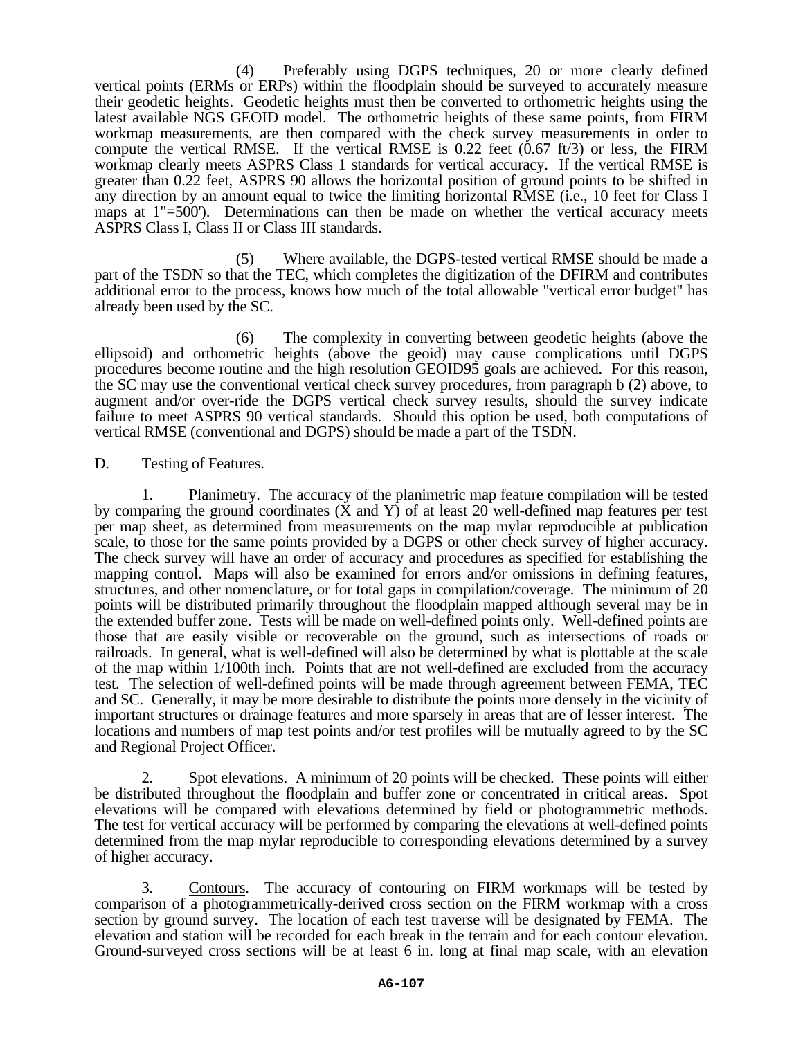(4) Preferably using DGPS techniques, 20 or more clearly defined vertical points (ERMs or ERPs) within the floodplain should be surveyed to accurately measure their geodetic heights. Geodetic heights must then be converted to orthometric heights using the latest available NGS GEOID model. The orthometric heights of these same points, from FIRM workmap measurements, are then compared with the check survey measurements in order to compute the vertical RMSE. If the vertical RMSE is 0.22 feet (0.67 ft/3) or less, the FIRM workmap clearly meets ASPRS Class 1 standards for vertical accuracy. If the vertical RMSE is greater than 0.22 feet, ASPRS 90 allows the horizontal position of ground points to be shifted in any direction by an amount equal to twice the limiting horizontal RMSE (i.e., 10 feet for Class I maps at 1"=500'). Determinations can then be made on whether the vertical accuracy meets ASPRS Class I, Class II or Class III standards.

(5) Where available, the DGPS-tested vertical RMSE should be made a part of the TSDN so that the TEC, which completes the digitization of the DFIRM and contributes additional error to the process, knows how much of the total allowable "vertical error budget" has already been used by the SC.

(6) The complexity in converting between geodetic heights (above the ellipsoid) and orthometric heights (above the geoid) may cause complications until DGPS procedures become routine and the high resolution GEOID95 goals are achieved. For this reason, the SC may use the conventional vertical check survey procedures, from paragraph b (2) above, to augment and/or over-ride the DGPS vertical check survey results, should the survey indicate failure to meet ASPRS 90 vertical standards. Should this option be used, both computations of vertical RMSE (conventional and DGPS) should be made a part of the TSDN.

D. Testing of Features.

1. Planimetry. The accuracy of the planimetric map feature compilation will be tested by comparing the ground coordinates (X and Y) of at least 20 well-defined map features per test per map sheet, as determined from measurements on the map mylar reproducible at publication scale, to those for the same points provided by a DGPS or other check survey of higher accuracy. The check survey will have an order of accuracy and procedures as specified for establishing the mapping control. Maps will also be examined for errors and/or omissions in defining features, structures, and other nomenclature, or for total gaps in compilation/coverage. The minimum of 20 points will be distributed primarily throughout the floodplain mapped although several may be in the extended buffer zone. Tests will be made on well-defined points only. Well-defined points are those that are easily visible or recoverable on the ground, such as intersections of roads or railroads. In general, what is well-defined will also be determined by what is plottable at the scale of the map within 1/100th inch. Points that are not well-defined are excluded from the accuracy test. The selection of well-defined points will be made through agreement between FEMA, TEC and SC. Generally, it may be more desirable to distribute the points more densely in the vicinity of important structures or drainage features and more sparsely in areas that are of lesser interest. The locations and numbers of map test points and/or test profiles will be mutually agreed to by the SC and Regional Project Officer.

2. Spot elevations. A minimum of 20 points will be checked. These points will either be distributed throughout the floodplain and buffer zone or concentrated in critical areas. Spot elevations will be compared with elevations determined by field or photogrammetric methods. The test for vertical accuracy will be performed by comparing the elevations at well-defined points determined from the map mylar reproducible to corresponding elevations determined by a survey of higher accuracy.

3. Contours. The accuracy of contouring on FIRM workmaps will be tested by comparison of a photogrammetrically-derived cross section on the FIRM workmap with a cross section by ground survey. The location of each test traverse will be designated by FEMA. The elevation and station will be recorded for each break in the terrain and for each contour elevation. Ground-surveyed cross sections will be at least 6 in. long at final map scale, with an elevation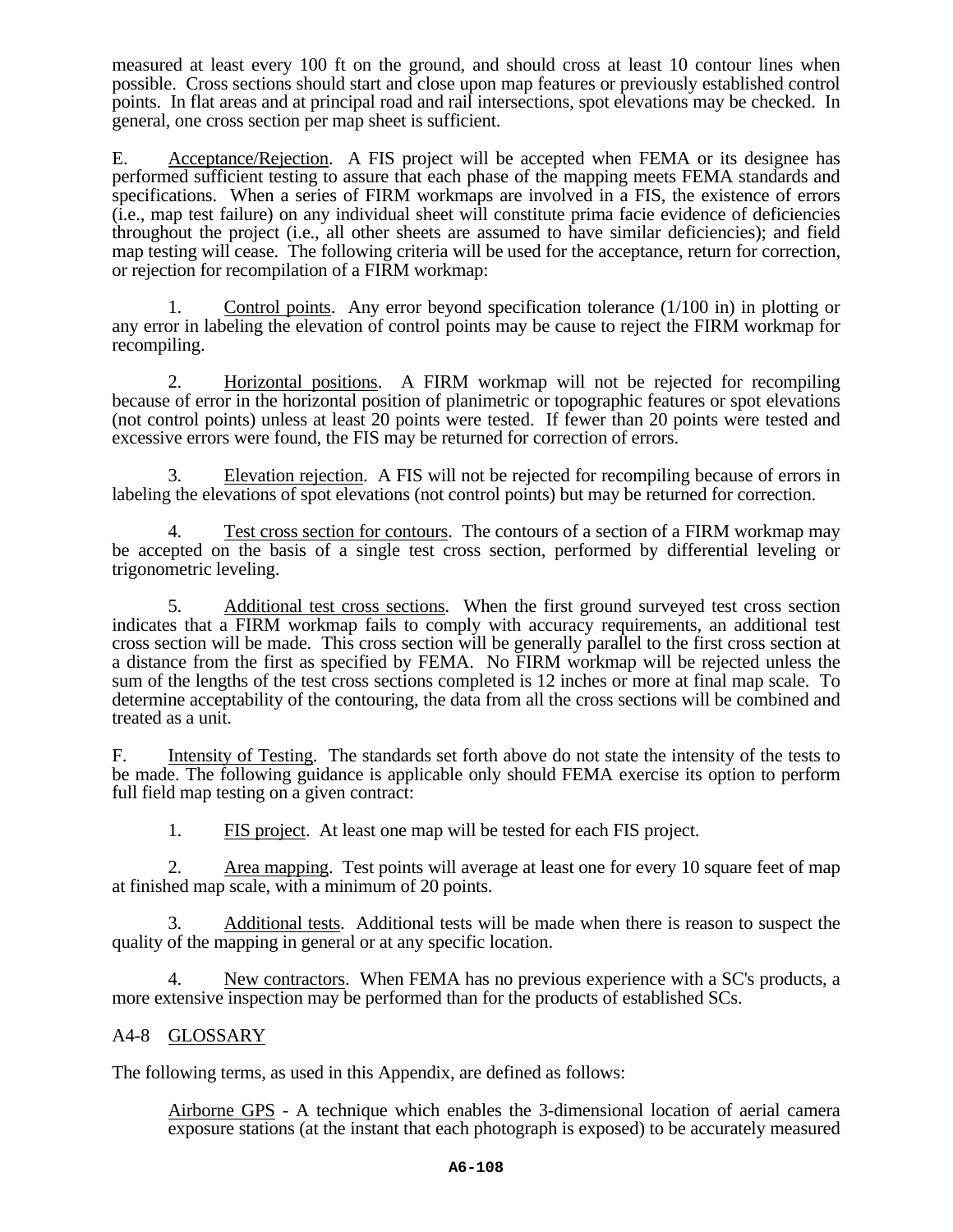measured at least every 100 ft on the ground, and should cross at least 10 contour lines when possible. Cross sections should start and close upon map features or previously established control points. In flat areas and at principal road and rail intersections, spot elevations may be checked. In general, one cross section per map sheet is sufficient.

E. Acceptance/Rejection. A FIS project will be accepted when FEMA or its designee has performed sufficient testing to assure that each phase of the mapping meets FEMA standards and specifications. When a series of FIRM workmaps are involved in a FIS, the existence of errors (i.e., map test failure) on any individual sheet will constitute prima facie evidence of deficiencies throughout the project (i.e., all other sheets are assumed to have similar deficiencies); and field map testing will cease. The following criteria will be used for the acceptance, return for correction, or rejection for recompilation of a FIRM workmap:

1. Control points. Any error beyond specification tolerance (1/100 in) in plotting or any error in labeling the elevation of control points may be cause to reject the FIRM workmap for recompiling.

2. Horizontal positions. A FIRM workmap will not be rejected for recompiling because of error in the horizontal position of planimetric or topographic features or spot elevations (not control points) unless at least 20 points were tested. If fewer than 20 points were tested and excessive errors were found, the FIS may be returned for correction of errors.

3. Elevation rejection. A FIS will not be rejected for recompiling because of errors in labeling the elevations of spot elevations (not control points) but may be returned for correction.

4. Test cross section for contours. The contours of a section of a FIRM workmap may be accepted on the basis of a single test cross section, performed by differential leveling or trigonometric leveling.

5. Additional test cross sections. When the first ground surveyed test cross section indicates that a FIRM workmap fails to comply with accuracy requirements, an additional test cross section will be made. This cross section will be generally parallel to the first cross section at a distance from the first as specified by FEMA. No FIRM workmap will be rejected unless the sum of the lengths of the test cross sections completed is 12 inches or more at final map scale. To determine acceptability of the contouring, the data from all the cross sections will be combined and treated as a unit.

F. Intensity of Testing. The standards set forth above do not state the intensity of the tests to be made. The following guidance is applicable only should FEMA exercise its option to perform full field map testing on a given contract:

1. FIS project. At least one map will be tested for each FIS project.

2. Area mapping. Test points will average at least one for every 10 square feet of map at finished map scale, with a minimum of 20 points.

3. Additional tests. Additional tests will be made when there is reason to suspect the quality of the mapping in general or at any specific location.

4. New contractors. When FEMA has no previous experience with a SC's products, a more extensive inspection may be performed than for the products of established SCs.

## A4-8 GLOSSARY

The following terms, as used in this Appendix, are defined as follows:

Airborne GPS - A technique which enables the 3-dimensional location of aerial camera exposure stations (at the instant that each photograph is exposed) to be accurately measured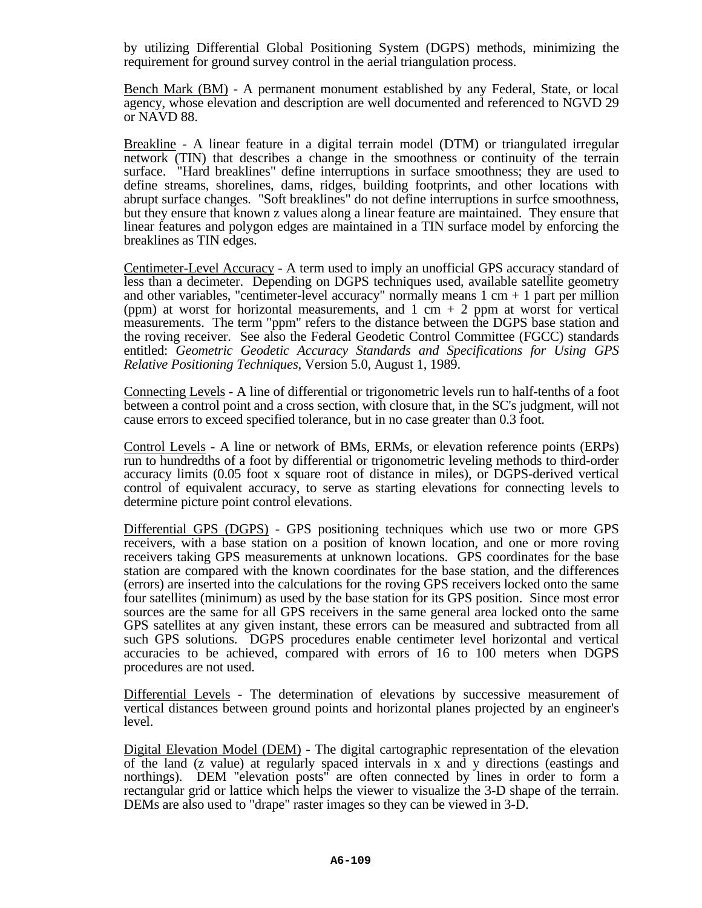by utilizing Differential Global Positioning System (DGPS) methods, minimizing the requirement for ground survey control in the aerial triangulation process.

Bench Mark (BM) - A permanent monument established by any Federal, State, or local agency, whose elevation and description are well documented and referenced to NGVD 29 or NAVD 88.

Breakline - A linear feature in a digital terrain model (DTM) or triangulated irregular network (TIN) that describes a change in the smoothness or continuity of the terrain surface. "Hard breaklines" define interruptions in surface smoothness; they are used to define streams, shorelines, dams, ridges, building footprints, and other locations with abrupt surface changes. "Soft breaklines" do not define interruptions in surfce smoothness, but they ensure that known z values along a linear feature are maintained. They ensure that linear features and polygon edges are maintained in a TIN surface model by enforcing the breaklines as TIN edges.

Centimeter-Level Accuracy - A term used to imply an unofficial GPS accuracy standard of less than a decimeter. Depending on DGPS techniques used, available satellite geometry and other variables, "centimeter-level accuracy" normally means 1 cm + 1 part per million (ppm) at worst for horizontal measurements, and 1 cm + 2 ppm at worst for vertical measurements. The term "ppm" refers to the distance between the DGPS base station and the roving receiver. See also the Federal Geodetic Control Committee (FGCC) standards entitled: *Geometric Geodetic Accuracy Standards and Specifications for Using GPS Relative Positioning Techniques*, Version 5.0, August 1, 1989.

Connecting Levels - A line of differential or trigonometric levels run to half-tenths of a foot between a control point and a cross section, with closure that, in the SC's judgment, will not cause errors to exceed specified tolerance, but in no case greater than 0.3 foot.

Control Levels - A line or network of BMs, ERMs, or elevation reference points (ERPs) run to hundredths of a foot by differential or trigonometric leveling methods to third-order accuracy limits (0.05 foot x square root of distance in miles), or DGPS-derived vertical control of equivalent accuracy, to serve as starting elevations for connecting levels to determine picture point control elevations.

Differential GPS (DGPS) - GPS positioning techniques which use two or more GPS receivers, with a base station on a position of known location, and one or more roving receivers taking GPS measurements at unknown locations. GPS coordinates for the base station are compared with the known coordinates for the base station, and the differences (errors) are inserted into the calculations for the roving GPS receivers locked onto the same four satellites (minimum) as used by the base station for its GPS position. Since most error sources are the same for all GPS receivers in the same general area locked onto the same GPS satellites at any given instant, these errors can be measured and subtracted from all such GPS solutions. DGPS procedures enable centimeter level horizontal and vertical accuracies to be achieved, compared with errors of 16 to 100 meters when DGPS procedures are not used.

Differential Levels - The determination of elevations by successive measurement of vertical distances between ground points and horizontal planes projected by an engineer's level.

Digital Elevation Model (DEM) - The digital cartographic representation of the elevation of the land (z value) at regularly spaced intervals in x and y directions (eastings and northings). DEM "elevation posts" are often connected by lines in order to form a rectangular grid or lattice which helps the viewer to visualize the 3-D shape of the terrain. DEMs are also used to "drape" raster images so they can be viewed in 3-D.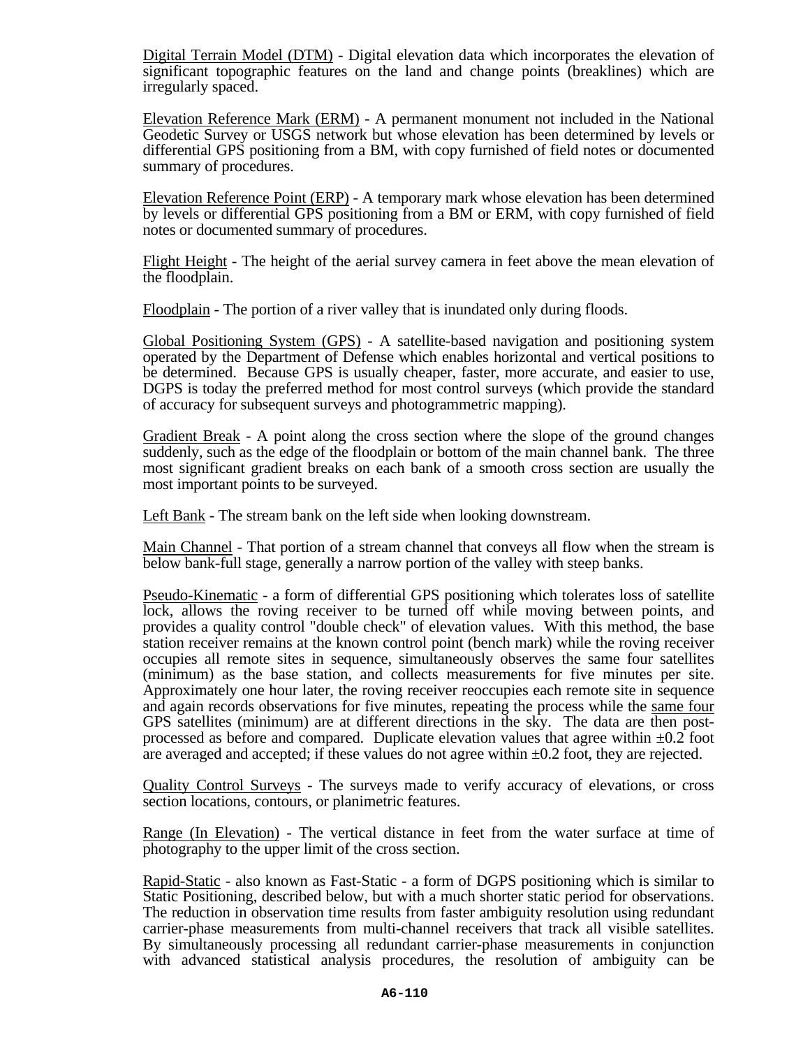<u>Digital Terrain Model (DTM)</u> - Digital elevation data which incorporates the elevation of significant topographic features on the land and change points (breaklines) which are irregularly spaced.

<u>Elevation Reference Mark (ERM)</u> - A permanent monument not included in the National Geodetic Survey or USGS network but whose elevation has been determined by levels or differential GPS positioning from a BM, with copy furnished of field notes or documented summary of procedures.

<u>Elevation Reference Point (ERP)</u> - A temporary mark whose elevation has been determined by levels or differential GPS positioning from a BM or ERM, with copy furnished of field notes or documented summary of procedures.

<u>Flight Height</u> - The height of the aerial survey camera in feet above the mean elevation of the floodplain.

<u>Floodplain</u> - The portion of a river valley that is inundated only during floods.

<u>Global Positioning System (GPS)</u> - A satellite-based navigation and positioning system operated by the Department of Defense which enables horizontal and vertical positions to be determined. Because GPS is usually cheaper, faster, more accurate, and easier to use, DGPS is today the preferred method for most control surveys (which provide the standard of accuracy for subsequent surveys and photogrammetric mapping).

<u>Gradient Break</u> - A point along the cross section where the slope of the ground changes suddenly, such as the edge of the floodplain or bottom of the main channel bank. The three most significant gradient breaks on each bank of a smooth cross section are usually the most important points to be surveyed.

<u>Left Bank</u> - The stream bank on the left side when looking downstream.

<u>Main Channel</u> - That portion of a stream channel that conveys all flow when the stream is below bank-full stage, generally a narrow portion of the valley with steep banks.

<u>Pseudo-Kinematic</u> - a form of differential GPS positioning which tolerates loss of satellite lock, allows the roving receiver to be turned off while moving between points, and provides a quality control "double check" of elevation values. With this method, the base station receiver remains at the known control point (bench mark) while the roving receiver occupies all remote sites in sequence, simultaneously observes the same four satellites (minimum) as the base station, and collects measurements for five minutes per site. Approximately one hour later, the roving receiver reoccupies each remote site in sequence and again records observations for five minutes, repeating the process while the <u>same four</u> GPS satellites (minimum) are at different directions in the sky. The data are then post-processed as before and compared. Duplicate elevation values that agree within ±0.2 foot are averaged and accepted; if these values do not agree within ±0.2 foot, they are rejected.

<u>Quality Control Surveys</u> - The surveys made to verify accuracy of elevations, or cross section locations, contours, or planimetric features.

<u>Range (In Elevation)</u> - The vertical distance in feet from the water surface at time of photography to the upper limit of the cross section.

<u>Rapid-Static</u> - also known as Fast-Static - a form of DGPS positioning which is similar to Static Positioning, described below, but with a much shorter static period for observations. The reduction in observation time results from faster ambiguity resolution using redundant carrier-phase measurements from multi-channel receivers that track all visible satellites. By simultaneously processing all redundant carrier-phase measurements in conjunction with advanced statistical analysis procedures, the resolution of ambiguity can be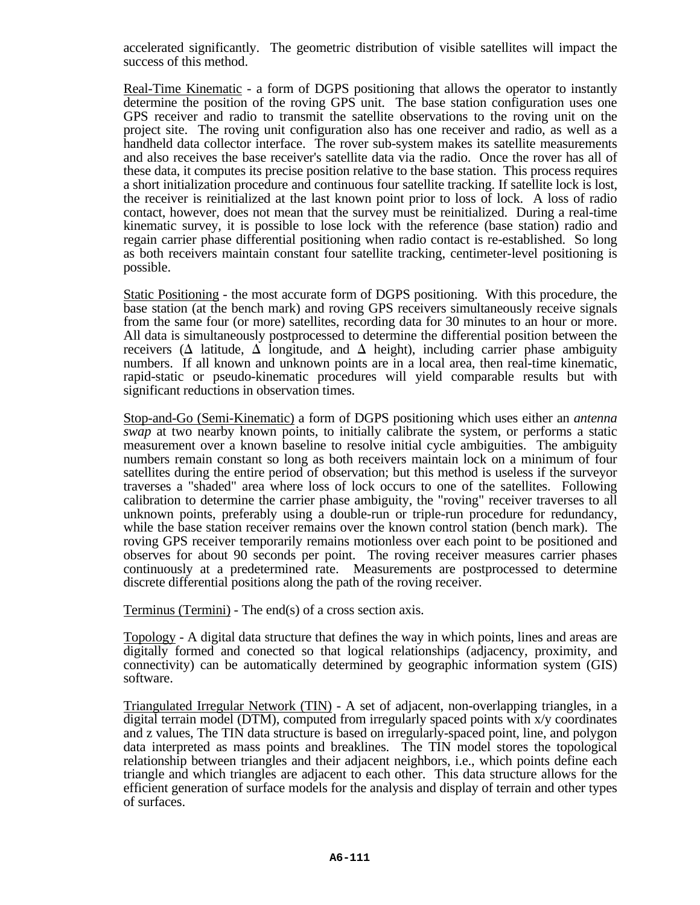accelerated significantly. The geometric distribution of visible satellites will impact the success of this method.

Real-Time Kinematic - a form of DGPS positioning that allows the operator to instantly determine the position of the roving GPS unit. The base station configuration uses one GPS receiver and radio to transmit the satellite observations to the roving unit on the project site. The roving unit configuration also has one receiver and radio, as well as a handheld data collector interface. The rover sub-system makes its satellite measurements and also receives the base receiver's satellite data via the radio. Once the rover has all of these data, it computes its precise position relative to the base station. This process requires a short initialization procedure and continuous four satellite tracking. If satellite lock is lost, the receiver is reinitialized at the last known point prior to loss of lock. A loss of radio contact, however, does not mean that the survey must be reinitialized. During a real-time kinematic survey, it is possible to lose lock with the reference (base station) radio and regain carrier phase differential positioning when radio contact is re-established. So long as both receivers maintain constant four satellite tracking, centimeter-level positioning is possible.

Static Positioning - the most accurate form of DGPS positioning. With this procedure, the base station (at the bench mark) and roving GPS receivers simultaneously receive signals from the same four (or more) satellites, recording data for 30 minutes to an hour or more. All data is simultaneously postprocessed to determine the differential position between the receivers ($\Delta$ latitude, $\Delta$ longitude, and $\Delta$ height), including carrier phase ambiguity numbers. If all known and unknown points are in a local area, then real-time kinematic, rapid-static or pseudo-kinematic procedures will yield comparable results but with significant reductions in observation times.

Stop-and-Go (Semi-Kinematic) a form of DGPS positioning which uses either an *antenna swap* at two nearby known points, to initially calibrate the system, or performs a static measurement over a known baseline to resolve initial cycle ambiguities. The ambiguity numbers remain constant so long as both receivers maintain lock on a minimum of four satellites during the entire period of observation; but this method is useless if the surveyor traverses a "shaded" area where loss of lock occurs to one of the satellites. Following calibration to determine the carrier phase ambiguity, the "roving" receiver traverses to all unknown points, preferably using a double-run or triple-run procedure for redundancy, while the base station receiver remains over the known control station (bench mark). The roving GPS receiver temporarily remains motionless over each point to be positioned and observes for about 90 seconds per point. The roving receiver measures carrier phases continuously at a predetermined rate. Measurements are postprocessed to determine discrete differential positions along the path of the roving receiver.

Terminus (Termini) - The end(s) of a cross section axis.

Topology - A digital data structure that defines the way in which points, lines and areas are digitally formed and conected so that logical relationships (adjacency, proximity, and connectivity) can be automatically determined by geographic information system (GIS) software.

Triangulated Irregular Network (TIN) - A set of adjacent, non-overlapping triangles, in a digital terrain model (DTM), computed from irregularly spaced points with x/y coordinates and z values, The TIN data structure is based on irregularly-spaced point, line, and polygon data interpreted as mass points and breaklines. The TIN model stores the topological relationship between triangles and their adjacent neighbors, i.e., which points define each triangle and which triangles are adjacent to each other. This data structure allows for the efficient generation of surface models for the analysis and display of terrain and other types of surfaces.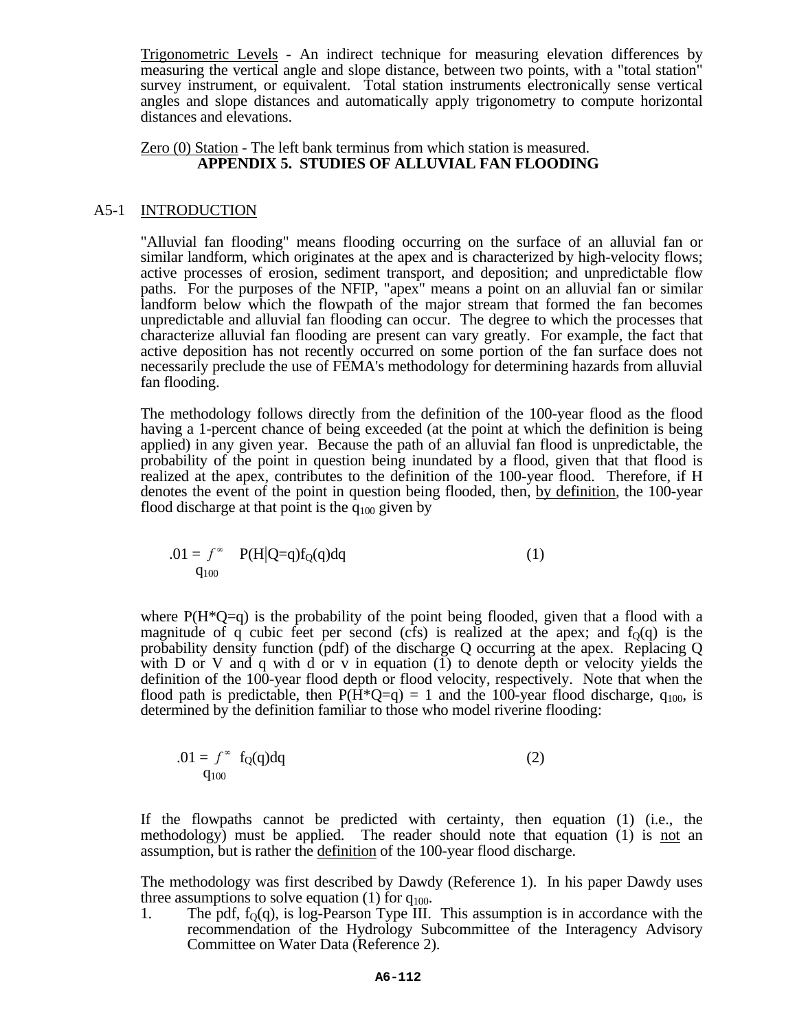Trigonometric Levels - An indirect technique for measuring elevation differences by measuring the vertical angle and slope distance, between two points, with a "total station" survey instrument, or equivalent. Total station instruments electronically sense vertical angles and slope distances and automatically apply trigonometry to compute horizontal distances and elevations.

Zero (0) Station - The left bank terminus from which station is measured.

# APPENDIX 5. STUDIES OF ALLUVIAL FAN FLOODING

## A5-1 INTRODUCTION

"Alluvial fan flooding" means flooding occurring on the surface of an alluvial fan or similar landform, which originates at the apex and is characterized by high-velocity flows; active processes of erosion, sediment transport, and deposition; and unpredictable flow paths. For the purposes of the NFIP, "apex" means a point on an alluvial fan or similar landform below which the flowpath of the major stream that formed the fan becomes unpredictable and alluvial fan flooding can occur. The degree to which the processes that characterize alluvial fan flooding are present can vary greatly. For example, the fact that active deposition has not recently occurred on some portion of the fan surface does not necessarily preclude the use of FEMA's methodology for determining hazards from alluvial fan flooding.

The methodology follows directly from the definition of the 100-year flood as the flood having a 1-percent chance of being exceeded (at the point at which the definition is being applied) in any given year. Because the path of an alluvial fan flood is unpredictable, the probability of the point in question being inundated by a flood, given that that flood is realized at the apex, contributes to the definition of the 100-year flood. Therefore, if H denotes the event of the point in question being flooded, then, by definition, the 100-year flood discharge at that point is the $q_{100}$ given by

$$.01 = \int_{q_{100}}^{\infty} P(H|Q=q)f_Q(q)dq \qquad (1)$$

where $P(H*Q=q)$ is the probability of the point being flooded, given that a flood with a magnitude of q cubic feet per second (cfs) is realized at the apex; and $f_Q(q)$ is the probability density function (pdf) of the discharge Q occurring at the apex. Replacing Q with D or V and q with d or v in equation (1) to denote depth or velocity yields the definition of the 100-year flood depth or flood velocity, respectively. Note that when the flood path is predictable, then $P(H*Q=q) = 1$ and the 100-year flood discharge, $q_{100}$, is determined by the definition familiar to those who model riverine flooding:

$$.01 = \int_{q_{100}}^{\infty} f_Q(q)dq \qquad (2)$$

If the flowpaths cannot be predicted with certainty, then equation (1) (i.e., the methodology) must be applied. The reader should note that equation (1) is not an assumption, but is rather the definition of the 100-year flood discharge.

The methodology was first described by Dawdy (Reference 1). In his paper Dawdy uses three assumptions to solve equation (1) for $q_{100}$.

1. The pdf, $f_Q(q)$, is log-Pearson Type III. This assumption is in accordance with the recommendation of the Hydrology Subcommittee of the Interagency Advisory Committee on Water Data (Reference 2).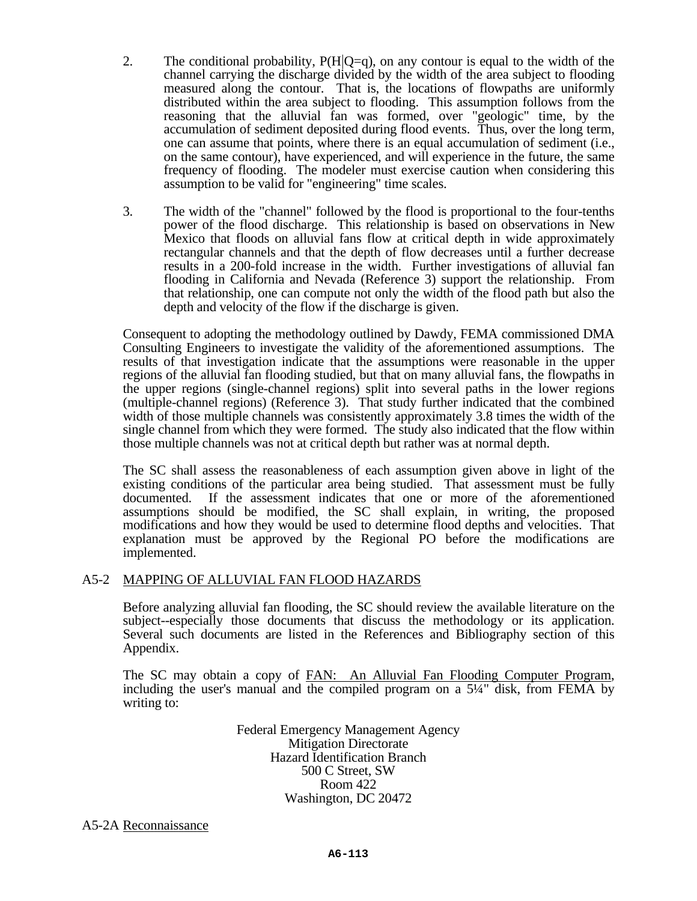2. The conditional probability, $P(H|Q=q)$, on any contour is equal to the width of the channel carrying the discharge divided by the width of the area subject to flooding measured along the contour. That is, the locations of flowpaths are uniformly distributed within the area subject to flooding. This assumption follows from the reasoning that the alluvial fan was formed, over "geologic" time, by the accumulation of sediment deposited during flood events. Thus, over the long term, one can assume that points, where there is an equal accumulation of sediment (i.e., on the same contour), have experienced, and will experience in the future, the same frequency of flooding. The modeler must exercise caution when considering this assumption to be valid for "engineering" time scales.

3. The width of the "channel" followed by the flood is proportional to the four-tenths power of the flood discharge. This relationship is based on observations in New Mexico that floods on alluvial fans flow at critical depth in wide approximately rectangular channels and that the depth of flow decreases until a further decrease results in a 200-fold increase in the width. Further investigations of alluvial fan flooding in California and Nevada (Reference 3) support the relationship. From that relationship, one can compute not only the width of the flood path but also the depth and velocity of the flow if the discharge is given.

Consequent to adopting the methodology outlined by Dawdy, FEMA commissioned DMA Consulting Engineers to investigate the validity of the aforementioned assumptions. The results of that investigation indicate that the assumptions were reasonable in the upper regions of the alluvial fan flooding studied, but that on many alluvial fans, the flowpaths in the upper regions (single-channel regions) split into several paths in the lower regions (multiple-channel regions) (Reference 3). That study further indicated that the combined width of those multiple channels was consistently approximately 3.8 times the width of the single channel from which they were formed. The study also indicated that the flow within those multiple channels was not at critical depth but rather was at normal depth.

The SC shall assess the reasonableness of each assumption given above in light of the existing conditions of the particular area being studied. That assessment must be fully documented. If the assessment indicates that one or more of the aforementioned assumptions should be modified, the SC shall explain, in writing, the proposed modifications and how they would be used to determine flood depths and velocities. That explanation must be approved by the Regional PO before the modifications are implemented.

## A5-2 MAPPING OF ALLUVIAL FAN FLOOD HAZARDS

Before analyzing alluvial fan flooding, the SC should review the available literature on the subject--especially those documents that discuss the methodology or its application. Several such documents are listed in the References and Bibliography section of this Appendix.

The SC may obtain a copy of FAN: An Alluvial Fan Flooding Computer Program, including the user's manual and the compiled program on a 5¼" disk, from FEMA by writing to:

Federal Emergency Management Agency
Mitigation Directorate
Hazard Identification Branch
500 C Street, SW
Room 422
Washington, DC 20472

### A5-2A Reconnaissance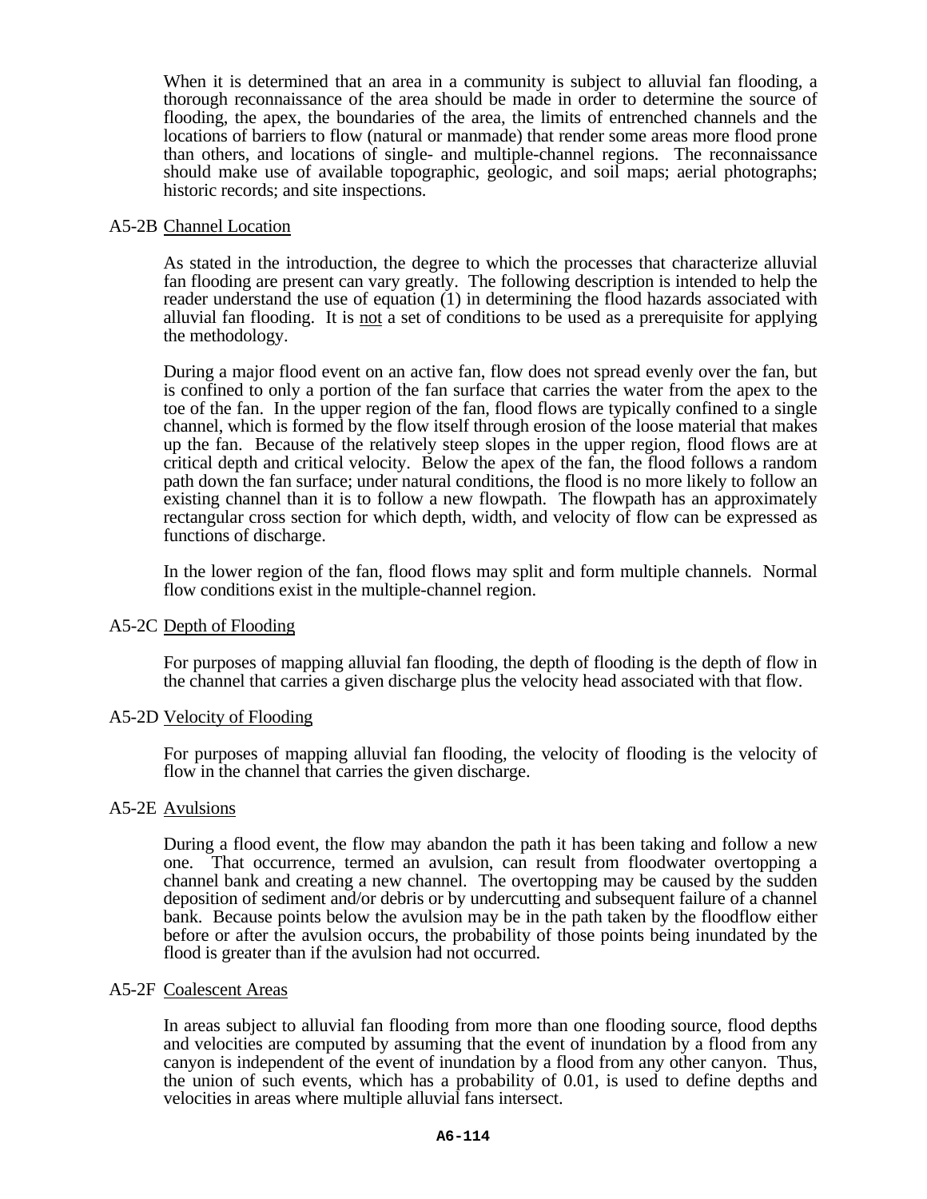When it is determined that an area in a community is subject to alluvial fan flooding, a thorough reconnaissance of the area should be made in order to determine the source of flooding, the apex, the boundaries of the area, the limits of entrenched channels and the locations of barriers to flow (natural or manmade) that render some areas more flood prone than others, and locations of single- and multiple-channel regions. The reconnaissance should make use of available topographic, geologic, and soil maps; aerial photographs; historic records; and site inspections.

### A5-2B Channel Location

As stated in the introduction, the degree to which the processes that characterize alluvial fan flooding are present can vary greatly. The following description is intended to help the reader understand the use of equation (1) in determining the flood hazards associated with alluvial fan flooding. It is not a set of conditions to be used as a prerequisite for applying the methodology.

During a major flood event on an active fan, flow does not spread evenly over the fan, but is confined to only a portion of the fan surface that carries the water from the apex to the toe of the fan. In the upper region of the fan, flood flows are typically confined to a single channel, which is formed by the flow itself through erosion of the loose material that makes up the fan. Because of the relatively steep slopes in the upper region, flood flows are at critical depth and critical velocity. Below the apex of the fan, the flood follows a random path down the fan surface; under natural conditions, the flood is no more likely to follow an existing channel than it is to follow a new flowpath. The flowpath has an approximately rectangular cross section for which depth, width, and velocity of flow can be expressed as functions of discharge.

In the lower region of the fan, flood flows may split and form multiple channels. Normal flow conditions exist in the multiple-channel region.

### A5-2C Depth of Flooding

For purposes of mapping alluvial fan flooding, the depth of flooding is the depth of flow in the channel that carries a given discharge plus the velocity head associated with that flow.

### A5-2D Velocity of Flooding

For purposes of mapping alluvial fan flooding, the velocity of flooding is the velocity of flow in the channel that carries the given discharge.

### A5-2E Avulsions

During a flood event, the flow may abandon the path it has been taking and follow a new one. That occurrence, termed an avulsion, can result from floodwater overtopping a channel bank and creating a new channel. The overtopping may be caused by the sudden deposition of sediment and/or debris or by undercutting and subsequent failure of a channel bank. Because points below the avulsion may be in the path taken by the floodflow either before or after the avulsion occurs, the probability of those points being inundated by the flood is greater than if the avulsion had not occurred.

### A5-2F Coalescent Areas

In areas subject to alluvial fan flooding from more than one flooding source, flood depths and velocities are computed by assuming that the event of inundation by a flood from any canyon is independent of the event of inundation by a flood from any other canyon. Thus, the union of such events, which has a probability of 0.01, is used to define depths and velocities in areas where multiple alluvial fans intersect.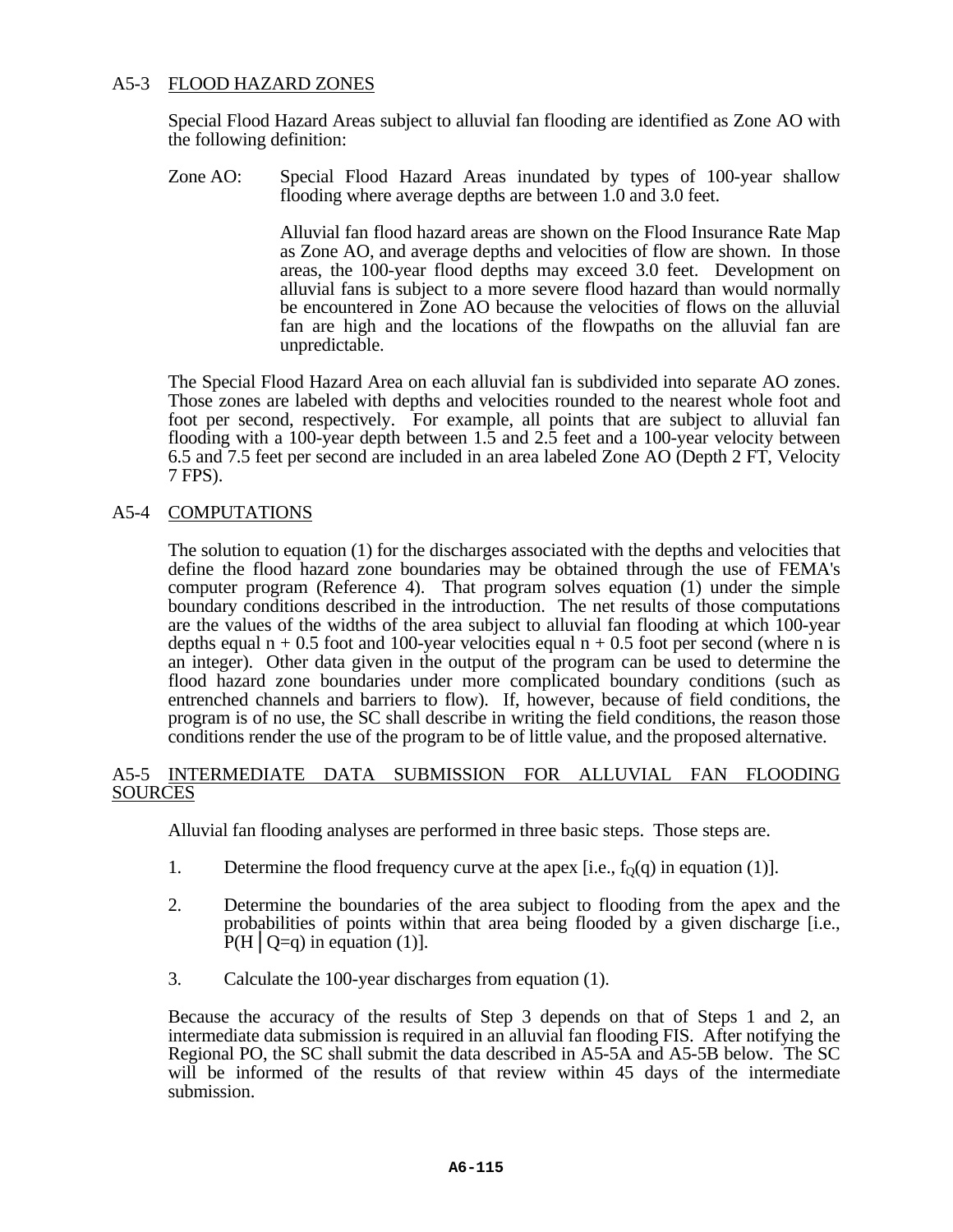## A5-3 FLOOD HAZARD ZONES

Special Flood Hazard Areas subject to alluvial fan flooding are identified as Zone AO with the following definition:

Zone AO: Special Flood Hazard Areas inundated by types of 100-year shallow flooding where average depths are between 1.0 and 3.0 feet.

Alluvial fan flood hazard areas are shown on the Flood Insurance Rate Map as Zone AO, and average depths and velocities of flow are shown. In those areas, the 100-year flood depths may exceed 3.0 feet. Development on alluvial fans is subject to a more severe flood hazard than would normally be encountered in Zone AO because the velocities of flows on the alluvial fan are high and the locations of the flowpaths on the alluvial fan are unpredictable.

The Special Flood Hazard Area on each alluvial fan is subdivided into separate AO zones. Those zones are labeled with depths and velocities rounded to the nearest whole foot and foot per second, respectively. For example, all points that are subject to alluvial fan flooding with a 100-year depth between 1.5 and 2.5 feet and a 100-year velocity between 6.5 and 7.5 feet per second are included in an area labeled Zone AO (Depth 2 FT, Velocity 7 FPS).

## A5-4 COMPUTATIONS

The solution to equation (1) for the discharges associated with the depths and velocities that define the flood hazard zone boundaries may be obtained through the use of FEMA's computer program (Reference 4). That program solves equation (1) under the simple boundary conditions described in the introduction. The net results of those computations are the values of the widths of the area subject to alluvial fan flooding at which 100-year depths equal n + 0.5 foot and 100-year velocities equal n + 0.5 foot per second (where n is an integer). Other data given in the output of the program can be used to determine the flood hazard zone boundaries under more complicated boundary conditions (such as entrenched channels and barriers to flow). If, however, because of field conditions, the program is of no use, the SC shall describe in writing the field conditions, the reason those conditions render the use of the program to be of little value, and the proposed alternative.

## A5-5 INTERMEDIATE DATA SUBMISSION FOR ALLUVIAL FAN FLOODING SOURCES

Alluvial fan flooding analyses are performed in three basic steps. Those steps are.

1. Determine the flood frequency curve at the apex [i.e., $f_Q(q)$ in equation (1)].

2. Determine the boundaries of the area subject to flooding from the apex and the probabilities of points within that area being flooded by a given discharge [i.e., $P(H \mid Q=q)$ in equation (1)].

3. Calculate the 100-year discharges from equation (1).

Because the accuracy of the results of Step 3 depends on that of Steps 1 and 2, an intermediate data submission is required in an alluvial fan flooding FIS. After notifying the Regional PO, the SC shall submit the data described in A5-5A and A5-5B below. The SC will be informed of the results of that review within 45 days of the intermediate submission.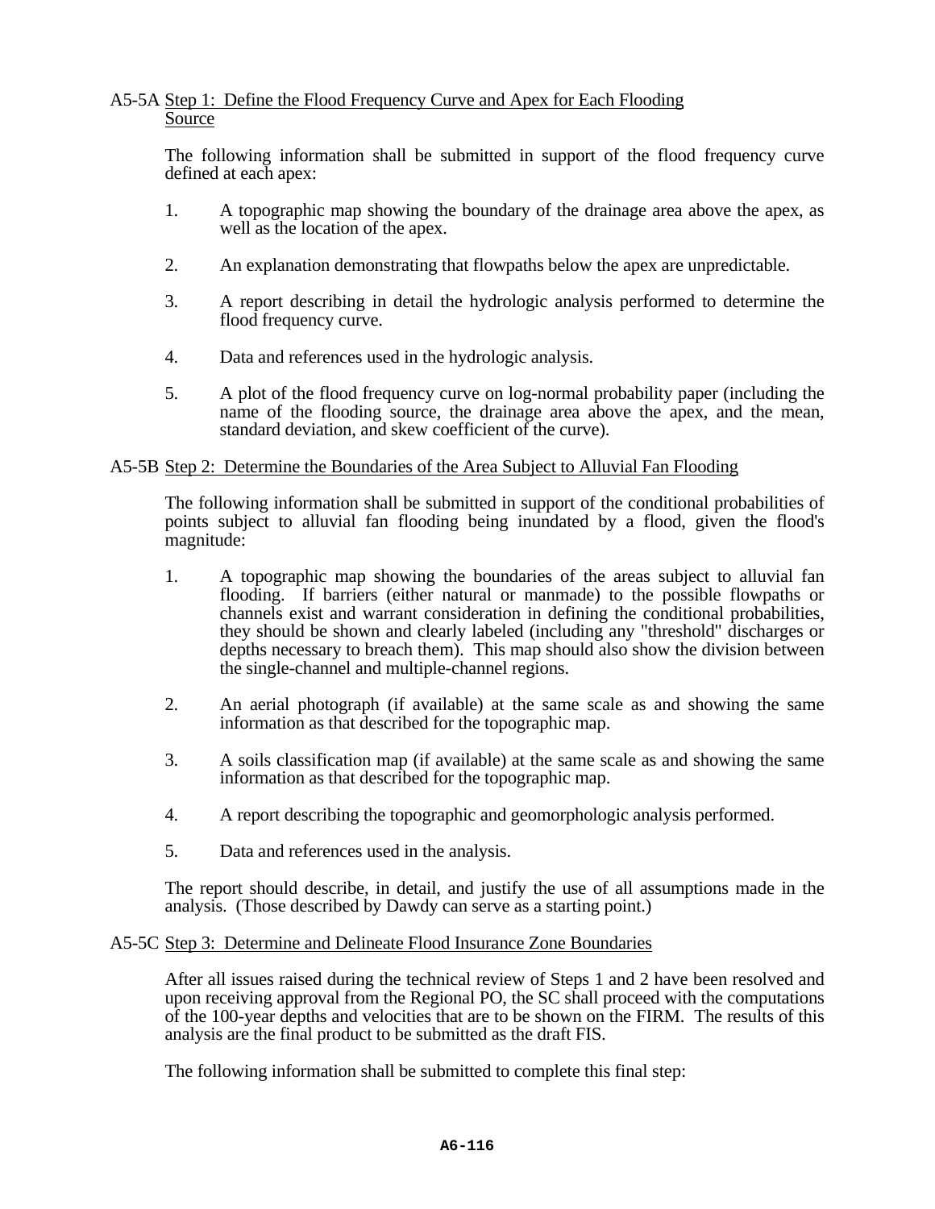### A5-5A Step 1: Define the Flood Frequency Curve and Apex for Each Flooding Source

The following information shall be submitted in support of the flood frequency curve defined at each apex:

1. A topographic map showing the boundary of the drainage area above the apex, as well as the location of the apex.

2. An explanation demonstrating that flowpaths below the apex are unpredictable.

3. A report describing in detail the hydrologic analysis performed to determine the flood frequency curve.

4. Data and references used in the hydrologic analysis.

5. A plot of the flood frequency curve on log-normal probability paper (including the name of the flooding source, the drainage area above the apex, and the mean, standard deviation, and skew coefficient of the curve).

### A5-5B Step 2: Determine the Boundaries of the Area Subject to Alluvial Fan Flooding

The following information shall be submitted in support of the conditional probabilities of points subject to alluvial fan flooding being inundated by a flood, given the flood's magnitude:

1. A topographic map showing the boundaries of the areas subject to alluvial fan flooding. If barriers (either natural or manmade) to the possible flowpaths or channels exist and warrant consideration in defining the conditional probabilities, they should be shown and clearly labeled (including any "threshold" discharges or depths necessary to breach them). This map should also show the division between the single-channel and multiple-channel regions.

2. An aerial photograph (if available) at the same scale as and showing the same information as that described for the topographic map.

3. A soils classification map (if available) at the same scale as and showing the same information as that described for the topographic map.

4. A report describing the topographic and geomorphologic analysis performed.

5. Data and references used in the analysis.

The report should describe, in detail, and justify the use of all assumptions made in the analysis. (Those described by Dawdy can serve as a starting point.)

### A5-5C Step 3: Determine and Delineate Flood Insurance Zone Boundaries

After all issues raised during the technical review of Steps 1 and 2 have been resolved and upon receiving approval from the Regional PO, the SC shall proceed with the computations of the 100-year depths and velocities that are to be shown on the FIRM. The results of this analysis are the final product to be submitted as the draft FIS.

The following information shall be submitted to complete this final step: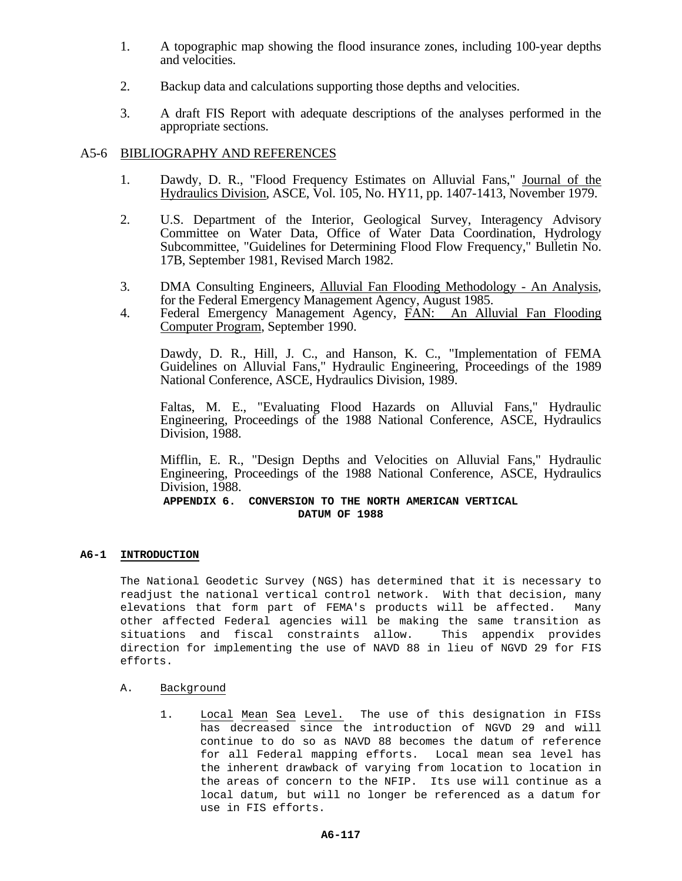1. A topographic map showing the flood insurance zones, including 100-year depths and velocities.

2. Backup data and calculations supporting those depths and velocities.

3. A draft FIS Report with adequate descriptions of the analyses performed in the appropriate sections.

## A5-6 BIBLIOGRAPHY AND REFERENCES

1. Dawdy, D. R., "Flood Frequency Estimates on Alluvial Fans," Journal of the Hydraulics Division, ASCE, Vol. 105, No. HY11, pp. 1407-1413, November 1979.

2. U.S. Department of the Interior, Geological Survey, Interagency Advisory Committee on Water Data, Office of Water Data Coordination, Hydrology Subcommittee, "Guidelines for Determining Flood Flow Frequency," Bulletin No. 17B, September 1981, Revised March 1982.

3. DMA Consulting Engineers, Alluvial Fan Flooding Methodology - An Analysis, for the Federal Emergency Management Agency, August 1985.

4. Federal Emergency Management Agency, FAN: An Alluvial Fan Flooding Computer Program, September 1990.

   Dawdy, D. R., Hill, J. C., and Hanson, K. C., "Implementation of FEMA Guidelines on Alluvial Fans," Hydraulic Engineering, Proceedings of the 1989 National Conference, ASCE, Hydraulics Division, 1989.

   Faltas, M. E., "Evaluating Flood Hazards on Alluvial Fans," Hydraulic Engineering, Proceedings of the 1988 National Conference, ASCE, Hydraulics Division, 1988.

   Mifflin, E. R., "Design Depths and Velocities on Alluvial Fans," Hydraulic Engineering, Proceedings of the 1988 National Conference, ASCE, Hydraulics Division, 1988.

# APPENDIX 6. CONVERSION TO THE NORTH AMERICAN VERTICAL DATUM OF 1988

## A6-1 INTRODUCTION

The National Geodetic Survey (NGS) has determined that it is necessary to readjust the national vertical control network. With that decision, many elevations that form part of FEMA's products will be affected. Many other affected Federal agencies will be making the same transition as situations and fiscal constraints allow. This appendix provides direction for implementing the use of NAVD 88 in lieu of NGVD 29 for FIS efforts.

A. Background

1. Local Mean Sea Level. The use of this designation in FISs has decreased since the introduction of NGVD 29 and will continue to do so as NAVD 88 becomes the datum of reference for all Federal mapping efforts. Local mean sea level has the inherent drawback of varying from location to location in the areas of concern to the NFIP. Its use will continue as a local datum, but will no longer be referenced as a datum for use in FIS efforts.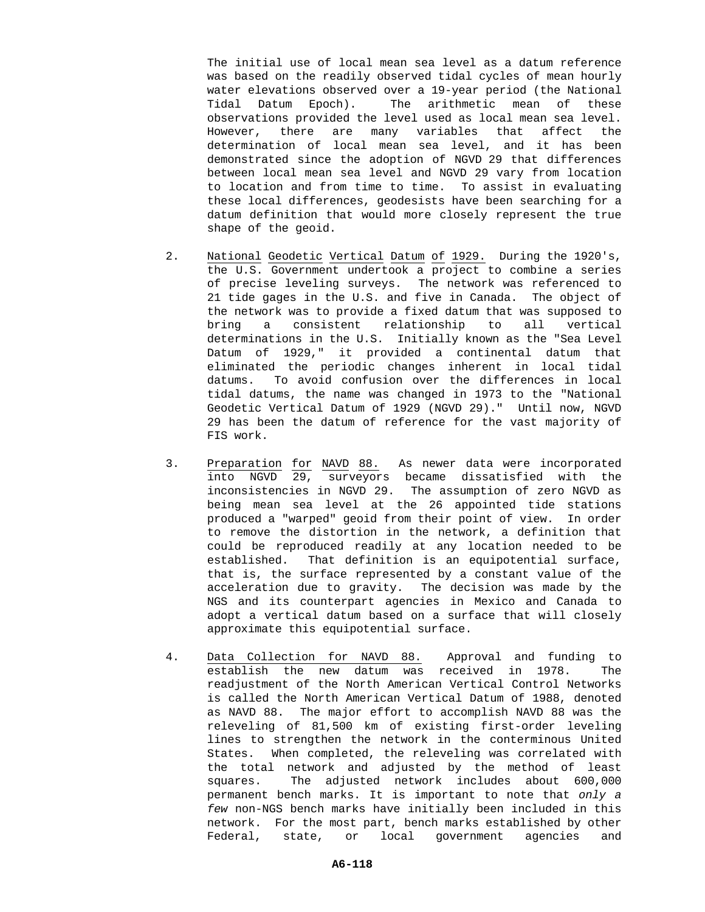The initial use of local mean sea level as a datum reference was based on the readily observed tidal cycles of mean hourly water elevations observed over a 19-year period (the National Tidal Datum Epoch). The arithmetic mean of these observations provided the level used as local mean sea level. However, there are many variables that affect the determination of local mean sea level, and it has been demonstrated since the adoption of NGVD 29 that differences between local mean sea level and NGVD 29 vary from location to location and from time to time. To assist in evaluating these local differences, geodesists have been searching for a datum definition that would more closely represent the true shape of the geoid.

2. National Geodetic Vertical Datum of 1929. During the 1920's, the U.S. Government undertook a project to combine a series of precise leveling surveys. The network was referenced to 21 tide gages in the U.S. and five in Canada. The object of the network was to provide a fixed datum that was supposed to bring a consistent relationship to all vertical determinations in the U.S. Initially known as the "Sea Level Datum of 1929," it provided a continental datum that eliminated the periodic changes inherent in local tidal datums. To avoid confusion over the differences in local tidal datums, the name was changed in 1973 to the "National Geodetic Vertical Datum of 1929 (NGVD 29)." Until now, NGVD 29 has been the datum of reference for the vast majority of FIS work.

3. Preparation for NAVD 88. As newer data were incorporated into NGVD 29, surveyors became dissatisfied with the inconsistencies in NGVD 29. The assumption of zero NGVD as being mean sea level at the 26 appointed tide stations produced a "warped" geoid from their point of view. In order to remove the distortion in the network, a definition that could be reproduced readily at any location needed to be established. That definition is an equipotential surface, that is, the surface represented by a constant value of the acceleration due to gravity. The decision was made by the NGS and its counterpart agencies in Mexico and Canada to adopt a vertical datum based on a surface that will closely approximate this equipotential surface.

4. Data Collection for NAVD 88. Approval and funding to establish the new datum was received in 1978. The readjustment of the North American Vertical Control Networks is called the North American Vertical Datum of 1988, denoted as NAVD 88. The major effort to accomplish NAVD 88 was the releveling of 81,500 km of existing first-order leveling lines to strengthen the network in the conterminous United States. When completed, the releveling was correlated with the total network and adjusted by the method of least squares. The adjusted network includes about 600,000 permanent bench marks. It is important to note that *only a few* non-NGS bench marks have initially been included in this network. For the most part, bench marks established by other Federal, state, or local government agencies and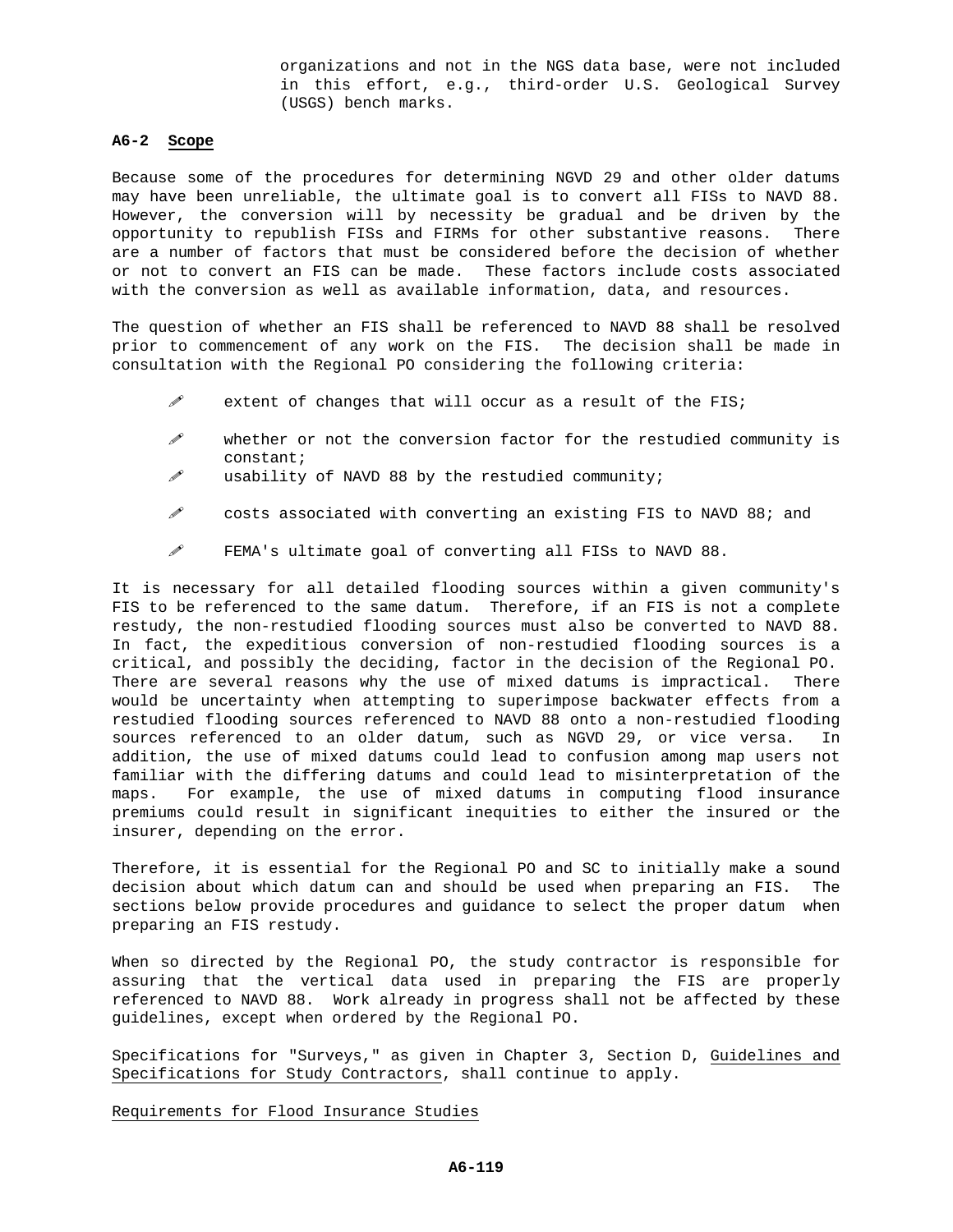organizations and not in the NGS data base, were not included in this effort, e.g., third-order U.S. Geological Survey (USGS) bench marks.

**A6-2 Scope**

Because some of the procedures for determining NGVD 29 and other older datums may have been unreliable, the ultimate goal is to convert all FISs to NAVD 88. However, the conversion will by necessity be gradual and be driven by the opportunity to republish FISs and FIRMs for other substantive reasons. There are a number of factors that must be considered before the decision of whether or not to convert an FIS can be made. These factors include costs associated with the conversion as well as available information, data, and resources.

The question of whether an FIS shall be referenced to NAVD 88 shall be resolved prior to commencement of any work on the FIS. The decision shall be made in consultation with the Regional PO considering the following criteria:

- extent of changes that will occur as a result of the FIS;
- whether or not the conversion factor for the restudied community is constant;
- usability of NAVD 88 by the restudied community;
- costs associated with converting an existing FIS to NAVD 88; and
- FEMA's ultimate goal of converting all FISs to NAVD 88.

It is necessary for all detailed flooding sources within a given community's FIS to be referenced to the same datum. Therefore, if an FIS is not a complete restudy, the non-restudied flooding sources must also be converted to NAVD 88. In fact, the expeditious conversion of non-restudied flooding sources is a critical, and possibly the deciding, factor in the decision of the Regional PO. There are several reasons why the use of mixed datums is impractical. There would be uncertainty when attempting to superimpose backwater effects from a restudied flooding sources referenced to NAVD 88 onto a non-restudied flooding sources referenced to an older datum, such as NGVD 29, or vice versa. In addition, the use of mixed datums could lead to confusion among map users not familiar with the differing datums and could lead to misinterpretation of the maps. For example, the use of mixed datums in computing flood insurance premiums could result in significant inequities to either the insured or the insurer, depending on the error.

Therefore, it is essential for the Regional PO and SC to initially make a sound decision about which datum can and should be used when preparing an FIS. The sections below provide procedures and guidance to select the proper datum when preparing an FIS restudy.

When so directed by the Regional PO, the study contractor is responsible for assuring that the vertical data used in preparing the FIS are properly referenced to NAVD 88. Work already in progress shall not be affected by these guidelines, except when ordered by the Regional PO.

Specifications for "Surveys," as given in Chapter 3, Section D, Guidelines and Specifications for Study Contractors, shall continue to apply.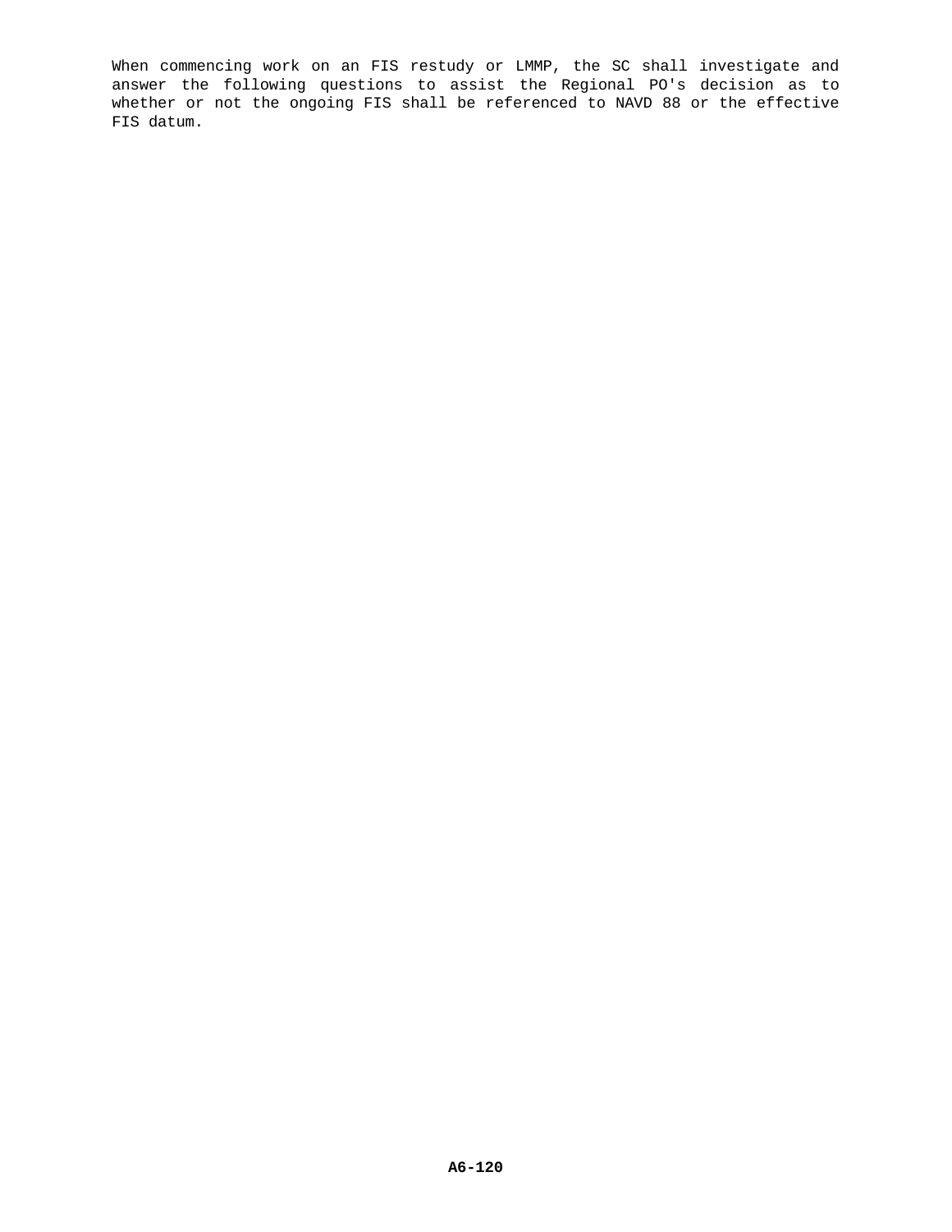When commencing work on an FIS restudy or LMMP, the SC shall investigate and answer the following questions to assist the Regional PO's decision as to whether or not the ongoing FIS shall be referenced to NAVD 88 or the effective FIS datum.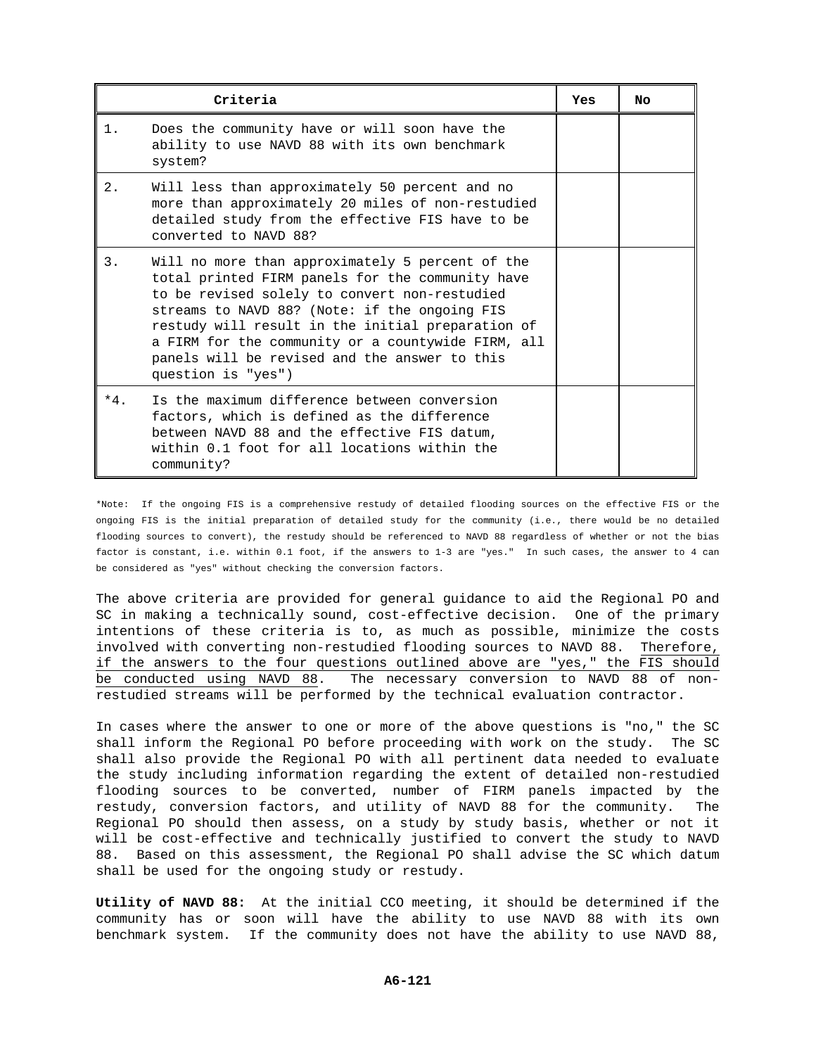| Criteria | | Yes | No |
|---|---|---|---|
| 1. | Does the community have or will soon have the ability to use NAVD 88 with its own benchmark system? | | |
| 2. | Will less than approximately 50 percent and no more than approximately 20 miles of non-restudied detailed study from the effective FIS have to be converted to NAVD 88? | | |
| 3. | Will no more than approximately 5 percent of the total printed FIRM panels for the community have to be revised solely to convert non-restudied streams to NAVD 88? (Note: if the ongoing FIS restudy will result in the initial preparation of a FIRM for the community or a countywide FIRM, all panels will be revised and the answer to this question is "yes") | | |
| *4. | Is the maximum difference between conversion factors, which is defined as the difference between NAVD 88 and the effective FIS datum, within 0.1 foot for all locations within the community? | | |

*Note: If the ongoing FIS is a comprehensive restudy of detailed flooding sources on the effective FIS or the ongoing FIS is the initial preparation of detailed study for the community (i.e., there would be no detailed flooding sources to convert), the restudy should be referenced to NAVD 88 regardless of whether or not the bias factor is constant, i.e. within 0.1 foot, if the answers to 1-3 are "yes." In such cases, the answer to 4 can be considered as "yes" without checking the conversion factors.

The above criteria are provided for general guidance to aid the Regional PO and SC in making a technically sound, cost-effective decision. One of the primary intentions of these criteria is to, as much as possible, minimize the costs involved with converting non-restudied flooding sources to NAVD 88. <u>Therefore, if the answers to the four questions outlined above are "yes," the FIS should be conducted using NAVD 88</u>. The necessary conversion to NAVD 88 of non-restudied streams will be performed by the technical evaluation contractor.

In cases where the answer to one or more of the above questions is "no," the SC shall inform the Regional PO before proceeding with work on the study. The SC shall also provide the Regional PO with all pertinent data needed to evaluate the study including information regarding the extent of detailed non-restudied flooding sources to be converted, number of FIRM panels impacted by the restudy, conversion factors, and utility of NAVD 88 for the community. The Regional PO should then assess, on a study by study basis, whether or not it will be cost-effective and technically justified to convert the study to NAVD 88. Based on this assessment, the Regional PO shall advise the SC which datum shall be used for the ongoing study or restudy.

**Utility of NAVD 88:** At the initial CCO meeting, it should be determined if the community has or soon will have the ability to use NAVD 88 with its own benchmark system. If the community does not have the ability to use NAVD 88,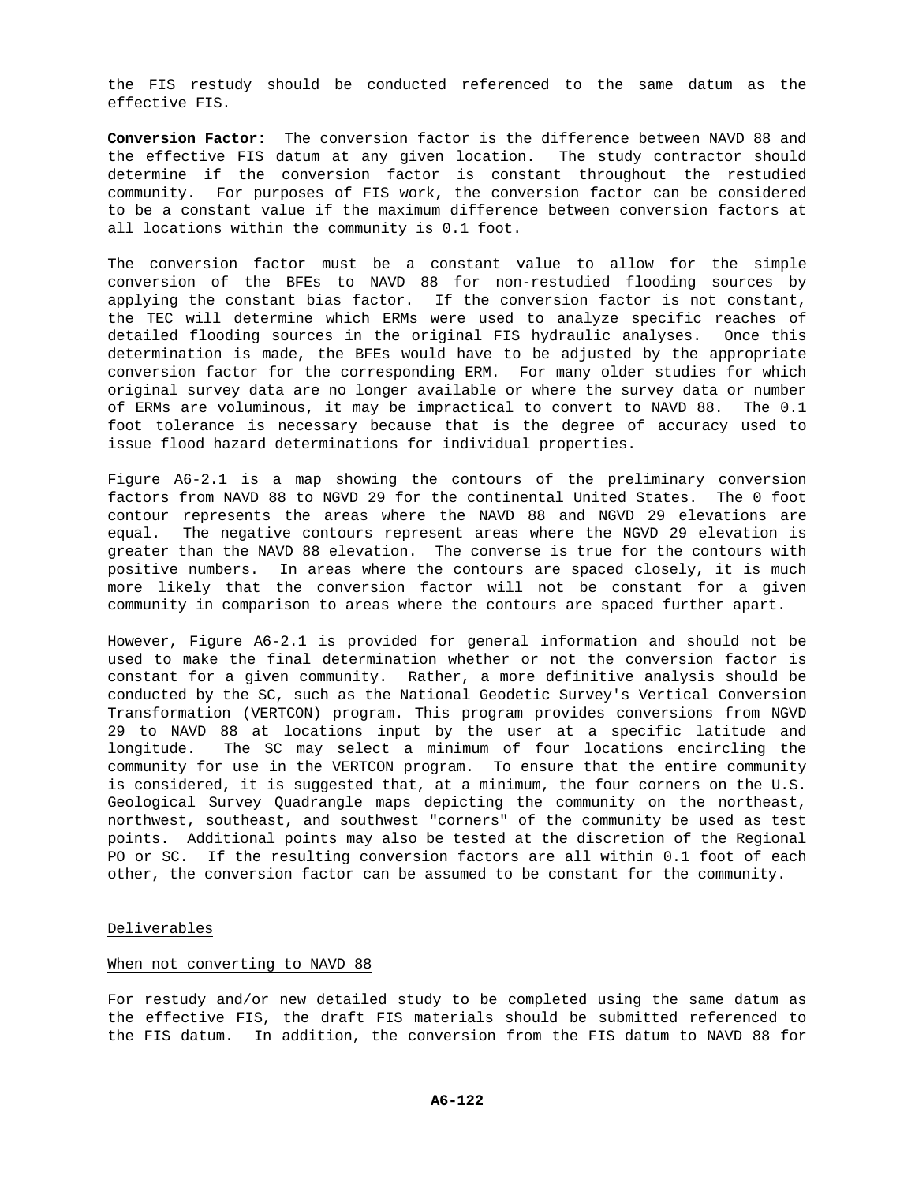the FIS restudy should be conducted referenced to the same datum as the effective FIS.

**Conversion Factor:** The conversion factor is the difference between NAVD 88 and the effective FIS datum at any given location. The study contractor should determine if the conversion factor is constant throughout the restudied community. For purposes of FIS work, the conversion factor can be considered to be a constant value if the maximum difference between conversion factors at all locations within the community is 0.1 foot.

The conversion factor must be a constant value to allow for the simple conversion of the BFEs to NAVD 88 for non-restudied flooding sources by applying the constant bias factor. If the conversion factor is not constant, the TEC will determine which ERMs were used to analyze specific reaches of detailed flooding sources in the original FIS hydraulic analyses. Once this determination is made, the BFEs would have to be adjusted by the appropriate conversion factor for the corresponding ERM. For many older studies for which original survey data are no longer available or where the survey data or number of ERMs are voluminous, it may be impractical to convert to NAVD 88. The 0.1 foot tolerance is necessary because that is the degree of accuracy used to issue flood hazard determinations for individual properties.

Figure A6-2.1 is a map showing the contours of the preliminary conversion factors from NAVD 88 to NGVD 29 for the continental United States. The 0 foot contour represents the areas where the NAVD 88 and NGVD 29 elevations are equal. The negative contours represent areas where the NGVD 29 elevation is greater than the NAVD 88 elevation. The converse is true for the contours with positive numbers. In areas where the contours are spaced closely, it is much more likely that the conversion factor will not be constant for a given community in comparison to areas where the contours are spaced further apart.

However, Figure A6-2.1 is provided for general information and should not be used to make the final determination whether or not the conversion factor is constant for a given community. Rather, a more definitive analysis should be conducted by the SC, such as the National Geodetic Survey's Vertical Conversion Transformation (VERTCON) program. This program provides conversions from NGVD 29 to NAVD 88 at locations input by the user at a specific latitude and longitude. The SC may select a minimum of four locations encircling the community for use in the VERTCON program. To ensure that the entire community is considered, it is suggested that, at a minimum, the four corners on the U.S. Geological Survey Quadrangle maps depicting the community on the northeast, northwest, southeast, and southwest "corners" of the community be used as test points. Additional points may also be tested at the discretion of the Regional PO or SC. If the resulting conversion factors are all within 0.1 foot of each other, the conversion factor can be assumed to be constant for the community.

Deliverables

When not converting to NAVD 88

For restudy and/or new detailed study to be completed using the same datum as the effective FIS, the draft FIS materials should be submitted referenced to the FIS datum. In addition, the conversion from the FIS datum to NAVD 88 for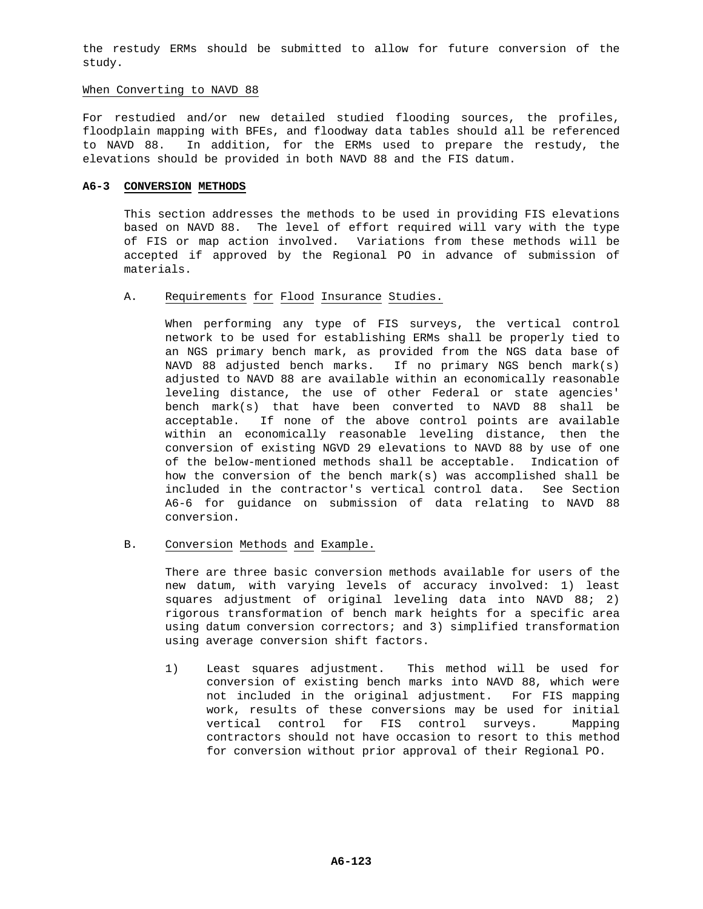the restudy ERMs should be submitted to allow for future conversion of the study.

When Converting to NAVD 88

For restudied and/or new detailed studied flooding sources, the profiles, floodplain mapping with BFEs, and floodway data tables should all be referenced to NAVD 88. In addition, for the ERMs used to prepare the restudy, the elevations should be provided in both NAVD 88 and the FIS datum.

## A6-3 CONVERSION METHODS

This section addresses the methods to be used in providing FIS elevations based on NAVD 88. The level of effort required will vary with the type of FIS or map action involved. Variations from these methods will be accepted if approved by the Regional PO in advance of submission of materials.

### A. Requirements for Flood Insurance Studies.

When performing any type of FIS surveys, the vertical control network to be used for establishing ERMs shall be properly tied to an NGS primary bench mark, as provided from the NGS data base of NAVD 88 adjusted bench marks. If no primary NGS bench mark(s) adjusted to NAVD 88 are available within an economically reasonable leveling distance, the use of other Federal or state agencies' bench mark(s) that have been converted to NAVD 88 shall be acceptable. If none of the above control points are available within an economically reasonable leveling distance, then the conversion of existing NGVD 29 elevations to NAVD 88 by use of one of the below-mentioned methods shall be acceptable. Indication of how the conversion of the bench mark(s) was accomplished shall be included in the contractor's vertical control data. See Section A6-6 for guidance on submission of data relating to NAVD 88 conversion.

### B. Conversion Methods and Example.

There are three basic conversion methods available for users of the new datum, with varying levels of accuracy involved: 1) least squares adjustment of original leveling data into NAVD 88; 2) rigorous transformation of bench mark heights for a specific area using datum conversion correctors; and 3) simplified transformation using average conversion shift factors.

1) Least squares adjustment. This method will be used for conversion of existing bench marks into NAVD 88, which were not included in the original adjustment. For FIS mapping work, results of these conversions may be used for initial vertical control for FIS control surveys. Mapping contractors should not have occasion to resort to this method for conversion without prior approval of their Regional PO.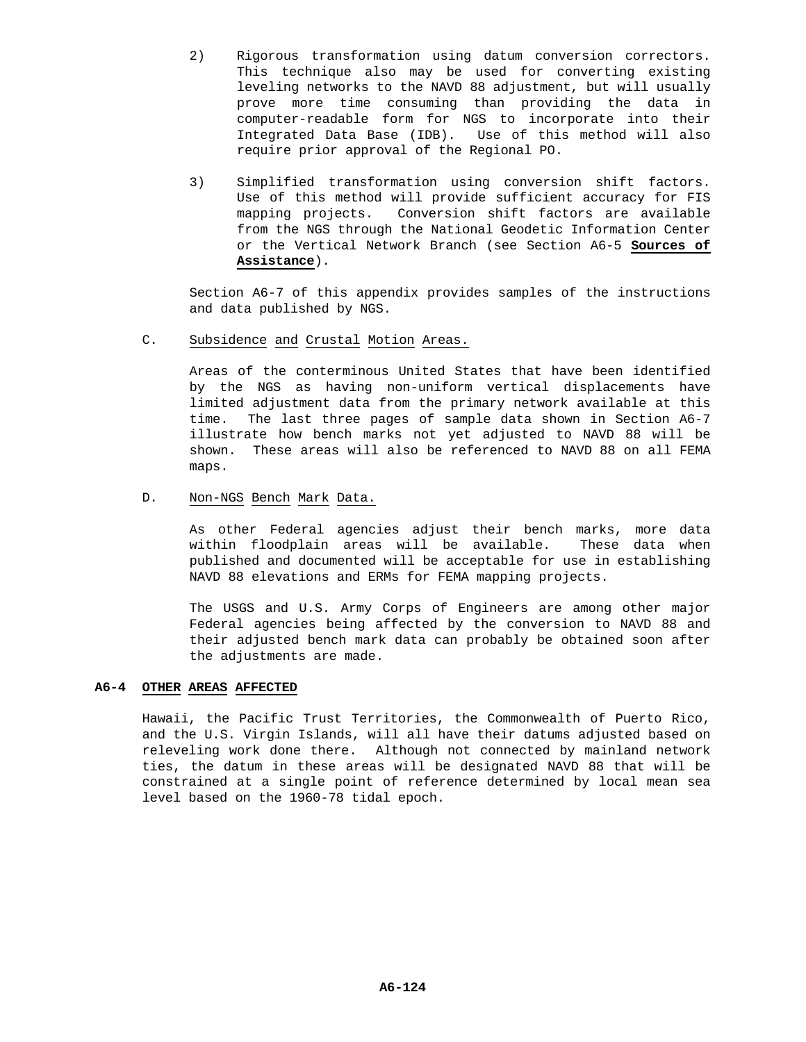2) Rigorous transformation using datum conversion correctors. This technique also may be used for converting existing leveling networks to the NAVD 88 adjustment, but will usually prove more time consuming than providing the data in computer-readable form for NGS to incorporate into their Integrated Data Base (IDB). Use of this method will also require prior approval of the Regional PO.

3) Simplified transformation using conversion shift factors. Use of this method will provide sufficient accuracy for FIS mapping projects. Conversion shift factors are available from the NGS through the National Geodetic Information Center or the Vertical Network Branch (see Section A6-5 **Sources of Assistance**).

Section A6-7 of this appendix provides samples of the instructions and data published by NGS.

C. Subsidence and Crustal Motion Areas.

Areas of the conterminous United States that have been identified by the NGS as having non-uniform vertical displacements have limited adjustment data from the primary network available at this time. The last three pages of sample data shown in Section A6-7 illustrate how bench marks not yet adjusted to NAVD 88 will be shown. These areas will also be referenced to NAVD 88 on all FEMA maps.

D. Non-NGS Bench Mark Data.

As other Federal agencies adjust their bench marks, more data within floodplain areas will be available. These data when published and documented will be acceptable for use in establishing NAVD 88 elevations and ERMs for FEMA mapping projects.

The USGS and U.S. Army Corps of Engineers are among other major Federal agencies being affected by the conversion to NAVD 88 and their adjusted bench mark data can probably be obtained soon after the adjustments are made.

## A6-4 OTHER AREAS AFFECTED

Hawaii, the Pacific Trust Territories, the Commonwealth of Puerto Rico, and the U.S. Virgin Islands, will all have their datums adjusted based on releveling work done there. Although not connected by mainland network ties, the datum in these areas will be designated NAVD 88 that will be constrained at a single point of reference determined by local mean sea level based on the 1960-78 tidal epoch.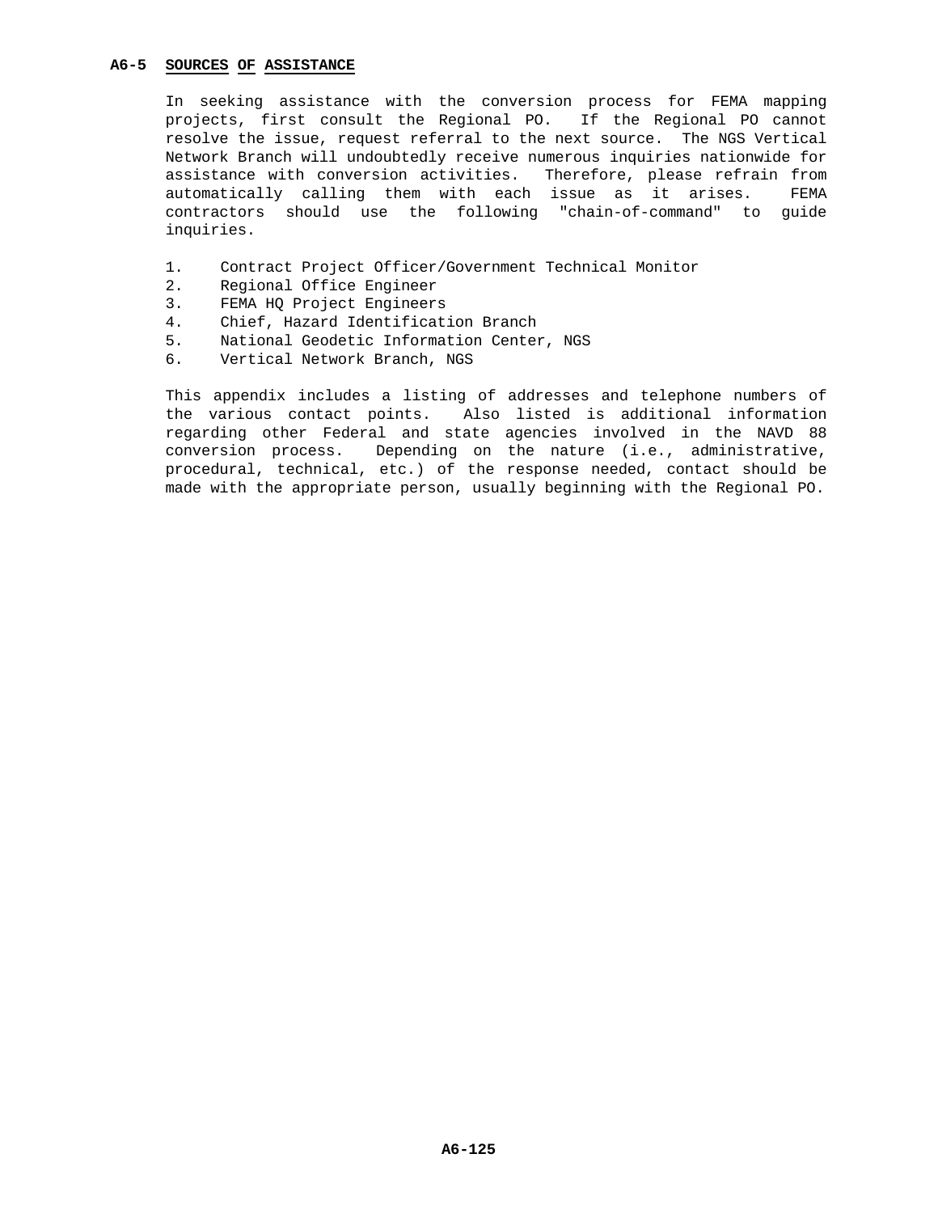## A6-5 SOURCES OF ASSISTANCE

In seeking assistance with the conversion process for FEMA mapping projects, first consult the Regional PO. If the Regional PO cannot resolve the issue, request referral to the next source. The NGS Vertical Network Branch will undoubtedly receive numerous inquiries nationwide for assistance with conversion activities. Therefore, please refrain from automatically calling them with each issue as it arises. FEMA contractors should use the following "chain-of-command" to guide inquiries.

1. Contract Project Officer/Government Technical Monitor
2. Regional Office Engineer
3. FEMA HQ Project Engineers
4. Chief, Hazard Identification Branch
5. National Geodetic Information Center, NGS
6. Vertical Network Branch, NGS

This appendix includes a listing of addresses and telephone numbers of the various contact points. Also listed is additional information regarding other Federal and state agencies involved in the NAVD 88 conversion process. Depending on the nature (i.e., administrative, procedural, technical, etc.) of the response needed, contact should be made with the appropriate person, usually beginning with the Regional PO.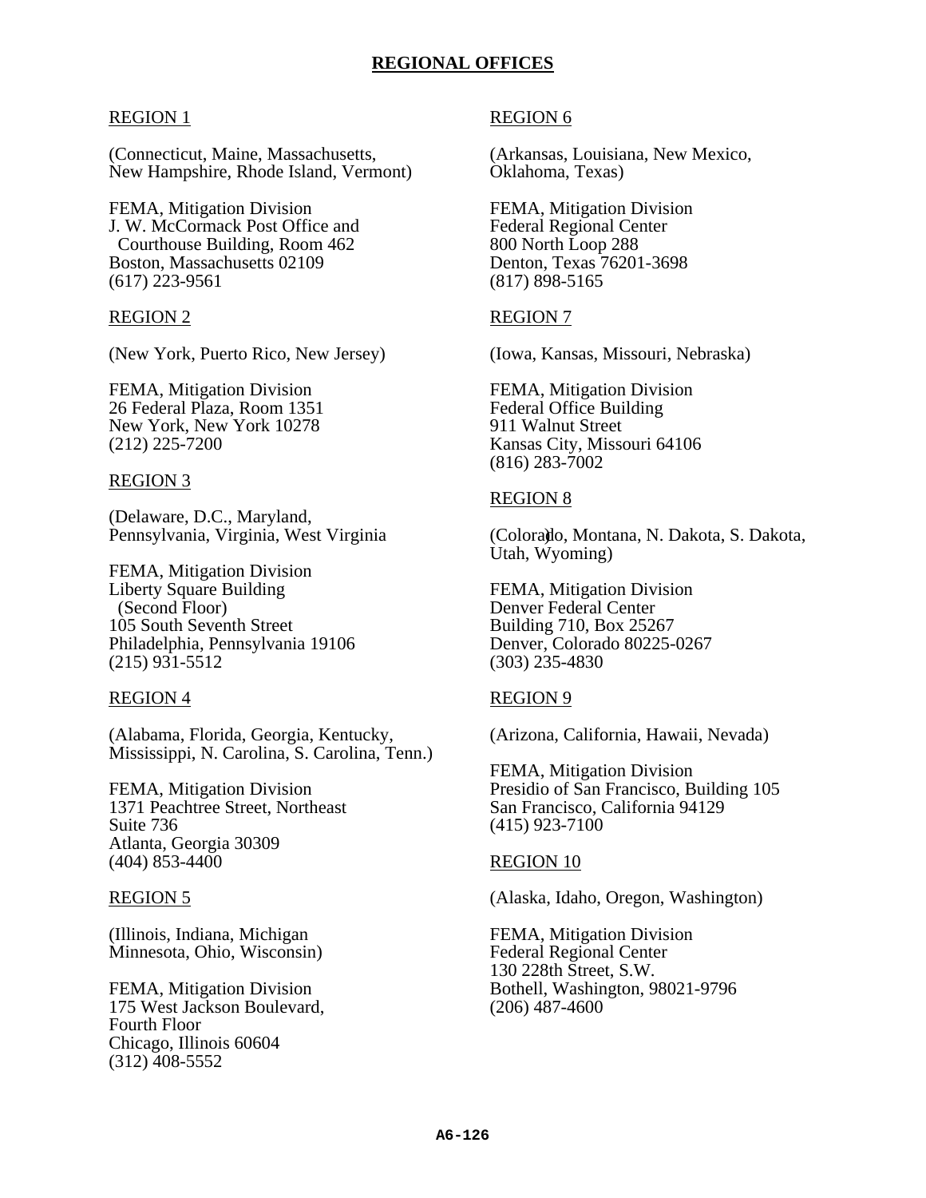# REGIONAL OFFICES

REGION 1

(Connecticut, Maine, Massachusetts, New Hampshire, Rhode Island, Vermont)

FEMA, Mitigation Division
J. W. McCormack Post Office and
Courthouse Building, Room 462
Boston, Massachusetts 02109
(617) 223-9561

REGION 2

(New York, Puerto Rico, New Jersey)

FEMA, Mitigation Division
26 Federal Plaza, Room 1351
New York, New York 10278
(212) 225-7200

REGION 3

(Delaware, D.C., Maryland, Pennsylvania, Virginia, West Virginia

FEMA, Mitigation Division
Liberty Square Building
(Second Floor)
105 South Seventh Street
Philadelphia, Pennsylvania 19106
(215) 931-5512

REGION 4

(Alabama, Florida, Georgia, Kentucky, Mississippi, N. Carolina, S. Carolina, Tenn.)

FEMA, Mitigation Division
1371 Peachtree Street, Northeast
Suite 736
Atlanta, Georgia 30309
(404) 853-4400

REGION 5

(Illinois, Indiana, Michigan Minnesota, Ohio, Wisconsin)

FEMA, Mitigation Division
175 West Jackson Boulevard,
Fourth Floor
Chicago, Illinois 60604
(312) 408-5552

REGION 6

(Arkansas, Louisiana, New Mexico, Oklahoma, Texas)

FEMA, Mitigation Division
Federal Regional Center
800 North Loop 288
Denton, Texas 76201-3698
(817) 898-5165

REGION 7

(Iowa, Kansas, Missouri, Nebraska)

FEMA, Mitigation Division
Federal Office Building
911 Walnut Street
Kansas City, Missouri 64106
(816) 283-7002

REGION 8

(Colorado, Montana, N. Dakota, S. Dakota, Utah, Wyoming)

FEMA, Mitigation Division
Denver Federal Center
Building 710, Box 25267
Denver, Colorado 80225-0267
(303) 235-4830

REGION 9

(Arizona, California, Hawaii, Nevada)

FEMA, Mitigation Division
Presidio of San Francisco, Building 105
San Francisco, California 94129
(415) 923-7100

REGION 10

(Alaska, Idaho, Oregon, Washington)

FEMA, Mitigation Division
Federal Regional Center
130 228th Street, S.W.
Bothell, Washington, 98021-9796
(206) 487-4600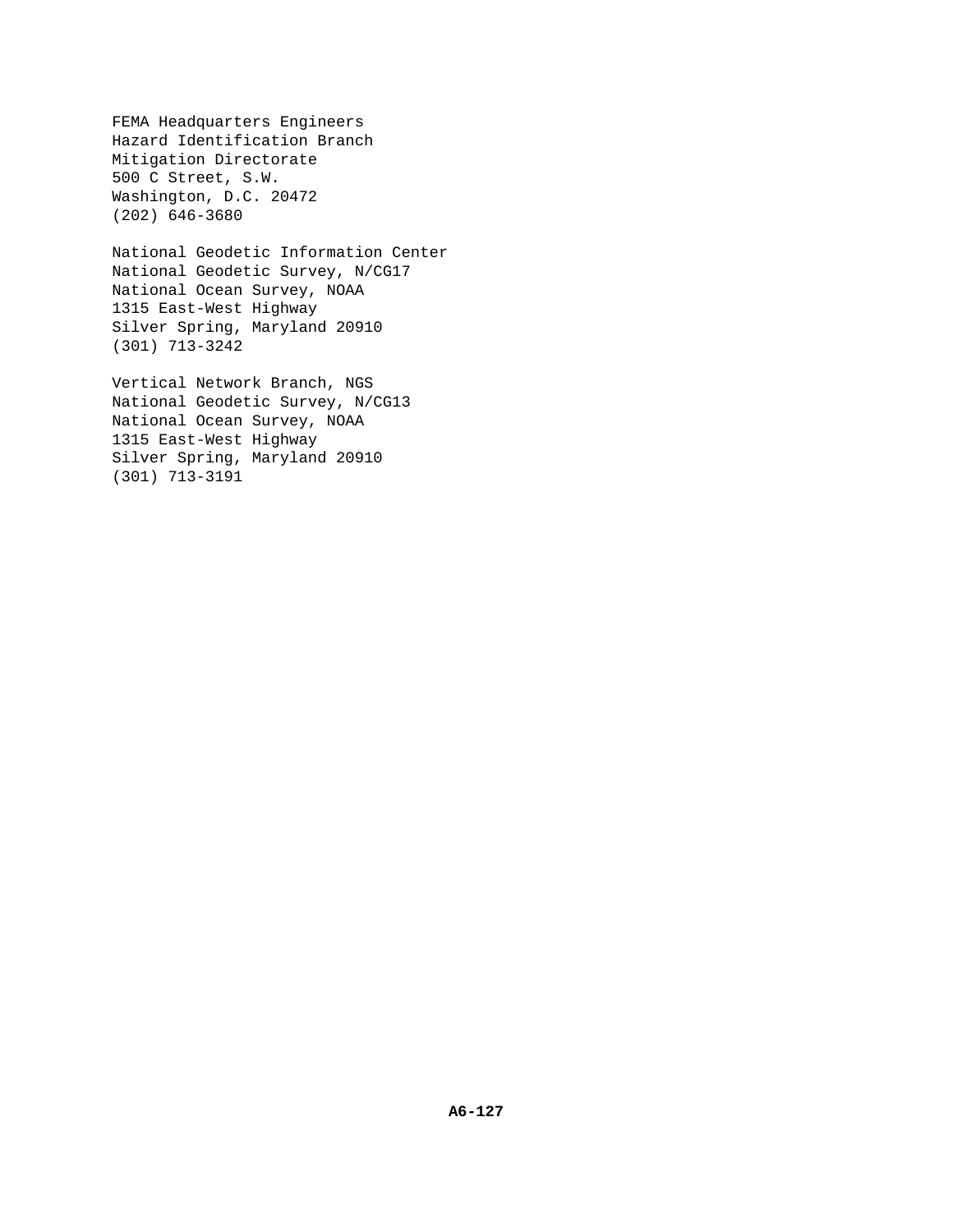FEMA Headquarters Engineers
Hazard Identification Branch
Mitigation Directorate
500 C Street, S.W.
Washington, D.C. 20472
(202) 646-3680

National Geodetic Information Center
National Geodetic Survey, N/CG17
National Ocean Survey, NOAA
1315 East-West Highway
Silver Spring, Maryland 20910
(301) 713-3242

Vertical Network Branch, NGS
National Geodetic Survey, N/CG13
National Ocean Survey, NOAA
1315 East-West Highway
Silver Spring, Maryland 20910
(301) 713-3191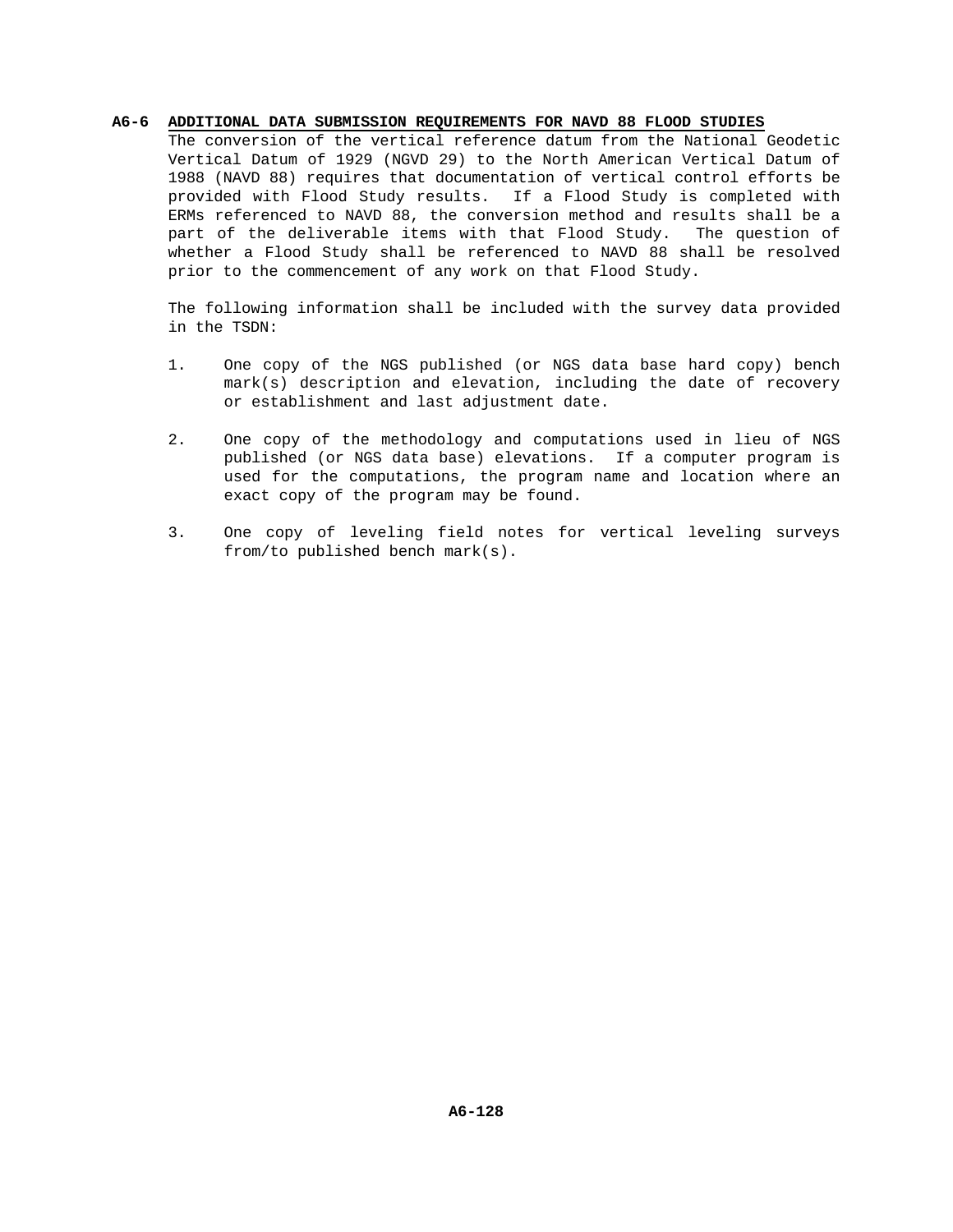## A6-6 ADDITIONAL DATA SUBMISSION REQUIREMENTS FOR NAVD 88 FLOOD STUDIES

The conversion of the vertical reference datum from the National Geodetic Vertical Datum of 1929 (NGVD 29) to the North American Vertical Datum of 1988 (NAVD 88) requires that documentation of vertical control efforts be provided with Flood Study results. If a Flood Study is completed with ERMs referenced to NAVD 88, the conversion method and results shall be a part of the deliverable items with that Flood Study. The question of whether a Flood Study shall be referenced to NAVD 88 shall be resolved prior to the commencement of any work on that Flood Study.

The following information shall be included with the survey data provided in the TSDN:

1. One copy of the NGS published (or NGS data base hard copy) bench mark(s) description and elevation, including the date of recovery or establishment and last adjustment date.

2. One copy of the methodology and computations used in lieu of NGS published (or NGS data base) elevations. If a computer program is used for the computations, the program name and location where an exact copy of the program may be found.

3. One copy of leveling field notes for vertical leveling surveys from/to published bench mark(s).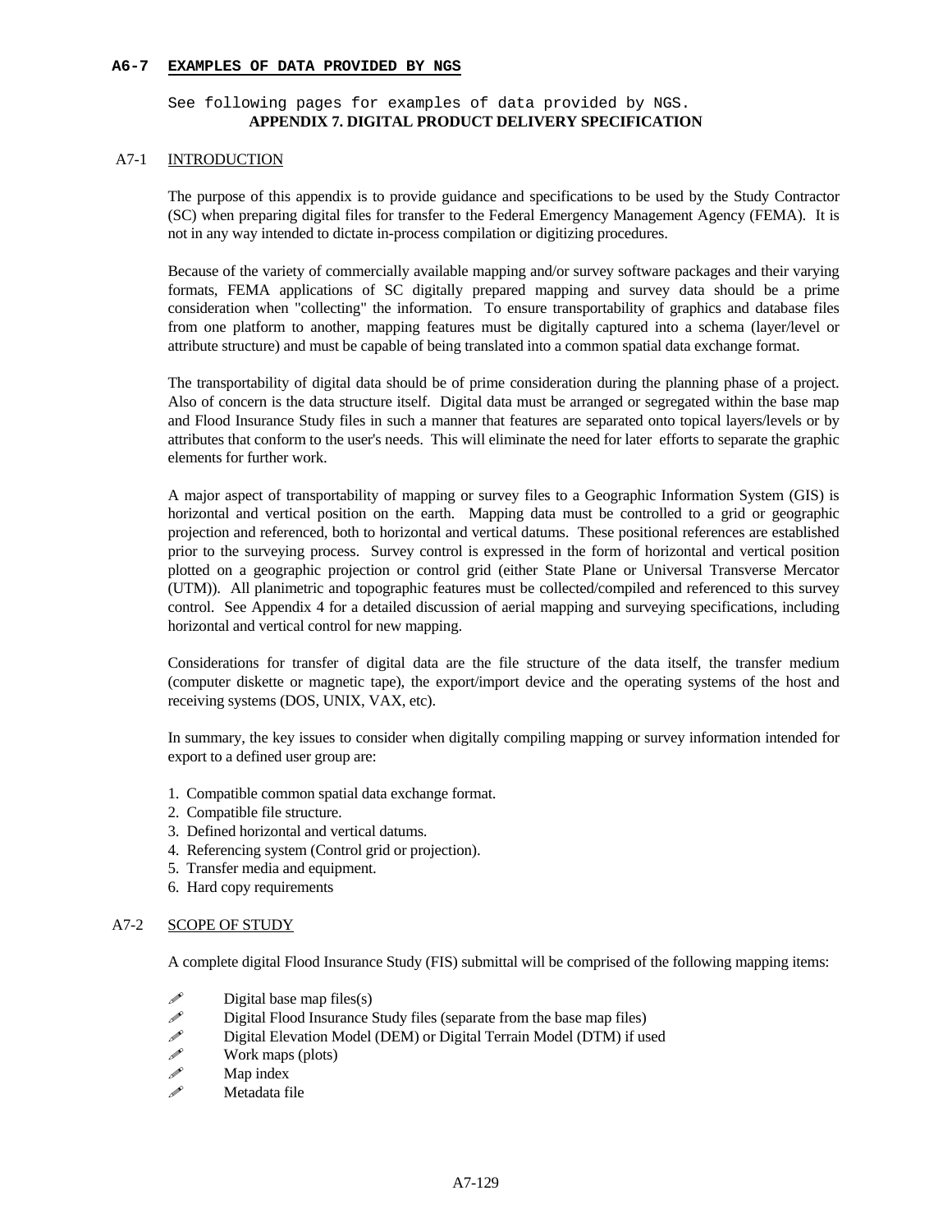**A6-7 EXAMPLES OF DATA PROVIDED BY NGS**

See following pages for examples of data provided by NGS.

# APPENDIX 7. DIGITAL PRODUCT DELIVERY SPECIFICATION

## A7-1 INTRODUCTION

The purpose of this appendix is to provide guidance and specifications to be used by the Study Contractor (SC) when preparing digital files for transfer to the Federal Emergency Management Agency (FEMA). It is not in any way intended to dictate in-process compilation or digitizing procedures.

Because of the variety of commercially available mapping and/or survey software packages and their varying formats, FEMA applications of SC digitally prepared mapping and survey data should be a prime consideration when "collecting" the information. To ensure transportability of graphics and database files from one platform to another, mapping features must be digitally captured into a schema (layer/level or attribute structure) and must be capable of being translated into a common spatial data exchange format.

The transportability of digital data should be of prime consideration during the planning phase of a project. Also of concern is the data structure itself. Digital data must be arranged or segregated within the base map and Flood Insurance Study files in such a manner that features are separated onto topical layers/levels or by attributes that conform to the user's needs. This will eliminate the need for later efforts to separate the graphic elements for further work.

A major aspect of transportability of mapping or survey files to a Geographic Information System (GIS) is horizontal and vertical position on the earth. Mapping data must be controlled to a grid or geographic projection and referenced, both to horizontal and vertical datums. These positional references are established prior to the surveying process. Survey control is expressed in the form of horizontal and vertical position plotted on a geographic projection or control grid (either State Plane or Universal Transverse Mercator (UTM)). All planimetric and topographic features must be collected/compiled and referenced to this survey control. See Appendix 4 for a detailed discussion of aerial mapping and surveying specifications, including horizontal and vertical control for new mapping.

Considerations for transfer of digital data are the file structure of the data itself, the transfer medium (computer diskette or magnetic tape), the export/import device and the operating systems of the host and receiving systems (DOS, UNIX, VAX, etc).

In summary, the key issues to consider when digitally compiling mapping or survey information intended for export to a defined user group are:

1. Compatible common spatial data exchange format.
2. Compatible file structure.
3. Defined horizontal and vertical datums.
4. Referencing system (Control grid or projection).
5. Transfer media and equipment.
6. Hard copy requirements

## A7-2 SCOPE OF STUDY

A complete digital Flood Insurance Study (FIS) submittal will be comprised of the following mapping items:

- Digital base map files(s)
- Digital Flood Insurance Study files (separate from the base map files)
- Digital Elevation Model (DEM) or Digital Terrain Model (DTM) if used
- Work maps (plots)
- Map index
- Metadata file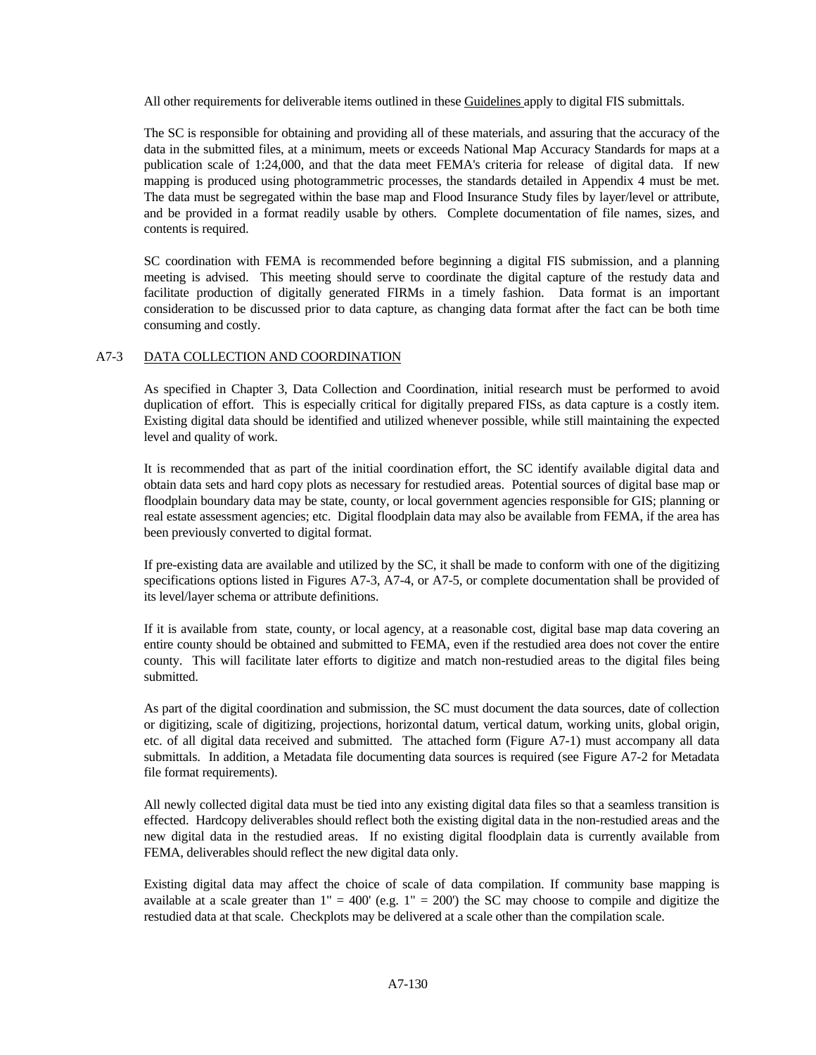All other requirements for deliverable items outlined in these Guidelines apply to digital FIS submittals.

The SC is responsible for obtaining and providing all of these materials, and assuring that the accuracy of the data in the submitted files, at a minimum, meets or exceeds National Map Accuracy Standards for maps at a publication scale of 1:24,000, and that the data meet FEMA's criteria for release of digital data. If new mapping is produced using photogrammetric processes, the standards detailed in Appendix 4 must be met. The data must be segregated within the base map and Flood Insurance Study files by layer/level or attribute, and be provided in a format readily usable by others. Complete documentation of file names, sizes, and contents is required.

SC coordination with FEMA is recommended before beginning a digital FIS submission, and a planning meeting is advised. This meeting should serve to coordinate the digital capture of the restudy data and facilitate production of digitally generated FIRMs in a timely fashion. Data format is an important consideration to be discussed prior to data capture, as changing data format after the fact can be both time consuming and costly.

## A7-3 DATA COLLECTION AND COORDINATION

As specified in Chapter 3, Data Collection and Coordination, initial research must be performed to avoid duplication of effort. This is especially critical for digitally prepared FISs, as data capture is a costly item. Existing digital data should be identified and utilized whenever possible, while still maintaining the expected level and quality of work.

It is recommended that as part of the initial coordination effort, the SC identify available digital data and obtain data sets and hard copy plots as necessary for restudied areas. Potential sources of digital base map or floodplain boundary data may be state, county, or local government agencies responsible for GIS; planning or real estate assessment agencies; etc. Digital floodplain data may also be available from FEMA, if the area has been previously converted to digital format.

If pre-existing data are available and utilized by the SC, it shall be made to conform with one of the digitizing specifications options listed in Figures A7-3, A7-4, or A7-5, or complete documentation shall be provided of its level/layer schema or attribute definitions.

If it is available from state, county, or local agency, at a reasonable cost, digital base map data covering an entire county should be obtained and submitted to FEMA, even if the restudied area does not cover the entire county. This will facilitate later efforts to digitize and match non-restudied areas to the digital files being submitted.

As part of the digital coordination and submission, the SC must document the data sources, date of collection or digitizing, scale of digitizing, projections, horizontal datum, vertical datum, working units, global origin, etc. of all digital data received and submitted. The attached form (Figure A7-1) must accompany all data submittals. In addition, a Metadata file documenting data sources is required (see Figure A7-2 for Metadata file format requirements).

All newly collected digital data must be tied into any existing digital data files so that a seamless transition is effected. Hardcopy deliverables should reflect both the existing digital data in the non-restudied areas and the new digital data in the restudied areas. If no existing digital floodplain data is currently available from FEMA, deliverables should reflect the new digital data only.

Existing digital data may affect the choice of scale of data compilation. If community base mapping is available at a scale greater than 1" = 400' (e.g. 1" = 200') the SC may choose to compile and digitize the restudied data at that scale. Checkplots may be delivered at a scale other than the compilation scale.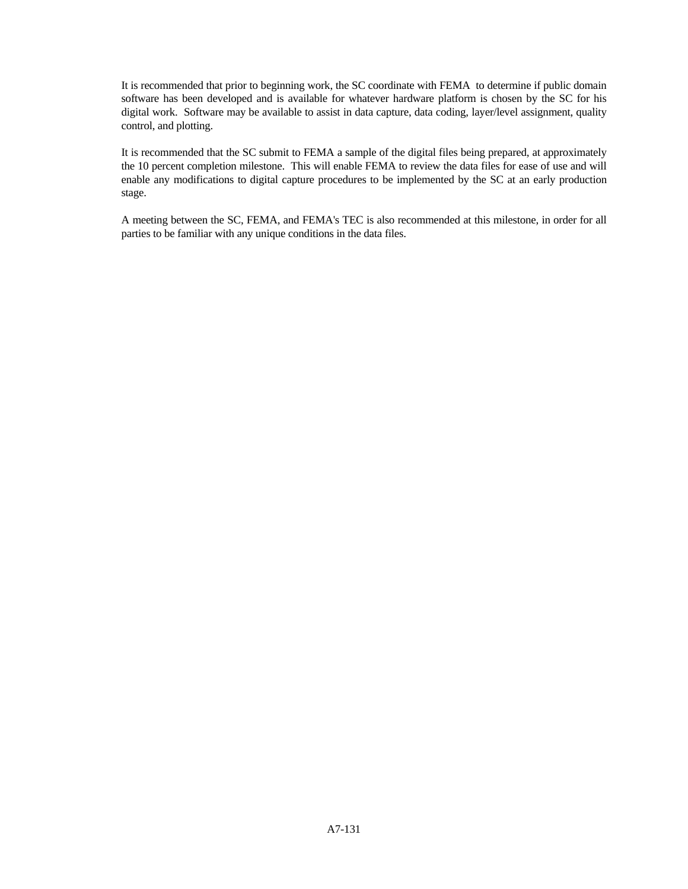It is recommended that prior to beginning work, the SC coordinate with FEMA  to determine if public domain software has been developed and is available for whatever hardware platform is chosen by the SC for his digital work.  Software may be available to assist in data capture, data coding, layer/level assignment, quality control, and plotting.

It is recommended that the SC submit to FEMA a sample of the digital files being prepared, at approximately the 10 percent completion milestone.  This will enable FEMA to review the data files for ease of use and will enable any modifications to digital capture procedures to be implemented by the SC at an early production stage.

A meeting between the SC, FEMA, and FEMA's TEC is also recommended at this milestone, in order for all parties to be familiar with any unique conditions in the data files.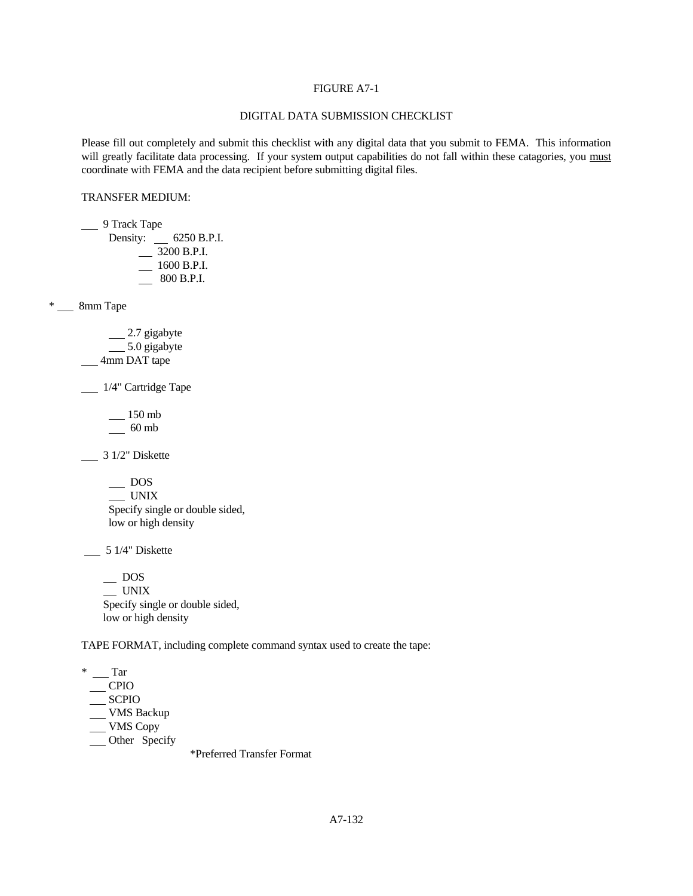FIGURE A7-1

DIGITAL DATA SUBMISSION CHECKLIST

Please fill out completely and submit this checklist with any digital data that you submit to FEMA. This information will greatly facilitate data processing. If your system output capabilities do not fall within these catagories, you <u>must</u> coordinate with FEMA and the data recipient before submitting digital files.

TRANSFER MEDIUM:

\_\_\_ 9 Track Tape
  Density: \_\_\_ 6250 B.P.I.
  \_\_ 3200 B.P.I.
  \_\_ 1600 B.P.I.
  \_\_ 800 B.P.I.

* \_\_\_ 8mm Tape

  \_\_\_ 2.7 gigabyte
  \_\_\_ 5.0 gigabyte

\_\_\_ 4mm DAT tape

\_\_\_ 1/4" Cartridge Tape

  \_\_\_ 150 mb
  \_\_\_ 60 mb

\_\_\_ 3 1/2" Diskette

  \_\_\_ DOS
  \_\_\_ UNIX
  Specify single or double sided,
  low or high density

\_\_\_ 5 1/4" Diskette

  \_\_ DOS
  \_\_ UNIX
  Specify single or double sided,
  low or high density

TAPE FORMAT, including complete command syntax used to create the tape:

* \_\_\_ Tar
\_\_\_ CPIO
\_\_\_ SCPIO
\_\_\_ VMS Backup
\_\_\_ VMS Copy
\_\_\_ Other Specify

*Preferred Transfer Format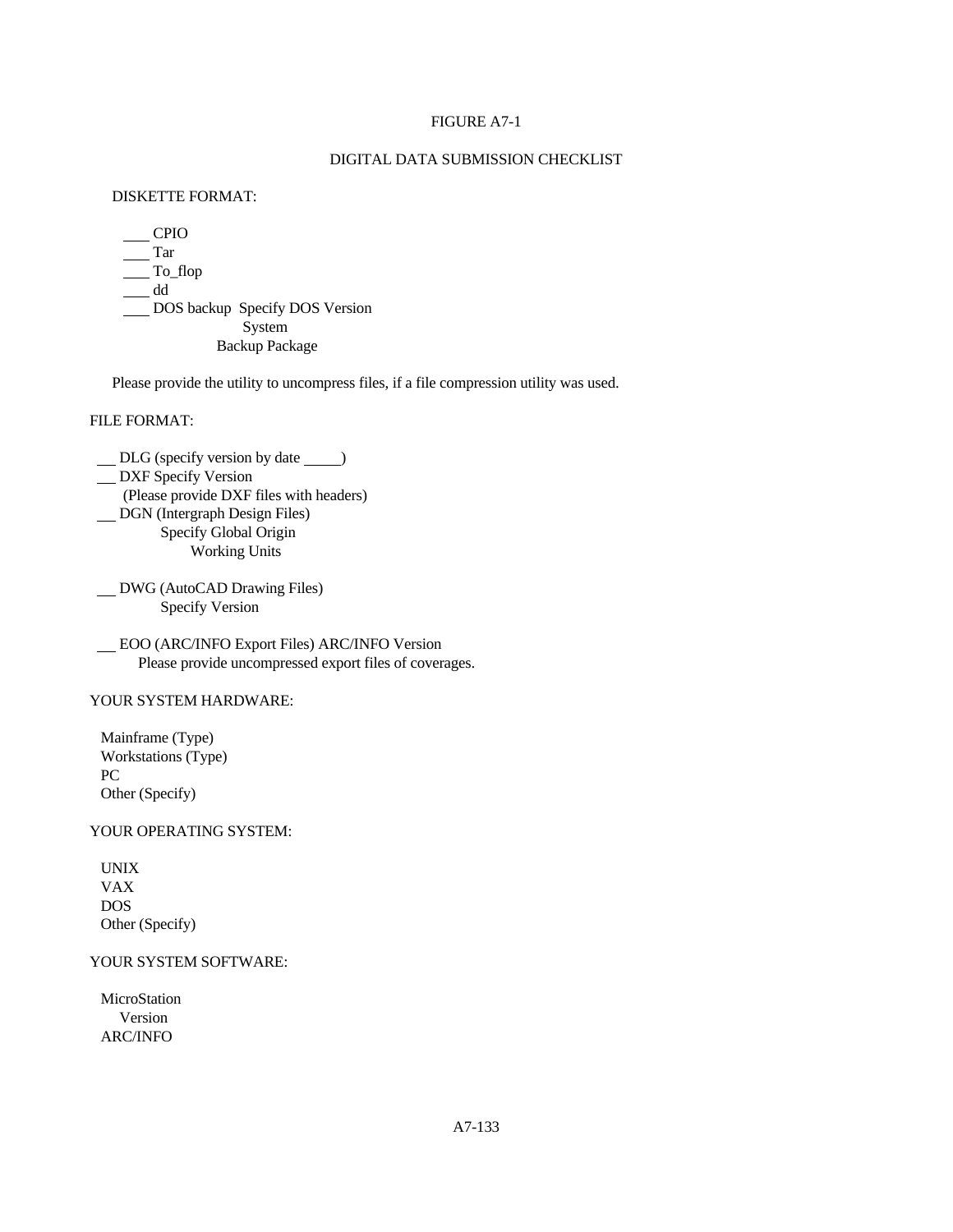FIGURE A7-1

DIGITAL DATA SUBMISSION CHECKLIST

DISKETTE FORMAT:

\_\_\_ CPIO  
\_\_\_ Tar  
\_\_\_ To_flop  
\_\_\_ dd  
\_\_\_ DOS backup  Specify DOS Version  
System  
Backup Package

Please provide the utility to uncompress files, if a file compression utility was used.

FILE FORMAT:

\_\_ DLG (specify version by date \_\_\_\_\_)  
\_\_ DXF Specify Version  
(Please provide DXF files with headers)  
\_\_ DGN (Intergraph Design Files)  
Specify Global Origin  
Working Units

\_\_ DWG (AutoCAD Drawing Files)  
Specify Version

\_\_ EOO (ARC/INFO Export Files) ARC/INFO Version  
Please provide uncompressed export files of coverages.

YOUR SYSTEM HARDWARE:

Mainframe (Type)  
Workstations (Type)  
PC  
Other (Specify)

YOUR OPERATING SYSTEM:

UNIX  
VAX  
DOS  
Other (Specify)

YOUR SYSTEM SOFTWARE:

MicroStation  
Version  
ARC/INFO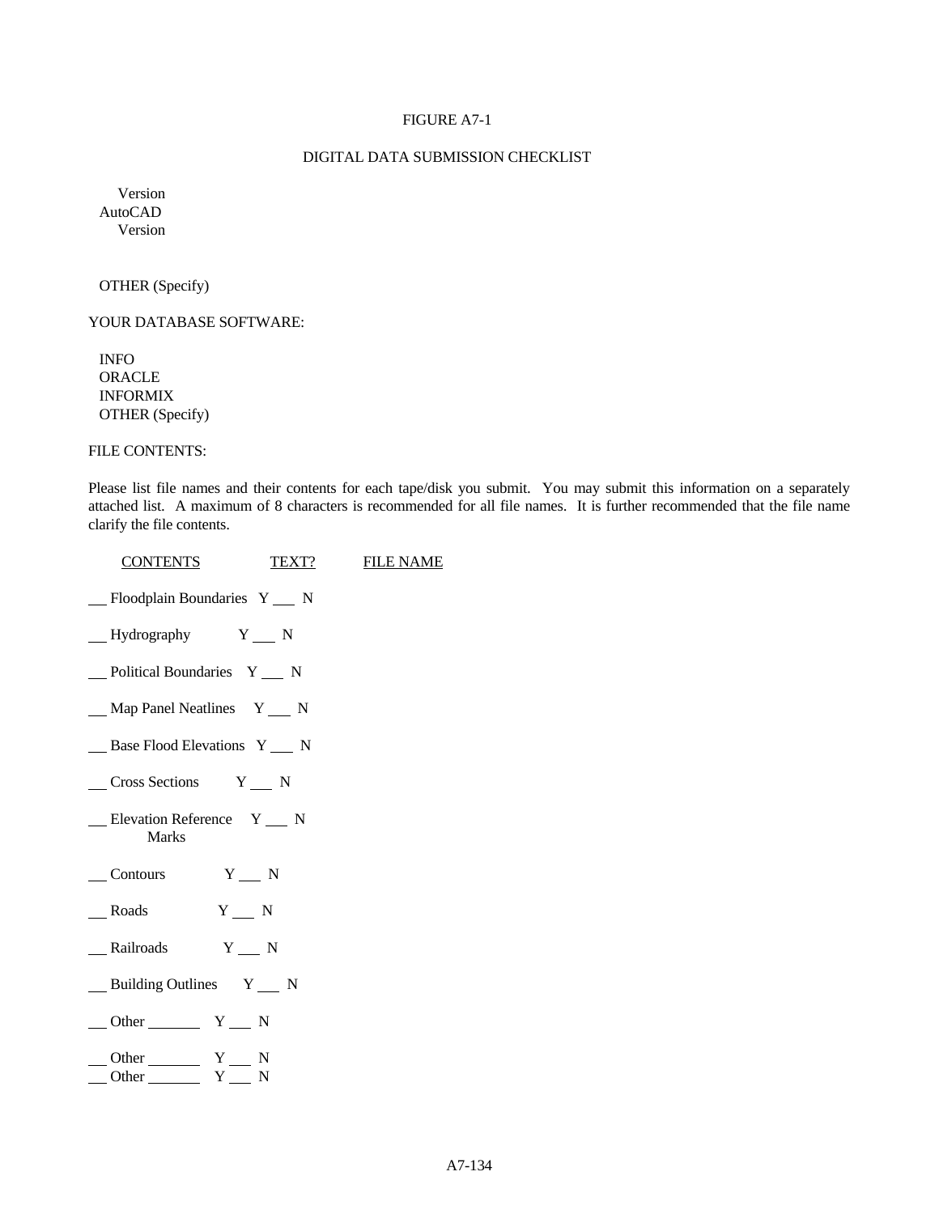FIGURE A7-1

DIGITAL DATA SUBMISSION CHECKLIST

Version
AutoCAD
Version

OTHER (Specify)

YOUR DATABASE SOFTWARE:

INFO
ORACLE
INFORMIX
OTHER (Specify)

FILE CONTENTS:

Please list file names and their contents for each tape/disk you submit. You may submit this information on a separately attached list. A maximum of 8 characters is recommended for all file names. It is further recommended that the file name clarify the file contents.

| CONTENTS | TEXT? | FILE NAME |
|---|---|---|
| __ Floodplain Boundaries | Y ___ N | |
| __ Hydrography | Y ___ N | |
| __ Political Boundaries | Y ___ N | |
| __ Map Panel Neatlines | Y ___ N | |
| __ Base Flood Elevations | Y ___ N | |
| __ Cross Sections | Y ___ N | |
| __ Elevation Reference Marks | Y ___ N | |
| __ Contours | Y ___ N | |
| __ Roads | Y ___ N | |
| __ Railroads | Y ___ N | |
| __ Building Outlines | Y ___ N | |
| __ Other _______ | Y ___ N | |
| __ Other _______ | Y ___ N | |
| __ Other _______ | Y ___ N | |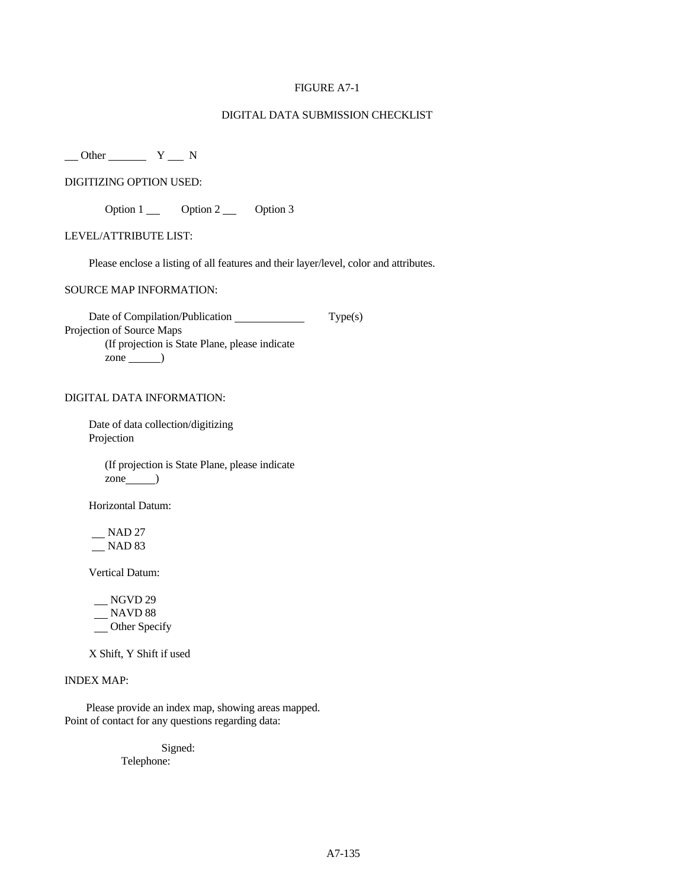FIGURE A7-1

DIGITAL DATA SUBMISSION CHECKLIST

___ Other _______ Y ___ N

DIGITIZING OPTION USED:

Option 1 ___ Option 2 ___ Option 3

LEVEL/ATTRIBUTE LIST:

Please enclose a listing of all features and their layer/level, color and attributes.

SOURCE MAP INFORMATION:

Date of Compilation/Publication ___________ Type(s)
Projection of Source Maps
(If projection is State Plane, please indicate zone ______)

DIGITAL DATA INFORMATION:

Date of data collection/digitizing
Projection

(If projection is State Plane, please indicate zone______)

Horizontal Datum:

___ NAD 27
___ NAD 83

Vertical Datum:

___ NGVD 29
___ NAVD 88
___ Other Specify

X Shift, Y Shift if used

INDEX MAP:

Please provide an index map, showing areas mapped.
Point of contact for any questions regarding data:

Signed:
Telephone: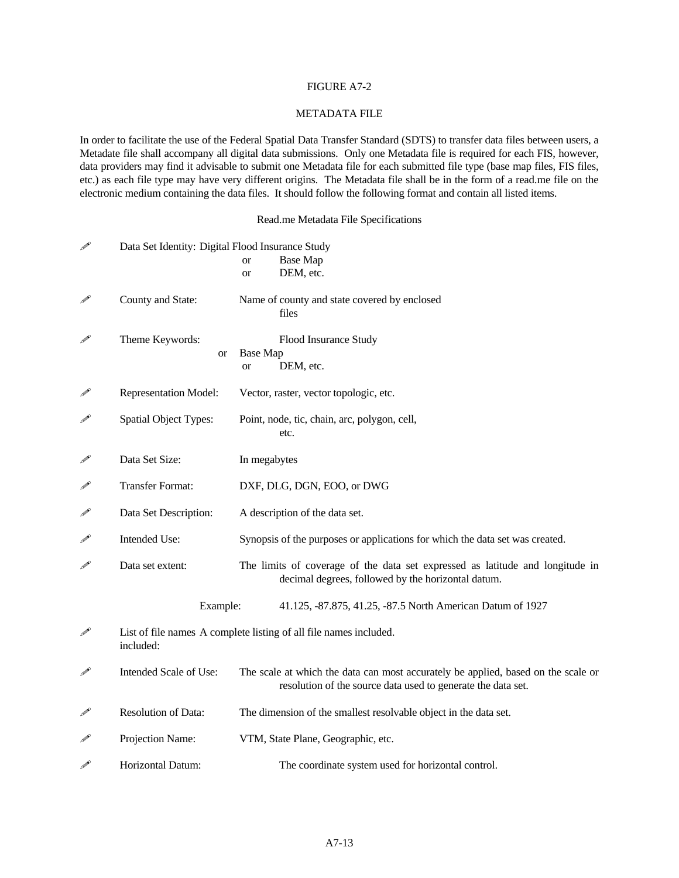FIGURE A7-2

METADATA FILE

In order to facilitate the use of the Federal Spatial Data Transfer Standard (SDTS) to transfer data files between users, a Metadate file shall accompany all digital data submissions. Only one Metadata file is required for each FIS, however, data providers may find it advisable to submit one Metadata file for each submitted file type (base map files, FIS files, etc.) as each file type may have very different origins. The Metadata file shall be in the form of a read.me file on the electronic medium containing the data files. It should follow the following format and contain all listed items.

Read.me Metadata File Specifications

- ✐ Data Set Identity: Digital Flood Insurance Study
  or Base Map
  or DEM, etc.

- ✐ County and State: Name of county and state covered by enclosed files

- ✐ Theme Keywords: Flood Insurance Study
  or Base Map
  or DEM, etc.

- ✐ Representation Model: Vector, raster, vector topologic, etc.

- ✐ Spatial Object Types: Point, node, tic, chain, arc, polygon, cell, etc.

- ✐ Data Set Size: In megabytes

- ✐ Transfer Format: DXF, DLG, DGN, EOO, or DWG

- ✐ Data Set Description: A description of the data set.

- ✐ Intended Use: Synopsis of the purposes or applications for which the data set was created.

- ✐ Data set extent: The limits of coverage of the data set expressed as latitude and longitude in decimal degrees, followed by the horizontal datum.

  Example: 41.125, -87.875, 41.25, -87.5 North American Datum of 1927

- ✐ List of file names included: A complete listing of all file names included.

- ✐ Intended Scale of Use: The scale at which the data can most accurately be applied, based on the scale or resolution of the source data used to generate the data set.

- ✐ Resolution of Data: The dimension of the smallest resolvable object in the data set.

- ✐ Projection Name: VTM, State Plane, Geographic, etc.

- ✐ Horizontal Datum: The coordinate system used for horizontal control.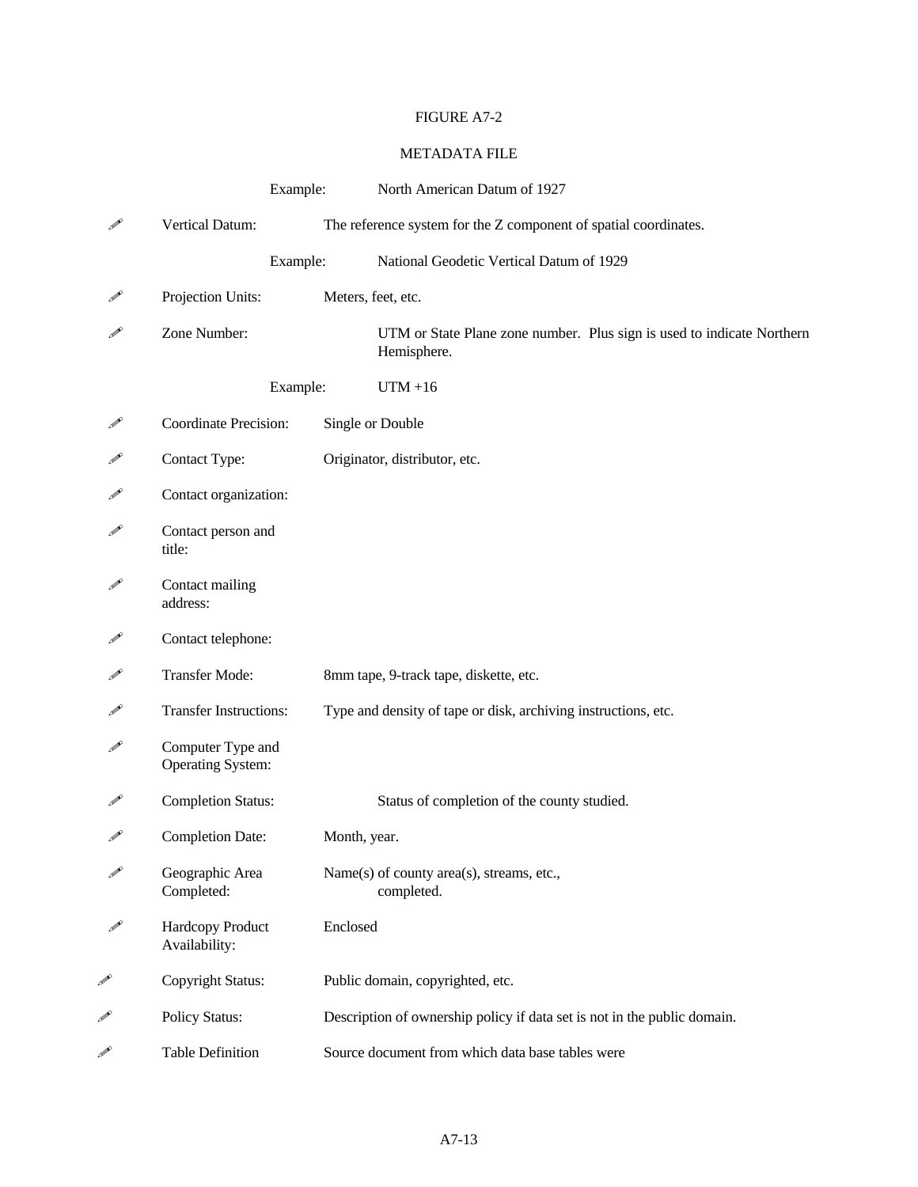FIGURE A7-2

METADATA FILE

Example: North American Datum of 1927

✐ Vertical Datum: The reference system for the Z component of spatial coordinates.

Example: National Geodetic Vertical Datum of 1929

✐ Projection Units: Meters, feet, etc.

✐ Zone Number: UTM or State Plane zone number. Plus sign is used to indicate Northern Hemisphere.

Example: UTM +16

✐ Coordinate Precision: Single or Double

✐ Contact Type: Originator, distributor, etc.

✐ Contact organization:

✐ Contact person and title:

✐ Contact mailing address:

✐ Contact telephone:

✐ Transfer Mode: 8mm tape, 9-track tape, diskette, etc.

✐ Transfer Instructions: Type and density of tape or disk, archiving instructions, etc.

✐ Computer Type and Operating System:

✐ Completion Status: Status of completion of the county studied.

✐ Completion Date: Month, year.

✐ Geographic Area Completed: Name(s) of county area(s), streams, etc., completed.

✐ Hardcopy Product Availability: Enclosed

✐ Copyright Status: Public domain, copyrighted, etc.

✐ Policy Status: Description of ownership policy if data set is not in the public domain.

✐ Table Definition Source document from which data base tables were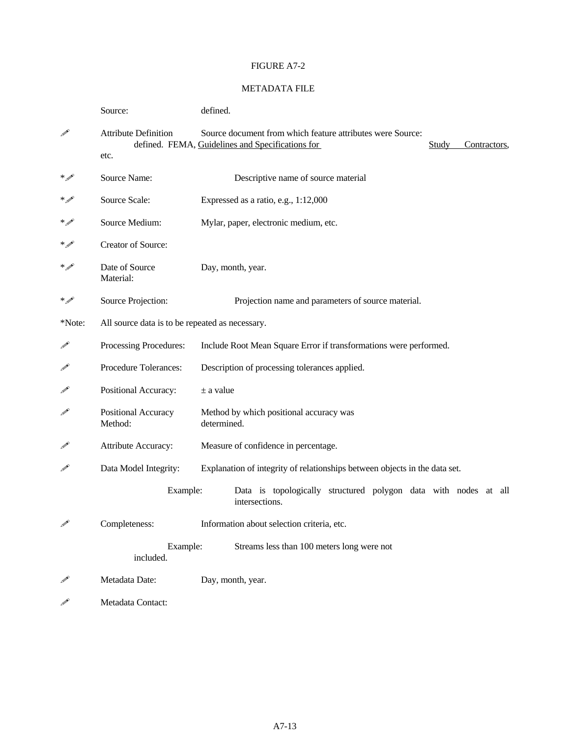FIGURE A7-2

METADATA FILE

| | | |
|---|---|---|
| | Source: | defined. |
| ✐ | Attribute Definition Source: | Source document from which feature attributes were defined. FEMA, <u>Guidelines and Specifications for Study Contractors</u>, etc. |
| *✐ | Source Name: | Descriptive name of source material |
| *✐ | Source Scale: | Expressed as a ratio, e.g., 1:12,000 |
| *✐ | Source Medium: | Mylar, paper, electronic medium, etc. |
| *✐ | Creator of Source: | |
| *✐ | Date of Source Material: | Day, month, year. |
| *✐ | Source Projection: | Projection name and parameters of source material. |
| *Note: | All source data is to be repeated as necessary. | |
| ✐ | Processing Procedures: | Include Root Mean Square Error if transformations were performed. |
| ✐ | Procedure Tolerances: | Description of processing tolerances applied. |
| ✐ | Positional Accuracy: | ± a value |
| ✐ | Positional Accuracy Method: | Method by which positional accuracy was determined. |
| ✐ | Attribute Accuracy: | Measure of confidence in percentage. |
| ✐ | Data Model Integrity: | Explanation of integrity of relationships between objects in the data set. |
| | Example: | Data is topologically structured polygon data with nodes at all intersections. |
| ✐ | Completeness: | Information about selection criteria, etc. |
| | Example: | Streams less than 100 meters long were not included. |
| ✐ | Metadata Date: | Day, month, year. |
| ✐ | Metadata Contact: | |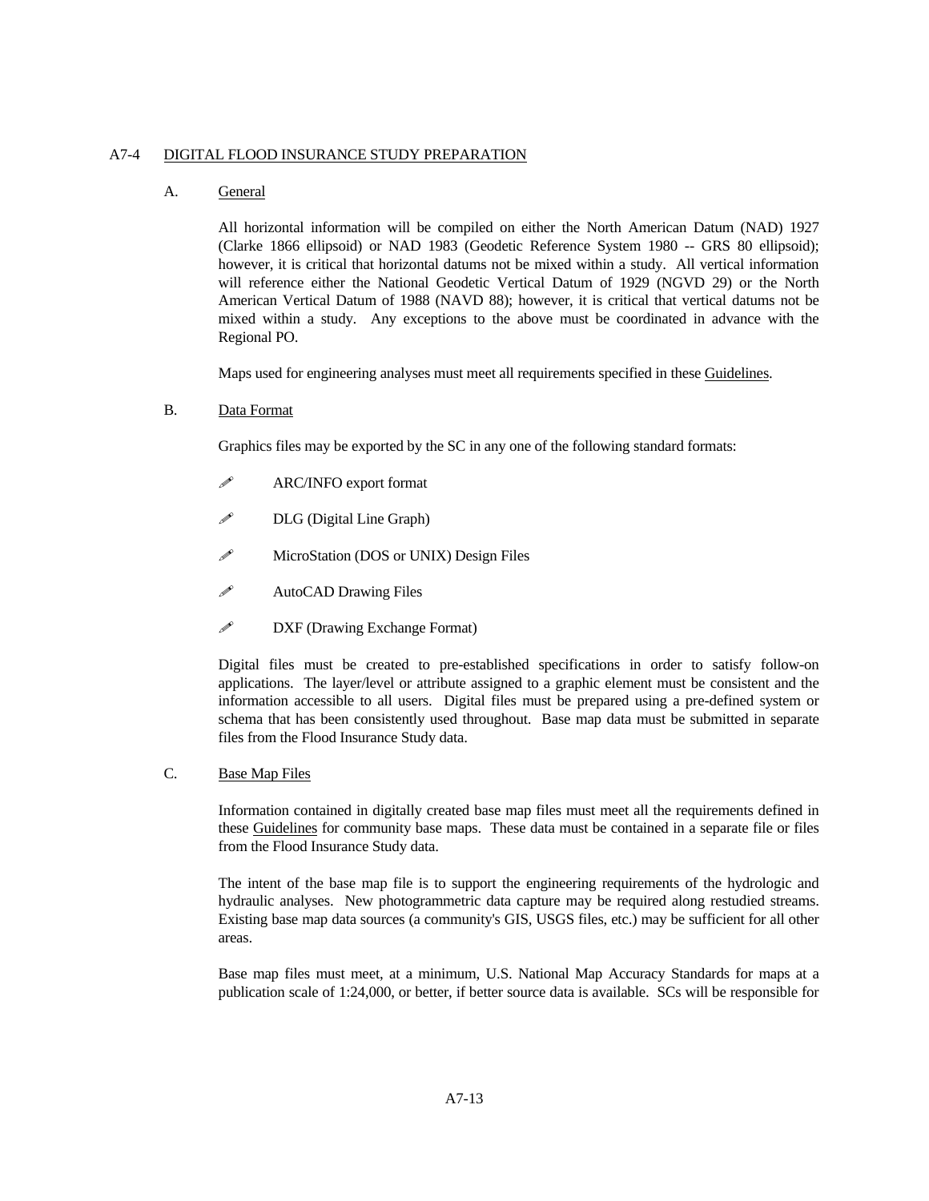## A7-4 DIGITAL FLOOD INSURANCE STUDY PREPARATION

### A. General

All horizontal information will be compiled on either the North American Datum (NAD) 1927 (Clarke 1866 ellipsoid) or NAD 1983 (Geodetic Reference System 1980 -- GRS 80 ellipsoid); however, it is critical that horizontal datums not be mixed within a study. All vertical information will reference either the National Geodetic Vertical Datum of 1929 (NGVD 29) or the North American Vertical Datum of 1988 (NAVD 88); however, it is critical that vertical datums not be mixed within a study. Any exceptions to the above must be coordinated in advance with the Regional PO.

Maps used for engineering analyses must meet all requirements specified in these Guidelines.

### B. Data Format

Graphics files may be exported by the SC in any one of the following standard formats:

- ARC/INFO export format
- DLG (Digital Line Graph)
- MicroStation (DOS or UNIX) Design Files
- AutoCAD Drawing Files
- DXF (Drawing Exchange Format)

Digital files must be created to pre-established specifications in order to satisfy follow-on applications. The layer/level or attribute assigned to a graphic element must be consistent and the information accessible to all users. Digital files must be prepared using a pre-defined system or schema that has been consistently used throughout. Base map data must be submitted in separate files from the Flood Insurance Study data.

### C. Base Map Files

Information contained in digitally created base map files must meet all the requirements defined in these Guidelines for community base maps. These data must be contained in a separate file or files from the Flood Insurance Study data.

The intent of the base map file is to support the engineering requirements of the hydrologic and hydraulic analyses. New photogrammetric data capture may be required along restudied streams. Existing base map data sources (a community's GIS, USGS files, etc.) may be sufficient for all other areas.

Base map files must meet, at a minimum, U.S. National Map Accuracy Standards for maps at a publication scale of 1:24,000, or better, if better source data is available. SCs will be responsible for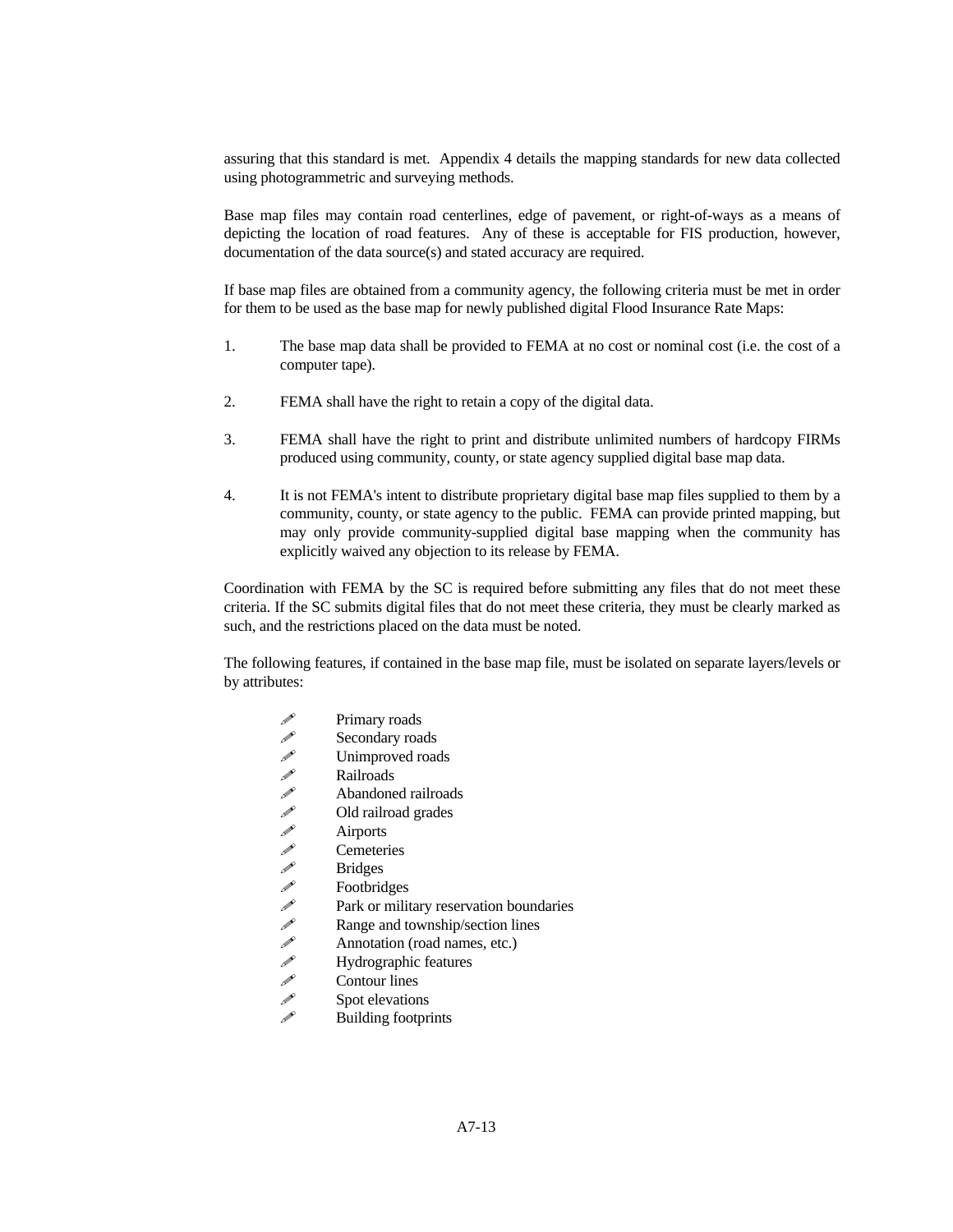assuring that this standard is met. Appendix 4 details the mapping standards for new data collected using photogrammetric and surveying methods.

Base map files may contain road centerlines, edge of pavement, or right-of-ways as a means of depicting the location of road features. Any of these is acceptable for FIS production, however, documentation of the data source(s) and stated accuracy are required.

If base map files are obtained from a community agency, the following criteria must be met in order for them to be used as the base map for newly published digital Flood Insurance Rate Maps:

1. The base map data shall be provided to FEMA at no cost or nominal cost (i.e. the cost of a computer tape).

2. FEMA shall have the right to retain a copy of the digital data.

3. FEMA shall have the right to print and distribute unlimited numbers of hardcopy FIRMs produced using community, county, or state agency supplied digital base map data.

4. It is not FEMA's intent to distribute proprietary digital base map files supplied to them by a community, county, or state agency to the public. FEMA can provide printed mapping, but may only provide community-supplied digital base mapping when the community has explicitly waived any objection to its release by FEMA.

Coordination with FEMA by the SC is required before submitting any files that do not meet these criteria. If the SC submits digital files that do not meet these criteria, they must be clearly marked as such, and the restrictions placed on the data must be noted.

The following features, if contained in the base map file, must be isolated on separate layers/levels or by attributes:

- Primary roads
- Secondary roads
- Unimproved roads
- Railroads
- Abandoned railroads
- Old railroad grades
- Airports
- Cemeteries
- Bridges
- Footbridges
- Park or military reservation boundaries
- Range and township/section lines
- Annotation (road names, etc.)
- Hydrographic features
- Contour lines
- Spot elevations
- Building footprints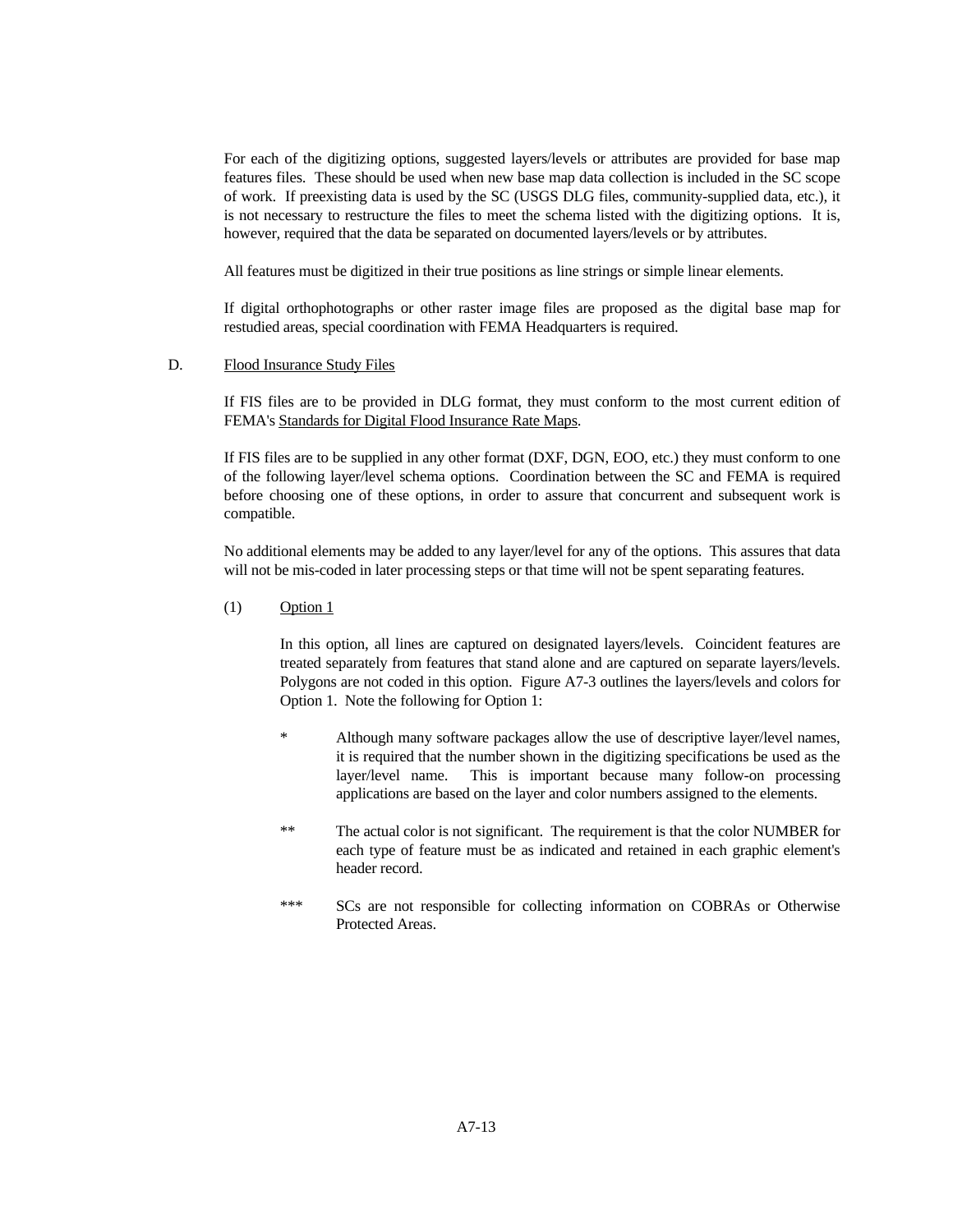For each of the digitizing options, suggested layers/levels or attributes are provided for base map features files. These should be used when new base map data collection is included in the SC scope of work. If preexisting data is used by the SC (USGS DLG files, community-supplied data, etc.), it is not necessary to restructure the files to meet the schema listed with the digitizing options. It is, however, required that the data be separated on documented layers/levels or by attributes.

All features must be digitized in their true positions as line strings or simple linear elements.

If digital orthophotographs or other raster image files are proposed as the digital base map for restudied areas, special coordination with FEMA Headquarters is required.

D. Flood Insurance Study Files

If FIS files are to be provided in DLG format, they must conform to the most current edition of FEMA's Standards for Digital Flood Insurance Rate Maps.

If FIS files are to be supplied in any other format (DXF, DGN, EOO, etc.) they must conform to one of the following layer/level schema options. Coordination between the SC and FEMA is required before choosing one of these options, in order to assure that concurrent and subsequent work is compatible.

No additional elements may be added to any layer/level for any of the options. This assures that data will not be mis-coded in later processing steps or that time will not be spent separating features.

(1) Option 1

In this option, all lines are captured on designated layers/levels. Coincident features are treated separately from features that stand alone and are captured on separate layers/levels. Polygons are not coded in this option. Figure A7-3 outlines the layers/levels and colors for Option 1. Note the following for Option 1:

\* Although many software packages allow the use of descriptive layer/level names, it is required that the number shown in the digitizing specifications be used as the layer/level name. This is important because many follow-on processing applications are based on the layer and color numbers assigned to the elements.

\*\* The actual color is not significant. The requirement is that the color NUMBER for each type of feature must be as indicated and retained in each graphic element's header record.

\*\*\* SCs are not responsible for collecting information on COBRAs or Otherwise Protected Areas.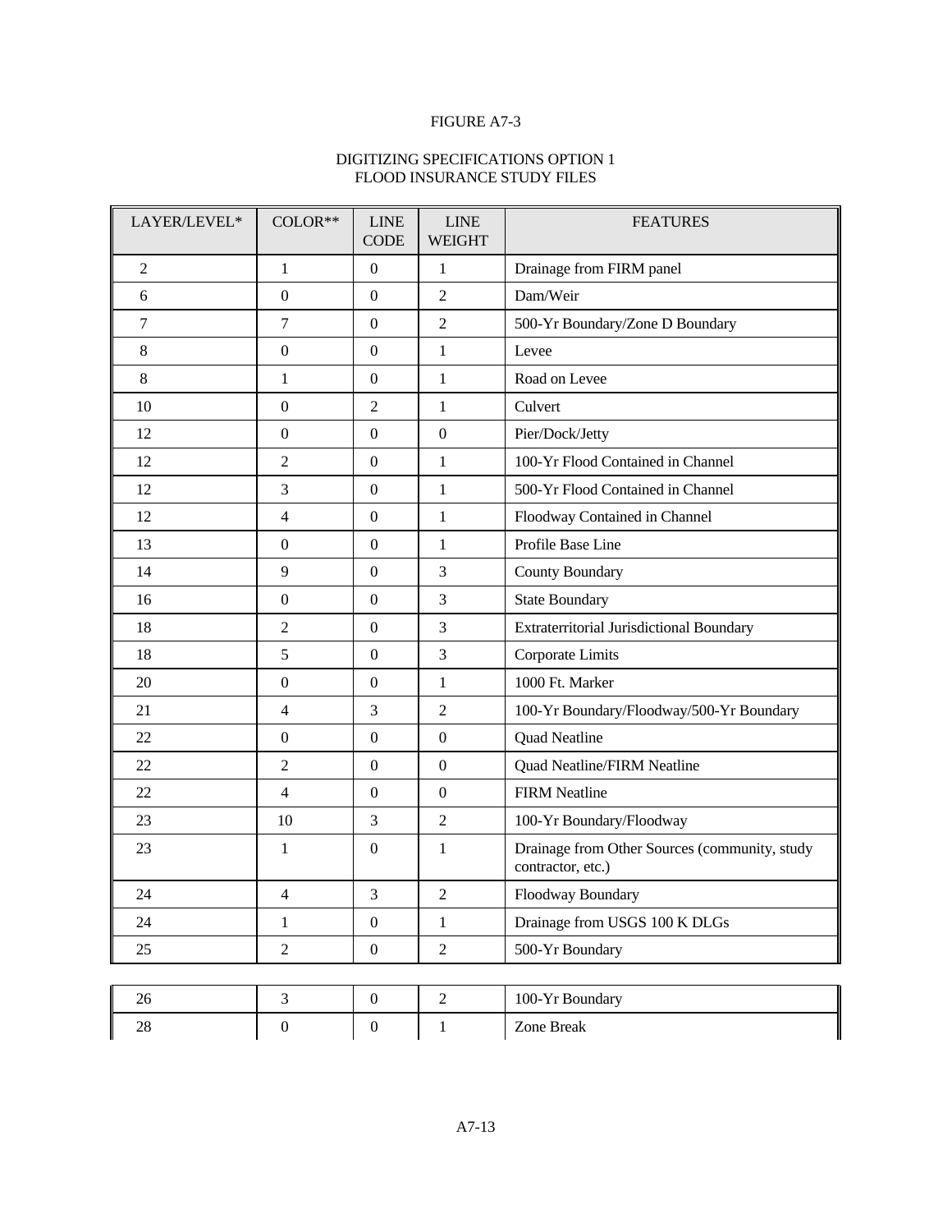FIGURE A7-3

DIGITIZING SPECIFICATIONS OPTION 1
FLOOD INSURANCE STUDY FILES

| LAYER/LEVEL* | COLOR** | LINE CODE | LINE WEIGHT | FEATURES |
|---|---|---|---|---|
| 2 | 1 | 0 | 1 | Drainage from FIRM panel |
| 6 | 0 | 0 | 2 | Dam/Weir |
| 7 | 7 | 0 | 2 | 500-Yr Boundary/Zone D Boundary |
| 8 | 0 | 0 | 1 | Levee |
| 8 | 1 | 0 | 1 | Road on Levee |
| 10 | 0 | 2 | 1 | Culvert |
| 12 | 0 | 0 | 0 | Pier/Dock/Jetty |
| 12 | 2 | 0 | 1 | 100-Yr Flood Contained in Channel |
| 12 | 3 | 0 | 1 | 500-Yr Flood Contained in Channel |
| 12 | 4 | 0 | 1 | Floodway Contained in Channel |
| 13 | 0 | 0 | 1 | Profile Base Line |
| 14 | 9 | 0 | 3 | County Boundary |
| 16 | 0 | 0 | 3 | State Boundary |
| 18 | 2 | 0 | 3 | Extraterritorial Jurisdictional Boundary |
| 18 | 5 | 0 | 3 | Corporate Limits |
| 20 | 0 | 0 | 1 | 1000 Ft. Marker |
| 21 | 4 | 3 | 2 | 100-Yr Boundary/Floodway/500-Yr Boundary |
| 22 | 0 | 0 | 0 | Quad Neatline |
| 22 | 2 | 0 | 0 | Quad Neatline/FIRM Neatline |
| 22 | 4 | 0 | 0 | FIRM Neatline |
| 23 | 10 | 3 | 2 | 100-Yr Boundary/Floodway |
| 23 | 1 | 0 | 1 | Drainage from Other Sources (community, study contractor, etc.) |
| 24 | 4 | 3 | 2 | Floodway Boundary |
| 24 | 1 | 0 | 1 | Drainage from USGS 100 K DLGs |
| 25 | 2 | 0 | 2 | 500-Yr Boundary |
| 26 | 3 | 0 | 2 | 100-Yr Boundary |
| 28 | 0 | 0 | 1 | Zone Break |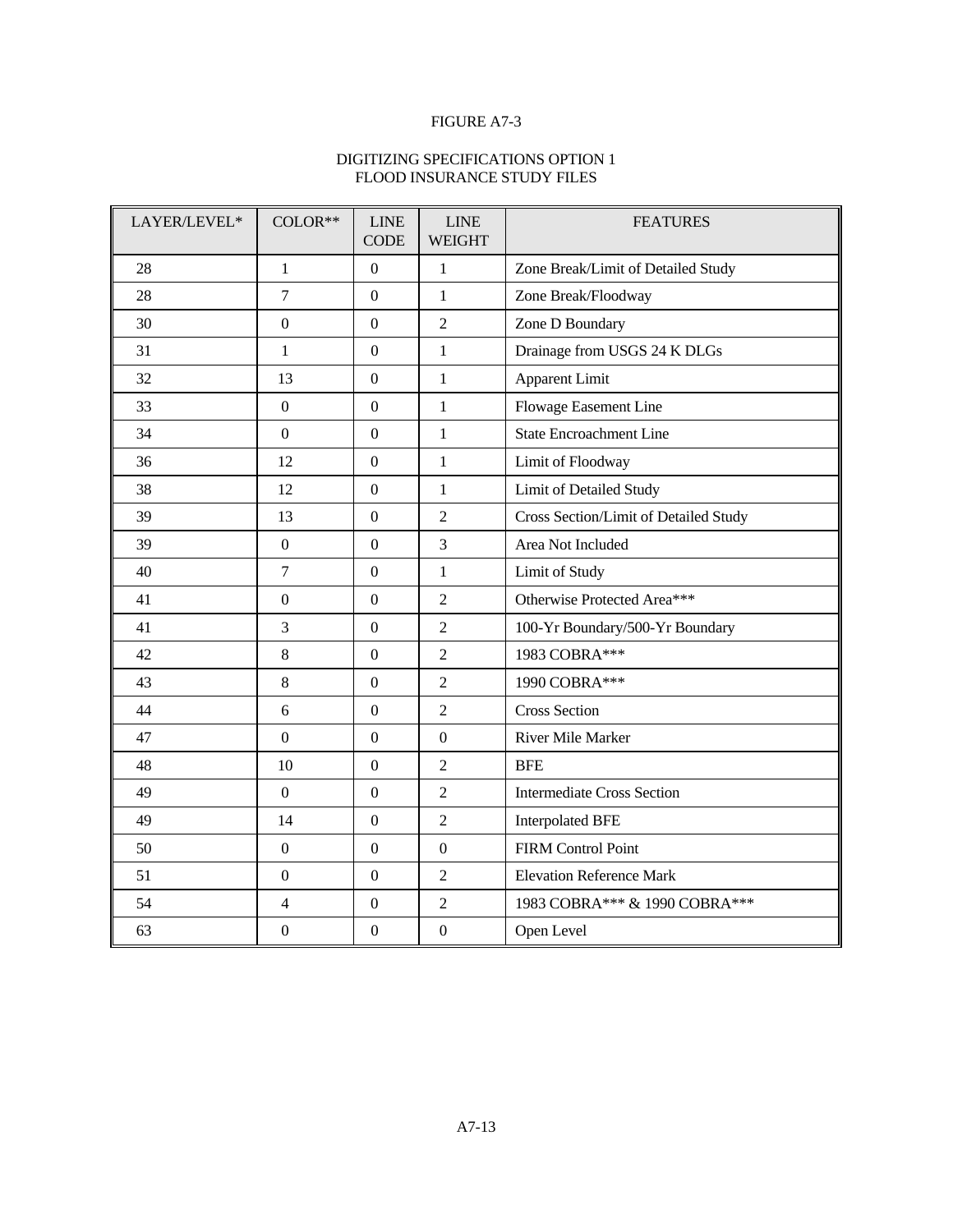FIGURE A7-3

DIGITIZING SPECIFICATIONS OPTION 1
FLOOD INSURANCE STUDY FILES

| LAYER/LEVEL* | COLOR** | LINE CODE | LINE WEIGHT | FEATURES |
|---|---|---|---|---|
| 28 | 1 | 0 | 1 | Zone Break/Limit of Detailed Study |
| 28 | 7 | 0 | 1 | Zone Break/Floodway |
| 30 | 0 | 0 | 2 | Zone D Boundary |
| 31 | 1 | 0 | 1 | Drainage from USGS 24 K DLGs |
| 32 | 13 | 0 | 1 | Apparent Limit |
| 33 | 0 | 0 | 1 | Flowage Easement Line |
| 34 | 0 | 0 | 1 | State Encroachment Line |
| 36 | 12 | 0 | 1 | Limit of Floodway |
| 38 | 12 | 0 | 1 | Limit of Detailed Study |
| 39 | 13 | 0 | 2 | Cross Section/Limit of Detailed Study |
| 39 | 0 | 0 | 3 | Area Not Included |
| 40 | 7 | 0 | 1 | Limit of Study |
| 41 | 0 | 0 | 2 | Otherwise Protected Area*** |
| 41 | 3 | 0 | 2 | 100-Yr Boundary/500-Yr Boundary |
| 42 | 8 | 0 | 2 | 1983 COBRA*** |
| 43 | 8 | 0 | 2 | 1990 COBRA*** |
| 44 | 6 | 0 | 2 | Cross Section |
| 47 | 0 | 0 | 0 | River Mile Marker |
| 48 | 10 | 0 | 2 | BFE |
| 49 | 0 | 0 | 2 | Intermediate Cross Section |
| 49 | 14 | 0 | 2 | Interpolated BFE |
| 50 | 0 | 0 | 0 | FIRM Control Point |
| 51 | 0 | 0 | 2 | Elevation Reference Mark |
| 54 | 4 | 0 | 2 | 1983 COBRA*** & 1990 COBRA*** |
| 63 | 0 | 0 | 0 | Open Level |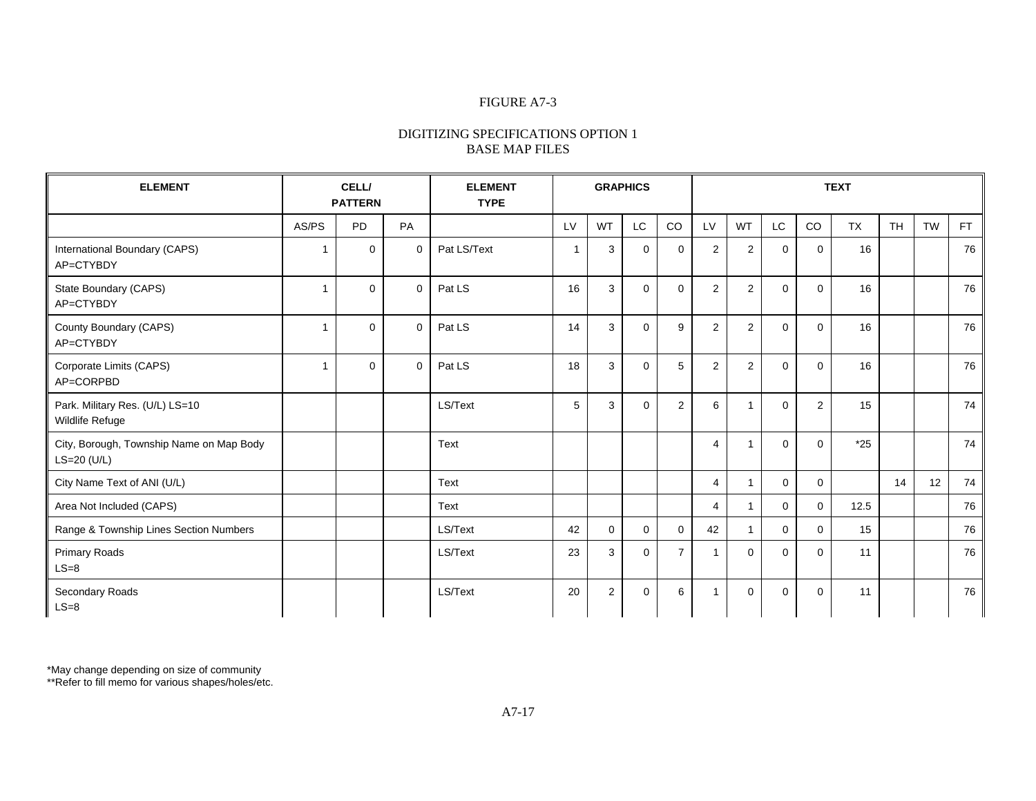FIGURE A7-3

DIGITIZING SPECIFICATIONS OPTION 1
BASE MAP FILES

| ELEMENT | CELL/ PATTERN | | | ELEMENT TYPE | GRAPHICS | | | | TEXT | | | | | | | |
|---|---|---|---|---|---|---|---|---|---|---|---|---|---|---|---|---|
| | AS/PS | PD | PA | | LV | WT | LC | CO | LV | WT | LC | CO | TX | TH | TW | FT |
| International Boundary (CAPS) AP=CTYBDY | 1 | 0 | 0 | Pat LS/Text | 1 | 3 | 0 | 0 | 2 | 2 | 0 | 0 | 16 | | | 76 |
| State Boundary (CAPS) AP=CTYBDY | 1 | 0 | 0 | Pat LS | 16 | 3 | 0 | 0 | 2 | 2 | 0 | 0 | 16 | | | 76 |
| County Boundary (CAPS) AP=CTYBDY | 1 | 0 | 0 | Pat LS | 14 | 3 | 0 | 9 | 2 | 2 | 0 | 0 | 16 | | | 76 |
| Corporate Limits (CAPS) AP=CORPBD | 1 | 0 | 0 | Pat LS | 18 | 3 | 0 | 5 | 2 | 2 | 0 | 0 | 16 | | | 76 |
| Park. Military Res. (U/L) LS=10 Wildlife Refuge | | | | LS/Text | 5 | 3 | 0 | 2 | 6 | 1 | 0 | 2 | 15 | | | 74 |
| City, Borough, Township Name on Map Body LS=20 (U/L) | | | | Text | | | | | 4 | 1 | 0 | 0 | *25 | | | 74 |
| City Name Text of ANI (U/L) | | | | Text | | | | | 4 | 1 | 0 | 0 | | 14 | 12 | 74 |
| Area Not Included (CAPS) | | | | Text | | | | | 4 | 1 | 0 | 0 | 12.5 | | | 76 |
| Range & Township Lines Section Numbers | | | | LS/Text | 42 | 0 | 0 | 0 | 42 | 1 | 0 | 0 | 15 | | | 76 |
| Primary Roads LS=8 | | | | LS/Text | 23 | 3 | 0 | 7 | 1 | 0 | 0 | 0 | 11 | | | 76 |
| Secondary Roads LS=8 | | | | LS/Text | 20 | 2 | 0 | 6 | 1 | 0 | 0 | 0 | 11 | | | 76 |

*May change depending on size of community
**Refer to fill memo for various shapes/holes/etc.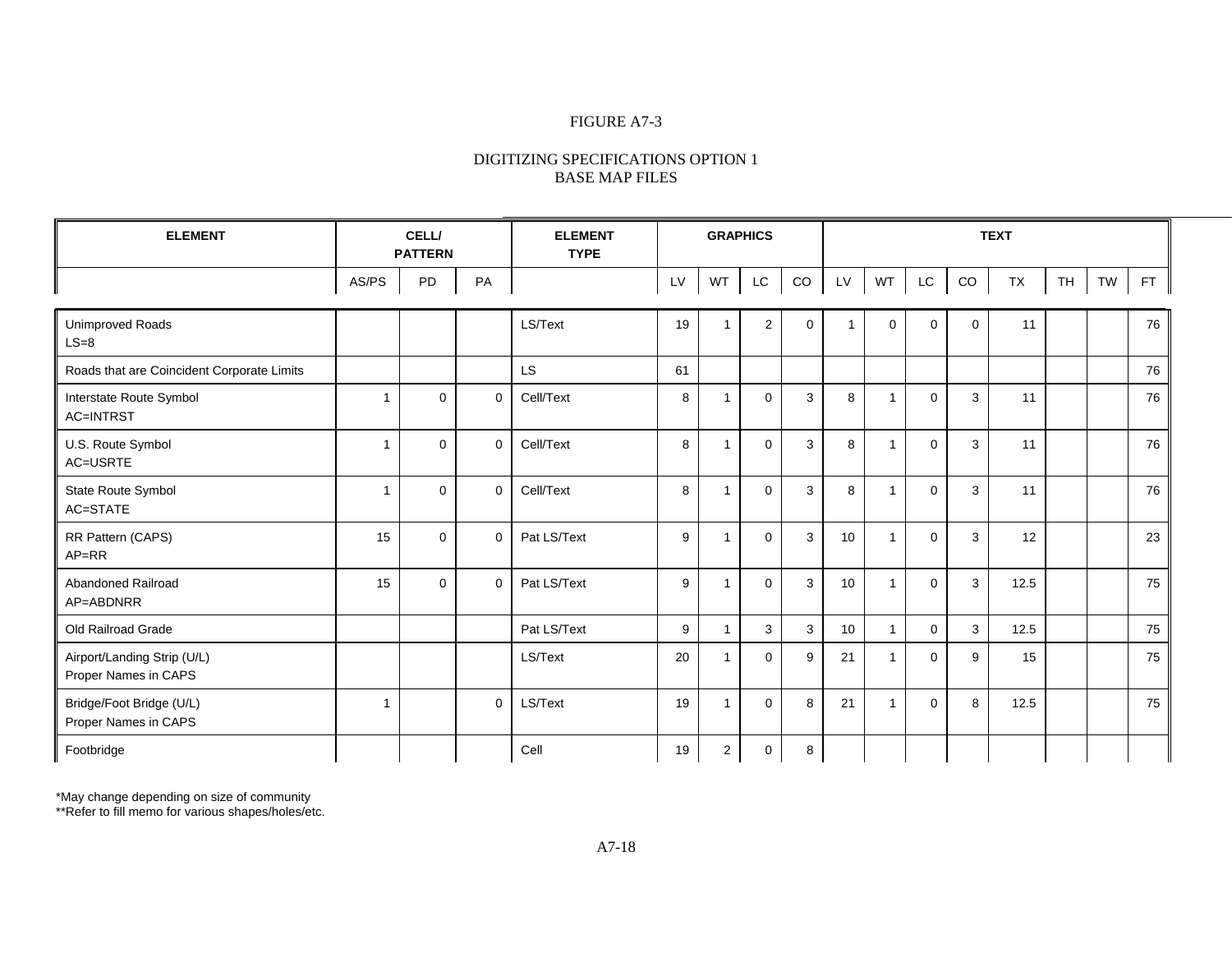FIGURE A7-3

DIGITIZING SPECIFICATIONS OPTION 1
BASE MAP FILES

| ELEMENT | CELL/ PATTERN | | | ELEMENT TYPE | GRAPHICS | | | | TEXT | | | | | | | |
|---|---|---|---|---|---|---|---|---|---|---|---|---|---|---|---|---|
| | AS/PS | PD | PA | | LV | WT | LC | CO | LV | WT | LC | CO | TX | TH | TW | FT |
| Unimproved Roads LS=8 | | | | LS/Text | 19 | 1 | 2 | 0 | 1 | 0 | 0 | 0 | 11 | | | 76 |
| Roads that are Coincident Corporate Limits | | | | LS | 61 | | | | | | | | | | | 76 |
| Interstate Route Symbol AC=INTRST | 1 | 0 | 0 | Cell/Text | 8 | 1 | 0 | 3 | 8 | 1 | 0 | 3 | 11 | | | 76 |
| U.S. Route Symbol AC=USRTE | 1 | 0 | 0 | Cell/Text | 8 | 1 | 0 | 3 | 8 | 1 | 0 | 3 | 11 | | | 76 |
| State Route Symbol AC=STATE | 1 | 0 | 0 | Cell/Text | 8 | 1 | 0 | 3 | 8 | 1 | 0 | 3 | 11 | | | 76 |
| RR Pattern (CAPS) AP=RR | 15 | 0 | 0 | Pat LS/Text | 9 | 1 | 0 | 3 | 10 | 1 | 0 | 3 | 12 | | | 23 |
| Abandoned Railroad AP=ABDNRR | 15 | 0 | 0 | Pat LS/Text | 9 | 1 | 0 | 3 | 10 | 1 | 0 | 3 | 12.5 | | | 75 |
| Old Railroad Grade | | | | Pat LS/Text | 9 | 1 | 3 | 3 | 10 | 1 | 0 | 3 | 12.5 | | | 75 |
| Airport/Landing Strip (U/L) Proper Names in CAPS | | | | LS/Text | 20 | 1 | 0 | 9 | 21 | 1 | 0 | 9 | 15 | | | 75 |
| Bridge/Foot Bridge (U/L) Proper Names in CAPS | 1 | | 0 | LS/Text | 19 | 1 | 0 | 8 | 21 | 1 | 0 | 8 | 12.5 | | | 75 |
| Footbridge | | | | Cell | 19 | 2 | 0 | 8 | | | | | | | | |

*May change depending on size of community
**Refer to fill memo for various shapes/holes/etc.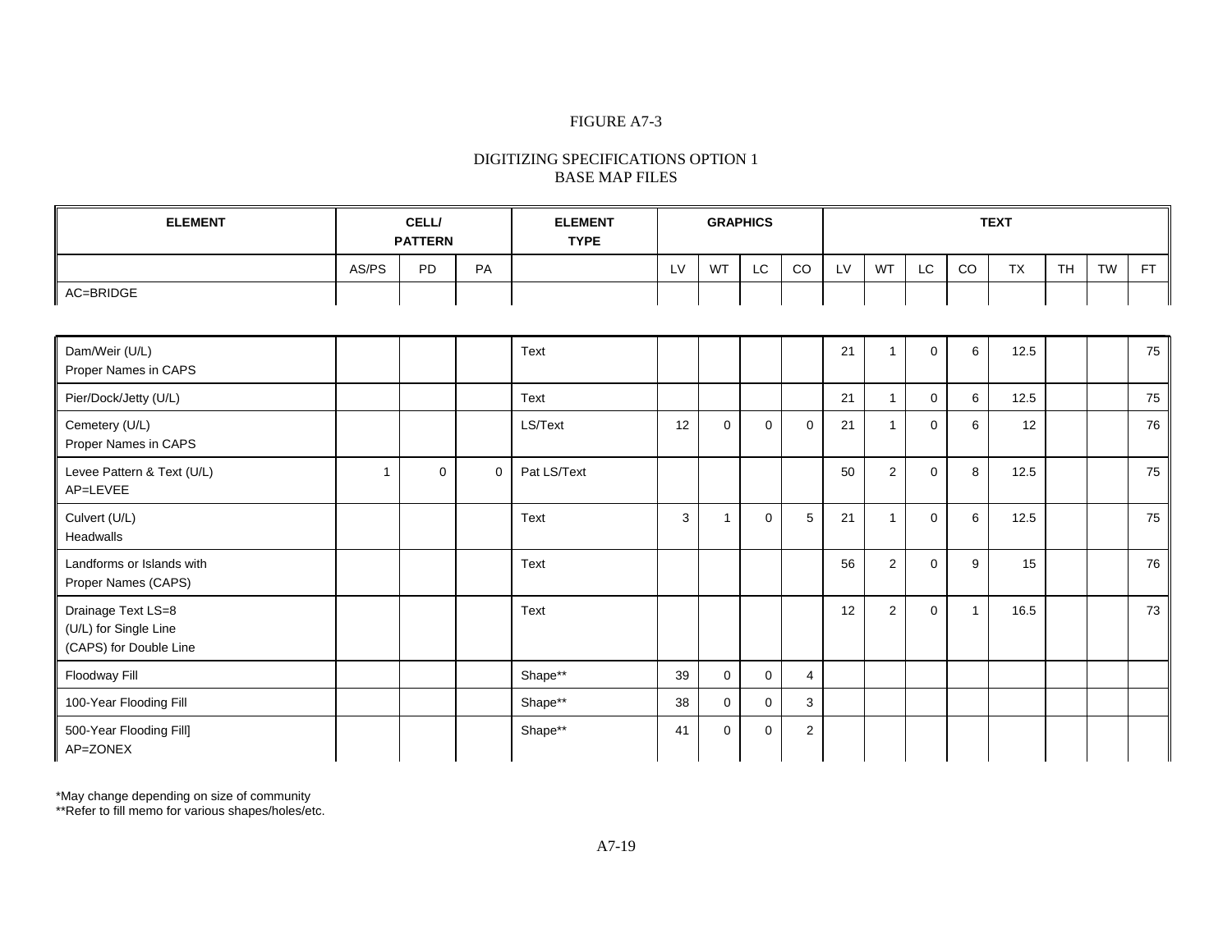FIGURE A7-3

DIGITIZING SPECIFICATIONS OPTION 1
BASE MAP FILES

| ELEMENT | CELL/ PATTERN | | | ELEMENT TYPE | GRAPHICS | | | | TEXT | | | | | | | |
|---|---|---|---|---|---|---|---|---|---|---|---|---|---|---|---|---|
| | AS/PS | PD | PA | | LV | WT | LC | CO | LV | WT | LC | CO | TX | TH | TW | FT |
| AC=BRIDGE | | | | | | | | | | | | | | | | |
| Dam/Weir (U/L)<br>Proper Names in CAPS | | | | Text | | | | | 21 | 1 | 0 | 6 | 12.5 | | | 75 |
| Pier/Dock/Jetty (U/L) | | | | Text | | | | | 21 | 1 | 0 | 6 | 12.5 | | | 75 |
| Cemetery (U/L)<br>Proper Names in CAPS | | | | LS/Text | 12 | 0 | 0 | 0 | 21 | 1 | 0 | 6 | 12 | | | 76 |
| Levee Pattern & Text (U/L)<br>AP=LEVEE | 1 | 0 | 0 | Pat LS/Text | | | | | 50 | 2 | 0 | 8 | 12.5 | | | 75 |
| Culvert (U/L)<br>Headwalls | | | | Text | 3 | 1 | 0 | 5 | 21 | 1 | 0 | 6 | 12.5 | | | 75 |
| Landforms or Islands with<br>Proper Names (CAPS) | | | | Text | | | | | 56 | 2 | 0 | 9 | 15 | | | 76 |
| Drainage Text LS=8<br>(U/L) for Single Line<br>(CAPS) for Double Line | | | | Text | | | | | 12 | 2 | 0 | 1 | 16.5 | | | 73 |
| Floodway Fill | | | | Shape** | 39 | 0 | 0 | 4 | | | | | | | | |
| 100-Year Flooding Fill | | | | Shape** | 38 | 0 | 0 | 3 | | | | | | | | |
| 500-Year Flooding Fill]<br>AP=ZONEX | | | | Shape** | 41 | 0 | 0 | 2 | | | | | | | | |

*May change depending on size of community
**Refer to fill memo for various shapes/holes/etc.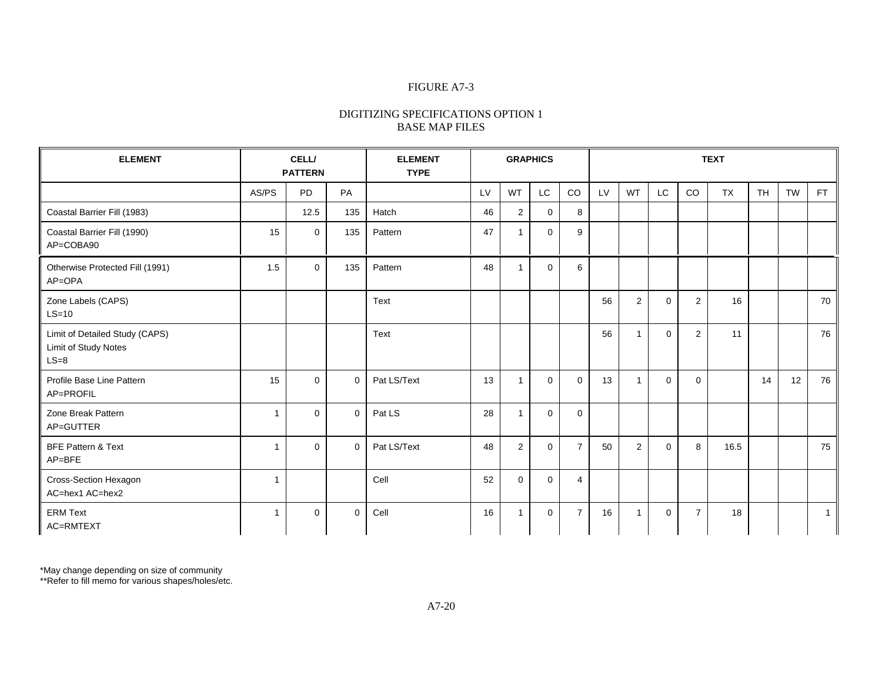FIGURE A7-3

DIGITIZING SPECIFICATIONS OPTION 1
BASE MAP FILES

| ELEMENT | CELL/ PATTERN | | | ELEMENT TYPE | GRAPHICS | | | | TEXT | | | | | | | |
|---|---|---|---|---|---|---|---|---|---|---|---|---|---|---|---|---|
| | AS/PS | PD | PA | | LV | WT | LC | CO | LV | WT | LC | CO | TX | TH | TW | FT |
| Coastal Barrier Fill (1983) | | 12.5 | 135 | Hatch | 46 | 2 | 0 | 8 | | | | | | | | |
| Coastal Barrier Fill (1990)<br>AP=COBA90 | 15 | 0 | 135 | Pattern | 47 | 1 | 0 | 9 | | | | | | | | |
| Otherwise Protected Fill (1991)<br>AP=OPA | 1.5 | 0 | 135 | Pattern | 48 | 1 | 0 | 6 | | | | | | | | |
| Zone Labels (CAPS)<br>LS=10 | | | | Text | | | | | 56 | 2 | 0 | 2 | 16 | | | 70 |
| Limit of Detailed Study (CAPS)<br>Limit of Study Notes<br>LS=8 | | | | Text | | | | | 56 | 1 | 0 | 2 | 11 | | | 76 |
| Profile Base Line Pattern<br>AP=PROFIL | 15 | 0 | 0 | Pat LS/Text | 13 | 1 | 0 | 0 | 13 | 1 | 0 | 0 | | 14 | 12 | 76 |
| Zone Break Pattern<br>AP=GUTTER | 1 | 0 | 0 | Pat LS | 28 | 1 | 0 | 0 | | | | | | | | |
| BFE Pattern & Text<br>AP=BFE | 1 | 0 | 0 | Pat LS/Text | 48 | 2 | 0 | 7 | 50 | 2 | 0 | 8 | 16.5 | | | 75 |
| Cross-Section Hexagon<br>AC=hex1 AC=hex2 | 1 | | | Cell | 52 | 0 | 0 | 4 | | | | | | | | |
| ERM Text<br>AC=RMTEXT | 1 | 0 | 0 | Cell | 16 | 1 | 0 | 7 | 16 | 1 | 0 | 7 | 18 | | | 1 |

*May change depending on size of community
**Refer to fill memo for various shapes/holes/etc.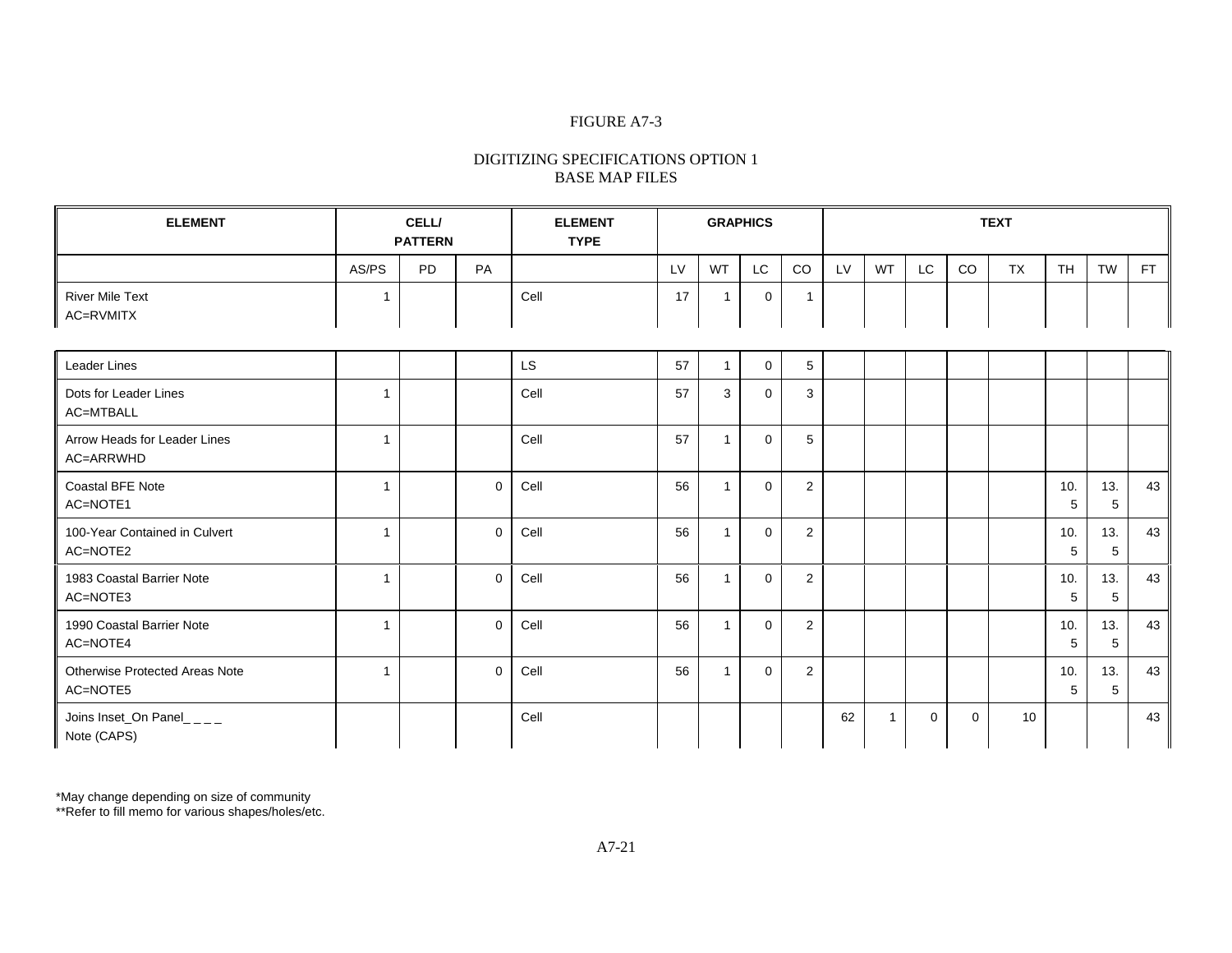FIGURE A7-3

DIGITIZING SPECIFICATIONS OPTION 1
BASE MAP FILES

| ELEMENT | CELL/ PATTERN | | | ELEMENT TYPE | GRAPHICS | | | | TEXT | | | | | | | |
|---|---|---|---|---|---|---|---|---|---|---|---|---|---|---|---|---|
| | AS/PS | PD | PA | | LV | WT | LC | CO | LV | WT | LC | CO | TX | TH | TW | FT |
| River Mile Text AC=RVMITX | 1 | | | Cell | 17 | 1 | 0 | 1 | | | | | | | | |
| Leader Lines | | | | LS | 57 | 1 | 0 | 5 | | | | | | | | |
| Dots for Leader Lines AC=MTBALL | 1 | | | Cell | 57 | 3 | 0 | 3 | | | | | | | | |
| Arrow Heads for Leader Lines AC=ARRWHD | 1 | | | Cell | 57 | 1 | 0 | 5 | | | | | | | | |
| Coastal BFE Note AC=NOTE1 | 1 | | 0 | Cell | 56 | 1 | 0 | 2 | | | | | | 10.5 | 13.5 | 43 |
| 100-Year Contained in Culvert AC=NOTE2 | 1 | | 0 | Cell | 56 | 1 | 0 | 2 | | | | | | 10.5 | 13.5 | 43 |
| 1983 Coastal Barrier Note AC=NOTE3 | 1 | | 0 | Cell | 56 | 1 | 0 | 2 | | | | | | 10.5 | 13.5 | 43 |
| 1990 Coastal Barrier Note AC=NOTE4 | 1 | | 0 | Cell | 56 | 1 | 0 | 2 | | | | | | 10.5 | 13.5 | 43 |
| Otherwise Protected Areas Note AC=NOTE5 | 1 | | 0 | Cell | 56 | 1 | 0 | 2 | | | | | | 10.5 | 13.5 | 43 |
| Joins Inset_On Panel_ _ _ _ Note (CAPS) | | | | Cell | | | | | 62 | 1 | 0 | 0 | 10 | | | 43 |

*May change depending on size of community
**Refer to fill memo for various shapes/holes/etc.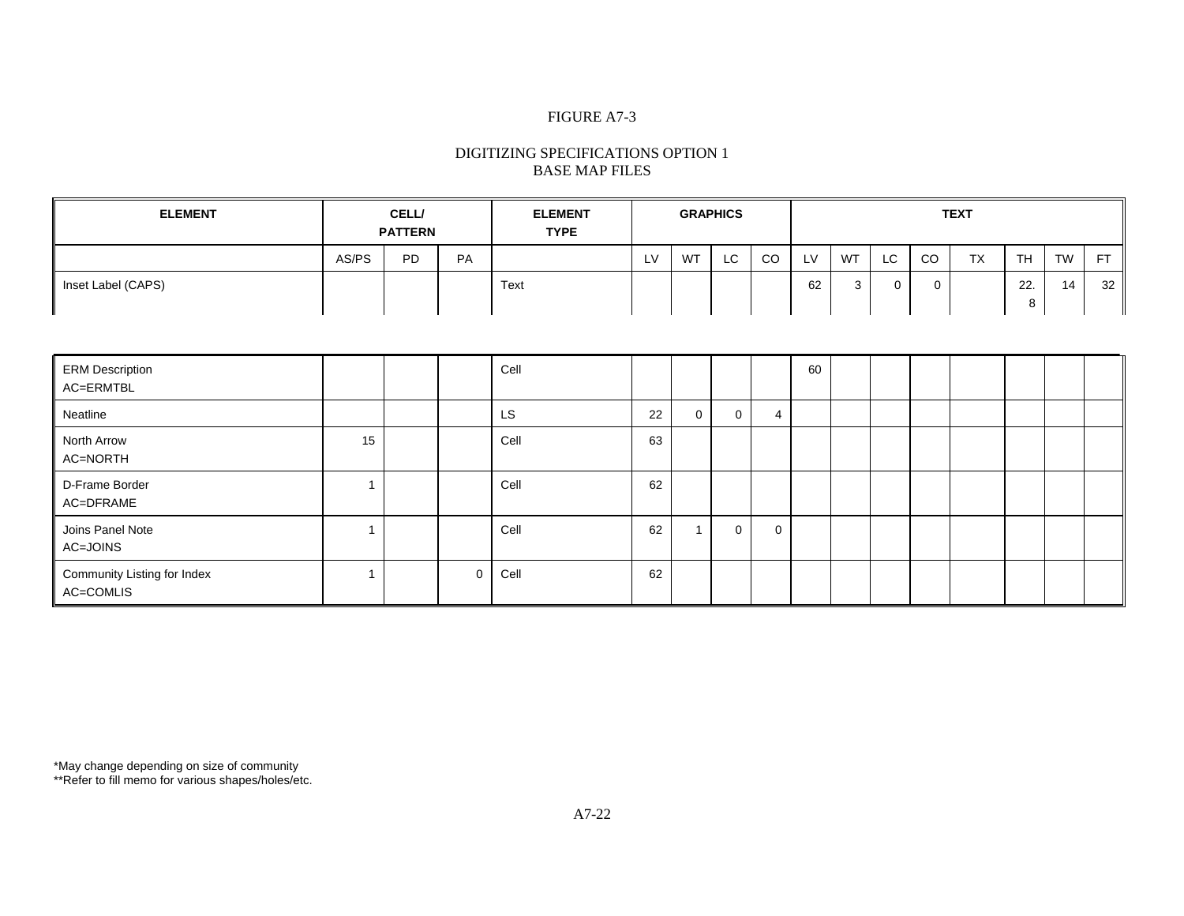FIGURE A7-3

DIGITIZING SPECIFICATIONS OPTION 1
BASE MAP FILES

| ELEMENT | CELL/ PATTERN | | | ELEMENT TYPE | GRAPHICS | | | | TEXT | | | | | | | |
|---|---|---|---|---|---|---|---|---|---|---|---|---|---|---|---|---|
| | AS/PS | PD | PA | | LV | WT | LC | CO | LV | WT | LC | CO | TX | TH | TW | FT |
| Inset Label (CAPS) | | | | Text | | | | | 62 | 3 | 0 | 0 | | 22.8 | 14 | 32 |
| ERM Description AC=ERMTBL | | | | Cell | | | | | 60 | | | | | | | |
| Neatline | | | | LS | 22 | 0 | 0 | 4 | | | | | | | | |
| North Arrow AC=NORTH | 15 | | | Cell | 63 | | | | | | | | | | | |
| D-Frame Border AC=DFRAME | 1 | | | Cell | 62 | | | | | | | | | | | |
| Joins Panel Note AC=JOINS | 1 | | | Cell | 62 | 1 | 0 | 0 | | | | | | | | |
| Community Listing for Index AC=COMLIS | 1 | | 0 | Cell | 62 | | | | | | | | | | | |

*May change depending on size of community
**Refer to fill memo for various shapes/holes/etc.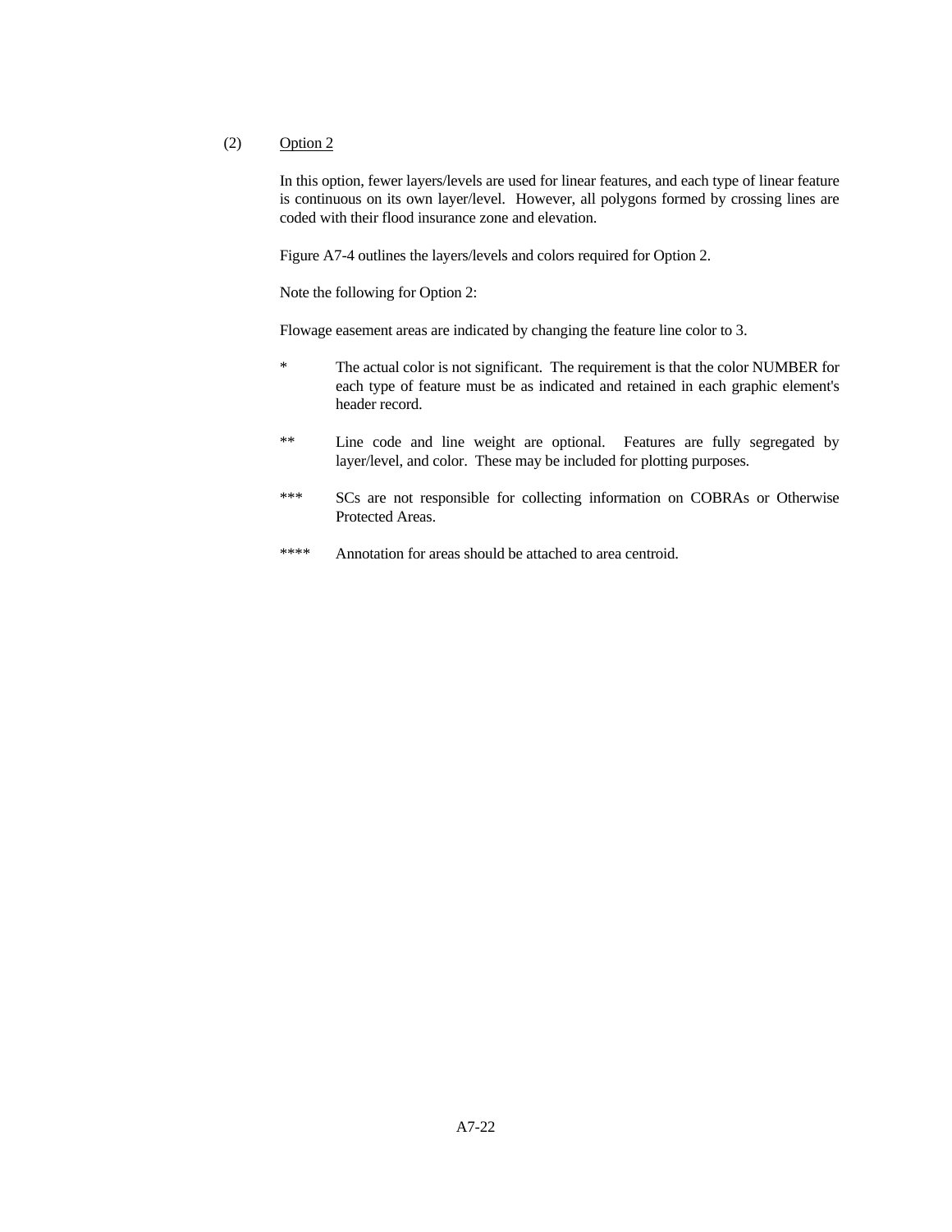(2) Option 2

In this option, fewer layers/levels are used for linear features, and each type of linear feature is continuous on its own layer/level. However, all polygons formed by crossing lines are coded with their flood insurance zone and elevation.

Figure A7-4 outlines the layers/levels and colors required for Option 2.

Note the following for Option 2:

Flowage easement areas are indicated by changing the feature line color to 3.

- * The actual color is not significant. The requirement is that the color NUMBER for each type of feature must be as indicated and retained in each graphic element's header record.
- ** Line code and line weight are optional. Features are fully segregated by layer/level, and color. These may be included for plotting purposes.
- *** SCs are not responsible for collecting information on COBRAs or Otherwise Protected Areas.
- **** Annotation for areas should be attached to area centroid.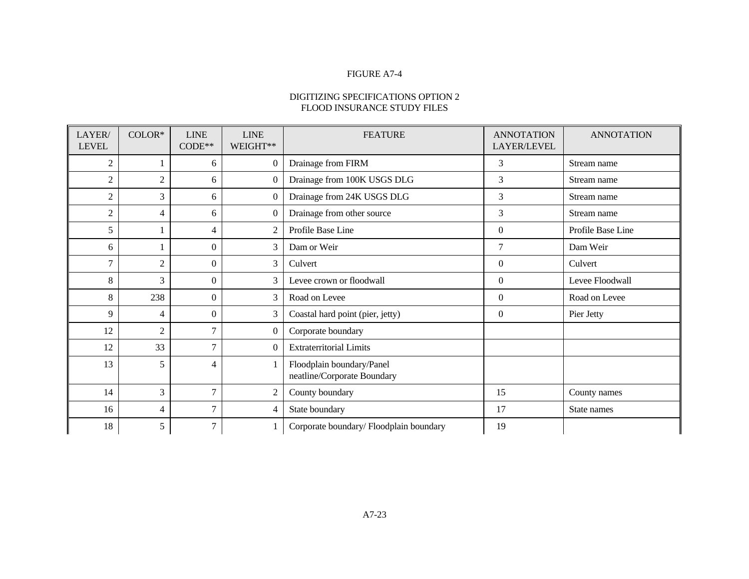FIGURE A7-4

DIGITIZING SPECIFICATIONS OPTION 2
FLOOD INSURANCE STUDY FILES

| LAYER/ LEVEL | COLOR* | LINE CODE** | LINE WEIGHT** | FEATURE | ANNOTATION LAYER/LEVEL | ANNOTATION |
|---|---|---|---|---|---|---|
| 2 | 1 | 6 | 0 | Drainage from FIRM | 3 | Stream name |
| 2 | 2 | 6 | 0 | Drainage from 100K USGS DLG | 3 | Stream name |
| 2 | 3 | 6 | 0 | Drainage from 24K USGS DLG | 3 | Stream name |
| 2 | 4 | 6 | 0 | Drainage from other source | 3 | Stream name |
| 5 | 1 | 4 | 2 | Profile Base Line | 0 | Profile Base Line |
| 6 | 1 | 0 | 3 | Dam or Weir | 7 | Dam Weir |
| 7 | 2 | 0 | 3 | Culvert | 0 | Culvert |
| 8 | 3 | 0 | 3 | Levee crown or floodwall | 0 | Levee Floodwall |
| 8 | 238 | 0 | 3 | Road on Levee | 0 | Road on Levee |
| 9 | 4 | 0 | 3 | Coastal hard point (pier, jetty) | 0 | Pier Jetty |
| 12 | 2 | 7 | 0 | Corporate boundary | | |
| 12 | 33 | 7 | 0 | Extraterritorial Limits | | |
| 13 | 5 | 4 | 1 | Floodplain boundary/Panel neatline/Corporate Boundary | | |
| 14 | 3 | 7 | 2 | County boundary | 15 | County names |
| 16 | 4 | 7 | 4 | State boundary | 17 | State names |
| 18 | 5 | 7 | 1 | Corporate boundary/ Floodplain boundary | 19 | |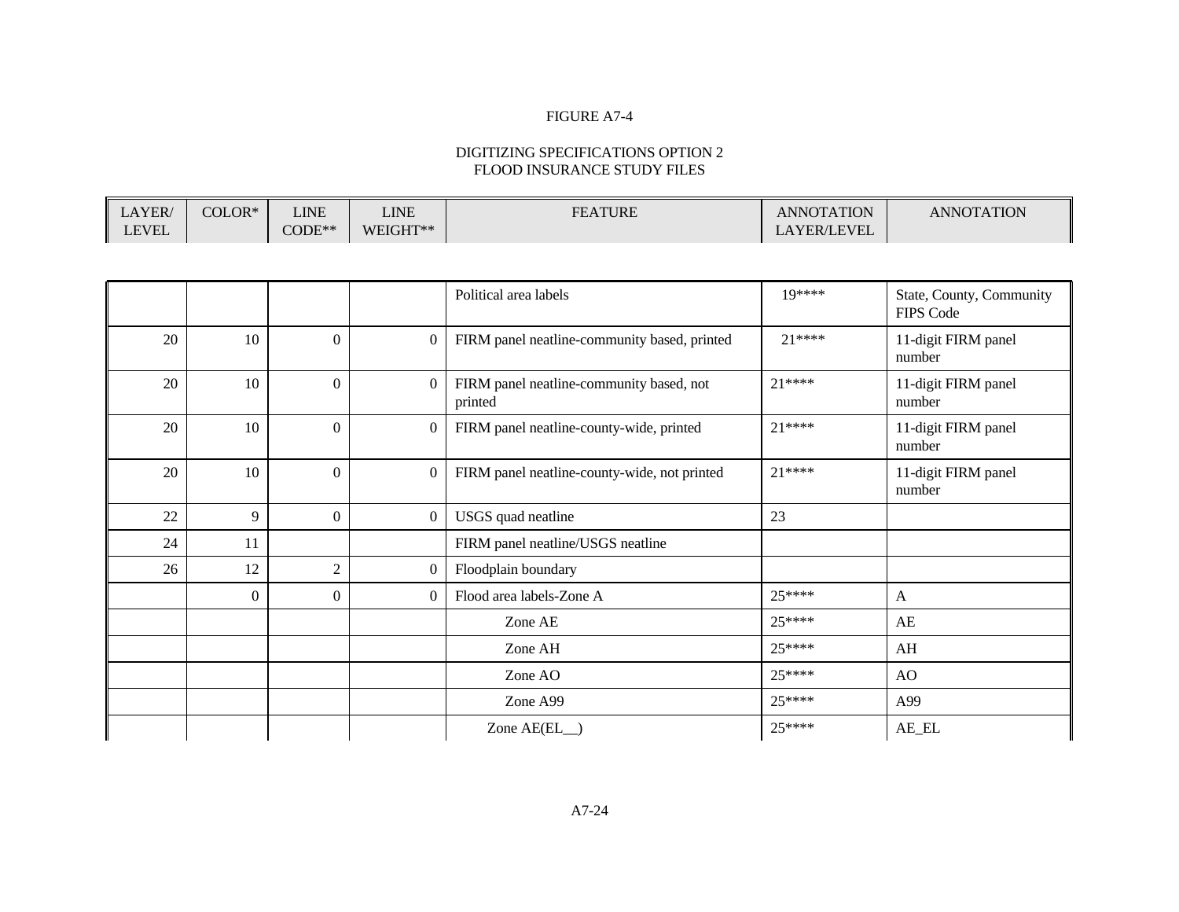FIGURE A7-4

DIGITIZING SPECIFICATIONS OPTION 2
FLOOD INSURANCE STUDY FILES

| LAYER/ LEVEL | COLOR* | LINE CODE** | LINE WEIGHT** | FEATURE | ANNOTATION LAYER/LEVEL | ANNOTATION |
|---|---|---|---|---|---|---|
| | | | | Political area labels | 19**** | State, County, Community FIPS Code |
| 20 | 10 | 0 | 0 | FIRM panel neatline-community based, printed | 21**** | 11-digit FIRM panel number |
| 20 | 10 | 0 | 0 | FIRM panel neatline-community based, not printed | 21**** | 11-digit FIRM panel number |
| 20 | 10 | 0 | 0 | FIRM panel neatline-county-wide, printed | 21**** | 11-digit FIRM panel number |
| 20 | 10 | 0 | 0 | FIRM panel neatline-county-wide, not printed | 21**** | 11-digit FIRM panel number |
| 22 | 9 | 0 | 0 | USGS quad neatline | 23 | |
| 24 | 11 | | | FIRM panel neatline/USGS neatline | | |
| 26 | 12 | 2 | 0 | Floodplain boundary | | |
| | 0 | 0 | 0 | Flood area labels-Zone A | 25**** | A |
| | | | | Zone AE | 25**** | AE |
| | | | | Zone AH | 25**** | AH |
| | | | | Zone AO | 25**** | AO |
| | | | | Zone A99 | 25**** | A99 |
| | | | | Zone AE(EL__) | 25**** | AE_EL |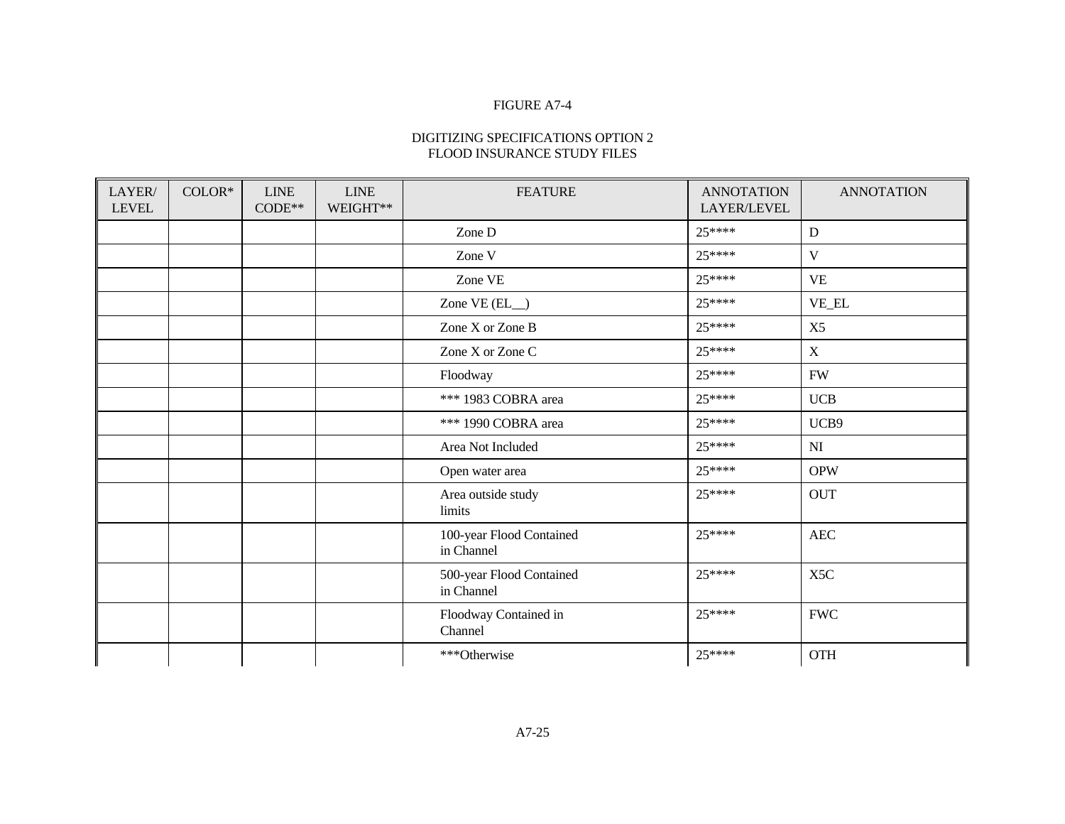FIGURE A7-4

DIGITIZING SPECIFICATIONS OPTION 2
FLOOD INSURANCE STUDY FILES

| LAYER/ LEVEL | COLOR* | LINE CODE** | LINE WEIGHT** | FEATURE | ANNOTATION LAYER/LEVEL | ANNOTATION |
|---|---|---|---|---|---|---|
| | | | | Zone D | 25**** | D |
| | | | | Zone V | 25**** | V |
| | | | | Zone VE | 25**** | VE |
| | | | | Zone VE (EL__) | 25**** | VE_EL |
| | | | | Zone X or Zone B | 25**** | X5 |
| | | | | Zone X or Zone C | 25**** | X |
| | | | | Floodway | 25**** | FW |
| | | | | *** 1983 COBRA area | 25**** | UCB |
| | | | | *** 1990 COBRA area | 25**** | UCB9 |
| | | | | Area Not Included | 25**** | NI |
| | | | | Open water area | 25**** | OPW |
| | | | | Area outside study limits | 25**** | OUT |
| | | | | 100-year Flood Contained in Channel | 25**** | AEC |
| | | | | 500-year Flood Contained in Channel | 25**** | X5C |
| | | | | Floodway Contained in Channel | 25**** | FWC |
| | | | | ***Otherwise | 25**** | OTH |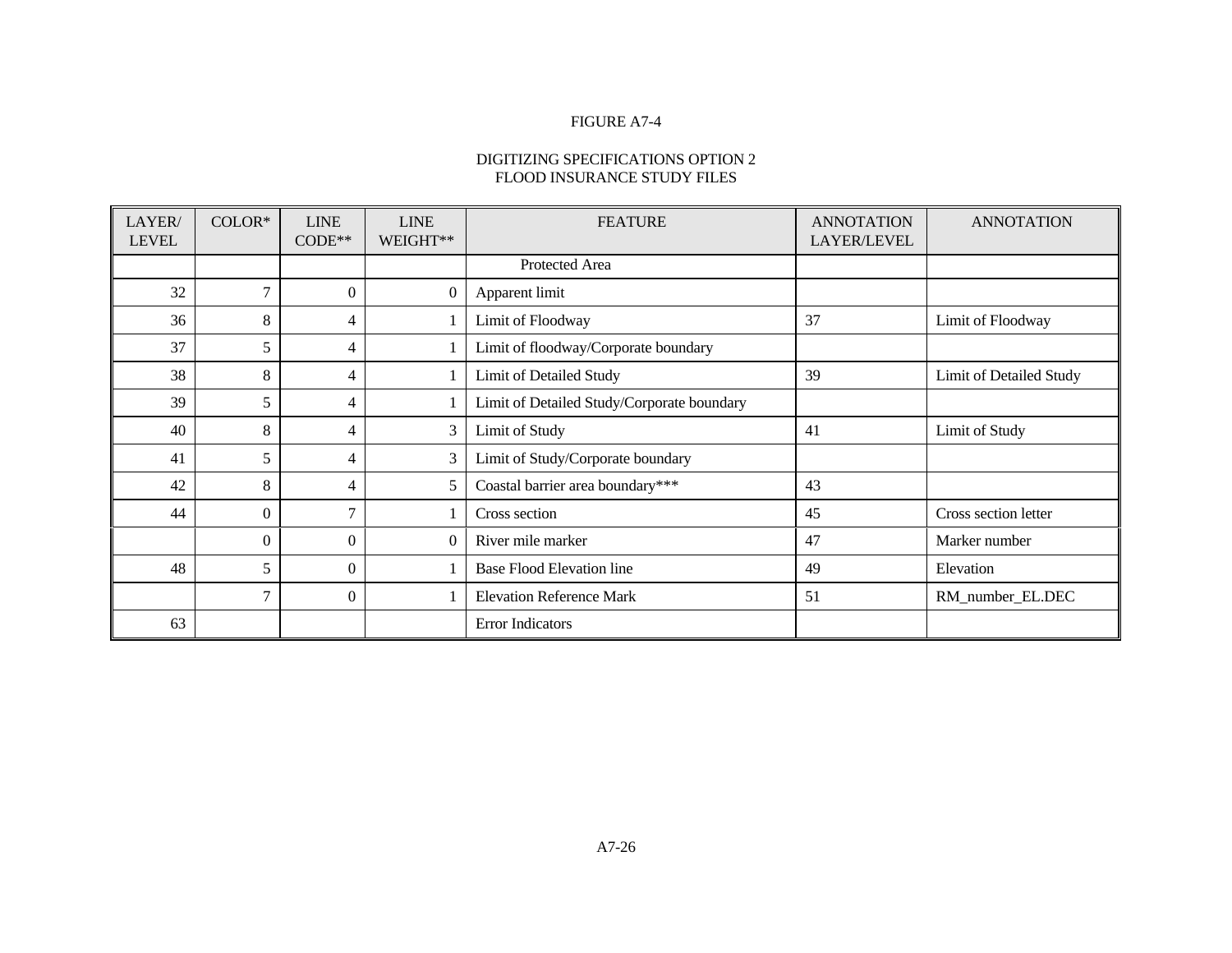FIGURE A7-4

DIGITIZING SPECIFICATIONS OPTION 2
FLOOD INSURANCE STUDY FILES

| LAYER/ LEVEL | COLOR* | LINE CODE** | LINE WEIGHT** | FEATURE | ANNOTATION LAYER/LEVEL | ANNOTATION |
|---|---|---|---|---|---|---|
| | | | | Protected Area | | |
| 32 | 7 | 0 | 0 | Apparent limit | | |
| 36 | 8 | 4 | 1 | Limit of Floodway | 37 | Limit of Floodway |
| 37 | 5 | 4 | 1 | Limit of floodway/Corporate boundary | | |
| 38 | 8 | 4 | 1 | Limit of Detailed Study | 39 | Limit of Detailed Study |
| 39 | 5 | 4 | 1 | Limit of Detailed Study/Corporate boundary | | |
| 40 | 8 | 4 | 3 | Limit of Study | 41 | Limit of Study |
| 41 | 5 | 4 | 3 | Limit of Study/Corporate boundary | | |
| 42 | 8 | 4 | 5 | Coastal barrier area boundary*** | 43 | |
| 44 | 0 | 7 | 1 | Cross section | 45 | Cross section letter |
| | 0 | 0 | 0 | River mile marker | 47 | Marker number |
| 48 | 5 | 0 | 1 | Base Flood Elevation line | 49 | Elevation |
| | 7 | 0 | 1 | Elevation Reference Mark | 51 | RM_number_EL.DEC |
| 63 | | | | Error Indicators | | |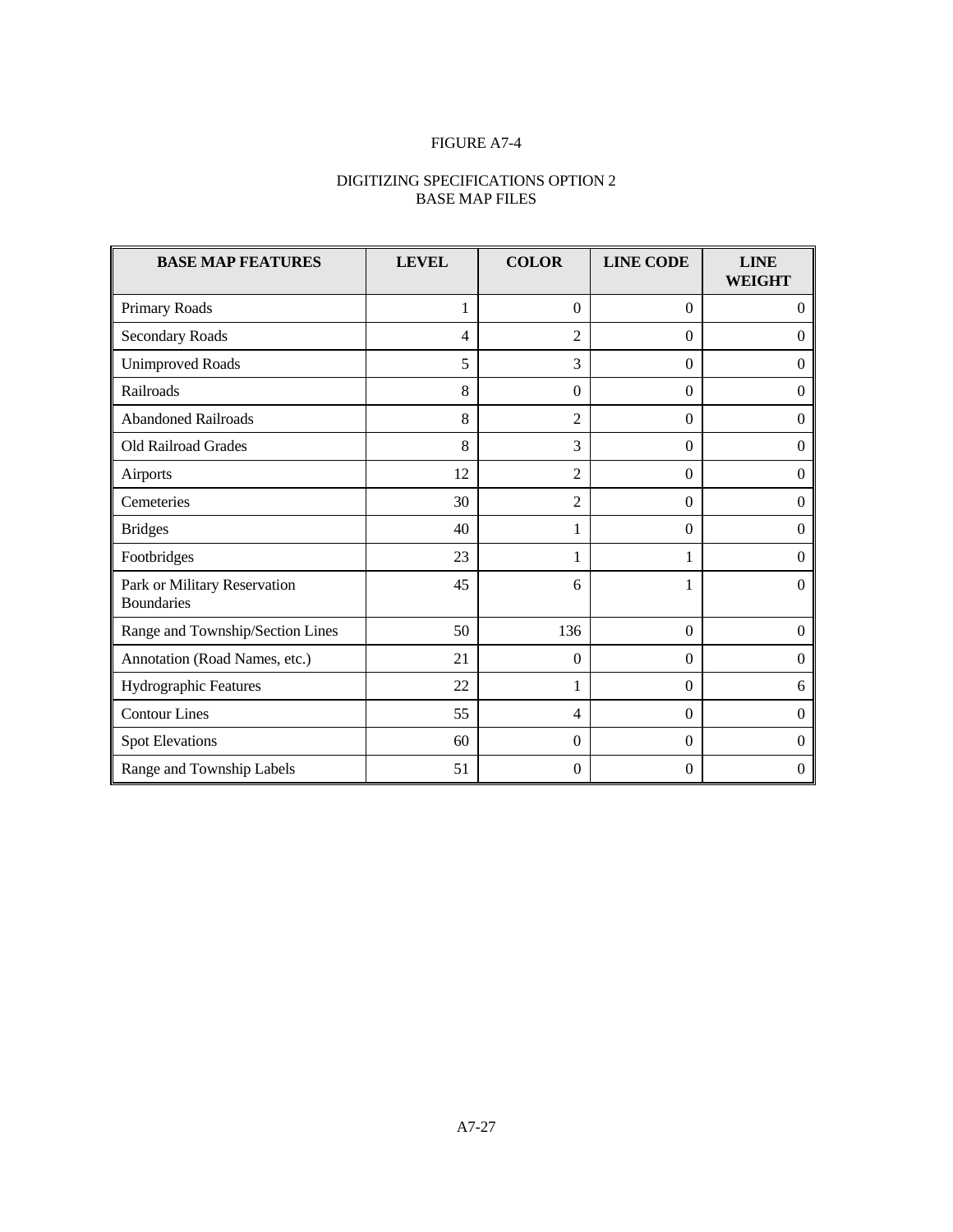FIGURE A7-4

DIGITIZING SPECIFICATIONS OPTION 2
BASE MAP FILES

| BASE MAP FEATURES | LEVEL | COLOR | LINE CODE | LINE WEIGHT |
|---|---|---|---|---|
| Primary Roads | 1 | 0 | 0 | 0 |
| Secondary Roads | 4 | 2 | 0 | 0 |
| Unimproved Roads | 5 | 3 | 0 | 0 |
| Railroads | 8 | 0 | 0 | 0 |
| Abandoned Railroads | 8 | 2 | 0 | 0 |
| Old Railroad Grades | 8 | 3 | 0 | 0 |
| Airports | 12 | 2 | 0 | 0 |
| Cemeteries | 30 | 2 | 0 | 0 |
| Bridges | 40 | 1 | 0 | 0 |
| Footbridges | 23 | 1 | 1 | 0 |
| Park or Military Reservation Boundaries | 45 | 6 | 1 | 0 |
| Range and Township/Section Lines | 50 | 136 | 0 | 0 |
| Annotation (Road Names, etc.) | 21 | 0 | 0 | 0 |
| Hydrographic Features | 22 | 1 | 0 | 6 |
| Contour Lines | 55 | 4 | 0 | 0 |
| Spot Elevations | 60 | 0 | 0 | 0 |
| Range and Township Labels | 51 | 0 | 0 | 0 |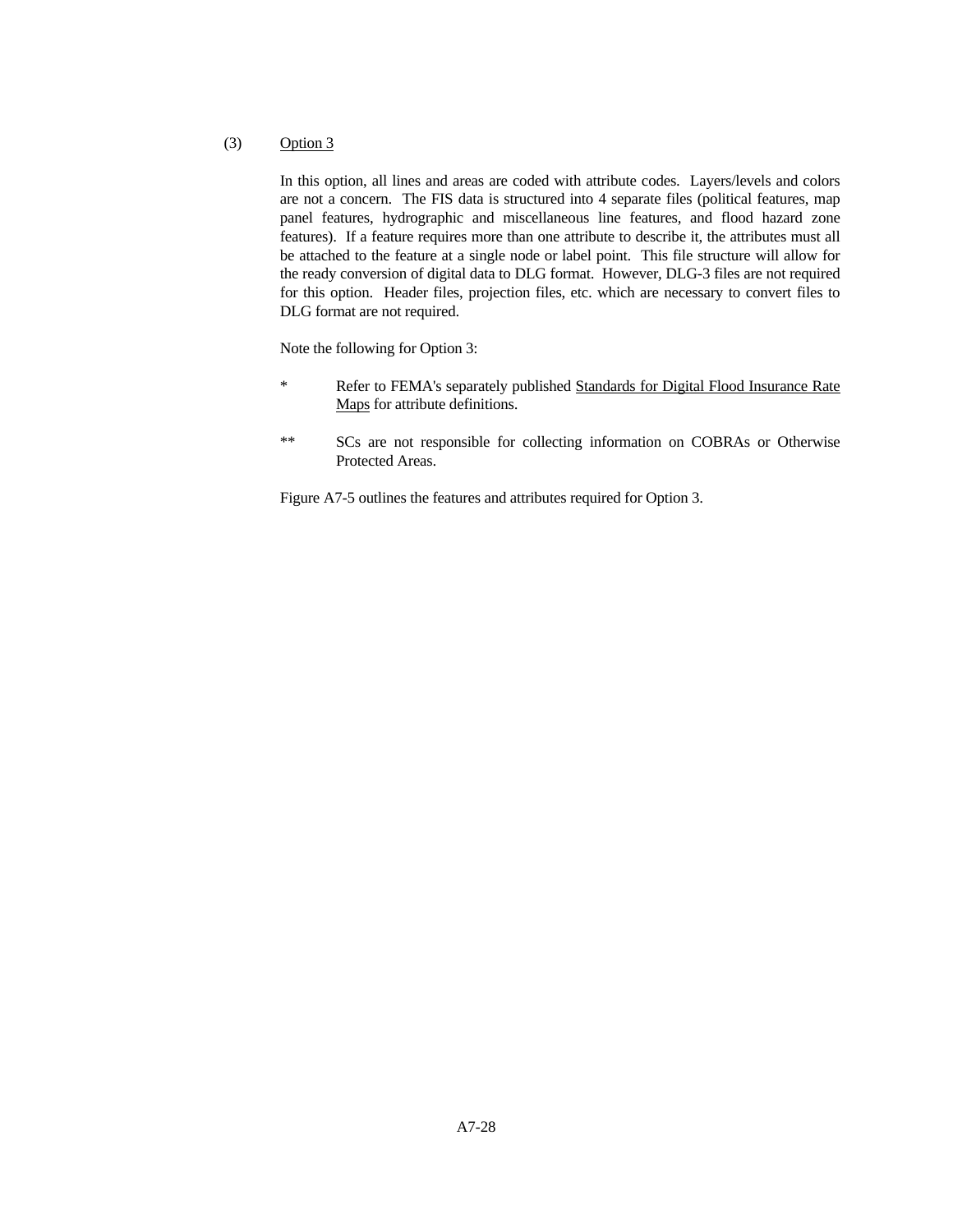(3) <u>Option 3</u>

In this option, all lines and areas are coded with attribute codes. Layers/levels and colors are not a concern. The FIS data is structured into 4 separate files (political features, map panel features, hydrographic and miscellaneous line features, and flood hazard zone features). If a feature requires more than one attribute to describe it, the attributes must all be attached to the feature at a single node or label point. This file structure will allow for the ready conversion of digital data to DLG format. However, DLG-3 files are not required for this option. Header files, projection files, etc. which are necessary to convert files to DLG format are not required.

Note the following for Option 3:

\* Refer to FEMA's separately published <u>Standards for Digital Flood Insurance Rate Maps</u> for attribute definitions.

\*\* SCs are not responsible for collecting information on COBRAs or Otherwise Protected Areas.

Figure A7-5 outlines the features and attributes required for Option 3.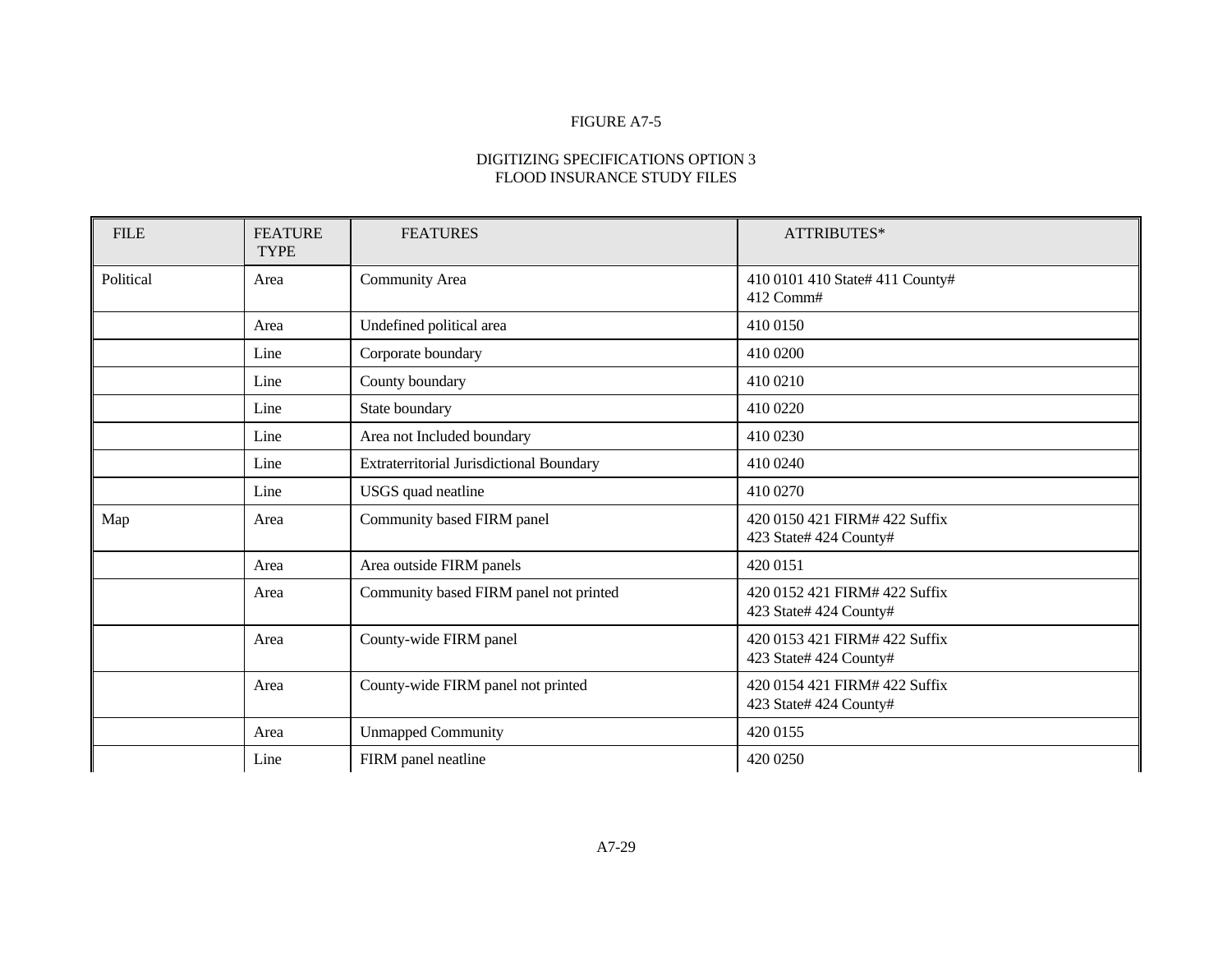FIGURE A7-5

DIGITIZING SPECIFICATIONS OPTION 3
FLOOD INSURANCE STUDY FILES

| FILE | FEATURE TYPE | FEATURES | ATTRIBUTES* |
| --- | --- | --- | --- |
| Political | Area | Community Area | 410 0101 410 State# 411 County# 412 Comm# |
| | Area | Undefined political area | 410 0150 |
| | Line | Corporate boundary | 410 0200 |
| | Line | County boundary | 410 0210 |
| | Line | State boundary | 410 0220 |
| | Line | Area not Included boundary | 410 0230 |
| | Line | Extraterritorial Jurisdictional Boundary | 410 0240 |
| | Line | USGS quad neatline | 410 0270 |
| Map | Area | Community based FIRM panel | 420 0150 421 FIRM# 422 Suffix 423 State# 424 County# |
| | Area | Area outside FIRM panels | 420 0151 |
| | Area | Community based FIRM panel not printed | 420 0152 421 FIRM# 422 Suffix 423 State# 424 County# |
| | Area | County-wide FIRM panel | 420 0153 421 FIRM# 422 Suffix 423 State# 424 County# |
| | Area | County-wide FIRM panel not printed | 420 0154 421 FIRM# 422 Suffix 423 State# 424 County# |
| | Area | Unmapped Community | 420 0155 |
| | Line | FIRM panel neatline | 420 0250 |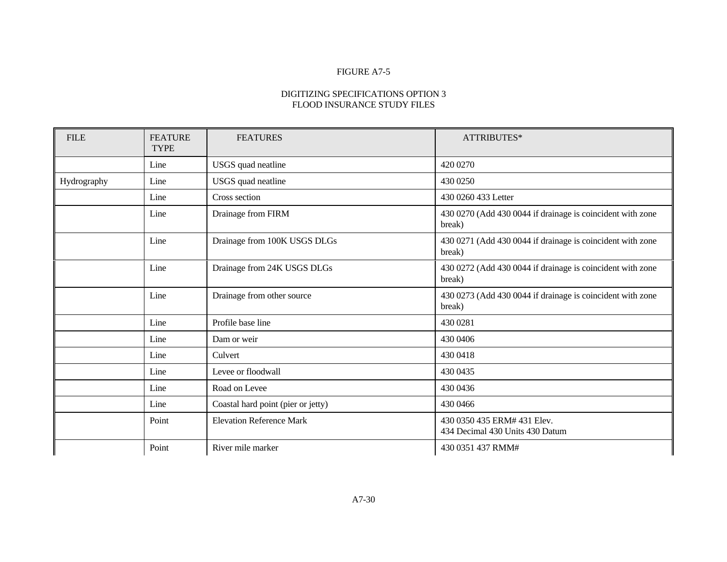FIGURE A7-5

DIGITIZING SPECIFICATIONS OPTION 3
FLOOD INSURANCE STUDY FILES

| FILE | FEATURE TYPE | FEATURES | ATTRIBUTES* |
|---|---|---|---|
| | Line | USGS quad neatline | 420 0270 |
| Hydrography | Line | USGS quad neatline | 430 0250 |
| | Line | Cross section | 430 0260 433 Letter |
| | Line | Drainage from FIRM | 430 0270 (Add 430 0044 if drainage is coincident with zone break) |
| | Line | Drainage from 100K USGS DLGs | 430 0271 (Add 430 0044 if drainage is coincident with zone break) |
| | Line | Drainage from 24K USGS DLGs | 430 0272 (Add 430 0044 if drainage is coincident with zone break) |
| | Line | Drainage from other source | 430 0273 (Add 430 0044 if drainage is coincident with zone break) |
| | Line | Profile base line | 430 0281 |
| | Line | Dam or weir | 430 0406 |
| | Line | Culvert | 430 0418 |
| | Line | Levee or floodwall | 430 0435 |
| | Line | Road on Levee | 430 0436 |
| | Line | Coastal hard point (pier or jetty) | 430 0466 |
| | Point | Elevation Reference Mark | 430 0350 435 ERM# 431 Elev. 434 Decimal 430 Units 430 Datum |
| | Point | River mile marker | 430 0351 437 RMM# |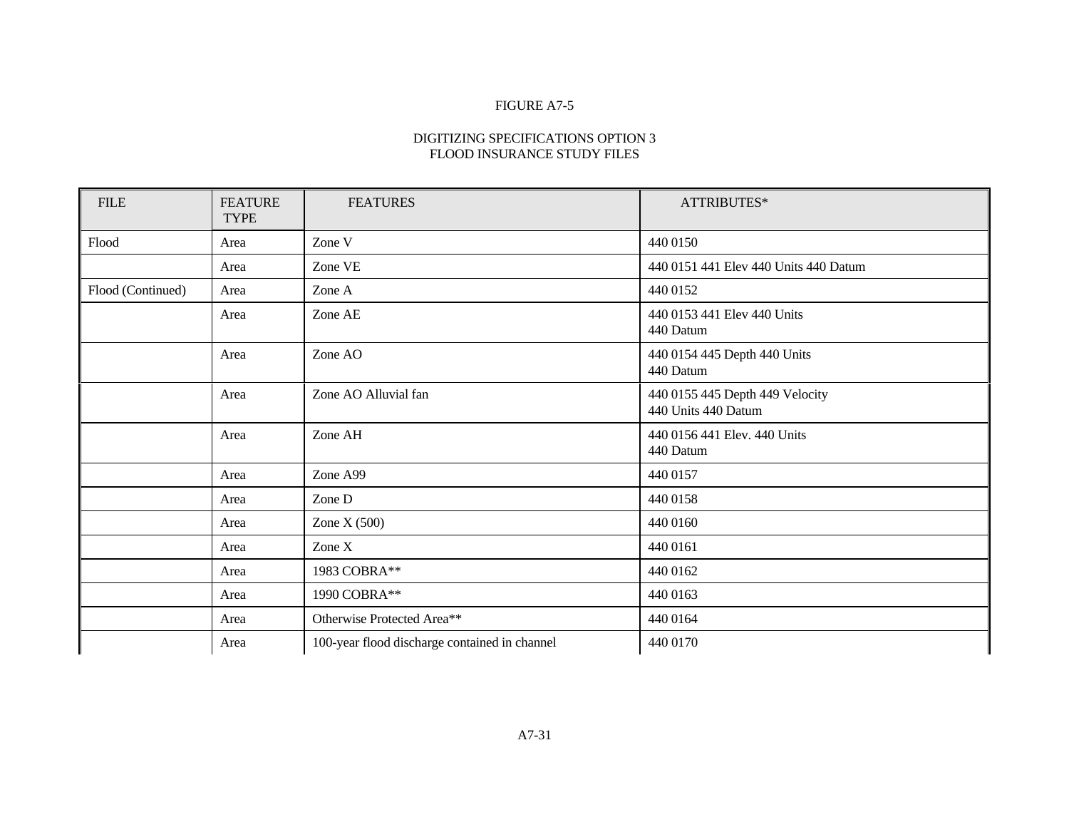FIGURE A7-5

DIGITIZING SPECIFICATIONS OPTION 3
FLOOD INSURANCE STUDY FILES

| FILE | FEATURE TYPE | FEATURES | ATTRIBUTES* |
|---|---|---|---|
| Flood | Area | Zone V | 440 0150 |
| | Area | Zone VE | 440 0151 441 Elev 440 Units 440 Datum |
| Flood (Continued) | Area | Zone A | 440 0152 |
| | Area | Zone AE | 440 0153 441 Elev 440 Units 440 Datum |
| | Area | Zone AO | 440 0154 445 Depth 440 Units 440 Datum |
| | Area | Zone AO Alluvial fan | 440 0155 445 Depth 449 Velocity 440 Units 440 Datum |
| | Area | Zone AH | 440 0156 441 Elev. 440 Units 440 Datum |
| | Area | Zone A99 | 440 0157 |
| | Area | Zone D | 440 0158 |
| | Area | Zone X (500) | 440 0160 |
| | Area | Zone X | 440 0161 |
| | Area | 1983 COBRA** | 440 0162 |
| | Area | 1990 COBRA** | 440 0163 |
| | Area | Otherwise Protected Area** | 440 0164 |
| | Area | 100-year flood discharge contained in channel | 440 0170 |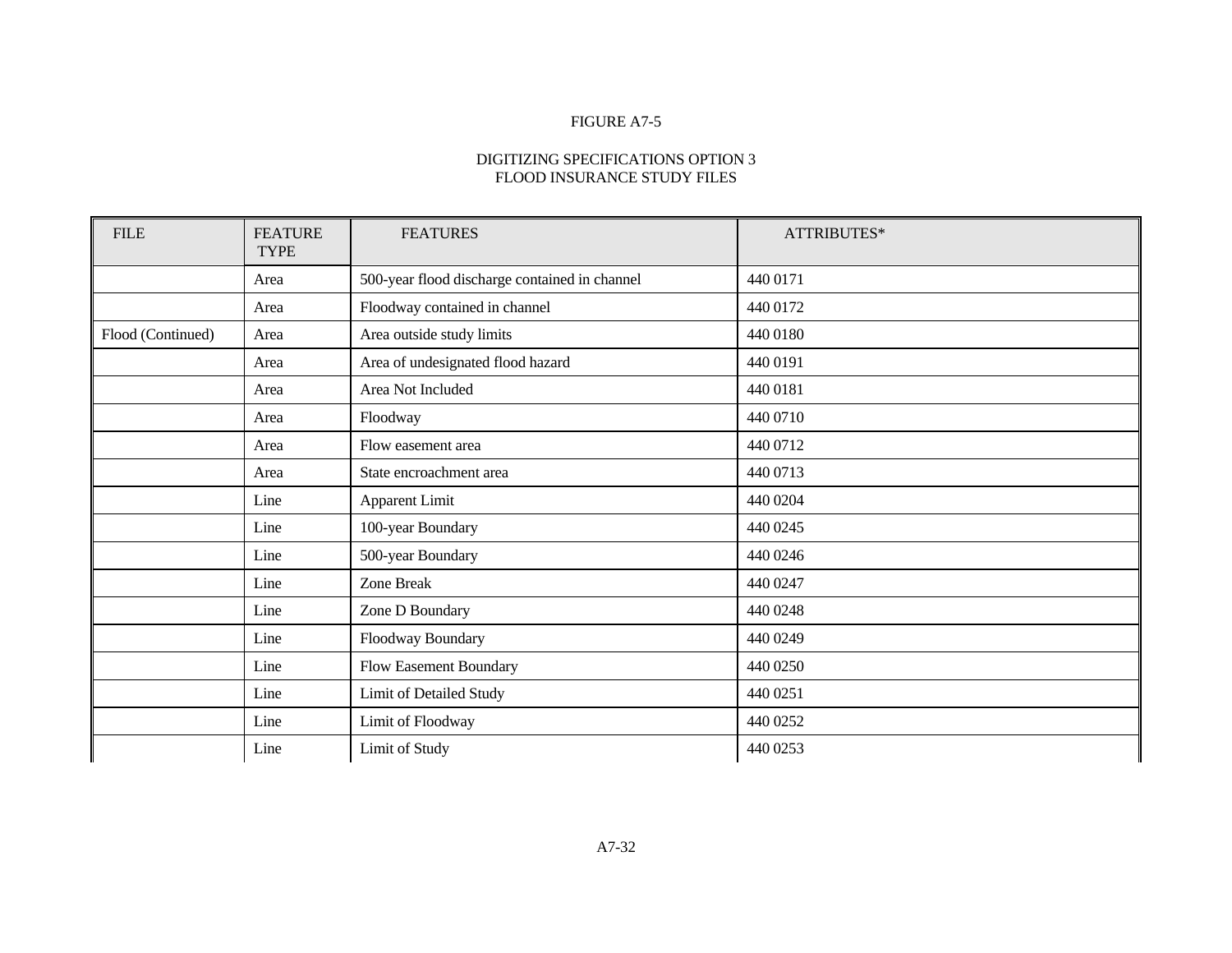FIGURE A7-5

DIGITIZING SPECIFICATIONS OPTION 3
FLOOD INSURANCE STUDY FILES

| FILE | FEATURE TYPE | FEATURES | ATTRIBUTES* |
|---|---|---|---|
| | Area | 500-year flood discharge contained in channel | 440 0171 |
| | Area | Floodway contained in channel | 440 0172 |
| Flood (Continued) | Area | Area outside study limits | 440 0180 |
| | Area | Area of undesignated flood hazard | 440 0191 |
| | Area | Area Not Included | 440 0181 |
| | Area | Floodway | 440 0710 |
| | Area | Flow easement area | 440 0712 |
| | Area | State encroachment area | 440 0713 |
| | Line | Apparent Limit | 440 0204 |
| | Line | 100-year Boundary | 440 0245 |
| | Line | 500-year Boundary | 440 0246 |
| | Line | Zone Break | 440 0247 |
| | Line | Zone D Boundary | 440 0248 |
| | Line | Floodway Boundary | 440 0249 |
| | Line | Flow Easement Boundary | 440 0250 |
| | Line | Limit of Detailed Study | 440 0251 |
| | Line | Limit of Floodway | 440 0252 |
| | Line | Limit of Study | 440 0253 |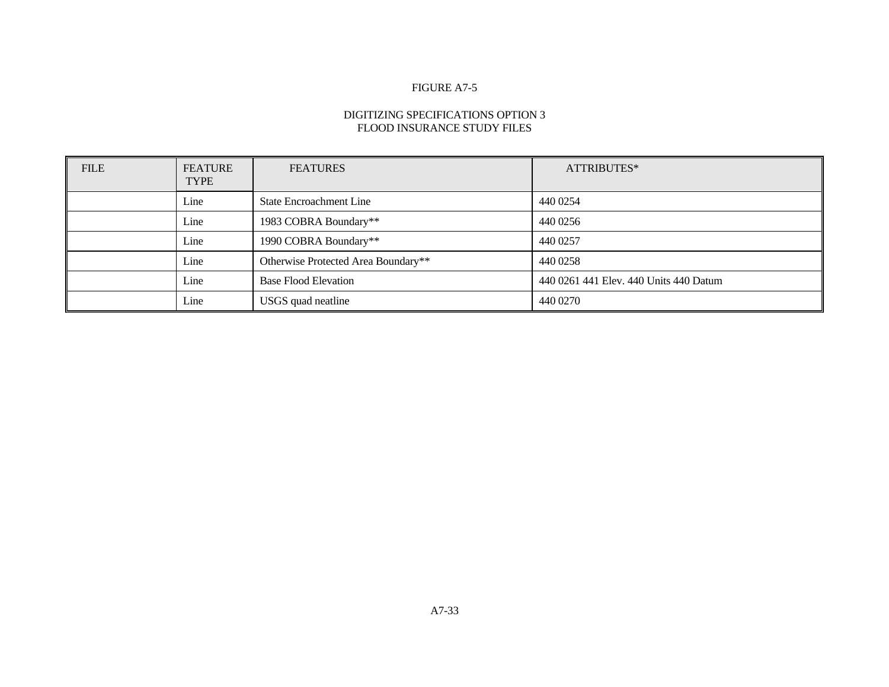FIGURE A7-5

DIGITIZING SPECIFICATIONS OPTION 3
FLOOD INSURANCE STUDY FILES

| FILE | FEATURE TYPE | FEATURES | ATTRIBUTES* |
|---|---|---|---|
| | Line | State Encroachment Line | 440 0254 |
| | Line | 1983 COBRA Boundary** | 440 0256 |
| | Line | 1990 COBRA Boundary** | 440 0257 |
| | Line | Otherwise Protected Area Boundary** | 440 0258 |
| | Line | Base Flood Elevation | 440 0261 441 Elev. 440 Units 440 Datum |
| | Line | USGS quad neatline | 440 0270 |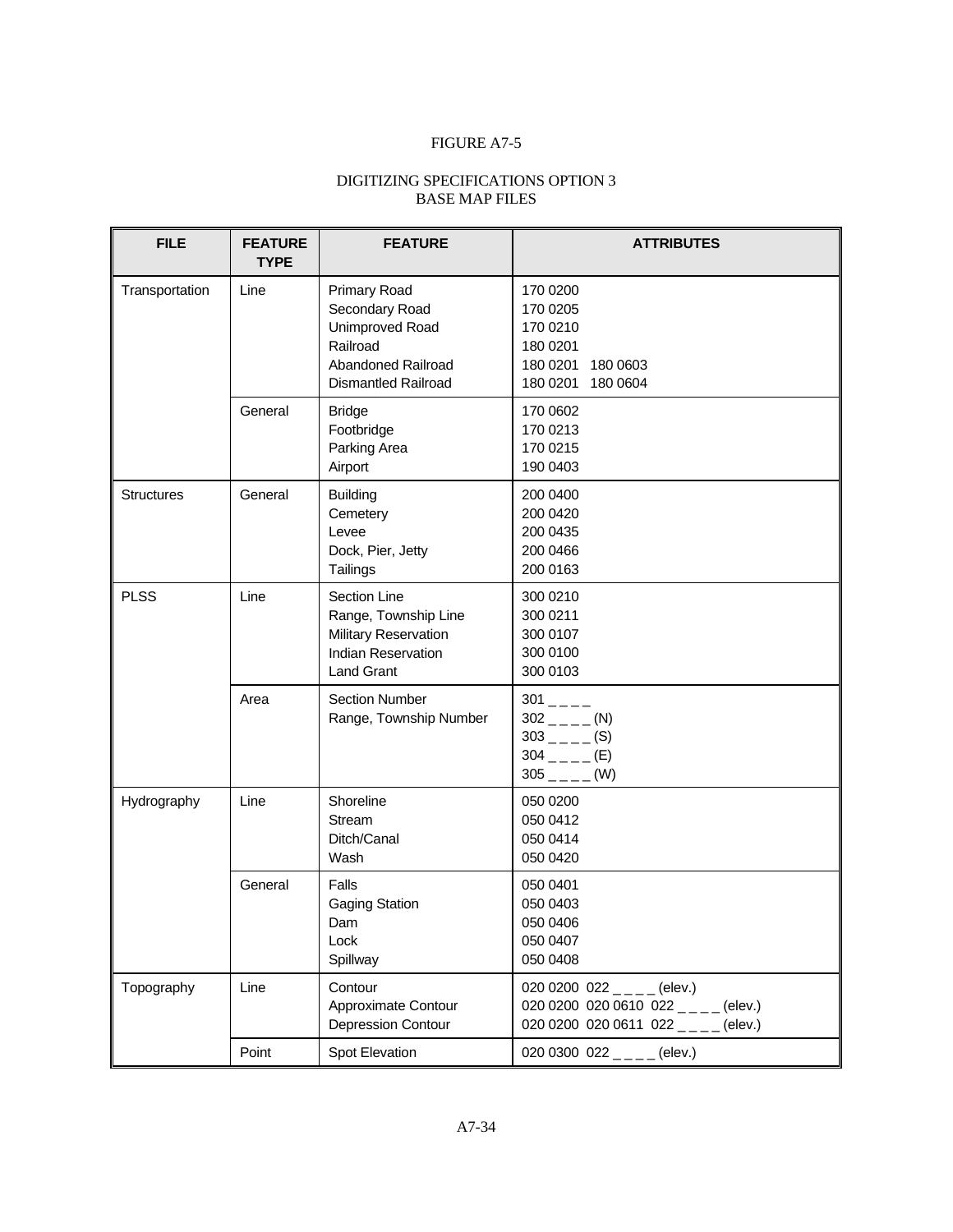FIGURE A7-5

DIGITIZING SPECIFICATIONS OPTION 3
BASE MAP FILES

| FILE | FEATURE TYPE | FEATURE | ATTRIBUTES |
|---|---|---|---|
| Transportation | Line | Primary Road<br>Secondary Road<br>Unimproved Road<br>Railroad<br>Abandoned Railroad<br>Dismantled Railroad | 170 0200<br>170 0205<br>170 0210<br>180 0201<br>180 0201 180 0603<br>180 0201 180 0604 |
| | General | Bridge<br>Footbridge<br>Parking Area<br>Airport | 170 0602<br>170 0213<br>170 0215<br>190 0403 |
| Structures | General | Building<br>Cemetery<br>Levee<br>Dock, Pier, Jetty<br>Tailings | 200 0400<br>200 0420<br>200 0435<br>200 0466<br>200 0163 |
| PLSS | Line | Section Line<br>Range, Township Line<br>Military Reservation<br>Indian Reservation<br>Land Grant | 300 0210<br>300 0211<br>300 0107<br>300 0100<br>300 0103 |
| | Area | Section Number<br>Range, Township Number | 301 _ _ _ _<br>302 _ _ _ _ (N)<br>303 _ _ _ _ (S)<br>304 _ _ _ _ (E)<br>305 _ _ _ _ (W) |
| Hydrography | Line | Shoreline<br>Stream<br>Ditch/Canal<br>Wash | 050 0200<br>050 0412<br>050 0414<br>050 0420 |
| | General | Falls<br>Gaging Station<br>Dam<br>Lock<br>Spillway | 050 0401<br>050 0403<br>050 0406<br>050 0407<br>050 0408 |
| Topography | Line | Contour<br>Approximate Contour<br>Depression Contour | 020 0200 022 _ _ _ _ (elev.)<br>020 0200 020 0610 022 _ _ _ _ (elev.)<br>020 0200 020 0611 022 _ _ _ _ (elev.) |
| | Point | Spot Elevation | 020 0300 022 _ _ _ _ (elev.) |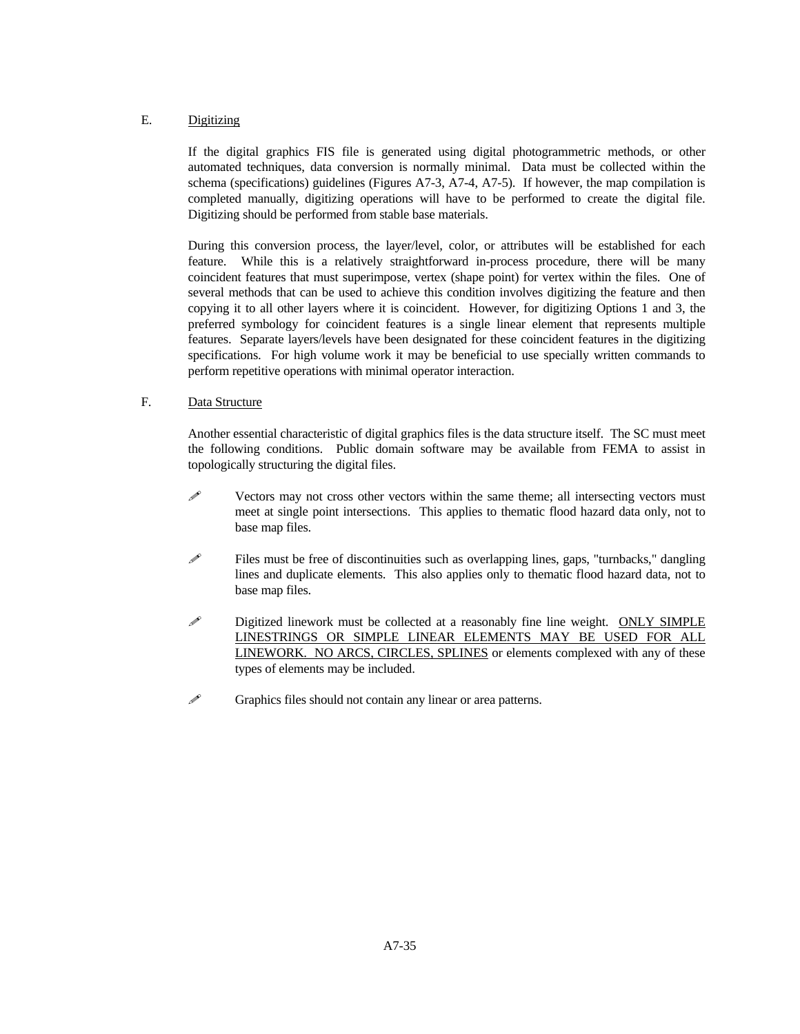## E. Digitizing

If the digital graphics FIS file is generated using digital photogrammetric methods, or other automated techniques, data conversion is normally minimal. Data must be collected within the schema (specifications) guidelines (Figures A7-3, A7-4, A7-5). If however, the map compilation is completed manually, digitizing operations will have to be performed to create the digital file. Digitizing should be performed from stable base materials.

During this conversion process, the layer/level, color, or attributes will be established for each feature. While this is a relatively straightforward in-process procedure, there will be many coincident features that must superimpose, vertex (shape point) for vertex within the files. One of several methods that can be used to achieve this condition involves digitizing the feature and then copying it to all other layers where it is coincident. However, for digitizing Options 1 and 3, the preferred symbology for coincident features is a single linear element that represents multiple features. Separate layers/levels have been designated for these coincident features in the digitizing specifications. For high volume work it may be beneficial to use specially written commands to perform repetitive operations with minimal operator interaction.

## F. Data Structure

Another essential characteristic of digital graphics files is the data structure itself. The SC must meet the following conditions. Public domain software may be available from FEMA to assist in topologically structuring the digital files.

- Vectors may not cross other vectors within the same theme; all intersecting vectors must meet at single point intersections. This applies to thematic flood hazard data only, not to base map files.

- Files must be free of discontinuities such as overlapping lines, gaps, "turnbacks," dangling lines and duplicate elements. This also applies only to thematic flood hazard data, not to base map files.

- Digitized linework must be collected at a reasonably fine line weight. <u>ONLY SIMPLE LINESTRINGS OR SIMPLE LINEAR ELEMENTS MAY BE USED FOR ALL LINEWORK. NO ARCS, CIRCLES, SPLINES</u> or elements complexed with any of these types of elements may be included.

- Graphics files should not contain any linear or area patterns.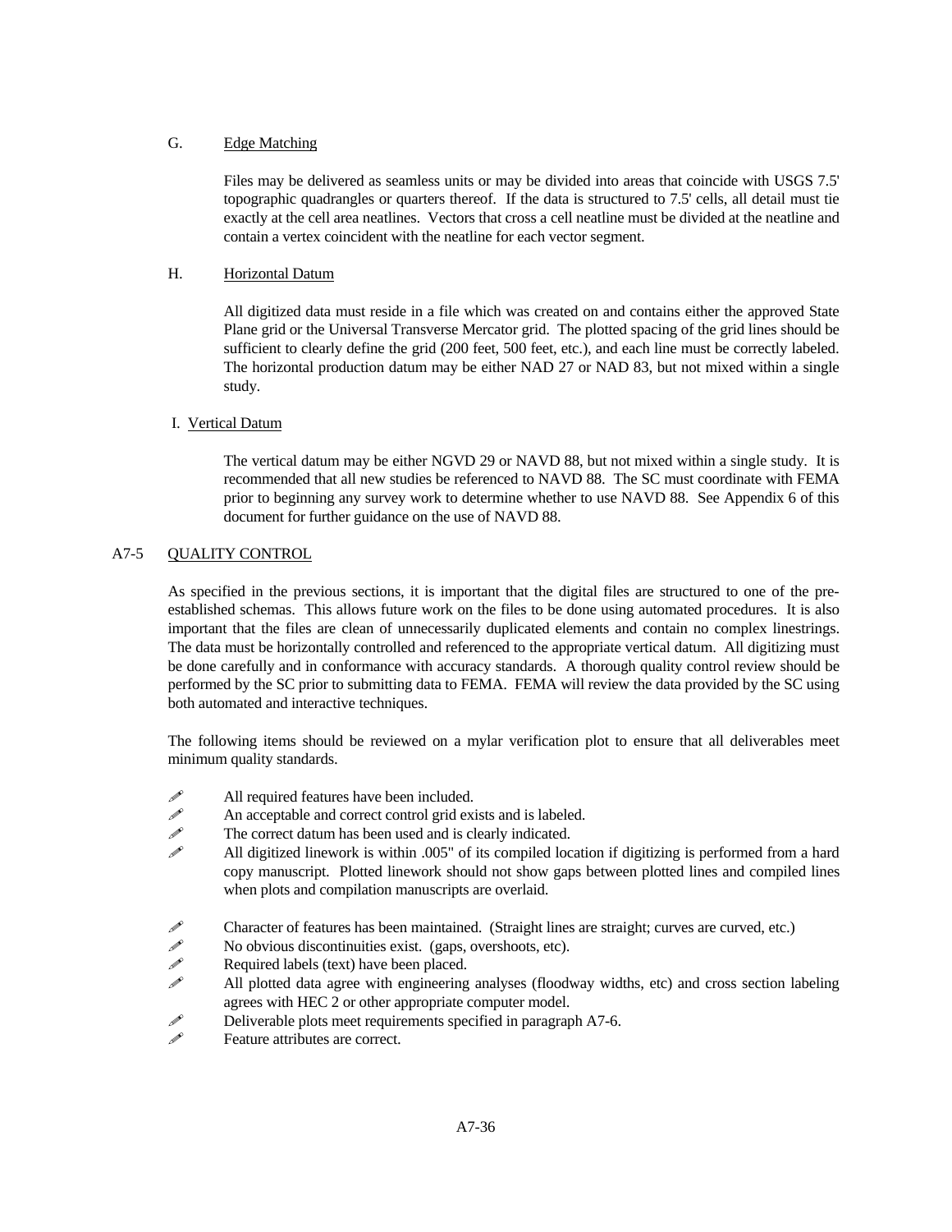G. Edge Matching

Files may be delivered as seamless units or may be divided into areas that coincide with USGS 7.5' topographic quadrangles or quarters thereof. If the data is structured to 7.5' cells, all detail must tie exactly at the cell area neatlines. Vectors that cross a cell neatline must be divided at the neatline and contain a vertex coincident with the neatline for each vector segment.

H. Horizontal Datum

All digitized data must reside in a file which was created on and contains either the approved State Plane grid or the Universal Transverse Mercator grid. The plotted spacing of the grid lines should be sufficient to clearly define the grid (200 feet, 500 feet, etc.), and each line must be correctly labeled. The horizontal production datum may be either NAD 27 or NAD 83, but not mixed within a single study.

I. Vertical Datum

The vertical datum may be either NGVD 29 or NAVD 88, but not mixed within a single study. It is recommended that all new studies be referenced to NAVD 88. The SC must coordinate with FEMA prior to beginning any survey work to determine whether to use NAVD 88. See Appendix 6 of this document for further guidance on the use of NAVD 88.

## A7-5 QUALITY CONTROL

As specified in the previous sections, it is important that the digital files are structured to one of the pre-established schemas. This allows future work on the files to be done using automated procedures. It is also important that the files are clean of unnecessarily duplicated elements and contain no complex linestrings. The data must be horizontally controlled and referenced to the appropriate vertical datum. All digitizing must be done carefully and in conformance with accuracy standards. A thorough quality control review should be performed by the SC prior to submitting data to FEMA. FEMA will review the data provided by the SC using both automated and interactive techniques.

The following items should be reviewed on a mylar verification plot to ensure that all deliverables meet minimum quality standards.

- All required features have been included.
- An acceptable and correct control grid exists and is labeled.
- The correct datum has been used and is clearly indicated.
- All digitized linework is within .005" of its compiled location if digitizing is performed from a hard copy manuscript. Plotted linework should not show gaps between plotted lines and compiled lines when plots and compilation manuscripts are overlaid.
- Character of features has been maintained. (Straight lines are straight; curves are curved, etc.)
- No obvious discontinuities exist. (gaps, overshoots, etc).
- Required labels (text) have been placed.
- All plotted data agree with engineering analyses (floodway widths, etc) and cross section labeling agrees with HEC 2 or other appropriate computer model.
- Deliverable plots meet requirements specified in paragraph A7-6.
- Feature attributes are correct.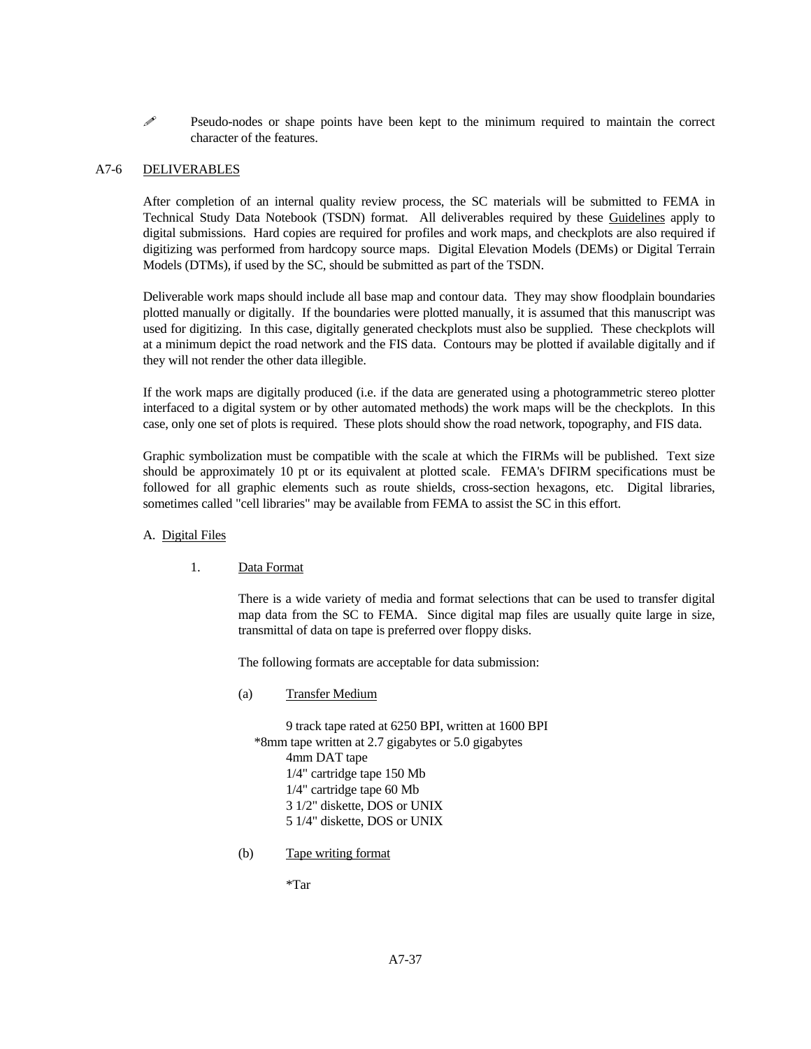- Pseudo-nodes or shape points have been kept to the minimum required to maintain the correct character of the features.

## A7-6 DELIVERABLES

After completion of an internal quality review process, the SC materials will be submitted to FEMA in Technical Study Data Notebook (TSDN) format. All deliverables required by these Guidelines apply to digital submissions. Hard copies are required for profiles and work maps, and checkplots are also required if digitizing was performed from hardcopy source maps. Digital Elevation Models (DEMs) or Digital Terrain Models (DTMs), if used by the SC, should be submitted as part of the TSDN.

Deliverable work maps should include all base map and contour data. They may show floodplain boundaries plotted manually or digitally. If the boundaries were plotted manually, it is assumed that this manuscript was used for digitizing. In this case, digitally generated checkplots must also be supplied. These checkplots will at a minimum depict the road network and the FIS data. Contours may be plotted if available digitally and if they will not render the other data illegible.

If the work maps are digitally produced (i.e. if the data are generated using a photogrammetric stereo plotter interfaced to a digital system or by other automated methods) the work maps will be the checkplots. In this case, only one set of plots is required. These plots should show the road network, topography, and FIS data.

Graphic symbolization must be compatible with the scale at which the FIRMs will be published. Text size should be approximately 10 pt or its equivalent at plotted scale. FEMA's DFIRM specifications must be followed for all graphic elements such as route shields, cross-section hexagons, etc. Digital libraries, sometimes called "cell libraries" may be available from FEMA to assist the SC in this effort.

### A. Digital Files

#### 1. Data Format

There is a wide variety of media and format selections that can be used to transfer digital map data from the SC to FEMA. Since digital map files are usually quite large in size, transmittal of data on tape is preferred over floppy disks.

The following formats are acceptable for data submission:

(a) Transfer Medium

9 track tape rated at 6250 BPI, written at 1600 BPI
*8mm tape written at 2.7 gigabytes or 5.0 gigabytes
4mm DAT tape
1/4" cartridge tape 150 Mb
1/4" cartridge tape 60 Mb
3 1/2" diskette, DOS or UNIX
5 1/4" diskette, DOS or UNIX

(b) Tape writing format

*Tar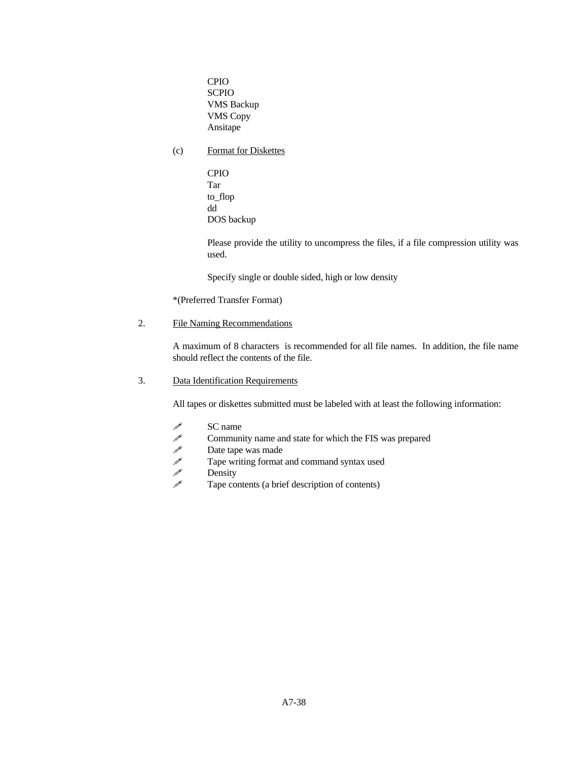CPIO
SCPIO
VMS Backup
VMS Copy
Ansitape

(c) Format for Diskettes

CPIO
Tar
to_flop
dd
DOS backup

Please provide the utility to uncompress the files, if a file compression utility was used.

Specify single or double sided, high or low density

*(Preferred Transfer Format)

2. File Naming Recommendations

A maximum of 8 characters is recommended for all file names. In addition, the file name should reflect the contents of the file.

3. Data Identification Requirements

All tapes or diskettes submitted must be labeled with at least the following information:

- SC name
- Community name and state for which the FIS was prepared
- Date tape was made
- Tape writing format and command syntax used
- Density
- Tape contents (a brief description of contents)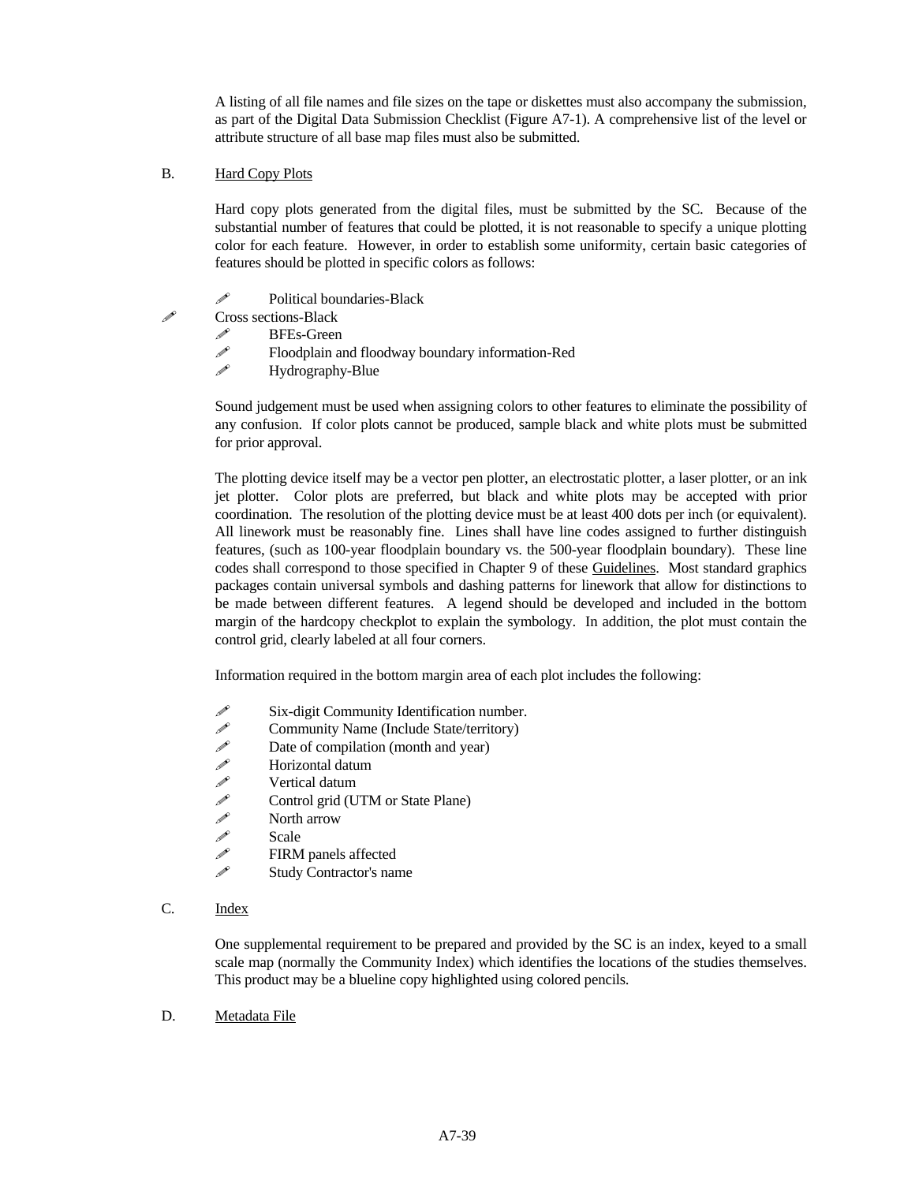A listing of all file names and file sizes on the tape or diskettes must also accompany the submission, as part of the Digital Data Submission Checklist (Figure A7-1). A comprehensive list of the level or attribute structure of all base map files must also be submitted.

B. Hard Copy Plots

Hard copy plots generated from the digital files, must be submitted by the SC. Because of the substantial number of features that could be plotted, it is not reasonable to specify a unique plotting color for each feature. However, in order to establish some uniformity, certain basic categories of features should be plotted in specific colors as follows:

- Political boundaries-Black
- Cross sections-Black
- BFEs-Green
- Floodplain and floodway boundary information-Red
- Hydrography-Blue

Sound judgement must be used when assigning colors to other features to eliminate the possibility of any confusion. If color plots cannot be produced, sample black and white plots must be submitted for prior approval.

The plotting device itself may be a vector pen plotter, an electrostatic plotter, a laser plotter, or an ink jet plotter. Color plots are preferred, but black and white plots may be accepted with prior coordination. The resolution of the plotting device must be at least 400 dots per inch (or equivalent). All linework must be reasonably fine. Lines shall have line codes assigned to further distinguish features, (such as 100-year floodplain boundary vs. the 500-year floodplain boundary). These line codes shall correspond to those specified in Chapter 9 of these Guidelines. Most standard graphics packages contain universal symbols and dashing patterns for linework that allow for distinctions to be made between different features. A legend should be developed and included in the bottom margin of the hardcopy checkplot to explain the symbology. In addition, the plot must contain the control grid, clearly labeled at all four corners.

Information required in the bottom margin area of each plot includes the following:

- Six-digit Community Identification number.
- Community Name (Include State/territory)
- Date of compilation (month and year)
- Horizontal datum
- Vertical datum
- Control grid (UTM or State Plane)
- North arrow
- Scale
- FIRM panels affected
- Study Contractor's name

C. Index

One supplemental requirement to be prepared and provided by the SC is an index, keyed to a small scale map (normally the Community Index) which identifies the locations of the studies themselves. This product may be a blueline copy highlighted using colored pencils.

D. Metadata File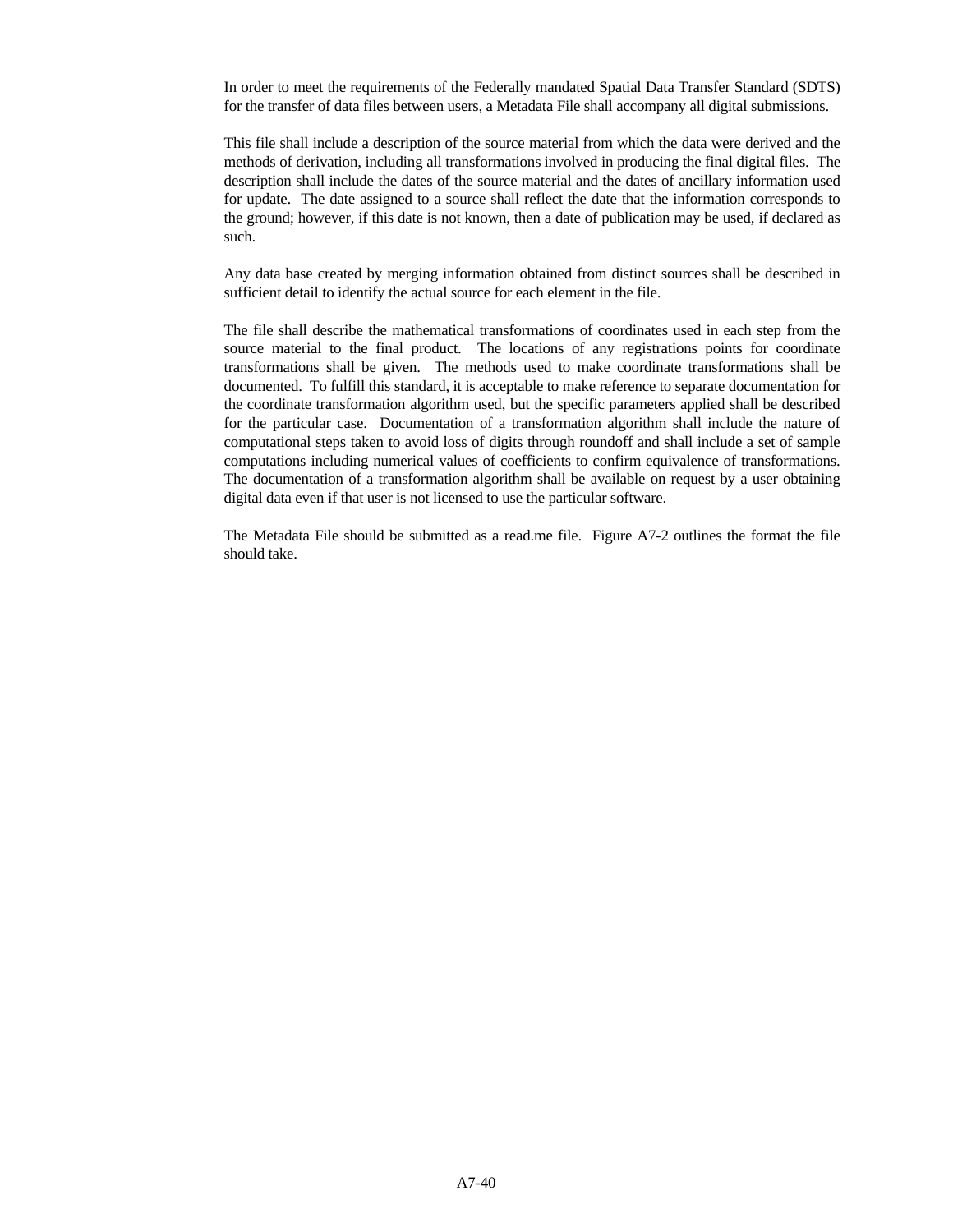In order to meet the requirements of the Federally mandated Spatial Data Transfer Standard (SDTS) for the transfer of data files between users, a Metadata File shall accompany all digital submissions.

This file shall include a description of the source material from which the data were derived and the methods of derivation, including all transformations involved in producing the final digital files. The description shall include the dates of the source material and the dates of ancillary information used for update. The date assigned to a source shall reflect the date that the information corresponds to the ground; however, if this date is not known, then a date of publication may be used, if declared as such.

Any data base created by merging information obtained from distinct sources shall be described in sufficient detail to identify the actual source for each element in the file.

The file shall describe the mathematical transformations of coordinates used in each step from the source material to the final product. The locations of any registrations points for coordinate transformations shall be given. The methods used to make coordinate transformations shall be documented. To fulfill this standard, it is acceptable to make reference to separate documentation for the coordinate transformation algorithm used, but the specific parameters applied shall be described for the particular case. Documentation of a transformation algorithm shall include the nature of computational steps taken to avoid loss of digits through roundoff and shall include a set of sample computations including numerical values of coefficients to confirm equivalence of transformations. The documentation of a transformation algorithm shall be available on request by a user obtaining digital data even if that user is not licensed to use the particular software.

The Metadata File should be submitted as a read.me file. Figure A7-2 outlines the format the file should take.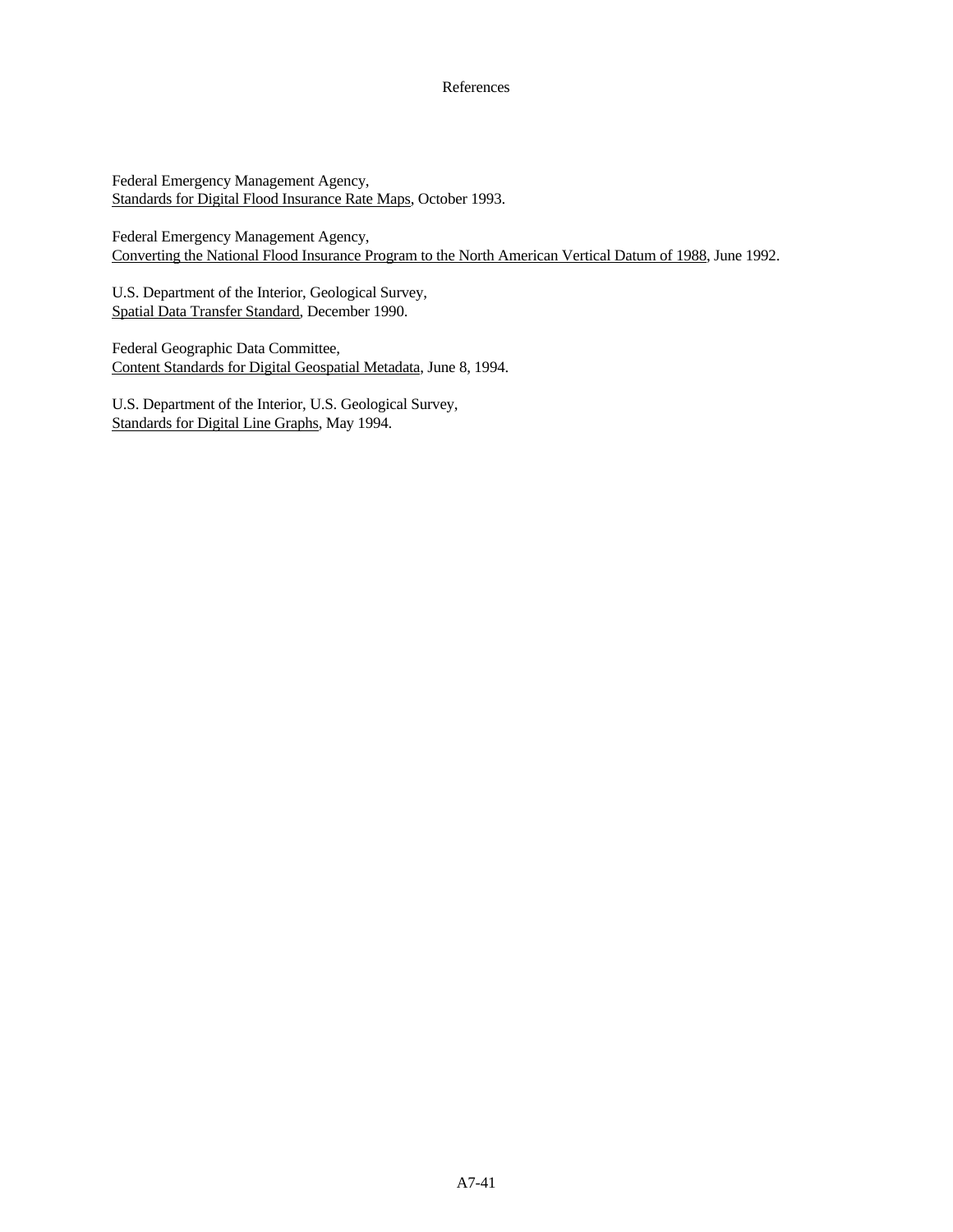# References

Federal Emergency Management Agency,
Standards for Digital Flood Insurance Rate Maps, October 1993.

Federal Emergency Management Agency,
Converting the National Flood Insurance Program to the North American Vertical Datum of 1988, June 1992.

U.S. Department of the Interior, Geological Survey,
Spatial Data Transfer Standard, December 1990.

Federal Geographic Data Committee,
Content Standards for Digital Geospatial Metadata, June 8, 1994.

U.S. Department of the Interior, U.S. Geological Survey,
Standards for Digital Line Graphs, May 1994.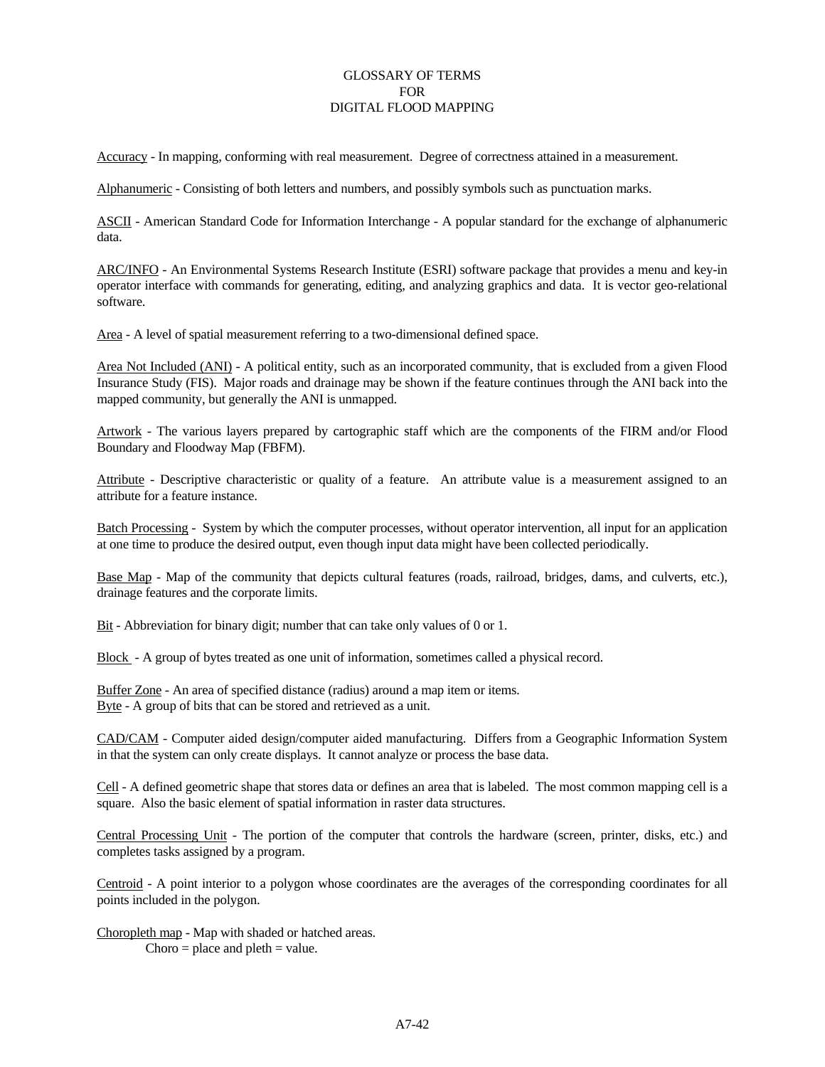# GLOSSARY OF TERMS FOR DIGITAL FLOOD MAPPING

Accuracy - In mapping, conforming with real measurement. Degree of correctness attained in a measurement.

Alphanumeric - Consisting of both letters and numbers, and possibly symbols such as punctuation marks.

ASCII - American Standard Code for Information Interchange - A popular standard for the exchange of alphanumeric data.

ARC/INFO - An Environmental Systems Research Institute (ESRI) software package that provides a menu and key-in operator interface with commands for generating, editing, and analyzing graphics and data. It is vector geo-relational software.

Area - A level of spatial measurement referring to a two-dimensional defined space.

Area Not Included (ANI) - A political entity, such as an incorporated community, that is excluded from a given Flood Insurance Study (FIS). Major roads and drainage may be shown if the feature continues through the ANI back into the mapped community, but generally the ANI is unmapped.

Artwork - The various layers prepared by cartographic staff which are the components of the FIRM and/or Flood Boundary and Floodway Map (FBFM).

Attribute - Descriptive characteristic or quality of a feature. An attribute value is a measurement assigned to an attribute for a feature instance.

Batch Processing - System by which the computer processes, without operator intervention, all input for an application at one time to produce the desired output, even though input data might have been collected periodically.

Base Map - Map of the community that depicts cultural features (roads, railroad, bridges, dams, and culverts, etc.), drainage features and the corporate limits.

Bit - Abbreviation for binary digit; number that can take only values of 0 or 1.

Block - A group of bytes treated as one unit of information, sometimes called a physical record.

Buffer Zone - An area of specified distance (radius) around a map item or items.

Byte - A group of bits that can be stored and retrieved as a unit.

CAD/CAM - Computer aided design/computer aided manufacturing. Differs from a Geographic Information System in that the system can only create displays. It cannot analyze or process the base data.

Cell - A defined geometric shape that stores data or defines an area that is labeled. The most common mapping cell is a square. Also the basic element of spatial information in raster data structures.

Central Processing Unit - The portion of the computer that controls the hardware (screen, printer, disks, etc.) and completes tasks assigned by a program.

Centroid - A point interior to a polygon whose coordinates are the averages of the corresponding coordinates for all points included in the polygon.

Choropleth map - Map with shaded or hatched areas.
Choro = place and pleth = value.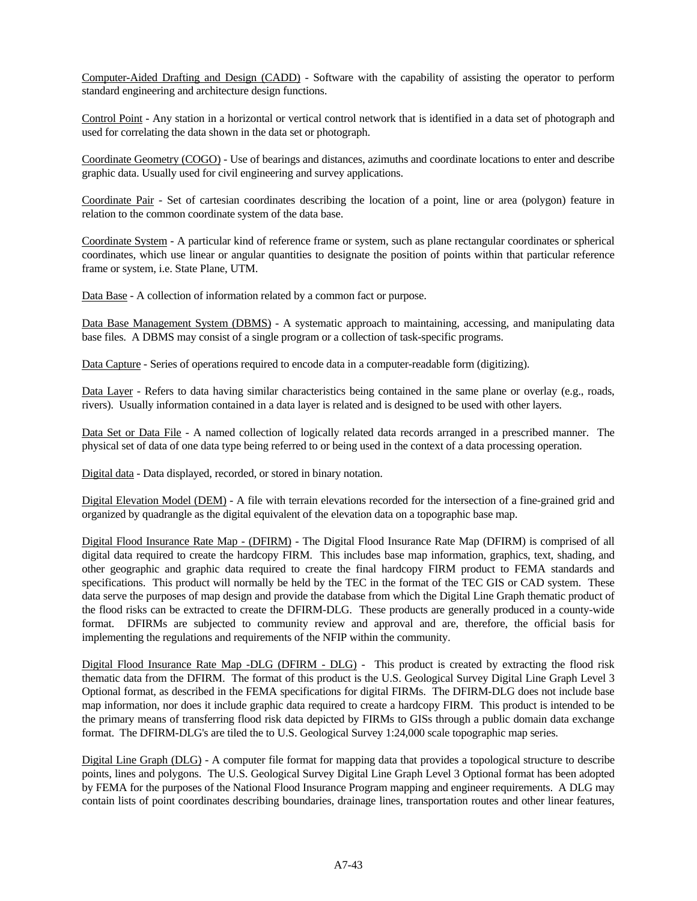Computer-Aided Drafting and Design (CADD) - Software with the capability of assisting the operator to perform standard engineering and architecture design functions.

Control Point - Any station in a horizontal or vertical control network that is identified in a data set of photograph and used for correlating the data shown in the data set or photograph.

Coordinate Geometry (COGO) - Use of bearings and distances, azimuths and coordinate locations to enter and describe graphic data. Usually used for civil engineering and survey applications.

Coordinate Pair - Set of cartesian coordinates describing the location of a point, line or area (polygon) feature in relation to the common coordinate system of the data base.

Coordinate System - A particular kind of reference frame or system, such as plane rectangular coordinates or spherical coordinates, which use linear or angular quantities to designate the position of points within that particular reference frame or system, i.e. State Plane, UTM.

Data Base - A collection of information related by a common fact or purpose.

Data Base Management System (DBMS) - A systematic approach to maintaining, accessing, and manipulating data base files. A DBMS may consist of a single program or a collection of task-specific programs.

Data Capture - Series of operations required to encode data in a computer-readable form (digitizing).

Data Layer - Refers to data having similar characteristics being contained in the same plane or overlay (e.g., roads, rivers). Usually information contained in a data layer is related and is designed to be used with other layers.

Data Set or Data File - A named collection of logically related data records arranged in a prescribed manner. The physical set of data of one data type being referred to or being used in the context of a data processing operation.

Digital data - Data displayed, recorded, or stored in binary notation.

Digital Elevation Model (DEM) - A file with terrain elevations recorded for the intersection of a fine-grained grid and organized by quadrangle as the digital equivalent of the elevation data on a topographic base map.

Digital Flood Insurance Rate Map - (DFIRM) - The Digital Flood Insurance Rate Map (DFIRM) is comprised of all digital data required to create the hardcopy FIRM. This includes base map information, graphics, text, shading, and other geographic and graphic data required to create the final hardcopy FIRM product to FEMA standards and specifications. This product will normally be held by the TEC in the format of the TEC GIS or CAD system. These data serve the purposes of map design and provide the database from which the Digital Line Graph thematic product of the flood risks can be extracted to create the DFIRM-DLG. These products are generally produced in a county-wide format. DFIRMs are subjected to community review and approval and are, therefore, the official basis for implementing the regulations and requirements of the NFIP within the community.

Digital Flood Insurance Rate Map -DLG (DFIRM - DLG) - This product is created by extracting the flood risk thematic data from the DFIRM. The format of this product is the U.S. Geological Survey Digital Line Graph Level 3 Optional format, as described in the FEMA specifications for digital FIRMs. The DFIRM-DLG does not include base map information, nor does it include graphic data required to create a hardcopy FIRM. This product is intended to be the primary means of transferring flood risk data depicted by FIRMs to GISs through a public domain data exchange format. The DFIRM-DLG's are tiled the to U.S. Geological Survey 1:24,000 scale topographic map series.

Digital Line Graph (DLG) - A computer file format for mapping data that provides a topological structure to describe points, lines and polygons. The U.S. Geological Survey Digital Line Graph Level 3 Optional format has been adopted by FEMA for the purposes of the National Flood Insurance Program mapping and engineer requirements. A DLG may contain lists of point coordinates describing boundaries, drainage lines, transportation routes and other linear features,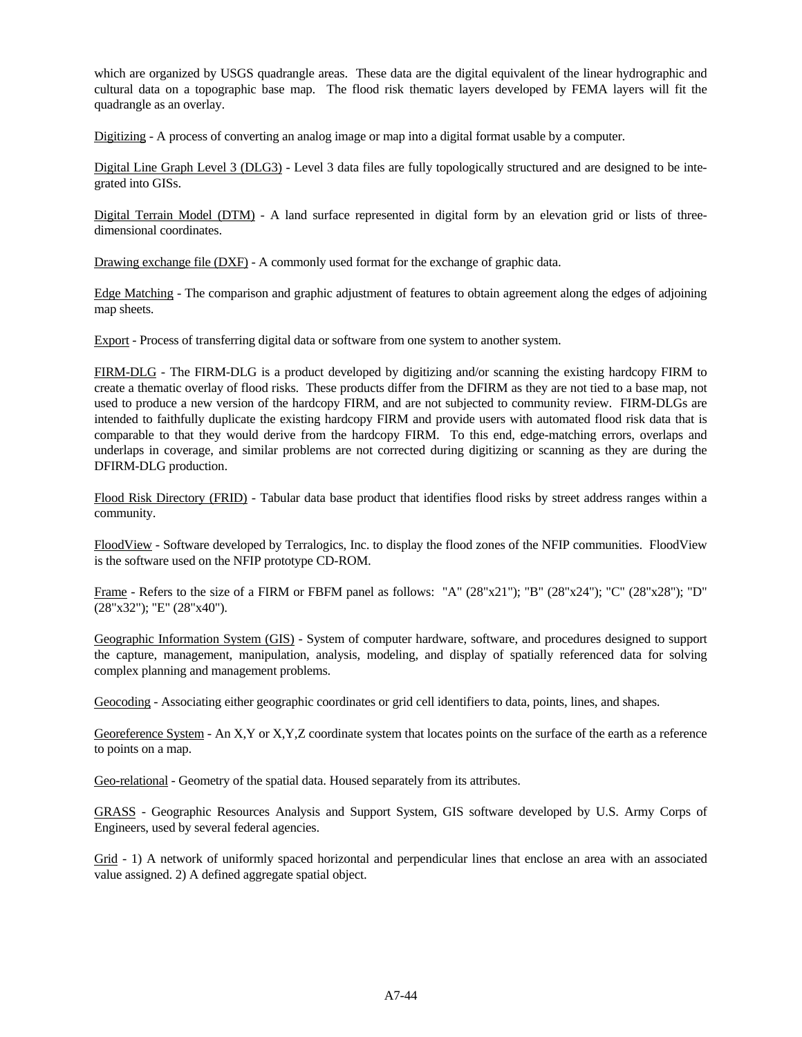which are organized by USGS quadrangle areas. These data are the digital equivalent of the linear hydrographic and cultural data on a topographic base map. The flood risk thematic layers developed by FEMA layers will fit the quadrangle as an overlay.

<u>Digitizing</u> - A process of converting an analog image or map into a digital format usable by a computer.

<u>Digital Line Graph Level 3 (DLG3)</u> - Level 3 data files are fully topologically structured and are designed to be integrated into GISs.

<u>Digital Terrain Model (DTM)</u> - A land surface represented in digital form by an elevation grid or lists of three-dimensional coordinates.

<u>Drawing exchange file (DXF)</u> - A commonly used format for the exchange of graphic data.

<u>Edge Matching</u> - The comparison and graphic adjustment of features to obtain agreement along the edges of adjoining map sheets.

<u>Export</u> - Process of transferring digital data or software from one system to another system.

<u>FIRM-DLG</u> - The FIRM-DLG is a product developed by digitizing and/or scanning the existing hardcopy FIRM to create a thematic overlay of flood risks. These products differ from the DFIRM as they are not tied to a base map, not used to produce a new version of the hardcopy FIRM, and are not subjected to community review. FIRM-DLGs are intended to faithfully duplicate the existing hardcopy FIRM and provide users with automated flood risk data that is comparable to that they would derive from the hardcopy FIRM. To this end, edge-matching errors, overlaps and underlaps in coverage, and similar problems are not corrected during digitizing or scanning as they are during the DFIRM-DLG production.

<u>Flood Risk Directory (FRID)</u> - Tabular data base product that identifies flood risks by street address ranges within a community.

<u>FloodView</u> - Software developed by Terralogics, Inc. to display the flood zones of the NFIP communities. FloodView is the software used on the NFIP prototype CD-ROM.

<u>Frame</u> - Refers to the size of a FIRM or FBFM panel as follows: "A" (28"x21"); "B" (28"x24"); "C" (28"x28"); "D" (28"x32"); "E" (28"x40").

<u>Geographic Information System (GIS)</u> - System of computer hardware, software, and procedures designed to support the capture, management, manipulation, analysis, modeling, and display of spatially referenced data for solving complex planning and management problems.

<u>Geocoding</u> - Associating either geographic coordinates or grid cell identifiers to data, points, lines, and shapes.

<u>Georeference System</u> - An X,Y or X,Y,Z coordinate system that locates points on the surface of the earth as a reference to points on a map.

<u>Geo-relational</u> - Geometry of the spatial data. Housed separately from its attributes.

<u>GRASS</u> - Geographic Resources Analysis and Support System, GIS software developed by U.S. Army Corps of Engineers, used by several federal agencies.

<u>Grid</u> - 1) A network of uniformly spaced horizontal and perpendicular lines that enclose an area with an associated value assigned. 2) A defined aggregate spatial object.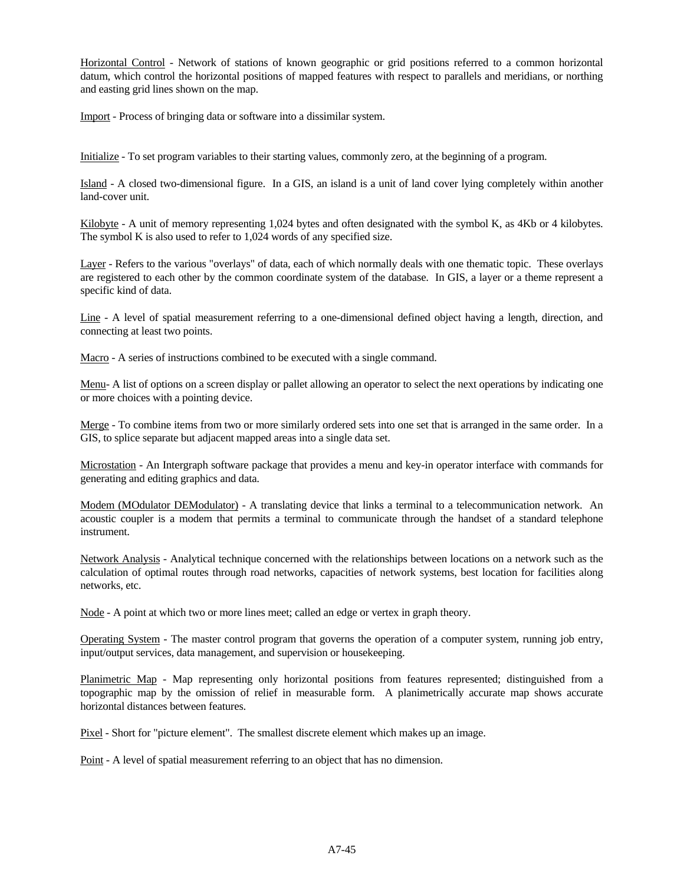Horizontal Control - Network of stations of known geographic or grid positions referred to a common horizontal datum, which control the horizontal positions of mapped features with respect to parallels and meridians, or northing and easting grid lines shown on the map.

Import - Process of bringing data or software into a dissimilar system.

Initialize - To set program variables to their starting values, commonly zero, at the beginning of a program.

Island - A closed two-dimensional figure. In a GIS, an island is a unit of land cover lying completely within another land-cover unit.

Kilobyte - A unit of memory representing 1,024 bytes and often designated with the symbol K, as 4Kb or 4 kilobytes. The symbol K is also used to refer to 1,024 words of any specified size.

Layer - Refers to the various "overlays" of data, each of which normally deals with one thematic topic. These overlays are registered to each other by the common coordinate system of the database. In GIS, a layer or a theme represent a specific kind of data.

Line - A level of spatial measurement referring to a one-dimensional defined object having a length, direction, and connecting at least two points.

Macro - A series of instructions combined to be executed with a single command.

Menu- A list of options on a screen display or pallet allowing an operator to select the next operations by indicating one or more choices with a pointing device.

Merge - To combine items from two or more similarly ordered sets into one set that is arranged in the same order. In a GIS, to splice separate but adjacent mapped areas into a single data set.

Microstation - An Intergraph software package that provides a menu and key-in operator interface with commands for generating and editing graphics and data.

Modem (MOdulator DEModulator) - A translating device that links a terminal to a telecommunication network. An acoustic coupler is a modem that permits a terminal to communicate through the handset of a standard telephone instrument.

Network Analysis - Analytical technique concerned with the relationships between locations on a network such as the calculation of optimal routes through road networks, capacities of network systems, best location for facilities along networks, etc.

Node - A point at which two or more lines meet; called an edge or vertex in graph theory.

Operating System - The master control program that governs the operation of a computer system, running job entry, input/output services, data management, and supervision or housekeeping.

Planimetric Map - Map representing only horizontal positions from features represented; distinguished from a topographic map by the omission of relief in measurable form. A planimetrically accurate map shows accurate horizontal distances between features.

Pixel - Short for "picture element". The smallest discrete element which makes up an image.

Point - A level of spatial measurement referring to an object that has no dimension.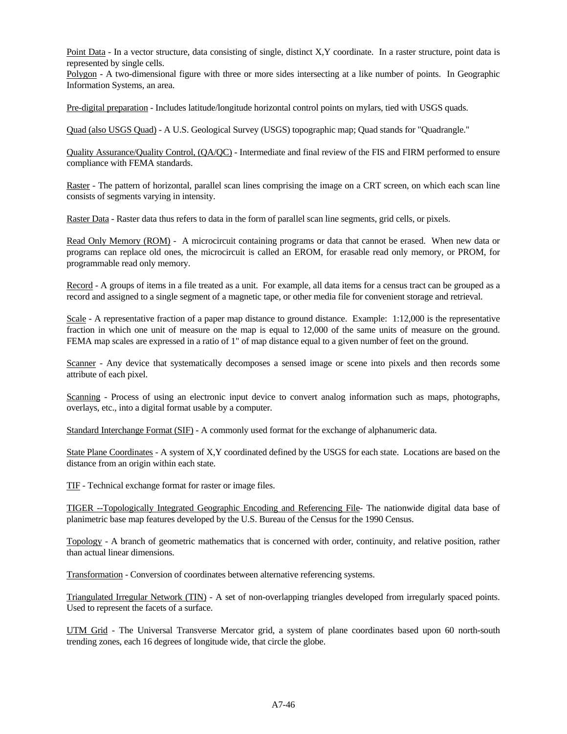Point Data - In a vector structure, data consisting of single, distinct X,Y coordinate. In a raster structure, point data is represented by single cells.

Polygon - A two-dimensional figure with three or more sides intersecting at a like number of points. In Geographic Information Systems, an area.

Pre-digital preparation - Includes latitude/longitude horizontal control points on mylars, tied with USGS quads.

Quad (also USGS Quad) - A U.S. Geological Survey (USGS) topographic map; Quad stands for "Quadrangle."

Quality Assurance/Quality Control, (QA/QC) - Intermediate and final review of the FIS and FIRM performed to ensure compliance with FEMA standards.

Raster - The pattern of horizontal, parallel scan lines comprising the image on a CRT screen, on which each scan line consists of segments varying in intensity.

Raster Data - Raster data thus refers to data in the form of parallel scan line segments, grid cells, or pixels.

Read Only Memory (ROM) - A microcircuit containing programs or data that cannot be erased. When new data or programs can replace old ones, the microcircuit is called an EROM, for erasable read only memory, or PROM, for programmable read only memory.

Record - A groups of items in a file treated as a unit. For example, all data items for a census tract can be grouped as a record and assigned to a single segment of a magnetic tape, or other media file for convenient storage and retrieval.

Scale - A representative fraction of a paper map distance to ground distance. Example: 1:12,000 is the representative fraction in which one unit of measure on the map is equal to 12,000 of the same units of measure on the ground. FEMA map scales are expressed in a ratio of 1" of map distance equal to a given number of feet on the ground.

Scanner - Any device that systematically decomposes a sensed image or scene into pixels and then records some attribute of each pixel.

Scanning - Process of using an electronic input device to convert analog information such as maps, photographs, overlays, etc., into a digital format usable by a computer.

Standard Interchange Format (SIF) - A commonly used format for the exchange of alphanumeric data.

State Plane Coordinates - A system of X,Y coordinated defined by the USGS for each state. Locations are based on the distance from an origin within each state.

TIF - Technical exchange format for raster or image files.

TIGER --Topologically Integrated Geographic Encoding and Referencing File- The nationwide digital data base of planimetric base map features developed by the U.S. Bureau of the Census for the 1990 Census.

Topology - A branch of geometric mathematics that is concerned with order, continuity, and relative position, rather than actual linear dimensions.

Transformation - Conversion of coordinates between alternative referencing systems.

Triangulated Irregular Network (TIN) - A set of non-overlapping triangles developed from irregularly spaced points. Used to represent the facets of a surface.

UTM Grid - The Universal Transverse Mercator grid, a system of plane coordinates based upon 60 north-south trending zones, each 16 degrees of longitude wide, that circle the globe.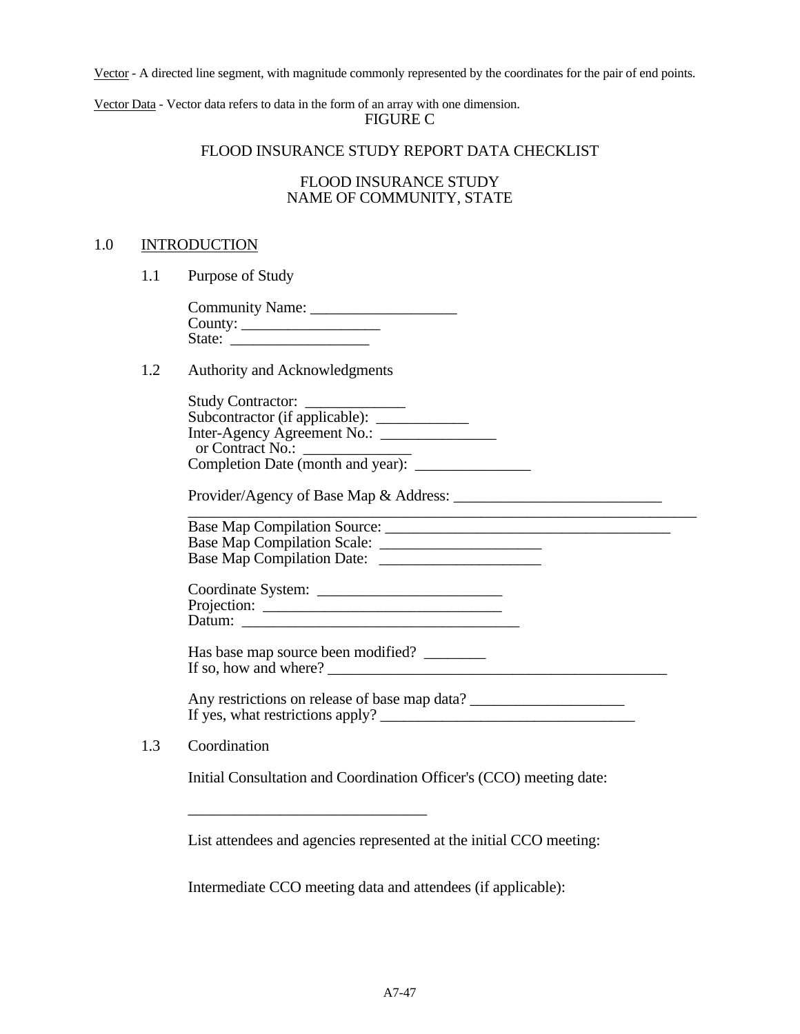Vector - A directed line segment, with magnitude commonly represented by the coordinates for the pair of end points.

Vector Data - Vector data refers to data in the form of an array with one dimension.

FIGURE C

FLOOD INSURANCE STUDY REPORT DATA CHECKLIST

FLOOD INSURANCE STUDY
NAME OF COMMUNITY, STATE

## 1.0 INTRODUCTION

### 1.1 Purpose of Study

Community Name: ___________________
County: __________________
State: __________________

### 1.2 Authority and Acknowledgments

Study Contractor: _____________
Subcontractor (if applicable): ____________
Inter-Agency Agreement No.: _______________
or Contract No.: ______________
Completion Date (month and year): _______________

Provider/Agency of Base Map & Address: ___________________________
__________________________________________________________________
Base Map Compilation Source: ____________________________________
Base Map Compilation Scale: _____________________
Base Map Compilation Date: _____________________

Coordinate System: ________________________
Projection: _______________________________
Datum: ____________________________________

Has base map source been modified? ________
If so, how and where? ____________________________________________

Any restrictions on release of base map data? ____________________
If yes, what restrictions apply? _________________________________

### 1.3 Coordination

Initial Consultation and Coordination Officer's (CCO) meeting date:

_______________________________

List attendees and agencies represented at the initial CCO meeting:

Intermediate CCO meeting data and attendees (if applicable):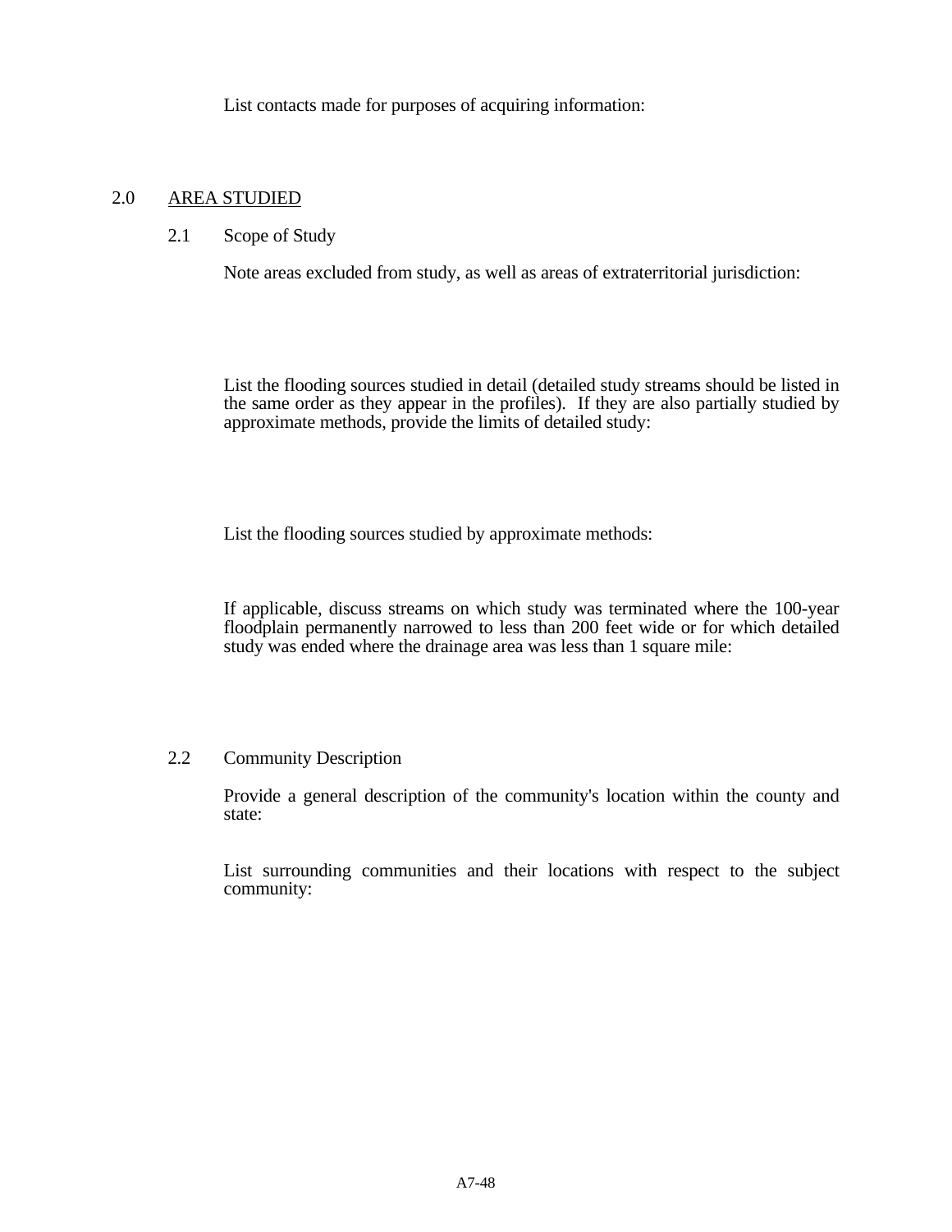List contacts made for purposes of acquiring information:

## 2.0 AREA STUDIED

### 2.1 Scope of Study

Note areas excluded from study, as well as areas of extraterritorial jurisdiction:

List the flooding sources studied in detail (detailed study streams should be listed in the same order as they appear in the profiles). If they are also partially studied by approximate methods, provide the limits of detailed study:

List the flooding sources studied by approximate methods:

If applicable, discuss streams on which study was terminated where the 100-year floodplain permanently narrowed to less than 200 feet wide or for which detailed study was ended where the drainage area was less than 1 square mile:

### 2.2 Community Description

Provide a general description of the community's location within the county and state:

List surrounding communities and their locations with respect to the subject community: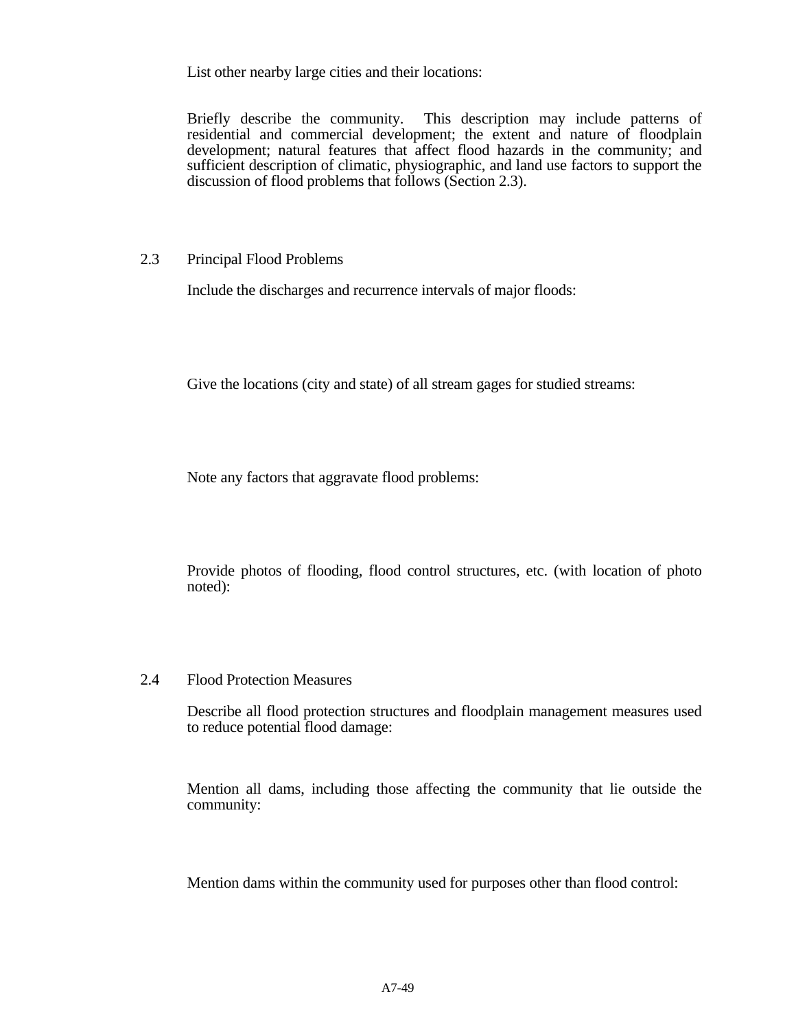List other nearby large cities and their locations:

Briefly describe the community. This description may include patterns of residential and commercial development; the extent and nature of floodplain development; natural features that affect flood hazards in the community; and sufficient description of climatic, physiographic, and land use factors to support the discussion of flood problems that follows (Section 2.3).

## 2.3 Principal Flood Problems

Include the discharges and recurrence intervals of major floods:

Give the locations (city and state) of all stream gages for studied streams:

Note any factors that aggravate flood problems:

Provide photos of flooding, flood control structures, etc. (with location of photo noted):

## 2.4 Flood Protection Measures

Describe all flood protection structures and floodplain management measures used to reduce potential flood damage:

Mention all dams, including those affecting the community that lie outside the community:

Mention dams within the community used for purposes other than flood control: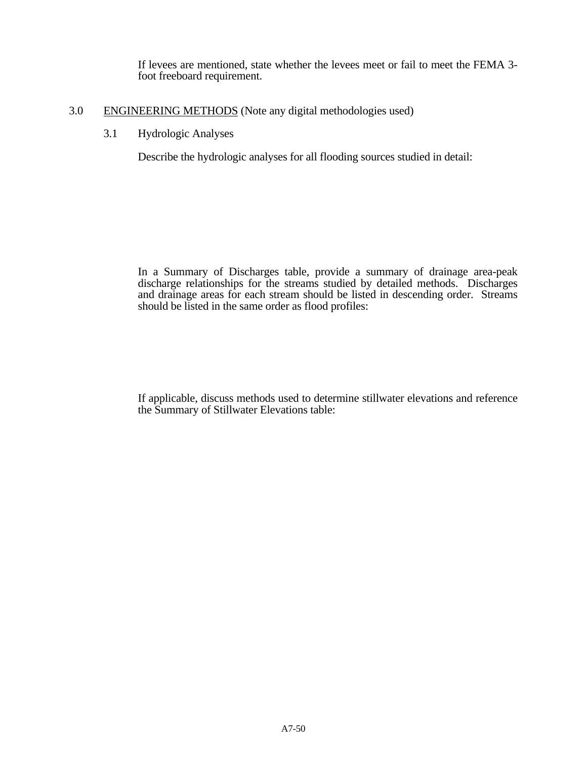If levees are mentioned, state whether the levees meet or fail to meet the FEMA 3-foot freeboard requirement.

## 3.0 ENGINEERING METHODS (Note any digital methodologies used)

### 3.1 Hydrologic Analyses

Describe the hydrologic analyses for all flooding sources studied in detail:

In a Summary of Discharges table, provide a summary of drainage area-peak discharge relationships for the streams studied by detailed methods. Discharges and drainage areas for each stream should be listed in descending order. Streams should be listed in the same order as flood profiles:

If applicable, discuss methods used to determine stillwater elevations and reference the Summary of Stillwater Elevations table: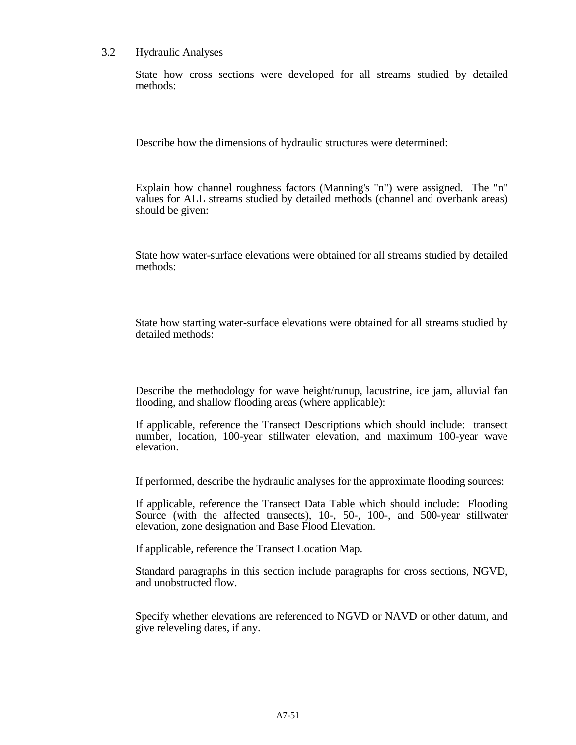## 3.2 Hydraulic Analyses

State how cross sections were developed for all streams studied by detailed methods:

Describe how the dimensions of hydraulic structures were determined:

Explain how channel roughness factors (Manning's "n") were assigned. The "n" values for ALL streams studied by detailed methods (channel and overbank areas) should be given:

State how water-surface elevations were obtained for all streams studied by detailed methods:

State how starting water-surface elevations were obtained for all streams studied by detailed methods:

Describe the methodology for wave height/runup, lacustrine, ice jam, alluvial fan flooding, and shallow flooding areas (where applicable):

If applicable, reference the Transect Descriptions which should include: transect number, location, 100-year stillwater elevation, and maximum 100-year wave elevation.

If performed, describe the hydraulic analyses for the approximate flooding sources:

If applicable, reference the Transect Data Table which should include: Flooding Source (with the affected transects), 10-, 50-, 100-, and 500-year stillwater elevation, zone designation and Base Flood Elevation.

If applicable, reference the Transect Location Map.

Standard paragraphs in this section include paragraphs for cross sections, NGVD, and unobstructed flow.

Specify whether elevations are referenced to NGVD or NAVD or other datum, and give releveling dates, if any.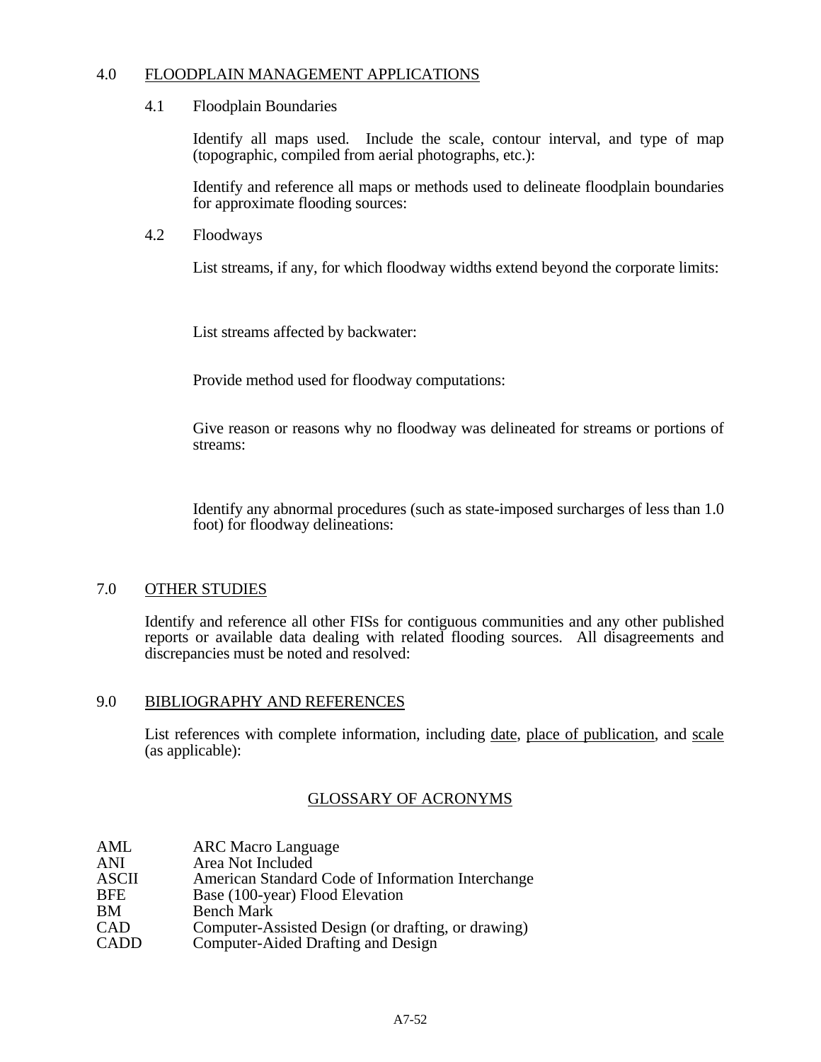## 4.0 FLOODPLAIN MANAGEMENT APPLICATIONS

### 4.1 Floodplain Boundaries

Identify all maps used. Include the scale, contour interval, and type of map (topographic, compiled from aerial photographs, etc.):

Identify and reference all maps or methods used to delineate floodplain boundaries for approximate flooding sources:

### 4.2 Floodways

List streams, if any, for which floodway widths extend beyond the corporate limits:

List streams affected by backwater:

Provide method used for floodway computations:

Give reason or reasons why no floodway was delineated for streams or portions of streams:

Identify any abnormal procedures (such as state-imposed surcharges of less than 1.0 foot) for floodway delineations:

## 7.0 OTHER STUDIES

Identify and reference all other FISs for contiguous communities and any other published reports or available data dealing with related flooding sources. All disagreements and discrepancies must be noted and resolved:

## 9.0 BIBLIOGRAPHY AND REFERENCES

List references with complete information, including date, place of publication, and scale (as applicable):

## GLOSSARY OF ACRONYMS

| | |
|---|---|
| AML | ARC Macro Language |
| ANI | Area Not Included |
| ASCII | American Standard Code of Information Interchange |
| BFE | Base (100-year) Flood Elevation |
| BM | Bench Mark |
| CAD | Computer-Assisted Design (or drafting, or drawing) |
| CADD | Computer-Aided Drafting and Design |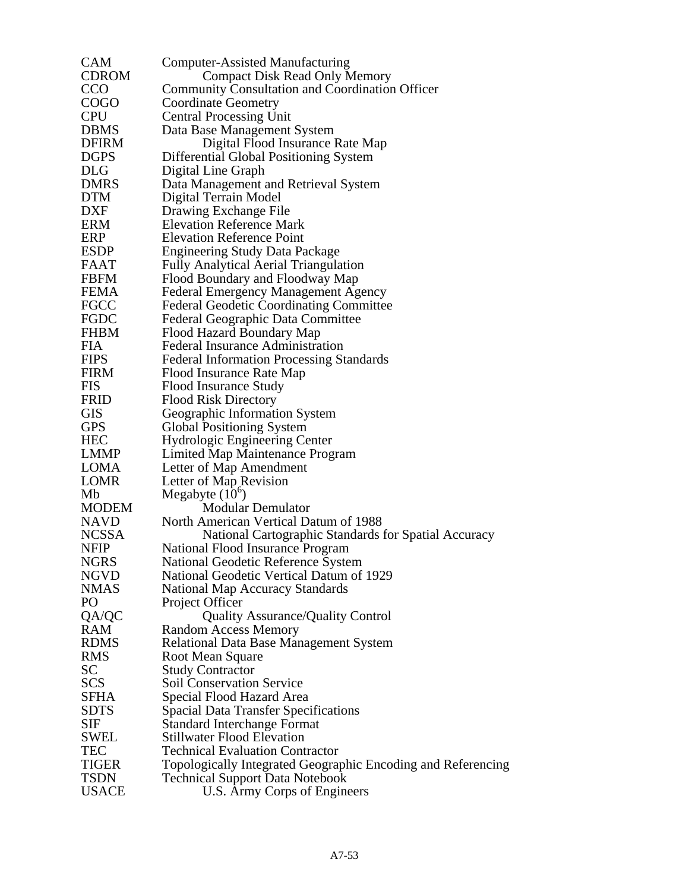| | |
|---|---|
| CAM | Computer-Assisted Manufacturing |
| CDROM | Compact Disk Read Only Memory |
| CCO | Community Consultation and Coordination Officer |
| COGO | Coordinate Geometry |
| CPU | Central Processing Unit |
| DBMS | Data Base Management System |
| DFIRM | Digital Flood Insurance Rate Map |
| DGPS | Differential Global Positioning System |
| DLG | Digital Line Graph |
| DMRS | Data Management and Retrieval System |
| DTM | Digital Terrain Model |
| DXF | Drawing Exchange File |
| ERM | Elevation Reference Mark |
| ERP | Elevation Reference Point |
| ESDP | Engineering Study Data Package |
| FAAT | Fully Analytical Aerial Triangulation |
| FBFM | Flood Boundary and Floodway Map |
| FEMA | Federal Emergency Management Agency |
| FGCC | Federal Geodetic Coordinating Committee |
| FGDC | Federal Geographic Data Committee |
| FHBM | Flood Hazard Boundary Map |
| FIA | Federal Insurance Administration |
| FIPS | Federal Information Processing Standards |
| FIRM | Flood Insurance Rate Map |
| FIS | Flood Insurance Study |
| FRID | Flood Risk Directory |
| GIS | Geographic Information System |
| GPS | Global Positioning System |
| HEC | Hydrologic Engineering Center |
| LMMP | Limited Map Maintenance Program |
| LOMA | Letter of Map Amendment |
| LOMR | Letter of Map Revision |
| Mb | Megabyte ($10^6$) |
| MODEM | Modular Demulator |
| NAVD | North American Vertical Datum of 1988 |
| NCSSA | National Cartographic Standards for Spatial Accuracy |
| NFIP | National Flood Insurance Program |
| NGRS | National Geodetic Reference System |
| NGVD | National Geodetic Vertical Datum of 1929 |
| NMAS | National Map Accuracy Standards |
| PO | Project Officer |
| QA/QC | Quality Assurance/Quality Control |
| RAM | Random Access Memory |
| RDMS | Relational Data Base Management System |
| RMS | Root Mean Square |
| SC | Study Contractor |
| SCS | Soil Conservation Service |
| SFHA | Special Flood Hazard Area |
| SDTS | Spacial Data Transfer Specifications |
| SIF | Standard Interchange Format |
| SWEL | Stillwater Flood Elevation |
| TEC | Technical Evaluation Contractor |
| TIGER | Topologically Integrated Geographic Encoding and Referencing |
| TSDN | Technical Support Data Notebook |
| USACE | U.S. Army Corps of Engineers |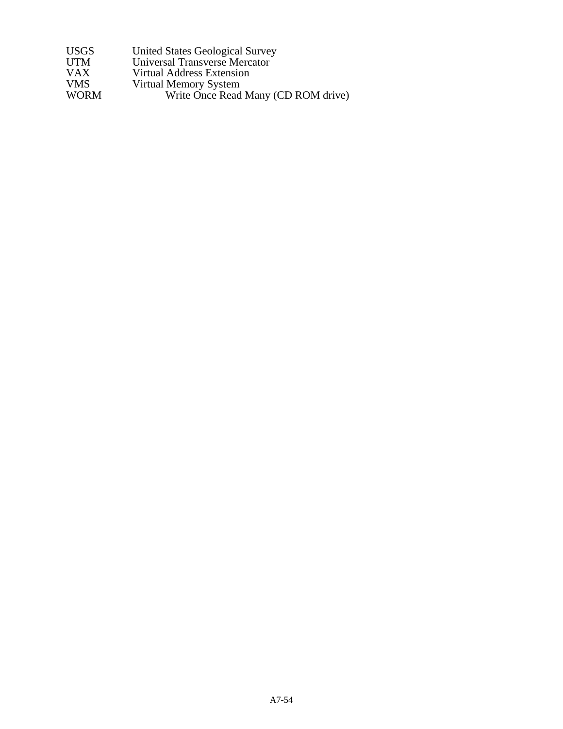| | |
|---|---|
| USGS | United States Geological Survey |
| UTM | Universal Transverse Mercator |
| VAX | Virtual Address Extension |
| VMS | Virtual Memory System |
| WORM | Write Once Read Many (CD ROM drive) |